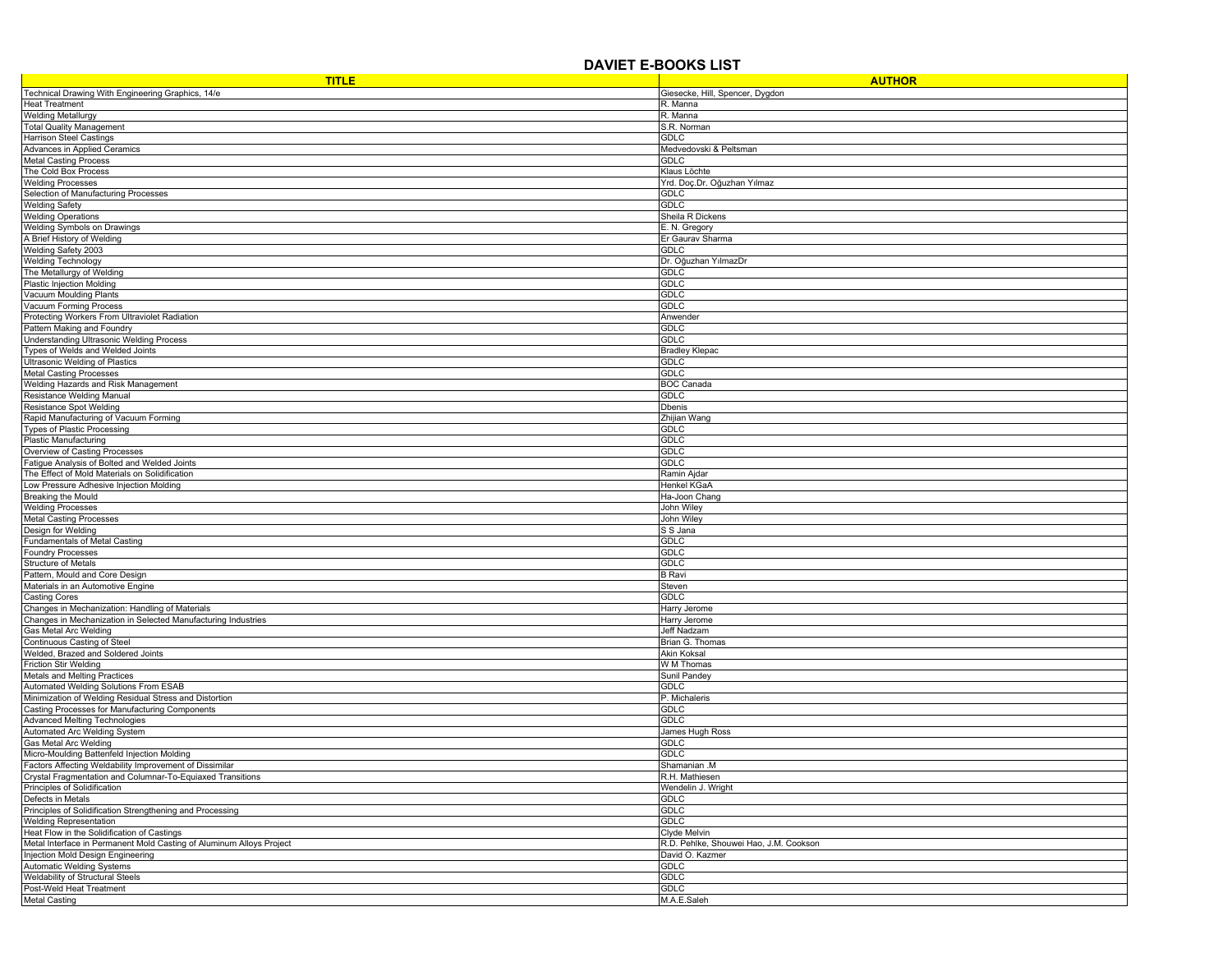# DAVIET E-BOOKS LIST

| TITLE | AUTHOR |
|---|---|
| Technical Drawing With Engineering Graphics, 14/e | Giesecke, Hill, Spencer, Dygdon |
| Heat Treatment | R. Manna |
| Welding Metallurgy | R. Manna |
| Total Quality Management | S.R. Norman |
| Harrison Steel Castings | GDLC |
| Advances in Applied Ceramics | Medvedovski & Peltsman |
| Metal Casting Process | GDLC |
| The Cold Box Process | Klaus Löchte |
| Welding Processes | Yrd. Doç.Dr. Oğuzhan Yılmaz |
| Selection of Manufacturing Processes | GDLC |
| Welding Safety | GDLC |
| Welding Operations | Sheila R Dickens |
| Welding Symbols on Drawings | E. N. Gregory |
| A Brief History of Welding | Er Gaurav Sharma |
| Welding Safety 2003 | GDLC |
| Welding Technology | Dr. Oğuzhan YılmazDr |
| The Metallurgy of Welding | GDLC |
| Plastic Injection Molding | GDLC |
| Vacuum Moulding Plants | GDLC |
| Vacuum Forming Process | GDLC |
| Protecting Workers From Ultraviolet Radiation | Anwender |
| Pattern Making and Foundry | GDLC |
| Understanding Ultrasonic Welding Process | GDLC |
| Types of Welds and Welded Joints | Bradley Klepac |
| Ultrasonic Welding of Plastics | GDLC |
| Metal Casting Processes | GDLC |
| Welding Hazards and Risk Management | BOC Canada |
| Resistance Welding Manual | GDLC |
| Resistance Spot Welding | Dbenis |
| Rapid Manufacturing of Vacuum Forming | Zhijian Wang |
| Types of Plastic Processing | GDLC |
| Plastic Manufacturing | GDLC |
| Overview of Casting Processes | GDLC |
| Fatigue Analysis of Bolted and Welded Joints | GDLC |
| The Effect of Mold Materials on Solidification | Ramin Ajdar |
| Low Pressure Adhesive Injection Molding | Henkel KGaA |
| Breaking the Mould | Ha-Joon Chang |
| Welding Processes | John Wiley |
| Metal Casting Processes | John Wiley |
| Design for Welding | S S Jana |
| Fundamentals of Metal Casting | GDLC |
| Foundry Processes | GDLC |
| Structure of Metals | GDLC |
| Pattern, Mould and Core Design | B Ravi |
| Materials in an Automotive Engine | Steven |
| Casting Cores | GDLC |
| Changes in Mechanization: Handling of Materials | Harry Jerome |
| Changes in Mechanization in Selected Manufacturing Industries | Harry Jerome |
| Gas Metal Arc Welding | Jeff Nadzam |
| Continuous Casting of Steel | Brian G. Thomas |
| Welded, Brazed and Soldered Joints | Akin Koksal |
| Friction Stir Welding | W M Thomas |
| Metals and Melting Practices | Sunil Pandey |
| Automated Welding Solutions From ESAB | GDLC |
| Minimization of Welding Residual Stress and Distortion | P. Michaleris |
| Casting Processes for Manufacturing Components | GDLC |
| Advanced Melting Technologies | GDLC |
| Automated Arc Welding System | James Hugh Ross |
| Gas Metal Arc Welding | GDLC |
| Micro-Moulding Battenfeld Injection Molding | GDLC |
| Factors Affecting Weldability Improvement of Dissimilar | Shamanian .M |
| Crystal Fragmentation and Columnar-To-Equiaxed Transitions | R.H. Mathiesen |
| Principles of Solidification | Wendelin J. Wright |
| Defects in Metals | GDLC |
| Principles of Solidification Strengthening and Processing | GDLC |
| Welding Representation | GDLC |
| Heat Flow in the Solidification of Castings | Clyde Melvin |
| Metal Interface in Permanent Mold Casting of Aluminum Alloys Project | R.D. Pehlke, Shouwei Hao, J.M. Cookson |
| Injection Mold Design Engineering | David O. Kazmer |
| Automatic Welding Systems | GDLC |
| Weldability of Structural Steels | GDLC |
| Post-Weld Heat Treatment | GDLC |
| Metal Casting | M.A.E.Saleh |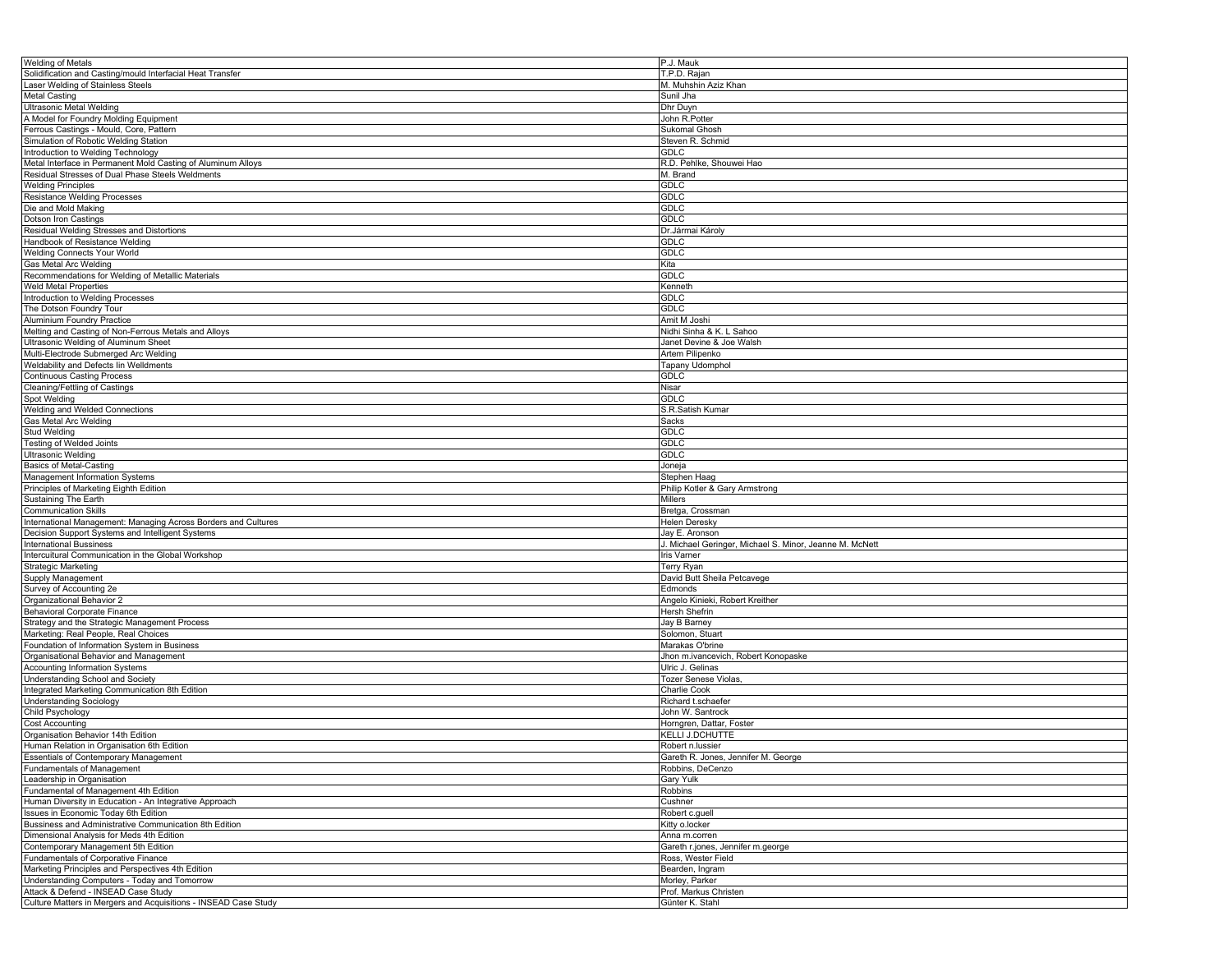| | |
|---|---|
| Welding of Metals | P.J. Mauk |
| Solidification and Casting/mould Interfacial Heat Transfer | T.P.D. Rajan |
| Laser Welding of Stainless Steels | M. Muhshin Aziz Khan |
| Metal Casting | Sunil Jha |
| Ultrasonic Metal Welding | Dhr Duyn |
| A Model for Foundry Molding Equipment | John R.Potter |
| Ferrous Castings - Mould, Core, Pattern | Sukomal Ghosh |
| Simulation of Robotic Welding Station | Steven R. Schmid |
| Introduction to Welding Technology | GDLC |
| Metal Interface in Permanent Mold Casting of Aluminum Alloys | R.D. Pehlke, Shouwei Hao |
| Residual Stresses of Dual Phase Steels Weldments | M. Brand |
| Welding Principles | GDLC |
| Resistance Welding Processes | GDLC |
| Die and Mold Making | GDLC |
| Dotson Iron Castings | GDLC |
| Residual Welding Stresses and Distortions | Dr.Jármai Károly |
| Handbook of Resistance Welding | GDLC |
| Welding Connects Your World | GDLC |
| Gas Metal Arc Welding | Kita |
| Recommendations for Welding of Metallic Materials | GDLC |
| Weld Metal Properties | Kenneth |
| Introduction to Welding Processes | GDLC |
| The Dotson Foundry Tour | GDLC |
| Aluminium Foundry Practice | Amit M Joshi |
| Melting and Casting of Non-Ferrous Metals and Alloys | Nidhi Sinha & K. L Sahoo |
| Ultrasonic Welding of Aluminum Sheet | Janet Devine & Joe Walsh |
| Multi-Electrode Submerged Arc Welding | Artem Pilipenko |
| Weldability and Defects Iin Welldments | Tapany Udomphol |
| Continuous Casting Process | GDLC |
| Cleaning/Fettling of Castings | Nisar |
| Spot Welding | GDLC |
| Welding and Welded Connections | S.R.Satish Kumar |
| Gas Metal Arc Welding | Sacks |
| Stud Welding | GDLC |
| Testing of Welded Joints | GDLC |
| Ultrasonic Welding | GDLC |
| Basics of Metal-Casting | Joneja |
| Management Information Systems | Stephen Haag |
| Principles of Marketing Eighth Edition | Philip Kotler & Gary Armstrong |
| Sustaining The Earth | Millers |
| Communication Skills | Bretga, Crossman |
| International Management: Managing Across Borders and Cultures | Helen Deresky |
| Decision Support Systems and Intelligent Systems | Jay E. Aronson |
| International Bussiness | J. Michael Geringer, Michael S. Minor, Jeanne M. McNett |
| Intercultural Communication in the Global Workshop | Iris Varner |
| Strategic Marketing | Terry Ryan |
| Supply Management | David Butt Sheila Petcavege |
| Survey of Accounting 2e | Edmonds |
| Organizational Behavior 2 | Angelo Kinieki, Robert Kreither |
| Behavioral Corporate Finance | Hersh Shefrin |
| Strategy and the Strategic Management Process | Jay B Barney |
| Marketing: Real People, Real Choices | Solomon, Stuart |
| Foundation of Information System in Business | Marakas O'brine |
| Organisational Behavior and Management | Jhon m.ivancevich, Robert Konopaske |
| Accounting Information Systems | Ulric J. Gelinas |
| Understanding School and Society | Tozer Senese Violas, |
| Integrated Marketing Communication 8th Edition | Charlie Cook |
| Understanding Sociology | Richard t.schaefer |
| Child Psychology | John W. Santrock |
| Cost Accounting | Horngren, Dattar, Foster |
| Organisation Behavior 14th Edition | KELLI J.DCHUTTE |
| Human Relation in Organisation 6th Edition | Robert n.lussier |
| Essentials of Contemporary Management | Gareth R. Jones, Jennifer M. George |
| Fundamentals of Management | Robbins, DeCenzo |
| Leadership in Organisation | Gary Yulk |
| Fundamental of Management 4th Edition | Robbins |
| Human Diversity in Education - An Integrative Approach | Cushner |
| Issues in Economic Today 6th Edition | Robert c.guell |
| Bussiness and Administrative Communication 8th Edition | Kitty o.locker |
| Dimensional Analysis for Meds 4th Edition | Anna m.corren |
| Contemporary Management 5th Edition | Gareth r.jones, Jennifer m.george |
| Fundamentals of Corporative Finance | Ross, Wester Field |
| Marketing Principles and Perspectives 4th Edition | Bearden, Ingram |
| Understanding Computers - Today and Tomorrow | Morley, Parker |
| Attack & Defend - INSEAD Case Study | Prof. Markus Christen |
| Culture Matters in Mergers and Acquisitions - INSEAD Case Study | Günter K. Stahl |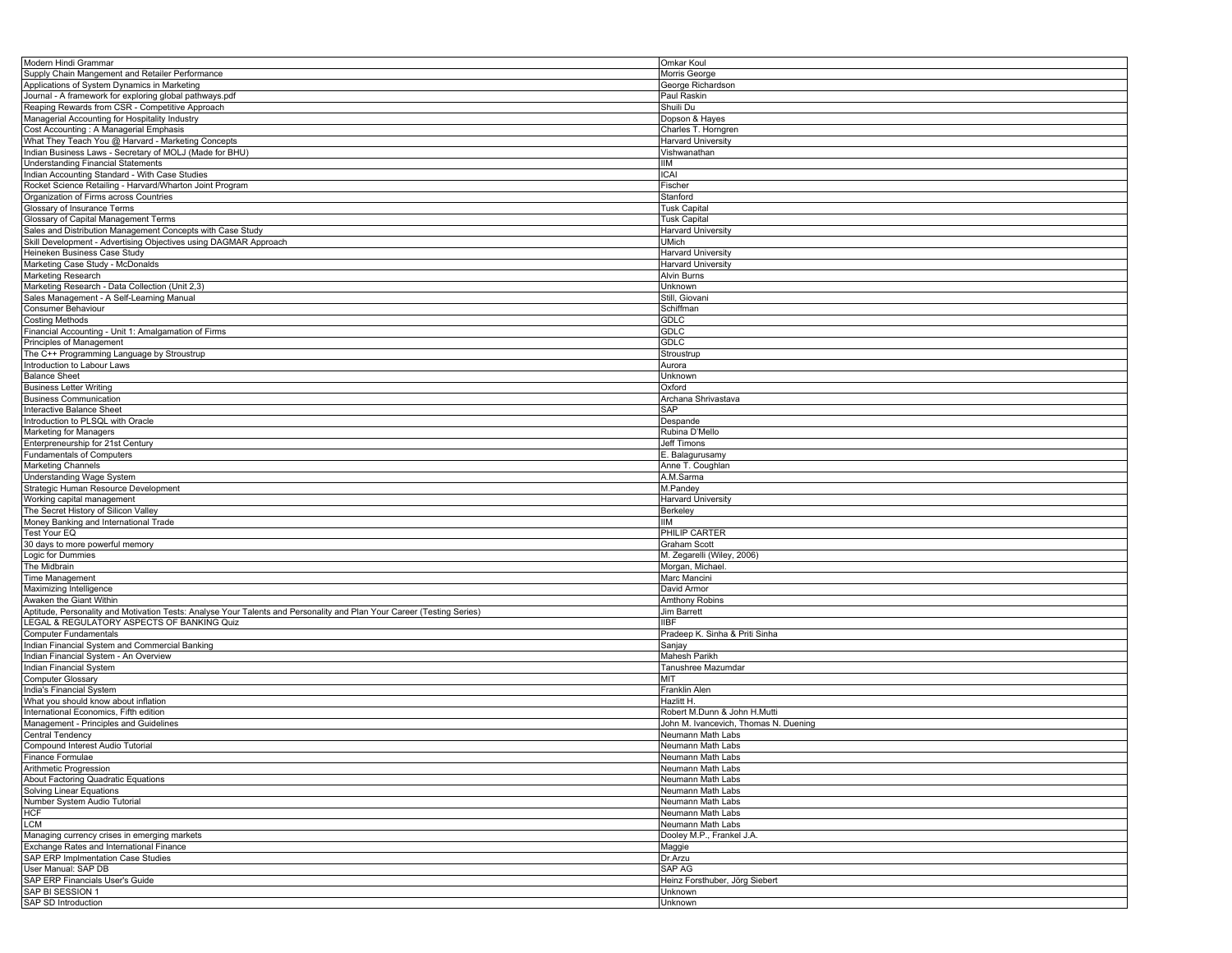| | |
|---|---|
| Modern Hindi Grammar | Omkar Koul |
| Supply Chain Mangement and Retailer Performance | Morris George |
| Applications of System Dynamics in Marketing | George Richardson |
| Journal - A framework for exploring global pathways.pdf | Paul Raskin |
| Reaping Rewards from CSR - Competitive Approach | Shuili Du |
| Managerial Accounting for Hospitality Industry | Dopson & Hayes |
| Cost Accounting : A Managerial Emphasis | Charles T. Horngren |
| What They Teach You @ Harvard - Marketing Concepts | Harvard University |
| Indian Business Laws - Secretary of MOLJ (Made for BHU) | Vishwanathan |
| Understanding Financial Statements | IIM |
| Indian Accounting Standard - With Case Studies | ICAI |
| Rocket Science Retailing - Harvard/Wharton Joint Program | Fischer |
| Organization of Firms across Countries | Stanford |
| Glossary of Insurance Terms | Tusk Capital |
| Glossary of Capital Management Terms | Tusk Capital |
| Sales and Distribution Management Concepts with Case Study | Harvard University |
| Skill Development - Advertising Objectives using DAGMAR Approach | UMich |
| Heineken Business Case Study | Harvard University |
| Marketing Case Study - McDonalds | Harvard University |
| Marketing Research | Alvin Burns |
| Marketing Research - Data Collection (Unit 2,3) | Unknown |
| Sales Management - A Self-Learning Manual | Still, Giovani |
| Consumer Behaviour | Schiffman |
| Costing Methods | GDLC |
| Financial Accounting - Unit 1: Amalgamation of Firms | GDLC |
| Principles of Management | GDLC |
| The C++ Programming Language by Stroustrup | Stroustrup |
| Introduction to Labour Laws | Aurora |
| Balance Sheet | Unknown |
| Business Letter Writing | Oxford |
| Business Communication | Archana Shrivastava |
| Interactive Balance Sheet | SAP |
| Introduction to PLSQL with Oracle | Despande |
| Marketing for Managers | Rubina D'Mello |
| Enterpreneurship for 21st Century | Jeff Timons |
| Fundamentals of Computers | E. Balagurusamy |
| Marketing Channels | Anne T. Coughlan |
| Understanding Wage System | A.M.Sarma |
| Strategic Human Resource Development | M.Pandey |
| Working capital management | Harvard University |
| The Secret History of Silicon Valley | Berkeley |
| Money Banking and International Trade | IIM |
| Test Your EQ | PHILIP CARTER |
| 30 days to more powerful memory | Graham Scott |
| Logic for Dummies | M. Zegarelli (Wiley, 2006) |
| The Midbrain | Morgan, Michael. |
| Time Management | Marc Mancini |
| Maximizing Intelligence | David Armor |
| Awaken the Giant Within | Amthony Robins |
| Aptitude, Personality and Motivation Tests: Analyse Your Talents and Personality and Plan Your Career (Testing Series) | Jim Barrett |
| LEGAL & REGULATORY ASPECTS OF BANKING Quiz | IIBF |
| Computer Fundamentals | Pradeep K. Sinha & Priti Sinha |
| Indian Financial System and Commercial Banking | Sanjay |
| Indian Financial System - An Overview | Mahesh Parikh |
| Indian Financial System | Tanushree Mazumdar |
| Computer Glossary | MIT |
| India's Financial System | Franklin Alen |
| What you should know about inflation | Hazlitt H. |
| International Economics, Fifth edition | Robert M.Dunn & John H.Mutti |
| Management - Principles and Guidelines | John M. Ivancevich, Thomas N. Duening |
| Central Tendency | Neumann Math Labs |
| Compound Interest Audio Tutorial | Neumann Math Labs |
| Finance Formulae | Neumann Math Labs |
| Arithmetic Progression | Neumann Math Labs |
| About Factoring Quadratic Equations | Neumann Math Labs |
| Solving Linear Equations | Neumann Math Labs |
| Number System Audio Tutorial | Neumann Math Labs |
| HCF | Neumann Math Labs |
| LCM | Neumann Math Labs |
| Managing currency crises in emerging markets | Dooley M.P., Frankel J.A. |
| Exchange Rates and International Finance | Maggie |
| SAP ERP Implmentation Case Studies | Dr.Arzu |
| User Manual: SAP DB | SAP AG |
| SAP ERP Financials User's Guide | Heinz Forsthuber, Jörg Siebert |
| SAP BI SESSION 1 | Unknown |
| SAP SD Introduction | Unknown |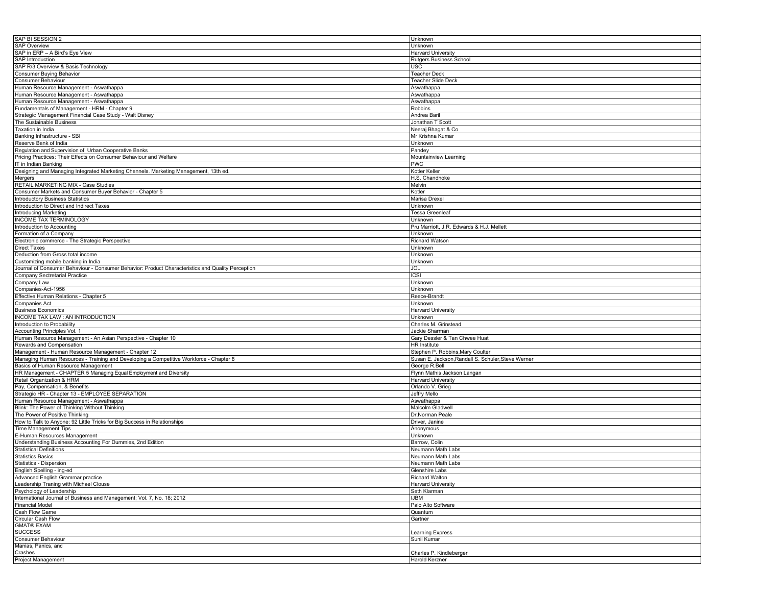| SAP BI SESSION 2 | Unknown |
|---|---|
| SAP Overview | Unknown |
| SAP in ERP – A Bird's Eye View | Harvard University |
| SAP Introduction | Rutgers Business School |
| SAP R/3 Overview & Basis Technology | USC |
| Consumer Buying Behavior | Teacher Deck |
| Consumer Behaviour | Teacher Slide Deck |
| Human Resource Management - Aswathappa | Aswathappa |
| Human Resource Management - Aswathappa | Aswathappa |
| Human Resource Management - Aswathappa | Aswathappa |
| Fundamentals of Management - HRM - Chapter 9 | Robbins |
| Strategic Management Financial Case Study - Walt Disney | Andrea Baril |
| The Sustainable Business | Jonathan T Scott |
| Taxation in India | Neeraj Bhagat & Co |
| Banking Infrastructure - SBI | Mr Krishna Kumar |
| Reserve Bank of India | Unknown |
| Regulation and Supervision of Urban Cooperative Banks | Pandey |
| Pricing Practices: Their Effects on Consumer Behaviour and Welfare | Mountainview Learning |
| IT in Indian Banking | PWC |
| Designing and Managing Integrated Marketing Channels. Marketing Management, 13th ed. | Kotler Keller |
| Mergers | H.S. Chandhoke |
| RETAIL MARKETING MIX - Case Studies | Melvin |
| Consumer Markets and Consumer Buyer Behavior - Chapter 5 | Kotler |
| Introductory Business Statistics | Marisa Drexel |
| Introduction to Direct and Indirect Taxes | Unknown |
| Introducing Marketing | Tessa Greenleaf |
| INCOME TAX TERMINOLOGY | Unknown |
| Introduction to Accounting | Pru Marriott, J.R. Edwards & H.J. Mellett |
| Formation of a Company | Unknown |
| Electronic commerce - The Strategic Perspective | Richard Watson |
| Direct Taxes | Unknown |
| Deduction from Gross total income | Unknown |
| Customizing mobile banking in India | Unknown |
| Journal of Consumer Behaviour - Consumer Behavior: Product Characteristics and Quality Perception | JCL |
| Company Sectretarial Practice | ICSI |
| Company Law | Unknown |
| Companies-Act-1956 | Unknown |
| Effective Human Relations - Chapter 5 | Reece-Brandt |
| Companies Act | Unknown |
| Business Economics | Harvard University |
| INCOME TAX LAW : AN INTRODUCTION | Unknown |
| Introduction to Probability | Charles M. Grinstead |
| Accounting Principles Vol. 1 | Jackie Sharman |
| Human Resource Management - An Asian Perspective - Chapter 10 | Gary Dessler & Tan Chwee Huat |
| Rewards and Compensation | HR Institute |
| Management - Human Resource Management - Chapter 12 | Stephen P. Robbins,Mary Coulter |
| Managing Human Resources - Training and Developing a Competitive Workforce - Chapter 8 | Susan E. Jackson,Randall S. Schuler,Steve Werner |
| Basics of Human Resource Management | George R.Bell |
| HR Management - CHAPTER 5 Managing Equal Employment and Diversity | Flynn Mathis Jackson Langan |
| Retail Organization & HRM | Harvard University |
| Pay, Compensation, & Benefits | Orlando V. Grieg |
| Strategic HR - Chapter 13 - EMPLOYEE SEPARATION | Jeffry Mello |
| Human Resource Management - Aswathappa | Aswathappa |
| Blink: The Power of Thinking Without Thinking | Malcolm Gladwell |
| The Power of Positive Thinking | Dr.Norman Peale |
| How to Talk to Anyone: 92 Little Tricks for Big Success in Relationships | Driver, Janine |
| Time Management Tips | Anonymous |
| E-Human Resources Management | Unknown |
| Understanding Business Accounting For Dummies, 2nd Edition | Barrow, Colin |
| Statistical Definitions | Neumann Math Labs |
| Statistics Basics | Neumann Math Labs |
| Statistics - Dispersion | Neumann Math Labs |
| English Spelling - ing-ed | Glenshire Labs |
| Advanced English Grammar practice | Richard Walton |
| Leadership Traning with Michael Clouse | Harvard University |
| Psychology of Leadership | Seth Klarman |
| International Journal of Business and Management; Vol. 7, No. 18; 2012 | IJBM |
| Financial Model | Palo Alto Software |
| Cash Flow Game | Quantum |
| Circular Cash Flow | Gartner |
| GMAT® EXAM SUCCESS | Learning Express |
| Consumer Behaviour | Sunil Kumar |
| Manias, Panics, and Crashes | Charles P. Kindleberger |
| Project Management | Harold Kerzner |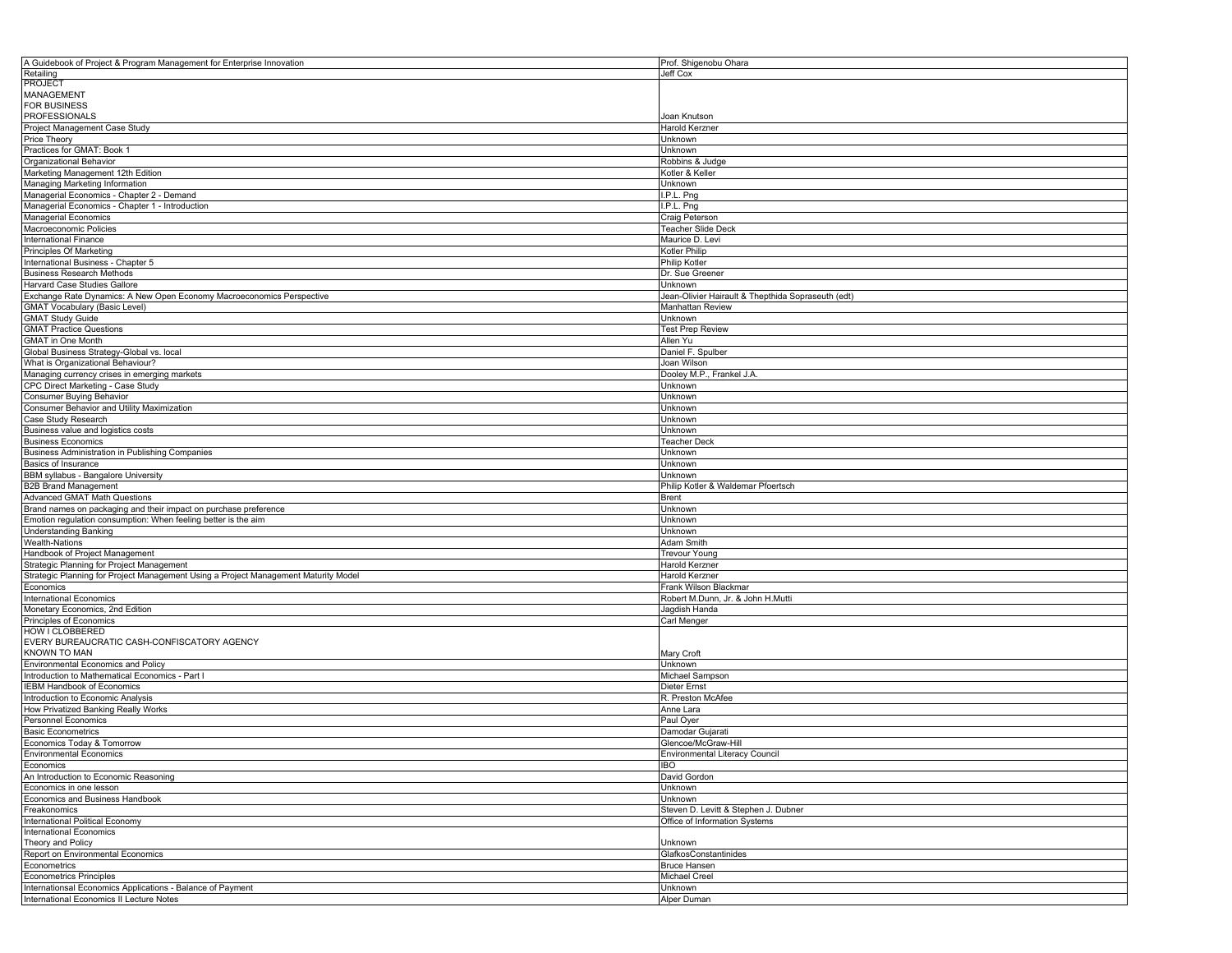| | |
|---|---|
| A Guidebook of Project & Program Management for Enterprise Innovation | Prof. Shigenobu Ohara |
| Retailing | Jeff Cox |
| PROJECT MANAGEMENT FOR BUSINESS PROFESSIONALS | Joan Knutson |
| Project Management Case Study | Harold Kerzner |
| Price Theory | Unknown |
| Practices for GMAT: Book 1 | Unknown |
| Organizational Behavior | Robbins & Judge |
| Marketing Management 12th Edition | Kotler & Keller |
| Managing Marketing Information | Unknown |
| Managerial Economics - Chapter 2 - Demand | I.P.L. Png |
| Managerial Economics - Chapter 1 - Introduction | I.P.L. Png |
| Managerial Economics | Craig Peterson |
| Macroeconomic Policies | Teacher Slide Deck |
| International Finance | Maurice D. Levi |
| Principles Of Marketing | Kotler Philip |
| International Business - Chapter 5 | Philip Kotler |
| Business Research Methods | Dr. Sue Greener |
| Harvard Case Studies Gallore | Unknown |
| Exchange Rate Dynamics: A New Open Economy Macroeconomics Perspective | Jean-Olivier Hairault & Thepthida Sopraseuth (edt) |
| GMAT Vocabulary (Basic Level) | Manhattan Review |
| GMAT Study Guide | Unknown |
| GMAT Practice Questions | Test Prep Review |
| GMAT in One Month | Allen Yu |
| Global Business Strategy-Global vs. local | Daniel F. Spulber |
| What is Organizational Behaviour? | Joan Wilson |
| Managing currency crises in emerging markets | Dooley M.P., Frankel J.A. |
| CPC Direct Marketing - Case Study | Unknown |
| Consumer Buying Behavior | Unknown |
| Consumer Behavior and Utility Maximization | Unknown |
| Case Study Research | Unknown |
| Business value and logistics costs | Unknown |
| Business Economics | Teacher Deck |
| Business Administration in Publishing Companies | Unknown |
| Basics of Insurance | Unknown |
| BBM syllabus - Bangalore University | Unknown |
| B2B Brand Management | Philip Kotler & Waldemar Pfoertsch |
| Advanced GMAT Math Questions | Brent |
| Brand names on packaging and their impact on purchase preference | Unknown |
| Emotion regulation consumption: When feeling better is the aim | Unknown |
| Understanding Banking | Unknown |
| Wealth-Nations | Adam Smith |
| Handbook of Project Management | Trevour Young |
| Strategic Planning for Project Management | Harold Kerzner |
| Strategic Planning for Project Management Using a Project Management Maturity Model | Harold Kerzner |
| Economics | Frank Wilson Blackmar |
| International Economics | Robert M.Dunn, Jr. & John H.Mutti |
| Monetary Economics, 2nd Edition | Jagdish Handa |
| Principles of Economics | Carl Menger |
| HOW I CLOBBERED EVERY BUREAUCRATIC CASH-CONFISCATORY AGENCY KNOWN TO MAN | Mary Croft |
| Environmental Economics and Policy | Unknown |
| Introduction to Mathematical Economics - Part I | Michael Sampson |
| IEBM Handbook of Economics | Dieter Ernst |
| Introduction to Economic Analysis | R. Preston McAfee |
| How Privatized Banking Really Works | Anne Lara |
| Personnel Economics | Paul Oyer |
| Basic Econometrics | Damodar Gujarati |
| Economics Today & Tomorrow | Glencoe/McGraw-Hill |
| Environmental Economics | Environmental Literacy Council |
| Economics | IBO |
| An Introduction to Economic Reasoning | David Gordon |
| Economics in one lesson | Unknown |
| Economics and Business Handbook | Unknown |
| Freakonomics | Steven D. Levitt & Stephen J. Dubner |
| International Political Economy | Office of Information Systems |
| International Economics Theory and Policy | Unknown |
| Report on Environmental Economics | GlafkosConstantinides |
| Econometrics | Bruce Hansen |
| Econometrics Principles | Michael Creel |
| Internationsal Economics Applications - Balance of Payment | Unknown |
| International Economics II Lecture Notes | Alper Duman |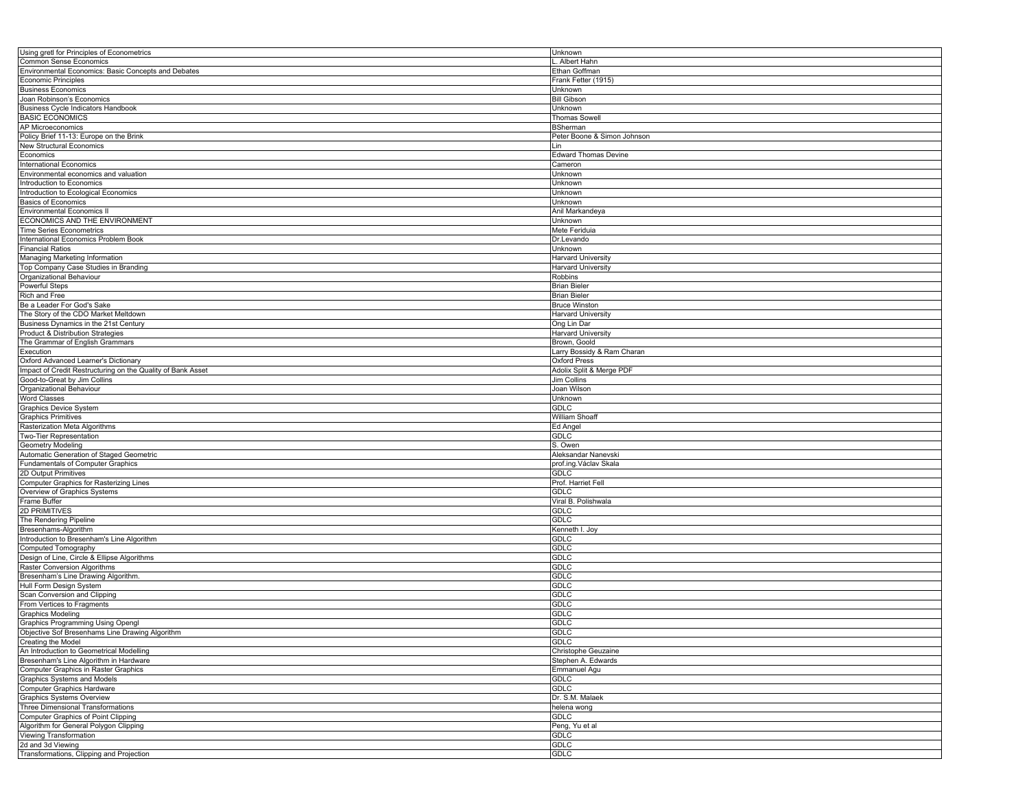| Using gretl for Principles of Econometrics | Unknown |
|---|---|
| Common Sense Economics | L. Albert Hahn |
| Environmental Economics: Basic Concepts and Debates | Ethan Goffman |
| Economic Principles | Frank Fetter (1915) |
| Business Economics | Unknown |
| Joan Robinson's Economics | Bill Gibson |
| Business Cycle Indicators Handbook | Unknown |
| BASIC ECONOMICS | Thomas Sowell |
| AP Microeconomics | BSherman |
| Policy Brief 11-13: Europe on the Brink | Peter Boone & Simon Johnson |
| New Structural Economics | Lin |
| Economics | Edward Thomas Devine |
| International Economics | Cameron |
| Environmental economics and valuation | Unknown |
| Introduction to Economics | Unknown |
| Introduction to Ecological Economics | Unknown |
| Basics of Economics | Unknown |
| Environmental Economics II | Anil Markandeya |
| ECONOMICS AND THE ENVIRONMENT | Unknown |
| Time Series Econometrics | Mete Feridui a |
| International Economics Problem Book | Dr.Levando |
| Financial Ratios | Unknown |
| Managing Marketing Information | Harvard University |
| Top Company Case Studies in Branding | Harvard University |
| Organizational Behaviour | Robbins |
| Powerful Steps | Brian Bieler |
| Rich and Free | Brian Bieler |
| Be a Leader For God's Sake | Bruce Winston |
| The Story of the CDO Market Meltdown | Harvard University |
| Business Dynamics in the 21st Century | Ong Lin Dar |
| Product & Distribution Strategies | Harvard University |
| The Grammar of English Grammars | Brown, Goold |
| Execution | Larry Bossidy & Ram Charan |
| Oxford Advanced Learner's Dictionary | Oxford Press |
| Impact of Credit Restructuring on the Quality of Bank Asset | Adolix Split & Merge PDF |
| Good-to-Great by Jim Collins | Jim Collins |
| Organizational Behaviour | Joan Wilson |
| Word Classes | Unknown |
| Graphics Device System | GDLC |
| Graphics Primitives | William Shoaff |
| Rasterization Meta Algorithms | Ed Angel |
| Two-Tier Representation | GDLC |
| Geometry Modeling | S. Owen |
| Automatic Generation of Staged Geometric | Aleksandar Nanevski |
| Fundamentals of Computer Graphics | prof.ing.Václav Skala |
| 2D Output Primitives | GDLC |
| Computer Graphics for Rasterizing Lines | Prof. Harriet Fell |
| Overview of Graphics Systems | GDLC |
| Frame Buffer | Viral B. Polishwala |
| 2D PRIMITIVES | GDLC |
| The Rendering Pipeline | GDLC |
| Bresenhams-Algorithm | Kenneth I. Joy |
| Introduction to Bresenham's Line Algorithm | GDLC |
| Computed Tomography | GDLC |
| Design of Line, Circle & Ellipse Algorithms | GDLC |
| Raster Conversion Algorithms | GDLC |
| Bresenham's Line Drawing Algorithm. | GDLC |
| Hull Form Design System | GDLC |
| Scan Conversion and Clipping | GDLC |
| From Vertices to Fragments | GDLC |
| Graphics Modeling | GDLC |
| Graphics Programming Using Opengl | GDLC |
| Objective Sof Bresenhams Line Drawing Algorithm | GDLC |
| Creating the Model | GDLC |
| An Introduction to Geometrical Modelling | Christophe Geuzaine |
| Bresenham's Line Algorithm in Hardware | Stephen A. Edwards |
| Computer Graphics in Raster Graphics | Emmanuel Agu |
| Graphics Systems and Models | GDLC |
| Computer Graphics Hardware | GDLC |
| Graphics Systems Overview | Dr. S.M. Malaek |
| Three Dimensional Transformations | helena wong |
| Computer Graphics of Point Clipping | GDLC |
| Algorithm for General Polygon Clipping | Peng, Yu et al |
| Viewing Transformation | GDLC |
| 2d and 3d Viewing | GDLC |
| Transformations, Clipping and Projection | GDLC |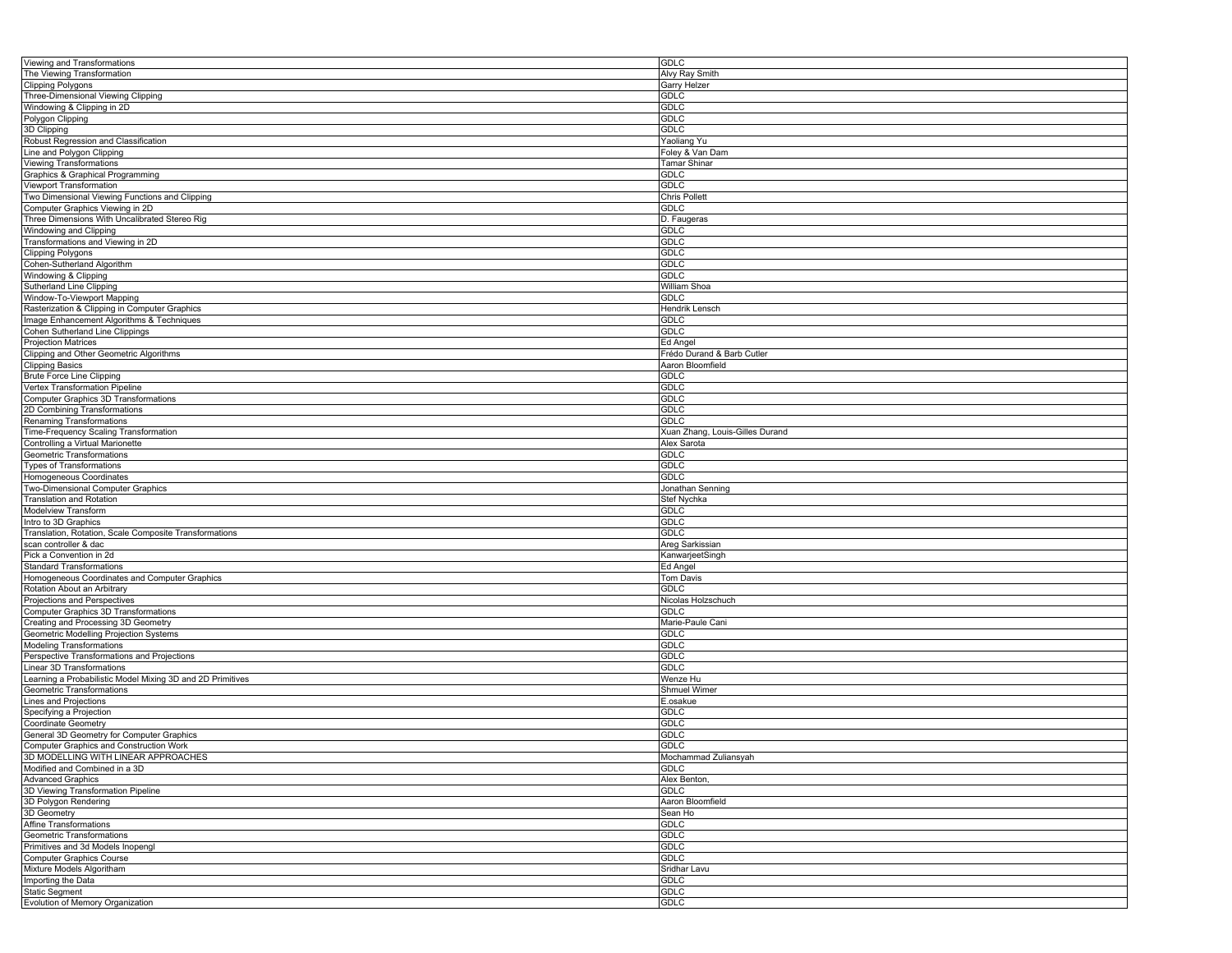| Viewing and Transformations | GDLC |
|---|---|
| The Viewing Transformation | Alvy Ray Smith |
| Clipping Polygons | Garry Helzer |
| Three-Dimensional Viewing Clipping | GDLC |
| Windowing & Clipping in 2D | GDLC |
| Polygon Clipping | GDLC |
| 3D Clipping | GDLC |
| Robust Regression and Classification | Yaoliang Yu |
| Line and Polygon Clipping | Foley & Van Dam |
| Viewing Transformations | Tamar Shinar |
| Graphics & Graphical Programming | GDLC |
| Viewport Transformation | GDLC |
| Two Dimensional Viewing Functions and Clipping | Chris Pollett |
| Computer Graphics Viewing in 2D | GDLC |
| Three Dimensions With Uncalibrated Stereo Rig | D. Faugeras |
| Windowing and Clipping | GDLC |
| Transformations and Viewing in 2D | GDLC |
| Clipping Polygons | GDLC |
| Cohen-Sutherland Algorithm | GDLC |
| Windowing & Clipping | GDLC |
| Sutherland Line Clipping | William Shoa |
| Window-To-Viewport Mapping | GDLC |
| Rasterization & Clipping in Computer Graphics | Hendrik Lensch |
| Image Enhancement Algorithms & Techniques | GDLC |
| Cohen Sutherland Line Clippings | GDLC |
| Projection Matrices | Ed Angel |
| Clipping and Other Geometric Algorithms | Frédo Durand & Barb Cutler |
| Clipping Basics | Aaron Bloomfield |
| Brute Force Line Clipping | GDLC |
| Vertex Transformation Pipeline | GDLC |
| Computer Graphics 3D Transformations | GDLC |
| 2D Combining Transformations | GDLC |
| Renaming Transformations | GDLC |
| Time-Frequency Scaling Transformation | Xuan Zhang, Louis-Gilles Durand |
| Controlling a Virtual Marionette | Alex Sarota |
| Geometric Transformations | GDLC |
| Types of Transformations | GDLC |
| Homogeneous Coordinates | GDLC |
| Two-Dimensional Computer Graphics | Jonathan Senning |
| Translation and Rotation | Stef Nychka |
| Modelview Transform | GDLC |
| Intro to 3D Graphics | GDLC |
| Translation, Rotation, Scale Composite Transformations | GDLC |
| scan controller & dac | Areg Sarkissian |
| Pick a Convention in 2d | KanwarjeetSingh |
| Standard Transformations | Ed Angel |
| Homogeneous Coordinates and Computer Graphics | Tom Davis |
| Rotation About an Arbitrary | GDLC |
| Projections and Perspectives | Nicolas Holzschuch |
| Computer Graphics 3D Transformations | GDLC |
| Creating and Processing 3D Geometry | Marie-Paule Cani |
| Geometric Modelling Projection Systems | GDLC |
| Modeling Transformations | GDLC |
| Perspective Transformations and Projections | GDLC |
| Linear 3D Transformations | GDLC |
| Learning a Probabilistic Model Mixing 3D and 2D Primitives | Wenze Hu |
| Geometric Transformations | Shmuel Wimer |
| Lines and Projections | E.osakue |
| Specifying a Projection | GDLC |
| Coordinate Geometry | GDLC |
| General 3D Geometry for Computer Graphics | GDLC |
| Computer Graphics and Construction Work | GDLC |
| 3D MODELLING WITH LINEAR APPROACHES | Mochammad Zuliansyah |
| Modified and Combined in a 3D | GDLC |
| Advanced Graphics | Alex Benton, |
| 3D Viewing Transformation Pipeline | GDLC |
| 3D Polygon Rendering | Aaron Bloomfield |
| 3D Geometry | Sean Ho |
| Affine Transformations | GDLC |
| Geometric Transformations | GDLC |
| Primitives and 3d Models Inopengl | GDLC |
| Computer Graphics Course | GDLC |
| Mixture Models Algoritham | Sridhar Lavu |
| Importing the Data | GDLC |
| Static Segment | GDLC |
| Evolution of Memory Organization | GDLC |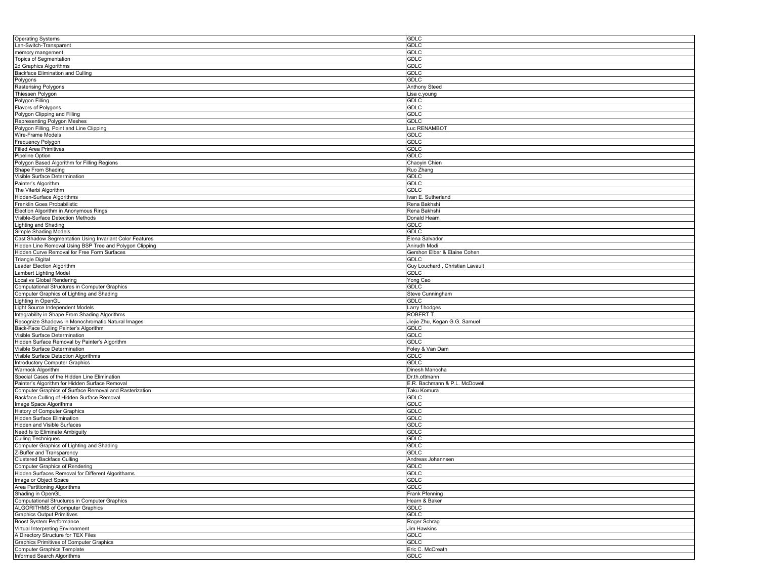| Operating Systems | GDLC |
|---|---|
| Lan-Switch-Transparent | GDLC |
| memory mangement | GDLC |
| Topics of Segmentation | GDLC |
| 2d Graphics Algorithms | GDLC |
| Backface Elimination and Culling | GDLC |
| Polygons | GDLC |
| Rasterising Polygons | Anthony Steed |
| Thiessen Polygon | Lisa c.young |
| Polygon Filling | GDLC |
| Flavors of Polygons | GDLC |
| Polygon Clipping and Filling | GDLC |
| Representing Polygon Meshes | GDLC |
| Polygon Filling, Point and Line Clipping | Luc RENAMBOT |
| Wire-Frame Models | GDLC |
| Frequency Polygon | GDLC |
| Filled Area Primitives | GDLC |
| Pipeline Option | GDLC |
| Polygon Based Algorithm for Filling Regions | Chaoyin Chien |
| Shape From Shading | Ruo Zhang |
| Visible Surface Determination | GDLC |
| Painter's Algorithm | GDLC |
| The Viterbi Algorithm | GDLC |
| Hidden-Surface Algorithms | Ivan E. Sutherland |
| Franklin Goes Probabilistic | Rena Bakhshi |
| Election Algorithm in Anonymous Rings | Rena Bakhshi |
| Visible-Surface Detection Methods | Donald Hearn |
| Lighting and Shading | GDLC |
| Simple Shading Models | GDLC |
| Cast Shadow Segmentation Using Invariant Color Features | Elena Salvador |
| Hidden Line Removal Using BSP Tree and Polygon Clipping | Anirudh Modi |
| Hidden Curve Removal for Free Form Surfaces | Gershon Elber & Elaine Cohen |
| Triangle Digital | GDLC |
| Leader Election Algorithm | Guy Louchard , Christian Lavault |
| Lambert Lighting Model | GDLC |
| Local vs Global Rendering | Yong Cao |
| Computational Structures in Computer Graphics | GDLC |
| Computer Graphics of Lighting and Shading | Steve Cunningham |
| Lighting in OpenGL | GDLC |
| Light Source Independent Models | Larry f.hodges |
| Integrability in Shape From Shading Algorithms | ROBERT T. |
| Recognize Shadows in Monochromatic Natural Images | Jiejie Zhu, Kegan G.G. Samuel |
| Back-Face Culling Painter's Algorithm | GDLC |
| Visible Surface Determination | GDLC |
| Hidden Surface Removal by Painter's Algorithm | GDLC |
| Visible Surface Determination | Foley & Van Dam |
| Visible Surface Detection Algorithms | GDLC |
| Introductory Computer Graphics | GDLC |
| Warnock Algorithm | Dinesh Manocha |
| Special Cases of the Hidden Line Elimination | Dr.th.ottmann |
| Painter's Algorithm for Hidden Surface Removal | E.R. Bachmann & P.L. McDowell |
| Computer Graphics of Surface Removal and Rasterization | Taku Komura |
| Backface Culling of Hidden Surface Removal | GDLC |
| Image Space Algorithms | GDLC |
| History of Computer Graphics | GDLC |
| Hidden Surface Elimination | GDLC |
| Hidden and Visible Surfaces | GDLC |
| Need Is to Eliminate Ambiguity | GDLC |
| Culling Techniques | GDLC |
| Computer Graphics of Lighting and Shading | GDLC |
| Z-Buffer and Transparency | GDLC |
| Clustered Backface Culling | Andreas Johannsen |
| Computer Graphics of Rendering | GDLC |
| Hidden Surfaces Removal for Different Algorithams | GDLC |
| Image or Object Space | GDLC |
| Area Partitioning Algorithms | GDLC |
| Shading in OpenGL | Frank Pfenning |
| Computational Structures in Computer Graphics | Hearn & Baker |
| ALGORITHMS of Computer Graphics | GDLC |
| Graphics Output Primitives | GDLC |
| Boost System Performance | Roger Schrag |
| Virtual Interpreting Environment | Jim Hawkins |
| A Directory Structure for TEX Files | GDLC |
| Graphics Primitives of Computer Graphics | GDLC |
| Computer Graphics Template | Eric C. McCreath |
| Informed Search Algorithms | GDLC |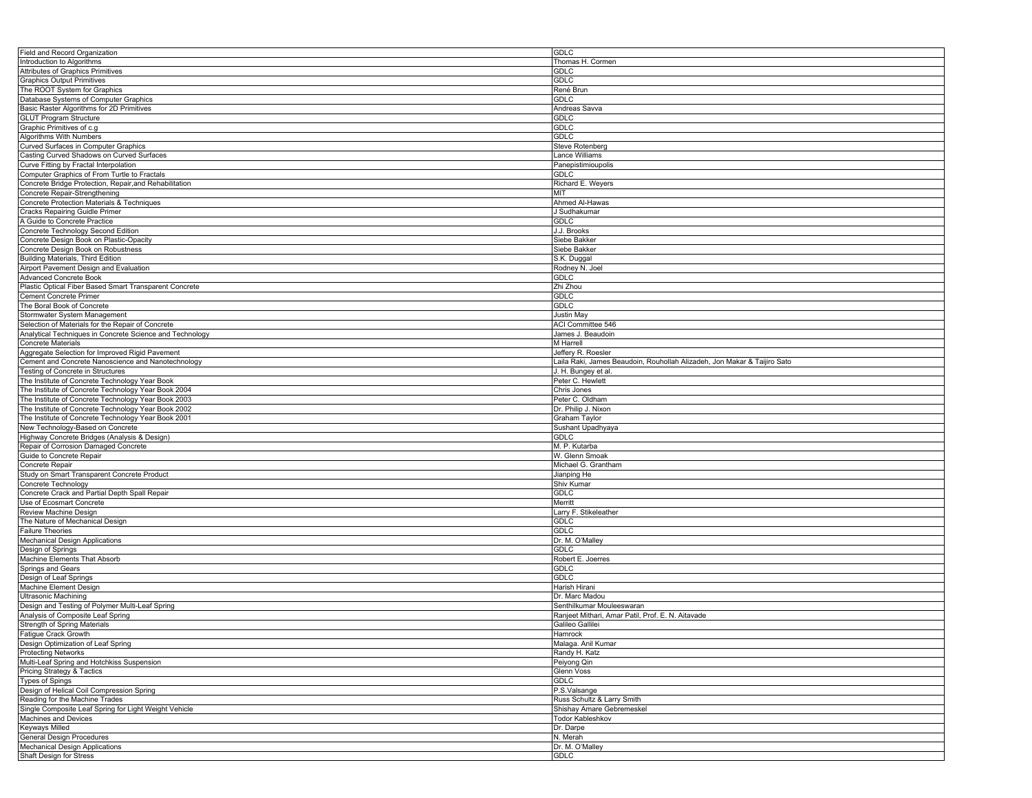| Field and Record Organization | GDLC |
|---|---|
| Introduction to Algorithms | Thomas H. Cormen |
| Attributes of Graphics Primitives | GDLC |
| Graphics Output Primitives | GDLC |
| The ROOT System for Graphics | René Brun |
| Database Systems of Computer Graphics | GDLC |
| Basic Raster Algorithms for 2D Primitives | Andreas Savva |
| GLUT Program Structure | GDLC |
| Graphic Primitives of c.g | GDLC |
| Algorithms With Numbers | GDLC |
| Curved Surfaces in Computer Graphics | Steve Rotenberg |
| Casting Curved Shadows on Curved Surfaces | Lance Williams |
| Curve Fitting by Fractal Interpolation | Panepistimioupolis |
| Computer Graphics of From Turtle to Fractals | GDLC |
| Concrete Bridge Protection, Repair,and Rehabilitation | Richard E. Weyers |
| Concrete Repair-Strengthening | MIT |
| Concrete Protection Materials & Techniques | Ahmed Al-Hawas |
| Cracks Repairing Guidle Primer | J Sudhakumar |
| A Guide to Concrete Practice | GDLC |
| Concrete Technology Second Edition | J.J. Brooks |
| Concrete Design Book on Plastic-Opacity | Siebe Bakker |
| Concrete Design Book on Robustness | Siebe Bakker |
| Building Materials, Third Edition | S.K. Duggal |
| Airport Pavement Design and Evaluation | Rodney N. Joel |
| Advanced Concrete Book | GDLC |
| Plastic Optical Fiber Based Smart Transparent Concrete | Zhi Zhou |
| Cement Concrete Primer | GDLC |
| The Boral Book of Concrete | GDLC |
| Stormwater System Management | Justin May |
| Selection of Materials for the Repair of Concrete | ACI Committee 546 |
| Analytical Techniques in Concrete Science and Technology | James J. Beaudoin |
| Concrete Materials | M Harrell |
| Aggregate Selection for Improved Rigid Pavement | Jeffery R. Roesler |
| Cement and Concrete Nanoscience and Nanotechnology | Laila Raki, James Beaudoin, Rouhollah Alizadeh, Jon Makar & Taijiro Sato |
| Testing of Concrete in Structures | J. H. Bungey et al. |
| The Institute of Concrete Technology Year Book | Peter C. Hewlett |
| The Institute of Concrete Technology Year Book 2004 | Chris Jones |
| The Institute of Concrete Technology Year Book 2003 | Peter C. Oldham |
| The Institute of Concrete Technology Year Book 2002 | Dr. Philip J. Nixon |
| The Institute of Concrete Technology Year Book 2001 | Graham Taylor |
| New Technology-Based on Concrete | Sushant Upadhyaya |
| Highway Concrete Bridges (Analysis & Design) | GDLC |
| Repair of Corrosion Damaged Concrete | M. P. Kutarba |
| Guide to Concrete Repair | W. Glenn Smoak |
| Concrete Repair | Michael G. Grantham |
| Study on Smart Transparent Concrete Product | Jianping He |
| Concrete Technology | Shiv Kumar |
| Concrete Crack and Partial Depth Spall Repair | GDLC |
| Use of Ecosmart Concrete | Merritt |
| Review Machine Design | Larry F. Stikeleather |
| The Nature of Mechanical Design | GDLC |
| Failure Theories | GDLC |
| Mechanical Design Applications | Dr. M. O'Malley |
| Design of Springs | GDLC |
| Machine Elements That Absorb | Robert E. Joerres |
| Springs and Gears | GDLC |
| Design of Leaf Springs | GDLC |
| Machine Element Design | Harish Hirani |
| Ultrasonic Machining | Dr. Marc Madou |
| Design and Testing of Polymer Multi-Leaf Spring | Senthilkumar Mouleeswaran |
| Analysis of Composite Leaf Spring | Ranjeet Mithari, Amar Patil, Prof. E. N. Aitavade |
| Strength of Spring Materials | Galileo Gallilei |
| Fatigue Crack Growth | Hamrock |
| Design Optimization of Leaf Spring | Malaga. Anil Kumar |
| Protecting Networks | Randy H. Katz |
| Multi-Leaf Spring and Hotchkiss Suspension | Peiyong Qin |
| Pricing Strategy & Tactics | Glenn Voss |
| Types of Spings | GDLC |
| Design of Helical Coil Compression Spring | P.S.Valsange |
| Reading for the Machine Trades | Russ Schultz & Larry Smith |
| Single Composite Leaf Spring for Light Weight Vehicle | Shishay Amare Gebremeskel |
| Machines and Devices | Todor Kableshkov |
| Keyways Milled | Dr. Darpe |
| General Design Procedures | N. Merah |
| Mechanical Design Applications | Dr. M. O'Malley |
| Shaft Design for Stress | GDLC |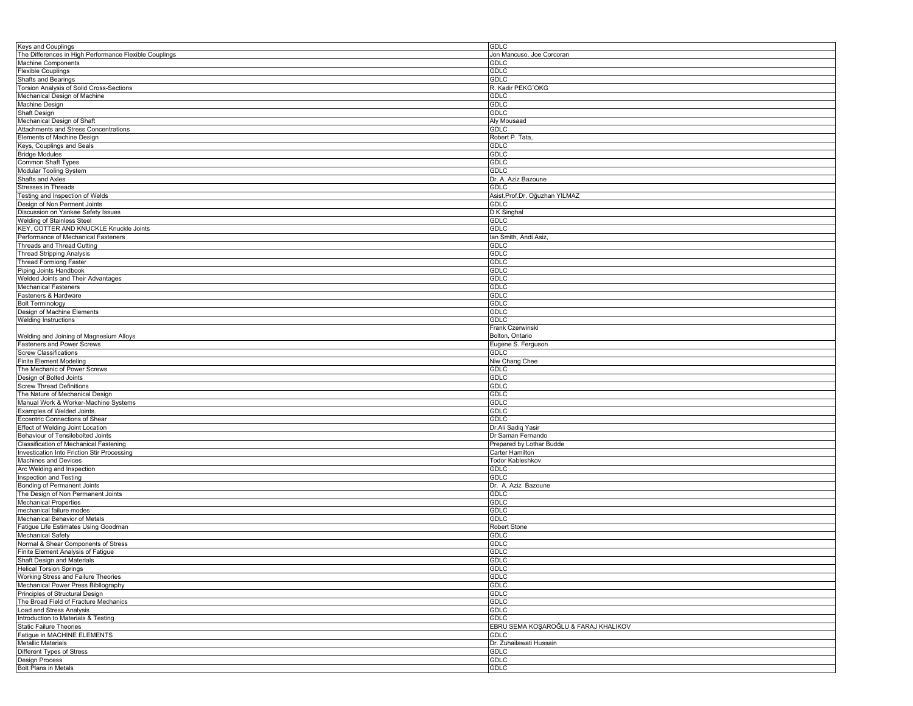| | |
|---|---|
| Keys and Couplings | GDLC |
| The Differences in High Performance Flexible Couplings | Jon Mancuso, Joe Corcoran |
| Machine Components | GDLC |
| Flexible Couplings | GDLC |
| Shafts and Bearings | GDLC |
| Torsion Analysis of Solid Cross-Sections | R. Kadir PEKG¨OKG |
| Mechanical Design of Machine | GDLC |
| Machine Design | GDLC |
| Shaft Design | GDLC |
| Mechanical Design of Shaft | Aly Mousaad |
| Attachments and Stress Concentrations | GDLC |
| Elements of Machine Design | Robert P. Tata, |
| Keys, Couplings and Seals | GDLC |
| Bridge Modules | GDLC |
| Common Shaft Types | GDLC |
| Modular Tooling System | GDLC |
| Shafts and Axles | Dr. A. Aziz Bazoune |
| Stresses in Threads | GDLC |
| Testing and Inspection of Welds | Asist.Prof.Dr. Oğuzhan YILMAZ |
| Design of Non Perment Joints | GDLC |
| Discussion on Yankee Safety Issues | D K Singhal |
| Welding of Stainless Steel | GDLC |
| KEY, COTTER AND KNUCKLE Knuckle Joints | GDLC |
| Performance of Mechanical Fasteners | Ian Smith, Andi Asiz, |
| Threads and Thread Cutting | GDLC |
| Thread Stripping Analysis | GDLC |
| Thread Formiong Faster | GDLC |
| Piping Joints Handbook | GDLC |
| Welded Joints and Their Advantages | GDLC |
| Mechanical Fasteners | GDLC |
| Fasteners & Hardware | GDLC |
| Bolt Terminology | GDLC |
| Design of Machine Elements | GDLC |
| Welding Instructions | GDLC |
| Welding and Joining of Magnesium Alloys | Frank Czerwinski Bolton, Ontario |
| Fasteners and Power Screws | Eugene S. Ferguson |
| Screw Classifications | GDLC |
| Finite Element Modeling | Niw Chang Chee |
| The Mechanic of Power Screws | GDLC |
| Design of Bolted Joints | GDLC |
| Screw Thread Definitions | GDLC |
| The Nature of Mechanical Design | GDLC |
| Manual Work & Worker-Machine Systems | GDLC |
| Examples of Welded Joints. | GDLC |
| Eccentric Connections of Shear | GDLC |
| Effect of Welding Joint Location | Dr.Ali Sadiq Yasir |
| Behaviour of Tensilebolted Joints | Dr Saman Fernando |
| Classification of Mechanical Fastening | Prepared by Lothar Budde |
| Investication Into Friction Stir Processing | Carter Hamilton |
| Machines and Devices | Todor Kableshkov |
| Arc Welding and Inspection | GDLC |
| Inspection and Testing | GDLC |
| Bonding of Permanent Joints | Dr. A. Aziz Bazoune |
| The Design of Non Permanent Joints | GDLC |
| Mechanical Properties | GDLC |
| mechanical failure modes | GDLC |
| Mechanical Behavior of Metals | GDLC |
| Fatigue Life Estimates Using Goodman | Robert Stone |
| Mechanical Safety | GDLC |
| Normal & Shear Components of Stress | GDLC |
| Finite Element Analysis of Fatigue | GDLC |
| Shaft Design and Materials | GDLC |
| Helical Torsion Springs | GDLC |
| Working Stress and Failure Theories | GDLC |
| Mechanical Power Press Bibliography | GDLC |
| Principles of Structural Design | GDLC |
| The Broad Field of Fracture Mechanics | GDLC |
| Load and Stress Analysis | GDLC |
| Introduction to Materials & Testing | GDLC |
| Static Failure Theories | EBRU SEMA KOŞAROĞLU & FARAJ KHALIKOV |
| Fatigue in MACHINE ELEMENTS | GDLC |
| Metallic Materials | Dr. Zuhailawati Hussain |
| Different Types of Stress | GDLC |
| Design Process | GDLC |
| Bolt Plans in Metals | GDLC |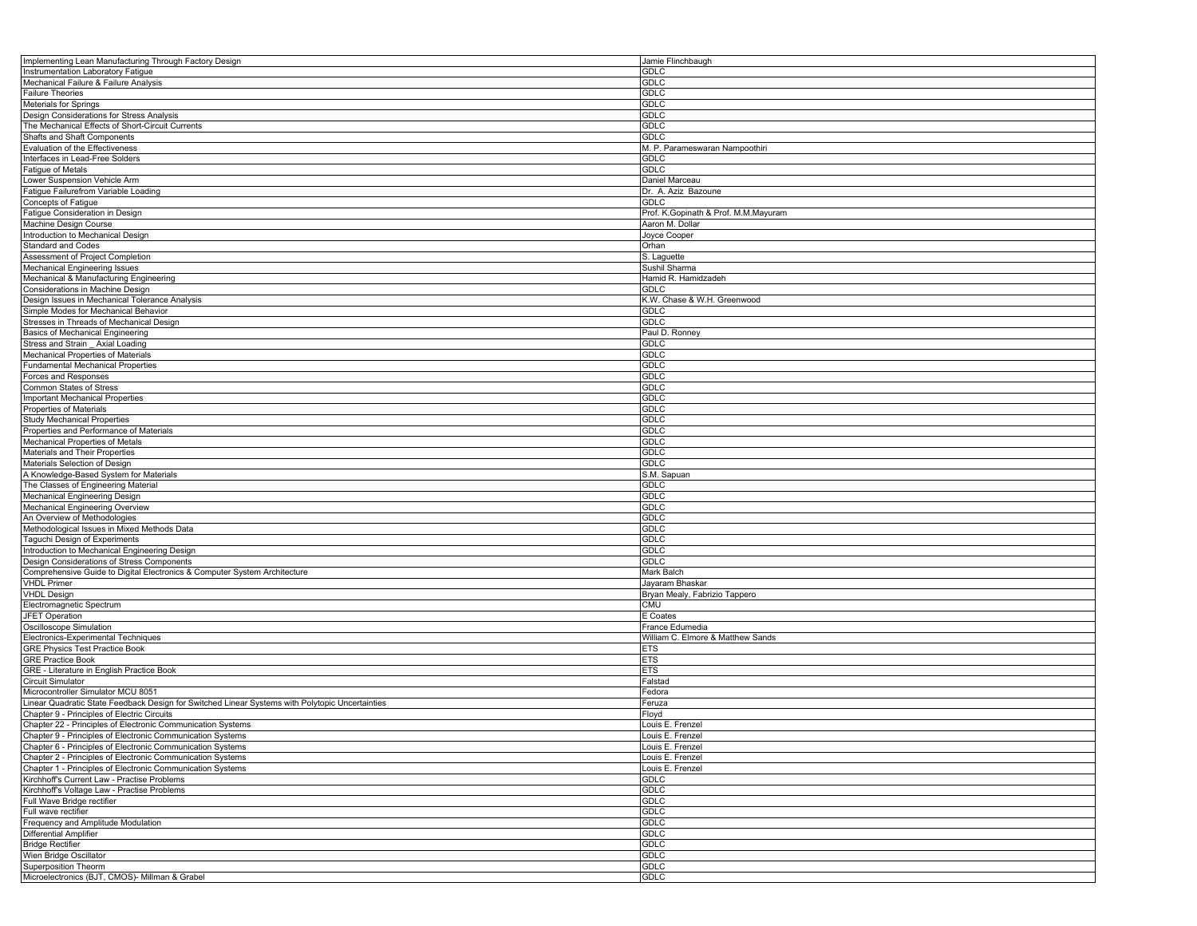| Implementing Lean Manufacturing Through Factory Design | Jamie Flinchbaugh |
|---|---|
| Instrumentation Laboratory Fatigue | GDLC |
| Mechanical Failure & Failure Analysis | GDLC |
| Failure Theories | GDLC |
| Materials for Springs | GDLC |
| Design Considerations for Stress Analysis | GDLC |
| The Mechanical Effects of Short-Circuit Currents | GDLC |
| Shafts and Shaft Components | GDLC |
| Evaluation of the Effectiveness | M. P. Parameswaran Nampoothiri |
| Interfaces in Lead-Free Solders | GDLC |
| Fatigue of Metals | GDLC |
| Lower Suspension Vehicle Arm | Daniel Marceau |
| Fatigue Failurefrom Variable Loading | Dr. A. Aziz Bazoune |
| Concepts of Fatigue | GDLC |
| Fatigue Consideration in Design | Prof. K.Gopinath & Prof. M.M.Mayuram |
| Machine Design Course | Aaron M. Dollar |
| Introduction to Mechanical Design | Joyce Cooper |
| Standard and Codes | Orhan |
| Assessment of Project Completion | S. Laguette |
| Mechanical Engineering Issues | Sushil Sharma |
| Mechanical & Manufacturing Engineering | Hamid R. Hamidzadeh |
| Considerations in Machine Design | GDLC |
| Design Issues in Mechanical Tolerance Analysis | K.W. Chase & W.H. Greenwood |
| Simple Modes for Mechanical Behavior | GDLC |
| Stresses in Threads of Mechanical Design | GDLC |
| Basics of Mechanical Engineering | Paul D. Ronney |
| Stress and Strain _ Axial Loading | GDLC |
| Mechanical Properties of Materials | GDLC |
| Fundamental Mechanical Properties | GDLC |
| Forces and Responses | GDLC |
| Common States of Stress | GDLC |
| Important Mechanical Properties | GDLC |
| Properties of Materials | GDLC |
| Study Mechanical Properties | GDLC |
| Properties and Performance of Materials | GDLC |
| Mechanical Properties of Metals | GDLC |
| Materials and Their Properties | GDLC |
| Materials Selection of Design | GDLC |
| A Knowledge-Based System for Materials | S.M. Sapuan |
| The Classes of Engineering Material | GDLC |
| Mechanical Engineering Design | GDLC |
| Mechanical Engineering Overview | GDLC |
| An Overview of Methodologies | GDLC |
| Methodological Issues in Mixed Methods Data | GDLC |
| Taguchi Design of Experiments | GDLC |
| Introduction to Mechanical Engineering Design | GDLC |
| Design Considerations of Stress Components | GDLC |
| Comprehensive Guide to Digital Electronics & Computer System Architecture | Mark Balch |
| VHDL Primer | Jayaram Bhaskar |
| VHDL Design | Bryan Mealy, Fabrizio Tappero |
| Electromagnetic Spectrum | CMU |
| JFET Operation | E Coates |
| Oscilloscope Simulation | France Edumedia |
| Electronics-Experimental Techniques | William C. Elmore & Matthew Sands |
| GRE Physics Test Practice Book | ETS |
| GRE Practice Book | ETS |
| GRE - Literature in English Practice Book | ETS |
| Circuit Simulator | Falstad |
| Microcontroller Simulator MCU 8051 | Fedora |
| Linear Quadratic State Feedback Design for Switched Linear Systems with Polytopic Uncertainties | Feruza |
| Chapter 9 - Principles of Electric Circuits | Floyd |
| Chapter 22 - Principles of Electronic Communication Systems | Louis E. Frenzel |
| Chapter 9 - Principles of Electronic Communication Systems | Louis E. Frenzel |
| Chapter 6 - Principles of Electronic Communication Systems | Louis E. Frenzel |
| Chapter 2 - Principles of Electronic Communication Systems | Louis E. Frenzel |
| Chapter 1 - Principles of Electronic Communication Systems | Louis E. Frenzel |
| Kirchhoff's Current Law - Practise Problems | GDLC |
| Kirchhoff's Voltage Law - Practise Problems | GDLC |
| Full Wave Bridge rectifier | GDLC |
| Full wave rectifier | GDLC |
| Frequency and Amplitude Modulation | GDLC |
| Differential Amplifier | GDLC |
| Bridge Rectifier | GDLC |
| Wien Bridge Oscillator | GDLC |
| Superposition Theorm | GDLC |
| Microelectronics (BJT, CMOS)- Millman & Grabel | GDLC |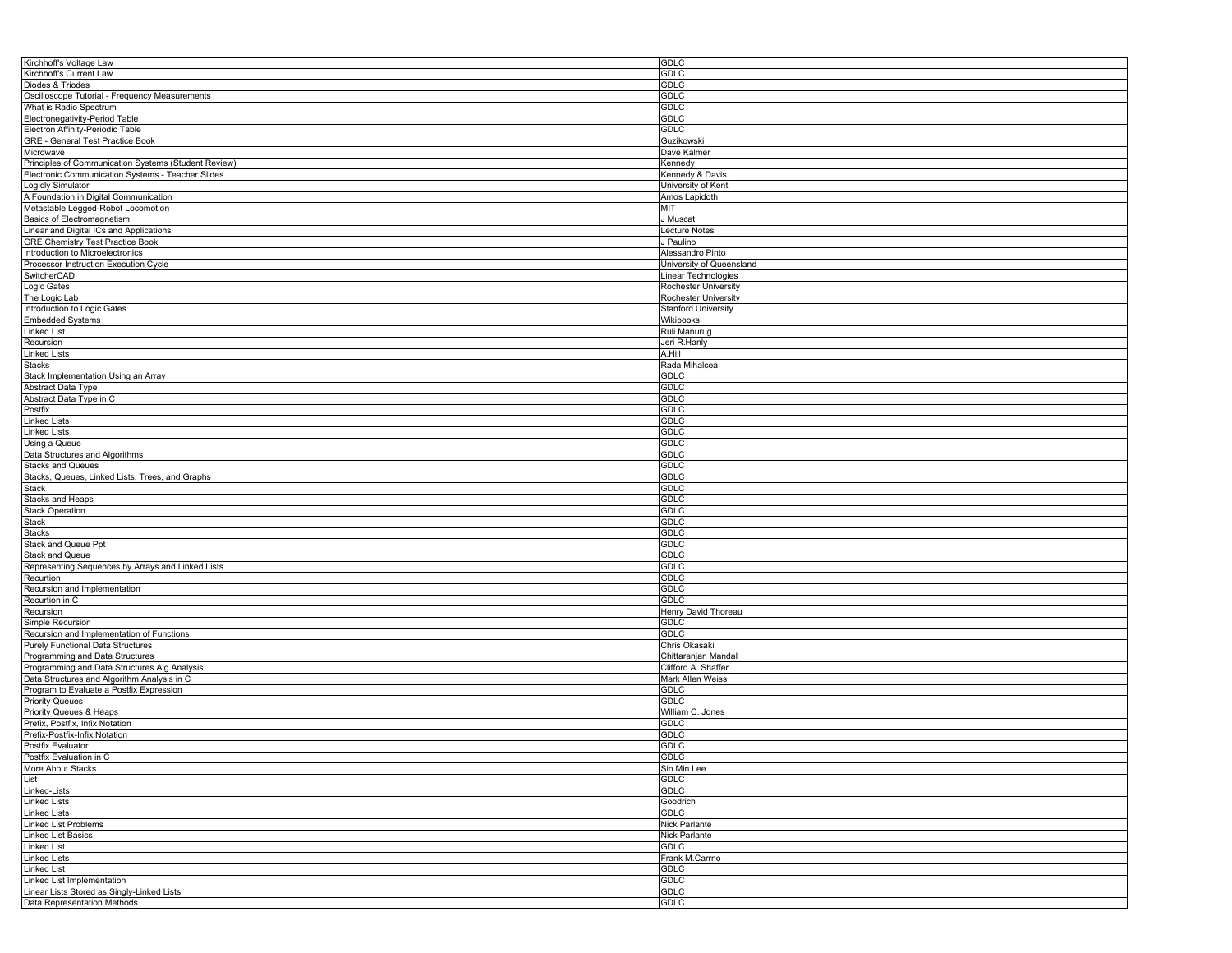| Kirchhoff's Voltage Law | GDLC |
|---|---|
| Kirchhoff's Current Law | GDLC |
| Diodes & Triodes | GDLC |
| Oscilloscope Tutorial - Frequency Measurements | GDLC |
| What is Radio Spectrum | GDLC |
| Electronegativity-Period Table | GDLC |
| Electron Affinity-Periodic Table | GDLC |
| GRE - General Test Practice Book | Guzikowski |
| Microwave | Dave Kalmer |
| Principles of Communication Systems (Student Review) | Kennedy |
| Electronic Communication Systems - Teacher Slides | Kennedy & Davis |
| Logicly Simulator | University of Kent |
| A Foundation in Digital Communication | Amos Lapidoth |
| Metastable Legged-Robot Locomotion | MIT |
| Basics of Electromagnetism | J Muscat |
| Linear and Digital ICs and Applications | Lecture Notes |
| GRE Chemistry Test Practice Book | J Paulino |
| Introduction to Microelectronics | Alessandro Pinto |
| Processor Instruction Execution Cycle | University of Queensland |
| SwitcherCAD | Linear Technologies |
| Logic Gates | Rochester University |
| The Logic Lab | Rochester University |
| Introduction to Logic Gates | Stanford University |
| Embedded Systems | Wikibooks |
| Linked List | Ruli Manurug |
| Recursion | Jeri R.Hanly |
| Linked Lists | A.Hill |
| Stacks | Rada Mihalcea |
| Stack Implementation Using an Array | GDLC |
| Abstract Data Type | GDLC |
| Abstract Data Type in C | GDLC |
| Postfix | GDLC |
| Linked Lists | GDLC |
| Linked Lists | GDLC |
| Using a Queue | GDLC |
| Data Structures and Algorithms | GDLC |
| Stacks and Queues | GDLC |
| Stacks, Queues, Linked Lists, Trees, and Graphs | GDLC |
| Stack | GDLC |
| Stacks and Heaps | GDLC |
| Stack Operation | GDLC |
| Stack | GDLC |
| Stacks | GDLC |
| Stack and Queue Ppt | GDLC |
| Stack and Queue | GDLC |
| Representing Sequences by Arrays and Linked Lists | GDLC |
| Recurtion | GDLC |
| Recursion and Implementation | GDLC |
| Recurtion in C | GDLC |
| Recursion | Henry David Thoreau |
| Simple Recursion | GDLC |
| Recursion and Implementation of Functions | GDLC |
| Purely Functional Data Structures | Chris Okasaki |
| Programming and Data Structures | Chittaranjan Mandal |
| Programming and Data Structures Alg Analysis | Clifford A. Shaffer |
| Data Structures and Algorithm Analysis in C | Mark Allen Weiss |
| Program to Evaluate a Postfix Expression | GDLC |
| Priority Queues | GDLC |
| Priority Queues & Heaps | William C. Jones |
| Prefix, Postfix, Infix Notation | GDLC |
| Prefix-Postfix-Infix Notation | GDLC |
| Postfix Evaluator | GDLC |
| Postfix Evaluation in C | GDLC |
| More About Stacks | Sin Min Lee |
| List | GDLC |
| Linked-Lists | GDLC |
| Linked Lists | Goodrich |
| Linked Lists | GDLC |
| Linked List Problems | Nick Parlante |
| Linked List Basics | Nick Parlante |
| Linked List | GDLC |
| Linked Lists | Frank M.Carrno |
| Linked List | GDLC |
| Linked List Implementation | GDLC |
| Linear Lists Stored as Singly-Linked Lists | GDLC |
| Data Representation Methods | GDLC |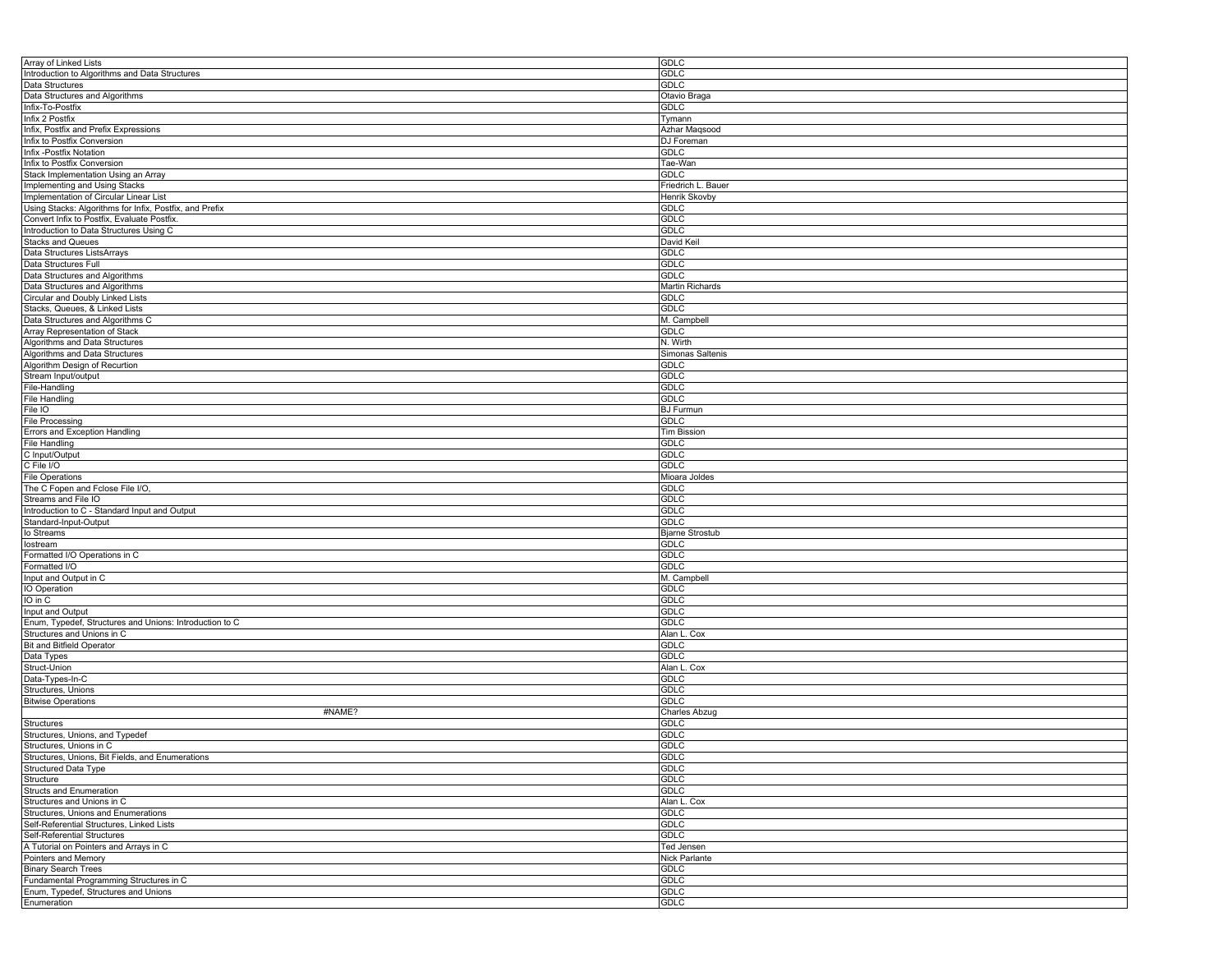| Array of Linked Lists | GDLC |
|---|---|
| Introduction to Algorithms and Data Structures | GDLC |
| Data Structures | GDLC |
| Data Structures and Algorithms | Otavio Braga |
| Infix-To-Postfix | GDLC |
| Infix 2 Postfix | Tymann |
| Infix, Postfix and Prefix Expressions | Azhar Maqsood |
| Infix to Postfix Conversion | DJ Foreman |
| Infix -Postfix Notation | GDLC |
| Infix to Postfix Conversion | Tae-Wan |
| Stack Implementation Using an Array | GDLC |
| Implementing and Using Stacks | Friedrich L. Bauer |
| Implementation of Circular Linear List | Henrik Skovby |
| Using Stacks: Algorithms for Infix, Postfix, and Prefix | GDLC |
| Convert Infix to Postfix, Evaluate Postfix. | GDLC |
| Introduction to Data Structures Using C | GDLC |
| Stacks and Queues | David Keil |
| Data Structures ListsArrays | GDLC |
| Data Structures Full | GDLC |
| Data Structures and Algorithms | GDLC |
| Data Structures and Algorithms | Martin Richards |
| Circular and Doubly Linked Lists | GDLC |
| Stacks, Queues, & Linked Lists | GDLC |
| Data Structures and Algorithms C | M. Campbell |
| Array Representation of Stack | GDLC |
| Algorithms and Data Structures | N. Wirth |
| Algorithms and Data Structures | Simonas Saltenis |
| Algorithm Design of Recurtion | GDLC |
| Stream Input/output | GDLC |
| File-Handling | GDLC |
| File Handling | GDLC |
| File IO | BJ Furmun |
| File Processing | GDLC |
| Errors and Exception Handling | Tim Bission |
| File Handling | GDLC |
| C Input/Output | GDLC |
| C File I/O | GDLC |
| File Operations | Mioara Joldes |
| The C Fopen and Fclose File I/O, | GDLC |
| Streams and File IO | GDLC |
| Introduction to C - Standard Input and Output | GDLC |
| Standard-Input-Output | GDLC |
| Io Streams | Bjarne Strostub |
| Iostream | GDLC |
| Formatted I/O Operations in C | GDLC |
| Formatted I/O | GDLC |
| Input and Output in C | M. Campbell |
| IO Operation | GDLC |
| IO in C | GDLC |
| Input and Output | GDLC |
| Enum, Typedef, Structures and Unions: Introduction to C | GDLC |
| Structures and Unions in C | Alan L. Cox |
| Bit and Bitfield Operator | GDLC |
| Data Types | GDLC |
| Struct-Union | Alan L. Cox |
| Data-Types-In-C | GDLC |
| Structures, Unions | GDLC |
| Bitwise Operations | GDLC |
| #NAME? | Charles Abzug |
| Structures | GDLC |
| Structures, Unions, and Typedef | GDLC |
| Structures, Unions in C | GDLC |
| Structures, Unions, Bit Fields, and Enumerations | GDLC |
| Structured Data Type | GDLC |
| Structure | GDLC |
| Structs and Enumeration | GDLC |
| Structures and Unions in C | Alan L. Cox |
| Structures, Unions and Enumerations | GDLC |
| Self-Referential Structures, Linked Lists | GDLC |
| Self-Referential Structures | GDLC |
| A Tutorial on Pointers and Arrays in C | Ted Jensen |
| Pointers and Memory | Nick Parlante |
| Binary Search Trees | GDLC |
| Fundamental Programming Structures in C | GDLC |
| Enum, Typedef, Structures and Unions | GDLC |
| Enumeration | GDLC |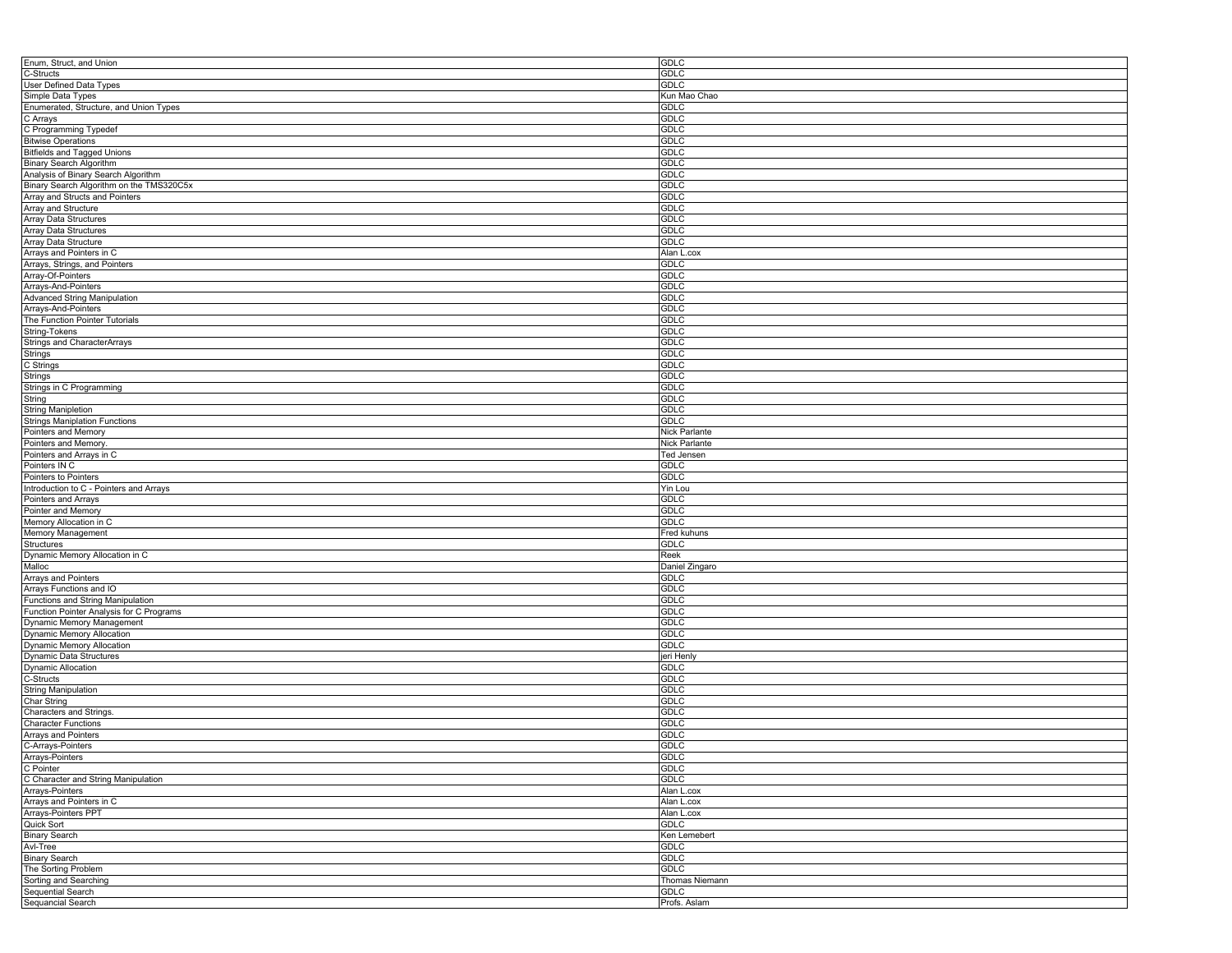| | |
|---|---|
| Enum, Struct, and Union | GDLC |
| C-Structs | GDLC |
| User Defined Data Types | GDLC |
| Simple Data Types | Kun Mao Chao |
| Enumerated, Structure, and Union Types | GDLC |
| C Arrays | GDLC |
| C Programming Typedef | GDLC |
| Bitwise Operations | GDLC |
| Bitfields and Tagged Unions | GDLC |
| Binary Search Algorithm | GDLC |
| Analysis of Binary Search Algorithm | GDLC |
| Binary Search Algorithm on the TMS320C5x | GDLC |
| Array and Structs and Pointers | GDLC |
| Array and Structure | GDLC |
| Array Data Structures | GDLC |
| Array Data Structures | GDLC |
| Array Data Structure | GDLC |
| Arrays and Pointers in C | Alan L.cox |
| Arrays, Strings, and Pointers | GDLC |
| Array-Of-Pointers | GDLC |
| Arrays-And-Pointers | GDLC |
| Advanced String Manipulation | GDLC |
| Arrays-And-Pointers | GDLC |
| The Function Pointer Tutorials | GDLC |
| String-Tokens | GDLC |
| Strings and CharacterArrays | GDLC |
| Strings | GDLC |
| C Strings | GDLC |
| Strings | GDLC |
| Strings in C Programming | GDLC |
| String | GDLC |
| String Manipletion | GDLC |
| Strings Maniplation Functions | GDLC |
| Pointers and Memory | Nick Parlante |
| Pointers and Memory. | Nick Parlante |
| Pointers and Arrays in C | Ted Jensen |
| Pointers IN C | GDLC |
| Pointers to Pointers | GDLC |
| Introduction to C - Pointers and Arrays | Yin Lou |
| Pointers and Arrays | GDLC |
| Pointer and Memory | GDLC |
| Memory Allocation in C | GDLC |
| Memory Management | Fred kuhuns |
| Structures | GDLC |
| Dynamic Memory Allocation in C | Reek |
| Malloc | Daniel Zingaro |
| Arrays and Pointers | GDLC |
| Arrays Functions and IO | GDLC |
| Functions and String Manipulation | GDLC |
| Function Pointer Analysis for C Programs | GDLC |
| Dynamic Memory Management | GDLC |
| Dynamic Memory Allocation | GDLC |
| Dynamic Memory Allocation | GDLC |
| Dynamic Data Structures | jeri Henly |
| Dynamic Allocation | GDLC |
| C-Structs | GDLC |
| String Manipulation | GDLC |
| Char String | GDLC |
| Characters and Strings. | GDLC |
| Character Functions | GDLC |
| Arrays and Pointers | GDLC |
| C-Arrays-Pointers | GDLC |
| Arrays-Pointers | GDLC |
| C Pointer | GDLC |
| C Character and String Manipulation | GDLC |
| Arrays-Pointers | Alan L.cox |
| Arrays and Pointers in C | Alan L.cox |
| Arrays-Pointers PPT | Alan L.cox |
| Quick Sort | GDLC |
| Binary Search | Ken Lemebert |
| Avl-Tree | GDLC |
| Binary Search | GDLC |
| The Sorting Problem | GDLC |
| Sorting and Searching | Thomas Niemann |
| Sequential Search | GDLC |
| Sequancial Search | Profs. Aslam |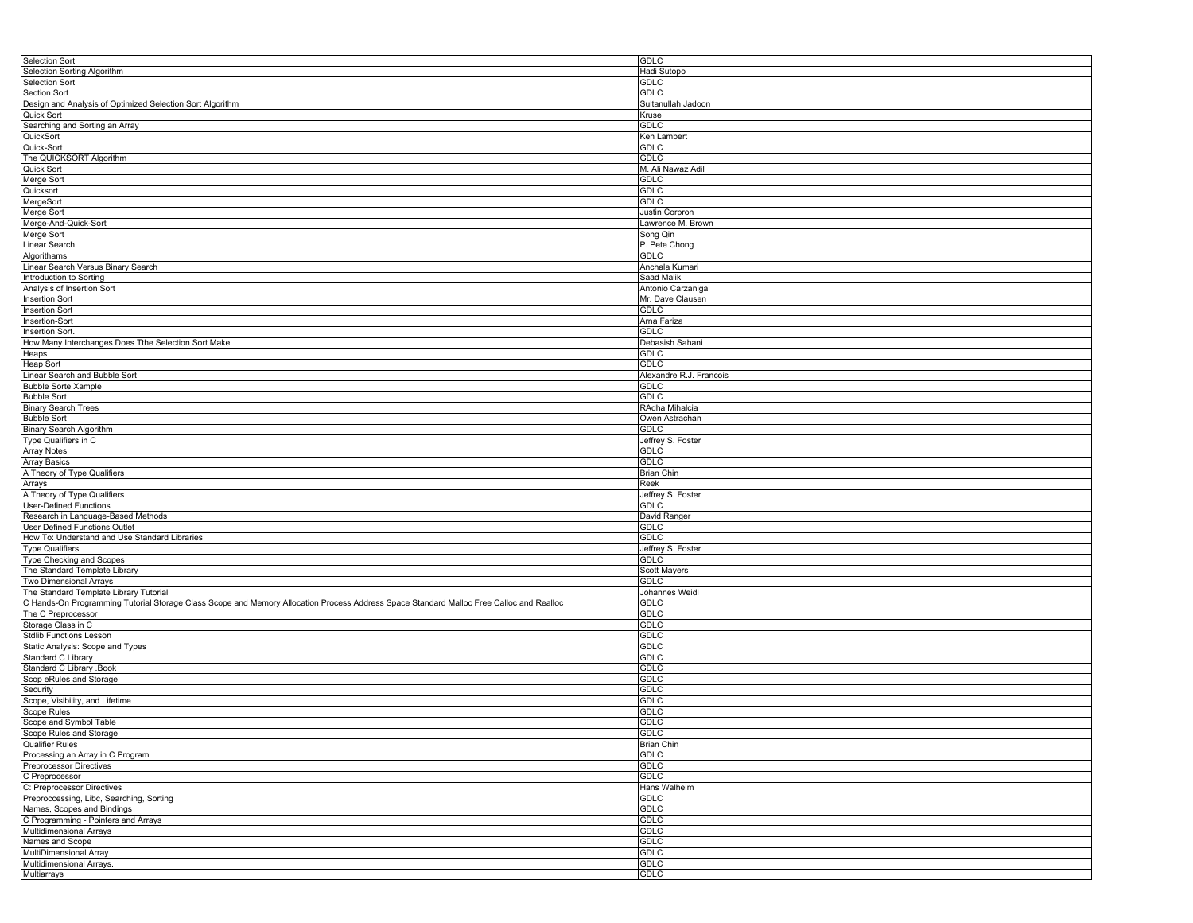| Selection Sort | GDLC |
|---|---|
| Selection Sorting Algorithm | Hadi Sutopo |
| Selection Sort | GDLC |
| Section Sort | GDLC |
| Design and Analysis of Optimized Selection Sort Algorithm | Sultanullah Jadoon |
| Quick Sort | Kruse |
| Searching and Sorting an Array | GDLC |
| QuickSort | Ken Lambert |
| Quick-Sort | GDLC |
| The QUICKSORT Algorithm | GDLC |
| Quick Sort | M. Ali Nawaz Adil |
| Merge Sort | GDLC |
| Quicksort | GDLC |
| MergeSort | GDLC |
| Merge Sort | Justin Corpron |
| Merge-And-Quick-Sort | Lawrence M. Brown |
| Merge Sort | Song Qin |
| Linear Search | P. Pete Chong |
| Algorithams | GDLC |
| Linear Search Versus Binary Search | Anchala Kumari |
| Introduction to Sorting | Saad Malik |
| Analysis of Insertion Sort | Antonio Carzaniga |
| Insertion Sort | Mr. Dave Clausen |
| Insertion Sort | GDLC |
| Insertion-Sort | Arna Fariza |
| Insertion Sort. | GDLC |
| How Many Interchanges Does Tthe Selection Sort Make | Debasish Sahani |
| Heaps | GDLC |
| Heap Sort | GDLC |
| Linear Search and Bubble Sort | Alexandre R.J. Francois |
| Bubble Sorte Xample | GDLC |
| Bubble Sort | GDLC |
| Binary Search Trees | RAdha Mihalcia |
| Bubble Sort | Owen Astrachan |
| Binary Search Algorithm | GDLC |
| Type Qualifiers in C | Jeffrey S. Foster |
| Array Notes | GDLC |
| Array Basics | GDLC |
| A Theory of Type Qualifiers | Brian Chin |
| Arrays | Reek |
| A Theory of Type Qualifiers | Jeffrey S. Foster |
| User-Defined Functions | GDLC |
| Research in Language-Based Methods | David Ranger |
| User Defined Functions Outlet | GDLC |
| How To: Understand and Use Standard Libraries | GDLC |
| Type Qualifiers | Jeffrey S. Foster |
| Type Checking and Scopes | GDLC |
| The Standard Template Library | Scott Mayers |
| Two Dimensional Arrays | GDLC |
| The Standard Template Library Tutorial | Johannes Weidl |
| C Hands-On Programming Tutorial Storage Class Scope and Memory Allocation Process Address Space Standard Malloc Free Calloc and Realloc | GDLC |
| The C Preprocessor | GDLC |
| Storage Class in C | GDLC |
| Stdlib Functions Lesson | GDLC |
| Static Analysis: Scope and Types | GDLC |
| Standard C Library | GDLC |
| Standard C Library .Book | GDLC |
| Scop eRules and Storage | GDLC |
| Security | GDLC |
| Scope, Visibility, and Lifetime | GDLC |
| Scope Rules | GDLC |
| Scope and Symbol Table | GDLC |
| Scope Rules and Storage | GDLC |
| Qualifier Rules | Brian Chin |
| Processing an Array in C Program | GDLC |
| Preprocessor Directives | GDLC |
| C Preprocessor | GDLC |
| C: Preprocessor Directives | Hans Walheim |
| Preproccessing, Libc, Searching, Sorting | GDLC |
| Names, Scopes and Bindings | GDLC |
| C Programming - Pointers and Arrays | GDLC |
| Multidimensional Arrays | GDLC |
| Names and Scope | GDLC |
| MultiDimensional Array | GDLC |
| Multidimensional Arrays. | GDLC |
| Multiarrays | GDLC |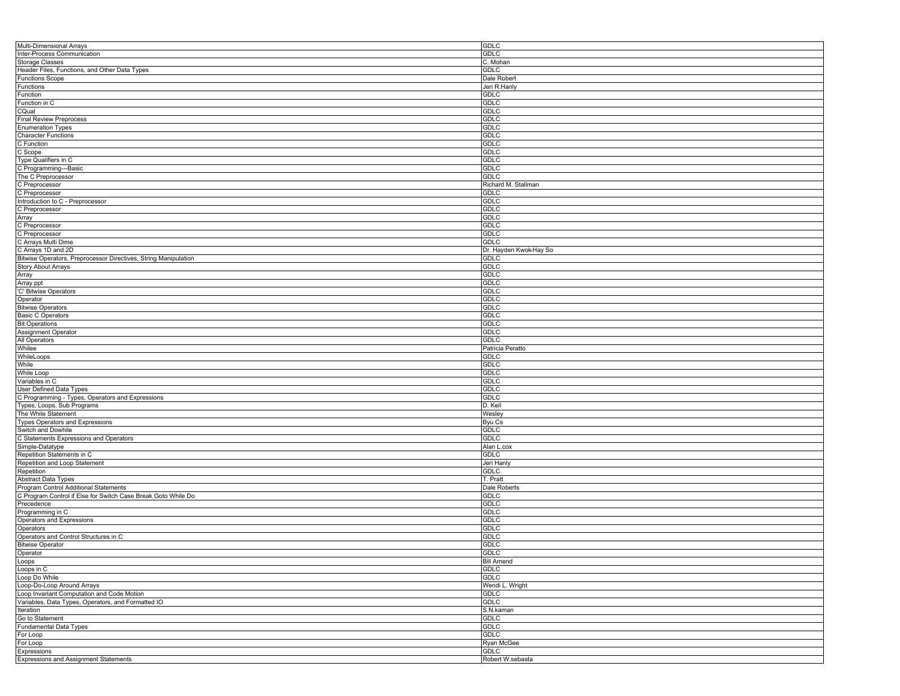| Multi-Dimensional Arrays | GDLC |
|---|---|
| Inter-Process Communication | GDLC |
| Storage Classes | C. Mohan |
| Header Files, Functions, and Other Data Types | GDLC |
| Functions Scope | Dale Robert |
| Functions | Jeri R.Hanly |
| Function | GDLC |
| Function in C | GDLC |
| CQual | GDLC |
| Final Review Preprocess | GDLC |
| Enumeration Types | GDLC |
| Character Functions | GDLC |
| C Function | GDLC |
| C Scope | GDLC |
| Type Qualifiers in C | GDLC |
| C Programming---Basic | GDLC |
| The C Preprocessor | GDLC |
| C Preprocessor | Richard M. Stallman |
| C Preprocessor | GDLC |
| Introduction to C - Preprocessor | GDLC |
| C Preprocessor | GDLC |
| Array | GDLC |
| C Preprocessor | GDLC |
| C Preprocessor | GDLC |
| C Arrays Multi Dime | GDLC |
| C Arrays 1D and 2D | Dr. Hayden Kwok-Hay So |
| Bitwise Operators, Preprocessor Directives, String Manipulation | GDLC |
| Story About Arrays | GDLC |
| Array | GDLC |
| Array ppt | GDLC |
| 'C' Bitwise Operators | GDLC |
| Operator | GDLC |
| Bitwise Operators | GDLC |
| Basic C Operators | GDLC |
| Bit Operations | GDLC |
| Assignment Operator | GDLC |
| All Operators | GDLC |
| Whilee | Patricia Peratto |
| WhileLoops | GDLC |
| While | GDLC |
| While Loop | GDLC |
| Variables in C | GDLC |
| User Defined Data Types | GDLC |
| C Programming - Types, Operators and Expressions | GDLC |
| Types, Loops, Sub Programs | D. Keil |
| The While Statement | Wesley |
| Types Operators and Expressions | Byu Cs |
| Switch and Dowhile | GDLC |
| C Statements Expressions and Operators | GDLC |
| Simple-Datatype | Alan L.cox |
| Repetition Statements in C | GDLC |
| Repetition and Loop Statement | Jeri Hanly |
| Repetition | GDLC |
| Abstract Data Types | T. Pratt |
| Program Control Additional Statements | Dale Roberts |
| C Program Control if Else for Switch Case Break Goto While Do | GDLC |
| Precedence | GDLC |
| Programming in C | GDLC |
| Operators and Expressions | GDLC |
| Operators | GDLC |
| Operators and Control Structures in C | GDLC |
| Bitwise Operator | GDLC |
| Operator | GDLC |
| Loops | Bill Amend |
| Loops in C | GDLC |
| Loop Do While | GDLC |
| Loop-Do-Loop Around Arrays | Wendi L. Wright |
| Loop Invariant Computation and Code Motion | GDLC |
| Variables, Data Types, Operators, and Formatted IO | GDLC |
| Iteration | S.N.kaman |
| Go to Statement | GDLC |
| Fundamental Data Types | GDLC |
| For Loop | GDLC |
| For Loop | Ryan McGee |
| Expressions | GDLC |
| Expressions and Assignment Statements | Robert W.sebasta |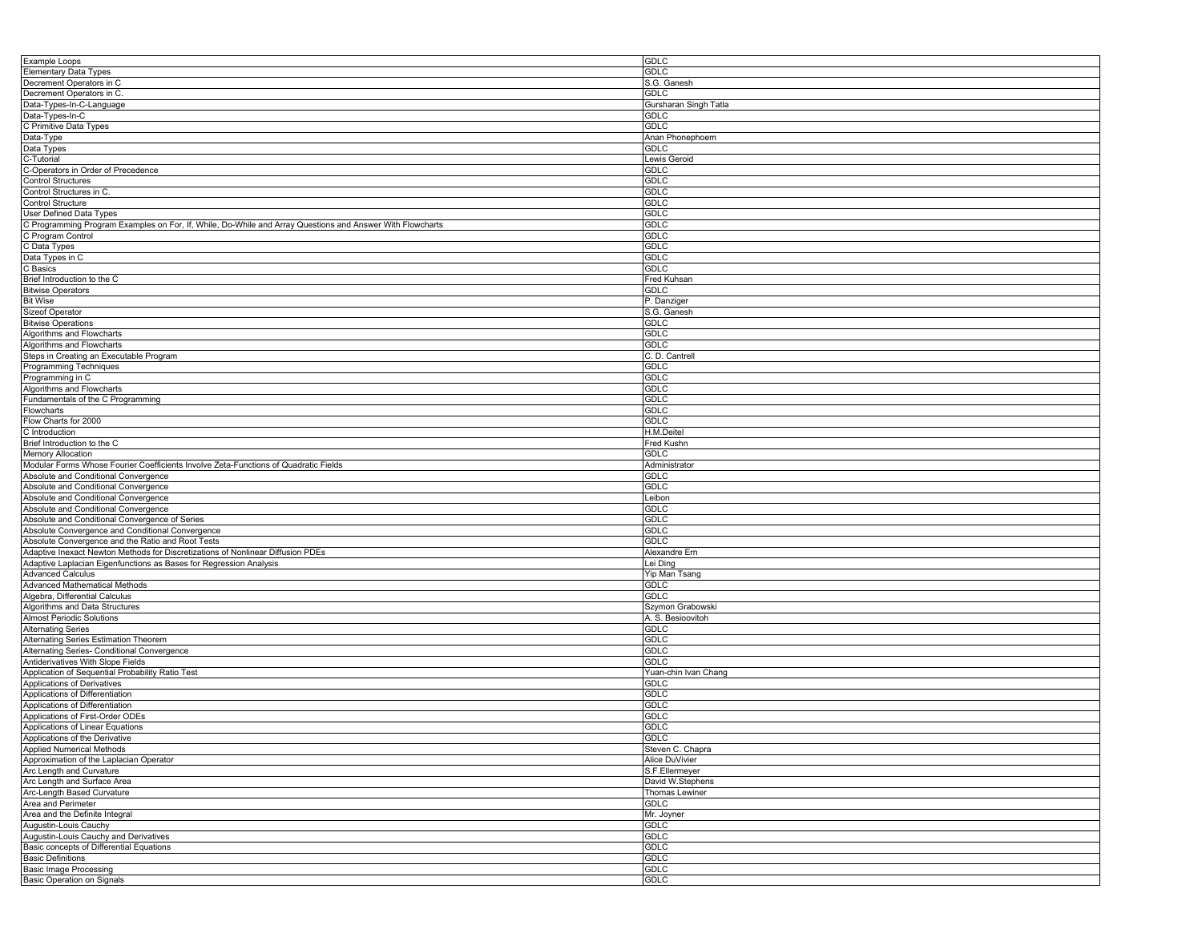| | |
|---|---|
| Example Loops | GDLC |
| Elementary Data Types | GDLC |
| Decrement Operators in C | S.G. Ganesh |
| Decrement Operators in C. | GDLC |
| Data-Types-In-C-Language | Gursharan Singh Tatla |
| Data-Types-In-C | GDLC |
| C Primitive Data Types | GDLC |
| Data-Type | Anan Phonephoem |
| Data Types | GDLC |
| C-Tutorial | Lewis Geroid |
| C-Operators in Order of Precedence | GDLC |
| Control Structures | GDLC |
| Control Structures in C. | GDLC |
| Control Structure | GDLC |
| User Defined Data Types | GDLC |
| C Programming Program Examples on For, If, While, Do-While and Array Questions and Answer With Flowcharts | GDLC |
| C Program Control | GDLC |
| C Data Types | GDLC |
| Data Types in C | GDLC |
| C Basics | GDLC |
| Brief Introduction to the C | Fred Kuhsan |
| Bitwise Operators | GDLC |
| Bit Wise | P. Danziger |
| Sizeof Operator | S.G. Ganesh |
| Bitwise Operations | GDLC |
| Algorithms and Flowcharts | GDLC |
| Algorithms and Flowcharts | GDLC |
| Steps in Creating an Executable Program | C. D. Cantrell |
| Programming Techniques | GDLC |
| Programming in C | GDLC |
| Algorithms and Flowcharts | GDLC |
| Fundamentals of the C Programming | GDLC |
| Flowcharts | GDLC |
| Flow Charts for 2000 | GDLC |
| C Introduction | H.M.Deitel |
| Brief Introduction to the C | Fred Kushn |
| Memory Allocation | GDLC |
| Modular Forms Whose Fourier Coefficients Involve Zeta-Functions of Quadratic Fields | Administrator |
| Absolute and Conditional Convergence | GDLC |
| Absolute and Conditional Convergence | GDLC |
| Absolute and Conditional Convergence | Leibon |
| Absolute and Conditional Convergence | GDLC |
| Absolute and Conditional Convergence of Series | GDLC |
| Absolute Convergence and Conditional Convergence | GDLC |
| Absolute Convergence and the Ratio and Root Tests | GDLC |
| Adaptive Inexact Newton Methods for Discretizations of Nonlinear Diffusion PDEs | Alexandre Ern |
| Adaptive Laplacian Eigenfunctions as Bases for Regression Analysis | Lei Ding |
| Advanced Calculus | Yip Man Tsang |
| Advanced Mathematical Methods | GDLC |
| Algebra, Differential Calculus | GDLC |
| Algorithms and Data Structures | Szymon Grabowski |
| Almost Periodic Solutions | A. S. Besioovitoh |
| Alternating Series | GDLC |
| Alternating Series Estimation Theorem | GDLC |
| Alternating Series- Conditional Convergence | GDLC |
| Antiderivatives With Slope Fields | GDLC |
| Application of Sequential Probability Ratio Test | Yuan-chin Ivan Chang |
| Applications of Derivatives | GDLC |
| Applications of Differentiation | GDLC |
| Applications of Differentiation | GDLC |
| Applications of First-Order ODEs | GDLC |
| Applications of Linear Equations | GDLC |
| Applications of the Derivative | GDLC |
| Applied Numerical Methods | Steven C. Chapra |
| Approximation of the Laplacian Operator | Alice DuVivier |
| Arc Length and Curvature | S.F.Ellermeyer |
| Arc Length and Surface Area | David W.Stephens |
| Arc-Length Based Curvature | Thomas Lewiner |
| Area and Perimeter | GDLC |
| Area and the Definite Integral | Mr. Joyner |
| Augustin-Louis Cauchy | GDLC |
| Augustin-Louis Cauchy and Derivatives | GDLC |
| Basic concepts of Differential Equations | GDLC |
| Basic Definitions | GDLC |
| Basic Image Processing | GDLC |
| Basic Operation on Signals | GDLC |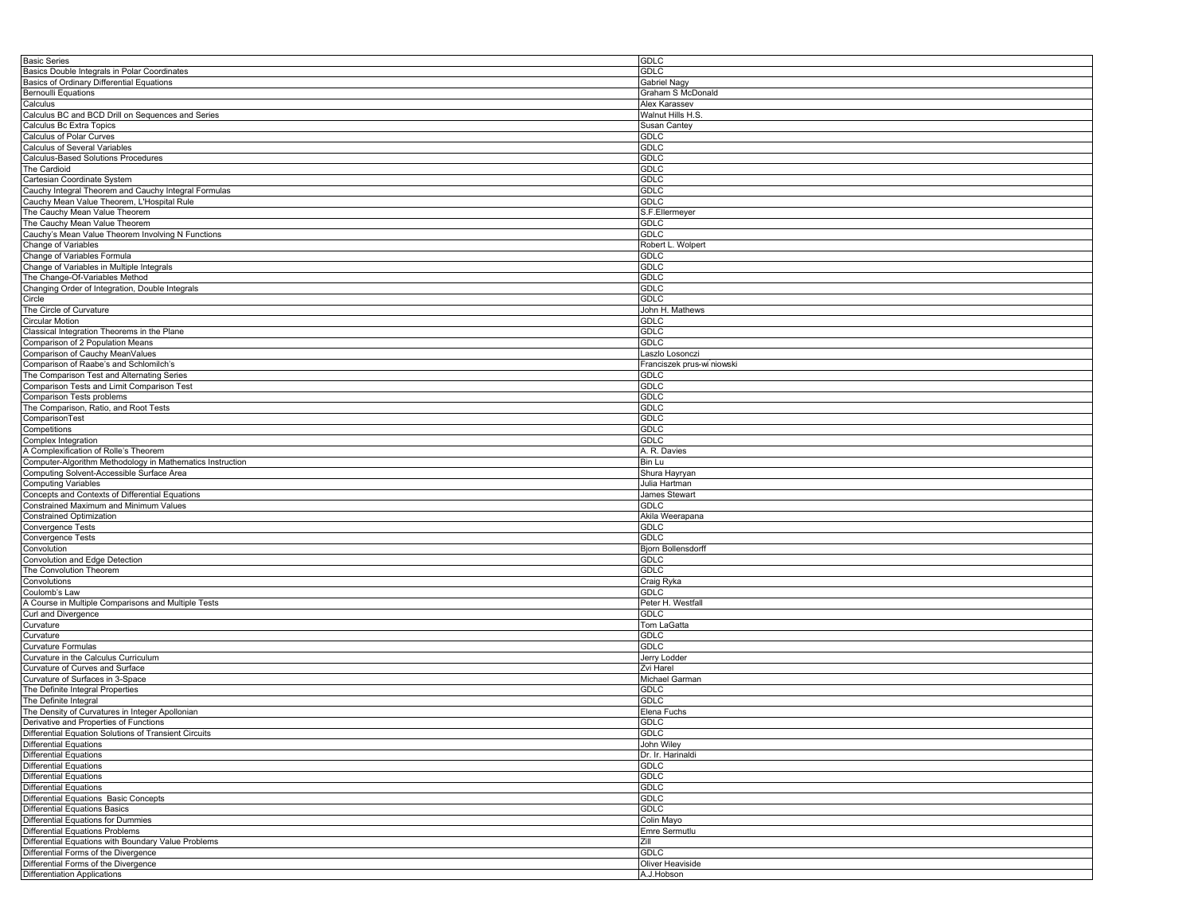| | |
|---|---|
| Basic Series | GDLC |
| Basics Double Integrals in Polar Coordinates | GDLC |
| Basics of Ordinary Differential Equations | Gabriel Nagy |
| Bernoulli Equations | Graham S McDonald |
| Calculus | Alex Karassev |
| Calculus BC and BCD Drill on Sequences and Series | Walnut Hills H.S. |
| Calculus Bc Extra Topics | Susan Cantey |
| Calculus of Polar Curves | GDLC |
| Calculus of Several Variables | GDLC |
| Calculus-Based Solutions Procedures | GDLC |
| The Cardioid | GDLC |
| Cartesian Coordinate System | GDLC |
| Cauchy Integral Theorem and Cauchy Integral Formulas | GDLC |
| Cauchy Mean Value Theorem, L'Hospital Rule | GDLC |
| The Cauchy Mean Value Theorem | S.F.Ellermeyer |
| The Cauchy Mean Value Theorem | GDLC |
| Cauchy's Mean Value Theorem Involving N Functions | GDLC |
| Change of Variables | Robert L. Wolpert |
| Change of Variables Formula | GDLC |
| Change of Variables in Multiple Integrals | GDLC |
| The Change-Of-Variables Method | GDLC |
| Changing Order of Integration, Double Integrals | GDLC |
| Circle | GDLC |
| The Circle of Curvature | John H. Mathews |
| Circular Motion | GDLC |
| Classical Integration Theorems in the Plane | GDLC |
| Comparison of 2 Population Means | GDLC |
| Comparison of Cauchy MeanValues | Laszlo Losonczi |
| Comparison of Raabe's and Schlomilch's | Franciszek prus-wi niowski |
| The Comparison Test and Alternating Series | GDLC |
| Comparison Tests and Limit Comparison Test | GDLC |
| Comparison Tests problems | GDLC |
| The Comparison, Ratio, and Root Tests | GDLC |
| ComparisonTest | GDLC |
| Competitions | GDLC |
| Complex Integration | GDLC |
| A Complexification of Rolle's Theorem | A. R. Davies |
| Computer-Algorithm Methodology in Mathematics Instruction | Bin Lu |
| Computing Solvent-Accessible Surface Area | Shura Hayryan |
| Computing Variables | Julia Hartman |
| Concepts and Contexts of Differential Equations | James Stewart |
| Constrained Maximum and Minimum Values | GDLC |
| Constrained Optimization | Akila Weerapana |
| Convergence Tests | GDLC |
| Convergence Tests | GDLC |
| Convolution | Bjorn Bollensdorff |
| Convolution and Edge Detection | GDLC |
| The Convolution Theorem | GDLC |
| Convolutions | Craig Ryka |
| Coulomb's Law | GDLC |
| A Course in Multiple Comparisons and Multiple Tests | Peter H. Westfall |
| Curl and Divergence | GDLC |
| Curvature | Tom LaGatta |
| Curvature | GDLC |
| Curvature Formulas | GDLC |
| Curvature in the Calculus Curriculum | Jerry Lodder |
| Curvature of Curves and Surface | Zvi Harel |
| Curvature of Surfaces in 3-Space | Michael Garman |
| The Definite Integral Properties | GDLC |
| The Definite Integral | GDLC |
| The Density of Curvatures in Integer Apollonian | Elena Fuchs |
| Derivative and Properties of Functions | GDLC |
| Differential Equation Solutions of Transient Circuits | GDLC |
| Differential Equations | John Wiley |
| Differential Equations | Dr. Ir. Harinaldi |
| Differential Equations | GDLC |
| Differential Equations | GDLC |
| Differential Equations | GDLC |
| Differential Equations Basic Concepts | GDLC |
| Differential Equations Basics | GDLC |
| Differential Equations for Dummies | Colin Mayo |
| Differential Equations Problems | Emre Sermutlu |
| Differential Equations with Boundary Value Problems | Zill |
| Differential Forms of the Divergence | GDLC |
| Differential Forms of the Divergence | Oliver Heaviside |
| Differentiation Applications | A.J.Hobson |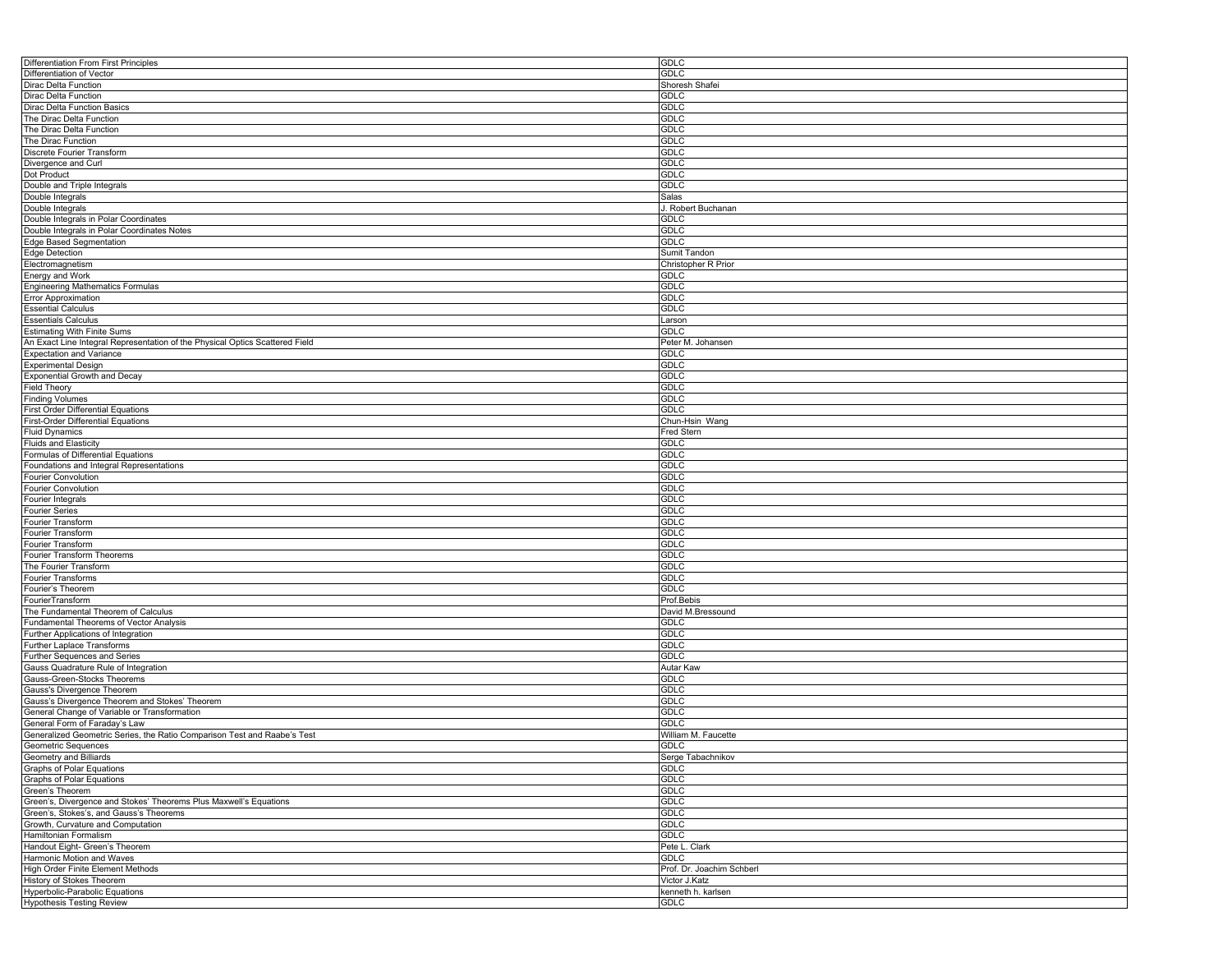| | |
|---|---|
| Differentiation From First Principles | GDLC |
| Differentiation of Vector | GDLC |
| Dirac Delta Function | Shoresh Shafei |
| Dirac Delta Function | GDLC |
| Dirac Delta Function Basics | GDLC |
| The Dirac Delta Function | GDLC |
| The Dirac Delta Function | GDLC |
| The Dirac Function | GDLC |
| Discrete Fourier Transform | GDLC |
| Divergence and Curl | GDLC |
| Dot Product | GDLC |
| Double and Triple Integrals | GDLC |
| Double Integrals | Salas |
| Double Integrals | J. Robert Buchanan |
| Double Integrals in Polar Coordinates | GDLC |
| Double Integrals in Polar Coordinates Notes | GDLC |
| Edge Based Segmentation | GDLC |
| Edge Detection | Sumit Tandon |
| Electromagnetism | Christopher R Prior |
| Energy and Work | GDLC |
| Engineering Mathematics Formulas | GDLC |
| Error Approximation | GDLC |
| Essential Calculus | GDLC |
| Essentials Calculus | Larson |
| Estimating With Finite Sums | GDLC |
| An Exact Line Integral Representation of the Physical Optics Scattered Field | Peter M. Johansen |
| Expectation and Variance | GDLC |
| Experimental Design | GDLC |
| Exponential Growth and Decay | GDLC |
| Field Theory | GDLC |
| Finding Volumes | GDLC |
| First Order Differential Equations | GDLC |
| First-Order Differential Equations | Chun-Hsin Wang |
| Fluid Dynamics | Fred Stern |
| Fluids and Elasticity | GDLC |
| Formulas of Differential Equations | GDLC |
| Foundations and Integral Representations | GDLC |
| Fourier Convolution | GDLC |
| Fourier Convolution | GDLC |
| Fourier Integrals | GDLC |
| Fourier Series | GDLC |
| Fourier Transform | GDLC |
| Fourier Transform | GDLC |
| Fourier Transform | GDLC |
| Fourier Transform Theorems | GDLC |
| The Fourier Transform | GDLC |
| Fourier Transforms | GDLC |
| Fourier's Theorem | GDLC |
| FourierTransform | Prof.Bebis |
| The Fundamental Theorem of Calculus | David M.Bressound |
| Fundamental Theorems of Vector Analysis | GDLC |
| Further Applications of Integration | GDLC |
| Further Laplace Transforms | GDLC |
| Further Sequences and Series | GDLC |
| Gauss Quadrature Rule of Integration | Autar Kaw |
| Gauss-Green-Stocks Theorems | GDLC |
| Gauss's Divergence Theorem | GDLC |
| Gauss's Divergence Theorem and Stokes' Theorem | GDLC |
| General Change of Variable or Transformation | GDLC |
| General Form of Faraday's Law | GDLC |
| Generalized Geometric Series, the Ratio Comparison Test and Raabe's Test | William M. Faucette |
| Geometric Sequences | GDLC |
| Geometry and Billiards | Serge Tabachnikov |
| Graphs of Polar Equations | GDLC |
| Graphs of Polar Equations | GDLC |
| Green's Theorem | GDLC |
| Green's, Divergence and Stokes' Theorems Plus Maxwell's Equations | GDLC |
| Green's, Stokes's, and Gauss's Theorems | GDLC |
| Growth, Curvature and Computation | GDLC |
| Hamiltonian Formalism | GDLC |
| Handout Eight- Green's Theorem | Pete L. Clark |
| Harmonic Motion and Waves | GDLC |
| High Order Finite Element Methods | Prof. Dr. Joachim Schberl |
| History of Stokes Theorem | Victor J.Katz |
| Hyperbolic-Parabolic Equations | kenneth h. karlsen |
| Hypothesis Testing Review | GDLC |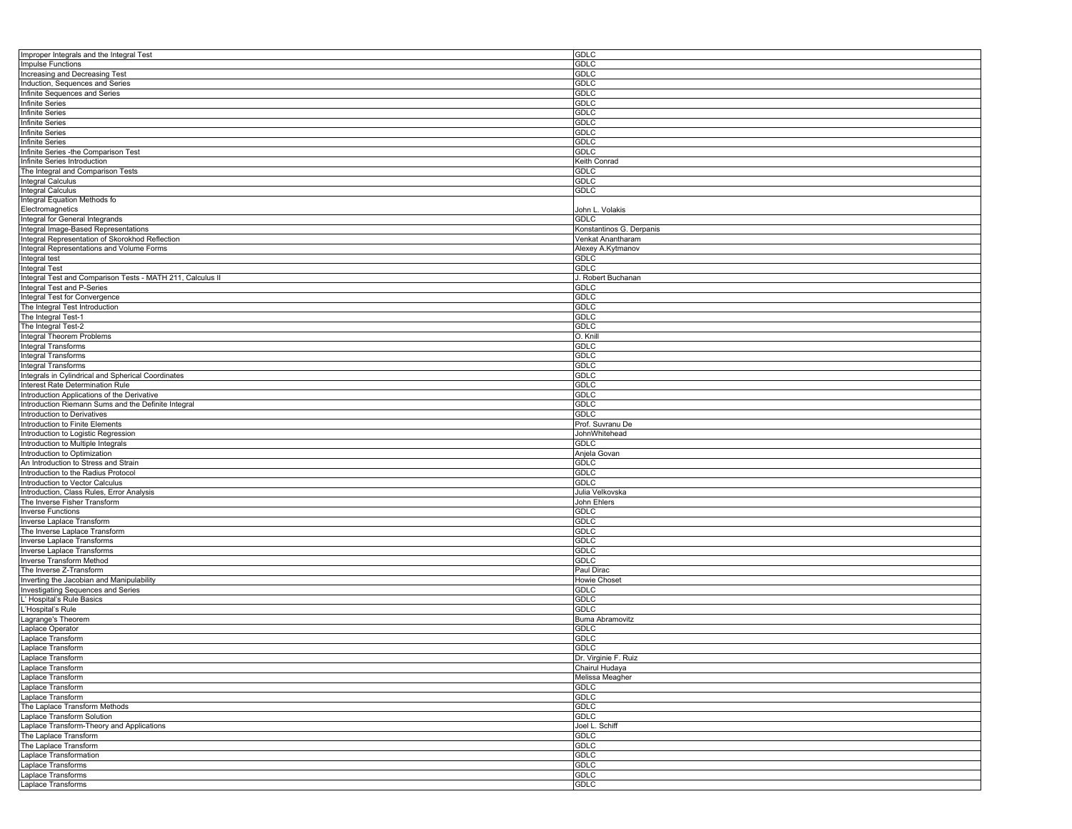| | |
|---|---|
| Improper Integrals and the Integral Test | GDLC |
| Impulse Functions | GDLC |
| Increasing and Decreasing Test | GDLC |
| Induction, Sequences and Series | GDLC |
| Infinite Sequences and Series | GDLC |
| Infinite Series | GDLC |
| Infinite Series | GDLC |
| Infinite Series | GDLC |
| Infinite Series | GDLC |
| Infinite Series | GDLC |
| Infinite Series -the Comparison Test | GDLC |
| Infinite Series Introduction | Keith Conrad |
| The Integral and Comparison Tests | GDLC |
| Integral Calculus | GDLC |
| Integral Calculus | GDLC |
| Integral Equation Methods fo Electromagnetics | John L. Volakis |
| Integral for General Integrands | GDLC |
| Integral Image-Based Representations | Konstantinos G. Derpanis |
| Integral Representation of Skorokhod Reflection | Venkat Anantharam |
| Integral Representations and Volume Forms | Alexey A.Kytmanov |
| Integral test | GDLC |
| Integral Test | GDLC |
| Integral Test and Comparison Tests - MATH 211, Calculus II | J. Robert Buchanan |
| Integral Test and P-Series | GDLC |
| Integral Test for Convergence | GDLC |
| The Integral Test Introduction | GDLC |
| The Integral Test-1 | GDLC |
| The Integral Test-2 | GDLC |
| Integral Theorem Problems | O. Knill |
| Integral Transforms | GDLC |
| Integral Transforms | GDLC |
| Integral Transforms | GDLC |
| Integrals in Cylindrical and Spherical Coordinates | GDLC |
| Interest Rate Determination Rule | GDLC |
| Introduction Applications of the Derivative | GDLC |
| Introduction Riemann Sums and the Definite Integral | GDLC |
| Introduction to Derivatives | GDLC |
| Introduction to Finite Elements | Prof. Suvranu De |
| Introduction to Logistic Regression | JohnWhitehead |
| Introduction to Multiple Integrals | GDLC |
| Introduction to Optimization | Anjela Govan |
| An Introduction to Stress and Strain | GDLC |
| Introduction to the Radius Protocol | GDLC |
| Introduction to Vector Calculus | GDLC |
| Introduction, Class Rules, Error Analysis | Julia Velkovska |
| The Inverse Fisher Transform | John Ehlers |
| Inverse Functions | GDLC |
| Inverse Laplace Transform | GDLC |
| The Inverse Laplace Transform | GDLC |
| Inverse Laplace Transforms | GDLC |
| Inverse Laplace Transforms | GDLC |
| Inverse Transform Method | GDLC |
| The Inverse Z-Transform | Paul Dirac |
| Inverting the Jacobian and Manipulability | Howie Choset |
| Investigating Sequences and Series | GDLC |
| L' Hospital's Rule Basics | GDLC |
| L'Hospital's Rule | GDLC |
| Lagrange's Theorem | Buma Abramovitz |
| Laplace Operator | GDLC |
| Laplace Transform | GDLC |
| Laplace Transform | GDLC |
| Laplace Transform | Dr. Virginie F. Ruiz |
| Laplace Transform | Chairul Hudaya |
| Laplace Transform | Melissa Meagher |
| Laplace Transform | GDLC |
| Laplace Transform | GDLC |
| The Laplace Transform Methods | GDLC |
| Laplace Transform Solution | GDLC |
| Laplace Transform-Theory and Applications | Joel L. Schiff |
| The Laplace Transform | GDLC |
| The Laplace Transform | GDLC |
| Laplace Transformation | GDLC |
| Laplace Transforms | GDLC |
| Laplace Transforms | GDLC |
| Laplace Transforms | GDLC |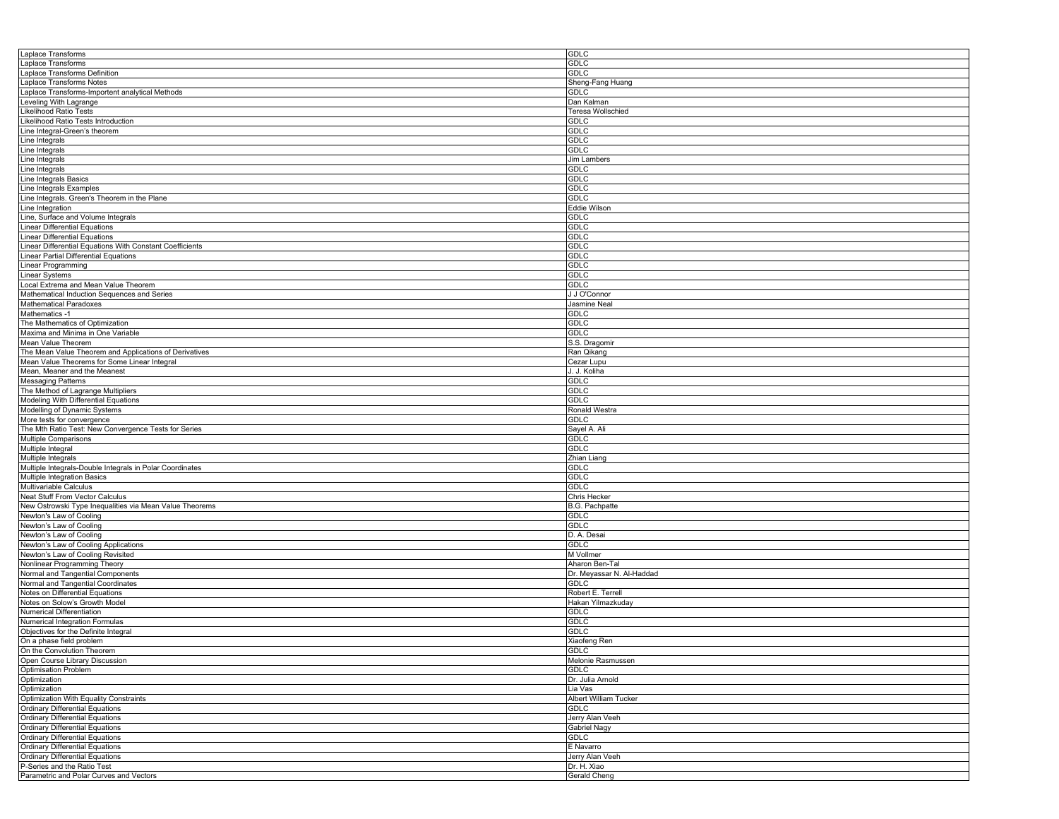| | |
|---|---|
| Laplace Transforms | GDLC |
| Laplace Transforms | GDLC |
| Laplace Transforms Definition | GDLC |
| Laplace Transforms Notes | Sheng-Fang Huang |
| Laplace Transforms-Importent analytical Methods | GDLC |
| Leveling With Lagrange | Dan Kalman |
| Likelihood Ratio Tests | Teresa Wollschied |
| Likelihood Ratio Tests Introduction | GDLC |
| Line Integral-Green's theorem | GDLC |
| Line Integrals | GDLC |
| Line Integrals | GDLC |
| Line Integrals | Jim Lambers |
| Line Integrals | GDLC |
| Line Integrals Basics | GDLC |
| Line Integrals Examples | GDLC |
| Line Integrals. Green's Theorem in the Plane | GDLC |
| Line Integration | Eddie Wilson |
| Line, Surface and Volume Integrals | GDLC |
| Linear Differential Equations | GDLC |
| Linear Differential Equations | GDLC |
| Linear Differential Equations With Constant Coefficients | GDLC |
| Linear Partial Differential Equations | GDLC |
| Linear Programming | GDLC |
| Linear Systems | GDLC |
| Local Extrema and Mean Value Theorem | GDLC |
| Mathematical Induction Sequences and Series | J J O'Connor |
| Mathematical Paradoxes | Jasmine Neal |
| Mathematics -1 | GDLC |
| The Mathematics of Optimization | GDLC |
| Maxima and Minima in One Variable | GDLC |
| Mean Value Theorem | S.S. Dragomir |
| The Mean Value Theorem and Applications of Derivatives | Ran Qikang |
| Mean Value Theorems for Some Linear Integral | Cezar Lupu |
| Mean, Meaner and the Meanest | J. J. Koliha |
| Messaging Patterns | GDLC |
| The Method of Lagrange Multipliers | GDLC |
| Modeling With Differential Equations | GDLC |
| Modelling of Dynamic Systems | Ronald Westra |
| More tests for convergence | GDLC |
| The Mth Ratio Test: New Convergence Tests for Series | Sayel A. Ali |
| Multiple Comparisons | GDLC |
| Multiple Integral | GDLC |
| Multiple Integrals | Zhian Liang |
| Multiple Integrals-Double Integrals in Polar Coordinates | GDLC |
| Multiple Integration Basics | GDLC |
| Multivariable Calculus | GDLC |
| Neat Stuff From Vector Calculus | Chris Hecker |
| New Ostrowski Type Inequalities via Mean Value Theorems | B.G. Pachpatte |
| Newton's Law of Cooling | GDLC |
| Newton's Law of Cooling | GDLC |
| Newton's Law of Cooling | D. A. Desai |
| Newton's Law of Cooling Applications | GDLC |
| Newton's Law of Cooling Revisited | M Vollmer |
| Nonlinear Programming Theory | Aharon Ben-Tal |
| Normal and Tangential Components | Dr. Meyassar N. Al-Haddad |
| Normal and Tangential Coordinates | GDLC |
| Notes on Differential Equations | Robert E. Terrell |
| Notes on Solow's Growth Model | Hakan Yilmazkuday |
| Numerical Differentiation | GDLC |
| Numerical Integration Formulas | GDLC |
| Objectives for the Definite Integral | GDLC |
| On a phase field problem | Xiaofeng Ren |
| On the Convolution Theorem | GDLC |
| Open Course Library Discussion | Melonie Rasmussen |
| Optimisation Problem | GDLC |
| Optimization | Dr. Julia Arnold |
| Optimization | Lia Vas |
| Optimization With Equality Constraints | Albert William Tucker |
| Ordinary Differential Equations | GDLC |
| Ordinary Differential Equations | Jerry Alan Veeh |
| Ordinary Differential Equations | Gabriel Nagy |
| Ordinary Differential Equations | GDLC |
| Ordinary Differential Equations | E Navarro |
| Ordinary Differential Equations | Jerry Alan Veeh |
| P-Series and the Ratio Test | Dr. H. Xiao |
| Parametric and Polar Curves and Vectors | Gerald Cheng |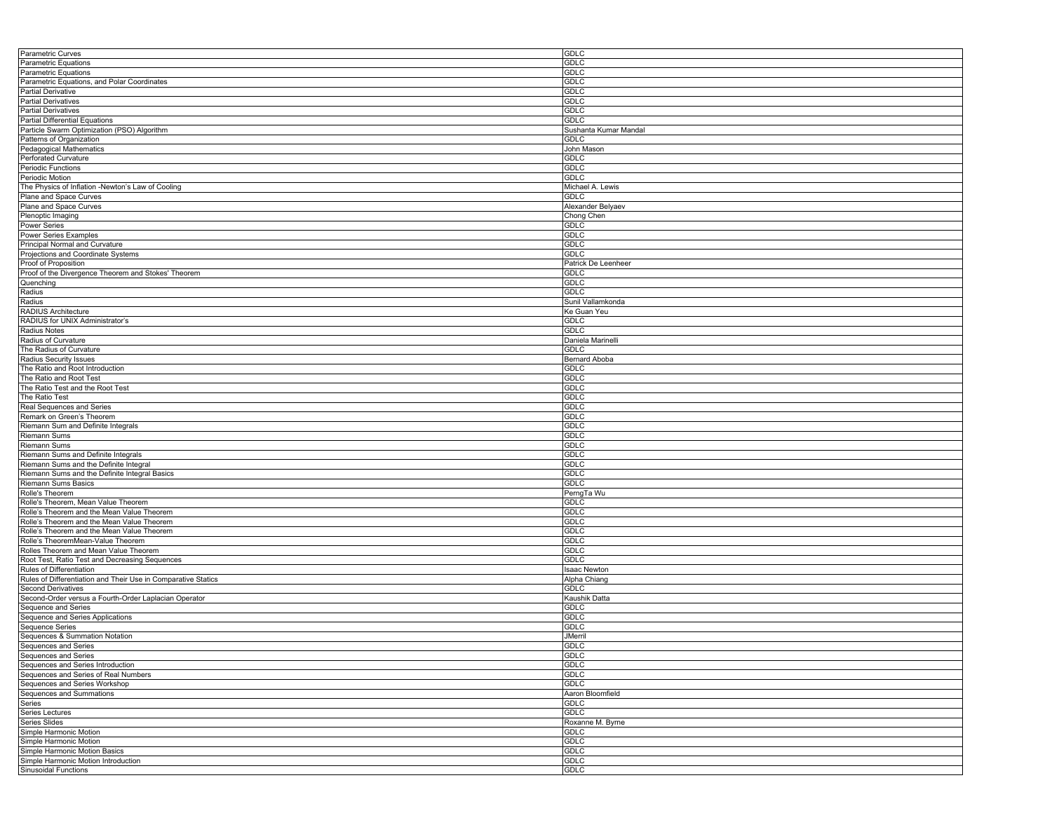| Parametric Curves | GDLC |
|---|---|
| Parametric Equations | GDLC |
| Parametric Equations | GDLC |
| Parametric Equations, and Polar Coordinates | GDLC |
| Partial Derivative | GDLC |
| Partial Derivatives | GDLC |
| Partial Derivatives | GDLC |
| Partial Differential Equations | GDLC |
| Particle Swarm Optimization (PSO) Algorithm | Sushanta Kumar Mandal |
| Patterns of Organization | GDLC |
| Pedagogical Mathematics | John Mason |
| Perforated Curvature | GDLC |
| Periodic Functions | GDLC |
| Periodic Motion | GDLC |
| The Physics of Inflation -Newton's Law of Cooling | Michael A. Lewis |
| Plane and Space Curves | GDLC |
| Plane and Space Curves | Alexander Belyaev |
| Plenoptic Imaging | Chong Chen |
| Power Series | GDLC |
| Power Series Examples | GDLC |
| Principal Normal and Curvature | GDLC |
| Projections and Coordinate Systems | GDLC |
| Proof of Proposition | Patrick De Leenheer |
| Proof of the Divergence Theorem and Stokes' Theorem | GDLC |
| Quenching | GDLC |
| Radius | GDLC |
| Radius | Sunil Vallamkonda |
| RADIUS Architecture | Ke Guan Yeu |
| RADIUS for UNIX Administrator's | GDLC |
| Radius Notes | GDLC |
| Radius of Curvature | Daniela Marinelli |
| The Radius of Curvature | GDLC |
| Radius Security Issues | Bernard Aboba |
| The Ratio and Root Introduction | GDLC |
| The Ratio and Root Test | GDLC |
| The Ratio Test and the Root Test | GDLC |
| The Ratio Test | GDLC |
| Real Sequences and Series | GDLC |
| Remark on Green's Theorem | GDLC |
| Riemann Sum and Definite Integrals | GDLC |
| Riemann Sums | GDLC |
| Riemann Sums | GDLC |
| Riemann Sums and Definite Integrals | GDLC |
| Riemann Sums and the Definite Integral | GDLC |
| Riemann Sums and the Definite Integral Basics | GDLC |
| Riemann Sums Basics | GDLC |
| Rolle's Theorem | PerngTa Wu |
| Rolle's Theorem, Mean Value Theorem | GDLC |
| Rolle's Theorem and the Mean Value Theorem | GDLC |
| Rolle's Theorem and the Mean Value Theorem | GDLC |
| Rolle's Theorem and the Mean Value Theorem | GDLC |
| Rolle's TheoremMean-Value Theorem | GDLC |
| Rolles Theorem and Mean Value Theorem | GDLC |
| Root Test, Ratio Test and Decreasing Sequences | GDLC |
| Rules of Differentiation | Isaac Newton |
| Rules of Differentiation and Their Use in Comparative Statics | Alpha Chiang |
| Second Derivatives | GDLC |
| Second-Order versus a Fourth-Order Laplacian Operator | Kaushik Datta |
| Sequence and Series | GDLC |
| Sequence and Series Applications | GDLC |
| Sequence Series | GDLC |
| Sequences & Summation Notation | JMerril |
| Sequences and Series | GDLC |
| Sequences and Series | GDLC |
| Sequences and Series Introduction | GDLC |
| Sequences and Series of Real Numbers | GDLC |
| Sequences and Series Workshop | GDLC |
| Sequences and Summations | Aaron Bloomfield |
| Series | GDLC |
| Series Lectures | GDLC |
| Series Slides | Roxanne M. Byrne |
| Simple Harmonic Motion | GDLC |
| Simple Harmonic Motion | GDLC |
| Simple Harmonic Motion Basics | GDLC |
| Simple Harmonic Motion Introduction | GDLC |
| Sinusoidal Functions | GDLC |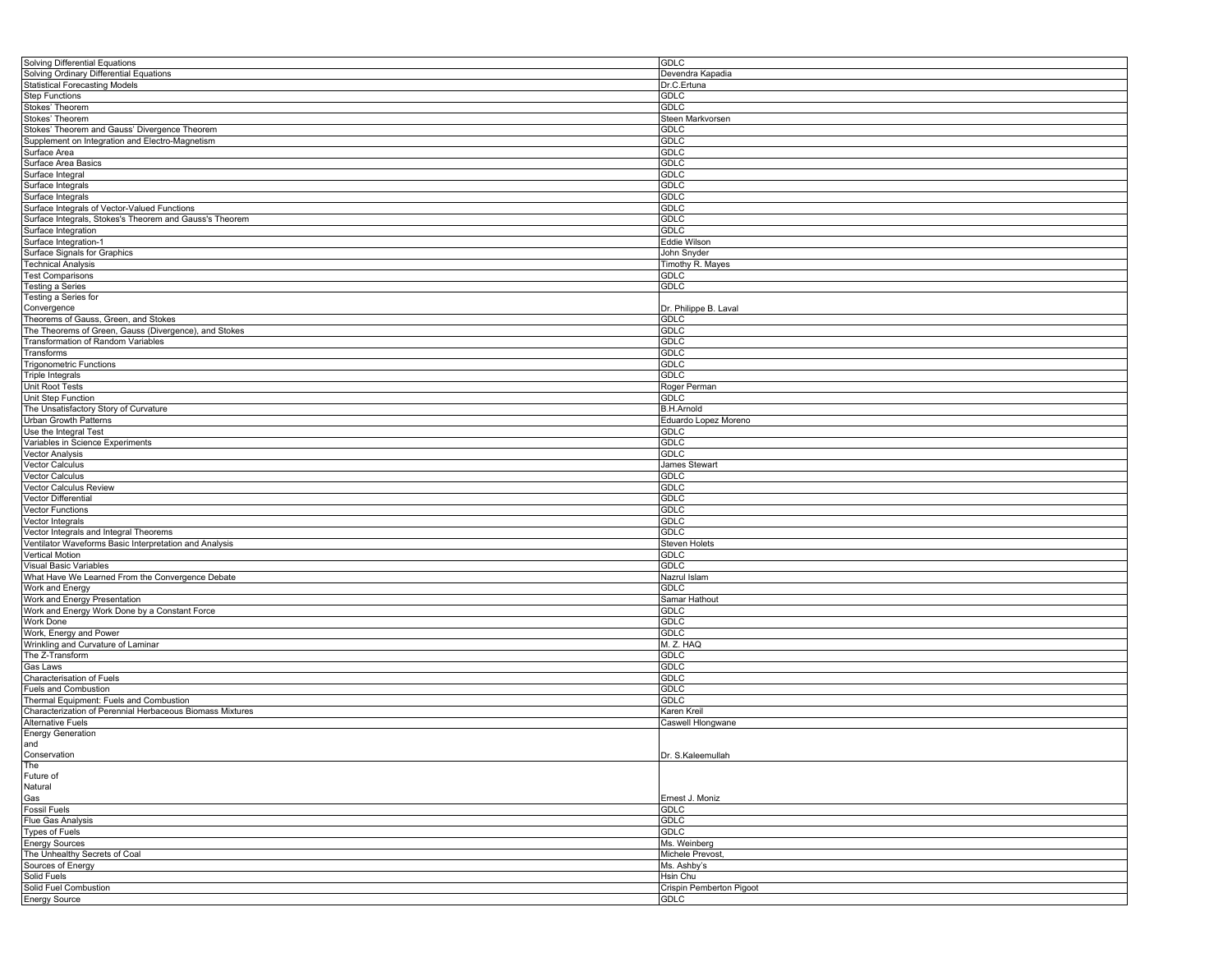| | |
|---|---|
| Solving Differential Equations | GDLC |
| Solving Ordinary Differential Equations | Devendra Kapadia |
| Statistical Forecasting Models | Dr.C.Ertuna |
| Step Functions | GDLC |
| Stokes' Theorem | GDLC |
| Stokes' Theorem | Steen Markvorsen |
| Stokes' Theorem and Gauss' Divergence Theorem | GDLC |
| Supplement on Integration and Electro-Magnetism | GDLC |
| Surface Area | GDLC |
| Surface Area Basics | GDLC |
| Surface Integral | GDLC |
| Surface Integrals | GDLC |
| Surface Integrals | GDLC |
| Surface Integrals of Vector-Valued Functions | GDLC |
| Surface Integrals, Stokes's Theorem and Gauss's Theorem | GDLC |
| Surface Integration | GDLC |
| Surface Integration-1 | Eddie Wilson |
| Surface Signals for Graphics | John Snyder |
| Technical Analysis | Timothy R. Mayes |
| Test Comparisons | GDLC |
| Testing a Series | GDLC |
| Testing a Series for Convergence | Dr. Philippe B. Laval |
| Theorems of Gauss, Green, and Stokes | GDLC |
| The Theorems of Green, Gauss (Divergence), and Stokes | GDLC |
| Transformation of Random Variables | GDLC |
| Transforms | GDLC |
| Trigonometric Functions | GDLC |
| Triple Integrals | GDLC |
| Unit Root Tests | Roger Perman |
| Unit Step Function | GDLC |
| The Unsatisfactory Story of Curvature | B.H.Arnold |
| Urban Growth Patterns | Eduardo Lopez Moreno |
| Use the Integral Test | GDLC |
| Variables in Science Experiments | GDLC |
| Vector Analysis | GDLC |
| Vector Calculus | James Stewart |
| Vector Calculus | GDLC |
| Vector Calculus Review | GDLC |
| Vector Differential | GDLC |
| Vector Functions | GDLC |
| Vector Integrals | GDLC |
| Vector Integrals and Integral Theorems | GDLC |
| Ventilator Waveforms Basic Interpretation and Analysis | Steven Holets |
| Vertical Motion | GDLC |
| Visual Basic Variables | GDLC |
| What Have We Learned From the Convergence Debate | Nazrul Islam |
| Work and Energy | GDLC |
| Work and Energy Presentation | Samar Hathout |
| Work and Energy Work Done by a Constant Force | GDLC |
| Work Done | GDLC |
| Work, Energy and Power | GDLC |
| Wrinkling and Curvature of Laminar | M. Z. HAQ |
| The Z-Transform | GDLC |
| Gas Laws | GDLC |
| Characterisation of Fuels | GDLC |
| Fuels and Combustion | GDLC |
| Thermal Equipment: Fuels and Combustion | GDLC |
| Characterization of Perennial Herbaceous Biomass Mixtures | Karen Kreil |
| Alternative Fuels | Caswell Hlongwane |
| Energy Generation and Conservation | Dr. S.Kaleemullah |
| The Future of Natural Gas | Ernest J. Moniz |
| Fossil Fuels | GDLC |
| Flue Gas Analysis | GDLC |
| Types of Fuels | GDLC |
| Energy Sources | Ms. Weinberg |
| The Unhealthy Secrets of Coal | Michele Prevost, |
| Sources of Energy | Ms. Ashby's |
| Solid Fuels | Hsin Chu |
| Solid Fuel Combustion | Crispin Pemberton Pigoot |
| Energy Source | GDLC |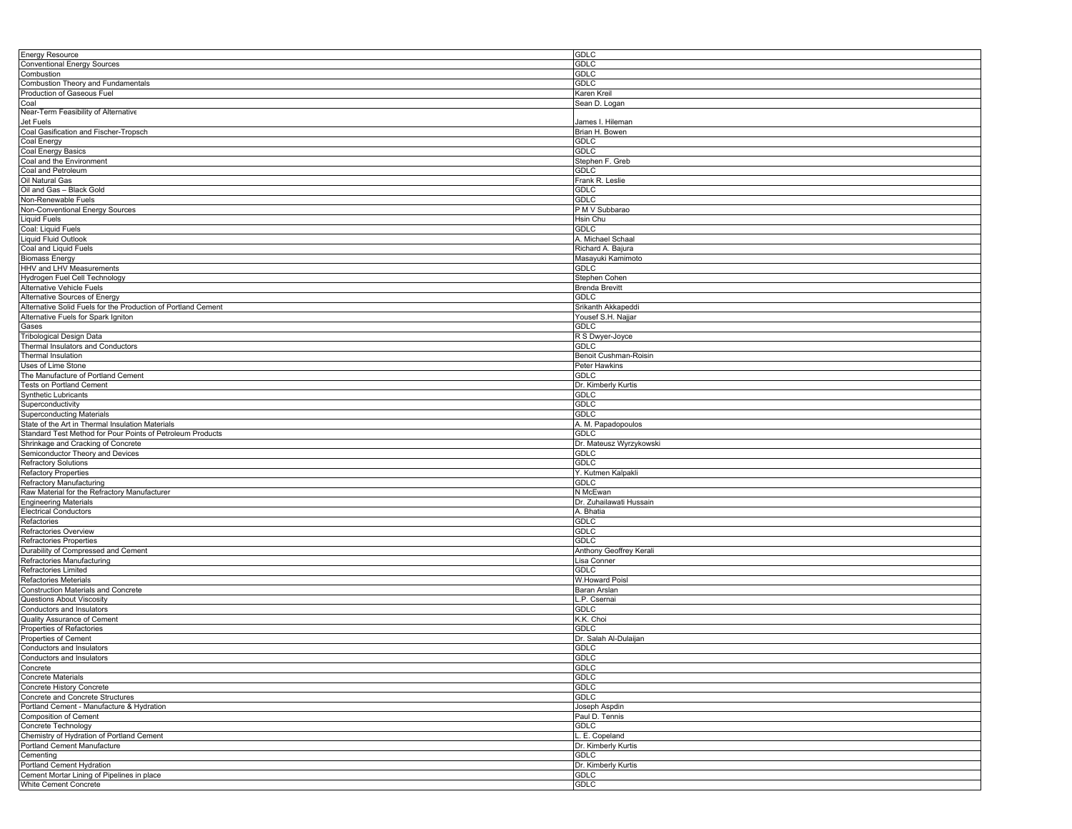| | |
|---|---|
| Energy Resource | GDLC |
| Conventional Energy Sources | GDLC |
| Combustion | GDLC |
| Combustion Theory and Fundamentals | GDLC |
| Production of Gaseous Fuel | Karen Kreil |
| Coal | Sean D. Logan |
| Near-Term Feasibility of Alternative Jet Fuels | James I. Hileman |
| Coal Gasification and Fischer-Tropsch | Brian H. Bowen |
| Coal Energy | GDLC |
| Coal Energy Basics | GDLC |
| Coal and the Environment | Stephen F. Greb |
| Coal and Petroleum | GDLC |
| Oil Natural Gas | Frank R. Leslie |
| Oil and Gas – Black Gold | GDLC |
| Non-Renewable Fuels | GDLC |
| Non-Conventional Energy Sources | P M V Subbarao |
| Liquid Fuels | Hsin Chu |
| Coal: Liquid Fuels | GDLC |
| Liquid Fluid Outlook | A. Michael Schaal |
| Coal and Liquid Fuels | Richard A. Bajura |
| Biomass Energy | Masayuki Kamimoto |
| HHV and LHV Measurements | GDLC |
| Hydrogen Fuel Cell Technology | Stephen Cohen |
| Alternative Vehicle Fuels | Brenda Brevitt |
| Alternative Sources of Energy | GDLC |
| Alternative Solid Fuels for the Production of Portland Cement | Srikanth Akkapeddi |
| Alternative Fuels for Spark Igniton | Yousef S.H. Najjar |
| Gases | GDLC |
| Tribological Design Data | R S Dwyer-Joyce |
| Thermal Insulators and Conductors | GDLC |
| Thermal Insulation | Benoit Cushman-Roisin |
| Uses of Lime Stone | Peter Hawkins |
| The Manufacture of Portland Cement | GDLC |
| Tests on Portland Cement | Dr. Kimberly Kurtis |
| Synthetic Lubricants | GDLC |
| Superconductivity | GDLC |
| Superconducting Materials | GDLC |
| State of the Art in Thermal Insulation Materials | A. M. Papadopoulos |
| Standard Test Method for Pour Points of Petroleum Products | GDLC |
| Shrinkage and Cracking of Concrete | Dr. Mateusz Wyrzykowski |
| Semiconductor Theory and Devices | GDLC |
| Refractory Solutions | GDLC |
| Refractory Properties | Y. Kutmen Kalpakli |
| Refractory Manufacturing | GDLC |
| Raw Material for the Refractory Manufacturer | N McEwan |
| Engineering Materials | Dr. Zuhailawati Hussain |
| Electrical Conductors | A. Bhatia |
| Refractories | GDLC |
| Refractories Overview | GDLC |
| Refractories Properties | GDLC |
| Durability of Compressed and Cement | Anthony Geoffrey Kerali |
| Refractories Manufacturing | Lisa Conner |
| Refractories Limited | GDLC |
| Refactories Meterials | W.Howard Poisl |
| Construction Materials and Concrete | Baran Arslan |
| Questions About Viscosity | L.P. Csernai |
| Conductors and Insulators | GDLC |
| Quality Assurance of Cement | K.K. Choi |
| Properties of Refractories | GDLC |
| Properties of Cement | Dr. Salah Al-Dulaijan |
| Conductors and Insulators | GDLC |
| Conductors and Insulators | GDLC |
| Concrete | GDLC |
| Concrete Materials | GDLC |
| Concrete History Concrete | GDLC |
| Concrete and Concrete Structures | GDLC |
| Portland Cement - Manufacture & Hydration | Joseph Aspdin |
| Composition of Cement | Paul D. Tennis |
| Concrete Technology | GDLC |
| Chemistry of Hydration of Portland Cement | L. E. Copeland |
| Portland Cement Manufacture | Dr. Kimberly Kurtis |
| Cementing | GDLC |
| Portland Cement Hydration | Dr. Kimberly Kurtis |
| Cement Mortar Lining of Pipelines in place | GDLC |
| White Cement Concrete | GDLC |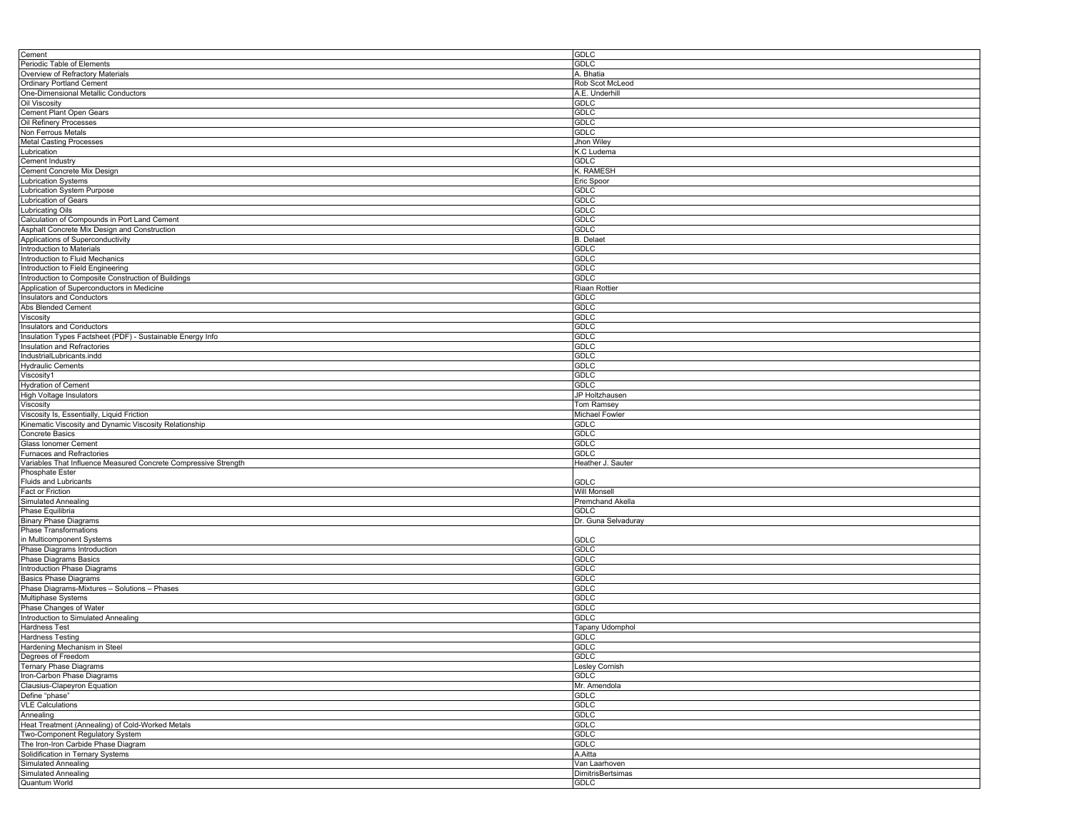| | |
|---|---|
| Cement | GDLC |
| Periodic Table of Elements | GDLC |
| Overview of Refractory Materials | A. Bhatia |
| Ordinary Portland Cement | Rob Scot McLeod |
| One-Dimensional Metallic Conductors | A.E. Underhill |
| Oil Viscosity | GDLC |
| Cement Plant Open Gears | GDLC |
| Oil Refinery Processes | GDLC |
| Non Ferrous Metals | GDLC |
| Metal Casting Processes | Jhon Wiley |
| Lubrication | K.C Ludema |
| Cement Industry | GDLC |
| Cement Concrete Mix Design | K. RAMESH |
| Lubrication Systems | Eric Spoor |
| Lubrication System Purpose | GDLC |
| Lubrication of Gears | GDLC |
| Lubricating Oils | GDLC |
| Calculation of Compounds in Port Land Cement | GDLC |
| Asphalt Concrete Mix Design and Construction | GDLC |
| Applications of Superconductivity | B. Delaet |
| Introduction to Materials | GDLC |
| Introduction to Fluid Mechanics | GDLC |
| Introduction to Field Engineering | GDLC |
| Introduction to Composite Construction of Buildings | GDLC |
| Application of Superconductors in Medicine | Riaan Rottier |
| Insulators and Conductors | GDLC |
| Abs Blended Cement | GDLC |
| Viscosity | GDLC |
| Insulators and Conductors | GDLC |
| Insulation Types Factsheet (PDF) - Sustainable Energy Info | GDLC |
| Insulation and Refractories | GDLC |
| IndustrialLubricants.indd | GDLC |
| Hydraulic Cements | GDLC |
| Viscosity1 | GDLC |
| Hydration of Cement | GDLC |
| High Voltage Insulators | JP Holtzhausen |
| Viscosity | Tom Ramsey |
| Viscosity Is, Essentially, Liquid Friction | Michael Fowler |
| Kinematic Viscosity and Dynamic Viscosity Relationship | GDLC |
| Concrete Basics | GDLC |
| Glass Ionomer Cement | GDLC |
| Furnaces and Refractories | GDLC |
| Variables That Influence Measured Concrete Compressive Strength | Heather J. Sauter |
| Phosphate Ester Fluids and Lubricants | GDLC |
| Fact or Friction | Will Monsell |
| Simulated Annealing | Premchand Akella |
| Phase Equilibria | GDLC |
| Binary Phase Diagrams | Dr. Guna Selvaduray |
| Phase Transformations in Multicomponent Systems | GDLC |
| Phase Diagrams Introduction | GDLC |
| Phase Diagrams Basics | GDLC |
| Introduction Phase Diagrams | GDLC |
| Basics Phase Diagrams | GDLC |
| Phase Diagrams-Mixtures – Solutions – Phases | GDLC |
| Multiphase Systems | GDLC |
| Phase Changes of Water | GDLC |
| Introduction to Simulated Annealing | GDLC |
| Hardness Test | Tapany Udomphol |
| Hardness Testing | GDLC |
| Hardening Mechanism in Steel | GDLC |
| Degrees of Freedom | GDLC |
| Ternary Phase Diagrams | Lesley Cornish |
| Iron-Carbon Phase Diagrams | GDLC |
| Clausius-Clapeyron Equation | Mr. Amendola |
| Define "phase" | GDLC |
| VLE Calculations | GDLC |
| Annealing | GDLC |
| Heat Treatment (Annealing) of Cold-Worked Metals | GDLC |
| Two-Component Regulatory System | GDLC |
| The Iron-Iron Carbide Phase Diagram | GDLC |
| Solidification in Ternary Systems | A.Aitta |
| Simulated Annealing | Van Laarhoven |
| Simulated Annealing | DimitrisBertsimas |
| Quantum World | GDLC |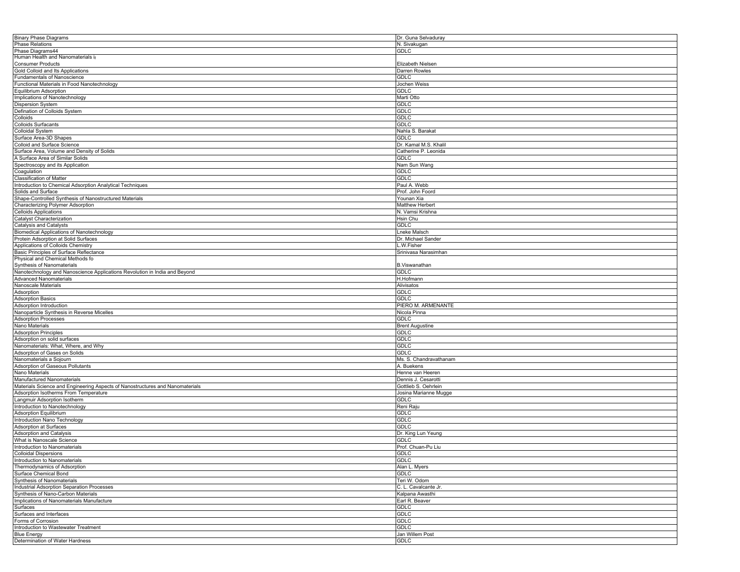| Binary Phase Diagrams | Dr. Guna Selvaduray |
|---|---|
| Phase Relations | N. Sivakugan |
| Phase Diagrams44 | GDLC |
| Human Health and Nanomaterials in Consumer Products | Elizabeth Nielsen |
| Gold Colloid and Its Applications | Darren Rowles |
| Fundamentals of Nanoscience | GDLC |
| Functional Materials in Food Nanotechnology | Jochen Weiss |
| Equilibrium Adsorption | GDLC |
| Implications of Nanotechnology | Marti Otto |
| Dispersion System | GDLC |
| Defination of Colloids System | GDLC |
| Colloids | GDLC |
| Colloids Surfacants | GDLC |
| Colloidal System | Nahla S. Barakat |
| Surface Area-3D Shapes | GDLC |
| Colloid and Surface Science | Dr. Kamal M.S. Khalil |
| Surface Area, Volume and Density of Solids | Catherine P. Leonida |
| A Surface Area of Similar Solids | GDLC |
| Spectroscopy and its Application | Nam Sun Wang |
| Coagulation | GDLC |
| Classification of Matter | GDLC |
| Introduction to Chemical Adsorption Analytical Techniques | Paul A. Webb |
| Solids and Surface | Prof. John Foord |
| Shape-Controlled Synthesis of Nanostructured Materials | Younan Xia |
| Characterizing Polymer Adsorption | Matthew Herbert |
| Celloids Applications | N. Vamsi Krishna |
| Catalyst Characterization | Hsin Chu |
| Catalysis and Catalysts | GDLC |
| Biomedical Applications of Nanotechnology | Lneke Malsch |
| Protein Adsorption at Solid Surfaces | Dr. Michael Sander |
| Applications of Colloids Chemistry | L.W.Fisher |
| Basic Principles of Surface Reflectance | Srinivasa Narasimhan |
| Physical and Chemical Methods fo Synthesis of Nanomaterials | B.Viswanathan |
| Nanotechnology and Nanoscience Applications Revolution in India and Beyond | GDLC |
| Advanced Nanomaterials | H.Hofmann |
| Nanoscale Materials | Alivisatos |
| Adsorption | GDLC |
| Adsorption Basics | GDLC |
| Adsorption Introduction | PIERO M. ARMENANTE |
| Nanoparticle Synthesis in Reverse Micelles | Nicola Pinna |
| Adsorption Processes | GDLC |
| Nano Materials | Brent Augustine |
| Adsorption Principles | GDLC |
| Adsorption on solid surfaces | GDLC |
| Nanomaterials: What, Where, and Why | GDLC |
| Adsorption of Gases on Solids | GDLC |
| Nanomaterials a Sojourn | Ms. S. Chandravathanam |
| Adsorption of Gaseous Pollutants | A. Buekens |
| Nano Materials | Henne van Heeren |
| Manufactured Nanomaterials | Dennis J. Cesarotti |
| Materials Science and Engineering Aspects of Nanostructures and Nanomaterials | Gottlieb S. Oehrlein |
| Adsorption Isotherms From Temperature | Josina Marianne Mugge |
| Langmuir Adsorption Isotherm | GDLC |
| Introduction to Nanotechnology | Reni Raju |
| Adsorption Equilibrium | GDLC |
| Introduction Nano Technology | GDLC |
| Adsorption at Surfaces | GDLC |
| Adsorption and Catalysis | Dr. King Lun Yeung |
| What is Nanoscale Science | GDLC |
| Introduction to Nanomaterials | Prof. Chuan-Pu Liu |
| Colloidal Dispersions | GDLC |
| Introduction to Nanomaterials | GDLC |
| Thermodynamics of Adsorption | Alan L. Myers |
| Surface Chemical Bond | GDLC |
| Synthesis of Nanomaterials | Teri W. Odom |
| Industrial Adsorption Separation Processes | C. L. Cavalcante Jr. |
| Synthesis of Nano-Carbon Materials | Kalpana Awasthi |
| Implications of Nanomaterials Manufacture | Earl R. Beaver |
| Surfaces | GDLC |
| Surfaces and Interfaces | GDLC |
| Forms of Corrosion | GDLC |
| Introduction to Wastewater Treatment | GDLC |
| Blue Energy | Jan Willem Post |
| Determination of Water Hardness | GDLC |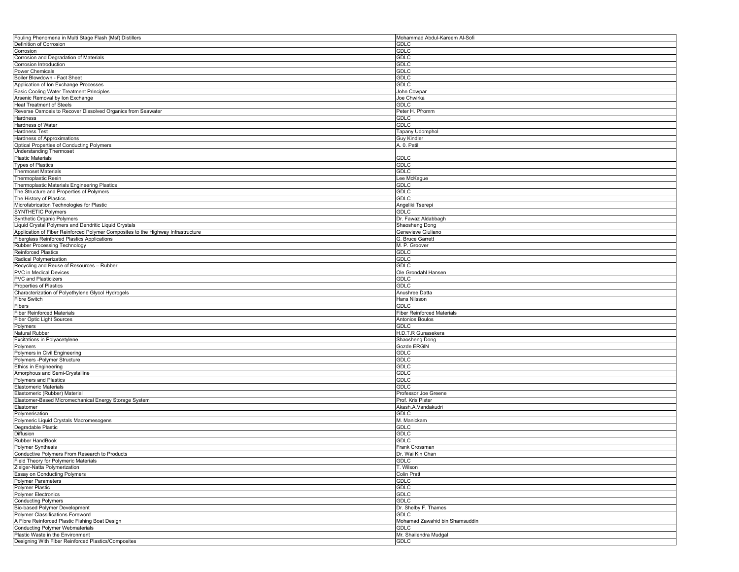| | |
|---|---|
| Fouling Phenomena in Multi Stage Flash (Msf) Distillers | Mohammad Abdul-Kareem Al-Sofi |
| Definition of Corrosion | GDLC |
| Corrosion | GDLC |
| Corrosion and Degradation of Materials | GDLC |
| Corrosion Introduction | GDLC |
| Power Chemicals | GDLC |
| Boiler Blowdown - Fact Sheet | GDLC |
| Application of Ion Exchange Processes | GDLC |
| Basic Cooling Water Treatment Principles | John Cowpar |
| Arsenic Removal by Ion Exchange | Joe Chwirka |
| Heat Treatment of Steels | GDLC |
| Reverse Osmosis to Recover Dissolved Organics from Seawater | Peter H. Pfromm |
| Hardness | GDLC |
| Hardness of Water | GDLC |
| Hardness Test | Tapany Udomphol |
| Hardness of Approximations | Guy Kindler |
| Optical Properties of Conducting Polymers | A. 0. Patil |
| Understanding Thermoset Plastic Materials | GDLC |
| Types of Plastics | GDLC |
| Thermoset Materials | GDLC |
| Thermoplastic Resin | Lee McKague |
| Thermoplastic Materials Engineering Plastics | GDLC |
| The Structure and Properties of Polymers | GDLC |
| The History of Plastics | GDLC |
| Microfabrication Technologies for Plastic | Angeliki Tserepi |
| SYNTHETIC Polymers | GDLC |
| Synthetic Organic Polymers | Dr. Fawaz Aldabbagh |
| Liquid Crystal Polymers and Dendritic Liquid Crystals | Shaosheng Dong |
| Application of Fiber Reinforced Polymer Composites to the Highway Infrastructure | Genevieve Giuliano |
| Fiberglass Reinforced Plastics Applications | G. Bruce Garrett |
| Rubber Processing Technology | M. P. Groover |
| Reinforced Plastics | GDLC |
| Radical Polymerization | GDLC |
| Recycling and Reuse of Resources – Rubber | GDLC |
| PVC in Medical Devices | Ole Grondahl Hansen |
| PVC and Plasticizers | GDLC |
| Properties of Plastics | GDLC |
| Characterization of Polyethylene Glycol Hydrogels | Anushree Datta |
| Fibre Switch | Hans Nilsson |
| Fibers | GDLC |
| Fiber Reinforced Materials | Fiber Reinforced Materials |
| Fiber Optic Light Sources | Antonios Boulos |
| Polymers | GDLC |
| Natural Rubber | H.D.T.R Gunasekera |
| Excitations in Polyacetylene | Shaosheng Dong |
| Polymers | Gozde ERGIN |
| Polymers in Civil Engineering | GDLC |
| Polymers -Polymer Structure | GDLC |
| Ethics in Engineering | GDLC |
| Amorphous and Semi-Crystalline | GDLC |
| Polymers and Plastics | GDLC |
| Elastomeric Materials | GDLC |
| Elastomeric (Rubber) Material | Professor Joe Greene |
| Elastomer-Based Micromechanical Energy Storage System | Prof. Kris Pister |
| Elastomer | Akash.A.Vandakudri |
| Polymerisation | GDLC |
| Polymeric Liquid Crystals Macromesogens | M. Manickam |
| Degradable Plastic | GDLC |
| Diffusion | GDLC |
| Rubber HandBook | GDLC |
| Polymer Synthesis | Frank Crossman |
| Conductive Polymers From Research to Products | Dr. Wai Kin Chan |
| Field Theory for Polymeric Materials | GDLC |
| Zielger-Natta Polymerization | T. Wilson |
| Essay on Conducting Polymers | Colin Pratt |
| Polymer Parameters | GDLC |
| Polymer Plastic | GDLC |
| Polymer Electronics | GDLC |
| Conducting Polymers | GDLC |
| Bio-based Polymer Development | Dr. Shelby F. Thames |
| Polymer Classifications Foreword | GDLC |
| A Fibre Reinforced Plastic Fishing Boat Design | Mohamad Zawahid bin Shamsuddin |
| Conducting Polymer Webmaterials | GDLC |
| Plastic Waste in the Environment | Mr. Shailendra Mudgal |
| Designing With Fiber Reinforced Plastics/Composites | GDLC |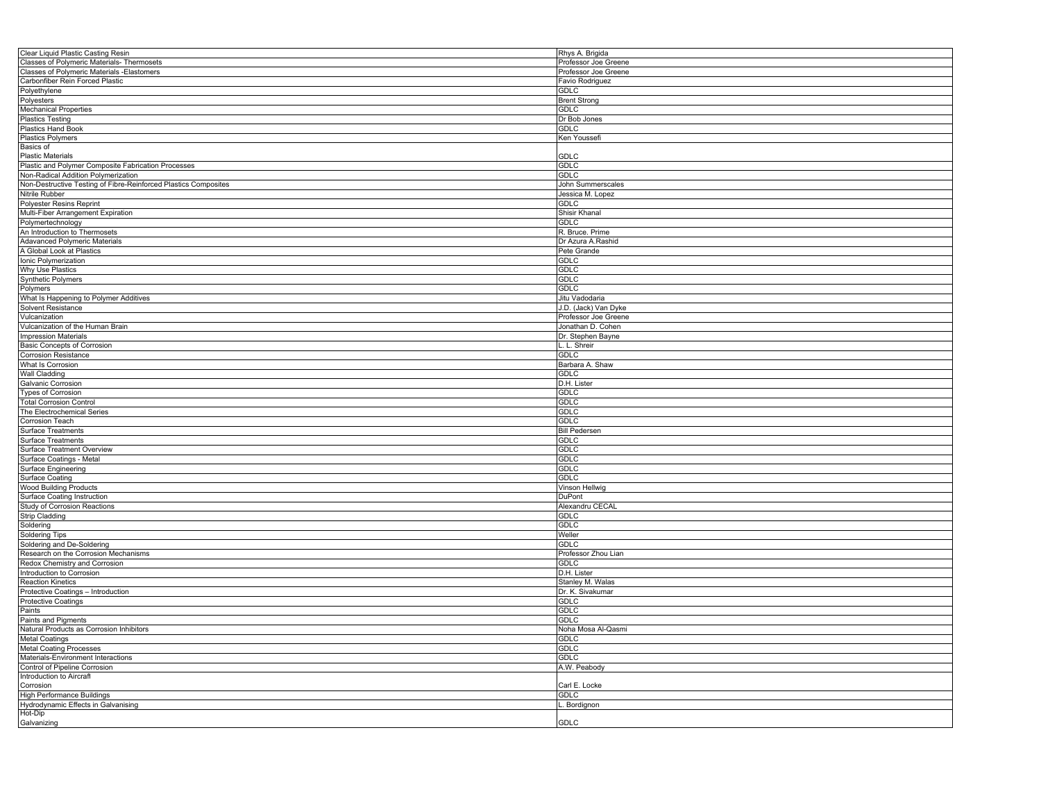| Clear Liquid Plastic Casting Resin | Rhys A. Brigida |
|---|---|
| Classes of Polymeric Materials- Thermosets | Professor Joe Greene |
| Classes of Polymeric Materials -Elastomers | Professor Joe Greene |
| Carbonfiber Rein Forced Plastic | Favio Rodriguez |
| Polyethylene | GDLC |
| Polyesters | Brent Strong |
| Mechanical Properties | GDLC |
| Plastics Testing | Dr Bob Jones |
| Plastics Hand Book | GDLC |
| Plastics Polymers | Ken Youssefi |
| Basics of Plastic Materials | GDLC |
| Plastic and Polymer Composite Fabrication Processes | GDLC |
| Non-Radical Addition Polymerization | GDLC |
| Non-Destructive Testing of Fibre-Reinforced Plastics Composites | John Summerscales |
| Nitrile Rubber | Jessica M. Lopez |
| Polyester Resins Reprint | GDLC |
| Multi-Fiber Arrangement Expiration | Shisir Khanal |
| Polymertechnology | GDLC |
| An Introduction to Thermosets | R. Bruce. Prime |
| Adavanced Polymeric Materials | Dr Azura A.Rashid |
| A Global Look at Plastics | Pete Grande |
| Ionic Polymerization | GDLC |
| Why Use Plastics | GDLC |
| Synthetic Polymers | GDLC |
| Polymers | GDLC |
| What Is Happening to Polymer Additives | Jitu Vadodaria |
| Solvent Resistance | J.D. (Jack) Van Dyke |
| Vulcanization | Professor Joe Greene |
| Vulcanization of the Human Brain | Jonathan D. Cohen |
| Impression Materials | Dr. Stephen Bayne |
| Basic Concepts of Corrosion | L. L. Shreir |
| Corrosion Resistance | GDLC |
| What Is Corrosion | Barbara A. Shaw |
| Wall Cladding | GDLC |
| Galvanic Corrosion | D.H. Lister |
| Types of Corrosion | GDLC |
| Total Corrosion Control | GDLC |
| The Electrochemical Series | GDLC |
| Corrosion Teach | GDLC |
| Surface Treatments | Bill Pedersen |
| Surface Treatments | GDLC |
| Surface Treatment Overview | GDLC |
| Surface Coatings - Metal | GDLC |
| Surface Engineering | GDLC |
| Surface Coating | GDLC |
| Wood Building Products | Vinson Hellwig |
| Surface Coating Instruction | DuPont |
| Study of Corrosion Reactions | Alexandru CECAL |
| Strip Cladding | GDLC |
| Soldering | GDLC |
| Soldering Tips | Weller |
| Soldering and De-Soldering | GDLC |
| Research on the Corrosion Mechanisms | Professor Zhou Lian |
| Redox Chemistry and Corrosion | GDLC |
| Introduction to Corrosion | D.H. Lister |
| Reaction Kinetics | Stanley M. Walas |
| Protective Coatings – Introduction | Dr. K. Sivakumar |
| Protective Coatings | GDLC |
| Paints | GDLC |
| Paints and Pigments | GDLC |
| Natural Products as Corrosion Inhibitors | Noha Mosa Al-Qasmi |
| Metal Coatings | GDLC |
| Metal Coating Processes | GDLC |
| Materials-Environment Interactions | GDLC |
| Control of Pipeline Corrosion | A.W. Peabody |
| Introduction to Aircrafl Corrosion | Carl E. Locke |
| High Performance Buildings | GDLC |
| Hydrodynamic Effects in Galvanising | L. Bordignon |
| Hot-Dip Galvanizing | GDLC |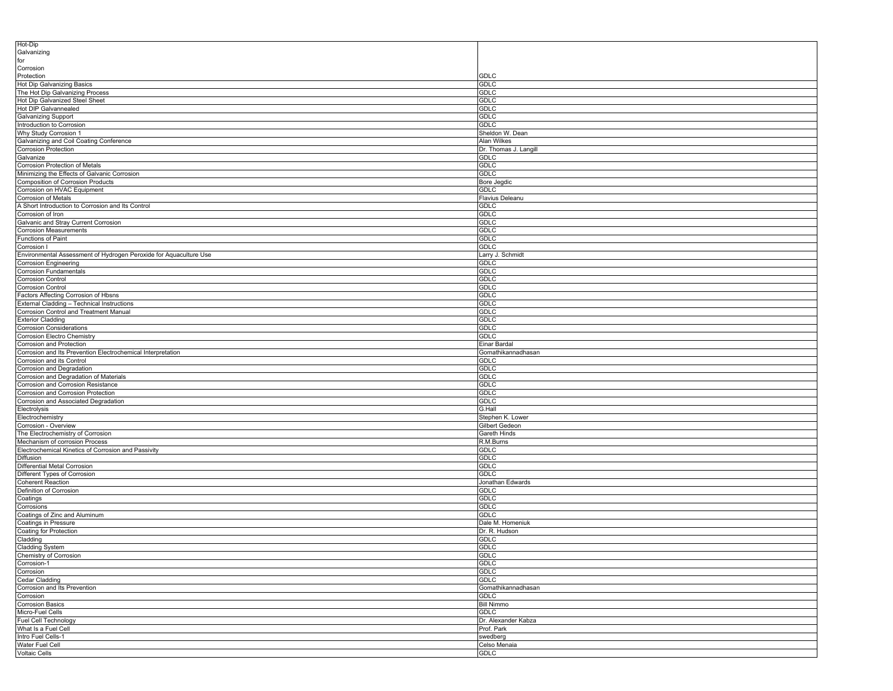| | |
|---|---|
| Hot-Dip Galvanizing for Corrosion Protection | GDLC |
| Hot Dip Galvanizing Basics | GDLC |
| The Hot Dip Galvanizing Process | GDLC |
| Hot Dip Galvanized Steel Sheet | GDLC |
| Hot DIP Galvannealed | GDLC |
| Galvanizing Support | GDLC |
| Introduction to Corrosion | GDLC |
| Why Study Corrosion 1 | Sheldon W. Dean |
| Galvanizing and Coil Coating Conference | Alan Wilkes |
| Corrosion Protection | Dr. Thomas J. Langill |
| Galvanize | GDLC |
| Corrosion Protection of Metals | GDLC |
| Minimizing the Effects of Galvanic Corrosion | GDLC |
| Composition of Corrosion Products | Bore Jegdic |
| Corrosion on HVAC Equipment | GDLC |
| Corrosion of Metals | Flavius Deleanu |
| A Short Introduction to Corrosion and Its Control | GDLC |
| Corrosion of Iron | GDLC |
| Galvanic and Stray Current Corrosion | GDLC |
| Corrosion Measurements | GDLC |
| Functions of Paint | GDLC |
| Corrosion I | GDLC |
| Environmental Assessment of Hydrogen Peroxide for Aquaculture Use | Larry J. Schmidt |
| Corrosion Engineering | GDLC |
| Corrosion Fundamentals | GDLC |
| Corrosion Control | GDLC |
| Corrosion Control | GDLC |
| Factors Affecting Corrosion of Hbsns | GDLC |
| External Cladding – Technical Instructions | GDLC |
| Corrosion Control and Treatment Manual | GDLC |
| Exterior Cladding | GDLC |
| Corrosion Considerations | GDLC |
| Corrosion Electro Chemistry | GDLC |
| Corrosion and Protection | Einar Bardal |
| Corrosion and Its Prevention Electrochemical Interpretation | Gomathikannadhasan |
| Corrosion and its Control | GDLC |
| Corrosion and Degradation | GDLC |
| Corrosion and Degradation of Materials | GDLC |
| Corrosion and Corrosion Resistance | GDLC |
| Corrosion and Corrosion Protection | GDLC |
| Corrosion and Associated Degradation | GDLC |
| Electrolysis | G.Hall |
| Electrochemistry | Stephen K. Lower |
| Corrosion - Overview | Gilbert Gedeon |
| The Electrochemistry of Corrosion | Gareth Hinds |
| Mechanism of corrosion Process | R.M.Burns |
| Electrochemical Kinetics of Corrosion and Passivity | GDLC |
| Diffusion | GDLC |
| Differential Metal Corrosion | GDLC |
| Different Types of Corrosion | GDLC |
| Coherent Reaction | Jonathan Edwards |
| Definition of Corrosion | GDLC |
| Coatings | GDLC |
| Corrosions | GDLC |
| Coatings of Zinc and Aluminum | GDLC |
| Coatings in Pressure | Dale M. Homeniuk |
| Coating for Protection | Dr. R. Hudson |
| Cladding | GDLC |
| Cladding System | GDLC |
| Chemistry of Corrosion | GDLC |
| Corrosion-1 | GDLC |
| Corrosion | GDLC |
| Cedar Cladding | GDLC |
| Corrosion and Its Prevention | Gomathikannadhasan |
| Corrosion | GDLC |
| Corrosion Basics | Bill Nimmo |
| Micro-Fuel Cells | GDLC |
| Fuel Cell Technology | Dr. Alexander Kabza |
| What Is a Fuel Cell | Prof. Park |
| Intro Fuel Cells-1 | swedberg |
| Water Fuel Cell | Celso Menaia |
| Voltaic Cells | GDLC |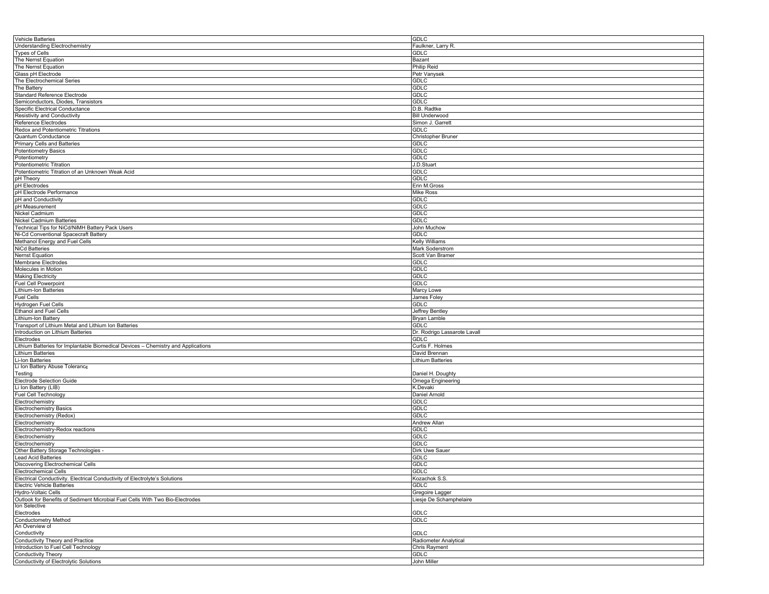| Vehicle Batteries | GDLC |
|---|---|
| Understanding Electrochemistry | Faulkner, Larry R. |
| Types of Cells | GDLC |
| The Nernst Equation | Bazant |
| The Nernst Equation | Philip Reid |
| Glass pH Electrode | Petr Vanysek |
| The Electrochemical Series | GDLC |
| The Battery | GDLC |
| Standard Reference Electrode | GDLC |
| Semiconductors, Diodes, Transistors | GDLC |
| Specific Electrical Conductance | D.B. Radtke |
| Resistivity and Conductivity | Bill Underwood |
| Reference Electrodes | Simon J. Garrett |
| Redox and Potentiometric Titrations | GDLC |
| Quantum Conductance | Christopher Bruner |
| Primary Cells and Batteries | GDLC |
| Potentiometry Basics | GDLC |
| Potentiometry | GDLC |
| Potentiometric Titration | J.D.Stuart |
| Potentiometric Titration of an Unknown Weak Acid | GDLC |
| pH Theory | GDLC |
| pH Electrodes | Erin M.Gross |
| pH Electrode Performance | Mike Ross |
| pH and Conductivity | GDLC |
| pH Measurement | GDLC |
| Nickel Cadmium | GDLC |
| Nickel Cadmium Batteries | GDLC |
| Technical Tips for NiCd/NiMH Battery Pack Users | John Muchow |
| Ni-Cd Conventional Spacecraft Battery | GDLC |
| Methanol Energy and Fuel Cells | Kelly Williams |
| NiCd Batteries | Mark Soderstrom |
| Nernst Equation | Scott Van Bramer |
| Membrane Electrodes | GDLC |
| Molecules in Motion | GDLC |
| Making Electricity | GDLC |
| Fuel Cell Powerpoint | GDLC |
| Lithium-Ion Batteries | Marcy Lowe |
| Fuel Cells | James Foley |
| Hydrogen Fuel Cells | GDLC |
| Ethanol and Fuel Cells | Jeffrey Bentley |
| Lithium-Ion Battery | Bryan Lamble |
| Transport of Lithium Metal and Lithium Ion Batteries | GDLC |
| Introduction on Lithium Batteries | Dr. Rodrigo Lassarote Lavall |
| Electrodes | GDLC |
| Lithium Batteries for Implantable Biomedical Devices – Chemistry and Applications | Curtis F. Holmes |
| Lithium Batteries | David Brennan |
| Li-Ion Batteries | Lithium Batteries |
| Li Ion Battery Abuse Tolerance Testing | Daniel H. Doughty |
| Electrode Selection Guide | Omega Engineering |
| Li Ion Battery (LIB) | K.Devaki |
| Fuel Cell Technology | Daniel Arnold |
| Electrochemistry | GDLC |
| Electrochemistry Basics | GDLC |
| Electrochemistry (Redox) | GDLC |
| Electrochemistry | Andrew Allan |
| Electrochemistry-Redox reactions | GDLC |
| Electrochemistry | GDLC |
| Electrochemistry | GDLC |
| Other Battery Storage Technologies - | Dirk Uwe Sauer |
| Lead Acid Batteries | GDLC |
| Discovering Electrochemical Cells | GDLC |
| Electrochemical Cells | GDLC |
| Electrical Conductivity. Electrical Conductivity of Electrolyte's Solutions | Kozachok S.S. |
| Electric Vehicle Batteries | GDLC |
| Hydro-Voltaic Cells | Gregoire Lagger |
| Outlook for Benefits of Sediment Microbial Fuel Cells With Two Bio-Electrodes | Liesje De Schamphelaire |
| Ion Selective Electrodes | GDLC |
| Conductometry Method | GDLC |
| An Overview of Conductivity | GDLC |
| Conductivity Theory and Practice | Radiometer Analytical |
| Introduction to Fuel Cell Technology | Chris Rayment |
| Conductivity Theory | GDLC |
| Conductivity of Electrolytic Solutions | John Miller |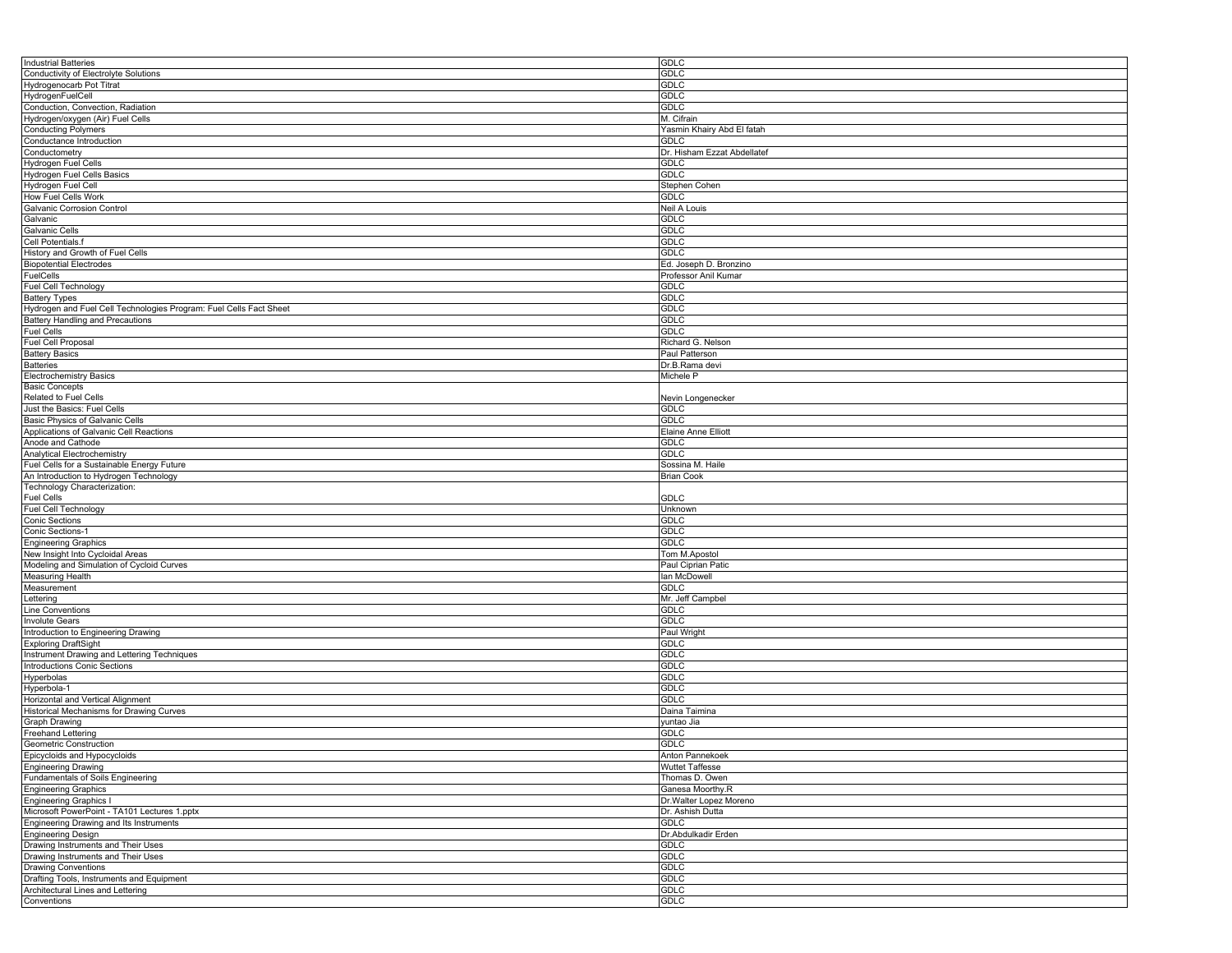| | |
|---|---|
| Industrial Batteries | GDLC |
| Conductivity of Electrolyte Solutions | GDLC |
| Hydrogenocarb Pot Titrat | GDLC |
| HydrogenFuelCell | GDLC |
| Conduction, Convection, Radiation | GDLC |
| Hydrogen/oxygen (Air) Fuel Cells | M. Cifrain |
| Conducting Polymers | Yasmin Khairy Abd El fatah |
| Conductance Introduction | GDLC |
| Conductometry | Dr. Hisham Ezzat Abdellatef |
| Hydrogen Fuel Cells | GDLC |
| Hydrogen Fuel Cells Basics | GDLC |
| Hydrogen Fuel Cell | Stephen Cohen |
| How Fuel Cells Work | GDLC |
| Galvanic Corrosion Control | Neil A Louis |
| Galvanic | GDLC |
| Galvanic Cells | GDLC |
| Cell Potentials.f | GDLC |
| History and Growth of Fuel Cells | GDLC |
| Biopotential Electrodes | Ed. Joseph D. Bronzino |
| FuelCells | Professor Anil Kumar |
| Fuel Cell Technology | GDLC |
| Battery Types | GDLC |
| Hydrogen and Fuel Cell Technologies Program: Fuel Cells Fact Sheet | GDLC |
| Battery Handling and Precautions | GDLC |
| Fuel Cells | GDLC |
| Fuel Cell Proposal | Richard G. Nelson |
| Battery Basics | Paul Patterson |
| Batteries | Dr.B.Rama devi |
| Electrochemistry Basics | Michele P |
| Basic Concepts Related to Fuel Cells | Nevin Longenecker |
| Just the Basics: Fuel Cells | GDLC |
| Basic Physics of Galvanic Cells | GDLC |
| Applications of Galvanic Cell Reactions | Elaine Anne Elliott |
| Anode and Cathode | GDLC |
| Analytical Electrochemistry | GDLC |
| Fuel Cells for a Sustainable Energy Future | Sossina M. Haile |
| An Introduction to Hydrogen Technology | Brian Cook |
| Technology Characterization: Fuel Cells | GDLC |
| Fuel Cell Technology | Unknown |
| Conic Sections | GDLC |
| Conic Sections-1 | GDLC |
| Engineering Graphics | GDLC |
| New Insight Into Cycloidal Areas | Tom M.Apostol |
| Modeling and Simulation of Cycloid Curves | Paul Ciprian Patic |
| Measuring Health | Ian McDowell |
| Measurement | GDLC |
| Lettering | Mr. Jeff Campbel |
| Line Conventions | GDLC |
| Involute Gears | GDLC |
| Introduction to Engineering Drawing | Paul Wright |
| Exploring DraftSight | GDLC |
| Instrument Drawing and Lettering Techniques | GDLC |
| Introductions Conic Sections | GDLC |
| Hyperbolas | GDLC |
| Hyperbola-1 | GDLC |
| Horizontal and Vertical Alignment | GDLC |
| Historical Mechanisms for Drawing Curves | Daina Taimina |
| Graph Drawing | yuntao Jia |
| Freehand Lettering | GDLC |
| Geometric Construction | GDLC |
| Epicycloids and Hypocycloids | Anton Pannekoek |
| Engineering Drawing | Wuttet Taffesse |
| Fundamentals of Soils Engineering | Thomas D. Owen |
| Engineering Graphics | Ganesa Moorthy.R |
| Engineering Graphics I | Dr.Walter Lopez Moreno |
| Microsoft PowerPoint - TA101 Lectures 1.pptx | Dr. Ashish Dutta |
| Engineering Drawing and Its Instruments | GDLC |
| Engineering Design | Dr.Abdulkadir Erden |
| Drawing Instruments and Their Uses | GDLC |
| Drawing Instruments and Their Uses | GDLC |
| Drawing Conventions | GDLC |
| Drafting Tools, Instruments and Equipment | GDLC |
| Architectural Lines and Lettering | GDLC |
| Conventions | GDLC |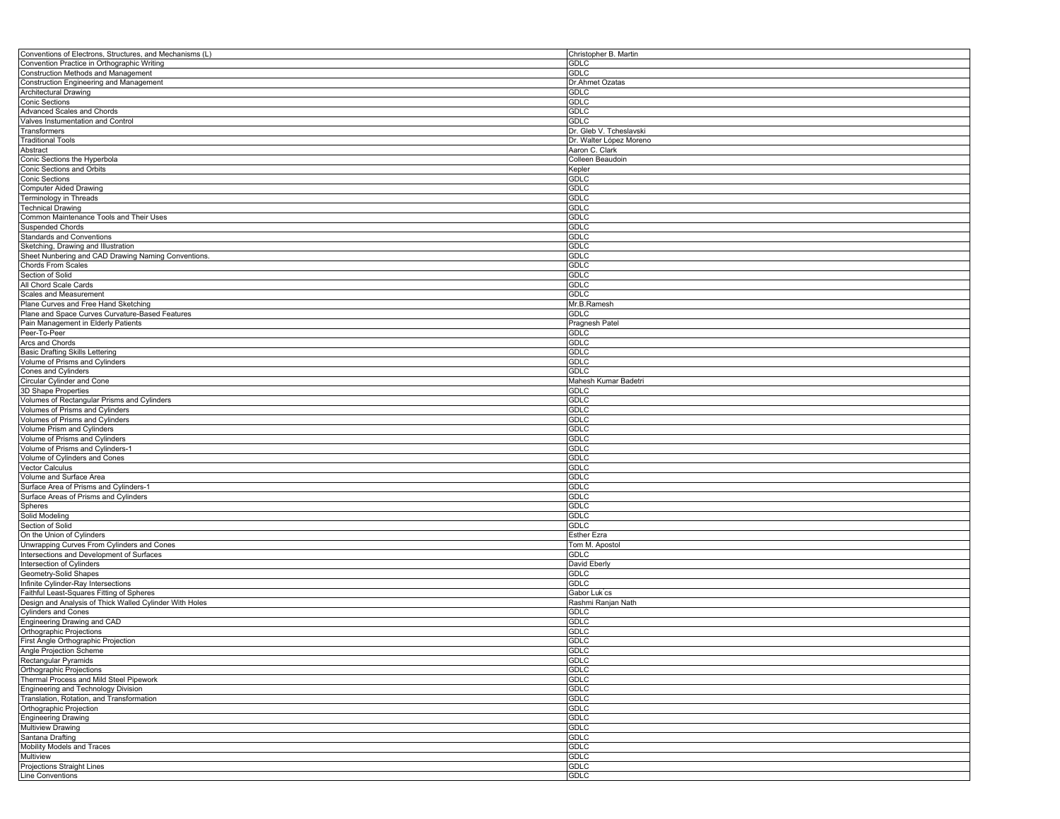| Conventions of Electrons, Structures, and Mechanisms (L) | Christopher B. Martin |
|---|---|
| Convention Practice in Orthographic Writing | GDLC |
| Construction Methods and Management | GDLC |
| Construction Engineering and Management | Dr.Ahmet Ozatas |
| Architectural Drawing | GDLC |
| Conic Sections | GDLC |
| Advanced Scales and Chords | GDLC |
| Valves Instumentation and Control | GDLC |
| Transformers | Dr. Gleb V. Tcheslavski |
| Traditional Tools | Dr. Walter López Moreno |
| Abstract | Aaron C. Clark |
| Conic Sections the Hyperbola | Colleen Beaudoin |
| Conic Sections and Orbits | Kepler |
| Conic Sections | GDLC |
| Computer Aided Drawing | GDLC |
| Terminology in Threads | GDLC |
| Technical Drawing | GDLC |
| Common Maintenance Tools and Their Uses | GDLC |
| Suspended Chords | GDLC |
| Standards and Conventions | GDLC |
| Sketching, Drawing and Illustration | GDLC |
| Sheet Nunbering and CAD Drawing Naming Conventions. | GDLC |
| Chords From Scales | GDLC |
| Section of Solid | GDLC |
| All Chord Scale Cards | GDLC |
| Scales and Measurement | GDLC |
| Plane Curves and Free Hand Sketching | Mr.B.Ramesh |
| Plane and Space Curves Curvature-Based Features | GDLC |
| Pain Management in Elderly Patients | Pragnesh Patel |
| Peer-To-Peer | GDLC |
| Arcs and Chords | GDLC |
| Basic Drafting Skills Lettering | GDLC |
| Volume of Prisms and Cylinders | GDLC |
| Cones and Cylinders | GDLC |
| Circular Cylinder and Cone | Mahesh Kumar Badetri |
| 3D Shape Properties | GDLC |
| Volumes of Rectangular Prisms and Cylinders | GDLC |
| Volumes of Prisms and Cylinders | GDLC |
| Volumes of Prisms and Cylinders | GDLC |
| Volume Prism and Cylinders | GDLC |
| Volume of Prisms and Cylinders | GDLC |
| Volume of Prisms and Cylinders-1 | GDLC |
| Volume of Cylinders and Cones | GDLC |
| Vector Calculus | GDLC |
| Volume and Surface Area | GDLC |
| Surface Area of Prisms and Cylinders-1 | GDLC |
| Surface Areas of Prisms and Cylinders | GDLC |
| Spheres | GDLC |
| Solid Modeling | GDLC |
| Section of Solid | GDLC |
| On the Union of Cylinders | Esther Ezra |
| Unwrapping Curves From Cylinders and Cones | Tom M. Apostol |
| Intersections and Development of Surfaces | GDLC |
| Intersection of Cylinders | David Eberly |
| Geometry-Solid Shapes | GDLC |
| Infinite Cylinder-Ray Intersections | GDLC |
| Faithful Least-Squares Fitting of Spheres | Gabor Luk cs |
| Design and Analysis of Thick Walled Cylinder With Holes | Rashmi Ranjan Nath |
| Cylinders and Cones | GDLC |
| Engineering Drawing and CAD | GDLC |
| Orthographic Projections | GDLC |
| First Angle Orthographic Projection | GDLC |
| Angle Projection Scheme | GDLC |
| Rectangular Pyramids | GDLC |
| Orthographic Projections | GDLC |
| Thermal Process and Mild Steel Pipework | GDLC |
| Engineering and Technology Division | GDLC |
| Translation, Rotation, and Transformation | GDLC |
| Orthographic Projection | GDLC |
| Engineering Drawing | GDLC |
| Multiview Drawing | GDLC |
| Santana Drafting | GDLC |
| Mobility Models and Traces | GDLC |
| Multiview | GDLC |
| Projections Straight Lines | GDLC |
| Line Conventions | GDLC |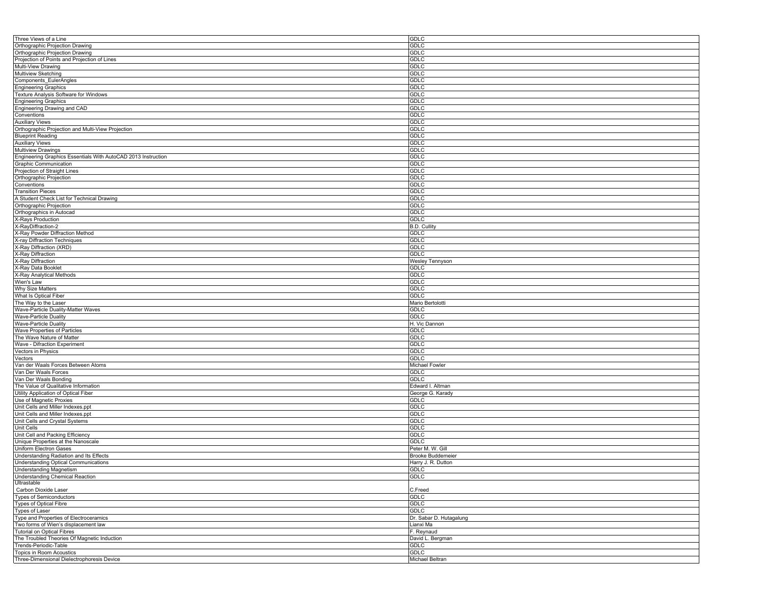| Three Views of a Line | GDLC |
|---|---|
| Orthographic Projection Drawing | GDLC |
| Orthographic Projection Drawing | GDLC |
| Projection of Points and Projection of Lines | GDLC |
| Multi-View Drawing | GDLC |
| Multiview Sketching | GDLC |
| Components_EulerAngles | GDLC |
| Engineering Graphics | GDLC |
| Texture Analysis Software for Windows | GDLC |
| Engineering Graphics | GDLC |
| Engineering Drawing and CAD | GDLC |
| Conventions | GDLC |
| Auxiliary Views | GDLC |
| Orthographic Projection and Multi-View Projection | GDLC |
| Blueprint Reading | GDLC |
| Auxiliary Views | GDLC |
| Multiview Drawings | GDLC |
| Engineering Graphics Essentials With AutoCAD 2013 Instruction | GDLC |
| Graphic Communication | GDLC |
| Projection of Straight Lines | GDLC |
| Orthographic Projection | GDLC |
| Conventions | GDLC |
| Transition Pieces | GDLC |
| A Student Check List for Technical Drawing | GDLC |
| Orthographic Projection | GDLC |
| Orthographics in Autocad | GDLC |
| X-Rays Production | GDLC |
| X-RayDiffraction-2 | B.D. Cullity |
| X-Ray Powder Diffraction Method | GDLC |
| X-ray Diffraction Techniques | GDLC |
| X-Ray Diffraction (XRD) | GDLC |
| X-Ray Diffraction | GDLC |
| X-Ray Diffraction | Wesley Tennyson |
| X-Ray Data Booklet | GDLC |
| X-Ray Analytical Methods | GDLC |
| Wien's Law | GDLC |
| Why Size Matters | GDLC |
| What Is Optical Fiber | GDLC |
| The Way to the Laser | Mario Bertolotti |
| Wave-Particle Duality-Matter Waves | GDLC |
| Wave-Particle Duality | GDLC |
| Wave-Particle Duality | H. Vic Dannon |
| Wave Properties of Particles | GDLC |
| The Wave Nature of Matter | GDLC |
| Wave - Difraction Experiment | GDLC |
| Vectors in Physics | GDLC |
| Vectors | GDLC |
| Van der Waals Forces Between Atoms | Michael Fowler |
| Van Der Waals Forces | GDLC |
| Van Der Waals Bonding | GDLC |
| The Value of Qualitative Information | Edward I. Altman |
| Utility Application of Optical Fiber | George G. Karady |
| Use of Magnetic Proxies | GDLC |
| Unit Cells and Miller Indexes.ppt | GDLC |
| Unit Cells and Miller Indexes.ppt | GDLC |
| Unit Cells and Crystal Systems | GDLC |
| Unit Cells | GDLC |
| Unit Cell and Packing Efficiency | GDLC |
| Unique Properties at the Nanoscale | GDLC |
| Uniform Electron Gases | Peter M. W. Gill |
| Understanding Radiation and Its Effects | Brooke Buddemeier |
| Understanding Optical Communications | Harry J. R. Dutton |
| Understanding Magnetism | GDLC |
| Understanding Chemical Reaction | GDLC |
| Ultrastable Carbon Dioxide Laser | C.Freed |
| Types of Semiconductors | GDLC |
| Types of Optical Fibre | GDLC |
| Types of Laser | GDLC |
| Type and Properties of Electroceramics | Dr. Sabar D. Hutagalung |
| Two forms of Wien's displacement law | Lianxi Ma |
| Tutorial on Optical Fibres | F. Reynaud |
| The Troubled Theories Of Magnetic Induction | David L. Bergman |
| Trends-Periodic-Table | GDLC |
| Topics in Room Acoustics | GDLC |
| Three-Dimensional Dielectrophoresis Device | Michael Beltran |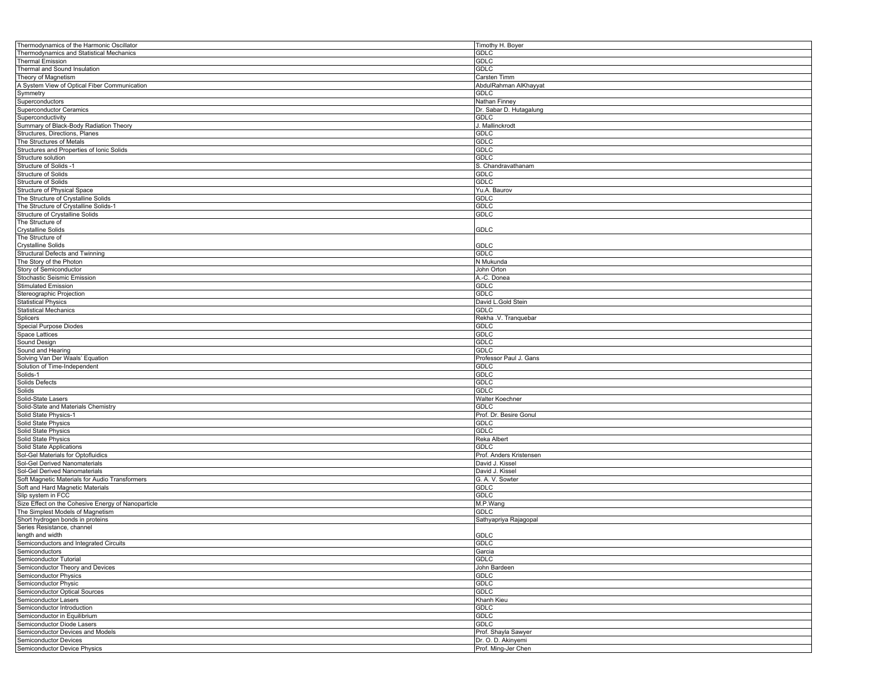| Thermodynamics of the Harmonic Oscillator | Timothy H. Boyer |
|---|---|
| Thermodynamics and Statistical Mechanics | GDLC |
| Thermal Emission | GDLC |
| Thermal and Sound Insulation | GDLC |
| Theory of Magnetism | Carsten Timm |
| A System View of Optical Fiber Communication | AbdulRahman AlKhayyat |
| Symmetry | GDLC |
| Superconductors | Nathan Finney |
| Superconductor Ceramics | Dr. Sabar D. Hutagalung |
| Superconductivity | GDLC |
| Summary of Black-Body Radiation Theory | J. Mallinckrodt |
| Structures, Directions, Planes | GDLC |
| The Structures of Metals | GDLC |
| Structures and Properties of Ionic Solids | GDLC |
| Structure solution | GDLC |
| Structure of Solids -1 | S. Chandravathanam |
| Structure of Solids | GDLC |
| Structure of Solids | GDLC |
| Structure of Physical Space | Yu.A. Baurov |
| The Structure of Crystalline Solids | GDLC |
| The Structure of Crystalline Solids-1 | GDLC |
| Structure of Crystalline Solids | GDLC |
| The Structure of Crystalline Solids | GDLC |
| The Structure of Crystalline Solids | GDLC |
| Structural Defects and Twinning | GDLC |
| The Story of the Photon | N Mukunda |
| Story of Semiconductor | John Orton |
| Stochastic Seismic Emission | A.-C. Donea |
| Stimulated Emission | GDLC |
| Stereographic Projection | GDLC |
| Statistical Physics | David L.Gold Stein |
| Statistical Mechanics | GDLC |
| Splicers | Rekha .V. Tranquebar |
| Special Purpose Diodes | GDLC |
| Space Lattices | GDLC |
| Sound Design | GDLC |
| Sound and Hearing | GDLC |
| Solving Van Der Waals' Equation | Professor Paul J. Gans |
| Solution of Time-Independent | GDLC |
| Solids-1 | GDLC |
| Solids Defects | GDLC |
| Solids | GDLC |
| Solid-State Lasers | Walter Koechner |
| Solid-State and Materials Chemistry | GDLC |
| Solid State Physics-1 | Prof. Dr. Besire Gonul |
| Solid State Physics | GDLC |
| Solid State Physics | GDLC |
| Solid State Physics | Reka Albert |
| Solid State Applications | GDLC |
| Sol-Gel Materials for Optofluidics | Prof. Anders Kristensen |
| Sol-Gel Derived Nanomaterials | David J. Kissel |
| Sol-Gel Derived Nanomaterials | David J. Kissel |
| Soft Magnetic Materials for Audio Transformers | G. A. V. Sowter |
| Soft and Hard Magnetic Materials | GDLC |
| Slip system in FCC | GDLC |
| Size Effect on the Cohesive Energy of Nanoparticle | M.P.Wang |
| The Simplest Models of Magnetism | GDLC |
| Short hydrogen bonds in proteins | Sathyapriya Rajagopal |
| Series Resistance, channel length and width | GDLC |
| Semiconductors and Integrated Circuits | GDLC |
| Semiconductors | Garcia |
| Semiconductor Tutorial | GDLC |
| Semiconductor Theory and Devices | John Bardeen |
| Semiconductor Physics | GDLC |
| Semiconductor Physic | GDLC |
| Semiconductor Optical Sources | GDLC |
| Semiconductor Lasers | Khanh Kieu |
| Semiconductor Introduction | GDLC |
| Semiconductor in Equilibrium | GDLC |
| Semiconductor Diode Lasers | GDLC |
| Semiconductor Devices and Models | Prof. Shayla Sawyer |
| Semiconductor Devices | Dr. O. D. Akinyemi |
| Semiconductor Device Physics | Prof. Ming-Jer Chen |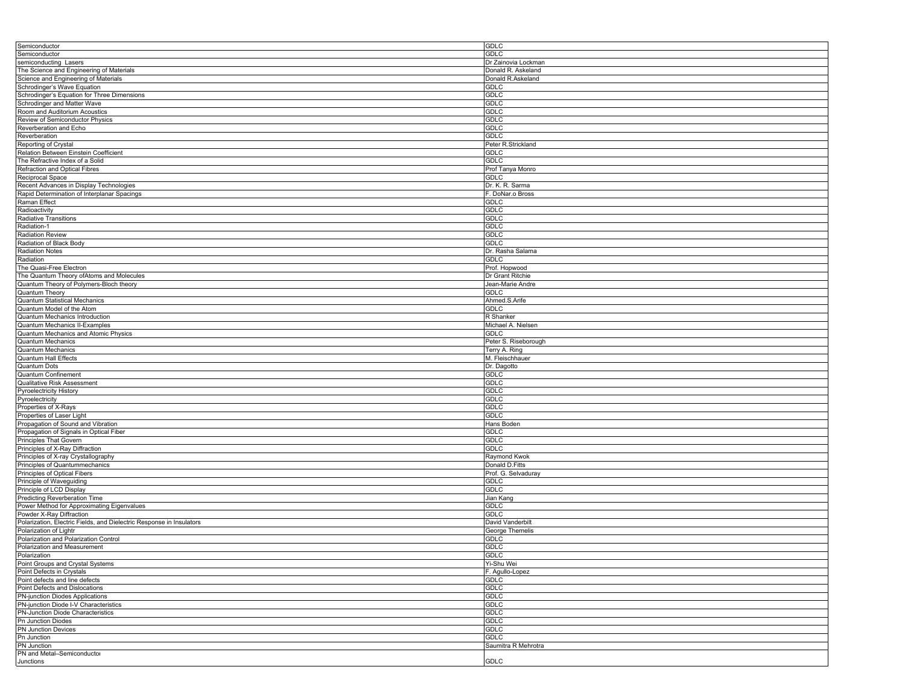| Semiconductor | GDLC |
| --- | --- |
| Semiconductor | GDLC |
| semiconducting Lasers | Dr Zainovia Lockman |
| The Science and Engineering of Materials | Donald R. Askeland |
| Science and Engineering of Materials | Donald R.Askeland |
| Schrodinger's Wave Equation | GDLC |
| Schrodinger's Equation for Three Dimensions | GDLC |
| Schrodinger and Matter Wave | GDLC |
| Room and Auditorium Acoustics | GDLC |
| Review of Semiconductor Physics | GDLC |
| Reverberation and Echo | GDLC |
| Reverberation | GDLC |
| Reporting of Crystal | Peter R.Strickland |
| Relation Between Einstein Coefficient | GDLC |
| The Refractive Index of a Solid | GDLC |
| Refraction and Optical Fibres | Prof Tanya Monro |
| Reciprocal Space | GDLC |
| Recent Advances in Display Technologies | Dr. K. R. Sarma |
| Rapid Determination of Interplanar Spacings | F. DoNar.o Bross |
| Raman Effect | GDLC |
| Radioactivity | GDLC |
| Radiative Transitions | GDLC |
| Radiation-1 | GDLC |
| Radiation Review | GDLC |
| Radiation of Black Body | GDLC |
| Radiation Notes | Dr. Rasha Salama |
| Radiation | GDLC |
| The Quasi-Free Electron | Prof. Hopwood |
| The Quantum Theory ofAtoms and Molecules | Dr Grant Ritchie |
| Quantum Theory of Polymers-Bloch theory | Jean-Marie Andre |
| Quantum Theory | GDLC |
| Quantum Statistical Mechanics | Ahmed.S.Arife |
| Quantum Model of the Atom | GDLC |
| Quantum Mechanics Introduction | R Shanker |
| Quantum Mechanics II-Examples | Michael A. Nielsen |
| Quantum Mechanics and Atomic Physics | GDLC |
| Quantum Mechanics | Peter S. Riseborough |
| Quantum Mechanics | Terry A. Ring |
| Quantum Hall Effects | M. Fleischhauer |
| Quantum Dots | Dr. Dagotto |
| Quantum Confinement | GDLC |
| Qualitative Risk Assessment | GDLC |
| Pyroelectricity History | GDLC |
| Pyroelectricity | GDLC |
| Properties of X-Rays | GDLC |
| Properties of Laser Light | GDLC |
| Propagation of Sound and Vibration | Hans Boden |
| Propagation of Signals in Optical Fiber | GDLC |
| Principles That Govern | GDLC |
| Principles of X-Ray Diffraction | GDLC |
| Principles of X-ray Crystallography | Raymond Kwok |
| Principles of Quantummechanics | Donald D.Fitts |
| Principles of Optical Fibers | Prof. G. Selvaduray |
| Principle of Waveguiding | GDLC |
| Principle of LCD Display | GDLC |
| Predicting Reverberation Time | Jian Kang |
| Power Method for Approximating Eigenvalues | GDLC |
| Powder X-Ray Diffraction | GDLC |
| Polarization, Electric Fields, and Dielectric Response in Insulators | David Vanderbilt |
| Polarization of Lightr | George Themelis |
| Polarization and Polarization Control | GDLC |
| Polarization and Measurement | GDLC |
| Polarization | GDLC |
| Point Groups and Crystal Systems | Yi-Shu Wei |
| Point Defects in Crystals | F. Agullo-Lopez |
| Point defects and line defects | GDLC |
| Point Defects and Dislocations | GDLC |
| PN-junction Diodes Applications | GDLC |
| PN-junction Diode I-V Characteristics | GDLC |
| PN-Junction Diode Characteristics | GDLC |
| Pn Junction Diodes | GDLC |
| PN Junction Devices | GDLC |
| Pn Junction | GDLC |
| PN Junction | Saumitra R Mehrotra |
| PN and Metal–Semiconductor Junctions | GDLC |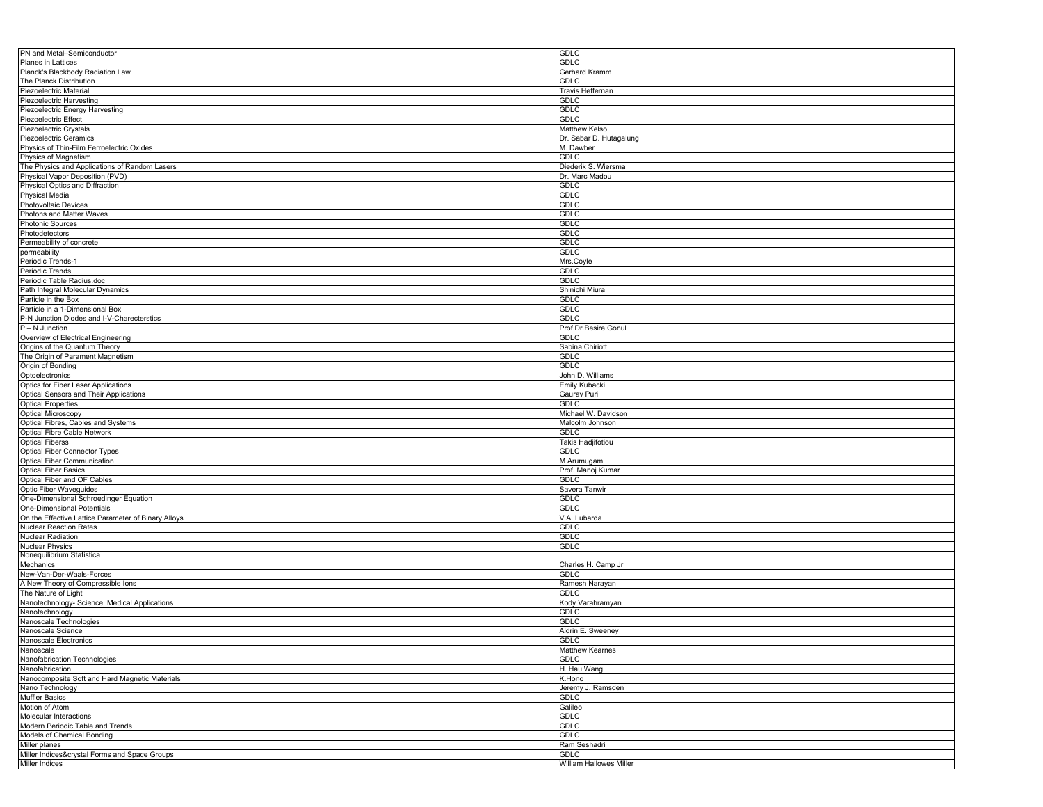| | |
|---|---|
| PN and Metal–Semiconductor | GDLC |
| Planes in Lattices | GDLC |
| Planck's Blackbody Radiation Law | Gerhard Kramm |
| The Planck Distribution | GDLC |
| Piezoelectric Material | Travis Heffernan |
| Piezoelectric Harvesting | GDLC |
| Piezoelectric Energy Harvesting | GDLC |
| Piezoelectric Effect | GDLC |
| Piezoelectric Crystals | Matthew Kelso |
| Piezoelectric Ceramics | Dr. Sabar D. Hutagalung |
| Physics of Thin-Film Ferroelectric Oxides | M. Dawber |
| Physics of Magnetism | GDLC |
| The Physics and Applications of Random Lasers | Diederik S. Wiersma |
| Physical Vapor Deposition (PVD) | Dr. Marc Madou |
| Physical Optics and Diffraction | GDLC |
| Physical Media | GDLC |
| Photovoltaic Devices | GDLC |
| Photons and Matter Waves | GDLC |
| Photonic Sources | GDLC |
| Photodetectors | GDLC |
| Permeability of concrete | GDLC |
| permeability | GDLC |
| Periodic Trends-1 | Mrs.Coyle |
| Periodic Trends | GDLC |
| Periodic Table Radius.doc | GDLC |
| Path Integral Molecular Dynamics | Shinichi Miura |
| Particle in the Box | GDLC |
| Particle in a 1-Dimensional Box | GDLC |
| P-N Junction Diodes and I-V-Charecterstics | GDLC |
| P – N Junction | Prof.Dr.Besire Gonul |
| Overview of Electrical Engineering | GDLC |
| Origins of the Quantum Theory | Sabina Chiriott |
| The Origin of Parament Magnetism | GDLC |
| Origin of Bonding | GDLC |
| Optoelectronics | John D. Williams |
| Optics for Fiber Laser Applications | Emily Kubacki |
| Optical Sensors and Their Applications | Gaurav Puri |
| Optical Properties | GDLC |
| Optical Microscopy | Michael W. Davidson |
| Optical Fibres, Cables and Systems | Malcolm Johnson |
| Optical Fibre Cable Network | GDLC |
| Optical Fiberss | Takis Hadjifotiou |
| Optical Fiber Connector Types | GDLC |
| Optical Fiber Communication | M Arumugam |
| Optical Fiber Basics | Prof. Manoj Kumar |
| Optical Fiber and OF Cables | GDLC |
| Optic Fiber Waveguides | Savera Tanwir |
| One-Dimensional Schroedinger Equation | GDLC |
| One-Dimensional Potentials | GDLC |
| On the Effective Lattice Parameter of Binary Alloys | V.A. Lubarda |
| Nuclear Reaction Rates | GDLC |
| Nuclear Radiation | GDLC |
| Nuclear Physics | GDLC |
| Nonequilibrium Statistica Mechanics | Charles H. Camp Jr |
| New-Van-Der-Waals-Forces | GDLC |
| A New Theory of Compressible Ions | Ramesh Narayan |
| The Nature of Light | GDLC |
| Nanotechnology- Science, Medical Applications | Kody Varahramyan |
| Nanotechnology | GDLC |
| Nanoscale Technologies | GDLC |
| Nanoscale Science | Aldrin E. Sweeney |
| Nanoscale Electronics | GDLC |
| Nanoscale | Matthew Kearnes |
| Nanofabrication Technologies | GDLC |
| Nanofabrication | H. Hau Wang |
| Nanocomposite Soft and Hard Magnetic Materials | K.Hono |
| Nano Technology | Jeremy J. Ramsden |
| Muffler Basics | GDLC |
| Motion of Atom | Galileo |
| Molecular Interactions | GDLC |
| Modern Periodic Table and Trends | GDLC |
| Models of Chemical Bonding | GDLC |
| Miller planes | Ram Seshadri |
| Miller Indices&crystal Forms and Space Groups | GDLC |
| Miller Indices | William Hallowes Miller |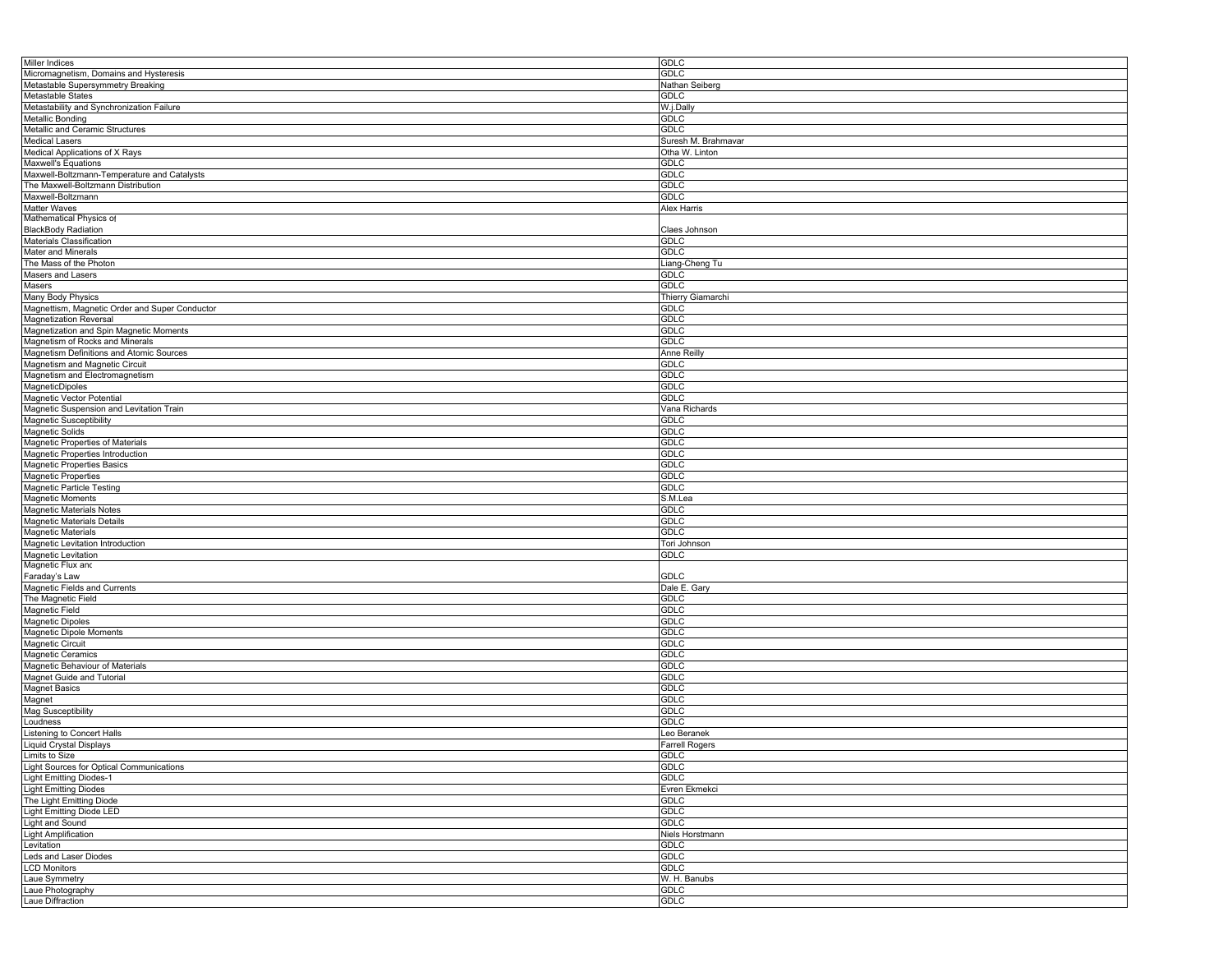| Miller Indices | GDLC |
|---|---|
| Micromagnetism, Domains and Hysteresis | GDLC |
| Metastable Supersymmetry Breaking | Nathan Seiberg |
| Metastable States | GDLC |
| Metastability and Synchronization Failure | W.j.Dally |
| Metallic Bonding | GDLC |
| Metallic and Ceramic Structures | GDLC |
| Medical Lasers | Suresh M. Brahmavar |
| Medical Applications of X Rays | Otha W. Linton |
| Maxwell's Equations | GDLC |
| Maxwell-Boltzmann-Temperature and Catalysts | GDLC |
| The Maxwell-Boltzmann Distribution | GDLC |
| Maxwell-Boltzmann | GDLC |
| Matter Waves | Alex Harris |
| Mathematical Physics of BlackBody Radiation | Claes Johnson |
| Materials Classification | GDLC |
| Mater and Minerals | GDLC |
| The Mass of the Photon | Liang-Cheng Tu |
| Masers and Lasers | GDLC |
| Masers | GDLC |
| Many Body Physics | Thierry Giamarchi |
| Magnettism, Magnetic Order and Super Conductor | GDLC |
| Magnetization Reversal | GDLC |
| Magnetization and Spin Magnetic Moments | GDLC |
| Magnetism of Rocks and Minerals | GDLC |
| Magnetism Definitions and Atomic Sources | Anne Reilly |
| Magnetism and Magnetic Circuit | GDLC |
| Magnetism and Electromagnetism | GDLC |
| MagneticDipoles | GDLC |
| Magnetic Vector Potential | GDLC |
| Magnetic Suspension and Levitation Train | Vana Richards |
| Magnetic Susceptibility | GDLC |
| Magnetic Solids | GDLC |
| Magnetic Properties of Materials | GDLC |
| Magnetic Properties Introduction | GDLC |
| Magnetic Properties Basics | GDLC |
| Magnetic Properties | GDLC |
| Magnetic Particle Testing | GDLC |
| Magnetic Moments | S.M.Lea |
| Magnetic Materials Notes | GDLC |
| Magnetic Materials Details | GDLC |
| Magnetic Materials | GDLC |
| Magnetic Levitation Introduction | Tori Johnson |
| Magnetic Levitation | GDLC |
| Magnetic Flux and Faraday's Law | GDLC |
| Magnetic Fields and Currents | Dale E. Gary |
| The Magnetic Field | GDLC |
| Magnetic Field | GDLC |
| Magnetic Dipoles | GDLC |
| Magnetic Dipole Moments | GDLC |
| Magnetic Circuit | GDLC |
| Magnetic Ceramics | GDLC |
| Magnetic Behaviour of Materials | GDLC |
| Magnet Guide and Tutorial | GDLC |
| Magnet Basics | GDLC |
| Magnet | GDLC |
| Mag Susceptibility | GDLC |
| Loudness | GDLC |
| Listening to Concert Halls | Leo Beranek |
| Liquid Crystal Displays | Farrell Rogers |
| Limits to Size | GDLC |
| Light Sources for Optical Communications | GDLC |
| Light Emitting Diodes-1 | GDLC |
| Light Emitting Diodes | Evren Ekmekci |
| The Light Emitting Diode | GDLC |
| Light Emitting Diode LED | GDLC |
| Light and Sound | GDLC |
| Light Amplification | Niels Horstmann |
| Levitation | GDLC |
| Leds and Laser Diodes | GDLC |
| LCD Monitors | GDLC |
| Laue Symmetry | W. H. Banubs |
| Laue Photography | GDLC |
| Laue Diffraction | GDLC |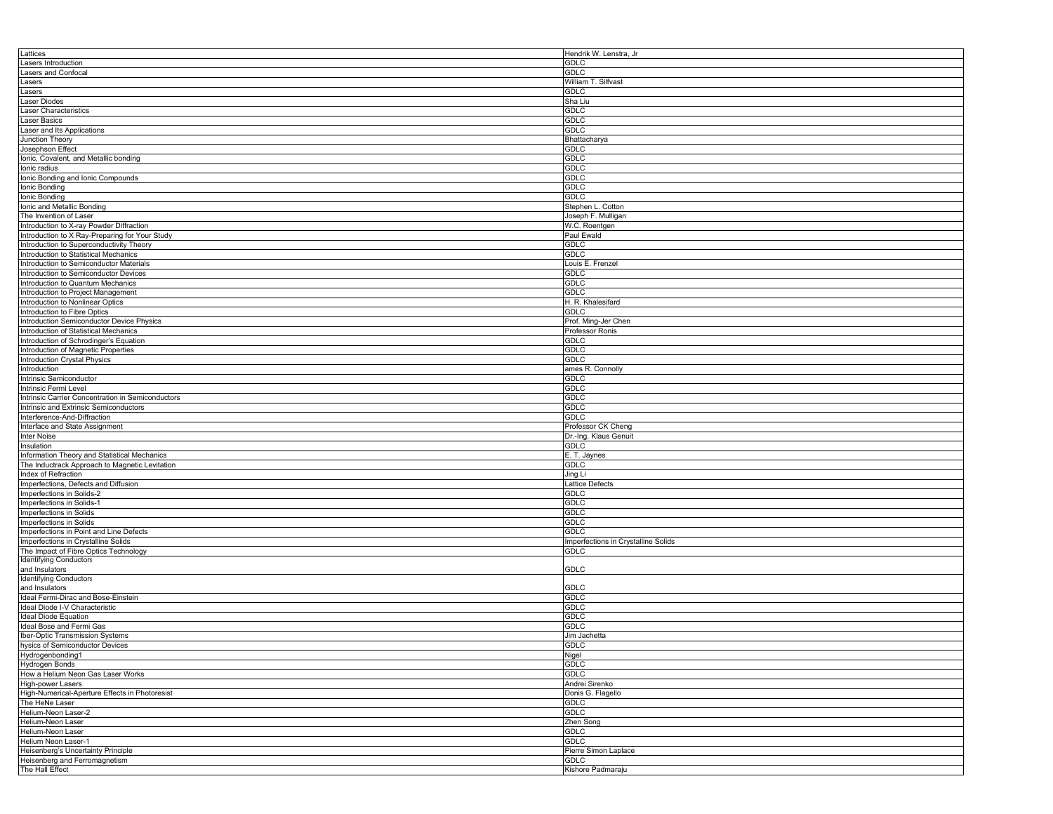| Lattices | Hendrik W. Lenstra, Jr |
|---|---|
| Lasers Introduction | GDLC |
| Lasers and Confocal | GDLC |
| Lasers | William T. Silfvast |
| Lasers | GDLC |
| Laser Diodes | Sha Liu |
| Laser Characteristics | GDLC |
| Laser Basics | GDLC |
| Laser and Its Applications | GDLC |
| Junction Theory | Bhattacharya |
| Josephson Effect | GDLC |
| Ionic, Covalent, and Metallic bonding | GDLC |
| Ionic radius | GDLC |
| Ionic Bonding and Ionic Compounds | GDLC |
| Ionic Bonding | GDLC |
| Ionic Bonding | GDLC |
| Ionic and Metallic Bonding | Stephen L. Cotton |
| The Invention of Laser | Joseph F. Mulligan |
| Introduction to X-ray Powder Diffraction | W.C. Roentgen |
| Introduction to X Ray-Preparing for Your Study | Paul Ewald |
| Introduction to Superconductivity Theory | GDLC |
| Introduction to Statistical Mechanics | GDLC |
| Introduction to Semiconductor Materials | Louis E. Frenzel |
| Introduction to Semiconductor Devices | GDLC |
| Introduction to Quantum Mechanics | GDLC |
| Introduction to Project Management | GDLC |
| Introduction to Nonlinear Optics | H. R. Khalesifard |
| Introduction to Fibre Optics | GDLC |
| Introduction Semiconductor Device Physics | Prof. Ming-Jer Chen |
| Introduction of Statistical Mechanics | Professor Ronis |
| Introduction of Schrodinger's Equation | GDLC |
| Introduction of Magnetic Properties | GDLC |
| Introduction Crystal Physics | GDLC |
| Introduction | ames R. Connolly |
| Intrinsic Semiconductor | GDLC |
| Intrinsic Fermi Level | GDLC |
| Intrinsic Carrier Concentration in Semiconductors | GDLC |
| Intrinsic and Extrinsic Semiconductors | GDLC |
| Interference-And-Diffraction | GDLC |
| Interface and State Assignment | Professor CK Cheng |
| Inter Noise | Dr.-Ing. Klaus Genuit |
| Insulation | GDLC |
| Information Theory and Statistical Mechanics | E. T. Jaynes |
| The Inductrack Approach to Magnetic Levitation | GDLC |
| Index of Refraction | Jing Li |
| Imperfections, Defects and Diffusion | Lattice Defects |
| Imperfections in Solids-2 | GDLC |
| Imperfections in Solids-1 | GDLC |
| Imperfections in Solids | GDLC |
| Imperfections in Solids | GDLC |
| Imperfections in Point and Line Defects | GDLC |
| Imperfections in Crystalline Solids | Imperfections in Crystalline Solids |
| The Impact of Fibre Optics Technology | GDLC |
| Identifying Conductors and Insulators | GDLC |
| Identifying Conductors and Insulators | GDLC |
| Ideal Fermi-Dirac and Bose-Einstein | GDLC |
| Ideal Diode I-V Characteristic | GDLC |
| Ideal Diode Equation | GDLC |
| Ideal Bose and Fermi Gas | GDLC |
| Iber-Optic Transmission Systems | Jim Jachetta |
| hysics of Semiconductor Devices | GDLC |
| Hydrogenbonding1 | Nigel |
| Hydrogen Bonds | GDLC |
| How a Helium Neon Gas Laser Works | GDLC |
| High-power Lasers | Andrei Sirenko |
| High-Numerical-Aperture Effects in Photoresist | Donis G. Flagello |
| The HeNe Laser | GDLC |
| Helium-Neon Laser-2 | GDLC |
| Helium-Neon Laser | Zhen Song |
| Helium-Neon Laser | GDLC |
| Helium Neon Laser-1 | GDLC |
| Heisenberg's Uncertainty Principle | Pierre Simon Laplace |
| Heisenberg and Ferromagnetism | GDLC |
| The Hall Effect | Kishore Padmaraju |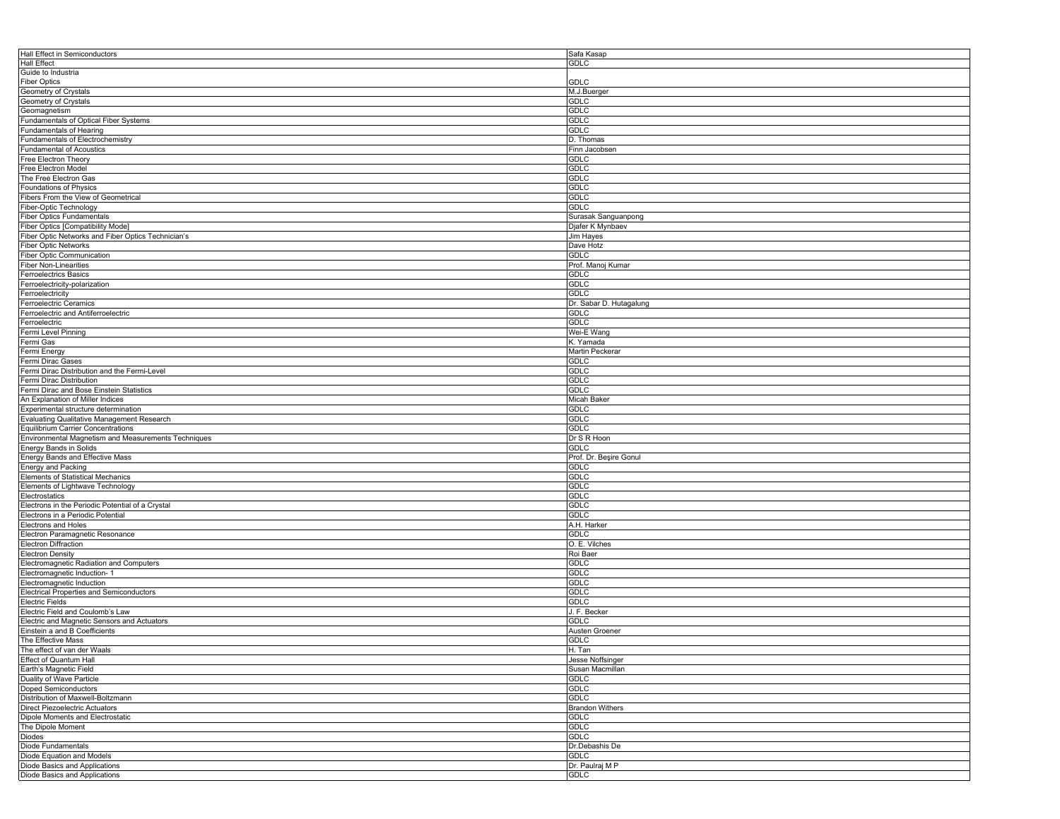| | |
|---|---|
| Hall Effect in Semiconductors | Safa Kasap |
| Hall Effect | GDLC |
| Guide to Industria<br>Fiber Optics | GDLC |
| Geometry of Crystals | M.J.Buerger |
| Geometry of Crystals | GDLC |
| Geomagnetism | GDLC |
| Fundamentals of Optical Fiber Systems | GDLC |
| Fundamentals of Hearing | GDLC |
| Fundamentals of Electrochemistry | D. Thomas |
| Fundamental of Acoustics | Finn Jacobsen |
| Free Electron Theory | GDLC |
| Free Electron Model | GDLC |
| The Free Electron Gas | GDLC |
| Foundations of Physics | GDLC |
| Fibers From the View of Geometrical | GDLC |
| Fiber-Optic Technology | GDLC |
| Fiber Optics Fundamentals | Surasak Sanguanpong |
| Fiber Optics [Compatibility Mode] | Djafer K Mynbaev |
| Fiber Optic Networks and Fiber Optics Technician's | Jim Hayes |
| Fiber Optic Networks | Dave Hotz |
| Fiber Optic Communication | GDLC |
| Fiber Non-Linearities | Prof. Manoj Kumar |
| Ferroelectrics Basics | GDLC |
| Ferroelectricity-polarization | GDLC |
| Ferroelectricity | GDLC |
| Ferroelectric Ceramics | Dr. Sabar D. Hutagalung |
| Ferroelectric and Antiferroelectric | GDLC |
| Ferroelectric | GDLC |
| Fermi Level Pinning | Wei-E Wang |
| Fermi Gas | K. Yamada |
| Fermi Energy | Martin Peckerar |
| Fermi Dirac Gases | GDLC |
| Fermi Dirac Distribution and the Fermi-Level | GDLC |
| Fermi Dirac Distribution | GDLC |
| Fermi Dirac and Bose Einstein Statistics | GDLC |
| An Explanation of Miller Indices | Micah Baker |
| Experimental structure determination | GDLC |
| Evaluating Qualitative Management Research | GDLC |
| Equilibrium Carrier Concentrations | GDLC |
| Environmental Magnetism and Measurements Techniques | Dr S R Hoon |
| Energy Bands in Solids | GDLC |
| Energy Bands and Effective Mass | Prof. Dr. Beşire Gonul |
| Energy and Packing | GDLC |
| Elements of Statistical Mechanics | GDLC |
| Elements of Lightwave Technology | GDLC |
| Electrostatics | GDLC |
| Electrons in the Periodic Potential of a Crystal | GDLC |
| Electrons in a Periodic Potential | GDLC |
| Electrons and Holes | A.H. Harker |
| Electron Paramagnetic Resonance | GDLC |
| Electron Diffraction | O. E. Vilches |
| Electron Density | Roi Baer |
| Electromagnetic Radiation and Computers | GDLC |
| Electromagnetic Induction- 1 | GDLC |
| Electromagnetic Induction | GDLC |
| Electrical Properties and Semiconductors | GDLC |
| Electric Fields | GDLC |
| Electric Field and Coulomb's Law | J. F. Becker |
| Electric and Magnetic Sensors and Actuators | GDLC |
| Einstein a and B Coefficients | Austen Groener |
| The Effective Mass | GDLC |
| The effect of van der Waals | H. Tan |
| Effect of Quantum Hall | Jesse Noffsinger |
| Earth's Magnetic Field | Susan Macmillan |
| Duality of Wave Particle | GDLC |
| Doped Semiconductors | GDLC |
| Distribution of Maxwell-Boltzmann | GDLC |
| Direct Piezoelectric Actuators | Brandon Withers |
| Dipole Moments and Electrostatic | GDLC |
| The Dipole Moment | GDLC |
| Diodes | GDLC |
| Diode Fundamentals | Dr.Debashis De |
| Diode Equation and Models | GDLC |
| Diode Basics and Applications | Dr. Paulraj M P |
| Diode Basics and Applications | GDLC |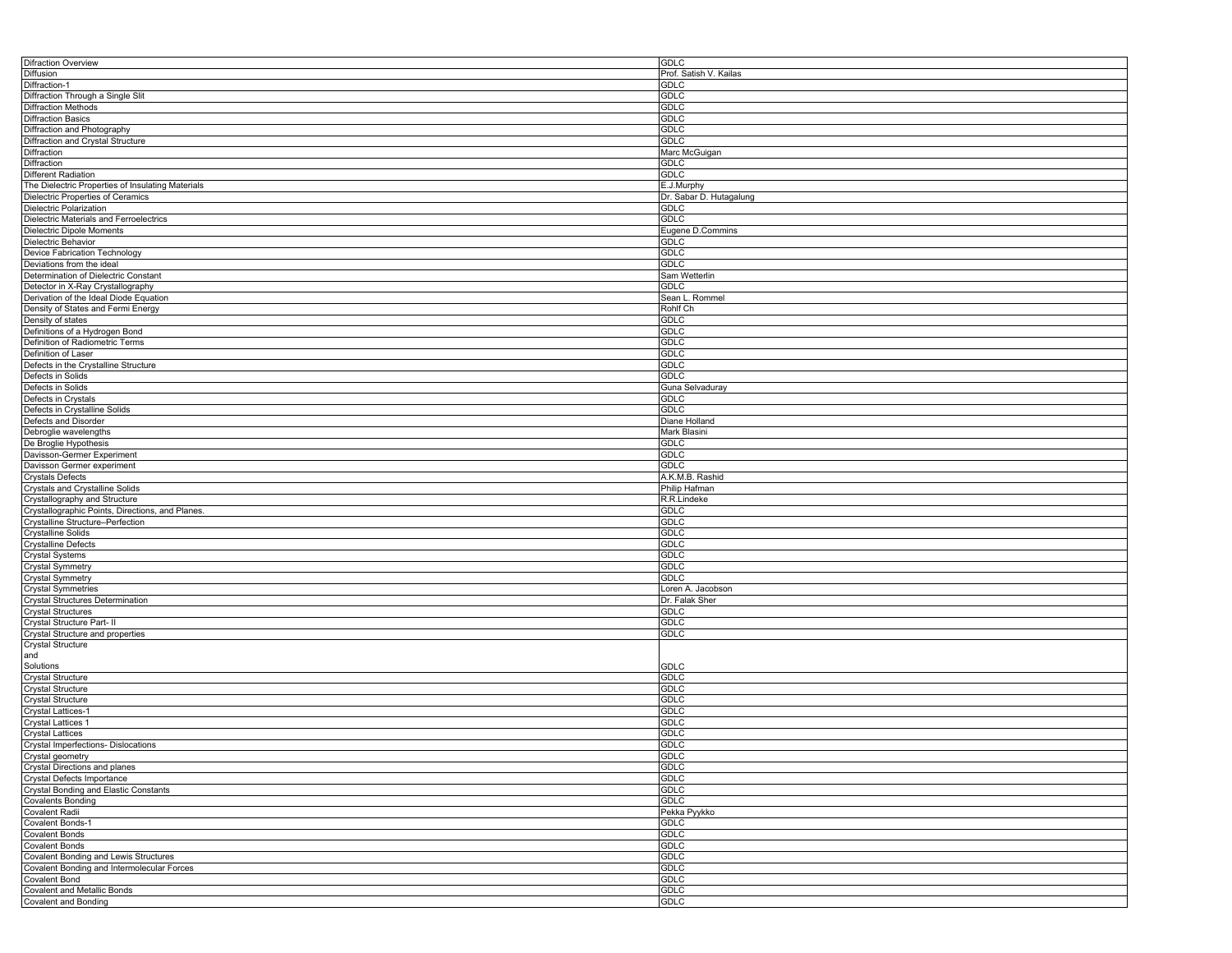| Difraction Overview | GDLC |
|---|---|
| Diffusion | Prof. Satish V. Kailas |
| Diffraction-1 | GDLC |
| Diffraction Through a Single Slit | GDLC |
| Diffraction Methods | GDLC |
| Diffraction Basics | GDLC |
| Diffraction and Photography | GDLC |
| Diffraction and Crystal Structure | GDLC |
| Diffraction | Marc McGuigan |
| Diffraction | GDLC |
| Different Radiation | GDLC |
| The Dielectric Properties of Insulating Materials | E.J.Murphy |
| Dielectric Properties of Ceramics | Dr. Sabar D. Hutagalung |
| Dielectric Polarization | GDLC |
| Dielectric Materials and Ferroelectrics | GDLC |
| Dielectric Dipole Moments | Eugene D.Commins |
| Dielectric Behavior | GDLC |
| Device Fabrication Technology | GDLC |
| Deviations from the ideal | GDLC |
| Determination of Dielectric Constant | Sam Wetterlin |
| Detector in X-Ray Crystallography | GDLC |
| Derivation of the Ideal Diode Equation | Sean L. Rommel |
| Density of States and Fermi Energy | Rohlf Ch |
| Density of states | GDLC |
| Definitions of a Hydrogen Bond | GDLC |
| Definition of Radiometric Terms | GDLC |
| Definition of Laser | GDLC |
| Defects in the Crystalline Structure | GDLC |
| Defects in Solids | GDLC |
| Defects in Solids | Guna Selvaduray |
| Defects in Crystals | GDLC |
| Defects in Crystalline Solids | GDLC |
| Defects and Disorder | Diane Holland |
| Debroglie wavelengths | Mark Blasini |
| De Broglie Hypothesis | GDLC |
| Davisson-Germer Experiment | GDLC |
| Davisson Germer experiment | GDLC |
| Crystals Defects | A.K.M.B. Rashid |
| Crystals and Crystalline Solids | Philip Hafman |
| Crystallography and Structure | R.R.Lindeke |
| Crystallographic Points, Directions, and Planes. | GDLC |
| Crystalline Structure–Perfection | GDLC |
| Crystalline Solids | GDLC |
| Crystalline Defects | GDLC |
| Crystal Systems | GDLC |
| Crystal Symmetry | GDLC |
| Crystal Symmetry | GDLC |
| Crystal Symmetries | Loren A. Jacobson |
| Crystal Structures Determination | Dr. Falak Sher |
| Crystal Structures | GDLC |
| Crystal Structure Part- II | GDLC |
| Crystal Structure and properties | GDLC |
| Crystal Structure and Solutions | GDLC |
| Crystal Structure | GDLC |
| Crystal Structure | GDLC |
| Crystal Structure | GDLC |
| Crystal Lattices-1 | GDLC |
| Crystal Lattices 1 | GDLC |
| Crystal Lattices | GDLC |
| Crystal Imperfections- Dislocations | GDLC |
| Crystal geometry | GDLC |
| Crystal Directions and planes | GDLC |
| Crystal Defects Importance | GDLC |
| Crystal Bonding and Elastic Constants | GDLC |
| Covalents Bonding | GDLC |
| Covalent Radii | Pekka Pyykko |
| Covalent Bonds-1 | GDLC |
| Covalent Bonds | GDLC |
| Covalent Bonds | GDLC |
| Covalent Bonding and Lewis Structures | GDLC |
| Covalent Bonding and Intermolecular Forces | GDLC |
| Covalent Bond | GDLC |
| Covalent and Metallic Bonds | GDLC |
| Covalent and Bonding | GDLC |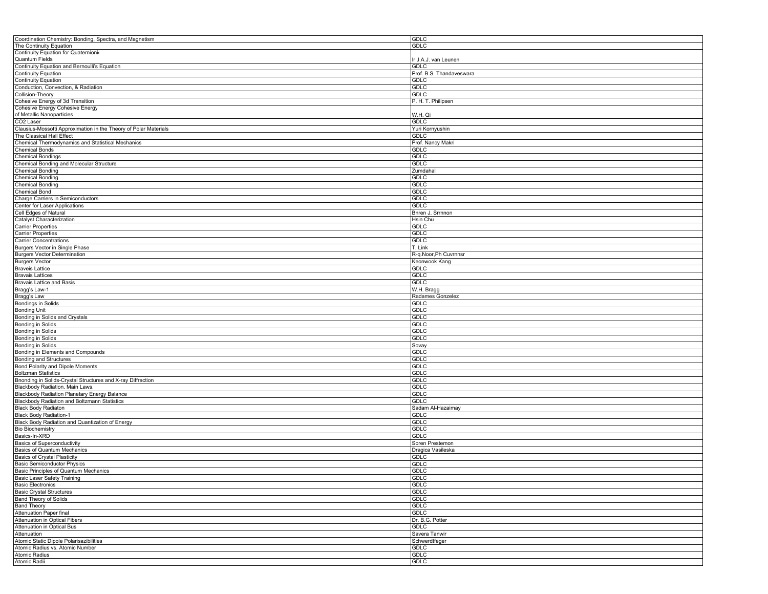| | |
|---|---|
| Coordination Chemistry: Bonding, Spectra, and Magnetism | GDLC |
| The Continuity Equation | GDLC |
| Continuity Equation for Quaternionic Quantum Fields | Ir J.A.J. van Leunen |
| Continuity Equation and Bernoulli's Equation | GDLC |
| Continuity Equation | Prof. B.S. Thandaveswara |
| Continuity Equation | GDLC |
| Conduction, Convection, & Radiation | GDLC |
| Collision-Theory | GDLC |
| Cohesive Energy of 3d Transition | P. H. T. Philipsen |
| Cohesive Energy Cohesive Energy of Metallic Nanoparticles | W.H. Qi |
| CO2 Laser | GDLC |
| Clausius-Mossotti Approximation in the Theory of Polar Materials | Yuri Kornyushin |
| The Classical Hall Effect | GDLC |
| Chemical Thermodynamics and Statistical Mechanics | Prof. Nancy Makri |
| Chemical Bonds | GDLC |
| Chemical Bondings | GDLC |
| Chemical Bonding and Molecular Structure | GDLC |
| Chemical Bonding | Zumdahal |
| Chemical Bonding | GDLC |
| Chemical Bonding | GDLC |
| Chemical Bond | GDLC |
| Charge Carriers in Semiconductors | GDLC |
| Center for Laser Applications | GDLC |
| Cell Edges of Natural | Bnren J. Srrnnon |
| Catalyst Characterization | Hsin Chu |
| Carrier Properties | GDLC |
| Carrier Properties | GDLC |
| Carrier Concentrations | GDLC |
| Burgers Vector in Single Phase | T. Link |
| Burgers Vector Determination | R-q.Noor,Ph Cuvrnnsr |
| Burgers Vector | Keonwook Kang |
| Braveis Lattice | GDLC |
| Bravais Lattices | GDLC |
| Bravais Lattice and Basis | GDLC |
| Bragg's Law-1 | W.H. Bragg |
| Bragg's Law | Radames Gonzelez |
| Bondings in Solids | GDLC |
| Bonding Unit | GDLC |
| Bonding in Solids and Crystals | GDLC |
| Bonding in Solids | GDLC |
| Bonding in Solids | GDLC |
| Bonding in Solids | GDLC |
| Bonding in Solids | Sovay |
| Bonding in Elements and Compounds | GDLC |
| Bonding and Structures | GDLC |
| Bond Polarity and Dipole Moments | GDLC |
| Boltzman Statistics | GDLC |
| Bnonding in Solids-Crystal Structures and X-ray Diffraction | GDLC |
| Blackbody Radiation. Main Laws. | GDLC |
| Blackbody Radiation Planetary Energy Balance | GDLC |
| Blackbody Radiation and Boltzmann Statistics | GDLC |
| Black Body Radiaton | Sadam Al-Hazaimay |
| Black Body Radiation-1 | GDLC |
| Black Body Radiation and Quantization of Energy | GDLC |
| Bio Biochemistry | GDLC |
| Basics-In-XRD | GDLC |
| Basics of Superconductivity | Soren Prestemon |
| Basics of Quantum Mechanics | Dragica Vasileska |
| Basics of Crystal Plasticity | GDLC |
| Basic Semiconductor Physics | GDLC |
| Basic Principles of Quantum Mechanics | GDLC |
| Basic Laser Safety Training | GDLC |
| Basic Electronics | GDLC |
| Basic Crystal Structures | GDLC |
| Band Theory of Solids | GDLC |
| Band Theory | GDLC |
| Attenuation Paper final | GDLC |
| Attenuation in Optical Fibers | Dr. B.G. Potter |
| Attenuation in Optical Bus | GDLC |
| Attenuation | Savera Tanwir |
| Atomic Static Dipole Polarisazibilities | Schwerdtfeger |
| Atomic Radius vs. Atomic Number | GDLC |
| Atomic Radius | GDLC |
| Atomic Radii | GDLC |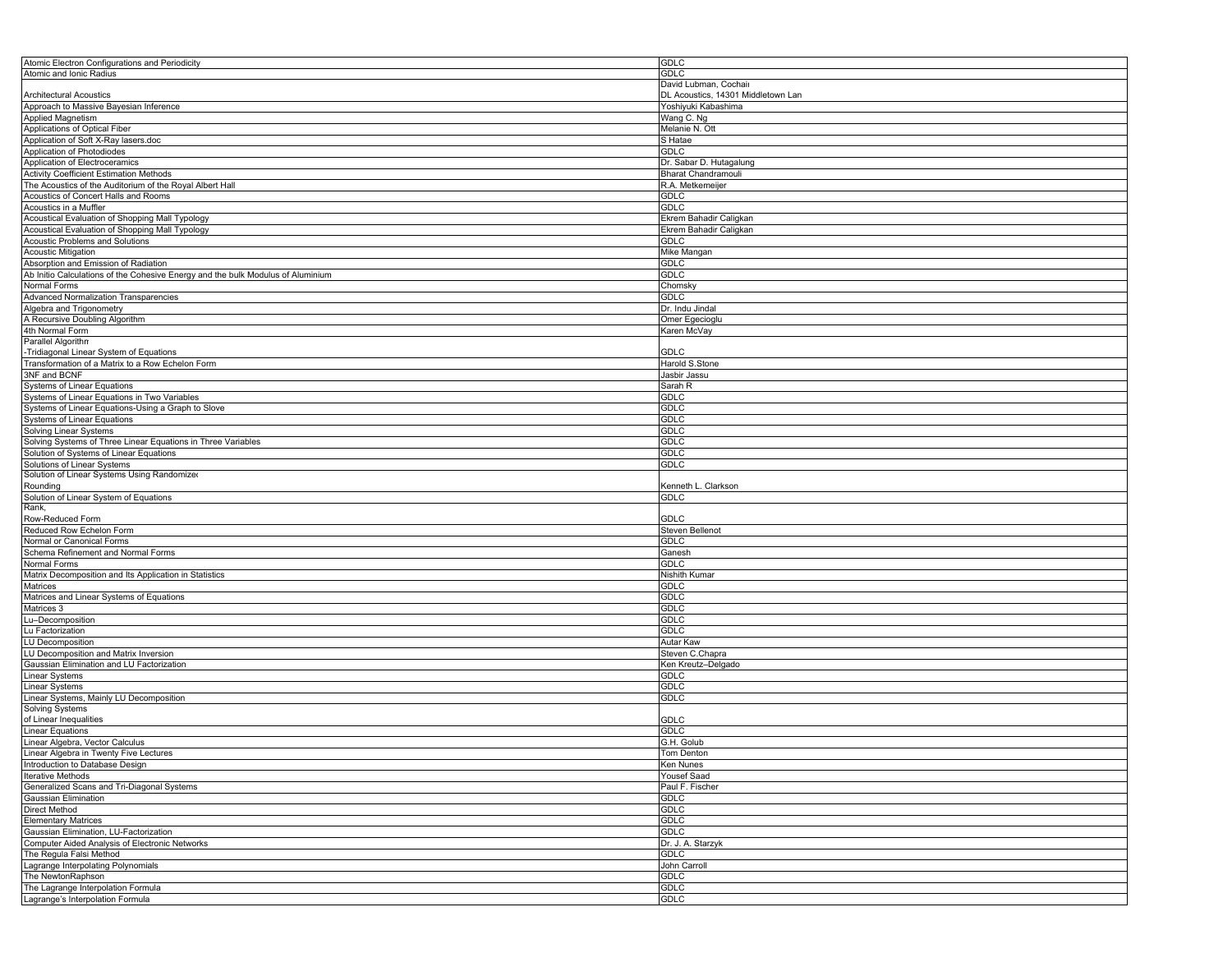| Atomic Electron Configurations and Periodicity | GDLC |
|---|---|
| Atomic and Ionic Radius | GDLC |
| Architectural Acoustics | David Lubman, Cochair DL Acoustics, 14301 Middletown Lan |
| Approach to Massive Bayesian Inference | Yoshiyuki Kabashima |
| Applied Magnetism | Wang C. Ng |
| Applications of Optical Fiber | Melanie N. Ott |
| Application of Soft X-Ray lasers.doc | S Hatae |
| Application of Photodiodes | GDLC |
| Application of Electroceramics | Dr. Sabar D. Hutagalung |
| Activity Coefficient Estimation Methods | Bharat Chandramouli |
| The Acoustics of the Auditorium of the Royal Albert Hall | R.A. Metkemeijer |
| Acoustics of Concert Halls and Rooms | GDLC |
| Acoustics in a Muffler | GDLC |
| Acoustical Evaluation of Shopping Mall Typology | Ekrem Bahadir Caligkan |
| Acoustical Evaluation of Shopping Mall Typology | Ekrem Bahadir Caligkan |
| Acoustic Problems and Solutions | GDLC |
| Acoustic Mitigation | Mike Mangan |
| Absorption and Emission of Radiation | GDLC |
| Ab Initio Calculations of the Cohesive Energy and the bulk Modulus of Aluminium | GDLC |
| Normal Forms | Chomsky |
| Advanced Normalization Transparencies | GDLC |
| Algebra and Trigonometry | Dr. Indu Jindal |
| A Recursive Doubling Algorithm | Omer Egecioglu |
| 4th Normal Form | Karen McVay |
| Parallel Algorithm -Tridiagonal Linear System of Equations | GDLC |
| Transformation of a Matrix to a Row Echelon Form | Harold S.Stone |
| 3NF and BCNF | Jasbir Jassu |
| Systems of Linear Equations | Sarah R |
| Systems of Linear Equations in Two Variables | GDLC |
| Systems of Linear Equations-Using a Graph to Slove | GDLC |
| Systems of Linear Equations | GDLC |
| Solving Linear Systems | GDLC |
| Solving Systems of Three Linear Equations in Three Variables | GDLC |
| Solution of Systems of Linear Equations | GDLC |
| Solutions of Linear Systems | GDLC |
| Solution of Linear Systems Using Randomized Rounding | Kenneth L. Clarkson |
| Solution of Linear System of Equations | GDLC |
| Rank, Row-Reduced Form | GDLC |
| Reduced Row Echelon Form | Steven Bellenot |
| Normal or Canonical Forms | GDLC |
| Schema Refinement and Normal Forms | Ganesh |
| Normal Forms | GDLC |
| Matrix Decomposition and Its Application in Statistics | Nishith Kumar |
| Matrices | GDLC |
| Matrices and Linear Systems of Equations | GDLC |
| Matrices 3 | GDLC |
| Lu–Decomposition | GDLC |
| Lu Factorization | GDLC |
| LU Decomposition | Autar Kaw |
| LU Decomposition and Matrix Inversion | Steven C.Chapra |
| Gaussian Elimination and LU Factorization | Ken Kreutz–Delgado |
| Linear Systems | GDLC |
| Linear Systems | GDLC |
| Linear Systems, Mainly LU Decomposition | GDLC |
| Solving Systems of Linear Inequalities | GDLC |
| Linear Equations | GDLC |
| Linear Algebra, Vector Calculus | G.H. Golub |
| Linear Algebra in Twenty Five Lectures | Tom Denton |
| Introduction to Database Design | Ken Nunes |
| Iterative Methods | Yousef Saad |
| Generalized Scans and Tri-Diagonal Systems | Paul F. Fischer |
| Gaussian Elimination | GDLC |
| Direct Method | GDLC |
| Elementary Matrices | GDLC |
| Gaussian Elimination, LU-Factorization | GDLC |
| Computer Aided Analysis of Electronic Networks | Dr. J. A. Starzyk |
| The Regula Falsi Method | GDLC |
| Lagrange Interpolating Polynomials | John Carroll |
| The NewtonRaphson | GDLC |
| The Lagrange Interpolation Formula | GDLC |
| Lagrange's Interpolation Formula | GDLC |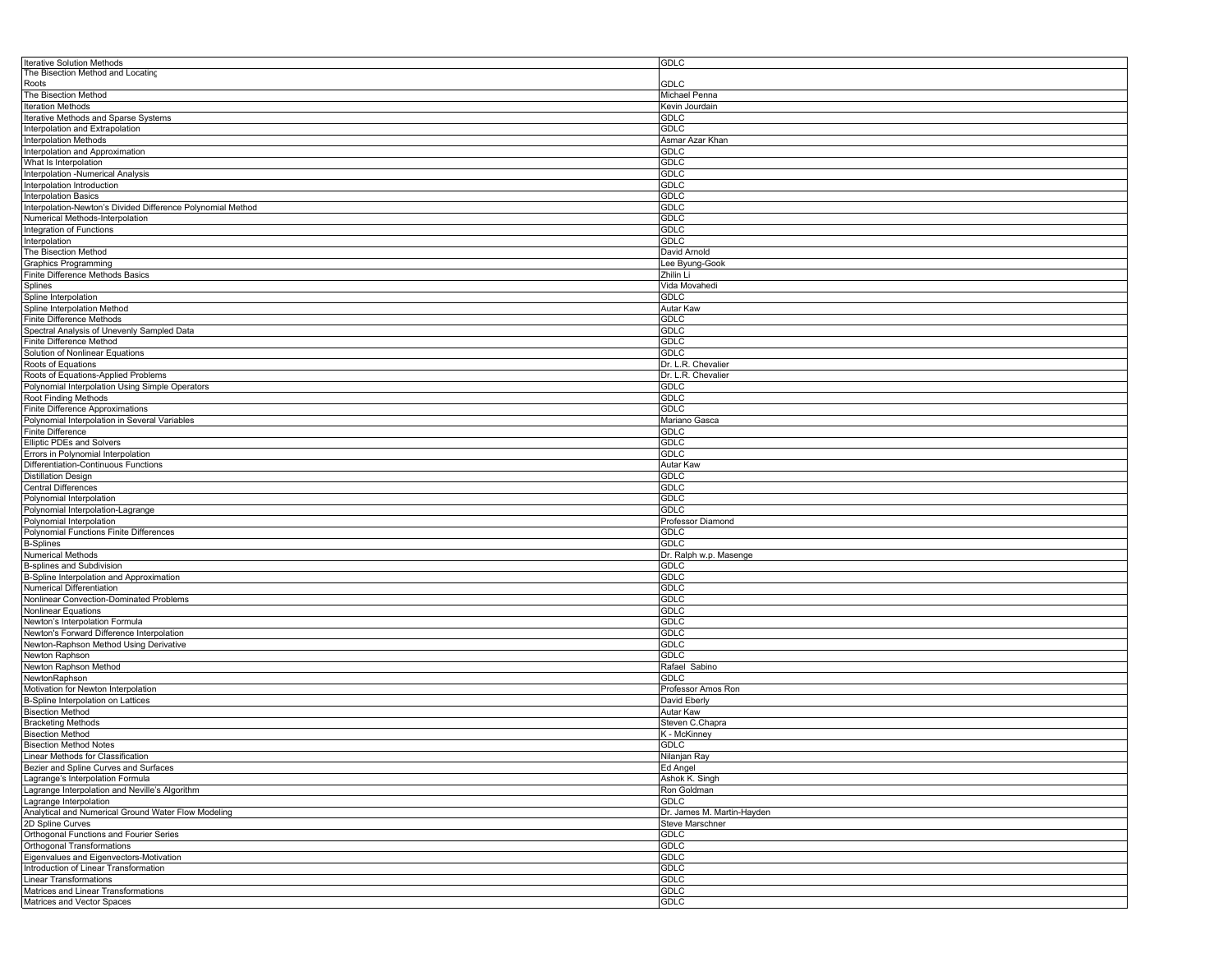| | |
|---|---|
| Iterative Solution Methods | GDLC |
| The Bisection Method and Locating Roots | GDLC |
| The Bisection Method | Michael Penna |
| Iteration Methods | Kevin Jourdain |
| Iterative Methods and Sparse Systems | GDLC |
| Interpolation and Extrapolation | GDLC |
| Interpolation Methods | Asmar Azar Khan |
| Interpolation and Approximation | GDLC |
| What Is Interpolation | GDLC |
| Interpolation -Numerical Analysis | GDLC |
| Interpolation Introduction | GDLC |
| Interpolation Basics | GDLC |
| Interpolation-Newton's Divided Difference Polynomial Method | GDLC |
| Numerical Methods-Interpolation | GDLC |
| Integration of Functions | GDLC |
| Interpolation | GDLC |
| The Bisection Method | David Arnold |
| Graphics Programming | Lee Byung-Gook |
| Finite Difference Methods Basics | Zhilin Li |
| Splines | Vida Movahedi |
| Spline Interpolation | GDLC |
| Spline Interpolation Method | Autar Kaw |
| Finite Difference Methods | GDLC |
| Spectral Analysis of Unevenly Sampled Data | GDLC |
| Finite Difference Method | GDLC |
| Solution of Nonlinear Equations | GDLC |
| Roots of Equations | Dr. L.R. Chevalier |
| Roots of Equations-Applied Problems | Dr. L.R. Chevalier |
| Polynomial Interpolation Using Simple Operators | GDLC |
| Root Finding Methods | GDLC |
| Finite Difference Approximations | GDLC |
| Polynomial Interpolation in Several Variables | Mariano Gasca |
| Finite Difference | GDLC |
| Elliptic PDEs and Solvers | GDLC |
| Errors in Polynomial Interpolation | GDLC |
| Differentiation-Continuous Functions | Autar Kaw |
| Distillation Design | GDLC |
| Central Differences | GDLC |
| Polynomial Interpolation | GDLC |
| Polynomial Interpolation-Lagrange | GDLC |
| Polynomial Interpolation | Professor Diamond |
| Polynomial Functions Finite Differences | GDLC |
| B-Splines | GDLC |
| Numerical Methods | Dr. Ralph w.p. Masenge |
| B-splines and Subdivision | GDLC |
| B-Spline Interpolation and Approximation | GDLC |
| Numerical Differentiation | GDLC |
| Nonlinear Convection-Dominated Problems | GDLC |
| Nonlinear Equations | GDLC |
| Newton's Interpolation Formula | GDLC |
| Newton's Forward Difference Interpolation | GDLC |
| Newton-Raphson Method Using Derivative | GDLC |
| Newton Raphson | GDLC |
| Newton Raphson Method | Rafael Sabino |
| NewtonRaphson | GDLC |
| Motivation for Newton Interpolation | Professor Amos Ron |
| B-Spline Interpolation on Lattices | David Eberly |
| Bisection Method | Autar Kaw |
| Bracketing Methods | Steven C.Chapra |
| Bisection Method | K - McKinney |
| Bisection Method Notes | GDLC |
| Linear Methods for Classification | Nilanjan Ray |
| Bezier and Spline Curves and Surfaces | Ed Angel |
| Lagrange's Interpolation Formula | Ashok K. Singh |
| Lagrange Interpolation and Neville's Algorithm | Ron Goldman |
| Lagrange Interpolation | GDLC |
| Analytical and Numerical Ground Water Flow Modeling | Dr. James M. Martin-Hayden |
| 2D Spline Curves | Steve Marschner |
| Orthogonal Functions and Fourier Series | GDLC |
| Orthogonal Transformations | GDLC |
| Eigenvalues and Eigenvectors-Motivation | GDLC |
| Introduction of Linear Transformation | GDLC |
| Linear Transformations | GDLC |
| Matrices and Linear Transformations | GDLC |
| Matrices and Vector Spaces | GDLC |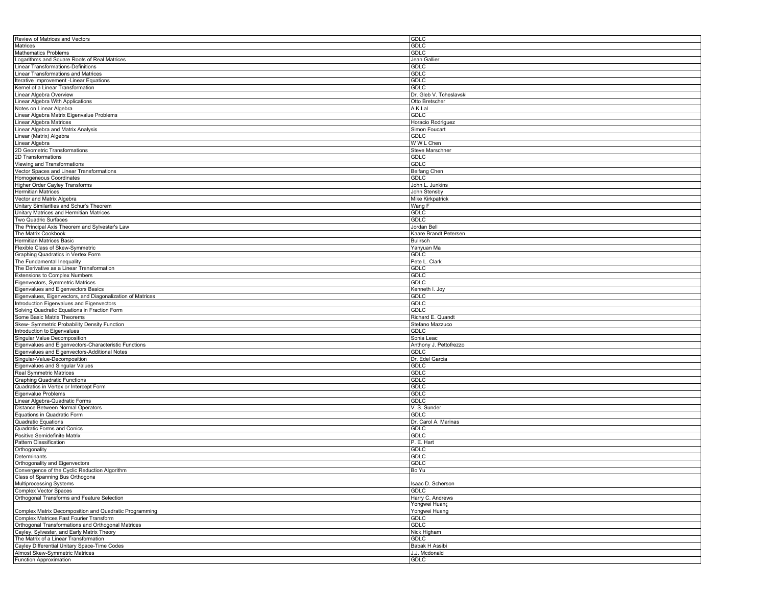| Review of Matrices and Vectors | GDLC |
|---|---|
| Matrices | GDLC |
| Mathematics Problems | GDLC |
| Logarithms and Square Roots of Real Matrices | Jean Gallier |
| Linear Transformations-Definitions | GDLC |
| Linear Transformations and Matrices | GDLC |
| Iterative Improvement -Linear Equations | GDLC |
| Kernel of a Linear Transformation | GDLC |
| Linear Algebra Overview | Dr. Gleb V. Tcheslavski |
| Linear Algebra With Applications | Otto Bretscher |
| Notes on Linear Algebra | A.K.Lal |
| Linear Algebra Matrix Eigenvalue Problems | GDLC |
| Linear Algebra Matrices | Horacio Rodrlguez |
| Linear Algebra and Matrix Analysis | Simon Foucart |
| Linear (Matrix) Algebra | GDLC |
| Linear Algebra | W W L Chen |
| 2D Geometric Transformations | Steve Marschner |
| 2D Transformations | GDLC |
| Viewing and Transformations | GDLC |
| Vector Spaces and Linear Transformations | Beifang Chen |
| Homogeneous Coordinates | GDLC |
| Higher Order Cayley Transforms | John L. Junkins |
| Hermitian Matrices | John Stensby |
| Vector and Matrix Algebra | Mike Kirkpatrick |
| Unitary Similarities and Schur's Theorem | Wang F |
| Unitary Matrices and Hermitian Matrices | GDLC |
| Two Quadric Surfaces | GDLC |
| The Principal Axis Theorem and Sylvester's Law | Jordan Bell |
| The Matrix Cookbook | Kaare Brandt Petersen |
| Hermitian Matrices Basic | Bulirsch |
| Flexible Class of Skew-Symmetric | Yanyuan Ma |
| Graphing Quadratics in Vertex Form | GDLC |
| The Fundamental Inequality | Pete L. Clark |
| The Derivative as a Linear Transformation | GDLC |
| Extensions to Complex Numbers | GDLC |
| Eigenvectors, Symmetric Matrices | GDLC |
| Eigenvalues and Eigenvectors Basics | Kenneth I. Joy |
| Eigenvalues, Eigenvectors, and Diagonalization of Matrices | GDLC |
| Introduction Eigenvalues and Eigenvectors | GDLC |
| Solving Quadratic Equations in Fraction Form | GDLC |
| Some Basic Matrix Theorems | Richard E. Quandt |
| Skew- Symmetric Probability Density Function | Stefano Mazzuco |
| Introduction to Eigenvalues | GDLC |
| Singular Value Decomposition | Sonia Leac |
| Eigenvalues and Eigenvectors-Characteristic Functions | Anthony J. Pettofrezzo |
| Eigenvalues and Eigenvectors-Additional Notes | GDLC |
| Singular-Value-Decomposition | Dr. Edel Garcia |
| Eigenvalues and Singular Values | GDLC |
| Real Symmetric Matrices | GDLC |
| Graphing Quadratic Functions | GDLC |
| Quadratics in Vertex or Intercept Form | GDLC |
| Eigenvalue Problems | GDLC |
| Linear Algebra-Quadratic Forms | GDLC |
| Distance Between Normal Operators | V. S. Sunder |
| Equations in Quadratic Form | GDLC |
| Quadratic Equations | Dr. Carol A. Marinas |
| Quadratic Forms and Conics | GDLC |
| Positive Semidefinite Matrix | GDLC |
| Pattern Classification | P. E. Hart |
| Orthogonality | GDLC |
| Determinants | GDLC |
| Orthogonality and Eigenvectors | GDLC |
| Convergence of the Cyclic Reduction Algorithm | Bo Yu |
| Class of Spanning Bus Orthogona Multiprocessing Systems | Isaac D. Scherson |
| Complex Vector Spaces | GDLC |
| Orthogonal Transforms and Feature Selection | Harry C. Andrews |
| Complex Matrix Decomposition and Quadratic Programming | Yongwei Huang Yongwei Huang |
| Complex Matrices Fast Fourier Transform | GDLC |
| Orthogonal Transformations and Orthogonal Matrices | GDLC |
| Cayley, Sylvester, and Early Matrix Theory | Nick Higham |
| The Matrix of a Linear Transformation | GDLC |
| Cayley Differential Unitary Space-Time Codes | Babak H Assibi |
| Almost Skew-Symmetric Matrices | J.J. Mcdonald |
| Function Approximation | GDLC |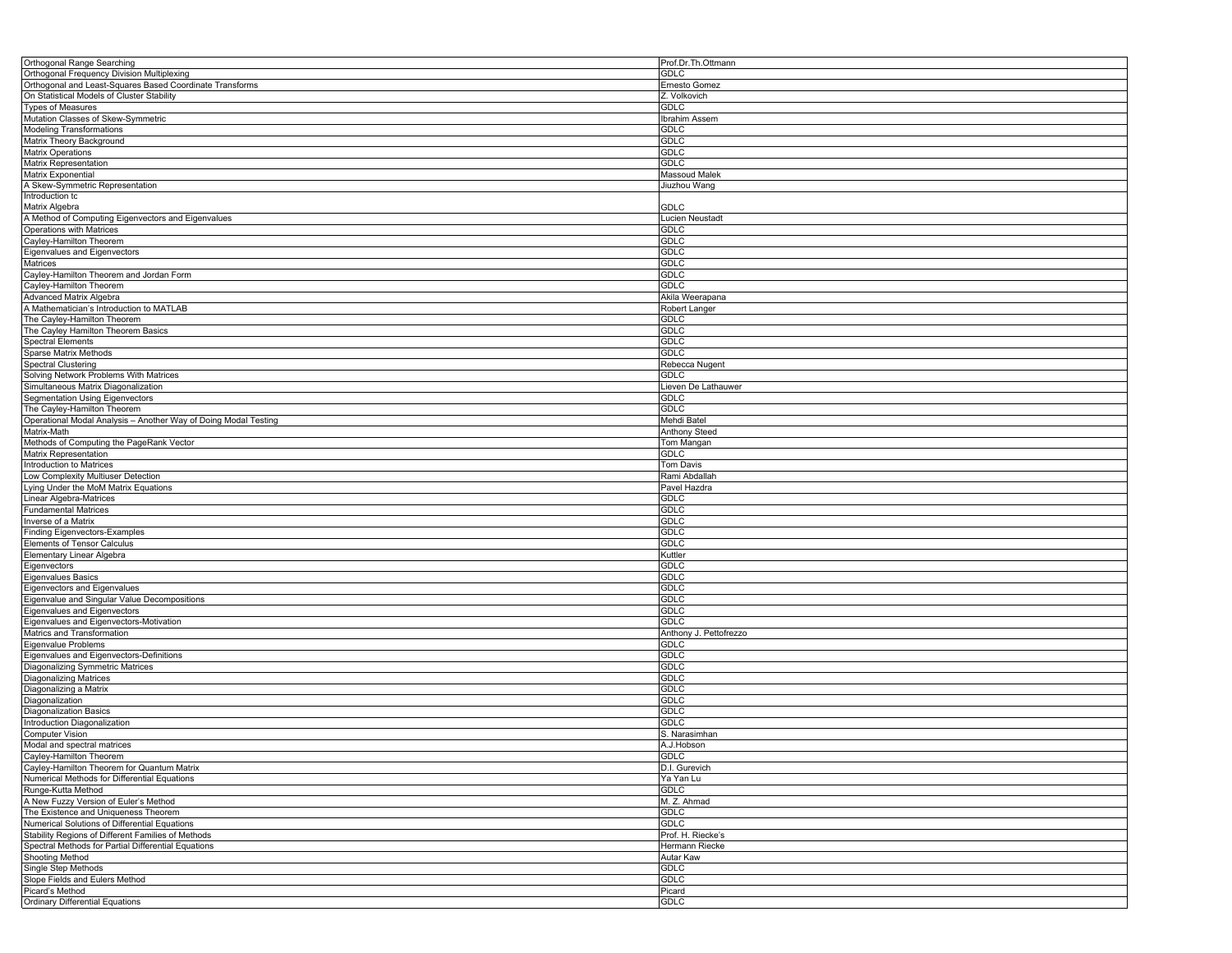| Orthogonal Range Searching | Prof.Dr.Th.Ottmann |
|---|---|
| Orthogonal Frequency Division Multiplexing | GDLC |
| Orthogonal and Least-Squares Based Coordinate Transforms | Ernesto Gomez |
| On Statistical Models of Cluster Stability | Z. Volkovich |
| Types of Measures | GDLC |
| Mutation Classes of Skew-Symmetric | Ibrahim Assem |
| Modeling Transformations | GDLC |
| Matrix Theory Background | GDLC |
| Matrix Operations | GDLC |
| Matrix Representation | GDLC |
| Matrix Exponential | Massoud Malek |
| A Skew-Symmetric Representation | Jiuzhou Wang |
| Introduction tc Matrix Algebra | GDLC |
| A Method of Computing Eigenvectors and Eigenvalues | Lucien Neustadt |
| Operations with Matrices | GDLC |
| Cayley-Hamilton Theorem | GDLC |
| Eigenvalues and Eigenvectors | GDLC |
| Matrices | GDLC |
| Cayley-Hamilton Theorem and Jordan Form | GDLC |
| Cayley-Hamilton Theorem | GDLC |
| Advanced Matrix Algebra | Akila Weerapana |
| A Mathematician's Introduction to MATLAB | Robert Langer |
| The Cayley-Hamilton Theorem | GDLC |
| The Cayley Hamilton Theorem Basics | GDLC |
| Spectral Elements | GDLC |
| Sparse Matrix Methods | GDLC |
| Spectral Clustering | Rebecca Nugent |
| Solving Network Problems With Matrices | GDLC |
| Simultaneous Matrix Diagonalization | Lieven De Lathauwer |
| Segmentation Using Eigenvectors | GDLC |
| The Cayley-Hamilton Theorem | GDLC |
| Operational Modal Analysis – Another Way of Doing Modal Testing | Mehdi Batel |
| Matrix-Math | Anthony Steed |
| Methods of Computing the PageRank Vector | Tom Mangan |
| Matrix Representation | GDLC |
| Introduction to Matrices | Tom Davis |
| Low Complexity Multiuser Detection | Rami Abdallah |
| Lying Under the MoM Matrix Equations | Pavel Hazdra |
| Linear Algebra-Matrices | GDLC |
| Fundamental Matrices | GDLC |
| Inverse of a Matrix | GDLC |
| Finding Eigenvectors-Examples | GDLC |
| Elements of Tensor Calculus | GDLC |
| Elementary Linear Algebra | Kuttler |
| Eigenvectors | GDLC |
| Eigenvalues Basics | GDLC |
| Eigenvectors and Eigenvalues | GDLC |
| Eigenvalue and Singular Value Decompositions | GDLC |
| Eigenvalues and Eigenvectors | GDLC |
| Eigenvalues and Eigenvectors-Motivation | GDLC |
| Matrics and Transformation | Anthony J. Pettofrezzo |
| Eigenvalue Problems | GDLC |
| Eigenvalues and Eigenvectors-Definitions | GDLC |
| Diagonalizing Symmetric Matrices | GDLC |
| Diagonalizing Matrices | GDLC |
| Diagonalizing a Matrix | GDLC |
| Diagonalization | GDLC |
| Diagonalization Basics | GDLC |
| Introduction Diagonalization | GDLC |
| Computer Vision | S. Narasimhan |
| Modal and spectral matrices | A.J.Hobson |
| Cayley-Hamilton Theorem | GDLC |
| Cayley-Hamilton Theorem for Quantum Matrix | D.I. Gurevich |
| Numerical Methods for Differential Equations | Ya Yan Lu |
| Runge-Kutta Method | GDLC |
| A New Fuzzy Version of Euler's Method | M. Z. Ahmad |
| The Existence and Uniqueness Theorem | GDLC |
| Numerical Solutions of Differential Equations | GDLC |
| Stability Regions of Different Families of Methods | Prof. H. Riecke's |
| Spectral Methods for Partial Differential Equations | Hermann Riecke |
| Shooting Method | Autar Kaw |
| Single Step Methods | GDLC |
| Slope Fields and Eulers Method | GDLC |
| Picard's Method | Picard |
| Ordinary Differential Equations | GDLC |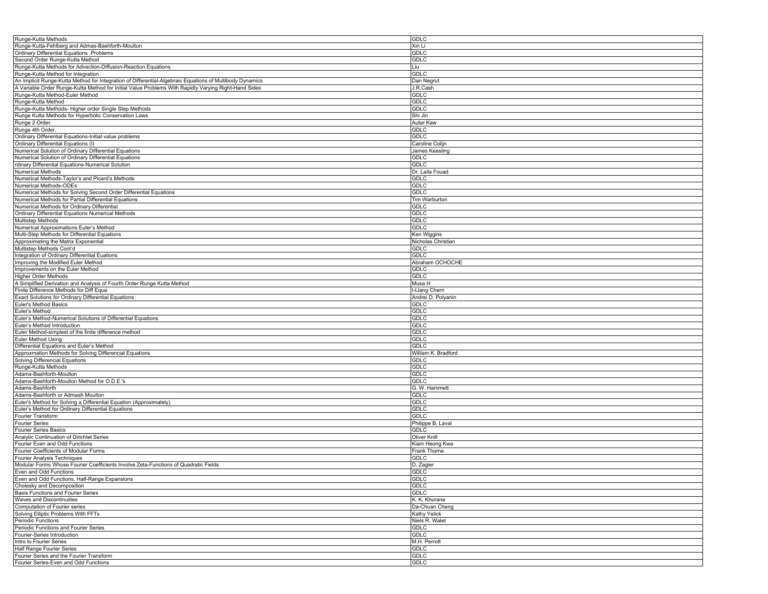| Runge-Kutta Methods | GDLC |
|---|---|
| Runge-Kutta-Fehlberg and Admas-Bashforth-Moulton | Xin Li |
| Ordinary Differential Equations  Problems | GDLC |
| Second Order Runge-Kutta Method | GDLC |
| Runge-Kutta Methods for Advection-Diffusion-Reaction Equations | Liu |
| Runge-Kutta Method for Integration | GDLC |
| An Implicit Runge-Kutta Method for Integration of Differential-Algebraic Equations of Multibody Dynamics | Dan Negrut |
| A Variable Order Runge-Kutta Method for Initial Value Problems With Rapidly Varying Right-Hand Sides | J.R.Cash |
| Runge-Kutta Method-Euler Method | GDLC |
| Runge-Kutta Method | GDLC |
| Runge-Kutta Methods- Higher order Single Step Methods | GDLC |
| Runge Kutta Methods for Hyperbolic Conservation Laws | Shi Jin |
| Runge 2 Order. | Autar Kaw |
| Runge 4th Order. | GDLC |
| Ordinary Differential Equations-Initial value problems | GDLC |
| Ordinary Differential Equations (I) | Caroline Colijn |
| Numerical Solution of Ordinary Differential Equations | James Keesling |
| Numerical Solution of Ordinary Differential Equations | GDLC |
| rdinary Differential Equations-Numerical Solution | GDLC |
| Numerical Methods | Dr. Laila Fouad |
| Numerical Methods-Taylor's and Picard's Methods | GDLC |
| Numerical Methods-ODEs | GDLC |
| Numerical Methods for Solving Second Order Differential Equations | GDLC |
| Numerical Methods for Partial Differential Equations . | Tim Warburton |
| Numerical Methods for Ordinary Differential | GDLC |
| Ordinary Differential Equations Numerical Methods | GDLC |
| Multistep Methods | GDLC |
| Numerical Approximations Euler's Method | GDLC |
| Multi-Step Methods for Differential Equations | Ken Wiggins |
| Approximating the Matrix Exponential | Nicholas Christian |
| Multistep Methods Cont'd | GDLC |
| Integration of Ordinary Differential Euations | GDLC |
| Improving the Modified Euler Method | Abraham OCHOCHE |
| Improvements on the Euler Method | GDLC |
| Higher Order Methods | GDLC |
| A Simplified Derivation and Analysis of Fourth Order Runge Kutta Method | Musa H |
| Finite Difference Methods for Diff Equa | I-Liang Chern |
| Exact Solutions for Ordinary Differential Equations | Andrei D. Polyanin |
| Euler's Method Basics | GDLC |
| Euler's Method | GDLC |
| Euler's Method-Numerical Solutions of Differential Equations | GDLC |
| Euler's Method Introduction | GDLC |
| Euler Method-simplest of the finite difference method | GDLC |
| Euler Method Using | GDLC |
| Differential Equations and Euler's Method | GDLC |
| Approxmation Methods for Solving Differencial Equations | William K. Bradford |
| Solving Differencial Equations | GDLC |
| Runge-Kutta Methods | GDLC |
| Adams-Bashforth-Moulton | GDLC |
| Adams-Bashforth-Moulton Method for O.D.E.'s | GDLC |
| Adams-Bashforth | G. W. Hammett |
| Adams-Bashforth or Admash Moulton | GDLC |
| Euler's Method for Solving a Differential Equation (Approximately) | GDLC |
| Euler's Method for Ordinary Differential Equations | GDLC |
| Fourier Transform | GDLC |
| Fourier Series | Philippe B. Laval |
| Fourier Series Basics | GDLC |
| Analytic Continuation of Dirichlet Series | Oliver Knill |
| Fourier Even and Odd Functions | Kiam Heong Kwa |
| Fourier Coefficients of Modular Forms | Frank Thorne |
| Fourier Analysis Techniques | GDLC |
| Modular Forms Whose Fourier Coefficients Involve Zeta-Functions of Quadratic Fields | D. Zagier |
| Even and Odd Functions | GDLC |
| Even and Odd Functions. Half-Range Expansions | GDLC |
| Cholesky and Decomposition | GDLC |
| Basis Functions and Fourier Series | GDLC |
| Waves and Discontinuities | K. K. Khurana |
| Computation of Fourier series | Da-Chuan Cheng |
| Solving Elliptic Problems With FFTs | Kathy Yelick |
| Periodic Functions | Niels R. Walet |
| Periodic Functions and Fourier Series | GDLC |
| Fourier-Series Introduction | GDLC |
| Intro to Fourier Series | M.H. Perrott |
| Half Range Fourier Series | GDLC |
| Fourier Series and the Fourier Transform | GDLC |
| Fourier Series-Even and Odd Functions | GDLC |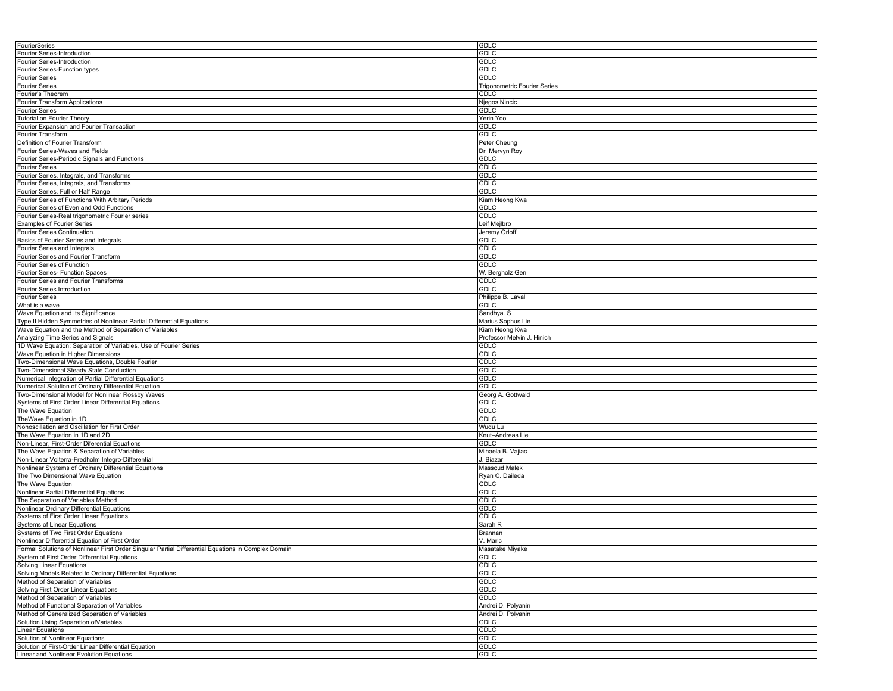| FourierSeries | GDLC |
|---|---|
| Fourier Series-Introduction | GDLC |
| Fourier Series-Introduction | GDLC |
| Fourier Series-Function types | GDLC |
| Fourier Series | GDLC |
| Fourier Series | Trigonometric Fourier Series |
| Fourier's Theorem | GDLC |
| Fourier Transform Applications | Njegos Nincic |
| Fourier Series | GDLC |
| Tutorial on Fourier Theory | Yerin Yoo |
| Fourier Expansion and Fourier Transaction | GDLC |
| Fourier Transform | GDLC |
| Definition of Fourier Transform | Peter Cheung |
| Fourier Series-Waves and Fields | Dr Mervyn Roy |
| Fourier Series-Periodic Signals and Functions | GDLC |
| Fourier Series | GDLC |
| Fourier Series, Integrals, and Transforms | GDLC |
| Fourier Series, Integrals, and Transforms | GDLC |
| Fourier Series, Full or Half Range | GDLC |
| Fourier Series of Functions With Arbitary Periods | Kiam Heong Kwa |
| Fourier Series of Even and Odd Functions | GDLC |
| Fourier Series-Real trigonometric Fourier series | GDLC |
| Examples of Fourier Series | Leif Mejlbro |
| Fourier Series Continuation. | Jeremy Orloff |
| Basics of Fourier Series and Integrals | GDLC |
| Fourier Series and Integrals | GDLC |
| Fourier Series and Fourier Transform | GDLC |
| Fourier Series of Function | GDLC |
| Fourier Series- Function Spaces | W. Bergholz Gen |
| Fourier Series and Fourier Transforms | GDLC |
| Fourier Series Introduction | GDLC |
| Fourier Series | Philippe B. Laval |
| What is a wave | GDLC |
| Wave Equation and Its Significance | Sandhya. S |
| Type II Hidden Symmetries of Nonlinear Partial Differential Equations | Marius Sophus Lie |
| Wave Equation and the Method of Separation of Variables | Kiam Heong Kwa |
| Analyzing Time Series and Signals | Professor Melvin J. Hinich |
| 1D Wave Equation: Separation of Variables, Use of Fourier Series | GDLC |
| Wave Equation in Higher Dimensions | GDLC |
| Two-Dimensional Wave Equations, Double Fourier | GDLC |
| Two-Dimensional Steady State Conduction | GDLC |
| Numerical Integration of Partial Differential Equations | GDLC |
| Numerical Solution of Ordinary Differential Equation | GDLC |
| Two-Dimensional Model for Nonlinear Rossby Waves | Georg A. Gottwald |
| Systems of First Order Linear Differential Equations | GDLC |
| The Wave Equation | GDLC |
| TheWave Equation in 1D | GDLC |
| Nonoscillation and Oscillation for First Order | Wudu Lu |
| The Wave Equation in 1D and 2D | Knut–Andreas Lie |
| Non-Linear, First-Order Diferential Equations | GDLC |
| The Wave Equation & Separation of Variables | Mihaela B. Vajiac |
| Non-Linear Volterra-Fredholm Integro-Differential | J. Biazar |
| Nonlinear Systems of Ordinary Differential Equations | Massoud Malek |
| The Two Dimensional Wave Equation | Ryan C. Daileda |
| The Wave Equation | GDLC |
| Nonlinear Partial Differential Equations | GDLC |
| The Separation of Variables Method | GDLC |
| Nonlinear Ordinary Differential Equations | GDLC |
| Systems of First Order Linear Equations | GDLC |
| Systems of Linear Equations | Sarah R |
| Systems of Two First Order Equations | Brannan |
| Nonlinear Differential Equation of First Order | V. Maric |
| Formal Solutions of Nonlinear First Order Singular Partial Differential Equations in Complex Domain | Masatake Miyake |
| System of First Order Differential Equations | GDLC |
| Solving Linear Equations | GDLC |
| Solving Models Related to Ordinary Differential Equations | GDLC |
| Method of Separation of Variables | GDLC |
| Solving First Order Linear Equations | GDLC |
| Method of Separation of Variables | GDLC |
| Method of Functional Separation of Variables | Andrei D. Polyanin |
| Method of Generalized Separation of Variables | Andrei D. Polyanin |
| Solution Using Separation ofVariables | GDLC |
| Linear Equations | GDLC |
| Solution of Nonlinear Equations | GDLC |
| Solution of First-Order Linear Differential Equation | GDLC |
| Linear and Nonlinear Evolution Equations | GDLC |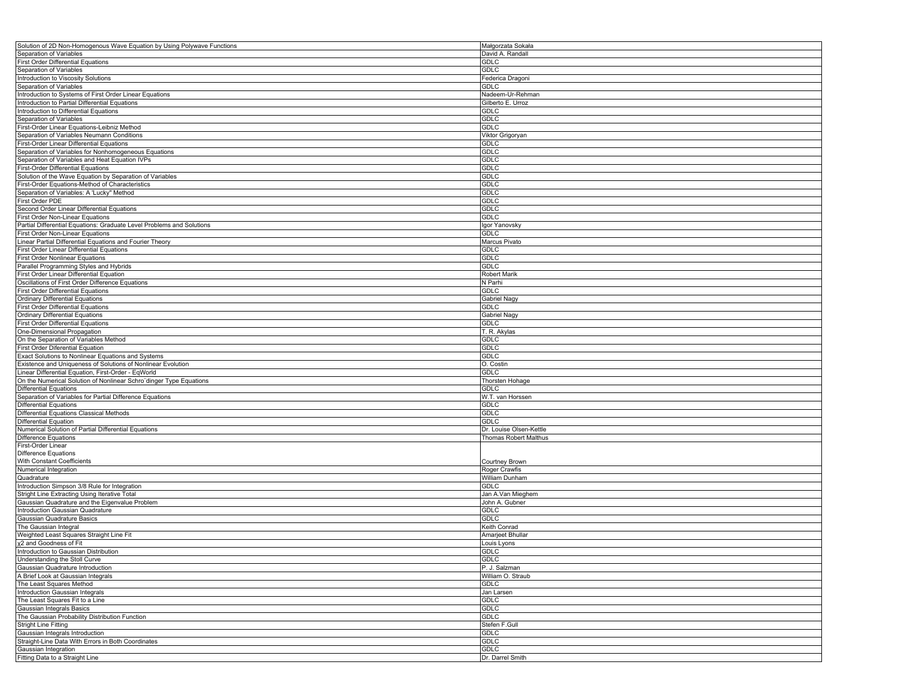| | |
|---|---|
| Solution of 2D Non-Homogenous Wave Equation by Using Polywave Functions | Małgorzata Sokała |
| Separation of Variables | David A. Randall |
| First Order Differential Equations | GDLC |
| Separation of Variables | GDLC |
| Introduction to Viscosity Solutions | Federica Dragoni |
| Separation of Variables | GDLC |
| Introduction to Systems of First Order Linear Equations | Nadeem-Ur-Rehman |
| Introduction to Partial Differential Equations | Gilberto E. Urroz |
| Introduction to Differential Equations | GDLC |
| Separation of Variables | GDLC |
| First-Order Linear Equations-Leibniz Method | GDLC |
| Separation of Variables Neumann Conditions | Viktor Grigoryan |
| First-Order Linear Differential Equations | GDLC |
| Separation of Variables for Nonhomogeneous Equations | GDLC |
| Separation of Variables and Heat Equation IVPs | GDLC |
| First-Order Differential Equations | GDLC |
| Solution of the Wave Equation by Separation of Variables | GDLC |
| First-Order Equations-Method of Characteristics | GDLC |
| Separation of Variables: A 'Lucky" Method | GDLC |
| First Order PDE | GDLC |
| Second Order Linear Differential Equations | GDLC |
| First Order Non-Linear Equations | GDLC |
| Partial Differential Equations: Graduate Level Problems and Solutions | Igor Yanovsky |
| First Order Non-Linear Equations | GDLC |
| Linear Partial Differential Equations and Fourier Theory | Marcus Pivato |
| First Order Linear Differential Equations | GDLC |
| First Order Nonlinear Equations | GDLC |
| Parallel Programming Styles and Hybrids | GDLC |
| First Order Linear Differential Equation | Robert Marik |
| Oscillations of First Order Difference Equations | N Parhi |
| First Order Differential Equations | GDLC |
| Ordinary Differential Equations | Gabriel Nagy |
| First Order Differential Equations | GDLC |
| Ordinary Differential Equations | Gabriel Nagy |
| First Order Differential Equations | GDLC |
| One-Dimensional Propagation | T. R. Akylas |
| On the Separation of Variables Method | GDLC |
| First Order Diferential Equation | GDLC |
| Exact Solutions to Nonlinear Equations and Systems | GDLC |
| Existence and Uniqueness of Solutions of Nonlinear Evolution | O. Costin |
| Linear Differential Equation, First-Order - EqWorld | GDLC |
| On the Numerical Solution of Nonlinear Schro¨dinger Type Equations | Thorsten Hohage |
| Differential Equations | GDLC |
| Separation of Variables for Partial Difference Equations | W.T. van Horssen |
| Differential Equations | GDLC |
| Differential Equations Classical Methods | GDLC |
| Differential Equation | GDLC |
| Numerical Solution of Partial Differential Equations | Dr. Louise Olsen-Kettle |
| Difference Equations | Thomas Robert Malthus |
| First-Order Linear Difference Equations With Constant Coefficients | Courtney Brown |
| Numerical Integration | Roger Crawfis |
| Quadrature | William Dunham |
| Introduction Simpson 3/8 Rule for Integration | GDLC |
| Stright Line Extracting Using Iterative Total | Jan A.Van Mieghem |
| Gaussian Quadrature and the Eigenvalue Problem | John A. Gubner |
| Introduction Gaussian Quadrature | GDLC |
| Gaussian Quadrature Basics | GDLC |
| The Gaussian Integral | Keith Conrad |
| Weighted Least Squares Straight Line Fit | Amarjeet Bhullar |
| $\chi^2$ and Goodness of Fit | Louis Lyons |
| Introduction to Gaussian Distribution | GDLC |
| Understanding the Stoll Curve | GDLC |
| Gaussian Quadrature Introduction | P. J. Salzman |
| A Brief Look at Gaussian Integrals | William O. Straub |
| The Least Squares Method | GDLC |
| Introduction Gaussian Integrals | Jan Larsen |
| The Least Squares Fit to a Line | GDLC |
| Gaussian Integrals Basics | GDLC |
| The Gaussian Probability Distribution Function | GDLC |
| Stright Line Fitting | Stefen F.Gull |
| Gaussian Integrals Introduction | GDLC |
| Straight-Line Data With Errors in Both Coordinates | GDLC |
| Gaussian Integration | GDLC |
| Fitting Data to a Straight Line | Dr. Darrel Smith |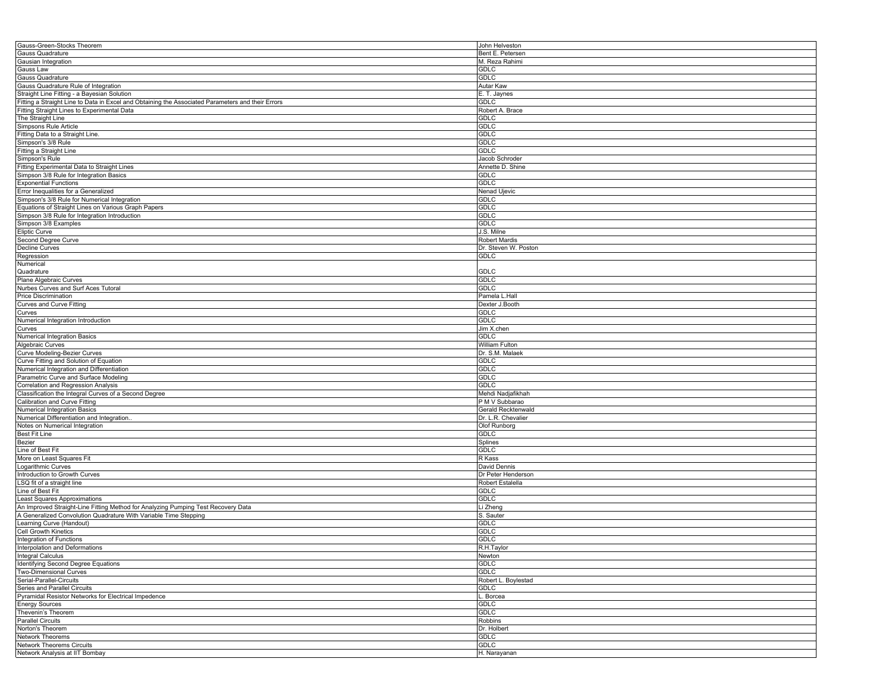| Gauss-Green-Stocks Theorem | John Helveston |
|---|---|
| Gauss Quadrature | Bent E. Petersen |
| Gausian Integration | M. Reza Rahimi |
| Gauss Law | GDLC |
| Gauss Quadrature | GDLC |
| Gauss Quadrature Rule of Integration | Autar Kaw |
| Straight Line Fitting - a Bayesian Solution | E. T. Jaynes |
| Fitting a Straight Line to Data in Excel and Obtaining the Associated Parameters and their Errors | GDLC |
| Fitting Straight Lines to Experimental Data | Robert A. Brace |
| The Straight Line | GDLC |
| Simpsons Rule Article | GDLC |
| Fitting Data to a Straight Line. | GDLC |
| Simpson's 3/8 Rule | GDLC |
| Fitting a Straight Line | GDLC |
| Simpson's Rule | Jacob Schroder |
| Fitting Experimental Data to Straight Lines | Annette D. Shine |
| Simpson 3/8 Rule for Integration Basics | GDLC |
| Exponential Functions | GDLC |
| Error Inequalities for a Generalized | Nenad Ujevic |
| Simpson's 3/8 Rule for Numerical Integration | GDLC |
| Equations of Straight Lines on Various Graph Papers | GDLC |
| Simpson 3/8 Rule for Integration Introduction | GDLC |
| Simpson 3/8 Examples | GDLC |
| Eliptic Curve | J.S. Milne |
| Second Degree Curve | Robert Mardis |
| Decline Curves | Dr. Steven W. Poston |
| Regression | GDLC |
| Numerical Quadrature | GDLC |
| Plane Algebraic Curves | GDLC |
| Nurbes Curves and Surf Aces Tutoral | GDLC |
| Price Discrimination | Pamela L.Hall |
| Curves and Curve Fitting | Dexter J.Booth |
| Curves | GDLC |
| Numerical Integration Introduction | GDLC |
| Curves | Jim X.chen |
| Numerical Integration Basics | GDLC |
| Algebraic Curves | William Fulton |
| Curve Modeling-Bezier Curves | Dr. S.M. Malaek |
| Curve Fitting and Solution of Equation | GDLC |
| Numerical Integration and Differentiation | GDLC |
| Parametric Curve and Surface Modeling | GDLC |
| Correlation and Regression Analysis | GDLC |
| Classification the Integral Curves of a Second Degree | Mehdi Nadjafikhah |
| Calibration and Curve Fitting | P M V Subbarao |
| Numerical Integration Basics | Gerald Recktenwald |
| Numerical Differentiation and Integration.. | Dr. L.R. Chevalier |
| Notes on Numerical Integration | Olof Runborg |
| Best Fit Line | GDLC |
| Bezier | Splines |
| Line of Best Fit | GDLC |
| More on Least Squares Fit | R Kass |
| Logarithmic Curves | David Dennis |
| Introduction to Growth Curves | Dr Peter Henderson |
| LSQ fit of a straight line | Robert Estalella |
| Line of Best Fit | GDLC |
| Least Squares Approximations | GDLC |
| An Improved Straight-Line Fitting Method for Analyzing Pumping Test Recovery Data | Li Zheng |
| A Generalized Convolution Quadrature With Variable Time Stepping | S. Sauter |
| Learning Curve (Handout) | GDLC |
| Cell Growth Kinetics | GDLC |
| Integration of Functions | GDLC |
| Interpolation and Deformations | R.H.Taylor |
| Integral Calculus | Newton |
| Identifying Second Degree Equations | GDLC |
| Two-Dimensional Curves | GDLC |
| Serial-Parallel-Circuits | Robert L. Boylestad |
| Series and Parallel Circuits | GDLC |
| Pyramidal Resistor Networks for Electrical Impedence | L. Borcea |
| Energy Sources | GDLC |
| Thevenin's Theorem | GDLC |
| Parallel Circuits | Robbins |
| Norton's Theorem | Dr. Holbert |
| Network Theorems | GDLC |
| Network Theorems Circuits | GDLC |
| Network Analysis at IIT Bombay | H. Narayanan |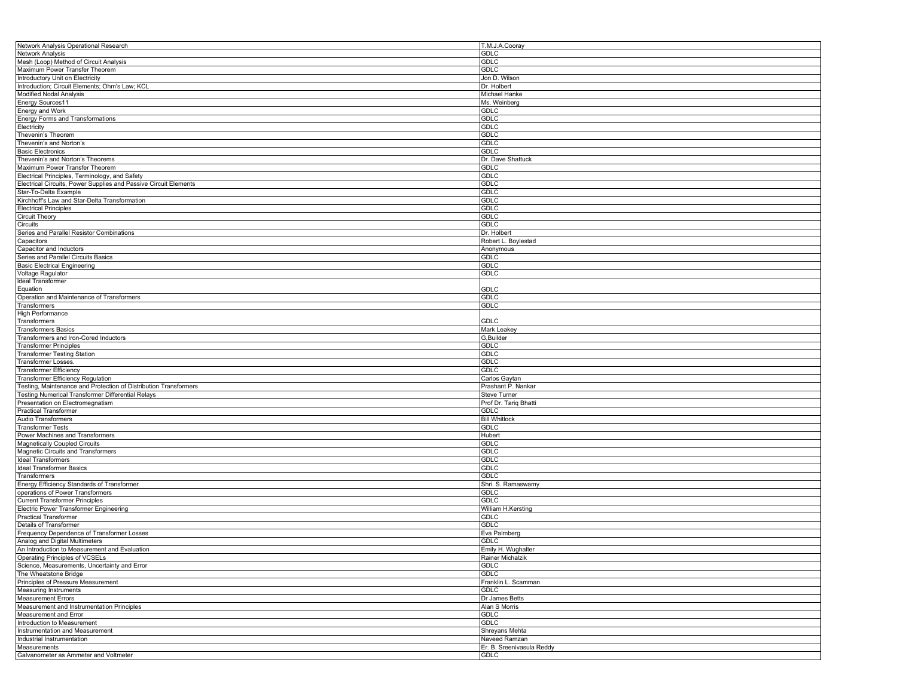| | |
|---|---|
| Network Analysis Operational Research | T.M.J.A.Cooray |
| Network Analysis | GDLC |
| Mesh (Loop) Method of Circuit Analysis | GDLC |
| Maximum Power Transfer Theorem | GDLC |
| Introductory Unit on Electricity | Jon D. Wilson |
| Introduction; Circuit Elements; Ohm's Law; KCL | Dr. Holbert |
| Modified Nodal Analysis | Michael Hanke |
| Energy Sources11 | Ms. Weinberg |
| Energy and Work | GDLC |
| Energy Forms and Transformations | GDLC |
| Electricity | GDLC |
| Thevenin's Theorem | GDLC |
| Thevenin's and Norton's | GDLC |
| Basic Electronics | GDLC |
| Thevenin's and Norton's Theorems | Dr. Dave Shattuck |
| Maximum Power Transfer Theorem | GDLC |
| Electrical Principles, Terminology, and Safety | GDLC |
| Electrical Circuits, Power Supplies and Passive Circuit Elements | GDLC |
| Star-To-Delta Example | GDLC |
| Kirchhoff's Law and Star-Delta Transformation | GDLC |
| Electrical Principles | GDLC |
| Circuit Theory | GDLC |
| Circuits | GDLC |
| Series and Parallel Resistor Combinations | Dr. Holbert |
| Capacitors | Robert L. Boylestad |
| Capacitor and Inductors | Anonymous |
| Series and Parallel Circuits Basics | GDLC |
| Basic Electrical Engineering | GDLC |
| Voltage Ragulator | GDLC |
| Ideal Transformer Equation | GDLC |
| Operation and Maintenance of Transformers | GDLC |
| Transformers | GDLC |
| High Performance Transformers | GDLC |
| Transformers Basics | Mark Leakey |
| Transformers and Iron-Cored Inductors | G,Builder |
| Transformer Principles | GDLC |
| Transformer Testing Station | GDLC |
| Transformer Losses. | GDLC |
| Transformer Efficiency | GDLC |
| Transformer Efficiency Regulation | Carlos Gaytan |
| Testing, Maintenance and Protection of Distribution Transformers | Prashant P. Nankar |
| Testing Numerical Transformer Differential Relays | Steve Turner |
| Presentation on Electromegnatism | Prof Dr. Tariq Bhatti |
| Practical Transformer | GDLC |
| Audio Transformers | Bill Whitlock |
| Transformer Tests | GDLC |
| Power Machines and Transformers | Hubert |
| Magnetically Coupled Circuits | GDLC |
| Magnetic Circuits and Transformers | GDLC |
| Ideal Transformers | GDLC |
| Ideal Transformer Basics | GDLC |
| Transformers | GDLC |
| Energy Efficiency Standards of Transformer | Shri. S. Ramaswamy |
| operations of Power Transformers | GDLC |
| Current Transformer Principles | GDLC |
| Electric Power Transformer Engineering | William H.Kersting |
| Practical Transformer | GDLC |
| Details of Transformer | GDLC |
| Frequency Dependence of Transformer Losses | Eva Palmberg |
| Analog and Digital Multimeters | GDLC |
| An Introduction to Measurement and Evaluation | Emily H. Wughalter |
| Operating Principles of VCSELs | Rainer Michalzik |
| Science, Measurements, Uncertainty and Error | GDLC |
| The Wheatstone Bridge | GDLC |
| Principles of Pressure Measurement | Franklin L. Scamman |
| Measuring Instruments | GDLC |
| Measurement Errors | Dr James Betts |
| Measurement and Instrumentation Principles | Alan S Morris |
| Measurement and Error | GDLC |
| Introduction to Measurement | GDLC |
| Instrumentation and Measurement | Shreyans Mehta |
| Industrial Instrumentation | Naveed Ramzan |
| Measurements | Er. B. Sreenivasula Reddy |
| Galvanometer as Ammeter and Voltmeter | GDLC |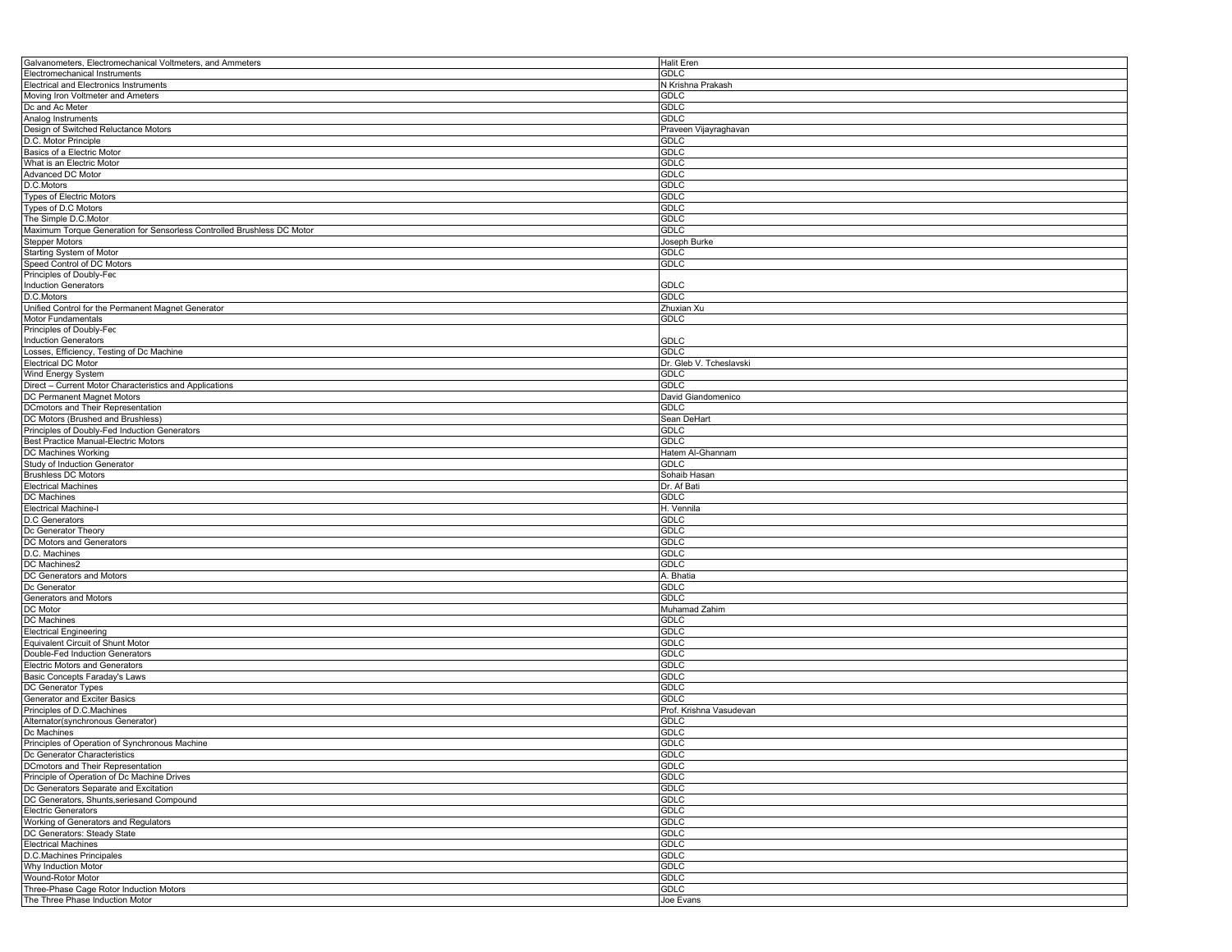| Galvanometers, Electromechanical Voltmeters, and Ammeters | Halit Eren |
|---|---|
| Electromechanical Instruments | GDLC |
| Electrical and Electronics Instruments | N Krishna Prakash |
| Moving Iron Voltmeter and Ameters | GDLC |
| Dc and Ac Meter | GDLC |
| Analog Instruments | GDLC |
| Design of Switched Reluctance Motors | Praveen Vijayraghavan |
| D.C. Motor Principle | GDLC |
| Basics of a Electric Motor | GDLC |
| What is an Electric Motor | GDLC |
| Advanced DC Motor | GDLC |
| D.C.Motors | GDLC |
| Types of Electric Motors | GDLC |
| Types of D.C Motors | GDLC |
| The Simple D.C.Motor | GDLC |
| Maximum Torque Generation for Sensorless Controlled Brushless DC Motor | GDLC |
| Stepper Motors | Joseph Burke |
| Starting System of Motor | GDLC |
| Speed Control of DC Motors | GDLC |
| Principles of Doubly-Fec Induction Generators | GDLC |
| D.C.Motors | GDLC |
| Unified Control for the Permanent Magnet Generator | Zhuxian Xu |
| Motor Fundamentals | GDLC |
| Principles of Doubly-Fec Induction Generators | GDLC |
| Losses, Efficiency, Testing of Dc Machine | GDLC |
| Electrical DC Motor | Dr. Gleb V. Tcheslavski |
| Wind Energy System | GDLC |
| Direct – Current Motor Characteristics and Applications | GDLC |
| DC Permanent Magnet Motors | David Giandomenico |
| DCmotors and Their Representation | GDLC |
| DC Motors (Brushed and Brushless) | Sean DeHart |
| Principles of Doubly-Fed Induction Generators | GDLC |
| Best Practice Manual-Electric Motors | GDLC |
| DC Machines Working | Hatem Al-Ghannam |
| Study of Induction Generator | GDLC |
| Brushless DC Motors | Sohaib Hasan |
| Electrical Machines | Dr. Af Bati |
| DC Machines | GDLC |
| Electrical Machine-I | H. Vennila |
| D.C Generators | GDLC |
| Dc Generator Theory | GDLC |
| DC Motors and Generators | GDLC |
| D.C. Machines | GDLC |
| DC Machines2 | GDLC |
| DC Generators and Motors | A. Bhatia |
| Dc Generator | GDLC |
| Generators and Motors | GDLC |
| DC Motor | Muhamad Zahim |
| DC Machines | GDLC |
| Electrical Engineering | GDLC |
| Equivalent Circuit of Shunt Motor | GDLC |
| Double-Fed Induction Generators | GDLC |
| Electric Motors and Generators | GDLC |
| Basic Concepts Faraday's Laws | GDLC |
| DC Generator Types | GDLC |
| Generator and Exciter Basics | GDLC |
| Principles of D.C.Machines | Prof. Krishna Vasudevan |
| Alternator(synchronous Generator) | GDLC |
| Dc Machines | GDLC |
| Principles of Operation of Synchronous Machine | GDLC |
| Dc Generator Characteristics | GDLC |
| DCmotors and Their Representation | GDLC |
| Principle of Operation of Dc Machine Drives | GDLC |
| Dc Generators Separate and Excitation | GDLC |
| DC Generators, Shunts,seriesand Compound | GDLC |
| Electric Generators | GDLC |
| Working of Generators and Regulators | GDLC |
| DC Generators: Steady State | GDLC |
| Electrical Machines | GDLC |
| D.C.Machines Principales | GDLC |
| Why Induction Motor | GDLC |
| Wound-Rotor Motor | GDLC |
| Three-Phase Cage Rotor Induction Motors | GDLC |
| The Three Phase Induction Motor | Joe Evans |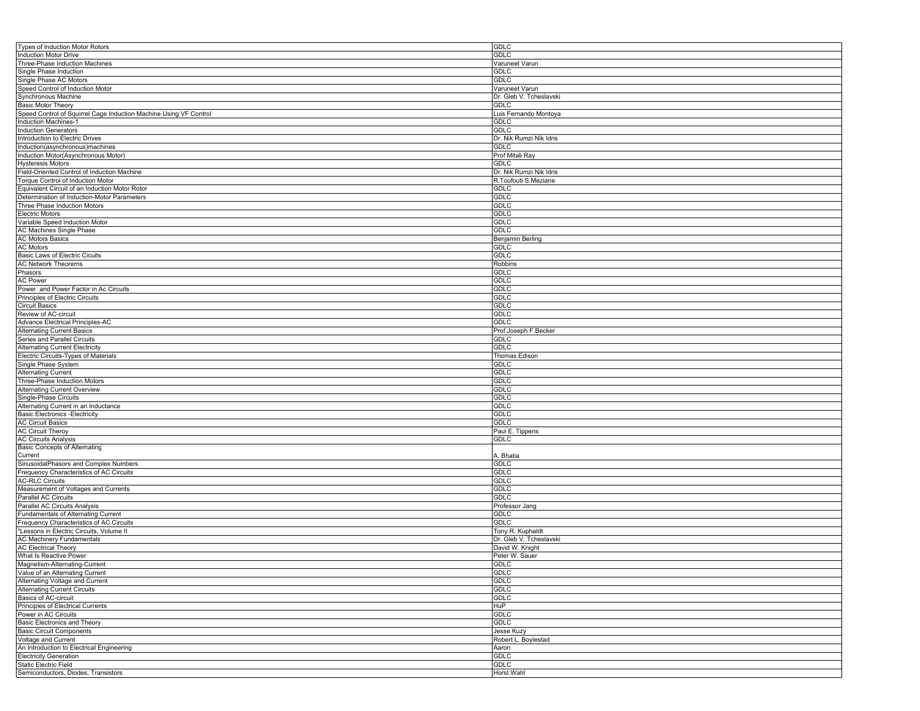| Types of Induction Motor Rotors | GDLC |
|---|---|
| Induction Motor Drive | GDLC |
| Three-Phase Induction Machines | Varuneet Varun |
| Single Phase Induction | GDLC |
| Single Phase AC Motors | GDLC |
| Speed Control of Induction Motor | Varuneet Varun |
| Synchronous Machine | Dr. Gleb V. Tcheslavski |
| Basic Motor Theory | GDLC |
| Speed Control of Squirrel Cage Induction Machine Using VF Control | Luis Fernando Montoya |
| Induction Machines-1 | GDLC |
| Induction Generators | GDLC |
| Introduction to Electric Drives | Dr. Nik Rumzi Nik Idris |
| Induction(asynchronous)machines | GDLC |
| Induction Motor(Asynchronous Motor) | Prof Mitali Ray |
| Hysteresis Motors | GDLC |
| Field-Oriented Control of Induction Machine | Dr. Nik Rumzi Nik Idris |
| Torque Control of Induction Motor | R.Toufouti S.Meziane |
| Equivalent Circuit of an Induction Motor Rotor | GDLC |
| Determination of Induction-Motor Parameters | GDLC |
| Three Phase Induction Motors | GDLC |
| Electric Motors | GDLC |
| Variable Speed Induction Motor | GDLC |
| AC Machines Single Phase | GDLC |
| AC Motors Basics | Benjamin Berling |
| AC Motors | GDLC |
| Basic Laws of Electric Cicuits | GDLC |
| AC Network Theorems | Robbins |
| Phasors | GDLC |
| AC Power | GDLC |
| Power and Power Factor in Ac Circuits | GDLC |
| Principles of Electric Circuits | GDLC |
| Circuit Basics | GDLC |
| Review of AC-circuit | GDLC |
| Advance Electrical Principles-AC | GDLC |
| Alternating Current Basics | Prof.Joseph F.Becker |
| Series and Parallel Circuits | GDLC |
| Alternating Current Electricity | GDLC |
| Electric Circuits-Types of Materials | Thomas Edison |
| Single Phase System | GDLC |
| Alternating Current | GDLC |
| Three-Phase Induction Motors | GDLC |
| Alternating Current Overview | GDLC |
| Single-Phase Circuits | GDLC |
| Alternating Current in an Inductance | GDLC |
| Basic Electronics -Electricity | GDLC |
| AC Circuit Basics | GDLC |
| AC Circuit Theroy | Paul E. Tippens |
| AC Circuits Analysis | GDLC |
| Basic Concepts of Alternating Current | A. Bhatia |
| SinusoidalPhasors and Complex Numbers | GDLC |
| Frequency Characteristics of AC Circuits | GDLC |
| AC-RLC Circuits | GDLC |
| Measurement of Voltages and Currents | GDLC |
| Parallel AC Circuits | GDLC |
| Parallel AC Circuits Analysis | Professor Jang |
| Fundamentals of Alternating Current | GDLC |
| Frequency Characteristics of AC Circuits | GDLC |
| "Lessons in Electric Circuits, Volume II | Tony R. Kuphaldt |
| AC Machinery Fundamentals | Dr. Gleb V. Tcheslavski |
| AC Electrical Theory | David W. Knight |
| What Is Reactive Power | Peter W. Sauer |
| Magnetism-Alternating-Current | GDLC |
| Value of an Alternating Current | GDLC |
| Alternating Voltage and Current | GDLC |
| Alternating Current Circuits | GDLC |
| Basics of AC-circuit | GDLC |
| Principles of Electrical Currents | HuP |
| Power in AC Circuits | GDLC |
| Basic Electronics and Theory | GDLC |
| Basic Circuit Components | Jesse Kuzy |
| Voltage and Current | Robert L. Boylestad |
| An Introduction to Electrical Engineering | Aaron |
| Electricity Generation | GDLC |
| Static Electric Field | GDLC |
| Semiconductors, Diodes, Transistors | Horst Wahl |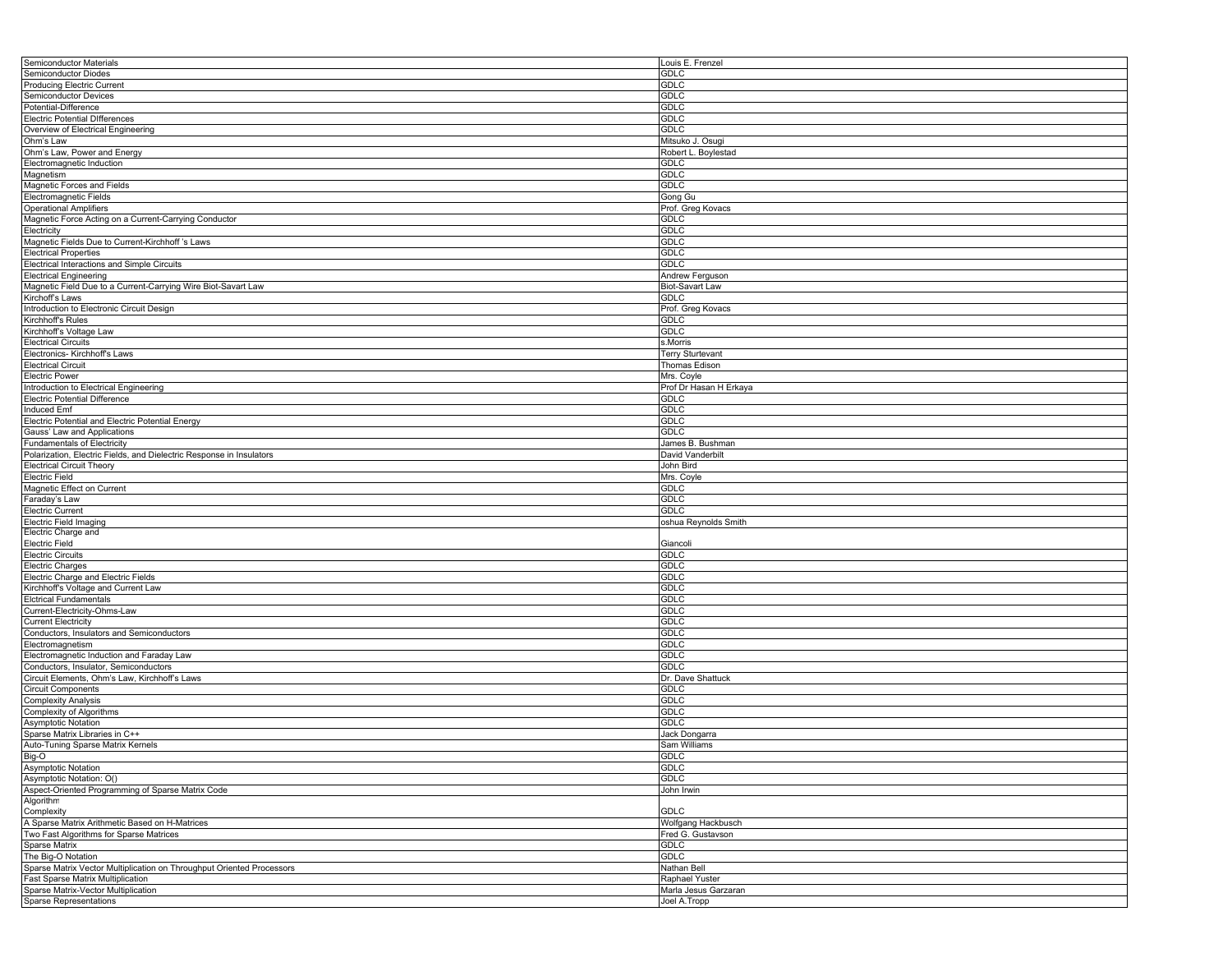| Semiconductor Materials | Louis E. Frenzel |
|---|---|
| Semiconductor Diodes | GDLC |
| Producing Electric Current | GDLC |
| Semiconductor Devices | GDLC |
| Potential-Difference | GDLC |
| Electric Potential DIfferences | GDLC |
| Overview of Electrical Engineering | GDLC |
| Ohm's Law | Mitsuko J. Osugi |
| Ohm's Law, Power and Energy | Robert L. Boylestad |
| Electromagnetic Induction | GDLC |
| Magnetism | GDLC |
| Magnetic Forces and Fields | GDLC |
| Electromagnetic Fields | Gong Gu |
| Operational Amplifiers | Prof. Greg Kovacs |
| Magnetic Force Acting on a Current-Carrying Conductor | GDLC |
| Electricity | GDLC |
| Magnetic Fields Due to Current-Kirchhoff 's Laws | GDLC |
| Electrical Properties | GDLC |
| Electrical Interactions and Simple Circuits | GDLC |
| Electrical Engineering | Andrew Ferguson |
| Magnetic Field Due to a Current-Carrying Wire Biot-Savart Law | Biot-Savart Law |
| Kirchoff's Laws | GDLC |
| Introduction to Electronic Circuit Design | Prof. Greg Kovacs |
| Kirchhoff's Rules | GDLC |
| Kirchhoff's Voltage Law | GDLC |
| Electrical Circuits | s.Morris |
| Electronics- Kirchhoff's Laws | Terry Sturtevant |
| Electrical Circuit | Thomas Edison |
| Electric Power | Mrs. Coyle |
| Introduction to Electrical Engineering | Prof Dr Hasan H Erkaya |
| Electric Potential Difference | GDLC |
| Induced Emf | GDLC |
| Electric Potential and Electric Potential Energy | GDLC |
| Gauss' Law and Applications | GDLC |
| Fundamentals of Electricity | James B. Bushman |
| Polarization, Electric Fields, and Dielectric Response in Insulators | David Vanderbilt |
| Electrical Circuit Theory | John Bird |
| Electric Field | Mrs. Coyle |
| Magnetic Effect on Current | GDLC |
| Faraday's Law | GDLC |
| Electric Current | GDLC |
| Electric Field Imaging | oshua Reynolds Smith |
| Electric Charge and Electric Field | Giancoli |
| Electric Circuits | GDLC |
| Electric Charges | GDLC |
| Electric Charge and Electric Fields | GDLC |
| Kirchhoff's Voltage and Current Law | GDLC |
| Elctrical Fundamentals | GDLC |
| Current-Electricity-Ohms-Law | GDLC |
| Current Electricity | GDLC |
| Conductors, Insulators and Semiconductors | GDLC |
| Electromagnetism | GDLC |
| Electromagnetic Induction and Faraday Law | GDLC |
| Conductors, Insulator, Semiconductors | GDLC |
| Circuit Elements, Ohm's Law, Kirchhoff's Laws | Dr. Dave Shattuck |
| Circuit Components | GDLC |
| Complexity Analysis | GDLC |
| Complexity of Algorithms | GDLC |
| Asymptotic Notation | GDLC |
| Sparse Matrix Libraries in C++ | Jack Dongarra |
| Auto-Tuning Sparse Matrix Kernels | Sam Williams |
| Big-O | GDLC |
| Asymptotic Notation | GDLC |
| Asymptotic Notation: O() | GDLC |
| Aspect-Oriented Programming of Sparse Matrix Code | John Irwin |
| Algorithm Complexity | GDLC |
| A Sparse Matrix Arithmetic Based on H-Matrices | Wolfgang Hackbusch |
| Two Fast Algorithms for Sparse Matrices | Fred G. Gustavson |
| Sparse Matrix | GDLC |
| The Big-O Notation | GDLC |
| Sparse Matrix Vector Multiplication on Throughput Oriented Processors | Nathan Bell |
| Fast Sparse Matrix Multiplication | Raphael Yuster |
| Sparse Matrix-Vector Multiplication | Marla Jesus Garzaran |
| Sparse Representations | Joel A.Tropp |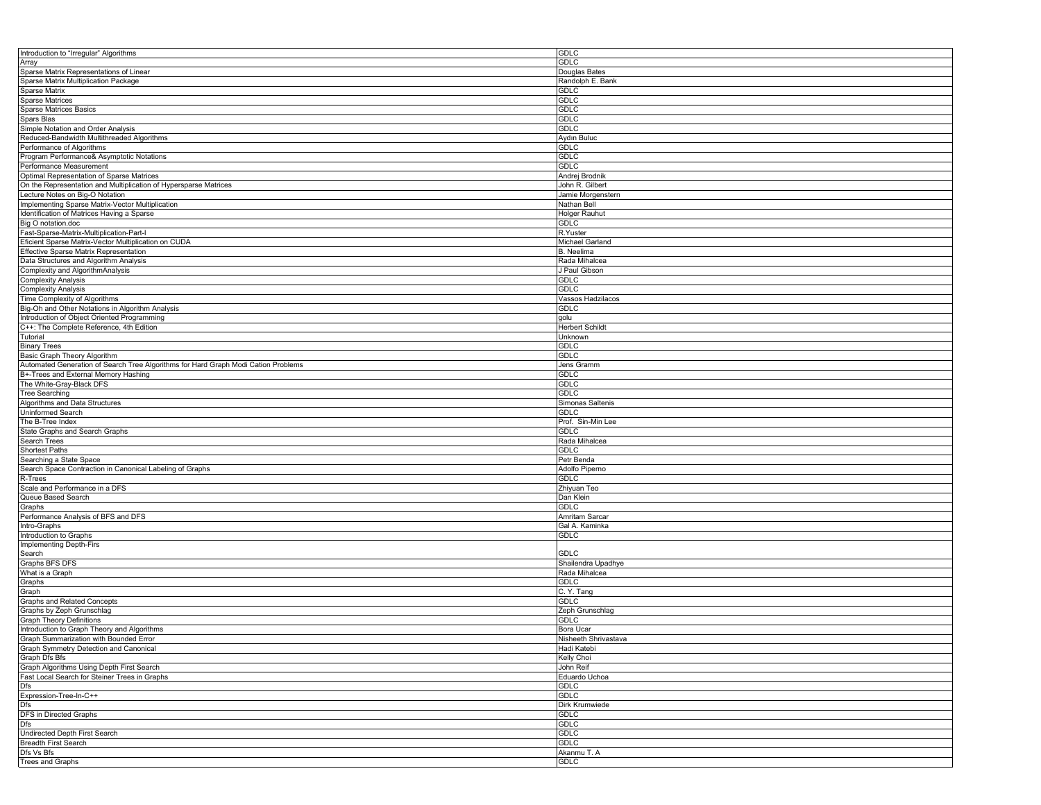| | |
|---|---|
| Introduction to “Irregular” Algorithms | GDLC |
| Array | GDLC |
| Sparse Matrix Representations of Linear | Douglas Bates |
| Sparse Matrix Multiplication Package | Randolph E. Bank |
| Sparse Matrix | GDLC |
| Sparse Matrices | GDLC |
| Sparse Matrices Basics | GDLC |
| Spars Blas | GDLC |
| Simple Notation and Order Analysis | GDLC |
| Reduced-Bandwidth Multithreaded Algorithms | Aydın Buluc |
| Performance of Algorithms | GDLC |
| Program Performance& Asymptotic Notations | GDLC |
| Performance Measurement | GDLC |
| Optimal Representation of Sparse Matrices | Andrej Brodnik |
| On the Representation and Multiplication of Hypersparse Matrices | John R. Gilbert |
| Lecture Notes on Big-O Notation | Jamie Morgenstern |
| Implementing Sparse Matrix-Vector Multiplication | Nathan Bell |
| Identification of Matrices Having a Sparse | Holger Rauhut |
| Big O notation.doc | GDLC |
| Fast-Sparse-Matrix-Multiplication-Part-I | R.Yuster |
| Eficient Sparse Matrix-Vector Multiplication on CUDA | Michael Garland |
| Effective Sparse Matrix Representation | B. Neelima |
| Data Structures and Algorithm Analysis | Rada Mihalcea |
| Complexity and AlgorithmAnalysis | J Paul Gibson |
| Complexity Analysis | GDLC |
| Complexity Analysis | GDLC |
| Time Complexity of Algorithms | Vassos Hadzilacos |
| Big-Oh and Other Notations in Algorithm Analysis | GDLC |
| Introduction of Object Oriented Programming | golu |
| C++: The Complete Reference, 4th Edition | Herbert Schildt |
| Tutorial | Unknown |
| Binary Trees | GDLC |
| Basic Graph Theory Algorithm | GDLC |
| Automated Generation of Search Tree Algorithms for Hard Graph Modi Cation Problems | Jens Gramm |
| B+-Trees and External Memory Hashing | GDLC |
| The White-Gray-Black DFS | GDLC |
| Tree Searching | GDLC |
| Algorithms and Data Structures | Simonas Saltenis |
| Uninformed Search | GDLC |
| The B-Tree Index | Prof. Sin-Min Lee |
| State Graphs and Search Graphs | GDLC |
| Search Trees | Rada Mihalcea |
| Shortest Paths | GDLC |
| Searching a State Space | Petr Benda |
| Search Space Contraction in Canonical Labeling of Graphs | Adolfo Piperno |
| R-Trees | GDLC |
| Scale and Performance in a DFS | Zhiyuan Teo |
| Queue Based Search | Dan Klein |
| Graphs | GDLC |
| Performance Analysis of BFS and DFS | Amritam Sarcar |
| Intro-Graphs | Gal A. Kaminka |
| Introduction to Graphs | GDLC |
| Implementing Depth-Firs Search | GDLC |
| Graphs BFS DFS | Shailendra Upadhye |
| What is a Graph | Rada Mihalcea |
| Graphs | GDLC |
| Graph | C. Y. Tang |
| Graphs and Related Concepts | GDLC |
| Graphs by Zeph Grunschlag | Zeph Grunschlag |
| Graph Theory Definitions | GDLC |
| Introduction to Graph Theory and Algorithms | Bora Ucar |
| Graph Summarization with Bounded Error | Nisheeth Shrivastava |
| Graph Symmetry Detection and Canonical | Hadi Katebi |
| Graph Dfs Bfs | Kelly Choi |
| Graph Algorithms Using Depth First Search | John Reif |
| Fast Local Search for Steiner Trees in Graphs | Eduardo Uchoa |
| Dfs | GDLC |
| Expression-Tree-In-C++ | GDLC |
| Dfs | Dirk Krumwiede |
| DFS in Directed Graphs | GDLC |
| Dfs | GDLC |
| Undirected Depth First Search | GDLC |
| Breadth First Search | GDLC |
| Dfs Vs Bfs | Akanmu T. A |
| Trees and Graphs | GDLC |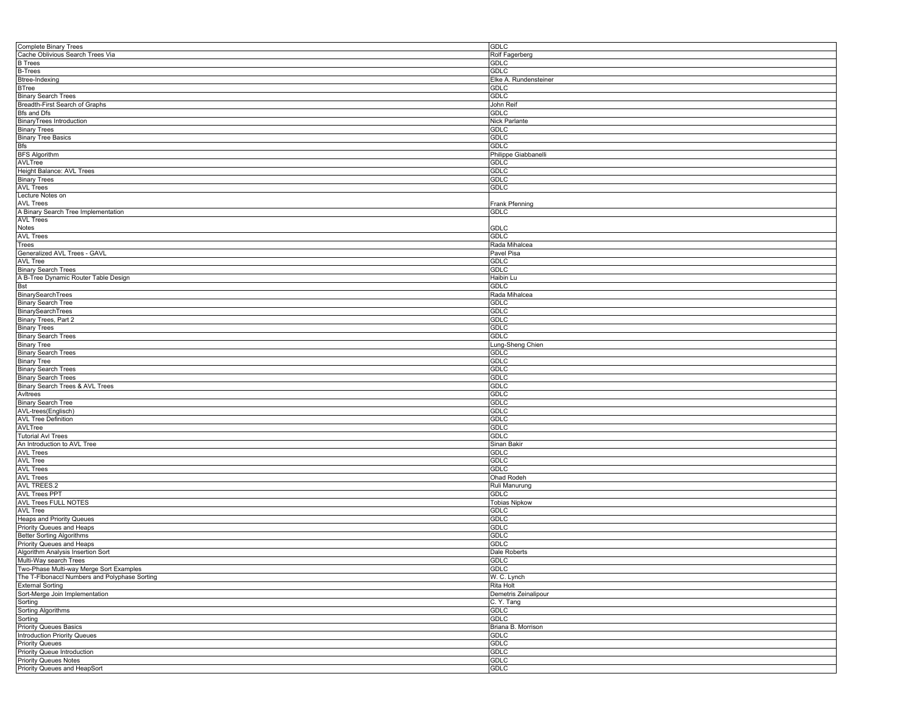| Complete Binary Trees | GDLC |
|---|---|
| Cache Oblivious Search Trees Via | Rolf Fagerberg |
| B Trees | GDLC |
| B-Trees | GDLC |
| Btree-Indexing | Elke A. Rundensteiner |
| BTree | GDLC |
| Binary Search Trees | GDLC |
| Breadth-First Search of Graphs | John Reif |
| Bfs and Dfs | GDLC |
| BinaryTrees Introduction | Nick Parlante |
| Binary Trees | GDLC |
| Binary Tree Basics | GDLC |
| Bfs | GDLC |
| BFS Algorithm | Philippe Giabbanelli |
| AVLTree | GDLC |
| Height Balance: AVL Trees | GDLC |
| Binary Trees | GDLC |
| AVL Trees | GDLC |
| Lecture Notes on AVL Trees | Frank Pfenning |
| A Binary Search Tree Implementation | GDLC |
| AVL Trees Notes | GDLC |
| AVL Trees | GDLC |
| Trees | Rada Mihalcea |
| Generalized AVL Trees - GAVL | Pavel Pisa |
| AVL Tree | GDLC |
| Binary Search Trees | GDLC |
| A B-Tree Dynamic Router Table Design | Haibin Lu |
| Bst | GDLC |
| BinarySearchTrees | Rada Mihalcea |
| Binary Search Tree | GDLC |
| BinarySearchTrees | GDLC |
| Binary Trees, Part 2 | GDLC |
| Binary Trees | GDLC |
| Binary Search Trees | GDLC |
| Binary Tree | Lung-Sheng Chien |
| Binary Search Trees | GDLC |
| Binary Tree | GDLC |
| Binary Search Trees | GDLC |
| Binary Search Trees | GDLC |
| Binary Search Trees & AVL Trees | GDLC |
| Avltrees | GDLC |
| Binary Search Tree | GDLC |
| AVL-trees(Englisch) | GDLC |
| AVL Tree Definition | GDLC |
| AVLTree | GDLC |
| Tutorial Avl Trees | GDLC |
| An Introduction to AVL Tree | Sinan Bakir |
| AVL Trees | GDLC |
| AVL Tree | GDLC |
| AVL Trees | GDLC |
| AVL Trees | Ohad Rodeh |
| AVL TREES.2 | Ruli Manurung |
| AVL Trees PPT | GDLC |
| AVL Trees FULL NOTES | Tobias Nipkow |
| AVL Tree | GDLC |
| Heaps and Priority Queues | GDLC |
| Priority Queues and Heaps | GDLC |
| Better Sorting Algorithms | GDLC |
| Priority Queues and Heaps | GDLC |
| Algorithm Analysis Insertion Sort | Dale Roberts |
| Multi-Way search Trees | GDLC |
| Two-Phase Multi-way Merge Sort Examples | GDLC |
| The T-FIbonaccI Numbers and Polyphase Sorting | W. C. Lynch |
| External Sorting | Rita Holt |
| Sort-Merge Join Implementation | Demetris Zeinalipour |
| Sorting | C. Y. Tang |
| Sorting Algorithms | GDLC |
| Sorting | GDLC |
| Priority Queues Basics | Briana B. Morrison |
| Introduction Priority Queues | GDLC |
| Priority Queues | GDLC |
| Priority Queue Introduction | GDLC |
| Priority Queues Notes | GDLC |
| Priority Queues and HeapSort | GDLC |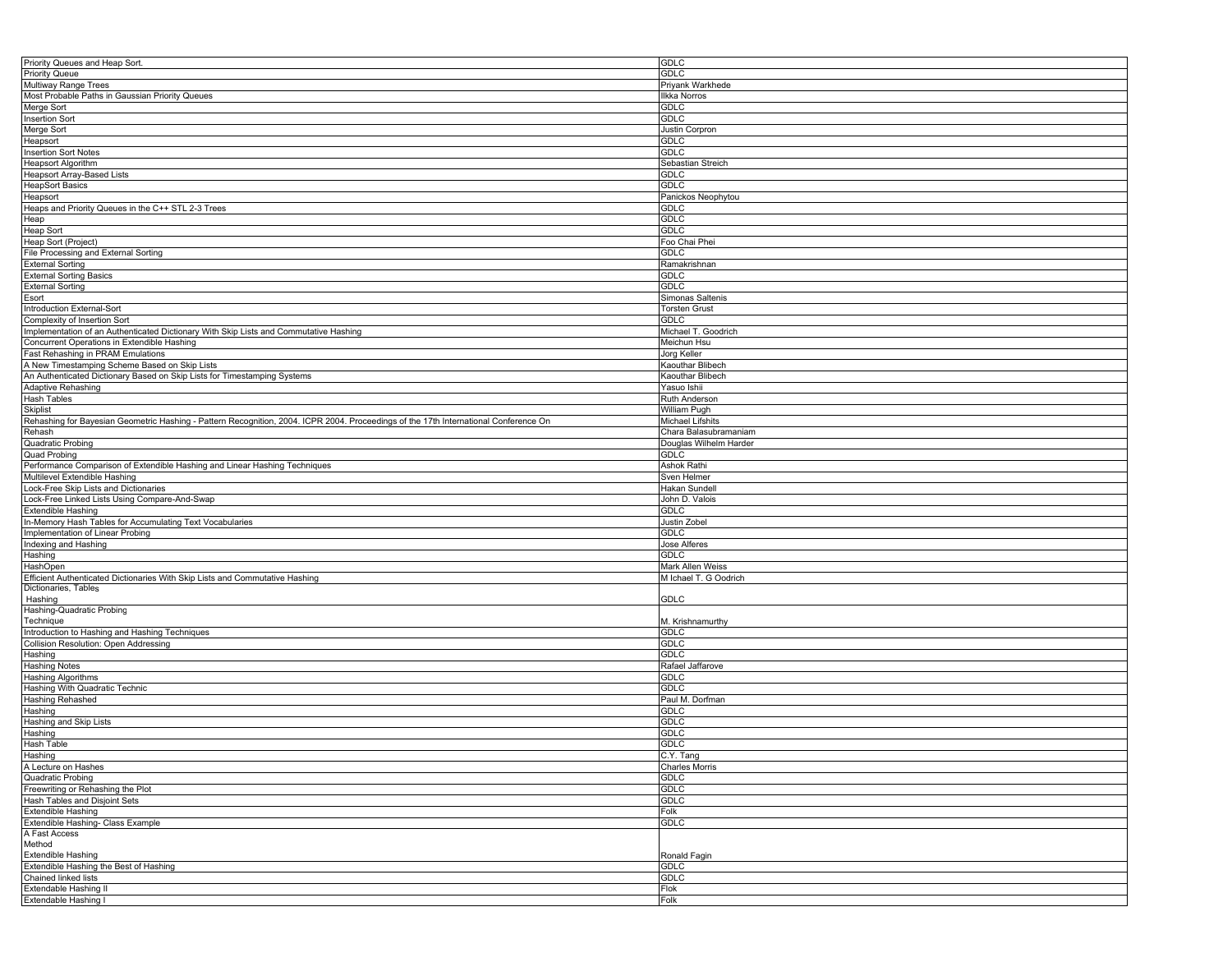| | |
|---|---|
| Priority Queues and Heap Sort. | GDLC |
| Priority Queue | GDLC |
| Multiway Range Trees | Priyank Warkhede |
| Most Probable Paths in Gaussian Priority Queues | Ilkka Norros |
| Merge Sort | GDLC |
| Insertion Sort | GDLC |
| Merge Sort | Justin Corpron |
| Heapsort | GDLC |
| Insertion Sort Notes | GDLC |
| Heapsort Algorithm | Sebastian Streich |
| Heapsort Array-Based Lists | GDLC |
| HeapSort Basics | GDLC |
| Heapsort | Panickos Neophytou |
| Heaps and Priority Queues in the C++ STL 2-3 Trees | GDLC |
| Heap | GDLC |
| Heap Sort | GDLC |
| Heap Sort (Project) | Foo Chai Phei |
| File Processing and External Sorting | GDLC |
| External Sorting | Ramakrishnan |
| External Sorting Basics | GDLC |
| External Sorting | GDLC |
| Esort | Simonas Saltenis |
| Introduction External-Sort | Torsten Grust |
| Complexity of Insertion Sort | GDLC |
| Implementation of an Authenticated Dictionary With Skip Lists and Commutative Hashing | Michael T. Goodrich |
| Concurrent Operations in Extendible Hashing | Meichun Hsu |
| Fast Rehashing in PRAM Emulations | Jorg Keller |
| A New Timestamping Scheme Based on Skip Lists | Kaouthar Blibech |
| An Authenticated Dictionary Based on Skip Lists for Timestamping Systems | Kaouthar Blibech |
| Adaptive Rehashing | Yasuo Ishii |
| Hash Tables | Ruth Anderson |
| Skiplist | William Pugh |
| Rehashing for Bayesian Geometric Hashing - Pattern Recognition, 2004. ICPR 2004. Proceedings of the 17th International Conference On | Michael Lifshits |
| Rehash | Chara Balasubramaniam |
| Quadratic Probing | Douglas Wilhelm Harder |
| Quad Probing | GDLC |
| Performance Comparison of Extendible Hashing and Linear Hashing Techniques | Ashok Rathi |
| Multilevel Extendible Hashing | Sven Helmer |
| Lock-Free Skip Lists and Dictionaries | Hakan Sundell |
| Lock-Free Linked Lists Using Compare-And-Swap | John D. Valois |
| Extendible Hashing | GDLC |
| In-Memory Hash Tables for Accumulating Text Vocabularies | Justin Zobel |
| Implementation of Linear Probing | GDLC |
| Indexing and Hashing | Jose Alferes |
| Hashing | GDLC |
| HashOpen | Mark Allen Weiss |
| Efficient Authenticated Dictionaries With Skip Lists and Commutative Hashing | M Ichael T. G Oodrich |
| Dictionaries, Tables Hashing | GDLC |
| Hashing-Quadratic Probing Technique | M. Krishnamurthy |
| Introduction to Hashing and Hashing Techniques | GDLC |
| Collision Resolution: Open Addressing | GDLC |
| Hashing | GDLC |
| Hashing Notes | Rafael Jaffarove |
| Hashing Algorithms | GDLC |
| Hashing With Quadratic Technic | GDLC |
| Hashing Rehashed | Paul M. Dorfman |
| Hashing | GDLC |
| Hashing and Skip Lists | GDLC |
| Hashing | GDLC |
| Hash Table | GDLC |
| Hashing | C.Y. Tang |
| A Lecture on Hashes | Charles Morris |
| Quadratic Probing | GDLC |
| Freewriting or Rehashing the Plot | GDLC |
| Hash Tables and Disjoint Sets | GDLC |
| Extendible Hashing | Folk |
| Extendible Hashing- Class Example | GDLC |
| A Fast Access Method Extendible Hashing | Ronald Fagin |
| Extendible Hashing the Best of Hashing | GDLC |
| Chained linked lists | GDLC |
| Extendable Hashing II | Flok |
| Extendable Hashing I | Folk |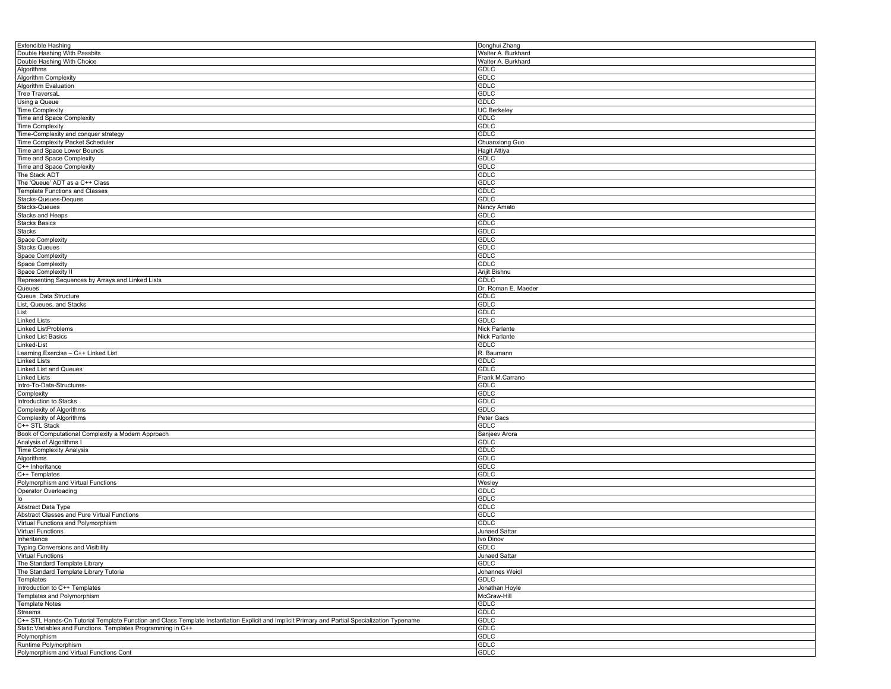| | |
|---|---|
| Extendible Hashing | Donghui Zhang |
| Double Hashing With Passbits | Walter A. Burkhard |
| Double Hashing With Choice | Walter A. Burkhard |
| Algorithms | GDLC |
| Algorithm Complexity | GDLC |
| Algorithm Evaluation | GDLC |
| Tree TraversaL | GDLC |
| Using a Queue | GDLC |
| Time Complexity | UC Berkeley |
| Time and Space Complexity | GDLC |
| Time Complexity | GDLC |
| Time-Complexity and conquer strategy | GDLC |
| Time Complexity Packet Scheduler | Chuanxiong Guo |
| Time and Space Lower Bounds | Hagit Attiya |
| Time and Space Complexity | GDLC |
| Time and Space Complexity | GDLC |
| The Stack ADT | GDLC |
| The 'Queue' ADT as a C++ Class | GDLC |
| Template Functions and Classes | GDLC |
| Stacks-Queues-Deques | GDLC |
| Stacks-Queues | Nancy Amato |
| Stacks and Heaps | GDLC |
| Stacks Basics | GDLC |
| Stacks | GDLC |
| Space Complexity | GDLC |
| Stacks Queues | GDLC |
| Space Complexity | GDLC |
| Space Complexity | GDLC |
| Space Complexity II | Arijit Bishnu |
| Representing Sequences by Arrays and Linked Lists | GDLC |
| Queues | Dr. Roman E. Maeder |
| Queue Data Structure | GDLC |
| List, Queues, and Stacks | GDLC |
| List | GDLC |
| Linked Lists | GDLC |
| Linked ListProblems | Nick Parlante |
| Linked List Basics | Nick Parlante |
| Linked-List | GDLC |
| Learning Exercise – C++ Linked List | R. Baumann |
| Linked Lists | GDLC |
| Linked List and Queues | GDLC |
| Linked Lists | Frank M.Carrano |
| Intro-To-Data-Structures- | GDLC |
| Complexity | GDLC |
| Introduction to Stacks | GDLC |
| Complexity of Algorithms | GDLC |
| Complexity of Algorithms | Peter Gacs |
| C++ STL Stack | GDLC |
| Book of Computational Complexity a Modern Approach | Sanjeev Arora |
| Analysis of Algorithms I | GDLC |
| Time Complexity Analysis | GDLC |
| Algorithms | GDLC |
| C++ Inheritance | GDLC |
| C++ Templates | GDLC |
| Polymorphism and Virtual Functions | Wesley |
| Operator Overloading | GDLC |
| Io | GDLC |
| Abstract Data Type | GDLC |
| Abstract Classes and Pure Virtual Functions | GDLC |
| Virtual Functions and Polymorphism | GDLC |
| Virtual Functions | Junaed Sattar |
| Inheritance | Ivo Dinov |
| Typing Conversions and Visibility | GDLC |
| Virtual Functions | Junaed Sattar |
| The Standard Template Library | GDLC |
| The Standard Template Library Tutoria | Johannes Weidl |
| Templates | GDLC |
| Introduction to C++ Templates | Jonathan Hoyle |
| Templates and Polymorphism | McGraw-Hill |
| Template Notes | GDLC |
| Streams | GDLC |
| C++ STL Hands-On Tutorial Template Function and Class Template Instantiation Explicit and Implicit Primary and Partial Specialization Typename | GDLC |
| Static Variables and Functions. Templates Programming in C++ | GDLC |
| Polymorphism | GDLC |
| Runtime Polymorphism | GDLC |
| Polymorphism and Virtual Functions Cont | GDLC |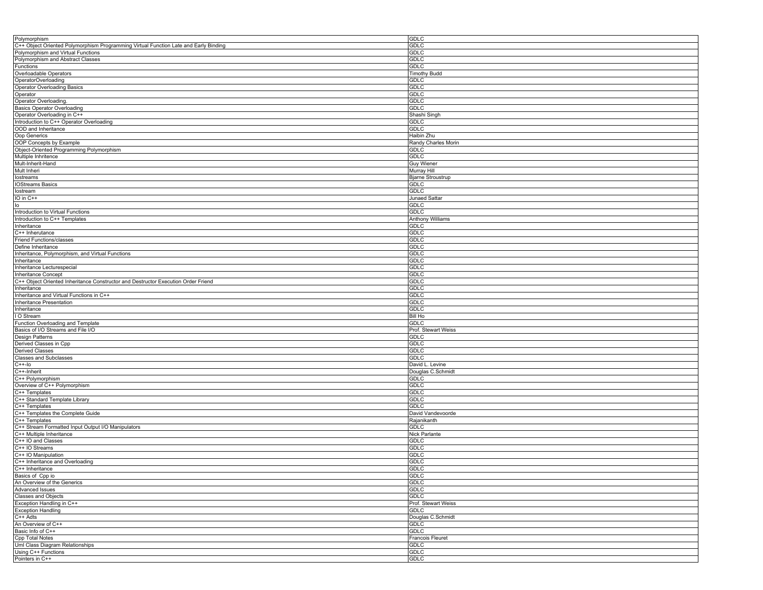| | |
|---|---|
| Polymorphism | GDLC |
| C++ Object Oriented Polymorphism Programming Virtual Function Late and Early Binding | GDLC |
| Polymorphism and Virtual Functions | GDLC |
| Polymorphism and Abstract Classes | GDLC |
| Functions | GDLC |
| Overloadable Operators | Timothy Budd |
| OperatorOverloading | GDLC |
| Operator Overloading Basics | GDLC |
| Operator | GDLC |
| Operator Overloading. | GDLC |
| Basics Operator Overloading | GDLC |
| Operator Overloading in C++ | Shashi Singh |
| Introduction to C++ Operator Overloading | GDLC |
| OOD and Inheritance | GDLC |
| Oop Generics | Haibin Zhu |
| OOP Concepts by Example | Randy Charles Morin |
| Object-Oriented Programming Polymorphism | GDLC |
| Multiple Inhritence | GDLC |
| Mult-Inherit-Hand | Guy Wiener |
| Mult Inheri | Murray Hill |
| Iostreams | Bjarne Stroustrup |
| IOStreams Basics | GDLC |
| Iostream | GDLC |
| IO in C++ | Junaed Sattar |
| Io | GDLC |
| Introduction to Virtual Functions | GDLC |
| Introduction to C++ Templates | Anthony Williams |
| Inheritance | GDLC |
| C++ Inherutance | GDLC |
| Friend Functions/classes | GDLC |
| Define Inheritance | GDLC |
| Inheritance, Polymorphism, and Virtual Functions | GDLC |
| Inheritance | GDLC |
| Inheritance Lecturespecial | GDLC |
| Inheritance Concept | GDLC |
| C++ Object Oriented Inheritance Constructor and Destructor Execution Order Friend | GDLC |
| Inheritance | GDLC |
| Inheritance and Virtual Functions in C++ | GDLC |
| Inheritance Presentation | GDLC |
| Inheritance | GDLC |
| I O Stream | Bill Ho |
| Function Overloading and Template | GDLC |
| Basics of I/O Streams and File I/O | Prof. Stewart Weiss |
| Design Patterns | GDLC |
| Derived Classes in Cpp | GDLC |
| Derived Classes | GDLC |
| Classes and Subclasses | GDLC |
| C++-Io | David L. Levine |
| C++-Inherit | Douglas C.Schmidt |
| C++ Polymorphism | GDLC |
| Overview of C++ Polymorphism | GDLC |
| C++ Templates | GDLC |
| C++ Standard Template Library | GDLC |
| C++ Templates | GDLC |
| C++ Templates the Complete Guide | David Vandevoorde |
| C++ Templates | Rajanikanth |
| C++ Stream Formatted Input Output I/O Manipulators | GDLC |
| C++ Multiple Inheritance | Nick Parlante |
| C++ IO and Classes | GDLC |
| C++ IO Streams | GDLC |
| C++ IO Manipulation | GDLC |
| C++ Inheritance and Overloading | GDLC |
| C++ Inheritance | GDLC |
| Basics of Cpp io | GDLC |
| An Overview of the Generics | GDLC |
| Advanced Issues | GDLC |
| Classes and Objects | GDLC |
| Exception Handling in C++ | Prof. Stewart Weiss |
| Exception Handling | GDLC |
| C++ Adts | Douglas C.Schmidt |
| An Overview of C++ | GDLC |
| Basic Info of C++ | GDLC |
| Cpp Total Notes | Francois Fleuret |
| Uml Class Diagram Relationships | GDLC |
| Using C++ Functions | GDLC |
| Pointers in C++ | GDLC |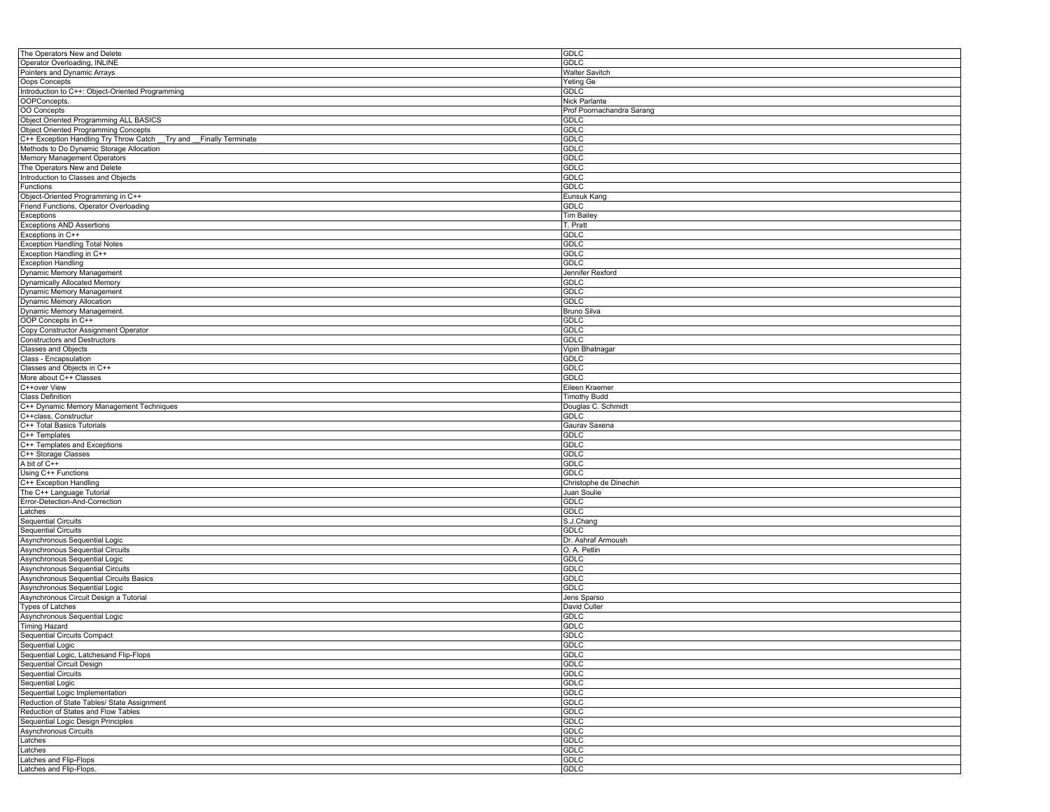| The Operators New and Delete | GDLC |
|---|---|
| Operator Overloading, INLINE | GDLC |
| Pointers and Dynamic Arrays | Walter Savitch |
| Oops Concepts | Yeting Ge |
| Introduction to C++: Object-Oriented Programming | GDLC |
| OOPConcepts. | Nick Parlante |
| OO Concepts | Prof Poornachandra Sarang |
| Object Oriented Programming ALL BASICS | GDLC |
| Object Oriented Programming Concepts | GDLC |
| C++ Exception Handling Try Throw Catch __Try and __Finally Terminate | GDLC |
| Methods to Do Dynamic Storage Allocation | GDLC |
| Memory Management Operators | GDLC |
| The Operators New and Delete | GDLC |
| Introduction to Classes and Objects | GDLC |
| Functions | GDLC |
| Object-Oriented Programming in C++ | Eunsuk Kang |
| Friend Functions, Operator Overloading | GDLC |
| Exceptions | Tim Bailey |
| Exceptions AND Assertions | T. Pratt |
| Exceptions in C++ | GDLC |
| Exception Handling Total Notes | GDLC |
| Exception Handling in C++ | GDLC |
| Exception Handling | GDLC |
| Dynamic Memory Management | Jennifer Rexford |
| Dynamically Allocated Memory | GDLC |
| Dynamic Memory Management | GDLC |
| Dynamic Memory Allocation | GDLC |
| Dynamic Memory Management. | Bruno Silva |
| OOP Concepts in C++ | GDLC |
| Copy Constructor Assignment Operator | GDLC |
| Constructors and Destructors | GDLC |
| Classes and Objects | Vipin Bhatnagar |
| Class - Encapsulation | GDLC |
| Classes and Objects in C++ | GDLC |
| More about C++ Classes | GDLC |
| C++over View | Eileen Kraemer |
| Class Definition | Timothy Budd |
| C++ Dynamic Memory Management Techniques | Douglas C. Schmidt |
| C++class, Constructur | GDLC |
| C++ Total Basics Tutorials | Gaurav Saxena |
| C++ Templates | GDLC |
| C++ Templates and Exceptions | GDLC |
| C++ Storage Classes | GDLC |
| A bit of C++ | GDLC |
| Using C++ Functions | GDLC |
| C++ Exception Handling | Christophe de Dinechin |
| The C++ Language Tutorial | Juan Soulie |
| Error-Detection-And-Correction | GDLC |
| Latches | GDLC |
| Sequential Circuits | S.J.Chang |
| Sequential Circuits | GDLC |
| Asynchronous Sequential Logic | Dr. Ashraf Armoush |
| Asynchronous Sequential Circuits | O. A. Petlin |
| Asynchronous Sequential Logic | GDLC |
| Asynchronous Sequential Circuits | GDLC |
| Asynchronous Sequential Circuits Basics | GDLC |
| Asynchronous Sequential Logic | GDLC |
| Asynchronous Circuit Design a Tutorial | Jens Sparso |
| Types of Latches | David Culler |
| Asynchronous Sequential Logic | GDLC |
| Timing Hazard | GDLC |
| Sequential Circuits Compact | GDLC |
| Sequential Logic | GDLC |
| Sequential Logic, Latchesand Flip-Flops | GDLC |
| Sequential Circuit Design | GDLC |
| Sequential Circuits | GDLC |
| Sequential Logic | GDLC |
| Sequential Logic Implementation | GDLC |
| Reduction of State Tables/ State Assignment | GDLC |
| Reduction of States and Flow Tables | GDLC |
| Sequential Logic Design Principles | GDLC |
| Asynchronous Circuits | GDLC |
| Latches | GDLC |
| Latches | GDLC |
| Latches and Flip-Flops | GDLC |
| Latches and Flip-Flops. | GDLC |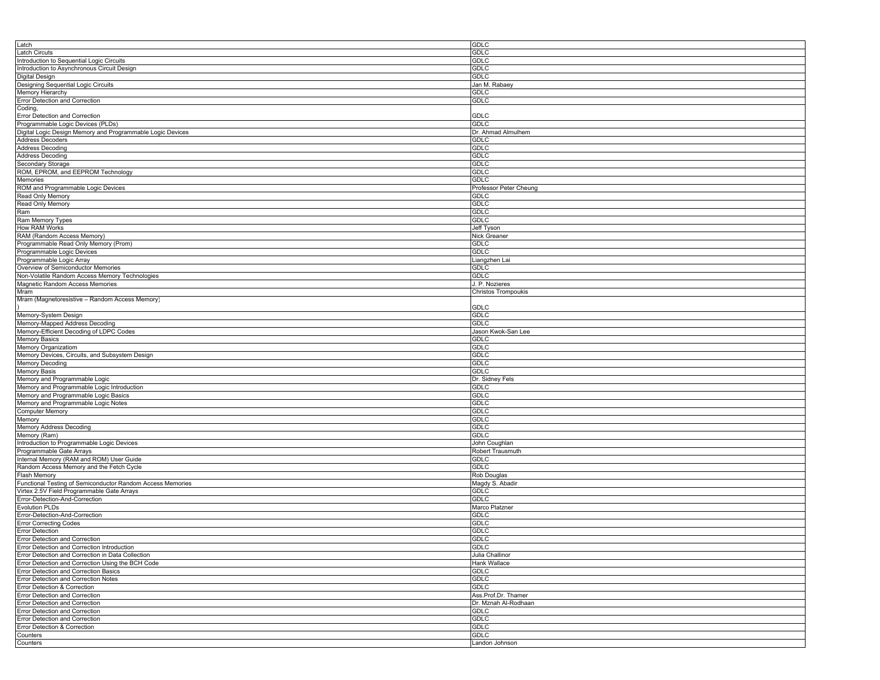| | |
|---|---|
| Latch | GDLC |
| Latch Circuts | GDLC |
| Introduction to Sequential Logic Circuits | GDLC |
| Introduction to Asynchronous Circuit Design | GDLC |
| Digital Design | GDLC |
| Designing Sequential Logic Circuits | Jan M. Rabaey |
| Memory Hierarchy | GDLC |
| Error Detection and Correction | GDLC |
| Coding, Error Detection and Correction | GDLC |
| Programmable Logic Devices (PLDs) | GDLC |
| Digital Logic Design Memory and Programmable Logic Devices | Dr. Ahmad Almulhem |
| Address Decoders | GDLC |
| Address Decoding | GDLC |
| Address Decoding | GDLC |
| Secondary Storage | GDLC |
| ROM, EPROM, and EEPROM Technology | GDLC |
| Memories | GDLC |
| ROM and Programmable Logic Devices | Professor Peter Cheung |
| Read Only Memory | GDLC |
| Read Only Memory | GDLC |
| Ram | GDLC |
| Ram Memory Types | GDLC |
| How RAM Works | Jeff Tyson |
| RAM (Random Access Memory) | Nick Greaner |
| Programmable Read Only Memory (Prom) | GDLC |
| Programmable Logic Devices | GDLC |
| Programmable Logic Array | Liangzhen Lai |
| Overview of Semiconductor Memories | GDLC |
| Non-Volatile Random Access Memory Technologies | GDLC |
| Magnetic Random Access Memories | J. P. Nozieres |
| Mram | Christos Trompoukis |
| Mram (Magnetoresistive – Random Access Memory) ) | GDLC |
| Memory-System Design | GDLC |
| Memory-Mapped Address Decoding | GDLC |
| Memory-Efficient Decoding of LDPC Codes | Jason Kwok-San Lee |
| Memory Basics | GDLC |
| Memory Organizatiom | GDLC |
| Memory Devices, Circuits, and Subsystem Design | GDLC |
| Memory Decoding | GDLC |
| Memory Basis | GDLC |
| Memory and Programmable Logic | Dr. Sidney Fels |
| Memory and Programmable Logic Introduction | GDLC |
| Memory and Programmable Logic Basics | GDLC |
| Memory and Programmable Logic Notes | GDLC |
| Computer Memory | GDLC |
| Memory | GDLC |
| Memory Address Decoding | GDLC |
| Memory (Ram) | GDLC |
| Introduction to Programmable Logic Devices | John Coughlan |
| Programmable Gate Arrays | Robert Trausmuth |
| Internal Memory (RAM and ROM) User Guide | GDLC |
| Random Access Memory and the Fetch Cycle | GDLC |
| Flash Memory | Rob Douglas |
| Functional Testing of Semiconductor Random Access Memories | Magdy S. Abadir |
| Virtex 2.5V Field Programmable Gate Arrays | GDLC |
| Error-Detection-And-Correction | GDLC |
| Evolution PLDs | Marco Platzner |
| Error-Detection-And-Correction | GDLC |
| Error Correcting Codes | GDLC |
| Error Detection | GDLC |
| Error Detection and Correction | GDLC |
| Error Detection and Correction Introduction | GDLC |
| Error Detection and Correction in Data Collection | Julia Challinor |
| Error Detection and Correction Using the BCH Code | Hank Wallace |
| Error Detection and Correction Basics | GDLC |
| Error Detection and Correction Notes | GDLC |
| Error Detection & Correction | GDLC |
| Error Detection and Correction | Ass.Prof.Dr. Thamer |
| Error Detection and Correction | Dr. Mznah Al-Rodhaan |
| Error Detection and Correction | GDLC |
| Error Detection and Correction | GDLC |
| Error Detection & Correction | GDLC |
| Counters | GDLC |
| Counters | Landon Johnson |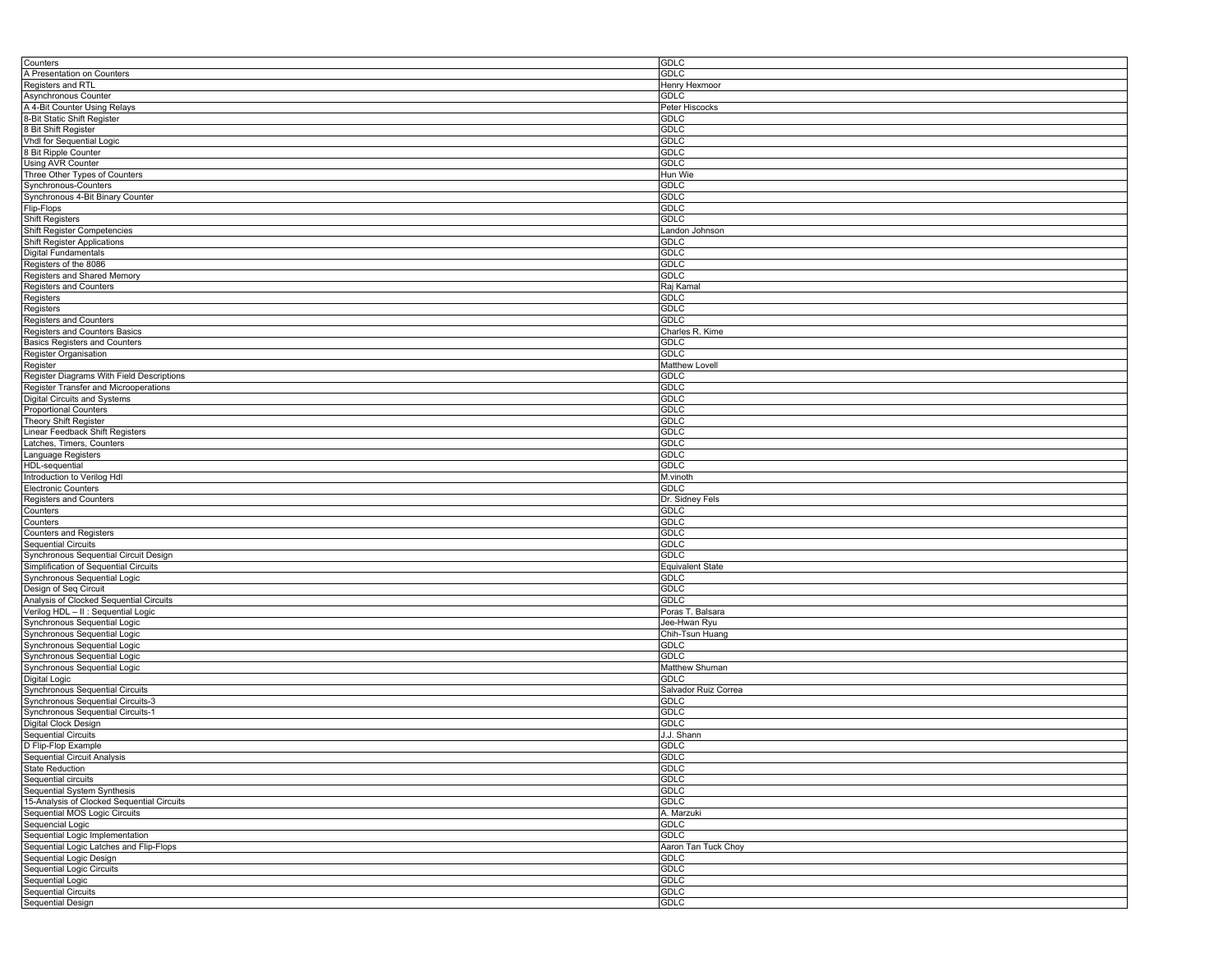| Counters | GDLC |
|---|---|
| A Presentation on Counters | GDLC |
| Registers and RTL | Henry Hexmoor |
| Asynchronous Counter | GDLC |
| A 4-Bit Counter Using Relays | Peter Hiscocks |
| 8-Bit Static Shift Register | GDLC |
| 8 Bit Shift Register | GDLC |
| Vhdl for Sequential Logic | GDLC |
| 8 Bit Ripple Counter | GDLC |
| Using AVR Counter | GDLC |
| Three Other Types of Counters | Hun Wie |
| Synchronous-Counters | GDLC |
| Synchronous 4-Bit Binary Counter | GDLC |
| Flip-Flops | GDLC |
| Shift Registers | GDLC |
| Shift Register Competencies | Landon Johnson |
| Shift Register Applications | GDLC |
| Digital Fundamentals | GDLC |
| Registers of the 8086 | GDLC |
| Registers and Shared Memory | GDLC |
| Registers and Counters | Raj Kamal |
| Registers | GDLC |
| Registers | GDLC |
| Registers and Counters | GDLC |
| Registers and Counters Basics | Charles R. Kime |
| Basics Registers and Counters | GDLC |
| Register Organisation | GDLC |
| Register | Matthew Lovell |
| Register Diagrams With Field Descriptions | GDLC |
| Register Transfer and Microoperations | GDLC |
| Digital Circuits and Systems | GDLC |
| Proportional Counters | GDLC |
| Theory Shift Register | GDLC |
| Linear Feedback Shift Registers | GDLC |
| Latches, Timers, Counters | GDLC |
| Language Registers | GDLC |
| HDL-sequential | GDLC |
| Introduction to Verilog Hdl | M.vinoth |
| Electronic Counters | GDLC |
| Registers and Counters | Dr. Sidney Fels |
| Counters | GDLC |
| Counters | GDLC |
| Counters and Registers | GDLC |
| Sequential Circuits | GDLC |
| Synchronous Sequential Circuit Design | GDLC |
| Simplification of Sequential Circuits | Equivalent State |
| Synchronous Sequential Logic | GDLC |
| Design of Seq Circuit | GDLC |
| Analysis of Clocked Sequential Circuits | GDLC |
| Verilog HDL – II : Sequential Logic | Poras T. Balsara |
| Synchronous Sequential Logic | Jee-Hwan Ryu |
| Synchronous Sequential Logic | Chih-Tsun Huang |
| Synchronous Sequential Logic | GDLC |
| Synchronous Sequential Logic | GDLC |
| Synchronous Sequential Logic | Matthew Shuman |
| Digital Logic | GDLC |
| Synchronous Sequential Circuits | Salvador Ruiz Correa |
| Synchronous Sequential Circuits-3 | GDLC |
| Synchronous Sequential Circuits-1 | GDLC |
| Digital Clock Design | GDLC |
| Sequential Circuits | J.J. Shann |
| D Flip-Flop Example | GDLC |
| Sequential Circuit Analysis | GDLC |
| State Reduction | GDLC |
| Sequential circuits | GDLC |
| Sequential System Synthesis | GDLC |
| 15-Analysis of Clocked Sequential Circuits | GDLC |
| Sequential MOS Logic Circuits | A. Marzuki |
| Sequencial Logic | GDLC |
| Sequential Logic Implementation | GDLC |
| Sequential Logic Latches and Flip-Flops | Aaron Tan Tuck Choy |
| Sequential Logic Design | GDLC |
| Sequential Logic Circuits | GDLC |
| Sequential Logic | GDLC |
| Sequential Circuits | GDLC |
| Sequential Design | GDLC |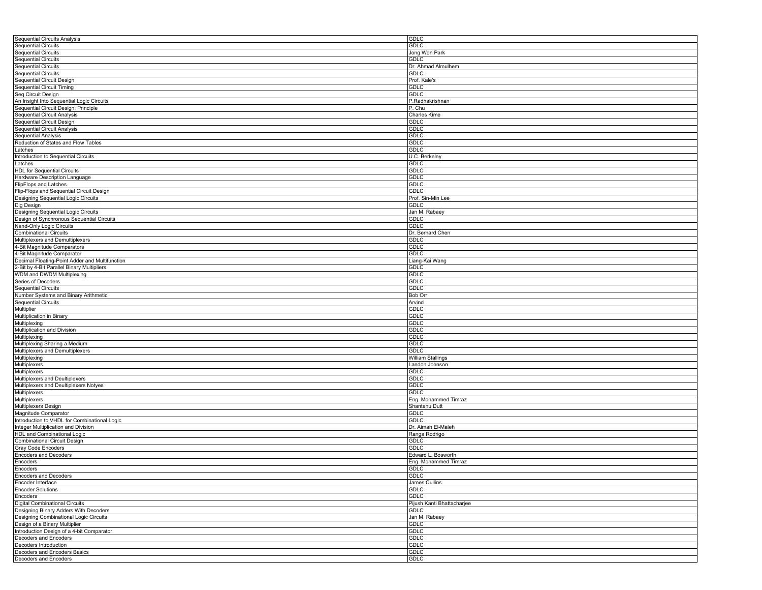| Sequential Circuits Analysis | GDLC |
|---|---|
| Sequential Circuits | GDLC |
| Sequential Circuits | Jong Won Park |
| Sequential Circuits | GDLC |
| Sequential Circuits | Dr. Ahmad Almulhem |
| Sequential Circuits | GDLC |
| Sequential Circuit Design | Prof. Kale's |
| Sequential Circuit Timing | GDLC |
| Seq Circuit Design | GDLC |
| An Insight Into Sequential Logic Circuits | P.Radhakrishnan |
| Sequential Circuit Design: Principle | P. Chu |
| Sequential Circuit Analysis | Charles Kime |
| Sequential Circuit Design | GDLC |
| Sequential Circuit Analysis | GDLC |
| Sequential Analysis | GDLC |
| Reduction of States and Flow Tables | GDLC |
| Latches | GDLC |
| Introduction to Sequential Circuits | U.C. Berkeley |
| Latches | GDLC |
| HDL for Sequential Circuits | GDLC |
| Hardware Description Language | GDLC |
| FlipFlops and Latches | GDLC |
| Flip-Flops and Sequential Circuit Design | GDLC |
| Designing Sequential Logic Circuits | Prof. Sin-Min Lee |
| Dig Design | GDLC |
| Designing Sequential Logic Circuits | Jan M. Rabaey |
| Design of Synchronous Sequential Circuits | GDLC |
| Nand-Only Logic Circuits | GDLC |
| Combinational Circuits | Dr. Bernard Chen |
| Multiplexers and Demultiplexers | GDLC |
| 4-Bit Magnitude Comparators | GDLC |
| 4-Bit Magnitude Comparator | GDLC |
| Decimal Floating-Point Adder and Multifunction | Liang-Kai Wang |
| 2-Bit by 4-Bit Parallel Binary Multipliers | GDLC |
| WDM and DWDM Multiplexing | GDLC |
| Series of Decoders | GDLC |
| Sequential Circuits | GDLC |
| Number Systems and Binary Arithmetic | Bob Orr |
| Sequential Circuits | Arvind |
| Multiplier | GDLC |
| Multiplication in Binary | GDLC |
| Multiplexing | GDLC |
| Multiplication and Division | GDLC |
| Multiplexing | GDLC |
| Multiplexing Sharing a Medium | GDLC |
| Multiplexers and Demultiplexers | GDLC |
| Multiplexing | William Stallings |
| Multiplexers | Landon Johnson |
| Multiplexers | GDLC |
| Multiplexers and Deultiplexers | GDLC |
| Multiplexers and Deultiplexers Notyes | GDLC |
| Multiplexers | GDLC |
| Multiplexers | Eng. Mohammed Timraz |
| Multiplexers Design | Shantanu Dutt |
| Magnitude Comparator | GDLC |
| Introduction to VHDL for Combinational Logic | GDLC |
| Integer Multiplication and Division | Dr. Aiman El-Maleh |
| HDL and Combinational Logic | Ranga Rodrigo |
| Combinational Circuit Design | GDLC |
| Gray Code Encoders | GDLC |
| Encoders and Decoders | Edward L. Bosworth |
| Encoders | Eng. Mohammed Timraz |
| Encoders | GDLC |
| Encoders and Decoders | GDLC |
| Encoder Interface | James Cullins |
| Encoder Solutions | GDLC |
| Encoders | GDLC |
| Digital Combinational Circuits | Pijush Kanti Bhattacharjee |
| Designing Binary Adders With Decoders | GDLC |
| Designing Combinational Logic Circuits | Jan M. Rabaey |
| Design of a Binary Multiplier | GDLC |
| Introduction Design of a 4-bit Comparator | GDLC |
| Decoders and Encoders | GDLC |
| Decoders Introduction | GDLC |
| Decoders and Encoders Basics | GDLC |
| Decoders and Encoders | GDLC |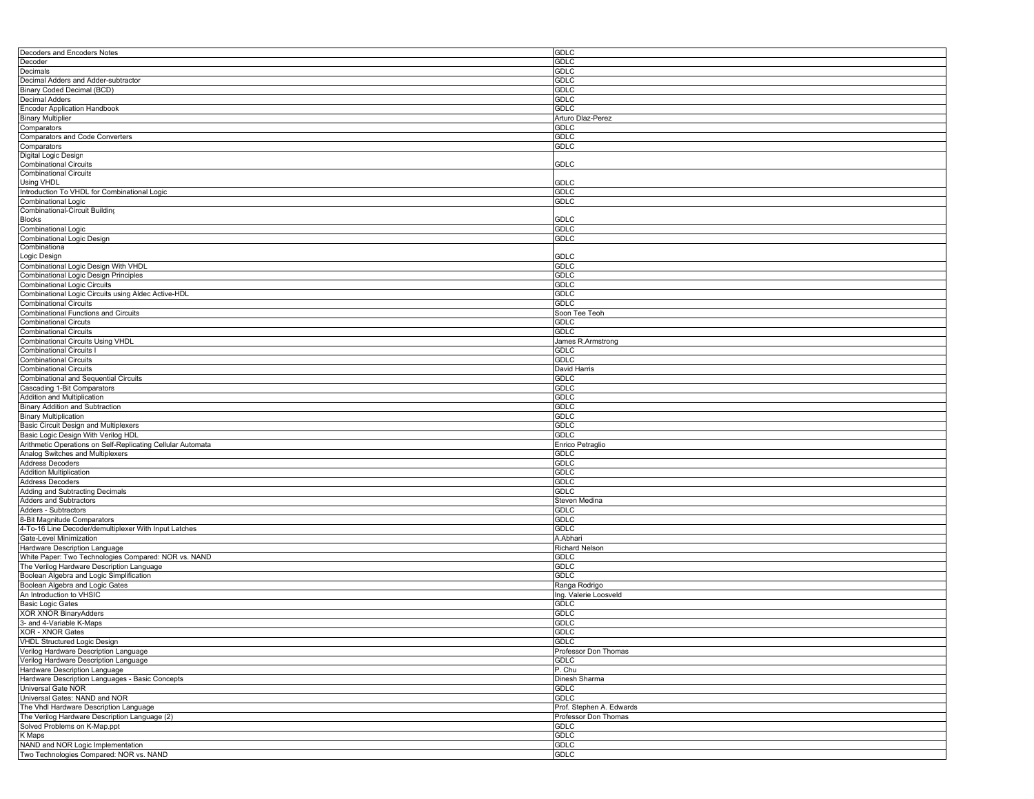| | |
|---|---|
| Decoders and Encoders Notes | GDLC |
| Decoder | GDLC |
| Decimals | GDLC |
| Decimal Adders and Adder-subtractor | GDLC |
| Binary Coded Decimal (BCD) | GDLC |
| Decimal Adders | GDLC |
| Encoder Application Handbook | GDLC |
| Binary Multiplier | Arturo Dlaz-Perez |
| Comparators | GDLC |
| Comparators and Code Converters | GDLC |
| Comparators | GDLC |
| Digital Logic Design Combinational Circuits | GDLC |
| Combinational Circuits Using VHDL | GDLC |
| Introduction To VHDL for Combinational Logic | GDLC |
| Combinational Logic | GDLC |
| Combinational-Circuit Building Blocks | GDLC |
| Combinational Logic | GDLC |
| Combinational Logic Design | GDLC |
| Combinationa Logic Design | GDLC |
| Combinational Logic Design With VHDL | GDLC |
| Combinational Logic Design Principles | GDLC |
| Combinational Logic Circuits | GDLC |
| Combinational Logic Circuits using Aldec Active-HDL | GDLC |
| Combinational Circuits | GDLC |
| Combinational Functions and Circuits | Soon Tee Teoh |
| Combinational Circuts | GDLC |
| Combinational Circuits | GDLC |
| Combinational Circuits Using VHDL | James R.Armstrong |
| Combinational Circuits I | GDLC |
| Combinational Circuits | GDLC |
| Combinational Circuits | David Harris |
| Combinational and Sequential Circuits | GDLC |
| Cascading 1-Bit Comparators | GDLC |
| Addition and Multiplication | GDLC |
| Binary Addition and Subtraction | GDLC |
| Binary Multiplication | GDLC |
| Basic Circuit Design and Multiplexers | GDLC |
| Basic Logic Design With Verilog HDL | GDLC |
| Arithmetic Operations on Self-Replicating Cellular Automata | Enrico Petraglio |
| Analog Switches and Multiplexers | GDLC |
| Address Decoders | GDLC |
| Addition Multiplication | GDLC |
| Address Decoders | GDLC |
| Adding and Subtracting Decimals | GDLC |
| Adders and Subtractors | Steven Medina |
| Adders - Subtractors | GDLC |
| 8-Bit Magnitude Comparators | GDLC |
| 4-To-16 Line Decoder/demultiplexer With Input Latches | GDLC |
| Gate-Level Minimization | A.Abhari |
| Hardware Description Language | Richard Nelson |
| White Paper: Two Technologies Compared: NOR vs. NAND | GDLC |
| The Verilog Hardware Description Language | GDLC |
| Boolean Algebra and Logic Simplification | GDLC |
| Boolean Algebra and Logic Gates | Ranga Rodrigo |
| An Introduction to VHSIC | Ing. Valerie Loosveld |
| Basic Logic Gates | GDLC |
| XOR XNOR BinaryAdders | GDLC |
| 3- and 4-Variable K-Maps | GDLC |
| XOR - XNOR Gates | GDLC |
| VHDL Structured Logic Design | GDLC |
| Verilog Hardware Description Language | Professor Don Thomas |
| Verilog Hardware Description Language | GDLC |
| Hardware Description Language | P. Chu |
| Hardware Description Languages - Basic Concepts | Dinesh Sharma |
| Universal Gate NOR | GDLC |
| Universal Gates: NAND and NOR | GDLC |
| The Vhdl Hardware Description Language | Prof. Stephen A. Edwards |
| The Verilog Hardware Description Language (2) | Professor Don Thomas |
| Solved Problems on K-Map.ppt | GDLC |
| K Maps | GDLC |
| NAND and NOR Logic Implementation | GDLC |
| Two Technologies Compared: NOR vs. NAND | GDLC |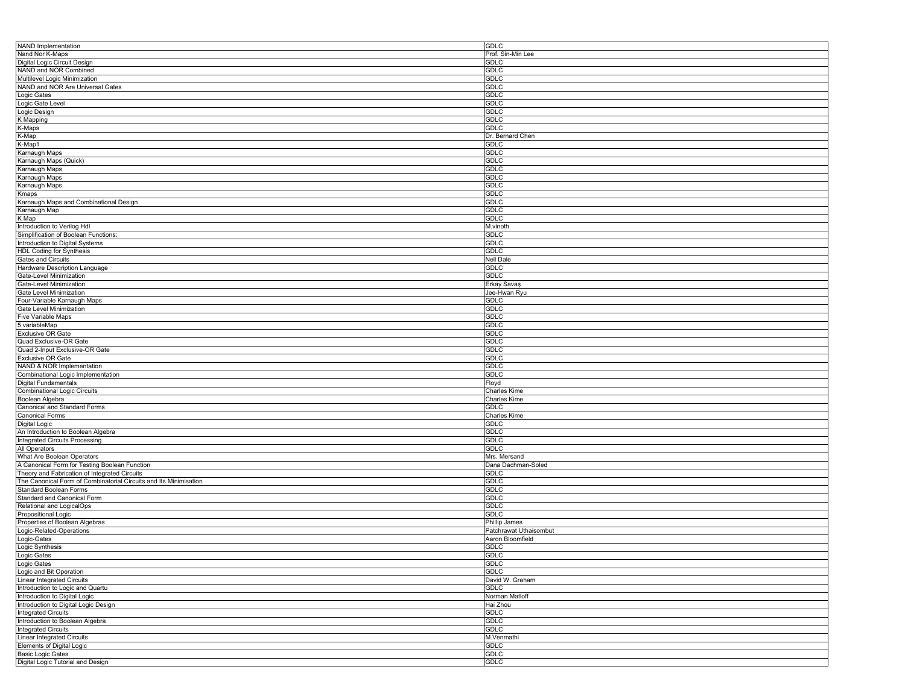| NAND Implementation | GDLC |
|---|---|
| Nand Nor K-Maps | Prof. Sin-Min Lee |
| Digital Logic Circuit Design | GDLC |
| NAND and NOR Combined | GDLC |
| Multilevel Logic Minimization | GDLC |
| NAND and NOR Are Universal Gates | GDLC |
| Logic Gates | GDLC |
| Logic Gate Level | GDLC |
| Logic Design | GDLC |
| K Mapping | GDLC |
| K-Maps | GDLC |
| K-Map | Dr. Bernard Chen |
| K-Map1 | GDLC |
| Karnaugh Maps | GDLC |
| Karnaugh Maps (Quick) | GDLC |
| Karnaugh Maps | GDLC |
| Karnaugh Maps | GDLC |
| Karnaugh Maps | GDLC |
| Kmaps | GDLC |
| Karnaugh Maps and Combinational Design | GDLC |
| Karnaugh Map | GDLC |
| K Map | GDLC |
| Introduction to Verilog Hdl | M.vinoth |
| Simplification of Boolean Functions: | GDLC |
| Introduction to Digital Systems | GDLC |
| HDL Coding for Synthesis | GDLC |
| Gates and Circuits | Nell Dale |
| Hardware Description Language | GDLC |
| Gate-Level Minimization | GDLC |
| Gate-Level Minimization | Erkay Savaş |
| Gate Level Minimization | Jee-Hwan Ryu |
| Four-Variable Karnaugh Maps | GDLC |
| Gate Level Minimization | GDLC |
| Five Variable Maps | GDLC |
| 5 variableMap | GDLC |
| Exclusive OR Gate | GDLC |
| Quad Exclusive-OR Gate | GDLC |
| Quad 2-Input Exclusive-OR Gate | GDLC |
| Exclusive OR Gate | GDLC |
| NAND & NOR Implementation | GDLC |
| Combinational Logic Implementation | GDLC |
| Digital Fundamentals | Floyd |
| Combinational Logic Circuits | Charles Kime |
| Boolean Algebra | Charles Kime |
| Canonical and Standard Forms | GDLC |
| Canonical Forms | Charles Kime |
| Digital Logic | GDLC |
| An Introduction to Boolean Algebra | GDLC |
| Integrated Circuits Processing | GDLC |
| All Operators | GDLC |
| What Are Boolean Operators | Mrs. Mersand |
| A Canonical Form for Testing Boolean Function | Dana Dachman-Soled |
| Theory and Fabrication of Integrated Circuits | GDLC |
| The Canonical Form of Combinatorial Circuits and Its Minimisation | GDLC |
| Standard Boolean Forms | GDLC |
| Standard and Canonical Form | GDLC |
| Relational and LogicalOps | GDLC |
| Propositional Logic | GDLC |
| Properties of Boolean Algebras | Phillip James |
| Logic-Related-Operations | Patchrawat Uthaisombut |
| Logic-Gates | Aaron Bloomfield |
| Logic Synthesis | GDLC |
| Logic Gates | GDLC |
| Logic Gates | GDLC |
| Logic and Bit Operation | GDLC |
| Linear Integrated Circuits | David W. Graham |
| Introduction to Logic and Quartu | GDLC |
| Introduction to Digital Logic | Norman Matloff |
| Introduction to Digital Logic Design | Hai Zhou |
| Integrated Circuits | GDLC |
| Introduction to Boolean Algebra | GDLC |
| Integrated Circuits | GDLC |
| Linear Integrated Circuits | M.Venmathi |
| Elements of Digital Logic | GDLC |
| Basic Logic Gates | GDLC |
| Digital Logic Tutorial and Design | GDLC |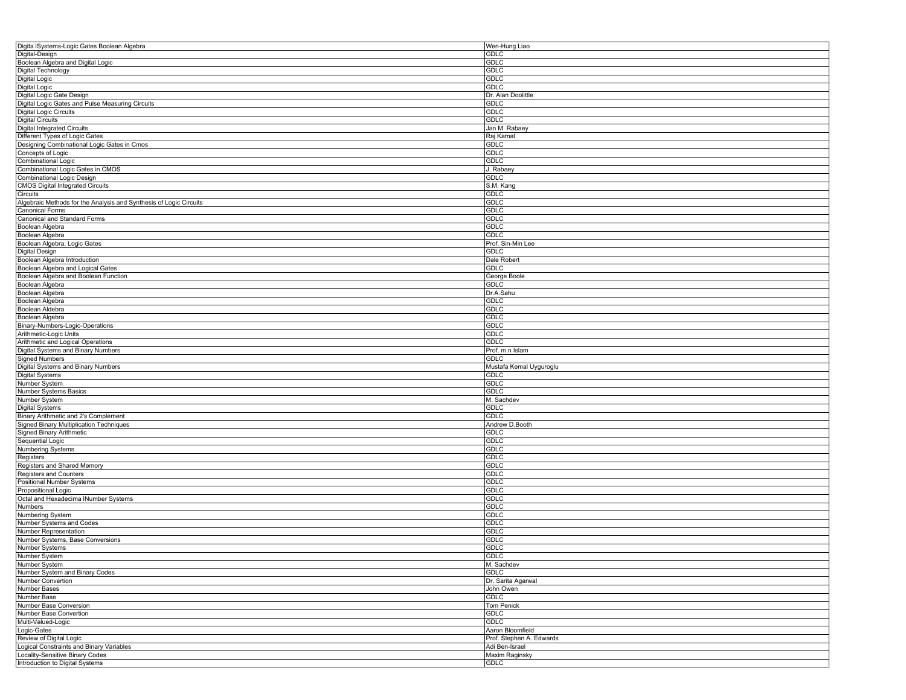| Digita lSystems-Logic Gates Boolean Algebra | Wen-Hung Liao |
|---|---|
| Digital-Design | GDLC |
| Boolean Algebra and Digital Logic | GDLC |
| Digital Technology | GDLC |
| Digital Logic | GDLC |
| Digital Logic | GDLC |
| Digital Logic Gate Design | Dr. Alan Doolittle |
| Digital Logic Gates and Pulse Measuring Circuits | GDLC |
| Digital Logic Circuits | GDLC |
| Digital Circuits | GDLC |
| Digital Integrated Circuits | Jan M. Rabaey |
| Different Types of Logic Gates | Raj Kamal |
| Designing Combinational Logic Gates in Cmos | GDLC |
| Concepts of Logic | GDLC |
| Combinational Logic | GDLC |
| Combinational Logic Gates in CMOS | J. Rabaey |
| Combinational Logic Design | GDLC |
| CMOS Digital Integrated Circuits | S.M. Kang |
| Circuits | GDLC |
| Algebraic Methods for the Analysis and Synthesis of Logic Circuits | GDLC |
| Canonical Forms | GDLC |
| Canonical and Standard Forms | GDLC |
| Boolean Algebra | GDLC |
| Boolean Algebra | GDLC |
| Boolean Algebra, Logic Gates | Prof. Sin-Min Lee |
| Digital Design | GDLC |
| Boolean Algebra Introduction | Dale Robert |
| Boolean Algebra and Logical Gates | GDLC |
| Boolean Algebra and Boolean Function | George Boole |
| Boolean Algebra | GDLC |
| Boolean Algebra | Dr.A.Sahu |
| Boolean Algebra | GDLC |
| Boolean Aldebra | GDLC |
| Boolean Algebra | GDLC |
| Binary-Numbers-Logic-Operations | GDLC |
| Arithmetic-Logic Units | GDLC |
| Arithmetic and Logical Operations | GDLC |
| Digital Systems and Binary Numbers | Prof. m.n Islam |
| Signed Numbers | GDLC |
| Digital Systems and Binary Numbers | Mustafa Kemal Uyguroglu |
| Digital Systems | GDLC |
| Number System | GDLC |
| Number Systems Basics | GDLC |
| Number System | M. Sachdev |
| Digital Systems | GDLC |
| Binary Arithmetic and 2's Complement | GDLC |
| Signed Binary Multiplication Techniques | Andrew D.Booth |
| Signed Binary Arithmetic | GDLC |
| Sequential Logic | GDLC |
| Numbering Systems | GDLC |
| Registers | GDLC |
| Registers and Shared Memory | GDLC |
| Registers and Counters | GDLC |
| Positional Number Systems | GDLC |
| Propositional Logic | GDLC |
| Octal and Hexadecima lNumber Systems | GDLC |
| Numbers | GDLC |
| Numbering System | GDLC |
| Number Systems and Codes | GDLC |
| Number Representation | GDLC |
| Number Systems, Base Conversions | GDLC |
| Number Systems | GDLC |
| Number System | GDLC |
| Number System | M. Sachdev |
| Number System and Binary Codes | GDLC |
| Number Convertion | Dr. Sarita Agarwal |
| Number Bases | John Owen |
| Number Base | GDLC |
| Number Base Conversion | Tom Penick |
| Number Base Convertion | GDLC |
| Multi-Valued-Logic | GDLC |
| Logic-Gates | Aaron Bloomfield |
| Review of Digital Logic | Prof. Stephen A. Edwards |
| Logical Constraints and Binary Variables | Adi Ben-Israel |
| Locality-Sensitive Binary Codes | Maxim Raginsky |
| Introduction to Digital Systems | GDLC |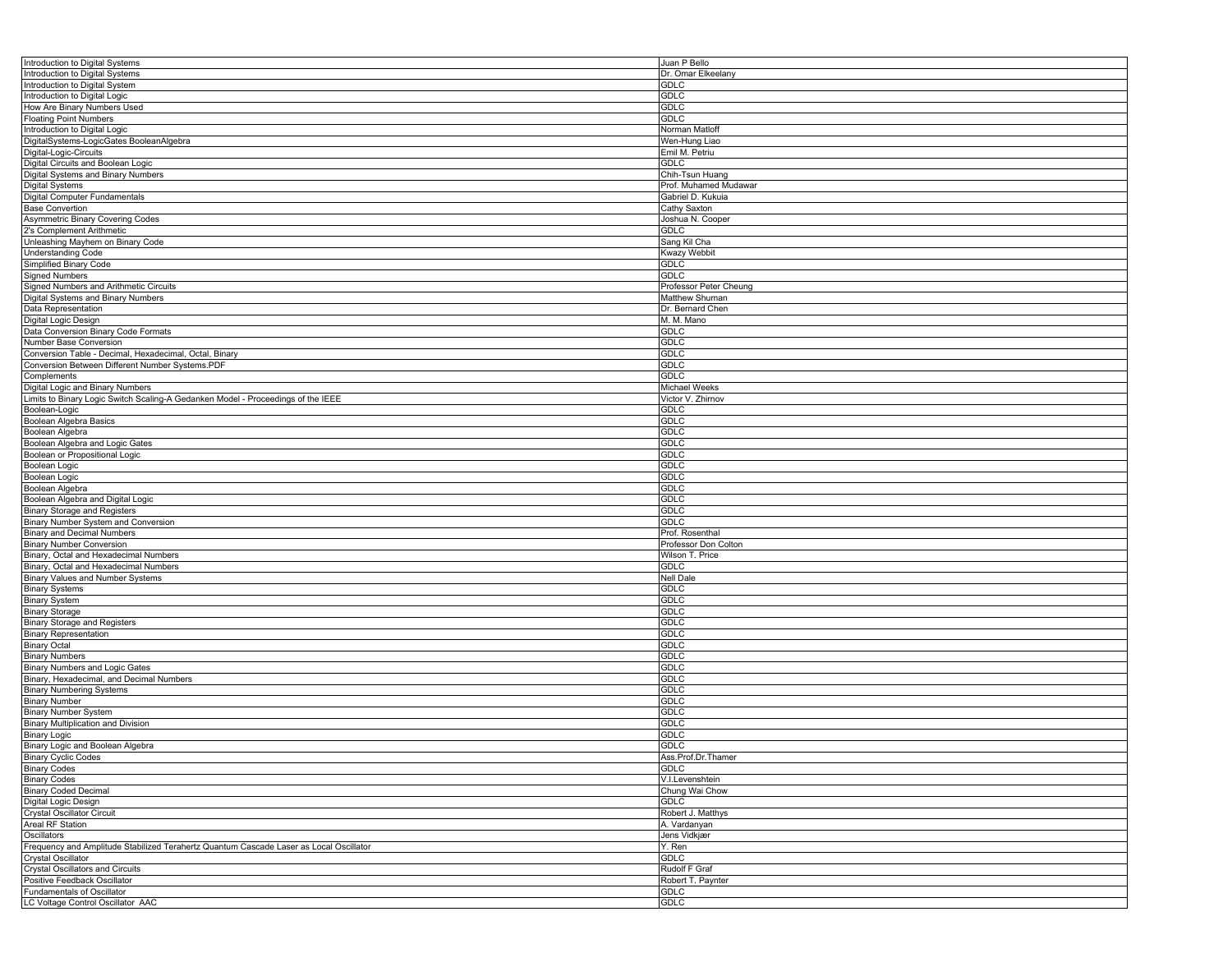| Introduction to Digital Systems | Juan P Bello |
|---|---|
| Introduction to Digital Systems | Dr. Omar Elkeelany |
| Introduction to Digital System | GDLC |
| Introduction to Digital Logic | GDLC |
| How Are Binary Numbers Used | GDLC |
| Floating Point Numbers | GDLC |
| Introduction to Digital Logic | Norman Matloff |
| DigitalSystems-LogicGates BooleanAlgebra | Wen-Hung Liao |
| Digital-Logic-Circuits | Emil M. Petriu |
| Digital Circuits and Boolean Logic | GDLC |
| Digital Systems and Binary Numbers | Chih-Tsun Huang |
| Digital Systems | Prof. Muhamed Mudawar |
| Digital Computer Fundamentals | Gabriel D. Kukuia |
| Base Convertion | Cathy Saxton |
| Asymmetric Binary Covering Codes | Joshua N. Cooper |
| 2's Complement Arithmetic | GDLC |
| Unleashing Mayhem on Binary Code | Sang Kil Cha |
| Understanding Code | Kwazy Webbit |
| Simplified Binary Code | GDLC |
| Signed Numbers | GDLC |
| Signed Numbers and Arithmetic Circuits | Professor Peter Cheung |
| Digital Systems and Binary Numbers | Matthew Shuman |
| Data Representation | Dr. Bernard Chen |
| Digital Logic Design | M. M. Mano |
| Data Conversion Binary Code Formats | GDLC |
| Number Base Conversion | GDLC |
| Conversion Table - Decimal, Hexadecimal, Octal, Binary | GDLC |
| Conversion Between Different Number Systems.PDF | GDLC |
| Complements | GDLC |
| Digital Logic and Binary Numbers | Michael Weeks |
| Limits to Binary Logic Switch Scaling-A Gedanken Model - Proceedings of the IEEE | Victor V. Zhirnov |
| Boolean-Logic | GDLC |
| Boolean Algebra Basics | GDLC |
| Boolean Algebra | GDLC |
| Boolean Algebra and Logic Gates | GDLC |
| Boolean or Propositional Logic | GDLC |
| Boolean Logic | GDLC |
| Boolean Logic | GDLC |
| Boolean Algebra | GDLC |
| Boolean Algebra and Digital Logic | GDLC |
| Binary Storage and Registers | GDLC |
| Binary Number System and Conversion | GDLC |
| Binary and Decimal Numbers | Prof. Rosenthal |
| Binary Number Conversion | Professor Don Colton |
| Binary, Octal and Hexadecimal Numbers | Wilson T. Price |
| Binary, Octal and Hexadecimal Numbers | GDLC |
| Binary Values and Number Systems | Nell Dale |
| Binary Systems | GDLC |
| Binary System | GDLC |
| Binary Storage | GDLC |
| Binary Storage and Registers | GDLC |
| Binary Representation | GDLC |
| Binary Octal | GDLC |
| Binary Numbers | GDLC |
| Binary Numbers and Logic Gates | GDLC |
| Binary, Hexadecimal, and Decimal Numbers | GDLC |
| Binary Numbering Systems | GDLC |
| Binary Number | GDLC |
| Binary Number System | GDLC |
| Binary Multiplication and Division | GDLC |
| Binary Logic | GDLC |
| Binary Logic and Boolean Algebra | GDLC |
| Binary Cyclic Codes | Ass.Prof.Dr.Thamer |
| Binary Codes | GDLC |
| Binary Codes | V.I.Levenshtein |
| Binary Coded Decimal | Chung Wai Chow |
| Digital Logic Design | GDLC |
| Crystal Oscillator Circuit | Robert J. Matthys |
| Areal RF Station | A. Vardanyan |
| Oscillators | Jens Vidkjær |
| Frequency and Amplitude Stabilized Terahertz Quantum Cascade Laser as Local Oscillator | Y. Ren |
| Crystal Oscillator | GDLC |
| Crystal Oscillators and Circuits | Rudolf F Graf |
| Positive Feedback Oscillator | Robert T. Paynter |
| Fundamentals of Oscillator | GDLC |
| LC Voltage Control Oscillator AAC | GDLC |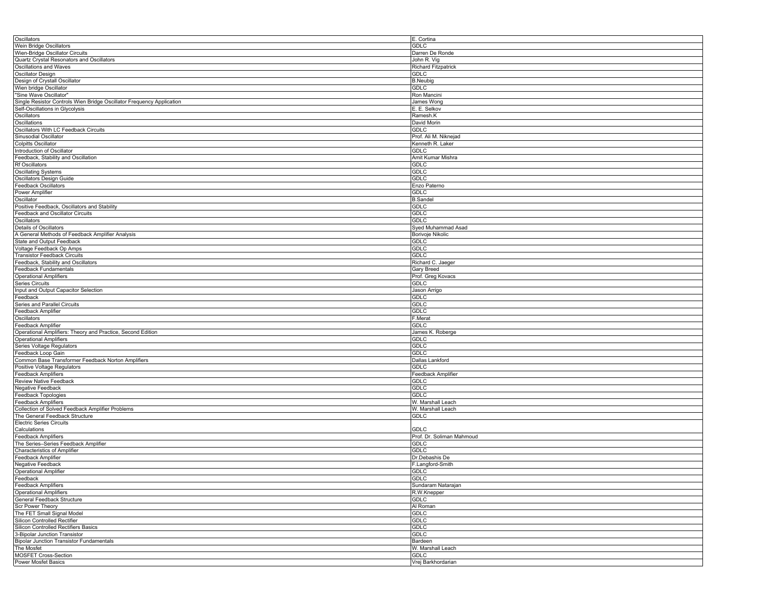| Oscillators | E. Cortina |
|---|---|
| Wein Bridge Oscillators | GDLC |
| Wien-Bridge Oscillator Circuits | Darren De Ronde |
| Quartz Crystal Resonators and Oscillators | John R. Vig |
| Oscillations and Waves | Richard Fitzpatrick |
| Oscillator Design | GDLC |
| Design of Crystall Oscillator | B.Neubig |
| Wien bridge Oscillator | GDLC |
| "Sine Wave Oscillator" | Ron Mancini |
| Single Resistor Controls Wien Bridge Oscillator Frequency Application | James Wong |
| Self-Oscillations in Glycolysis | E. E. Selkov |
| Oscillators | Ramesh.K |
| Oscillations | David Morin |
| Oscillators With LC Feedback Circuits | GDLC |
| Sinusodial Oscillator | Prof. Ali M. Niknejad |
| Colpitts Oscillator | Kenneth R. Laker |
| Introduction of Oscillator | GDLC |
| Feedback, Stability and Oscillation | Amit Kumar Mishra |
| Rf Oscillators | GDLC |
| Oscillating Systems | GDLC |
| Oscillators Design Guide | GDLC |
| Feedback Oscillators | Enzo Paterno |
| Power Amplifier | GDLC |
| Oscillator | B.Sandel |
| Positive Feedback, Oscillators and Stability | GDLC |
| Feedback and Oscillator Circuits | GDLC |
| Oscillators | GDLC |
| Details of Oscillators | Syed Muhammad Asad |
| A General Methods of Feedback Amplifier Analysis | Borivoje Nikolic |
| State and Output Feedback | GDLC |
| Voltage Feedback Op Amps | GDLC |
| Transistor Feedback Circuits | GDLC |
| Feedback, Stability and Oscillators | Richard C. Jaeger |
| Feedback Fundamentals | Gary Breed |
| Operational Amplifiers | Prof. Greg Kovacs |
| Series Circuits | GDLC |
| Input and Output Capacitor Selection | Jason Arrigo |
| Feedback | GDLC |
| Series and Parallel Circuits | GDLC |
| Feedback Amplifier | GDLC |
| Oscillators | F.Merat |
| Feedback Amplifier | GDLC |
| Operational Amplifiers: Theory and Practice, Second Edition | James K. Roberge |
| Operational Amplifiers | GDLC |
| Series Voltage Regulators | GDLC |
| Feedback Loop Gain | GDLC |
| Common Base Transformer Feedback Norton Amplifiers | Dallas Lankford |
| Positive Voltage Regulators | GDLC |
| Feedback Amplifiers | Feedback Amplifier |
| Review Native Feedback | GDLC |
| Negative Feedback | GDLC |
| Feedback Topologies | GDLC |
| Feedback Amplifiers | W. Marshall Leach |
| Collection of Solved Feedback Amplifier Problems | W. Marshall Leach |
| The General Feedback Structure | GDLC |
| Electric Series Circuits Calculations | GDLC |
| Feedback Amplifiers | Prof. Dr. Soliman Mahmoud |
| The Series–Series Feedback Amplifier | GDLC |
| Characteristics of Amplifier | GDLC |
| Feedback Amplifier | Dr.Debashis De |
| Negative Feedback | F.Langford-Smith |
| Operational Amplifier | GDLC |
| Feedback | GDLC |
| Feedback Amplifiers | Sundaram Natarajan |
| Operational Amplifiers | R.W.Knepper |
| General Feedback Structure | GDLC |
| Scr Power Theory | Al Roman |
| The FET Small Signal Model | GDLC |
| Silicon Controlled Rectifier | GDLC |
| Silicon Controlled Rectifiers Basics | GDLC |
| 3-Bipolar Junction Transistor | GDLC |
| Bipolar Junction Transistor Fundamentals | Bardeen |
| The Mosfet | W. Marshall Leach |
| MOSFET Cross-Section | GDLC |
| Power Mosfet Basics | Vrej Barkhordarian |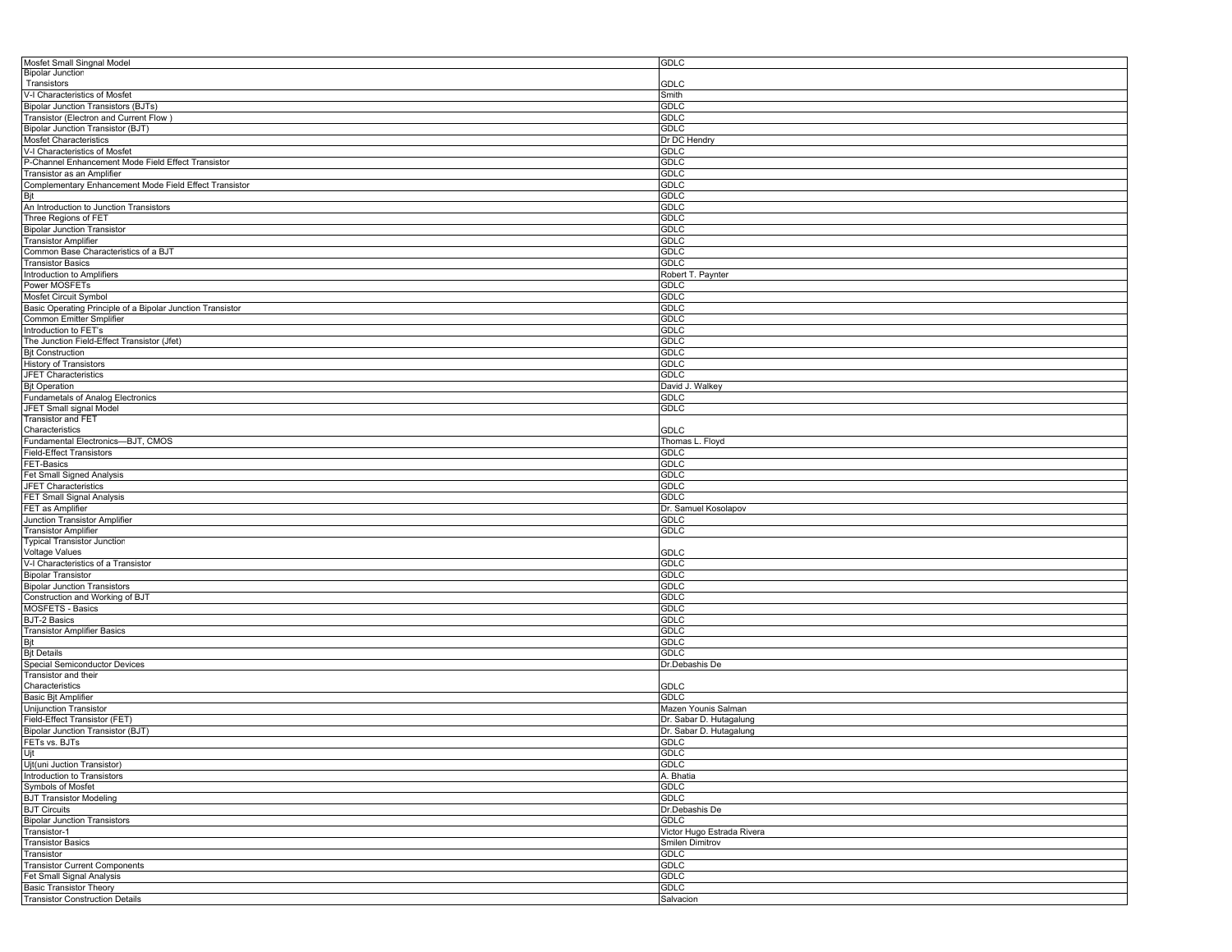| | |
|---|---|
| Mosfet Small Singnal Model | GDLC |
| Bipolar Junction Transistors | GDLC |
| V-I Characteristics of Mosfet | Smith |
| Bipolar Junction Transistors (BJTs) | GDLC |
| Transistor (Electron and Current Flow ) | GDLC |
| Bipolar Junction Transistor (BJT) | GDLC |
| Mosfet Characteristics | Dr DC Hendry |
| V-I Characteristics of Mosfet | GDLC |
| P-Channel Enhancement Mode Field Effect Transistor | GDLC |
| Transistor as an Amplifier | GDLC |
| Complementary Enhancement Mode Field Effect Transistor | GDLC |
| Bjt | GDLC |
| An Introduction to Junction Transistors | GDLC |
| Three Regions of FET | GDLC |
| Bipolar Junction Transistor | GDLC |
| Transistor Amplifier | GDLC |
| Common Base Characteristics of a BJT | GDLC |
| Transistor Basics | GDLC |
| Introduction to Amplifiers | Robert T. Paynter |
| Power MOSFETs | GDLC |
| Mosfet Circuit Symbol | GDLC |
| Basic Operating Principle of a Bipolar Junction Transistor | GDLC |
| Common Emitter Smplifier | GDLC |
| Introduction to FET's | GDLC |
| The Junction Field-Effect Transistor (Jfet) | GDLC |
| Bjt Construction | GDLC |
| History of Transistors | GDLC |
| JFET Characteristics | GDLC |
| Bjt Operation | David J. Walkey |
| Fundametals of Analog Electronics | GDLC |
| JFET Small signal Model | GDLC |
| Transistor and FET Characteristics | GDLC |
| Fundamental Electronics—BJT, CMOS | Thomas L. Floyd |
| Field-Effect Transistors | GDLC |
| FET-Basics | GDLC |
| Fet Small Signed Analysis | GDLC |
| JFET Characteristics | GDLC |
| FET Small Signal Analysis | GDLC |
| FET as Amplifier | Dr. Samuel Kosolapov |
| Junction Transistor Amplifier | GDLC |
| Transistor Amplifier | GDLC |
| Typical Transistor Junction Voltage Values | GDLC |
| V-I Characteristics of a Transistor | GDLC |
| Bipolar Transistor | GDLC |
| Bipolar Junction Transistors | GDLC |
| Construction and Working of BJT | GDLC |
| MOSFETS - Basics | GDLC |
| BJT-2 Basics | GDLC |
| Transistor Amplifier Basics | GDLC |
| Bjt | GDLC |
| Bjt Details | GDLC |
| Special Semiconductor Devices | Dr.Debashis De |
| Transistor and their Characteristics | GDLC |
| Basic Bjt Amplifier | GDLC |
| Unijunction Transistor | Mazen Younis Salman |
| Field-Effect Transistor (FET) | Dr. Sabar D. Hutagalung |
| Bipolar Junction Transistor (BJT) | Dr. Sabar D. Hutagalung |
| FETs vs. BJTs | GDLC |
| Ujt | GDLC |
| Ujt(uni Juction Transistor) | GDLC |
| Introduction to Transistors | A. Bhatia |
| Symbols of Mosfet | GDLC |
| BJT Transistor Modeling | GDLC |
| BJT Circuits | Dr.Debashis De |
| Bipolar Junction Transistors | GDLC |
| Transistor-1 | Victor Hugo Estrada Rivera |
| Transistor Basics | Smilen Dimitrov |
| Transistor | GDLC |
| Transistor Current Components | GDLC |
| Fet Small Signal Analysis | GDLC |
| Basic Transistor Theory | GDLC |
| Transistor Construction Details | Salvacion |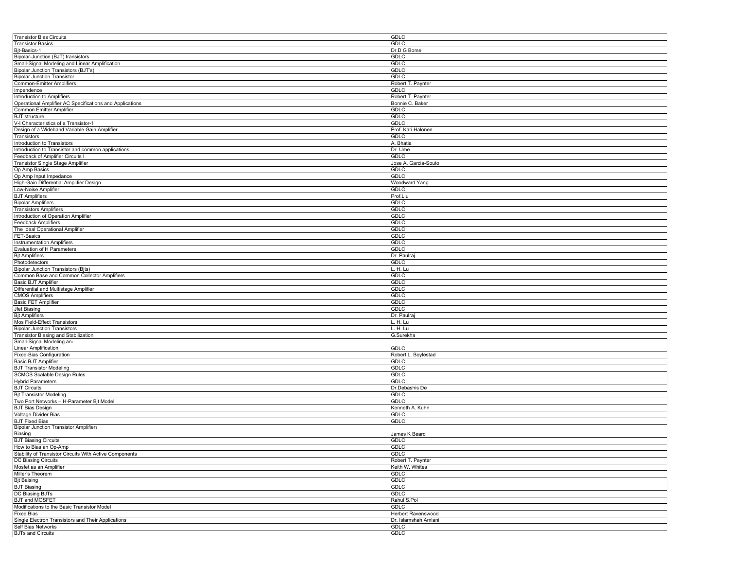| | |
|---|---|
| Transistor Bias Circuits | GDLC |
| Transistor Basics | GDLC |
| Bjt-Basics-1 | Dr.D G Borse |
| Bipolar-Junction (BJT) transistors | GDLC |
| Small-Signal Modeling and Linear Amplification | GDLC |
| Bipolar Junction Transistors (BJT's) | GDLC |
| Bipolar Junction Transistor | GDLC |
| Common-Emitter Amplifiers | Robert T. Paynter |
| Impendence | GDLC |
| Introduction to Amplifiers | Robert T. Paynter |
| Operational Amplifier AC Specifications and Applications | Bonnie C. Baker |
| Common Emitter Amplifier | GDLC |
| BJT structure | GDLC |
| V-I Characteristics of a Transistor-1 | GDLC |
| Design of a Wideband Variable Gain Amplifier | Prof. Kari Halonen |
| Transistors | GDLC |
| Introduction to Transistors | A. Bhatia |
| Introduction to Transistor and common applications | Dr. Ume |
| Feedback of Amplifier Circuits I | GDLC |
| Transistor Single Stage Amplifier | Jose A. Garcia-Souto |
| Op Amp Basics | GDLC |
| Op Amp Input Impedance | GDLC |
| High-Gain Differential Amplifier Design | Woodward Yang |
| Low-Noise Amplifier | GDLC |
| BJT Amplifiers | Prof.Liu |
| Bipolar Amplifiers | GDLC |
| Transistors Amplifiers | GDLC |
| Introduction of Operation Amplifier | GDLC |
| Feedback Amplifiers | GDLC |
| The Ideal Operational Amplifier | GDLC |
| FET-Basics | GDLC |
| Instrumentation Amplifiers | GDLC |
| Evaluation of H Parameters | GDLC |
| Bjt Amplifiers | Dr. Paulraj |
| Photodetectors | GDLC |
| Bipolar Junction Transistors (Bjts) | L. H. Lu |
| Common Base and Common Collector Amplifiers | GDLC |
| Basic BJT Amplifier | GDLC |
| Differential and Multistage Amplifier | GDLC |
| CMOS Amplifiers | GDLC |
| Basic FET Amplifier | GDLC |
| Jfet Biasing | GDLC |
| Bjt Amplifiers | Dr. Paulraj |
| Mos Field-Effect Transistors | L. H. Lu |
| Bipolar Junction Transistors | L. H. Lu |
| Transistor Biasing and Stabilization | G.Surekha |
| Small-Signal Modeling and Linear Amplification | GDLC |
| Fixed-Bias Configuration | Robert L. Boylestad |
| Basic BJT Amplifier | GDLC |
| BJT Transistor Modeling | GDLC |
| SCMOS Scalable Design Rules | GDLC |
| Hybrid Parameters | GDLC |
| BJT Circuits | Dr.Debashis De |
| Bjt Transistor Modeling | GDLC |
| Two Port Networks – H-Parameter Bjt Model | GDLC |
| BJT Bias Design | Kenneth A. Kuhn |
| Voltage Divider Bias | GDLC |
| BJT Fixed Bias | GDLC |
| Bipolar Junction Transistor Amplifiers Biasing | James K Beard |
| BJT Biasing Circuits | GDLC |
| How to Bias an Op-Amp | GDLC |
| Stability of Transistor Circuits With Active Components | GDLC |
| DC Biasing Circuits | Robert T. Paynter |
| Mosfet as an Amplifier | Keith W. Whites |
| Miller's Theorem | GDLC |
| Bjt Baising | GDLC |
| BJT Biasing | GDLC |
| DC Biasing BJTs | GDLC |
| BJT and MOSFET | Rahul S.Pol |
| Modifications to the Basic Transistor Model | GDLC |
| Fixed Bias | Herbert Ravenswood |
| Single Electron Transistors and Their Applications | Dr. Islamshah Amlani |
| Self Bias Networks | GDLC |
| BJTs and Circuits | GDLC |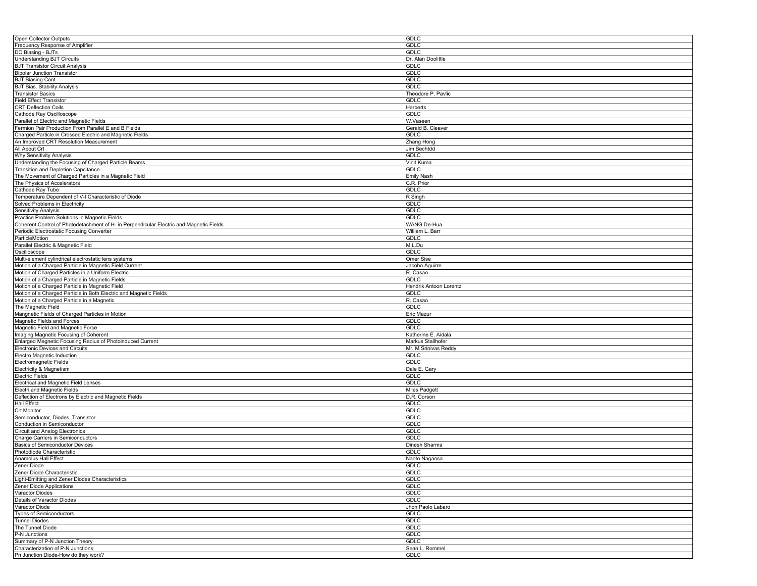| Open Collector Outputs | GDLC |
|---|---|
| Frequency Response of Amplifier | GDLC |
| DC Biasing - BJTs | GDLC |
| Understanding BJT Circuits | Dr. Alan Doolittle |
| BJT Transistor Circuit Analysis | GDLC |
| Bipolar Junction Transistor | GDLC |
| BJT Biasing Cont | GDLC |
| BJT Bias. Stability Analysis | GDLC |
| Transistor Basics | Theodore P. Pavlic |
| Field Effect Transistor | GDLC |
| CRT Deflection Coils | Harberts |
| Cathode Ray Oscilloscope | GDLC |
| Parallel of Electric and Magnetic Fields | W.Vaseen |
| Fermion Pair Production From Parallel E and B Fields | Gerald B. Cleaver |
| Charged Particle in Crossed Electric and Magnetic Fields | GDLC |
| An Improved CRT Resolution Measurement | Zhang Hong |
| All About Crt | Jim Bechtdd |
| Why Sensitivity Analysis | GDLC |
| Understanding the Focusing of Charged Particle Beams | Vinit Kuma |
| Transition and Depletion Capcitance | GDLC |
| The Movement of Charged Particles in a Magnetic Field | Emily Nash |
| The Physics of Accelerators | C.R. Prior |
| Cathode Ray Tube | GDLC |
| Temperature Dependent of V-I Characteristic of Diode | R Singh |
| Solved Problems in Electricity | GDLC |
| Sensitivity Analysis | GDLC |
| Practice Problem Solutions in Magnetic Fields | GDLC |
| Coherent Control of Photodetachment of H- in Perpendicular Electric and Magnetic Fields | WANG De-Hua |
| Periodic Electrostatic Focusing Converter | William L. Barr |
| ParticleMotion | GDLC |
| Parallel Electric & Magnetic Field | M.L.Du |
| Oscilloscope | GDLC |
| Multi-element cylindrical electrostatic lens systems | Omer Sise |
| Motion of a Charged Particle in Magnetic Field Current | Jacobo Aguirre |
| Motion of Charged Particles in a Uniform Electric | R. Casao |
| Motion of a Charged Particle in Magnetic Fields | GDLC |
| Motion of a Charged Particle in Magnetic Field | Hendrik Antoon Lorentz |
| Motion of a Charged Particle in Both Electric and Magnetic Fields | GDLC |
| Motion of a Charged Particle in a Magnetic | R. Casao |
| The Magnetic Field | GDLC |
| Mangnetic Fields of Charged Particles in Motion | Eric Mazur |
| Magnetic Fields and Forces | GDLC |
| Magnetic Field and Magnetic Force | GDLC |
| Imaging Magnetic Focusing of Coherent | Katherine E. Aidala |
| Enlarged Magnetic Focusing Radius of Photoinduced Current | Markus Stallhofer |
| Electronic Devices and Circuits | Mr. M Srinivas Reddy |
| Electro Magnetic Induction | GDLC |
| Electromagnetic Fields | GDLC |
| Electricity & Magnetism | Dale E. Gary |
| Electric Fields | GDLC |
| Electrical and Magnetic Field Lenses | GDLC |
| Electri and Magnetic Fields | Miles Padgett |
| Deflection of Electrons by Electric and Magnetic Fields | D.R. Corson |
| Hall Effect | GDLC |
| Crt Monitor | GDLC |
| Semiconductor, Diodes, Transistor | GDLC |
| Conduction in Semiconductor | GDLC |
| Circuit and Analog Electronics | GDLC |
| Charge Carriers in Semiconductors | GDLC |
| Basics of Semiconductor Devices | Dinesh Sharma |
| Photodiode Characteristic | GDLC |
| Anamolus Hall Effect | Naoto Nagaosa |
| Zener Diode | GDLC |
| Zener Diode Characteristic | GDLC |
| Light-Emitting and Zener Diodes Characteristics | GDLC |
| Zener Diode Applications | GDLC |
| Varactor Diodes | GDLC |
| Details of Varactor Diodes | GDLC |
| Varactor Diode | Jhon Paolo Labaro |
| Types of Semiconductors | GDLC |
| Tunnel Diodes | GDLC |
| The Tunnel Diode | GDLC |
| P-N Junctions | GDLC |
| Summary of P-N Junction Theory | GDLC |
| Characterization of P-N Junctions | Sean L. Rommel |
| Pn Junction Diode-How do they work? | GDLC |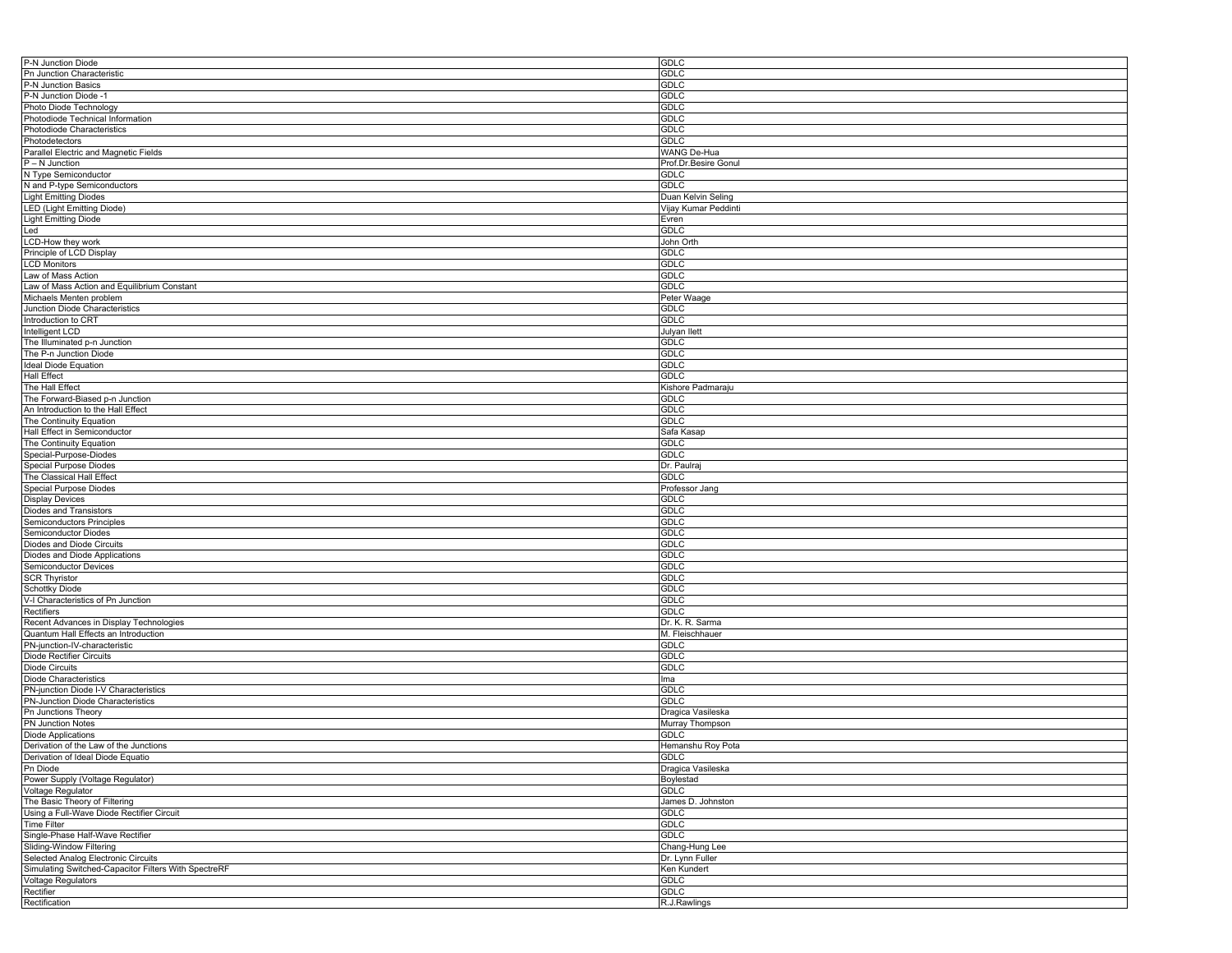| P-N Junction Diode | GDLC |
|---|---|
| Pn Junction Characteristic | GDLC |
| P-N Junction Basics | GDLC |
| P-N Junction Diode -1 | GDLC |
| Photo Diode Technology | GDLC |
| Photodiode Technical Information | GDLC |
| Photodiode Characteristics | GDLC |
| Photodetectors | GDLC |
| Parallel Electric and Magnetic Fields | WANG De-Hua |
| P – N Junction | Prof.Dr.Besire Gonul |
| N Type Semiconductor | GDLC |
| N and P-type Semiconductors | GDLC |
| Light Emitting Diodes | Duan Kelvin Seling |
| LED (Light Emitting Diode) | Vijay Kumar Peddinti |
| Light Emitting Diode | Evren |
| Led | GDLC |
| LCD-How they work | John Orth |
| Principle of LCD Display | GDLC |
| LCD Monitors | GDLC |
| Law of Mass Action | GDLC |
| Law of Mass Action and Equilibrium Constant | GDLC |
| Michaels Menten problem | Peter Waage |
| Junction Diode Characteristics | GDLC |
| Introduction to CRT | GDLC |
| Intelligent LCD | Julyan Ilett |
| The Illuminated p-n Junction | GDLC |
| The P-n Junction Diode | GDLC |
| Ideal Diode Equation | GDLC |
| Hall Effect | GDLC |
| The Hall Effect | Kishore Padmaraju |
| The Forward-Biased p-n Junction | GDLC |
| An Introduction to the Hall Effect | GDLC |
| The Continuity Equation | GDLC |
| Hall Effect in Semiconductor | Safa Kasap |
| The Continuity Equation | GDLC |
| Special-Purpose-Diodes | GDLC |
| Special Purpose Diodes | Dr. Paulraj |
| The Classical Hall Effect | GDLC |
| Special Purpose Diodes | Professor Jang |
| Display Devices | GDLC |
| Diodes and Transistors | GDLC |
| Semiconductors Principles | GDLC |
| Semiconductor Diodes | GDLC |
| Diodes and Diode Circuits | GDLC |
| Diodes and Diode Applications | GDLC |
| Semiconductor Devices | GDLC |
| SCR Thyristor | GDLC |
| Schottky Diode | GDLC |
| V-I Characteristics of Pn Junction | GDLC |
| Rectifiers | GDLC |
| Recent Advances in Display Technologies | Dr. K. R. Sarma |
| Quantum Hall Effects an Introduction | M. Fleischhauer |
| PN-junction-IV-characteristic | GDLC |
| Diode Rectifier Circuits | GDLC |
| Diode Circuits | GDLC |
| Diode Characteristics | Ima |
| PN-junction Diode I-V Characteristics | GDLC |
| PN-Junction Diode Characteristics | GDLC |
| Pn Junctions Theory | Dragica Vasileska |
| PN Junction Notes | Murray Thompson |
| Diode Applications | GDLC |
| Derivation of the Law of the Junctions | Hemanshu Roy Pota |
| Derivation of Ideal Diode Equatio | GDLC |
| Pn Diode | Dragica Vasileska |
| Power Supply (Voltage Regulator) | Boylestad |
| Voltage Regulator | GDLC |
| The Basic Theory of Filtering | James D. Johnston |
| Using a Full-Wave Diode Rectifier Circuit | GDLC |
| Time Filter | GDLC |
| Single-Phase Half-Wave Rectifier | GDLC |
| Sliding-Window Filtering | Chang-Hung Lee |
| Selected Analog Electronic Circuits | Dr. Lynn Fuller |
| Simulating Switched-Capacitor Filters With SpectreRF | Ken Kundert |
| Voltage Regulators | GDLC |
| Rectifier | GDLC |
| Rectification | R.J.Rawlings |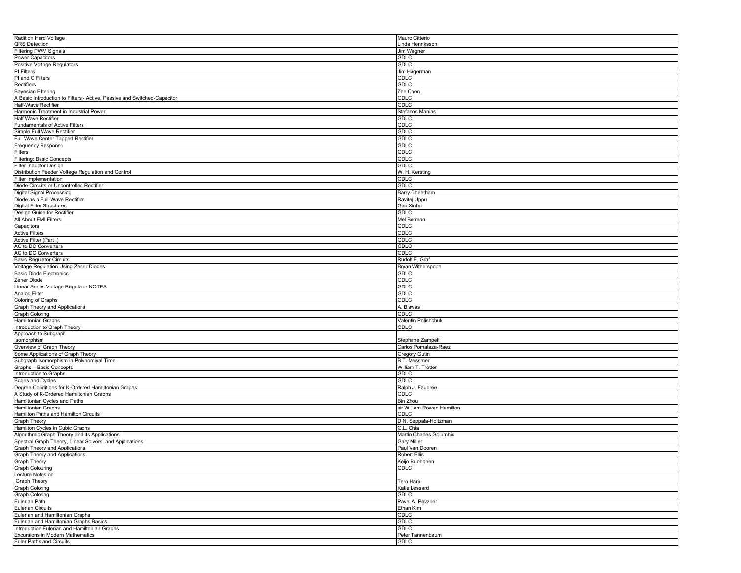| Radition Hard Voltage | Mauro Citterio |
|---|---|
| QRS Detection | Linda Henriksson |
| Filtering PWM Signals | Jim Wagner |
| Power Capacitors | GDLC |
| Positive Voltage Regulators | GDLC |
| PI Filters | Jim Hagerman |
| PI and C Filters | GDLC |
| Rectifiers | GDLC |
| Bayesian Filtering | Zhe Chen |
| A Basic Introduction to Filters - Active, Passive and Switched-Capacitor | GDLC |
| Half-Wave Rectifier | GDLC |
| Harmonic Treatment in Industrial Power | Stefanos Manias |
| Half Wave Rectifier | GDLC |
| Fundamentals of Active Filters | GDLC |
| Simple Full Wave Rectifier | GDLC |
| Full Wave Center Tapped Rectifier | GDLC |
| Frequency Response | GDLC |
| Filters | GDLC |
| Filtering: Basic Concepts | GDLC |
| Filter Inductor Design | GDLC |
| Distribution Feeder Voltage Regulation and Control | W. H. Kersting |
| Filter Implementation | GDLC |
| Diode Circuits or Uncontrolled Rectifier | GDLC |
| Digital Signal Processing | Barry Cheetham |
| Diode as a Full-Wave Rectifier | Ravitej Uppu |
| Digital Filter Structures | Gao Xinbo |
| Design Guide for Rectifier | GDLC |
| All About EMI Filters | Mel Berman |
| Capacitors | GDLC |
| Active Filters | GDLC |
| Active Filter (Part I) | GDLC |
| AC to DC Converters | GDLC |
| AC to DC Converters | GDLC |
| Basic Regulator Circuits | Rudolf F. Graf |
| Voltage Regulation Using Zener Diodes | Bryan Witherspoon |
| Basic Diode Electronics | GDLC |
| Zener Diode | GDLC |
| Linear Series Voltage Regulator NOTES | GDLC |
| Analog Filter | GDLC |
| Coloring of Graphs | GDLC |
| Graph Theory and Applications | A. Biswas |
| Graph Coloring | GDLC |
| Hamiltonian Graphs | Valentin Polishchuk |
| Introduction to Graph Theory | GDLC |
| Approach to Subgraph Isomorphism | Stephane Zampelli |
| Overview of Graph Theory | Carlos Pomalaza-Raez |
| Some Applications of Graph Theory | Gregory Gutin |
| Subgraph Isomorphism in Polynomiyal Time | B.T. Messmer |
| Graphs – Basic Concepts | William T. Trotter |
| Introduction to Graphs | GDLC |
| Edges and Cycles | GDLC |
| Degree Conditions for K-Ordered Hamiltonian Graphs | Ralph J. Faudree |
| A Study of K-Ordered Hamiltonian Graphs | GDLC |
| Hamiltonian Cycles and Paths | Bin Zhou |
| Hamiltonian Graphs | sir William Rowan Hamilton |
| Hamilton Paths and Hamilton Circuits | GDLC |
| Graph Theory | D.N. Seppala-Holtzman |
| Hamilton Cycles in Cubic Graphs | G.L. Chia |
| Algorithmic Graph Theory and Its Applications | Martin Charles Golumbic |
| Spectral Graph Theory, Linear Solvers, and Applications | Gary Miller |
| Graph Theory and Applications | Paul Van Dooren |
| Graph Theory and Applications | Robert Ellis |
| Graph Theory | Keijo Ruohonen |
| Graph Colouring | GDLC |
| Lecture Notes on Graph Theory | Tero Harju |
| Graph Coloring | Katie Lessard |
| Graph Coloring | GDLC |
| Eulerian Path | Pavel A. Pevzner |
| Eulerian Circuits | Ethan Kim |
| Eulerian and Hamiltonian Graphs | GDLC |
| Eulerian and Hamiltonian Graphs Basics | GDLC |
| Introduction Eulerian and Hamiltonian Graphs | GDLC |
| Excursions in Modern Mathematics | Peter Tannenbaum |
| Euler Paths and Circuits | GDLC |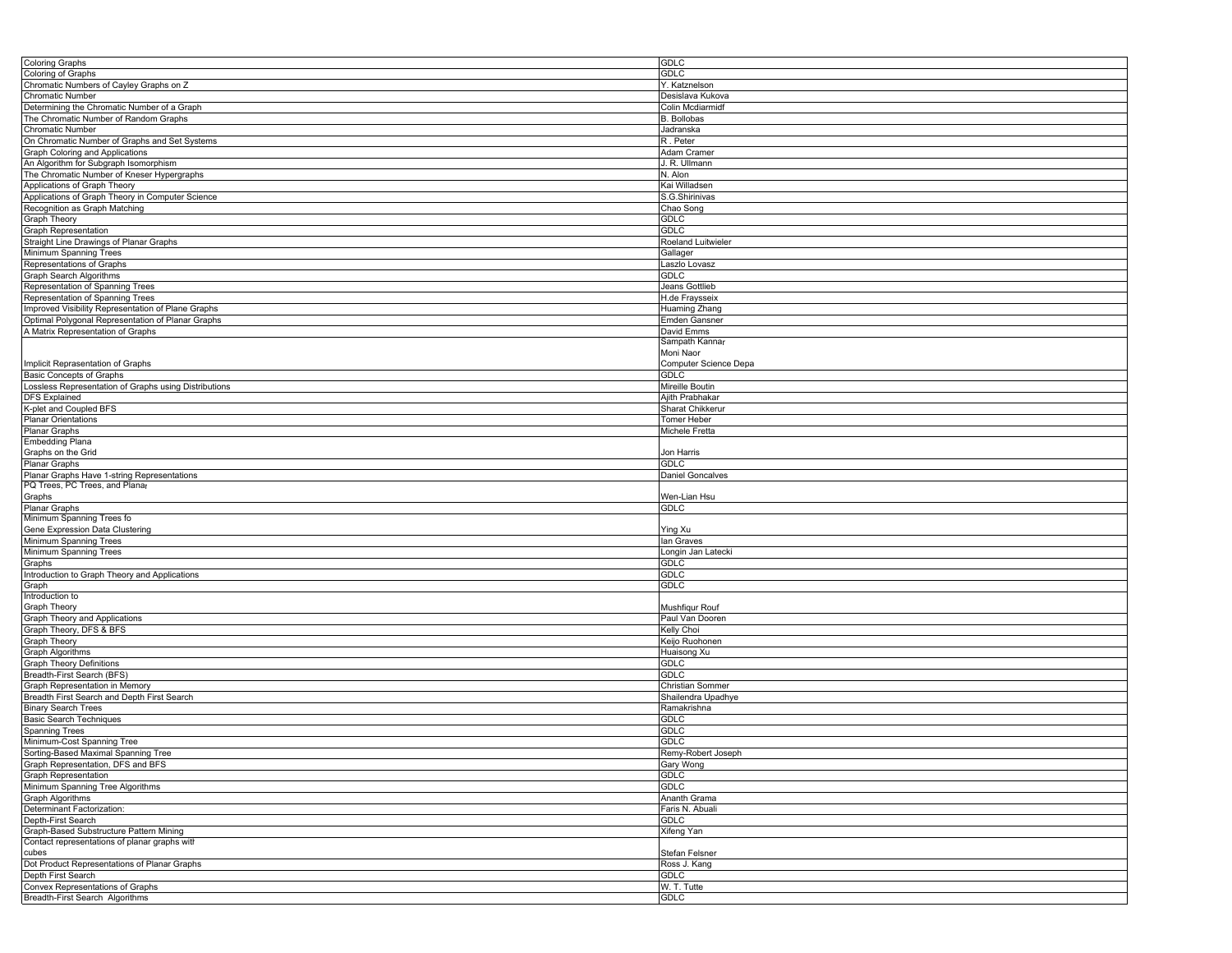| Coloring Graphs | GDLC |
|---|---|
| Coloring of Graphs | GDLC |
| Chromatic Numbers of Cayley Graphs on Z | Y. Katznelson |
| Chromatic Number | Desislava Kukova |
| Determining the Chromatic Number of a Graph | Colin Mcdiarmidf |
| The Chromatic Number of Random Graphs | B. Bollobas |
| Chromatic Number | Jadranska |
| On Chromatic Number of Graphs and Set Systems | R . Peter |
| Graph Coloring and Applications | Adam Cramer |
| An Algorithm for Subgraph Isomorphism | J. R. Ullmann |
| The Chromatic Number of Kneser Hypergraphs | N. Alon |
| Applications of Graph Theory | Kai Willadsen |
| Applications of Graph Theory in Computer Science | S.G.Shirinivas |
| Recognition as Graph Matching | Chao Song |
| Graph Theory | GDLC |
| Graph Representation | GDLC |
| Straight Line Drawings of Planar Graphs | Roeland Luitwieler |
| Minimum Spanning Trees | Gallager |
| Representations of Graphs | Laszlo Lovasz |
| Graph Search Algorithms | GDLC |
| Representation of Spanning Trees | Jeans Gottlieb |
| Representation of Spanning Trees | H.de Fraysseix |
| Improved Visibility Representation of Plane Graphs | Huaming Zhang |
| Optimal Polygonal Representation of Planar Graphs | Emden Gansner |
| A Matrix Representation of Graphs | David Emms |
| Implicit Reprasentation of Graphs | Sampath Kannar Moni Naor Computer Science Depa |
| Basic Concepts of Graphs | GDLC |
| Lossless Representation of Graphs using Distributions | Mireille Boutin |
| DFS Explained | Ajith Prabhakar |
| K-plet and Coupled BFS | Sharat Chikkerur |
| Planar Orientations | Tomer Heber |
| Planar Graphs | Michele Fretta |
| Embedding Plana Graphs on the Grid | Jon Harris |
| Planar Graphs | GDLC |
| Planar Graphs Have 1-string Representations | Daniel Goncalves |
| PQ Trees, PC Trees, and Plana Graphs | Wen-Lian Hsu |
| Planar Graphs | GDLC |
| Minimum Spanning Trees fo Gene Expression Data Clustering | Ying Xu |
| Minimum Spanning Trees | Ian Graves |
| Minimum Spanning Trees | Longin Jan Latecki |
| Graphs | GDLC |
| Introduction to Graph Theory and Applications | GDLC |
| Graph | GDLC |
| Introduction to Graph Theory | Mushfiqur Rouf |
| Graph Theory and Applications | Paul Van Dooren |
| Graph Theory, DFS & BFS | Kelly Choi |
| Graph Theory | Keijo Ruohonen |
| Graph Algorithms | Huaisong Xu |
| Graph Theory Definitions | GDLC |
| Breadth-First Search (BFS) | GDLC |
| Graph Representation in Memory | Christian Sommer |
| Breadth First Search and Depth First Search | Shailendra Upadhye |
| Binary Search Trees | Ramakrishna |
| Basic Search Techniques | GDLC |
| Spanning Trees | GDLC |
| Minimum-Cost Spanning Tree | GDLC |
| Sorting-Based Maximal Spanning Tree | Remy-Robert Joseph |
| Graph Representation, DFS and BFS | Gary Wong |
| Graph Representation | GDLC |
| Minimum Spanning Tree Algorithms | GDLC |
| Graph Algorithms | Ananth Grama |
| Determinant Factorization: | Faris N. Abuali |
| Depth-First Search | GDLC |
| Graph-Based Substructure Pattern Mining | Xifeng Yan |
| Contact representations of planar graphs with cubes | Stefan Felsner |
| Dot Product Representations of Planar Graphs | Ross J. Kang |
| Depth First Search | GDLC |
| Convex Representations of Graphs | W. T. Tutte |
| Breadth-First Search Algorithms | GDLC |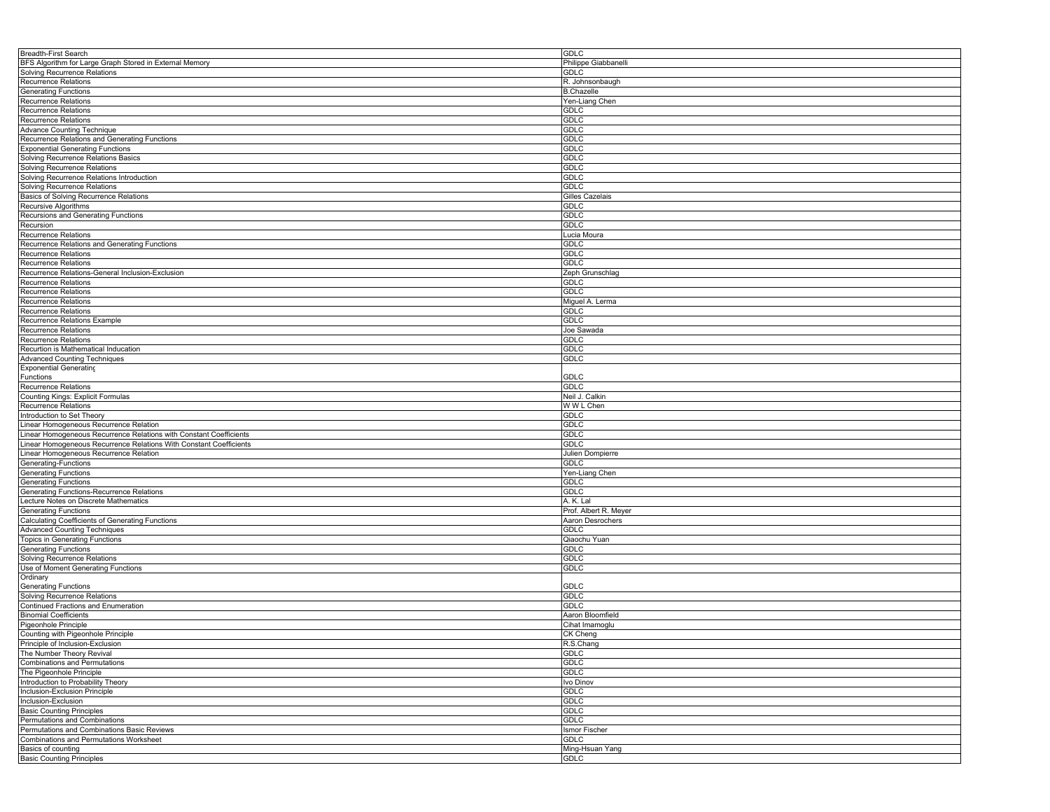| Breadth-First Search | GDLC |
|---|---|
| BFS Algorithm for Large Graph Stored in External Memory | Philippe Giabbanelli |
| Solving Recurrence Relations | GDLC |
| Recurrence Relations | R. Johnsonbaugh |
| Generating Functions | B.Chazelle |
| Recurrence Relations | Yen-Liang Chen |
| Recurrence Relations | GDLC |
| Recurrence Relations | GDLC |
| Advance Counting Technique | GDLC |
| Recurrence Relations and Generating Functions | GDLC |
| Exponential Generating Functions | GDLC |
| Solving Recurrence Relations Basics | GDLC |
| Solving Recurrence Relations | GDLC |
| Solving Recurrence Relations Introduction | GDLC |
| Solving Recurrence Relations | GDLC |
| Basics of Solving Recurrence Relations | Gilles Cazelais |
| Recursive Algorithms | GDLC |
| Recursions and Generating Functions | GDLC |
| Recursion | GDLC |
| Recurrence Relations | Lucia Moura |
| Recurrence Relations and Generating Functions | GDLC |
| Recurrence Relations | GDLC |
| Recurrence Relations | GDLC |
| Recurrence Relations-General Inclusion-Exclusion | Zeph Grunschlag |
| Recurrence Relations | GDLC |
| Recurrence Relations | GDLC |
| Recurrence Relations | Miguel A. Lerma |
| Recurrence Relations | GDLC |
| Recurrence Relations Example | GDLC |
| Recurrence Relations | Joe Sawada |
| Recurrence Relations | GDLC |
| Recurtion is Mathematical Inducation | GDLC |
| Advanced Counting Techniques | GDLC |
| Exponential Generating Functions | GDLC |
| Recurrence Relations | GDLC |
| Counting Kings: Explicit Formulas | Neil J. Calkin |
| Recurrence Relations | W W L Chen |
| Introduction to Set Theory | GDLC |
| Linear Homogeneous Recurrence Relation | GDLC |
| Linear Homogeneous Recurrence Relations with Constant Coefficients | GDLC |
| Linear Homogeneous Recurrence Relations With Constant Coefficients | GDLC |
| Linear Homogeneous Recurrence Relation | Julien Dompierre |
| Generating-Functions | GDLC |
| Generating Functions | Yen-Liang Chen |
| Generating Functions | GDLC |
| Generating Functions-Recurrence Relations | GDLC |
| Lecture Notes on Discrete Mathematics | A. K. Lal |
| Generating Functions | Prof. Albert R. Meyer |
| Calculating Coefficients of Generating Functions | Aaron Desrochers |
| Advanced Counting Techniques | GDLC |
| Topics in Generating Functions | Qiaochu Yuan |
| Generating Functions | GDLC |
| Solving Recurrence Relations | GDLC |
| Use of Moment Generating Functions | GDLC |
| Ordinary Generating Functions | GDLC |
| Solving Recurrence Relations | GDLC |
| Continued Fractions and Enumeration | GDLC |
| Binomial Coefficients | Aaron Bloomfield |
| Pigeonhole Principle | Cihat Imamoglu |
| Counting with Pigeonhole Principle | CK Cheng |
| Principle of Inclusion-Exclusion | R.S.Chang |
| The Number Theory Revival | GDLC |
| Combinations and Permutations | GDLC |
| The Pigeonhole Principle | GDLC |
| Introduction to Probability Theory | Ivo Dinov |
| Inclusion-Exclusion Principle | GDLC |
| Inclusion-Exclusion | GDLC |
| Basic Counting Principles | GDLC |
| Permutations and Combinations | GDLC |
| Permutations and Combinations Basic Reviews | Ismor Fischer |
| Combinations and Permutations Worksheet | GDLC |
| Basics of counting | Ming-Hsuan Yang |
| Basic Counting Principles | GDLC |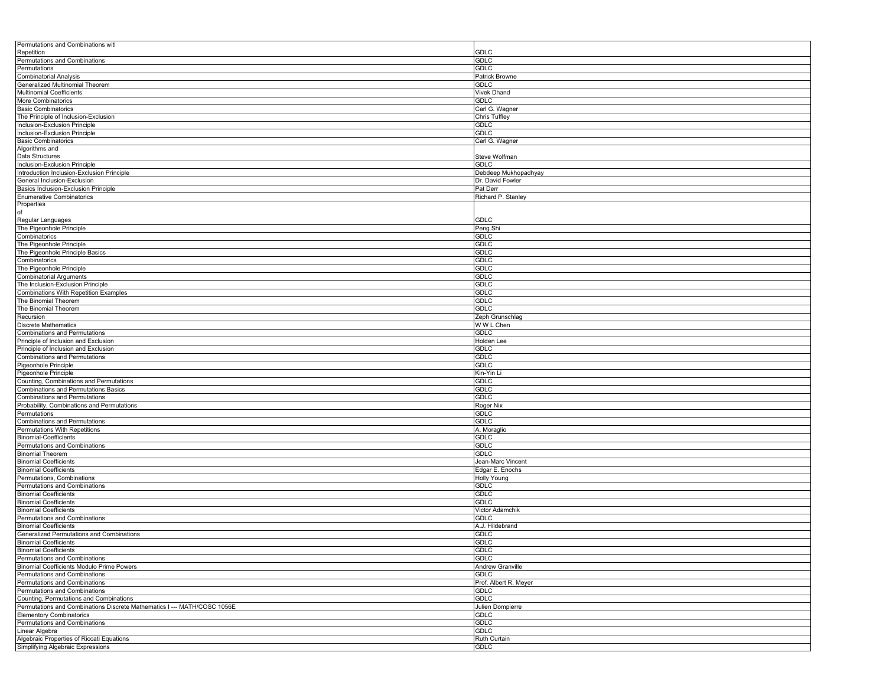| | |
|---|---|
| Permutations and Combinations witl Repetition | GDLC |
| Permutations and Combinations | GDLC |
| Permutations | GDLC |
| Combinatorial Analysis | Patrick Browne |
| Generalized Multinomial Theorem | GDLC |
| Multinomial Coefficients | Vivek Dhand |
| More Combinatorics | GDLC |
| Basic Combinatorics | Carl G. Wagner |
| The Principle of Inclusion-Exclusion | Chris Tuffley |
| Inclusion-Exclusion Principle | GDLC |
| Inclusion-Exclusion Principle | GDLC |
| Basic Combinatorics | Carl G. Wagner |
| Algorithms and Data Structures | Steve Wolfman |
| Inclusion-Exclusion Principle | GDLC |
| Introduction Inclusion-Exclusion Principle | Debdeep Mukhopadhyay |
| General Inclusion-Exclusion | Dr. David Fowler |
| Basics Inclusion-Exclusion Principle | Pat Derr |
| Enumerative Combinatorics | Richard P. Stanley |
| Properties of Regular Languages | GDLC |
| The Pigeonhole Principle | Peng Shi |
| Combinatorics | GDLC |
| The Pigeonhole Principle | GDLC |
| The Pigeonhole Principle Basics | GDLC |
| Combinatorics | GDLC |
| The Pigeonhole Principle | GDLC |
| Combinatorial Arguments | GDLC |
| The Inclusion-Exclusion Principle | GDLC |
| Combinations With Repetition Examples | GDLC |
| The Binomial Theorem | GDLC |
| The Binomial Theorem | GDLC |
| Recursion | Zeph Grunschlag |
| Discrete Mathematics | W W L Chen |
| Combinations and Permutations | GDLC |
| Principle of Inclusion and Exclusion | Holden Lee |
| Principle of Inclusion and Exclusion | GDLC |
| Combinations and Permutations | GDLC |
| Pigeonhole Principle | GDLC |
| Pigeonhole Principle | Kin-Yin Li |
| Counting, Combinations and Permutations | GDLC |
| Combinations and Permutations Basics | GDLC |
| Combinations and Permutations | GDLC |
| Probability, Combinations and Permutations | Roger Nix |
| Permutations | GDLC |
| Combinations and Permutations | GDLC |
| Permutations With Repetitions | A. Moraglio |
| Binomial-Coefficients | GDLC |
| Permutations and Combinations | GDLC |
| Binomial Theorem | GDLC |
| Binomial Coefficients | Jean-Marc Vincent |
| Binomial Coefficients | Edgar E. Enochs |
| Permutations, Combinations | Holly Young |
| Permutations and Combinations | GDLC |
| Binomial Coefficients | GDLC |
| Binomial Coefficients | GDLC |
| Binomial Coefficients | Victor Adamchik |
| Permutations and Combinations | GDLC |
| Binomial Coefficients | A.J. Hildebrand |
| Generalized Permutations and Combinations | GDLC |
| Binomial Coefficients | GDLC |
| Binomial Coefficients | GDLC |
| Permutations and Combinations | GDLC |
| Binomial Coefficients Modulo Prime Powers | Andrew Granville |
| Permutations and Combinations | GDLC |
| Permutations and Combinations | Prof. Albert R. Meyer |
| Permutations and Combinations | GDLC |
| Counting, Permutations and Combinations | GDLC |
| Permutations and Combinations Discrete Mathematics I --- MATH/COSC 1056E | Julien Dompierre |
| Elementory Combinatorics | GDLC |
| Permutations and Combinations | GDLC |
| Linear Algebra | GDLC |
| Algebraic Properties of Riccati Equations | Ruth Curtain |
| Simplifying Algebraic Expressions | GDLC |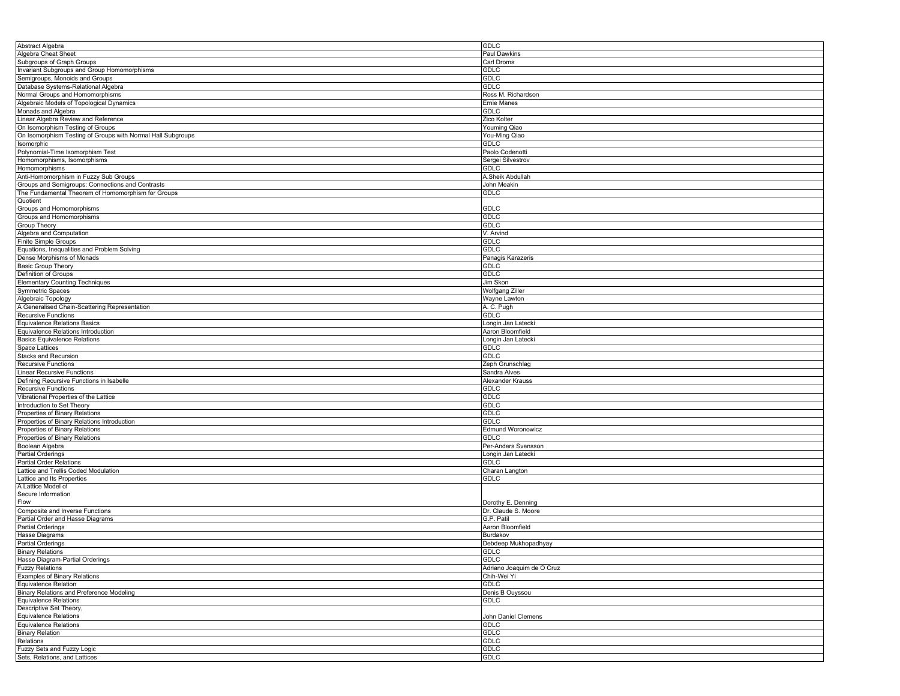| | |
|---|---|
| Abstract Algebra | GDLC |
| Algebra Cheat Sheet | Paul Dawkins |
| Subgroups of Graph Groups | Carl Droms |
| Invariant Subgroups and Group Homomorphisms | GDLC |
| Semigroups, Monoids and Groups | GDLC |
| Database Systems-Relational Algebra | GDLC |
| Normal Groups and Homomorphisms | Ross M. Richardson |
| Algebraic Models of Topological Dynamics | Ernie Manes |
| Monads and Algebra | GDLC |
| Linear Algebra Review and Reference | Zico Kolter |
| On Isomorphism Testing of Groups | Youming Qiao |
| On Isomorphism Testing of Groups with Normal Hall Subgroups | You-Ming Qiao |
| Isomorphic | GDLC |
| Polynomial-Time Isomorphism Test | Paolo Codenotti |
| Homomorphisms, Isomorphisms | Sergei Silvestrov |
| Homomorphisms | GDLC |
| Anti-Homomorphism in Fuzzy Sub Groups | A.Sheik Abdullah |
| Groups and Semigroups: Connections and Contrasts | John Meakin |
| The Fundamental Theorem of Homomorphism for Groups | GDLC |
| Quotient Groups and Homomorphisms | GDLC |
| Groups and Homomorphisms | GDLC |
| Group Theory | GDLC |
| Algebra and Computation | V. Arvind |
| Finite Simple Groups | GDLC |
| Equations, Inequalities and Problem Solving | GDLC |
| Dense Morphisms of Monads | Panagis Karazeris |
| Basic Group Theory | GDLC |
| Definition of Groups | GDLC |
| Elementary Counting Techniques | Jim Skon |
| Symmetric Spaces | Wolfgang Ziller |
| Algebraic Topology | Wayne Lawton |
| A Generalised Chain-Scattering Representation | A. C. Pugh |
| Recursive Functions | GDLC |
| Equivalence Relations Basics | Longin Jan Latecki |
| Equivalence Relations Introduction | Aaron Bloomfield |
| Basics Equivalence Relations | Longin Jan Latecki |
| Space Lattices | GDLC |
| Stacks and Recursion | GDLC |
| Recursive Functions | Zeph Grunschlag |
| Linear Recursive Functions | Sandra Alves |
| Defining Recursive Functions in Isabelle | Alexander Krauss |
| Recursive Functions | GDLC |
| Vibrational Properties of the Lattice | GDLC |
| Introduction to Set Theory | GDLC |
| Properties of Binary Relations | GDLC |
| Properties of Binary Relations Introduction | GDLC |
| Properties of Binary Relations | Edmund Woronowicz |
| Properties of Binary Relations | GDLC |
| Boolean Algebra | Per-Anders Svensson |
| Partial Orderings | Longin Jan Latecki |
| Partial Order Relations | GDLC |
| Lattice and Trellis Coded Modulation | Charan Langton |
| Lattice and Its Properties | GDLC |
| A Lattice Model of Secure Information Flow | Dorothy E. Denning |
| Composite and Inverse Functions | Dr. Claude S. Moore |
| Partial Order and Hasse Diagrams | G.P. Patil |
| Partial Orderings | Aaron Bloomfield |
| Hasse Diagrams | Burdakov |
| Partial Orderings | Debdeep Mukhopadhyay |
| Binary Relations | GDLC |
| Hasse Diagram-Partial Orderings | GDLC |
| Fuzzy Relations | Adriano Joaquim de O Cruz |
| Examples of Binary Relations | Chih-Wei Yi |
| Equivalence Relation | GDLC |
| Binary Relations and Preference Modeling | Denis B Ouyssou |
| Equivalence Relations | GDLC |
| Descriptive Set Theory, Equivalence Relations | John Daniel Clemens |
| Equivalence Relations | GDLC |
| Binary Relation | GDLC |
| Relations | GDLC |
| Fuzzy Sets and Fuzzy Logic | GDLC |
| Sets, Relations, and Lattices | GDLC |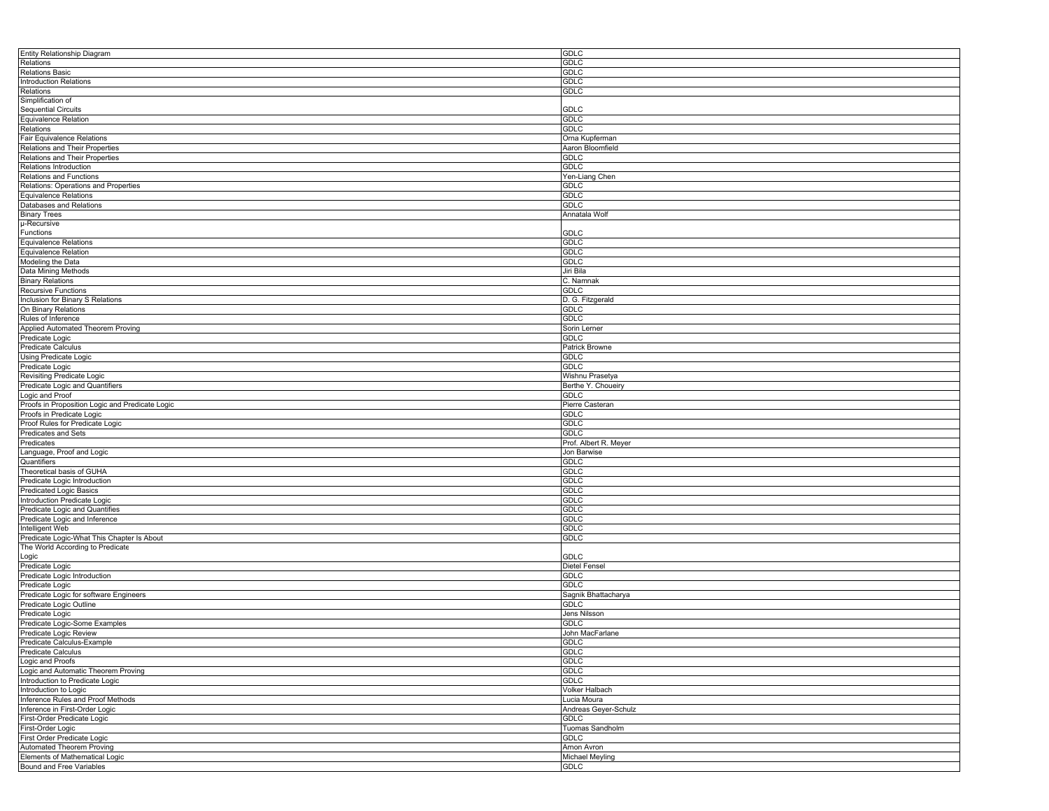| | |
|---|---|
| Entity Relationship Diagram | GDLC |
| Relations | GDLC |
| Relations Basic | GDLC |
| Introduction Relations | GDLC |
| Relations | GDLC |
| Simplification of Sequential Circuits | GDLC |
| Equivalence Relation | GDLC |
| Relations | GDLC |
| Fair Equivalence Relations | Orna Kupferman |
| Relations and Their Properties | Aaron Bloomfield |
| Relations and Their Properties | GDLC |
| Relations Introduction | GDLC |
| Relations and Functions | Yen-Liang Chen |
| Relations: Operations and Properties | GDLC |
| Equivalence Relations | GDLC |
| Databases and Relations | GDLC |
| Binary Trees | Annatala Wolf |
| µ-Recursive Functions | GDLC |
| Equivalence Relations | GDLC |
| Equivalence Relation | GDLC |
| Modeling the Data | GDLC |
| Data Mining Methods | Jiri Bila |
| Binary Relations | C. Namnak |
| Recursive Functions | GDLC |
| Inclusion for Binary S Relations | D. G. Fitzgerald |
| On Binary Relations | GDLC |
| Rules of Inference | GDLC |
| Applied Automated Theorem Proving | Sorin Lerner |
| Predicate Logic | GDLC |
| Predicate Calculus | Patrick Browne |
| Using Predicate Logic | GDLC |
| Predicate Logic | GDLC |
| Revisiting Predicate Logic | Wishnu Prasetya |
| Predicate Logic and Quantifiers | Berthe Y. Choueiry |
| Logic and Proof | GDLC |
| Proofs in Proposition Logic and Predicate Logic | Pierre Casteran |
| Proofs in Predicate Logic | GDLC |
| Proof Rules for Predicate Logic | GDLC |
| Predicates and Sets | GDLC |
| Predicates | Prof. Albert R. Meyer |
| Language, Proof and Logic | Jon Barwise |
| Quantifiers | GDLC |
| Theoretical basis of GUHA | GDLC |
| Predicate Logic Introduction | GDLC |
| Predicated Logic Basics | GDLC |
| Introduction Predicate Logic | GDLC |
| Predicate Logic and Quantifies | GDLC |
| Predicate Logic and Inference | GDLC |
| Intelligent Web | GDLC |
| Predicate Logic-What This Chapter Is About | GDLC |
| The World According to Predicate Logic | GDLC |
| Predicate Logic | Dietel Fensel |
| Predicate Logic Introduction | GDLC |
| Predicate Logic | GDLC |
| Predicate Logic for software Engineers | Sagnik Bhattacharya |
| Predicate Logic Outline | GDLC |
| Predicate Logic | Jens Nilsson |
| Predicate Logic-Some Examples | GDLC |
| Predicate Logic Review | John MacFarlane |
| Predicate Calculus-Example | GDLC |
| Predicate Calculus | GDLC |
| Logic and Proofs | GDLC |
| Logic and Automatic Theorem Proving | GDLC |
| Introduction to Predicate Logic | GDLC |
| Introduction to Logic | Volker Halbach |
| Inference Rules and Proof Methods | Lucia Moura |
| Inference in First-Order Logic | Andreas Geyer-Schulz |
| First-Order Predicate Logic | GDLC |
| First-Order Logic | Tuomas Sandholm |
| First Order Predicate Logic | GDLC |
| Automated Theorem Proving | Arnon Avron |
| Elements of Mathematical Logic | Michael Meyling |
| Bound and Free Variables | GDLC |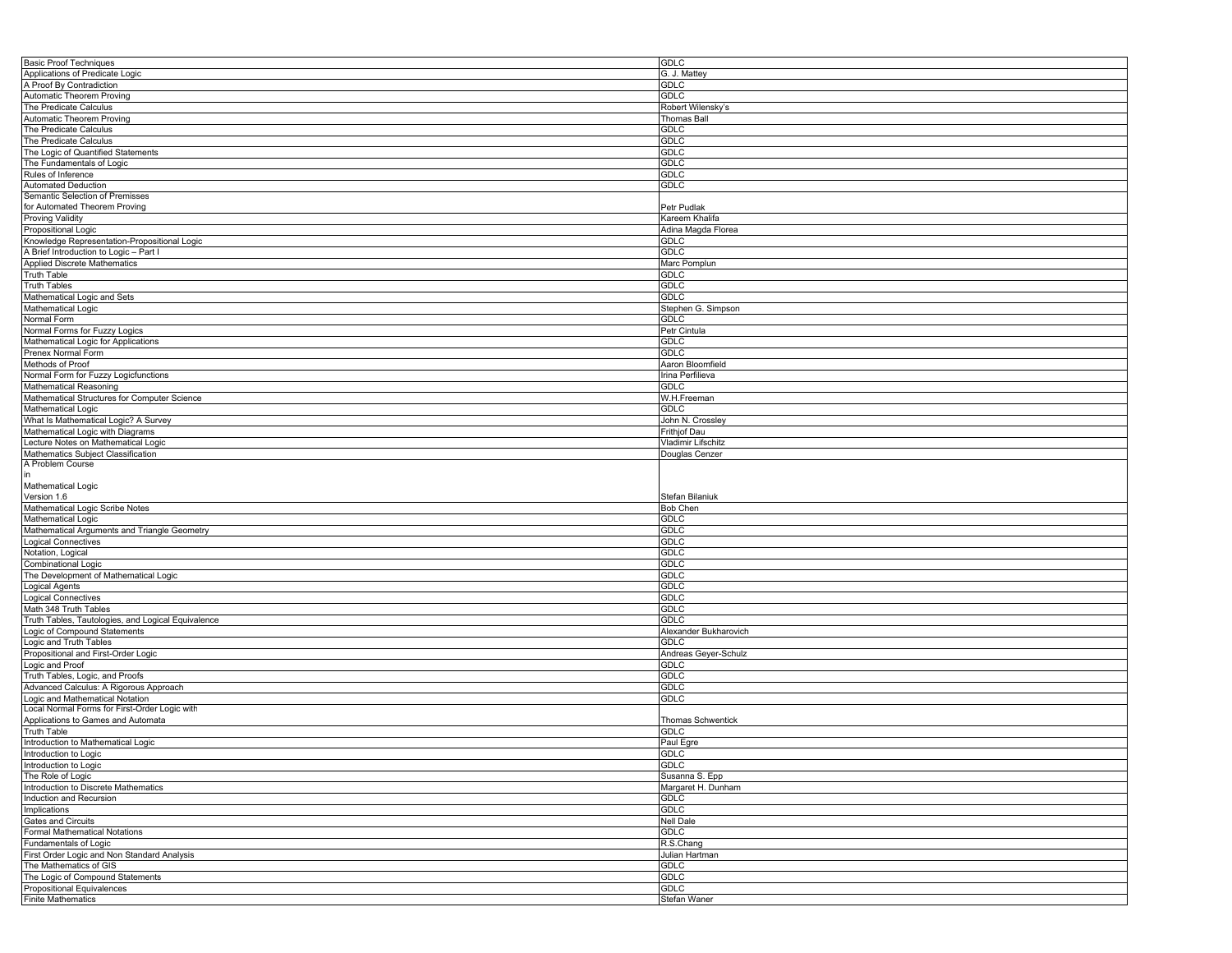| Basic Proof Techniques | GDLC |
|---|---|
| Applications of Predicate Logic | G. J. Mattey |
| A Proof By Contradiction | GDLC |
| Automatic Theorem Proving | GDLC |
| The Predicate Calculus | Robert Wilensky's |
| Automatic Theorem Proving | Thomas Ball |
| The Predicate Calculus | GDLC |
| The Predicate Calculus | GDLC |
| The Logic of Quantified Statements | GDLC |
| The Fundamentals of Logic | GDLC |
| Rules of Inference | GDLC |
| Automated Deduction | GDLC |
| Semantic Selection of Premisses for Automated Theorem Proving | Petr Pudlak |
| Proving Validity | Kareem Khalifa |
| Propositional Logic | Adina Magda Florea |
| Knowledge Representation-Propositional Logic | GDLC |
| A Brief Introduction to Logic – Part I | GDLC |
| Applied Discrete Mathematics | Marc Pomplun |
| Truth Table | GDLC |
| Truth Tables | GDLC |
| Mathematical Logic and Sets | GDLC |
| Mathematical Logic | Stephen G. Simpson |
| Normal Form | GDLC |
| Normal Forms for Fuzzy Logics | Petr Cintula |
| Mathematical Logic for Applications | GDLC |
| Prenex Normal Form | GDLC |
| Methods of Proof | Aaron Bloomfield |
| Normal Form for Fuzzy Logicfunctions | Irina Perfilieva |
| Mathematical Reasoning | GDLC |
| Mathematical Structures for Computer Science | W.H.Freeman |
| Mathematical Logic | GDLC |
| What Is Mathematical Logic? A Survey | John N. Crossley |
| Mathematical Logic with Diagrams | Frithjof Dau |
| Lecture Notes on Mathematical Logic | Vladimir Lifschitz |
| Mathematics Subject Classification | Douglas Cenzer |
| A Problem Course in Mathematical Logic Version 1.6 | Stefan Bilaniuk |
| Mathematical Logic Scribe Notes | Bob Chen |
| Mathematical Logic | GDLC |
| Mathematical Arguments and Triangle Geometry | GDLC |
| Logical Connectives | GDLC |
| Notation, Logical | GDLC |
| Combinational Logic | GDLC |
| The Development of Mathematical Logic | GDLC |
| Logical Agents | GDLC |
| Logical Connectives | GDLC |
| Math 348 Truth Tables | GDLC |
| Truth Tables, Tautologies, and Logical Equivalence | GDLC |
| Logic of Compound Statements | Alexander Bukharovich |
| Logic and Truth Tables | GDLC |
| Propositional and First-Order Logic | Andreas Geyer-Schulz |
| Logic and Proof | GDLC |
| Truth Tables, Logic, and Proofs | GDLC |
| Advanced Calculus: A Rigorous Approach | GDLC |
| Logic and Mathematical Notation | GDLC |
| Local Normal Forms for First-Order Logic with Applications to Games and Automata | Thomas Schwentick |
| Truth Table | GDLC |
| Introduction to Mathematical Logic | Paul Egre |
| Introduction to Logic | GDLC |
| Introduction to Logic | GDLC |
| The Role of Logic | Susanna S. Epp |
| Introduction to Discrete Mathematics | Margaret H. Dunham |
| Induction and Recursion | GDLC |
| Implications | GDLC |
| Gates and Circuits | Nell Dale |
| Formal Mathematical Notations | GDLC |
| Fundamentals of Logic | R.S.Chang |
| First Order Logic and Non Standard Analysis | Julian Hartman |
| The Mathematics of GIS | GDLC |
| The Logic of Compound Statements | GDLC |
| Propositional Equivalences | GDLC |
| Finite Mathematics | Stefan Waner |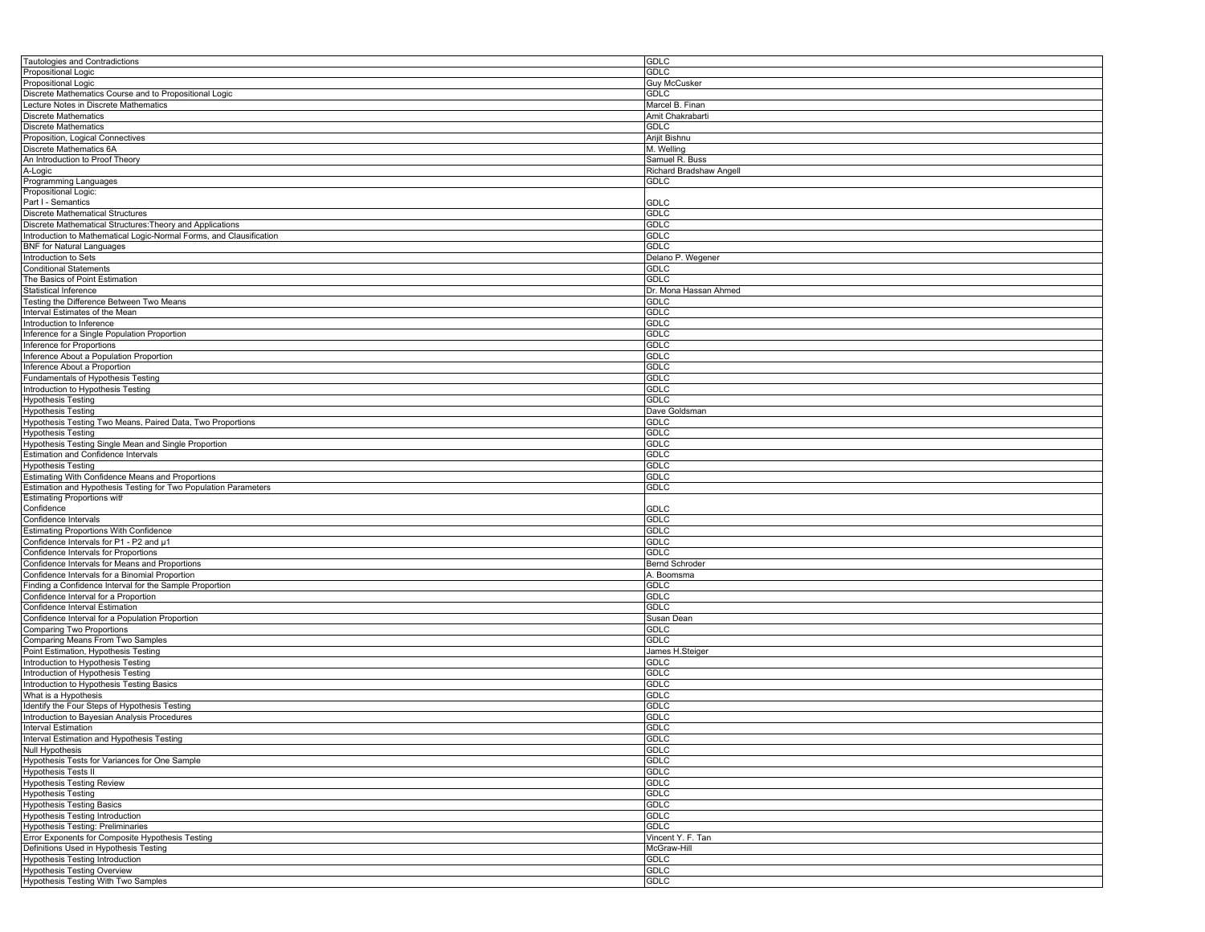| | |
|---|---|
| Tautologies and Contradictions | GDLC |
| Propositional Logic | GDLC |
| Propositional Logic | Guy McCusker |
| Discrete Mathematics Course and to Propositional Logic | GDLC |
| Lecture Notes in Discrete Mathematics | Marcel B. Finan |
| Discrete Mathematics | Amit Chakrabarti |
| Discrete Mathematics | GDLC |
| Proposition, Logical Connectives | Arijit Bishnu |
| Discrete Mathematics 6A | M. Welling |
| An Introduction to Proof Theory | Samuel R. Buss |
| A-Logic | Richard Bradshaw Angell |
| Programming Languages | GDLC |
| Propositional Logic: Part I - Semantics | GDLC |
| Discrete Mathematical Structures | GDLC |
| Discrete Mathematical Structures:Theory and Applications | GDLC |
| Introduction to Mathematical Logic-Normal Forms, and Clausification | GDLC |
| BNF for Natural Languages | GDLC |
| Introduction to Sets | Delano P. Wegener |
| Conditional Statements | GDLC |
| The Basics of Point Estimation | GDLC |
| Statistical Inference | Dr. Mona Hassan Ahmed |
| Testing the Difference Between Two Means | GDLC |
| Interval Estimates of the Mean | GDLC |
| Introduction to Inference | GDLC |
| Inference for a Single Population Proportion | GDLC |
| Inference for Proportions | GDLC |
| Inference About a Population Proportion | GDLC |
| Inference About a Proportion | GDLC |
| Fundamentals of Hypothesis Testing | GDLC |
| Introduction to Hypothesis Testing | GDLC |
| Hypothesis Testing | GDLC |
| Hypothesis Testing | Dave Goldsman |
| Hypothesis Testing Two Means, Paired Data, Two Proportions | GDLC |
| Hypothesis Testing | GDLC |
| Hypothesis Testing Single Mean and Single Proportion | GDLC |
| Estimation and Confidence Intervals | GDLC |
| Hypothesis Testing | GDLC |
| Estimating With Confidence Means and Proportions | GDLC |
| Estimation and Hypothesis Testing for Two Population Parameters | GDLC |
| Estimating Proportions witr Confidence | GDLC |
| Confidence Intervals | GDLC |
| Estimating Proportions With Confidence | GDLC |
| Confidence Intervals for P1 - P2 and µ1 | GDLC |
| Confidence Intervals for Proportions | GDLC |
| Confidence Intervals for Means and Proportions | Bernd Schroder |
| Confidence Intervals for a Binomial Proportion | A. Boomsma |
| Finding a Confidence Interval for the Sample Proportion | GDLC |
| Confidence Interval for a Proportion | GDLC |
| Confidence Interval Estimation | GDLC |
| Confidence Interval for a Population Proportion | Susan Dean |
| Comparing Two Proportions | GDLC |
| Comparing Means From Two Samples | GDLC |
| Point Estimation, Hypothesis Testing | James H.Steiger |
| Introduction to Hypothesis Testing | GDLC |
| Introduction of Hypothesis Testing | GDLC |
| Introduction to Hypothesis Testing Basics | GDLC |
| What is a Hypothesis | GDLC |
| Identify the Four Steps of Hypothesis Testing | GDLC |
| Introduction to Bayesian Analysis Procedures | GDLC |
| Interval Estimation | GDLC |
| Interval Estimation and Hypothesis Testing | GDLC |
| Null Hypothesis | GDLC |
| Hypothesis Tests for Variances for One Sample | GDLC |
| Hypothesis Tests II | GDLC |
| Hypothesis Testing Review | GDLC |
| Hypothesis Testing | GDLC |
| Hypothesis Testing Basics | GDLC |
| Hypothesis Testing Introduction | GDLC |
| Hypothesis Testing: Preliminaries | GDLC |
| Error Exponents for Composite Hypothesis Testing | Vincent Y. F. Tan |
| Definitions Used in Hypothesis Testing | McGraw-Hill |
| Hypothesis Testing Introduction | GDLC |
| Hypothesis Testing Overview | GDLC |
| Hypothesis Testing With Two Samples | GDLC |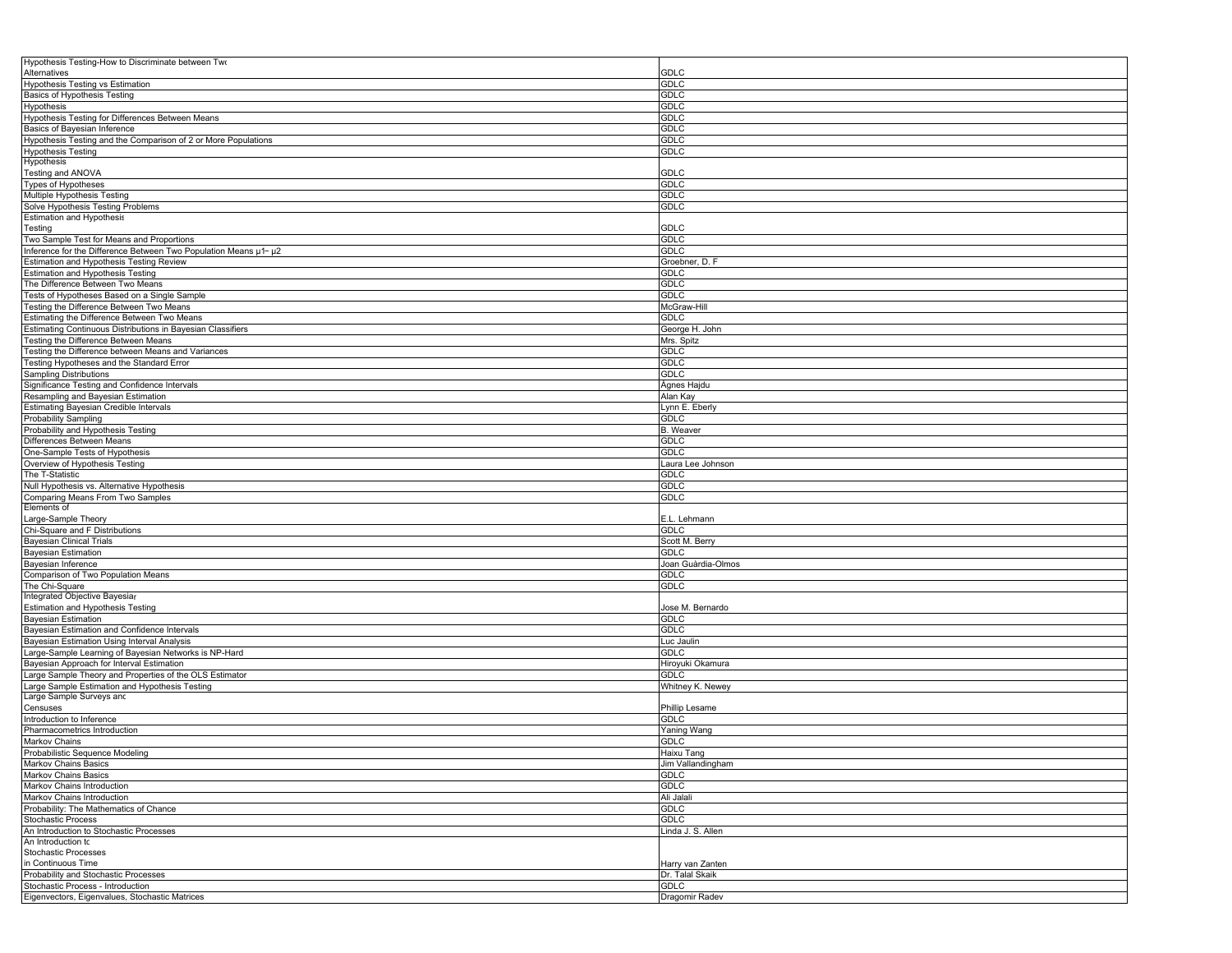| | |
|---|---|
| Hypothesis Testing-How to Discriminate between Two Alternatives | GDLC |
| Hypothesis Testing vs Estimation | GDLC |
| Basics of Hypothesis Testing | GDLC |
| Hypothesis | GDLC |
| Hypothesis Testing for Differences Between Means | GDLC |
| Basics of Bayesian Inference | GDLC |
| Hypothesis Testing and the Comparison of 2 or More Populations | GDLC |
| Hypothesis Testing | GDLC |
| Hypothesis Testing and ANOVA | GDLC |
| Types of Hypotheses | GDLC |
| Multiple Hypothesis Testing | GDLC |
| Solve Hypothesis Testing Problems | GDLC |
| Estimation and Hypothesis Testing | GDLC |
| Two Sample Test for Means and Proportions | GDLC |
| Inference for the Difference Between Two Population Means $\mu 1 - \mu 2$ | GDLC |
| Estimation and Hypothesis Testing Review | Groebner, D. F |
| Estimation and Hypothesis Testing | GDLC |
| The Difference Between Two Means | GDLC |
| Tests of Hypotheses Based on a Single Sample | GDLC |
| Testing the Difference Between Two Means | McGraw-Hill |
| Estimating the Difference Between Two Means | GDLC |
| Estimating Continuous Distributions in Bayesian Classifiers | George H. John |
| Testing the Difference Between Means | Mrs. Spitz |
| Testing the Difference between Means and Variances | GDLC |
| Testing Hypotheses and the Standard Error | GDLC |
| Sampling Distributions | GDLC |
| Significance Testing and Confidence Intervals | Ágnes Hajdu |
| Resampling and Bayesian Estimation | Alan Kay |
| Estimating Bayesian Credible Intervals | Lynn E. Eberly |
| Probability Sampling | GDLC |
| Probability and Hypothesis Testing | B. Weaver |
| Differences Between Means | GDLC |
| One-Sample Tests of Hypothesis | GDLC |
| Overview of Hypothesis Testing | Laura Lee Johnson |
| The T-Statistic | GDLC |
| Null Hypothesis vs. Alternative Hypothesis | GDLC |
| Comparing Means From Two Samples | GDLC |
| Elements of Large-Sample Theory | E.L. Lehmann |
| Chi-Square and F Distributions | GDLC |
| Bayesian Clinical Trials | Scott M. Berry |
| Bayesian Estimation | GDLC |
| Bayesian Inference | Joan Guàrdia-Olmos |
| Comparison of Two Population Means | GDLC |
| The Chi-Square | GDLC |
| Integrated Objective Bayesian Estimation and Hypothesis Testing | Jose M. Bernardo |
| Bayesian Estimation | GDLC |
| Bayesian Estimation and Confidence Intervals | GDLC |
| Bayesian Estimation Using Interval Analysis | Luc Jaulin |
| Large-Sample Learning of Bayesian Networks is NP-Hard | GDLC |
| Bayesian Approach for Interval Estimation | Hiroyuki Okamura |
| Large Sample Theory and Properties of the OLS Estimator | GDLC |
| Large Sample Estimation and Hypothesis Testing | Whitney K. Newey |
| Large Sample Surveys and Censuses | Phillip Lesame |
| Introduction to Inference | GDLC |
| Pharmacometrics Introduction | Yaning Wang |
| Markov Chains | GDLC |
| Probabilistic Sequence Modeling | Haixu Tang |
| Markov Chains Basics | Jim Vallandingham |
| Markov Chains Basics | GDLC |
| Markov Chains Introduction | GDLC |
| Markov Chains Introduction | Ali Jalali |
| Probability: The Mathematics of Chance | GDLC |
| Stochastic Process | GDLC |
| An Introduction to Stochastic Processes | Linda J. S. Allen |
| An Introduction to Stochastic Processes in Continuous Time | Harry van Zanten |
| Probability and Stochastic Processes | Dr. Talal Skaik |
| Stochastic Process - Introduction | GDLC |
| Eigenvectors, Eigenvalues, Stochastic Matrices | Dragomir Radev |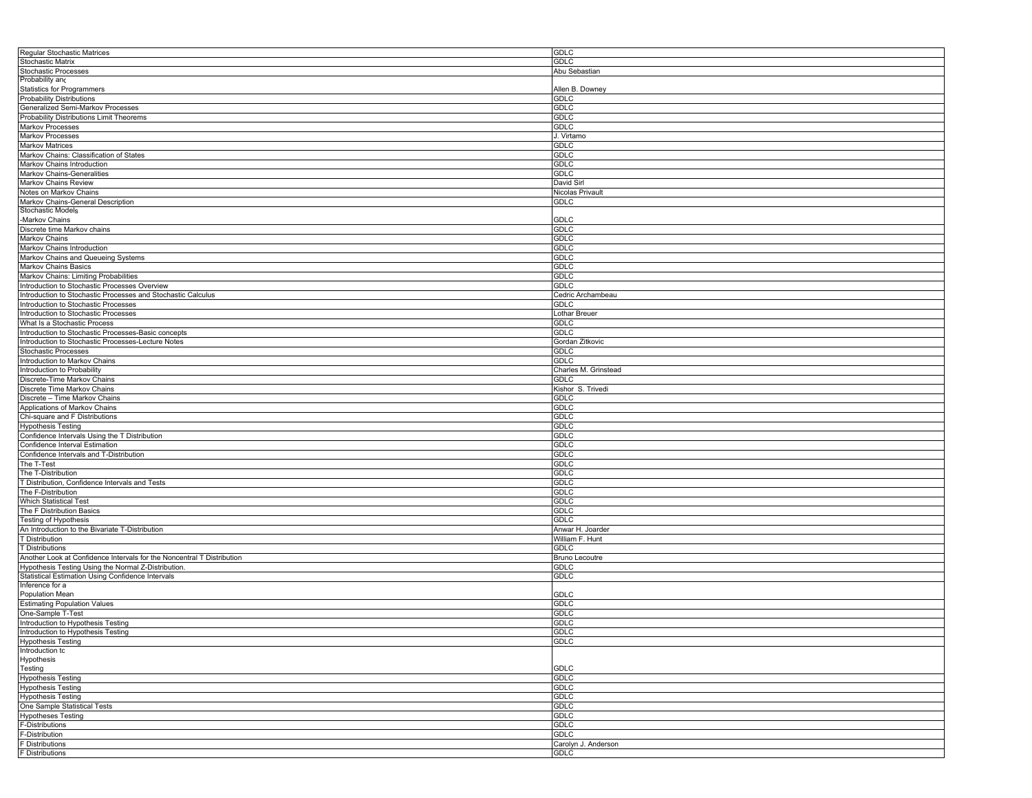| | |
|---|---|
| Regular Stochastic Matrices | GDLC |
| Stochastic Matrix | GDLC |
| Stochastic Processes | Abu Sebastian |
| Probability and Statistics for Programmers | Allen B. Downey |
| Probability Distributions | GDLC |
| Generalized Semi-Markov Processes | GDLC |
| Probability Distributions Limit Theorems | GDLC |
| Markov Processes | GDLC |
| Markov Processes | J. Virtamo |
| Markov Matrices | GDLC |
| Markov Chains: Classification of States | GDLC |
| Markov Chains Introduction | GDLC |
| Markov Chains-Generalities | GDLC |
| Markov Chains Review | David Sirl |
| Notes on Markov Chains | Nicolas Privault |
| Markov Chains-General Description | GDLC |
| Stochastic Models -Markov Chains | GDLC |
| Discrete time Markov chains | GDLC |
| Markov Chains | GDLC |
| Markov Chains Introduction | GDLC |
| Markov Chains and Queueing Systems | GDLC |
| Markov Chains Basics | GDLC |
| Markov Chains: Limiting Probabilities | GDLC |
| Introduction to Stochastic Processes Overview | GDLC |
| Introduction to Stochastic Processes and Stochastic Calculus | Cedric Archambeau |
| Introduction to Stochastic Processes | GDLC |
| Introduction to Stochastic Processes | Lothar Breuer |
| What Is a Stochastic Process | GDLC |
| Introduction to Stochastic Processes-Basic concepts | GDLC |
| Introduction to Stochastic Processes-Lecture Notes | Gordan Zitkovic |
| Stochastic Processes | GDLC |
| Introduction to Markov Chains | GDLC |
| Introduction to Probability | Charles M. Grinstead |
| Discrete-Time Markov Chains | GDLC |
| Discrete Time Markov Chains | Kishor S. Trivedi |
| Discrete – Time Markov Chains | GDLC |
| Applications of Markov Chains | GDLC |
| Chi-square and F Distributions | GDLC |
| Hypothesis Testing | GDLC |
| Confidence Intervals Using the T Distribution | GDLC |
| Confidence Interval Estimation | GDLC |
| Confidence Intervals and T-Distribution | GDLC |
| The T-Test | GDLC |
| The T-Distribution | GDLC |
| T Distribution, Confidence Intervals and Tests | GDLC |
| The F-Distribution | GDLC |
| Which Statistical Test | GDLC |
| The F Distribution Basics | GDLC |
| Testing of Hypothesis | GDLC |
| An Introduction to the Bivariate T-Distribution | Anwar H. Joarder |
| T Distribution | William F. Hunt |
| T Distributions | GDLC |
| Another Look at Confidence Intervals for the Noncentral T Distribution | Bruno Lecoutre |
| Hypothesis Testing Using the Normal Z-Distribution. | GDLC |
| Statistical Estimation Using Confidence Intervals | GDLC |
| Inference for a Population Mean | GDLC |
| Estimating Population Values | GDLC |
| One-Sample T-Test | GDLC |
| Introduction to Hypothesis Testing | GDLC |
| Introduction to Hypothesis Testing | GDLC |
| Hypothesis Testing | GDLC |
| Introduction to Hypothesis Testing | GDLC |
| Hypothesis Testing | GDLC |
| Hypothesis Testing | GDLC |
| Hypothesis Testing | GDLC |
| One Sample Statistical Tests | GDLC |
| Hypotheses Testing | GDLC |
| F-Distributions | GDLC |
| F-Distribution | GDLC |
| F Distributions | Carolyn J. Anderson |
| F Distributions | GDLC |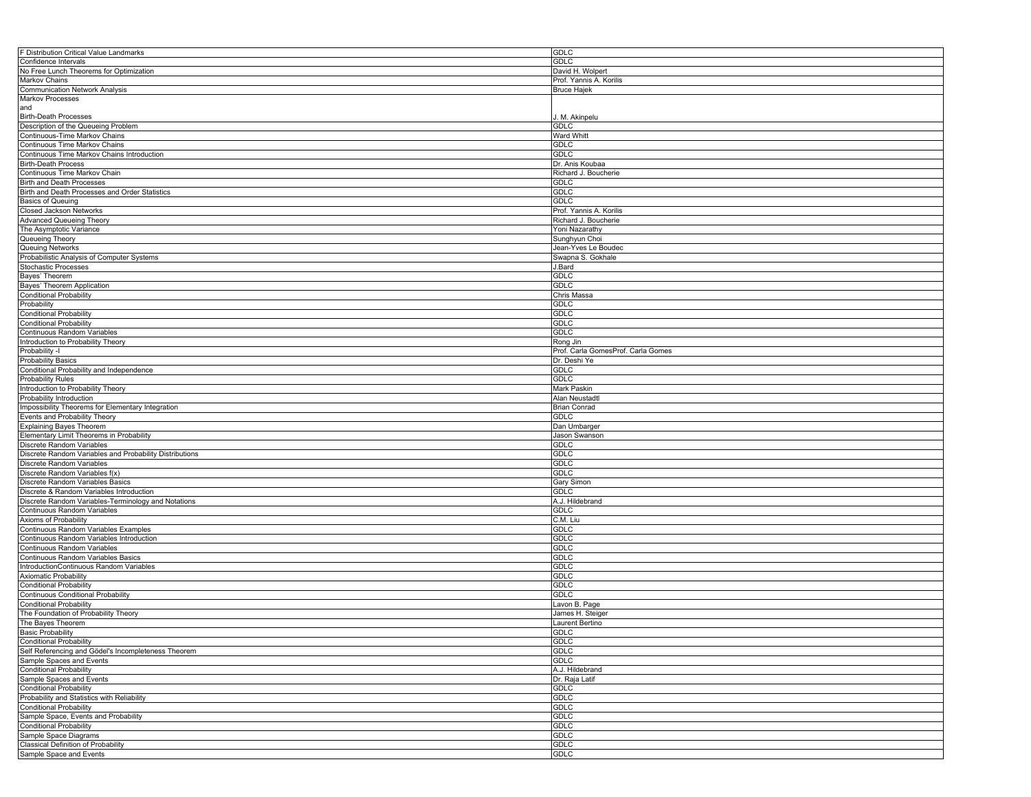| F Distribution Critical Value Landmarks | GDLC |
|---|---|
| Confidence Intervals | GDLC |
| No Free Lunch Theorems for Optimization | David H. Wolpert |
| Markov Chains | Prof. Yannis A. Korilis |
| Communication Network Analysis | Bruce Hajek |
| Markov Processes and Birth-Death Processes | J. M. Akinpelu |
| Description of the Queueing Problem | GDLC |
| Continuous-Time Markov Chains | Ward Whitt |
| Continuous Time Markov Chains | GDLC |
| Continuous Time Markov Chains Introduction | GDLC |
| Birth-Death Process | Dr. Anis Koubaa |
| Continuous Time Markov Chain | Richard J. Boucherie |
| Birth and Death Processes | GDLC |
| Birth and Death Processes and Order Statistics | GDLC |
| Basics of Queuing | GDLC |
| Closed Jackson Networks | Prof. Yannis A. Korilis |
| Advanced Queueing Theory | Richard J. Boucherie |
| The Asymptotic Variance | Yoni Nazarathy |
| Queueing Theory | Sunghyun Choi |
| Queuing Networks | Jean-Yves Le Boudec |
| Probabilistic Analysis of Computer Systems | Swapna S. Gokhale |
| Stochastic Processes | J.Bard |
| Bayes' Theorem | GDLC |
| Bayes' Theorem Application | GDLC |
| Conditional Probability | Chris Massa |
| Probability | GDLC |
| Conditional Probability | GDLC |
| Conditional Probability | GDLC |
| Continuous Random Variables | GDLC |
| Introduction to Probability Theory | Rong Jin |
| Probability -I | Prof. Carla GomesProf. Carla Gomes |
| Probability Basics | Dr. Deshi Ye |
| Conditional Probability and Independence | GDLC |
| Probability Rules | GDLC |
| Introduction to Probability Theory | Mark Paskin |
| Probability Introduction | Alan Neustadtl |
| Impossibility Theorems for Elementary Integration | Brian Conrad |
| Events and Probability Theory | GDLC |
| Explaining Bayes Theorem | Dan Umbarger |
| Elementary Limit Theorems in Probability | Jason Swanson |
| Discrete Random Variables | GDLC |
| Discrete Random Variables and Probability Distributions | GDLC |
| Discrete Random Variables | GDLC |
| Discrete Random Variables f(x) | GDLC |
| Discrete Random Variables Basics | Gary Simon |
| Discrete & Random Variables Introduction | GDLC |
| Discrete Random Variables-Terminology and Notations | A.J. Hildebrand |
| Continuous Random Variables | GDLC |
| Axioms of Probability | C.M. Liu |
| Continuous Random Variables Examples | GDLC |
| Continuous Random Variables Introduction | GDLC |
| Continuous Random Variables | GDLC |
| Continuous Random Variables Basics | GDLC |
| IntroductionContinuous Random Variables | GDLC |
| Axiomatic Probability | GDLC |
| Conditional Probability | GDLC |
| Continuous Conditional Probability | GDLC |
| Conditional Probability | Lavon B. Page |
| The Foundation of Probability Theory | James H. Steiger |
| The Bayes Theorem | Laurent Bertino |
| Basic Probability | GDLC |
| Conditional Probability | GDLC |
| Self Referencing and Gödel's Incompleteness Theorem | GDLC |
| Sample Spaces and Events | GDLC |
| Conditional Probability | A.J. Hildebrand |
| Sample Spaces and Events | Dr. Raja Latif |
| Conditional Probability | GDLC |
| Probability and Statistics with Reliability | GDLC |
| Conditional Probability | GDLC |
| Sample Space, Events and Probability | GDLC |
| Conditional Probability | GDLC |
| Sample Space Diagrams | GDLC |
| Classical Definition of Probability | GDLC |
| Sample Space and Events | GDLC |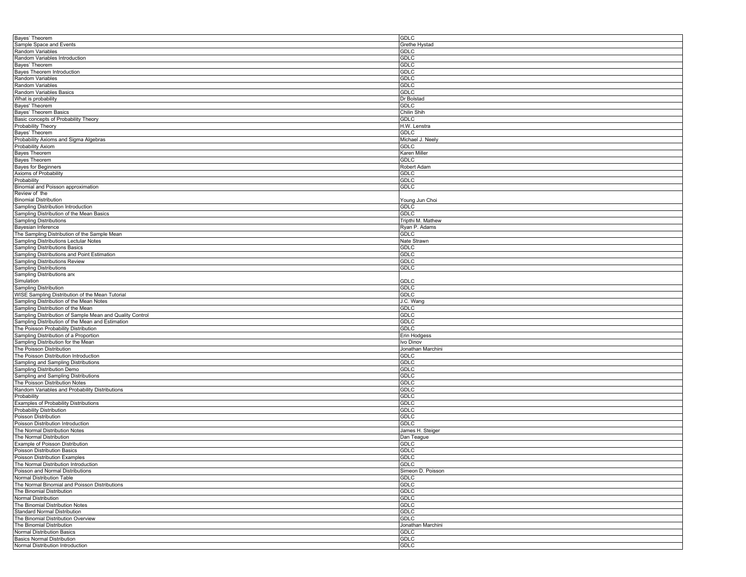| | |
|---|---|
| Bayes' Theorem | GDLC |
| Sample Space and Events | Grethe Hystad |
| Random Variables | GDLC |
| Random Variables Introduction | GDLC |
| Bayes' Theorem | GDLC |
| Bayes Theorem Introduction | GDLC |
| Random Variables | GDLC |
| Random Variables | GDLC |
| Random Variables Basics | GDLC |
| What is probability | Dr Bolstad |
| Bayes' Theorem | GDLC |
| Bayes' Theorem Basics | Chilin Shih |
| Basic concepts of Probability Theory | GDLC |
| Probability Theory | H.W. Lenstra |
| Bayes' Theorem | GDLC |
| Probability Axioms and Sigma Algebras | Michael J. Neely |
| Probability Axiom | GDLC |
| Bayes Theorem | Karen Miller |
| Bayes Theorem | GDLC |
| Bayes for Beginners | Robert Adam |
| Axioms of Probability | GDLC |
| Probability | GDLC |
| Binomial and Poisson approximation | GDLC |
| Review of the Binomial Distribution | Young Jun Choi |
| Sampling Distribution Introduction | GDLC |
| Sampling Distribution of the Mean Basics | GDLC |
| Sampling Distributions | Tripthi M. Mathew |
| Bayesian Inference | Ryan P. Adams |
| The Sampling Distribution of the Sample Mean | GDLC |
| Sampling Distributions Lectular Notes | Nate Strawn |
| Sampling Distributions Basics | GDLC |
| Sampling Distributions and Point Estimation | GDLC |
| Sampling Distributions Review | GDLC |
| Sampling Distributions | GDLC |
| Sampling Distributions and Simulation | GDLC |
| Sampling Distribution | GDLC |
| WISE Sampling Distribution of the Mean Tutorial | GDLC |
| Sampling Distribution of the Mean Notes | J.C. Wang |
| Sampling Distribution of the Mean | GDLC |
| Sampling Distribution of Sample Mean and Quality Control | GDLC |
| Sampling Distribution of the Mean and Estimation | GDLC |
| The Poisson Probability Distribution | GDLC |
| Sampling Distribution of a Proportion | Erin Hodgess |
| Sampling Distribution for the Mean | Ivo Dinov |
| The Poisson Distribution | Jonathan Marchini |
| The Poisson Distribution Introduction | GDLC |
| Sampling and Sampling Distributions | GDLC |
| Sampling Distribution Demo | GDLC |
| Sampling and Sampling Distributions | GDLC |
| The Poisson Distribution Notes | GDLC |
| Random Variables and Probability Distributions | GDLC |
| Probability | GDLC |
| Examples of Probability Distributions | GDLC |
| Probability Distribution | GDLC |
| Poisson Distribution | GDLC |
| Poisson Distribution Introduction | GDLC |
| The Normal Distribution Notes | James H. Steiger |
| The Normal Distribution | Dan Teague |
| Example of Poisson Distribution | GDLC |
| Poisson Distribution Basics | GDLC |
| Poisson Distribution Examples | GDLC |
| The Normal Distribution Introduction | GDLC |
| Poisson and Normal Distributions | Simeon D. Poisson |
| Normal Distribution Table | GDLC |
| The Normal Binomial and Poisson Distributions | GDLC |
| The Binomial Distribution | GDLC |
| Normal Distribution | GDLC |
| The Binomial Distribution Notes | GDLC |
| Standard Normal Distribution | GDLC |
| The Binomial Distribution Overview | GDLC |
| The Binomial Distribution | Jonathan Marchini |
| Normal Distribution Basics | GDLC |
| Basics Normal Distribution | GDLC |
| Normal Distribution Introduction | GDLC |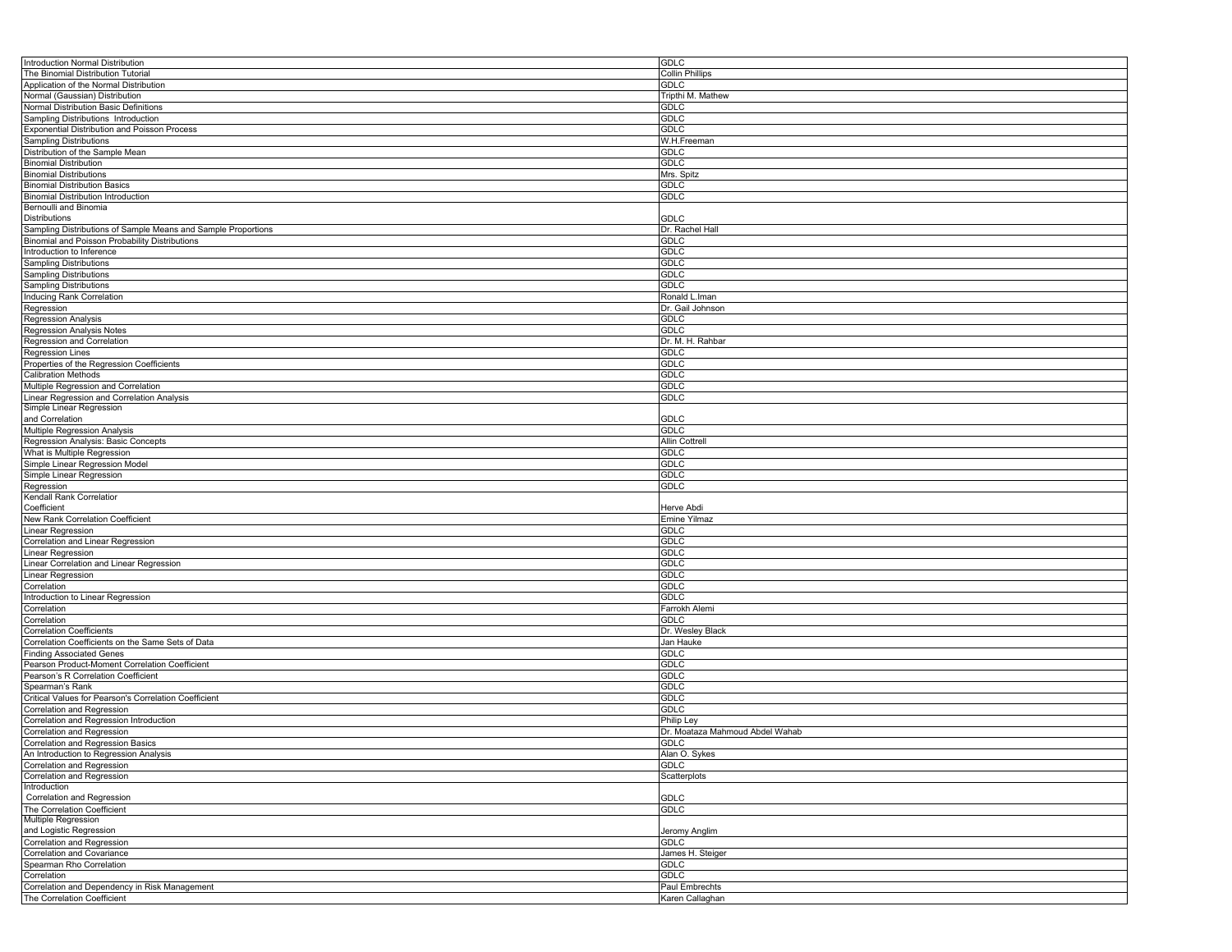| Introduction Normal Distribution | GDLC |
|---|---|
| The Binomial Distribution Tutorial | Collin Phillips |
| Application of the Normal Distribution | GDLC |
| Normal (Gaussian) Distribution | Tripthi M. Mathew |
| Normal Distribution Basic Definitions | GDLC |
| Sampling Distributions  Introduction | GDLC |
| Exponential Distribution and Poisson Process | GDLC |
| Sampling Distributions | W.H.Freeman |
| Distribution of the Sample Mean | GDLC |
| Binomial Distribution | GDLC |
| Binomial Distributions | Mrs. Spitz |
| Binomial Distribution Basics | GDLC |
| Binomial Distribution Introduction | GDLC |
| Bernoulli and Binomia Distributions | GDLC |
| Sampling Distributions of Sample Means and Sample Proportions | Dr. Rachel Hall |
| Binomial and Poisson Probability Distributions | GDLC |
| Introduction to Inference | GDLC |
| Sampling Distributions | GDLC |
| Sampling Distributions | GDLC |
| Sampling Distributions | GDLC |
| Inducing Rank Correlation | Ronald L.Iman |
| Regression | Dr. Gail Johnson |
| Regression Analysis | GDLC |
| Regression Analysis Notes | GDLC |
| Regression and Correlation | Dr. M. H. Rahbar |
| Regression Lines | GDLC |
| Properties of the Regression Coefficients | GDLC |
| Calibration Methods | GDLC |
| Multiple Regression and Correlation | GDLC |
| Linear Regression and Correlation Analysis | GDLC |
| Simple Linear Regression and Correlation | GDLC |
| Multiple Regression Analysis | GDLC |
| Regression Analysis: Basic Concepts | Allin Cottrell |
| What is Multiple Regression | GDLC |
| Simple Linear Regression Model | GDLC |
| Simple Linear Regression | GDLC |
| Regression | GDLC |
| Kendall Rank Correlatior Coefficient | Herve Abdi |
| New Rank Correlation Coefficient | Emine Yilmaz |
| Linear Regression | GDLC |
| Correlation and Linear Regression | GDLC |
| Linear Regression | GDLC |
| Linear Correlation and Linear Regression | GDLC |
| Linear Regression | GDLC |
| Correlation | GDLC |
| Introduction to Linear Regression | GDLC |
| Correlation | Farrokh Alemi |
| Correlation | GDLC |
| Correlation Coefficients | Dr. Wesley Black |
| Correlation Coefficients on the Same Sets of Data | Jan Hauke |
| Finding Associated Genes | GDLC |
| Pearson Product-Moment Correlation Coefficient | GDLC |
| Pearson's R Correlation Coefficient | GDLC |
| Spearman's Rank | GDLC |
| Critical Values for Pearson's Correlation Coefficient | GDLC |
| Correlation and Regression | GDLC |
| Correlation and Regression Introduction | Philip Ley |
| Correlation and Regression | Dr. Moataza Mahmoud Abdel Wahab |
| Correlation and Regression Basics | GDLC |
| An Introduction to Regression Analysis | Alan O. Sykes |
| Correlation and Regression | GDLC |
| Correlation and Regression | Scatterplots |
| Introduction Correlation and Regression | GDLC |
| The Correlation Coefficient | GDLC |
| Multiple Regression and Logistic Regression | Jeromy Anglim |
| Correlation and Regression | GDLC |
| Correlation and Covariance | James H. Steiger |
| Spearman Rho Correlation | GDLC |
| Correlation | GDLC |
| Correlation and Dependency in Risk Management | Paul Embrechts |
| The Correlation Coefficient | Karen Callaghan |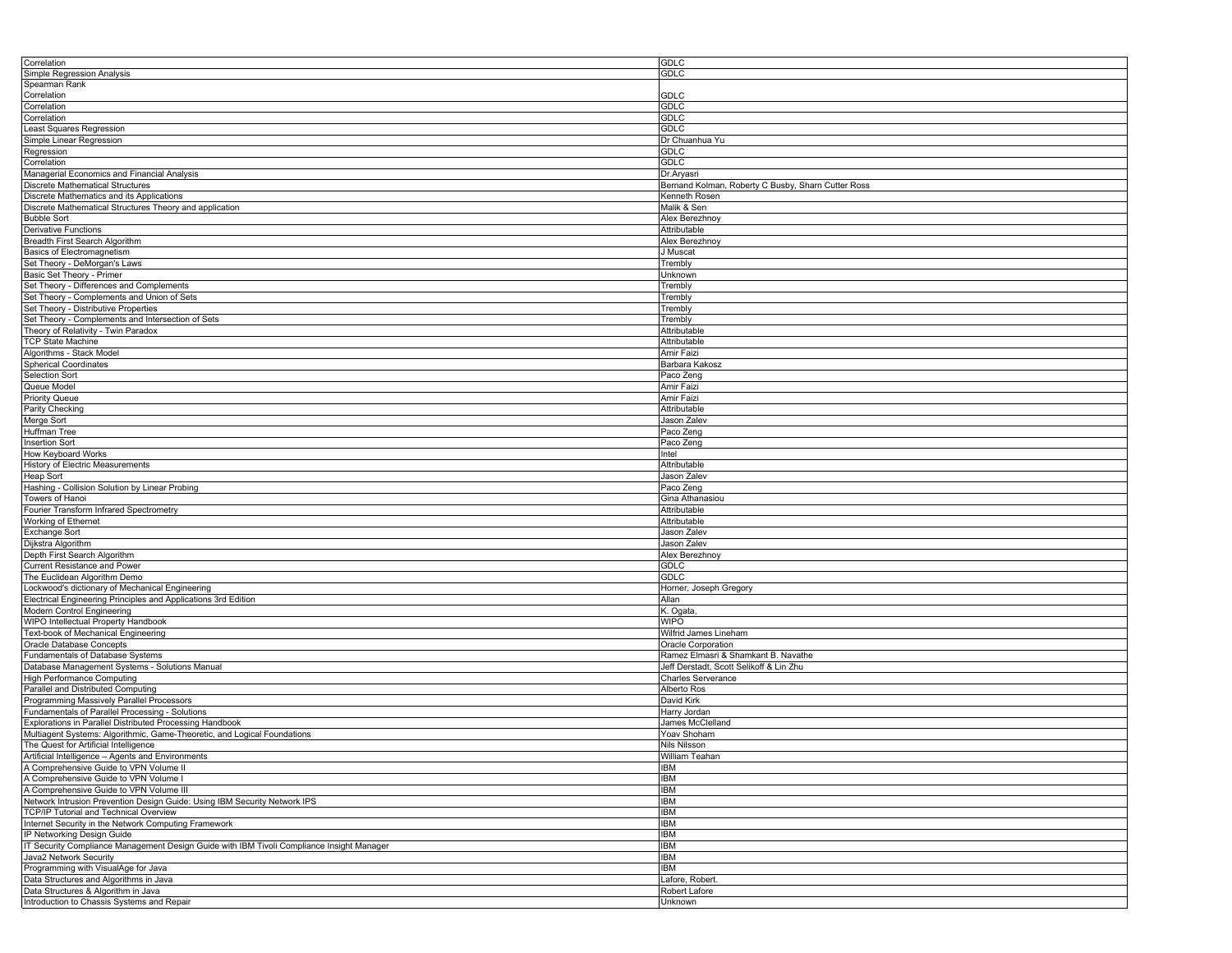| Correlation | GDLC |
|---|---|
| Simple Regression Analysis | GDLC |
| Spearman Rank Correlation | GDLC |
| Correlation | GDLC |
| Correlation | GDLC |
| Least Squares Regression | GDLC |
| Simple Linear Regression | Dr Chuanhua Yu |
| Regression | GDLC |
| Correlation | GDLC |
| Managerial Economics and Financial Analysis | Dr.Aryasri |
| Discrete Mathematical Structures | Bernand Kolman, Roberty C Busby, Sharn Cutter Ross |
| Discrete Mathematics and its Applications | Kenneth Rosen |
| Discrete Mathematical Structures Theory and application | Malik & Sen |
| Bubble Sort | Alex Berezhnoy |
| Derivative Functions | Attributable |
| Breadth First Search Algorithm | Alex Berezhnoy |
| Basics of Electromagnetism | J Muscat |
| Set Theory - DeMorgan's Laws | Trembly |
| Basic Set Theory - Primer | Unknown |
| Set Theory - Differences and Complements | Trembly |
| Set Theory - Complements and Union of Sets | Trembly |
| Set Theory - Distributive Properties | Trembly |
| Set Theory - Complements and Intersection of Sets | Trembly |
| Theory of Relativity - Twin Paradox | Attributable |
| TCP State Machine | Attributable |
| Algorithms - Stack Model | Amir Faizi |
| Spherical Coordinates | Barbara Kakosz |
| Selection Sort | Paco Zeng |
| Queue Model | Amir Faizi |
| Priority Queue | Amir Faizi |
| Parity Checking | Attributable |
| Merge Sort | Jason Zalev |
| Huffman Tree | Paco Zeng |
| Insertion Sort | Paco Zeng |
| How Keyboard Works | Intel |
| History of Electric Measurements | Attributable |
| Heap Sort | Jason Zalev |
| Hashing - Collision Solution by Linear Probing | Paco Zeng |
| Towers of Hanoi | Gina Athanasiou |
| Fourier Transform Infrared Spectrometry | Attributable |
| Working of Ethernet | Attributable |
| Exchange Sort | Jason Zalev |
| Dijkstra Algorithm | Jason Zalev |
| Depth First Search Algorithm | Alex Berezhnoy |
| Current Resistance and Power | GDLC |
| The Euclidean Algorithm Demo | GDLC |
| Lockwood's dictionary of Mechanical Engineering | Horner, Joseph Gregory |
| Electrical Engineering Principles and Applications 3rd Edition | Allan |
| Modern Control Engineering | K. Ogata, |
| WIPO Intellectual Property Handbook | WIPO |
| Text-book of Mechanical Engineering | Wilfrid James Lineham |
| Oracle Database Concepts | Oracle Corporation |
| Fundamentals of Database Systems | Ramez Elmasri & Shamkant B. Navathe |
| Database Management Systems - Solutions Manual | Jeff Derstadt, Scott Selikoff & Lin Zhu |
| High Performance Computing | Charles Serverance |
| Parallel and Distributed Computing | Alberto Ros |
| Programming Massively Parallel Processors | David Kirk |
| Fundamentals of Parallel Processing - Solutions | Harry Jordan |
| Explorations in Parallel Distributed Processing Handbook | James McClelland |
| Multiagent Systems: Algorithmic, Game-Theoretic, and Logical Foundations | Yoav Shoham |
| The Quest for Artificial Intelligence | Nils Nilsson |
| Artificial Intelligence – Agents and Environments | William Teahan |
| A Comprehensive Guide to VPN Volume II | IBM |
| A Comprehensive Guide to VPN Volume I | IBM |
| A Comprehensive Guide to VPN Volume III | IBM |
| Network Intrusion Prevention Design Guide: Using IBM Security Network IPS | IBM |
| TCP/IP Tutorial and Technical Overview | IBM |
| Internet Security in the Network Computing Framework | IBM |
| IP Networking Design Guide | IBM |
| IT Security Compliance Management Design Guide with IBM Tivoli Compliance Insight Manager | IBM |
| Java2 Network Security | IBM |
| Programming with VisualAge for Java | IBM |
| Data Structures and Algorithms in Java | Lafore, Robert. |
| Data Structures & Algorithm in Java | Robert Lafore |
| Introduction to Chassis Systems and Repair | Unknown |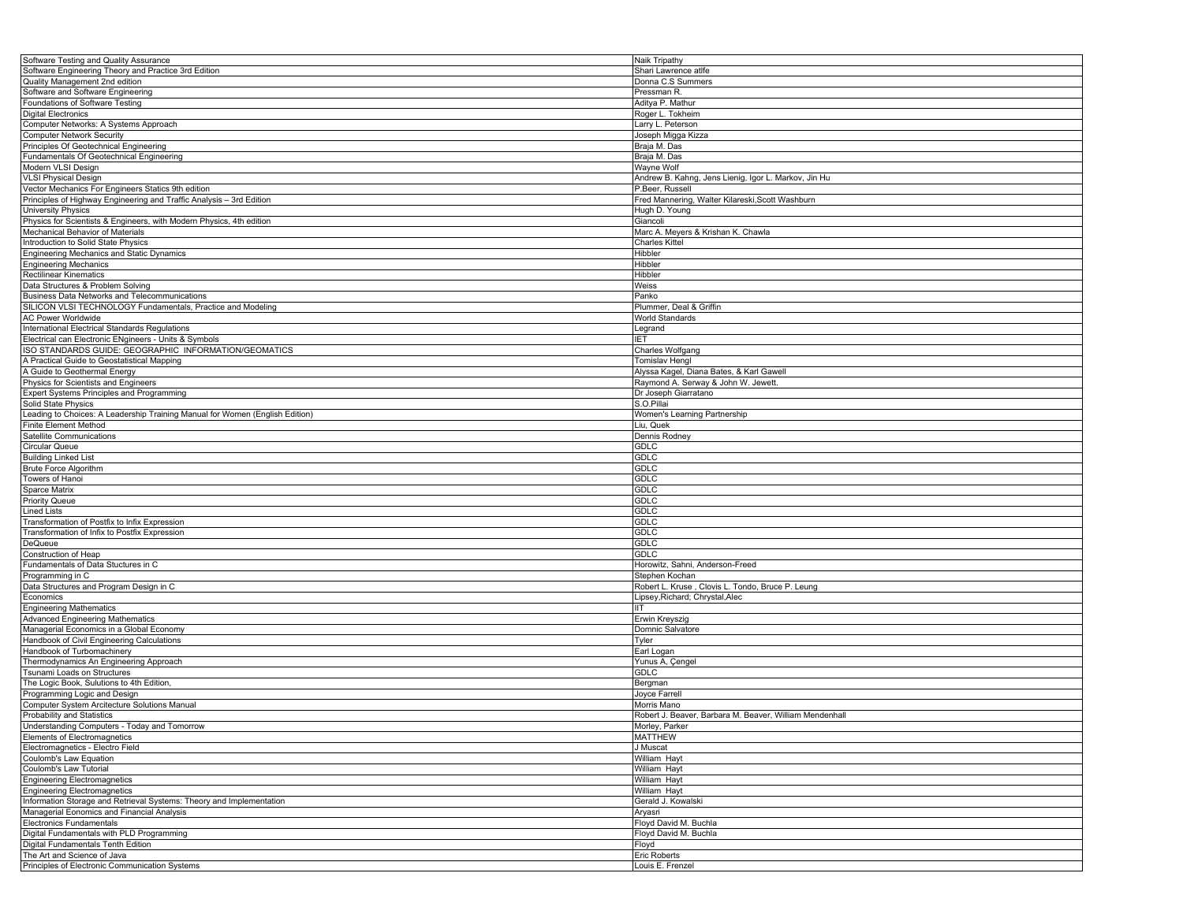| | |
|---|---|
| Software Testing and Quality Assurance | Naik Tripathy |
| Software Engineering Theory and Practice 3rd Edition | Shari Lawrence atlfe |
| Quality Management 2nd edition | Donna C.S Summers |
| Software and Software Engineering | Pressman R. |
| Foundations of Software Testing | Aditya P. Mathur |
| Digital Electronics | Roger L. Tokheim |
| Computer Networks: A Systems Approach | Larry L. Peterson |
| Computer Network Security | Joseph Migga Kizza |
| Principles Of Geotechnical Engineering | Braja M. Das |
| Fundamentals Of Geotechnical Engineering | Braja M. Das |
| Modern VLSI Design | Wayne Wolf |
| VLSI Physical Design | Andrew B. Kahng, Jens Lienig, Igor L. Markov, Jin Hu |
| Vector Mechanics For Engineers Statics 9th edition | P.Beer, Russell |
| Principles of Highway Engineering and Traffic Analysis – 3rd Edition | Fred Mannering, Walter Kilareski,Scott Washburn |
| University Physics | Hugh D. Young |
| Physics for Scientists & Engineers, with Modern Physics, 4th edition | Giancoli |
| Mechanical Behavior of Materials | Marc A. Meyers & Krishan K. Chawla |
| Introduction to Solid State Physics | Charles Kittel |
| Engineering Mechanics and Static Dynamics | Hibbler |
| Engineering Mechanics | Hibbler |
| Rectilinear Kinematics | Hibbler |
| Data Structures & Problem Solving | Weiss |
| Business Data Networks and Telecommunications | Panko |
| SILICON VLSI TECHNOLOGY Fundamentals, Practice and Modeling | Plummer, Deal & Griffin |
| AC Power Worldwide | World Standards |
| International Electrical Standards Regulations | Legrand |
| Electrical can Electronic ENgineers - Units & Symbols | IET |
| ISO STANDARDS GUIDE: GEOGRAPHIC INFORMATION/GEOMATICS | Charles Wolfgang |
| A Practical Guide to Geostatistical Mapping | Tomislav Hengl |
| A Guide to Geothermal Energy | Alyssa Kagel, Diana Bates, & Karl Gawell |
| Physics for Scientists and Engineers | Raymond A. Serway & John W. Jewett. |
| Expert Systems Principles and Programming | Dr Joseph Giarratano |
| Solid State Physics | S.O.Pillai |
| Leading to Choices: A Leadership Training Manual for Women (English Edition) | Women's Learning Partnership |
| Finite Element Method | Liu, Quek |
| Satellite Communications | Dennis Rodney |
| Circular Queue | GDLC |
| Building Linked List | GDLC |
| Brute Force Algorithm | GDLC |
| Towers of Hanoi | GDLC |
| Sparce Matrix | GDLC |
| Priority Queue | GDLC |
| Lined Lists | GDLC |
| Transformation of Postfix to Infix Expression | GDLC |
| Transformation of Infix to Postfix Expression | GDLC |
| DeQueue | GDLC |
| Construction of Heap | GDLC |
| Fundamentals of Data Stuctures in C | Horowitz, Sahni, Anderson-Freed |
| Programming in C | Stephen Kochan |
| Data Structures and Program Design in C | Robert L. Kruse , Clovis L. Tondo, Bruce P. Leung |
| Economics | Lipsey,Richard; Chrystal,Alec |
| Engineering Mathematics | IIT |
| Advanced Engineering Mathematics | Erwin Kreyszig |
| Managerial Economics in a Global Economy | Domnic Salvatore |
| Handbook of Civil Engineering Calculations | Tyler |
| Handbook of Turbomachinery | Earl Logan |
| Thermodynamics An Engineering Approach | Yunus A, Çengel |
| Tsunami Loads on Structures | GDLC |
| The Logic Book, Sulutions to 4th Edition, | Bergman |
| Programming Logic and Design | Joyce Farrell |
| Computer System Arcitecture Solutions Manual | Morris Mano |
| Probability and Statistics | Robert J. Beaver, Barbara M. Beaver, William Mendenhall |
| Understanding Computers - Today and Tomorrow | Morley, Parker |
| Elements of Electromagnetics | MATTHEW |
| Electromagnetics - Electro Field | J Muscat |
| Coulomb's Law Equation | William Hayt |
| Coulomb's Law Tutorial | William Hayt |
| Engineering Electromagnetics | William Hayt |
| Engineering Electromagnetics | William Hayt |
| Information Storage and Retrieval Systems: Theory and Implementation | Gerald J. Kowalski |
| Managerial Eonomics and Financial Analysis | Aryasri |
| Electronics Fundamentals | Floyd David M. Buchla |
| Digital Fundamentals with PLD Programming | Floyd David M. Buchla |
| Digital Fundamentals Tenth Edition | Floyd |
| The Art and Science of Java | Eric Roberts |
| Principles of Electronic Communication Systems | Louis E. Frenzel |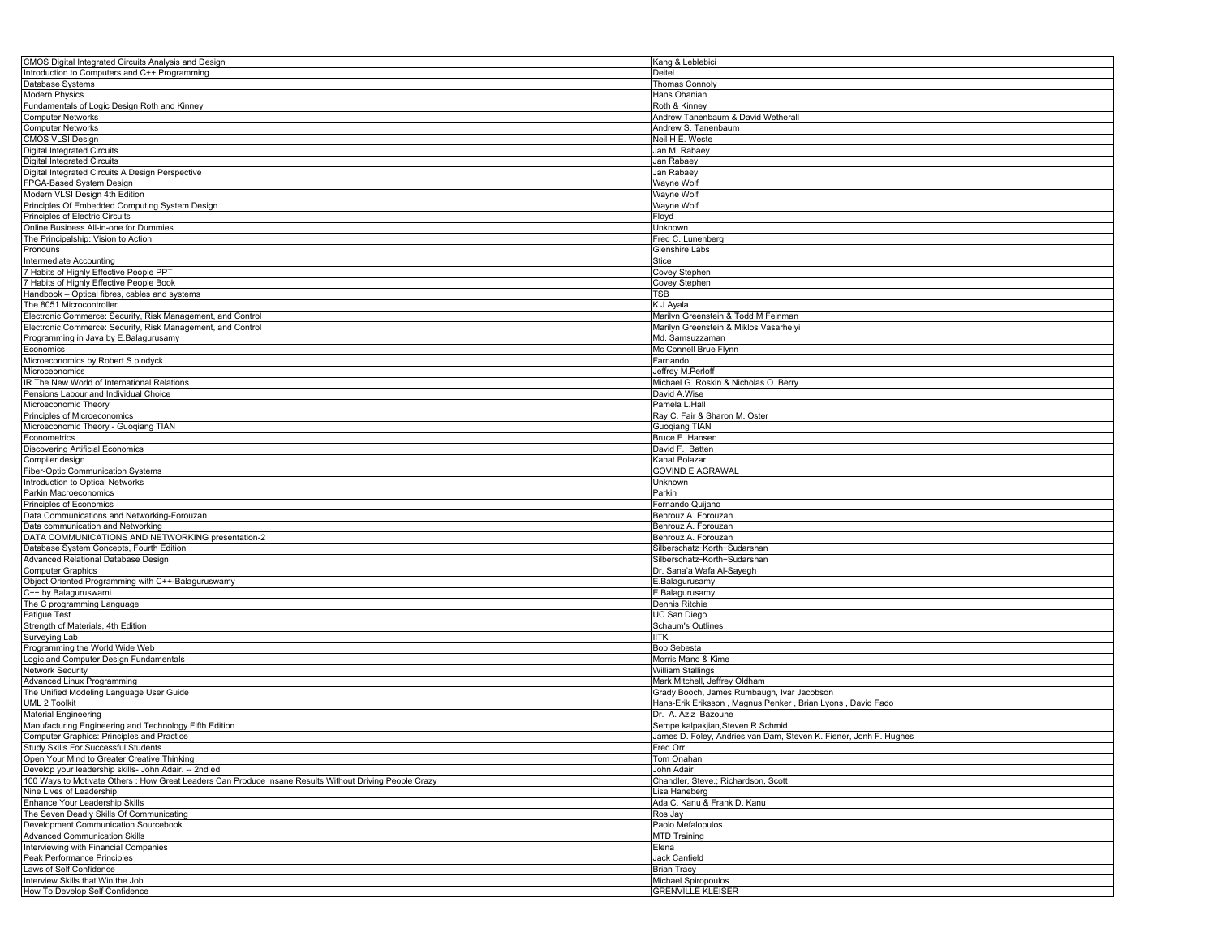| CMOS Digital Integrated Circuits Analysis and Design | Kang & Leblebici |
|---|---|
| Introduction to Computers and C++ Programming | Deitel |
| Database Systems | Thomas Connoly |
| Modern Physics | Hans Ohanian |
| Fundamentals of Logic Design Roth and Kinney | Roth & Kinney |
| Computer Networks | Andrew Tanenbaum & David Wetherall |
| Computer Networks | Andrew S. Tanenbaum |
| CMOS VLSI Design | Neil H.E. Weste |
| Digital Integrated Circuits | Jan M. Rabaey |
| Digital Integrated Circuits | Jan Rabaey |
| Digital Integrated Circuits A Design Perspective | Jan Rabaey |
| FPGA-Based System Design | Wayne Wolf |
| Modern VLSI Design 4th Edition | Wayne Wolf |
| Principles Of Embedded Computing System Design | Wayne Wolf |
| Principles of Electric Circuits | Floyd |
| Online Business All-in-one for Dummies | Unknown |
| The Principalship: Vision to Action | Fred C. Lunenberg |
| Pronouns | Glenshire Labs |
| Intermediate Accounting | Stice |
| 7 Habits of Highly Effective People PPT | Covey Stephen |
| 7 Habits of Highly Effective People Book | Covey Stephen |
| Handbook – Optical fibres, cables and systems | TSB |
| The 8051 Microcontroller | K J Ayala |
| Electronic Commerce: Security, Risk Management, and Control | Marilyn Greenstein & Todd M Feinman |
| Electronic Commerce: Security, Risk Management, and Control | Marilyn Greenstein & Miklos Vasarhelyi |
| Programming in Java by E.Balagurusamy | Md. Samsuzzaman |
| Economics | Mc Connell Brue Flynn |
| Microeconomics by Robert S pindyck | Farnando |
| Microceonomics | Jeffrey M.Perloff |
| IR The New World of International Relations | Michael G. Roskin & Nicholas O. Berry |
| Pensions Labour and Individual Choice | David A.Wise |
| Microeconomic Theory | Pamela L.Hall |
| Principles of Microeconomics | Ray C. Fair & Sharon M. Oster |
| Microeconomic Theory - Guoqiang TIAN | Guoqiang TIAN |
| Econometrics | Bruce E. Hansen |
| Discovering Artificial Economics | David F. Batten |
| Compiler design | Kanat Bolazar |
| Fiber-Optic Communication Systems | GOVIND E AGRAWAL |
| Introduction to Optical Networks | Unknown |
| Parkin Macroeconomics | Parkin |
| Principles of Economics | Fernando Quijano |
| Data Communications and Networking-Forouzan | Behrouz A. Forouzan |
| Data communication and Networking | Behrouz A. Forouzan |
| DATA COMMUNICATIONS AND NETWORKING presentation-2 | Behrouz A. Forouzan |
| Database System Concepts, Fourth Edition | Silberschatz−Korth−Sudarshan |
| Advanced Relational Database Design | Silberschatz−Korth−Sudarshan |
| Computer Graphics | Dr. Sana'a Wafa Al-Sayegh |
| Object Oriented Programming with C++-Balaguruswamy | E.Balagurusamy |
| C++ by Balaguruswami | E.Balagurusamy |
| The C programming Language | Dennis Ritchie |
| Fatigue Test | UC San Diego |
| Strength of Materials, 4th Edition | Schaum's Outlines |
| Surveying Lab | IITK |
| Programming the World Wide Web | Bob Sebesta |
| Logic and Computer Design Fundamentals | Morris Mano & Kime |
| Network Security | William Stallings |
| Advanced Linux Programming | Mark Mitchell, Jeffrey Oldham |
| The Unified Modeling Language User Guide | Grady Booch, James Rumbaugh, Ivar Jacobson |
| UML 2 Toolkit | Hans-Erik Eriksson , Magnus Penker , Brian Lyons , David Fado |
| Material Engineering | Dr. A. Aziz Bazoune |
| Manufacturing Engineering and Technology Fifth Edition | Sempe kalpakjian,Steven R Schmid |
| Computer Graphics: Principles and Practice | James D. Foley, Andries van Dam, Steven K. Fiener, Jonh F. Hughes |
| Study Skills For Successful Students | Fred Orr |
| Open Your Mind to Greater Creative Thinking | Tom Onahan |
| Develop your leadership skills- John Adair. -- 2nd ed | John Adair |
| 100 Ways to Motivate Others : How Great Leaders Can Produce Insane Results Without Driving People Crazy | Chandler, Steve.; Richardson, Scott |
| Nine Lives of Leadership | Lisa Haneberg |
| Enhance Your Leadership Skills | Ada C. Kanu & Frank D. Kanu |
| The Seven Deadly Skills Of Communicating | Ros Jay |
| Development Communication Sourcebook | Paolo Mefalopulos |
| Advanced Communication Skills | MTD Training |
| Interviewing with Financial Companies | Elena |
| Peak Performance Principles | Jack Canfield |
| Laws of Self Confidence | Brian Tracy |
| Interview Skills that Win the Job | Michael Spiropoulos |
| How To Develop Self Confidence | GRENVILLE KLEISER |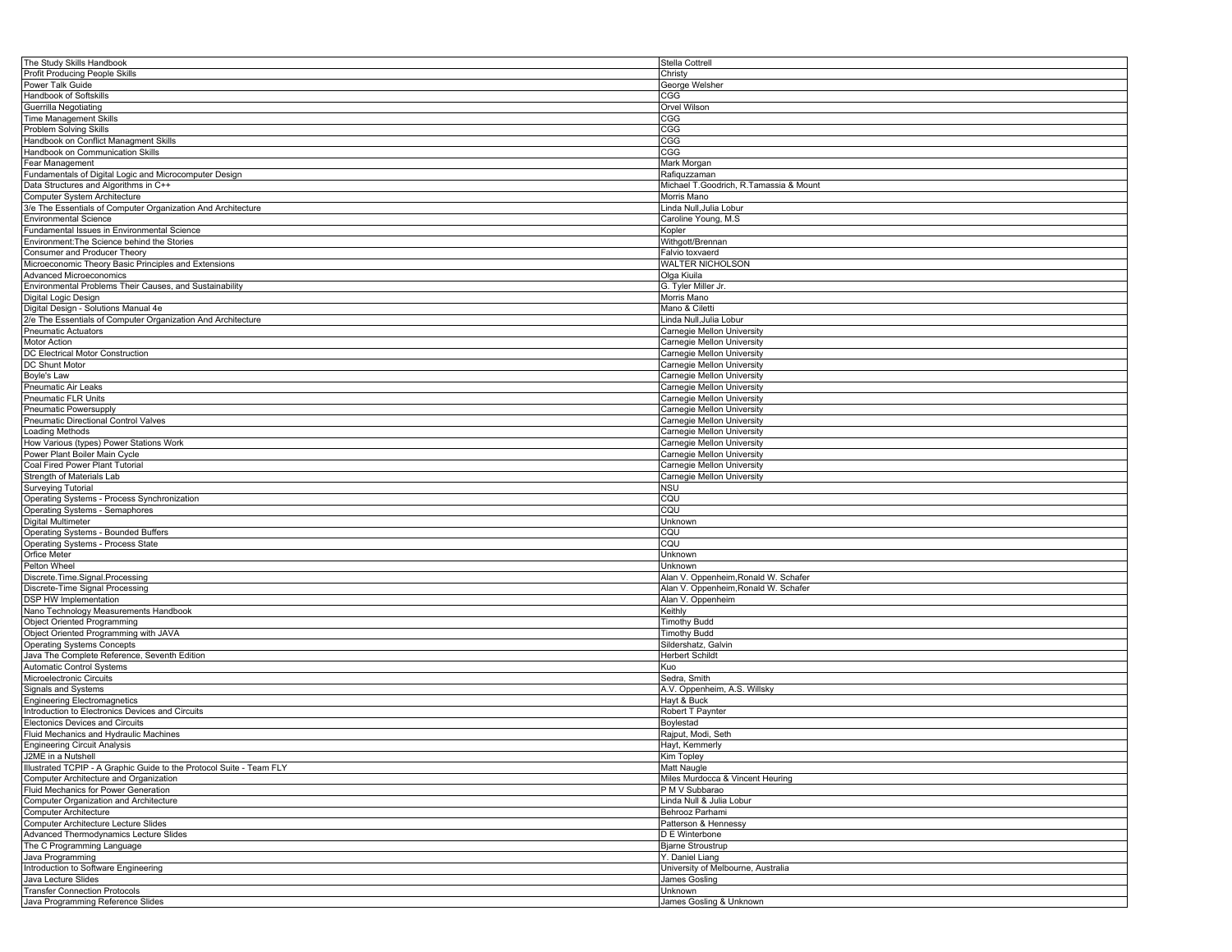| The Study Skills Handbook | Stella Cottrell |
|---|---|
| Profit Producing People Skills | Christy |
| Power Talk Guide | George Welsher |
| Handbook of Softskills | CGG |
| Guerrilla Negotiating | Orvel Wilson |
| Time Management Skills | CGG |
| Problem Solving Skills | CGG |
| Handbook on Conflict Managment Skills | CGG |
| Handbook on Communication Skills | CGG |
| Fear Management | Mark Morgan |
| Fundamentals of Digital Logic and Microcomputer Design | Rafiquzzaman |
| Data Structures and Algorithms in C++ | Michael T.Goodrich, R.Tamassia & Mount |
| Computer System Architecture | Morris Mano |
| 3/e The Essentials of Computer Organization And Architecture | Linda Null,Julia Lobur |
| Environmental Science | Caroline Young, M.S |
| Fundamental Issues in Environmental Science | Kopler |
| Environment:The Science behind the Stories | Withgott/Brennan |
| Consumer and Producer Theory | Falvio toxvaerd |
| Microeconomic Theory Basic Principles and Extensions | WALTER NICHOLSON |
| Advanced Microeconomics | Olga Kiuila |
| Environmental Problems Their Causes, and Sustainability | G. Tyler Miller Jr. |
| Digital Logic Design | Morris Mano |
| Digital Design - Solutions Manual 4e | Mano & Ciletti |
| 2/e The Essentials of Computer Organization And Architecture | Linda Null,Julia Lobur |
| Pneumatic Actuators | Carnegie Mellon University |
| Motor Action | Carnegie Mellon University |
| DC Electrical Motor Construction | Carnegie Mellon University |
| DC Shunt Motor | Carnegie Mellon University |
| Boyle's Law | Carnegie Mellon University |
| Pneumatic Air Leaks | Carnegie Mellon University |
| Pneumatic FLR Units | Carnegie Mellon University |
| Pneumatic Powersupply | Carnegie Mellon University |
| Pneumatic Directional Control Valves | Carnegie Mellon University |
| Loading Methods | Carnegie Mellon University |
| How Various (types) Power Stations Work | Carnegie Mellon University |
| Power Plant Boiler Main Cycle | Carnegie Mellon University |
| Coal Fired Power Plant Tutorial | Carnegie Mellon University |
| Strength of Materials Lab | Carnegie Mellon University |
| Surveying Tutorial | NSU |
| Operating Systems - Process Synchronization | CQU |
| Operating Systems - Semaphores | CQU |
| Digital Multimeter | Unknown |
| Operating Systems - Bounded Buffers | CQU |
| Operating Systems - Process State | CQU |
| Orfice Meter | Unknown |
| Pelton Wheel | Unknown |
| Discrete.Time.Signal.Processing | Alan V. Oppenheim,Ronald W. Schafer |
| Discrete-Time Signal Processing | Alan V. Oppenheim,Ronald W. Schafer |
| DSP HW Implementation | Alan V. Oppenheim |
| Nano Technology Measurements Handbook | Keithly |
| Object Oriented Programming | Timothy Budd |
| Object Oriented Programming with JAVA | Timothy Budd |
| Operating Systems Concepts | Sildershatz, Galvin |
| Java The Complete Reference, Seventh Edition | Herbert Schildt |
| Automatic Control Systems | Kuo |
| Microelectronic Circuits | Sedra, Smith |
| Signals and Systems | A.V. Oppenheim, A.S. Willsky |
| Engineering Electromagnetics | Hayt & Buck |
| Introduction to Electronics Devices and Circuits | Robert T Paynter |
| Electonics Devices and Circuits | Boylestad |
| Fluid Mechanics and Hydraulic Machines | Rajput, Modi, Seth |
| Engineering Circuit Analysis | Hayt, Kemmerly |
| J2ME in a Nutshell | Kim Topley |
| Illustrated TCPIP - A Graphic Guide to the Protocol Suite - Team FLY | Matt Naugle |
| Computer Architecture and Organization | Miles Murdocca & Vincent Heuring |
| Fluid Mechanics for Power Generation | P M V Subbarao |
| Computer Organization and Architecture | Linda Null & Julia Lobur |
| Computer Architecture | Behrooz Parhami |
| Computer Architecture Lecture Slides | Patterson & Hennessy |
| Advanced Thermodynamics Lecture Slides | D E Winterbone |
| The C Programming Language | Bjarne Stroustrup |
| Java Programming | Y. Daniel Liang |
| Introduction to Software Engineering | University of Melbourne, Australia |
| Java Lecture Slides | James Gosling |
| Transfer Connection Protocols | Unknown |
| Java Programming Reference Slides | James Gosling & Unknown |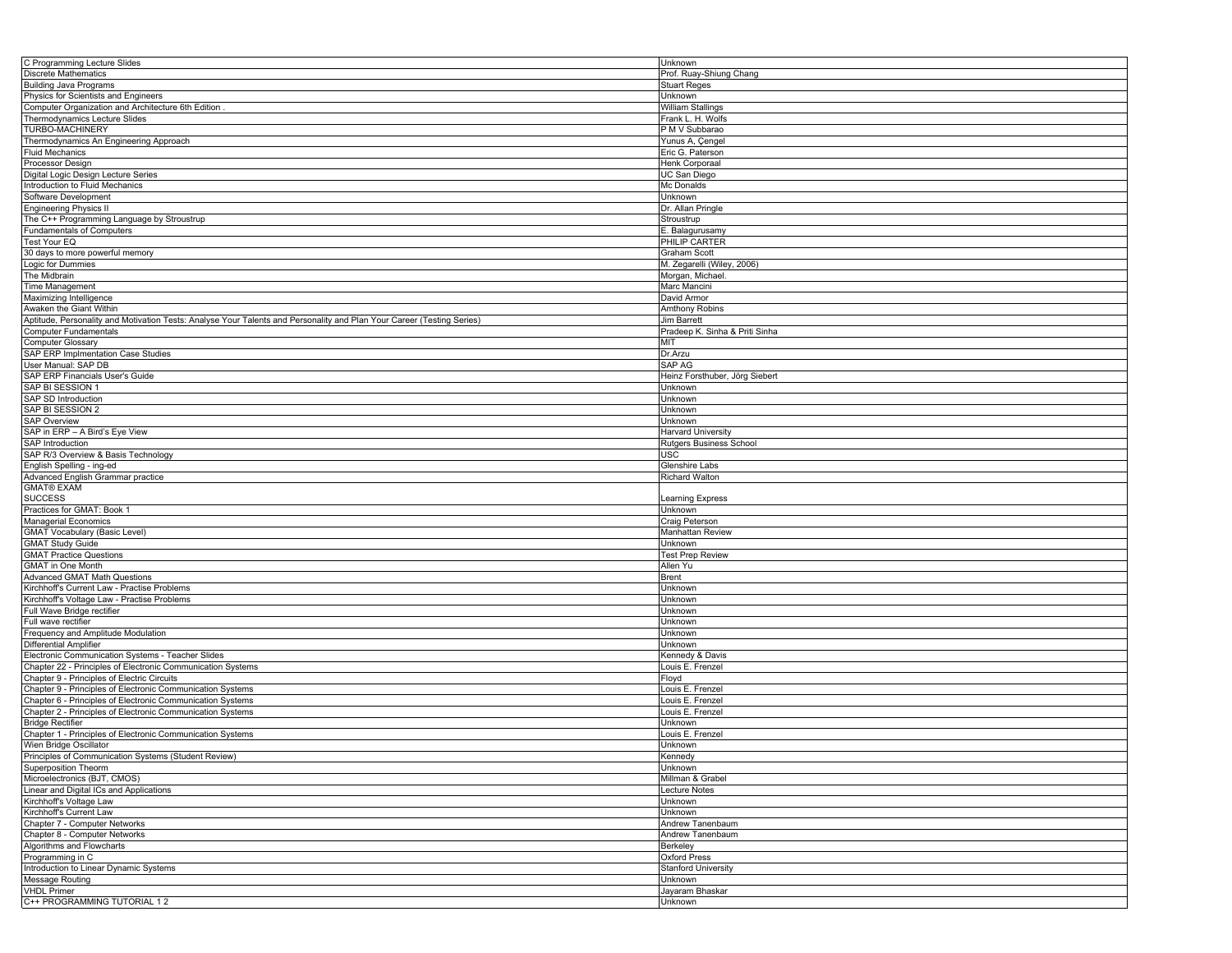| C Programming Lecture Slides | Unknown |
|---|---|
| Discrete Mathematics | Prof. Ruay-Shiung Chang |
| Building Java Programs | Stuart Reges |
| Physics for Scientists and Engineers | Unknown |
| Computer Organization and Architecture 6th Edition . | William Stallings |
| Thermodynamics Lecture Slides | Frank L. H. Wolfs |
| TURBO-MACHINERY | P M V Subbarao |
| Thermodynamics An Engineering Approach | Yunus A, Çengel |
| Fluid Mechanics | Eric G. Paterson |
| Processor Design | Henk Corporaal |
| Digital Logic Design Lecture Series | UC San Diego |
| Introduction to Fluid Mechanics | Mc Donalds |
| Software Development | Unknown |
| Engineering Physics II | Dr. Allan Pringle |
| The C++ Programming Language by Stroustrup | Stroustrup |
| Fundamentals of Computers | E. Balagurusamy |
| Test Your EQ | PHILIP CARTER |
| 30 days to more powerful memory | Graham Scott |
| Logic for Dummies | M. Zegarelli (Wiley, 2006) |
| The Midbrain | Morgan, Michael. |
| Time Management | Marc Mancini |
| Maximizing Intelligence | David Armor |
| Awaken the Giant Within | Amthony Robins |
| Aptitude, Personality and Motivation Tests: Analyse Your Talents and Personality and Plan Your Career (Testing Series) | Jim Barrett |
| Computer Fundamentals | Pradeep K. Sinha & Priti Sinha |
| Computer Glossary | MIT |
| SAP ERP Implmentation Case Studies | Dr.Arzu |
| User Manual: SAP DB | SAP AG |
| SAP ERP Financials User's Guide | Heinz Forsthuber, Jörg Siebert |
| SAP BI SESSION 1 | Unknown |
| SAP SD Introduction | Unknown |
| SAP BI SESSION 2 | Unknown |
| SAP Overview | Unknown |
| SAP in ERP – A Bird's Eye View | Harvard University |
| SAP Introduction | Rutgers Business School |
| SAP R/3 Overview & Basis Technology | USC |
| English Spelling - ing-ed | Glenshire Labs |
| Advanced English Grammar practice | Richard Walton |
| GMAT® EXAM SUCCESS | Learning Express |
| Practices for GMAT: Book 1 | Unknown |
| Managerial Economics | Craig Peterson |
| GMAT Vocabulary (Basic Level) | Manhattan Review |
| GMAT Study Guide | Unknown |
| GMAT Practice Questions | Test Prep Review |
| GMAT in One Month | Allen Yu |
| Advanced GMAT Math Questions | Brent |
| Kirchhoff's Current Law - Practise Problems | Unknown |
| Kirchhoff's Voltage Law - Practise Problems | Unknown |
| Full Wave Bridge rectifier | Unknown |
| Full wave rectifier | Unknown |
| Frequency and Amplitude Modulation | Unknown |
| Differential Amplifier | Unknown |
| Electronic Communication Systems - Teacher Slides | Kennedy & Davis |
| Chapter 22 - Principles of Electronic Communication Systems | Louis E. Frenzel |
| Chapter 9 - Principles of Electric Circuits | Floyd |
| Chapter 9 - Principles of Electronic Communication Systems | Louis E. Frenzel |
| Chapter 6 - Principles of Electronic Communication Systems | Louis E. Frenzel |
| Chapter 2 - Principles of Electronic Communication Systems | Louis E. Frenzel |
| Bridge Rectifier | Unknown |
| Chapter 1 - Principles of Electronic Communication Systems | Louis E. Frenzel |
| Wien Bridge Oscillator | Unknown |
| Principles of Communication Systems (Student Review) | Kennedy |
| Superposition Theorm | Unknown |
| Microelectronics (BJT, CMOS) | Millman & Grabel |
| Linear and Digital ICs and Applications | Lecture Notes |
| Kirchhoff's Voltage Law | Unknown |
| Kirchhoff's Current Law | Unknown |
| Chapter 7 - Computer Networks | Andrew Tanenbaum |
| Chapter 8 - Computer Networks | Andrew Tanenbaum |
| Algorithms and Flowcharts | Berkeley |
| Programming in C | Oxford Press |
| Introduction to Linear Dynamic Systems | Stanford University |
| Message Routing | Unknown |
| VHDL Primer | Jayaram Bhaskar |
| C++ PROGRAMMING TUTORIAL 1 2 | Unknown |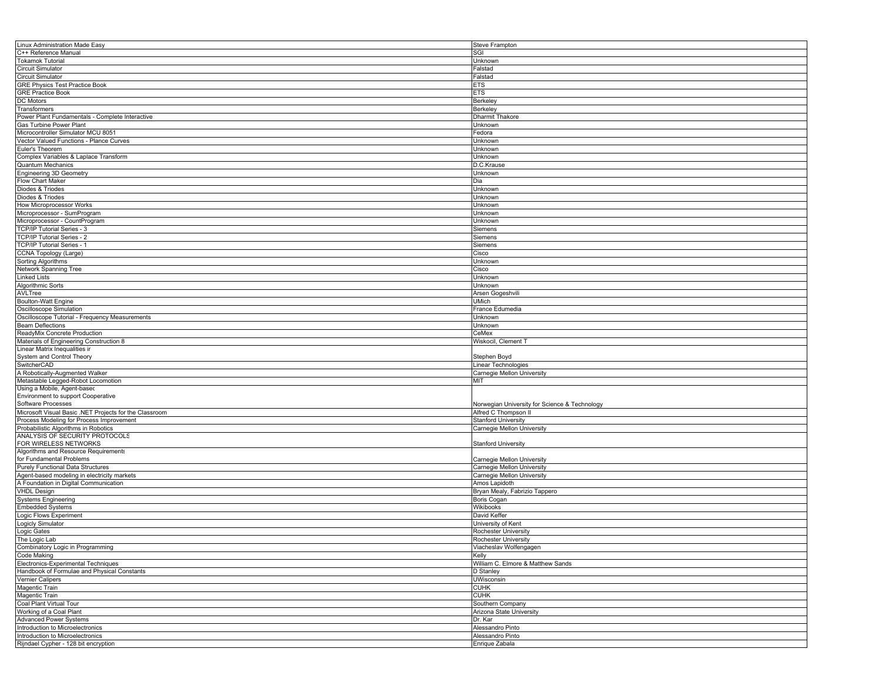| | |
|---|---|
| Linux Administration Made Easy | Steve Frampton |
| C++ Reference Manual | SGI |
| Tokamok Tutorial | Unknown |
| Circuit Simulator | Falstad |
| Circuit Simulator | Falstad |
| GRE Physics Test Practice Book | ETS |
| GRE Practice Book | ETS |
| DC Motors | Berkeley |
| Transformers | Berkeley |
| Power Plant Fundamentals - Complete Interactive | Dharmit Thakore |
| Gas Turbine Power Plant | Unknown |
| Microcontroller Simulator MCU 8051 | Fedora |
| Vector Valued Functions - Plance Curves | Unknown |
| Euler's Theorem | Unknown |
| Complex Variables & Laplace Transform | Unknown |
| Quantum Mechanics | D.C.Krause |
| Engineering 3D Geometry | Unknown |
| Flow Chart Maker | Dia |
| Diodes & Triodes | Unknown |
| Diodes & Triodes | Unknown |
| How Microprocessor Works | Unknown |
| Microprocessor - SumProgram | Unknown |
| Microprocessor - CountProgram | Unknown |
| TCP/IP Tutorial Series - 3 | Siemens |
| TCP/IP Tutorial Series - 2 | Siemens |
| TCP/IP Tutorial Series - 1 | Siemens |
| CCNA Topology (Large) | Cisco |
| Sorting Algorithms | Unknown |
| Network Spanning Tree | Cisco |
| Linked Lists | Unknown |
| Algorithmic Sorts | Unknown |
| AVLTree | Arsen Gogeshvili |
| Boulton-Watt Engine | UMich |
| Oscilloscope Simulation | France Edumedia |
| Oscilloscope Tutorial - Frequency Measurements | Unknown |
| Beam Deflections | Unknown |
| ReadyMix Concrete Production | CeMex |
| Materials of Engineering Construction 8 | Wiskocil, Clement T |
| Linear Matrix Inequalities ir System and Control Theory | Stephen Boyd |
| SwitcherCAD | Linear Technologies |
| A Robotically-Augmented Walker | Carnegie Mellon University |
| Metastable Legged-Robot Locomotion | MIT |
| Using a Mobile, Agent-basec Environment to support Cooperative Software Processes | Norwegian University for Science & Technology |
| Microsoft Visual Basic .NET Projects for the Classroom | Alfred C Thompson II |
| Process Modeling for Process Improvement | Stanford University |
| Probabilistic Algorithms in Robotics | Carnegie Mellon University |
| ANALYSIS OF SECURITY PROTOCOLS FOR WIRELESS NETWORKS | Stanford University |
| Algorithms and Resource Requirements for Fundamental Problems | Carnegie Mellon University |
| Purely Functional Data Structures | Carnegie Mellon University |
| Agent-based modeling in electricity markets | Carnegie Mellon University |
| A Foundation in Digital Communication | Amos Lapidoth |
| VHDL Design | Bryan Mealy, Fabrizio Tappero |
| Systems Engineering | Boris Cogan |
| Embedded Systems | Wikibooks |
| Logic Flows Experiment | David Keffer |
| Logicly Simulator | University of Kent |
| Logic Gates | Rochester University |
| The Logic Lab | Rochester University |
| Combinatory Logic in Programming | Viacheslav Wolfengagen |
| Code Making | Kelly |
| Electronics-Experimental Techniques | William C. Elmore & Matthew Sands |
| Handbook of Formulae and Physical Constants | D Stanley |
| Vernier Calipers | UWisconsin |
| Magentic Train | CUHK |
| Magentic Train | CUHK |
| Coal Plant Virtual Tour | Southern Company |
| Working of a Coal Plant | Arizona State University |
| Advanced Power Systems | Dr. Kar |
| Introduction to Microelectronics | Alessandro Pinto |
| Introduction to Microelectronics | Alessandro Pinto |
| Rijndael Cypher - 128 bit encryption | Enrique Zabala |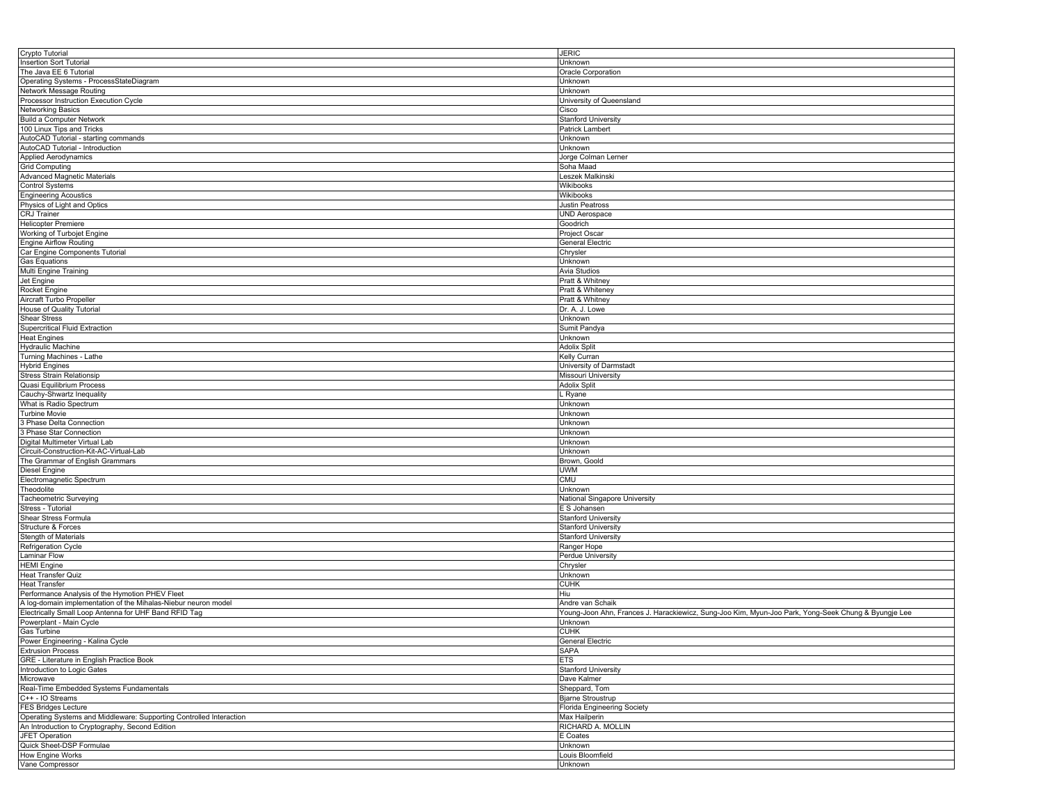| | |
|---|---|
| Crypto Tutorial | JERIC |
| Insertion Sort Tutorial | Unknown |
| The Java EE 6 Tutorial | Oracle Corporation |
| Operating Systems - ProcessStateDiagram | Unknown |
| Network Message Routing | Unknown |
| Processor Instruction Execution Cycle | University of Queensland |
| Networking Basics | Cisco |
| Build a Computer Network | Stanford University |
| 100 Linux Tips and Tricks | Patrick Lambert |
| AutoCAD Tutorial - starting commands | Unknown |
| AutoCAD Tutorial - Introduction | Unknown |
| Applied Aerodynamics | Jorge Colman Lerner |
| Grid Computing | Soha Maad |
| Advanced Magnetic Materials | Leszek Malkinski |
| Control Systems | Wikibooks |
| Engineering Acoustics | Wikibooks |
| Physics of Light and Optics | Justin Peatross |
| CRJ Trainer | UND Aerospace |
| Helicopter Premiere | Goodrich |
| Working of Turbojet Engine | Project Oscar |
| Engine Airflow Routing | General Electric |
| Car Engine Components Tutorial | Chrysler |
| Gas Equations | Unknown |
| Multi Engine Training | Avia Studios |
| Jet Engine | Pratt & Whitney |
| Rocket Engine | Pratt & Whiteney |
| Aircraft Turbo Propeller | Pratt & Whitney |
| House of Quality Tutorial | Dr. A. J. Lowe |
| Shear Stress | Unknown |
| Supercritical Fluid Extraction | Sumit Pandya |
| Heat Engines | Unknown |
| Hydraulic Machine | Adolix Split |
| Turning Machines - Lathe | Kelly Curran |
| Hybrid Engines | University of Darmstadt |
| Stress Strain Relationsip | Missouri University |
| Quasi Equilibrium Process | Adolix Split |
| Cauchy-Shwartz Inequality | L Ryane |
| What is Radio Spectrum | Unknown |
| Turbine Movie | Unknown |
| 3 Phase Delta Connection | Unknown |
| 3 Phase Star Connection | Unknown |
| Digital Multimeter Virtual Lab | Unknown |
| Circuit-Construction-Kit-AC-Virtual-Lab | Unknown |
| The Grammar of English Grammars | Brown, Goold |
| Diesel Engine | UWM |
| Electromagnetic Spectrum | CMU |
| Theodolite | Unknown |
| Tacheometric Surveying | National Singapore University |
| Stress - Tutorial | E S Johansen |
| Shear Stress Formula | Stanford University |
| Structure & Forces | Stanford University |
| Stength of Materials | Stanford University |
| Refrigeration Cycle | Ranger Hope |
| Laminar Flow | Perdue University |
| HEMI Engine | Chrysler |
| Heat Transfer Quiz | Unknown |
| Heat Transfer | CUHK |
| Performance Analysis of the Hymotion PHEV Fleet | Hiu |
| A log-domain implementation of the Mihalas-Niebur neuron model | Andre van Schaik |
| Electrically Small Loop Antenna for UHF Band RFID Tag | Young-Joon Ahn, Frances J. Harackiewicz, Sung-Joo Kim, Myun-Joo Park, Yong-Seek Chung & Byungje Lee |
| Powerplant - Main Cycle | Unknown |
| Gas Turbine | CUHK |
| Power Engineering - Kalina Cycle | General Electric |
| Extrusion Process | SAPA |
| GRE - Literature in English Practice Book | ETS |
| Introduction to Logic Gates | Stanford University |
| Microwave | Dave Kalmer |
| Real-Time Embedded Systems Fundamentals | Sheppard, Tom |
| C++ - IO Streams | Bjarne Stroustrup |
| FES Bridges Lecture | Florida Engineering Society |
| Operating Systems and Middleware: Supporting Controlled Interaction | Max Hailperin |
| An Introduction to Cryptography, Second Edition | RICHARD A. MOLLIN |
| JFET Operation | E Coates |
| Quick Sheet-DSP Formulae | Unknown |
| How Engine Works | Louis Bloomfield |
| Vane Compressor | Unknown |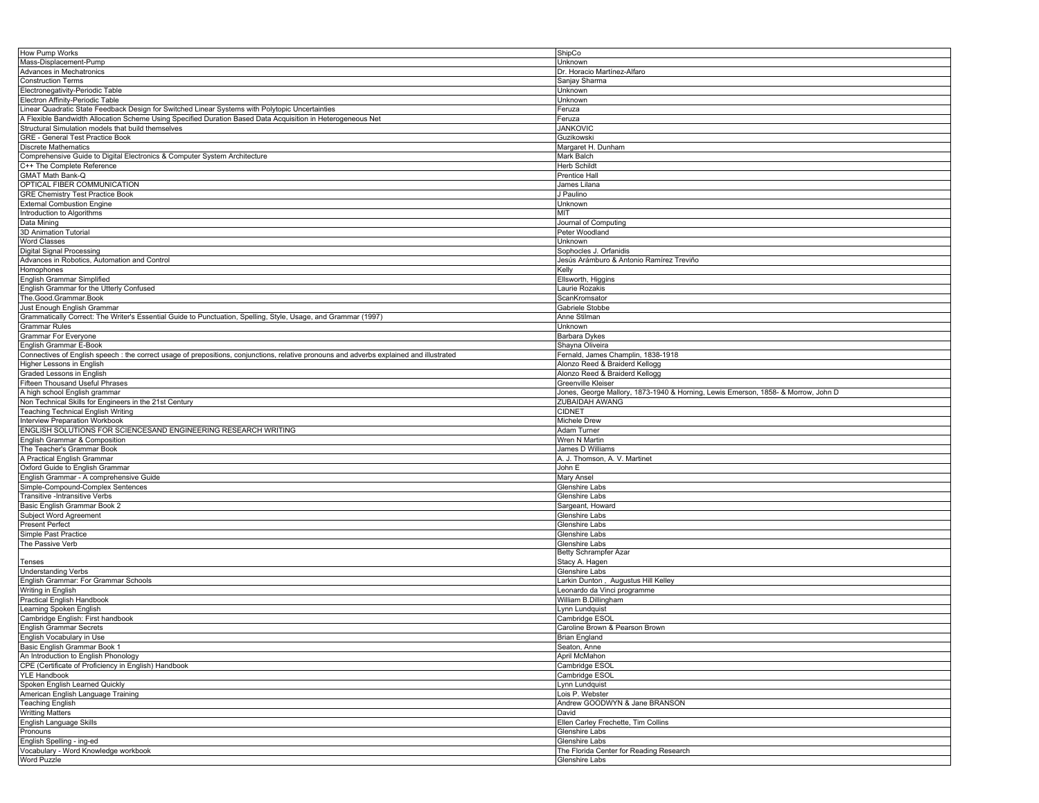| How Pump Works | ShipCo |
|---|---|
| Mass-Displacement-Pump | Unknown |
| Advances in Mechatronics | Dr. Horacio Martínez-Alfaro |
| Construction Terms | Sanjay Sharma |
| Electronegativity-Periodic Table | Unknown |
| Electron Affinity-Periodic Table | Unknown |
| Linear Quadratic State Feedback Design for Switched Linear Systems with Polytopic Uncertainties | Feruza |
| A Flexible Bandwidth Allocation Scheme Using Specified Duration Based Data Acquisition in Heterogeneous Net | Feruza |
| Structural Simulation models that build themselves | JANKOVIC |
| GRE - General Test Practice Book | Guzikowski |
| Discrete Mathematics | Margaret H. Dunham |
| Comprehensive Guide to Digital Electronics & Computer System Architecture | Mark Balch |
| C++ The Complete Reference | Herb Schildt |
| GMAT Math Bank-Q | Prentice Hall |
| OPTICAL FIBER COMMUNICATION | James Lilana |
| GRE Chemistry Test Practice Book | J Paulino |
| External Combustion Engine | Unknown |
| Introduction to Algorithms | MIT |
| Data Mining | Journal of Computing |
| 3D Animation Tutorial | Peter Woodland |
| Word Classes | Unknown |
| Digital Signal Processing | Sophocles J. Orfanidis |
| Advances in Robotics, Automation and Control | Jesús Arámburo & Antonio Ramírez Treviño |
| Homophones | Kelly |
| English Grammar Simplified | Ellsworth, Higgins |
| English Grammar for the Utterly Confused | Laurie Rozakis |
| The.Good.Grammar.Book | ScanKromsator |
| Just Enough English Grammar | Gabriele Stobbe |
| Grammatically Correct: The Writer's Essential Guide to Punctuation, Spelling, Style, Usage, and Grammar (1997) | Anne Stilman |
| Grammar Rules | Unknown |
| Grammar For Everyone | Barbara Dykes |
| English Grammar E-Book | Shayna Oliveira |
| Connectives of English speech : the correct usage of prepositions, conjunctions, relative pronouns and adverbs explained and illustrated | Fernald, James Champlin, 1838-1918 |
| Higher Lessons in English | Alonzo Reed & Braiderd Kellogg |
| Graded Lessons in English | Alonzo Reed & Braiderd Kellogg |
| Fifteen Thousand Useful Phrases | Greenville Kleiser |
| A high school English grammar | Jones, George Mallory, 1873-1940 & Horning, Lewis Emerson, 1858- & Morrow, John D |
| Non Technical Skills for Engineers in the 21st Century | ZUBAIDAH AWANG |
| Teaching Technical English Writing | CIDNET |
| Interview Preparation Workbook | Michele Drew |
| ENGLISH SOLUTIONS FOR SCIENCESAND ENGINEERING RESEARCH WRITING | Adam Turner |
| English Grammar & Composition | Wren N Martin |
| The Teacher's Grammar Book | James D Williams |
| A Practical English Grammar | A. J. Thomson, A. V. Martinet |
| Oxford Guide to English Grammar | John E |
| English Grammar - A comprehensive Guide | Mary Ansel |
| Simple-Compound-Complex Sentences | Glenshire Labs |
| Transitive -Intransitive Verbs | Glenshire Labs |
| Basic English Grammar Book 2 | Sargeant, Howard |
| Subject Word Agreement | Glenshire Labs |
| Present Perfect | Glenshire Labs |
| Simple Past Practice | Glenshire Labs |
| The Passive Verb | Glenshire Labs |
| Tenses | Betty Schrampfer Azar<br>Stacy A. Hagen |
| Understanding Verbs | Glenshire Labs |
| English Grammar: For Grammar Schools | Larkin Dunton , Augustus Hill Kelley |
| Writing in English | Leonardo da Vinci programme |
| Practical English Handbook | William B.Dillingham |
| Learning Spoken English | Lynn Lundquist |
| Cambridge English: First handbook | Cambridge ESOL |
| English Grammar Secrets | Caroline Brown & Pearson Brown |
| English Vocabulary in Use | Brian England |
| Basic English Grammar Book 1 | Seaton, Anne |
| An Introduction to English Phonology | April McMahon |
| CPE (Certificate of Proficiency in English) Handbook | Cambridge ESOL |
| YLE Handbook | Cambridge ESOL |
| Spoken English Learned Quickly | Lynn Lundquist |
| American English Language Training | Lois P. Webster |
| Teaching English | Andrew GOODWYN & Jane BRANSON |
| Writting Matters | David |
| English Language Skills | Ellen Carley Frechette, Tim Collins |
| Pronouns | Glenshire Labs |
| English Spelling - ing-ed | Glenshire Labs |
| Vocabulary - Word Knowledge workbook | The Florida Center for Reading Research |
| Word Puzzle | Glenshire Labs |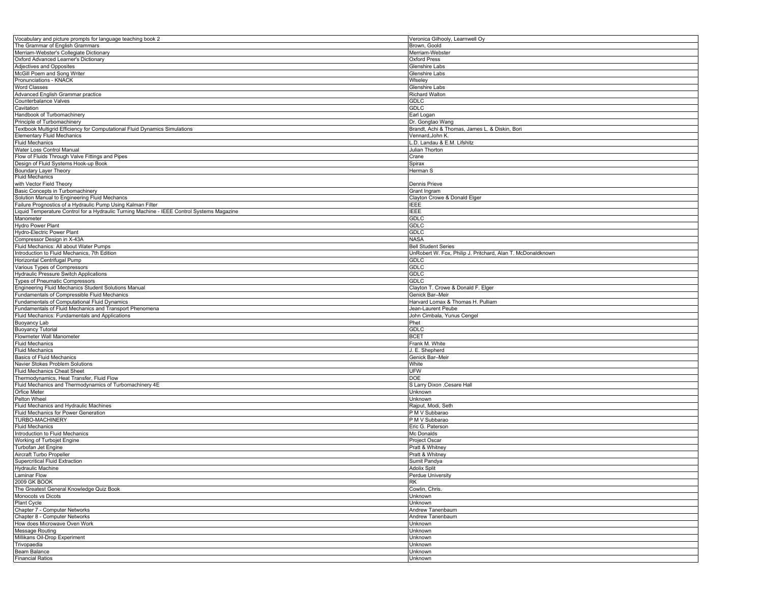| Vocabulary and picture prompts for language teaching book 2 | Veronica Gilhooly, Learnwell Oy |
|---|---|
| The Grammar of English Grammars | Brown, Goold |
| Merriam-Webster's Collegiate Dictionary | Merriam-Webster |
| Oxford Advanced Learner's Dictionary | Oxford Press |
| Adjectives and Opposites | Glenshire Labs |
| McGill Poem and Song Writer | Glenshire Labs |
| Pronunciations - KNACK | Wlseley |
| Word Classes | Glenshire Labs |
| Advanced English Grammar practice | Richard Walton |
| Counterbalance Valves | GDLC |
| Cavitation | GDLC |
| Handbook of Turbomachinery | Earl Logan |
| Principle of Turbomachinery | Dr. Gongtao Wang |
| Textbook Multigrid Efficiency for Computational Fluid Dynamics Simulations | Brandt, Achi & Thomas, James L. & Diskin, Bori |
| Elementary Fluid Mechanics | Vennard,John K. |
| Fluid Mechanics | L.D. Landau & E.M. Lifshitz |
| Water Loss Control Manual | Julian Thorton |
| Flow of Fluids Through Valve Fittings and Pipes | Crane |
| Design of Fluid Systems Hook-up Book | Spirax |
| Boundary Layer Theory | Herman S |
| Fluid Mechanics with Vector Field Theory | Dennis Prieve |
| Basic Concepts in Turbomachinery | Grant Ingram |
| Solution Manual to Engineering Fluid Mechancs | Clayton Crowe & Donald Elger |
| Failure Prognostics of a Hydraulic Pump Using Kalman Filter | IEEE |
| Liquid Temperature Control for a Hydraulic Turning Machine - IEEE Control Systems Magazine | IEEE |
| Manometer | GDLC |
| Hydro Power Plant | GDLC |
| Hydro-Electric Power Plant | GDLC |
| Compressor Design in X-43A | NASA |
| Fluid Mechanics: All about Water Pumps | Bell Student Series |
| Introduction to Fluid Mechanics, 7th Edition | UnRobert W. Fox, Philip J. Pritchard, Alan T. McDonaldknown |
| Horizontal Centrifugal Pump | GDLC |
| Various Types of Compressors | GDLC |
| Hydraulic Pressure Switch Applications | GDLC |
| Types of Pneumatic Compressors | GDLC |
| Engineering Fluid Mechanics Student Solutions Manual | Clayton T. Crowe & Donald F. Elger |
| Fundamentals of Compressible Fluid Mechanics | Genick Bar–Meir |
| Fundamentals of Computational Fluid Dynamics | Harvard Lomax & Thomas H. Pulliam |
| Fundamentals of Fluid Mechanics and Transport Phenomena | Jean-Laurent Peube |
| Fluid Mechanics: Fundamentals and Applications | John Cimbala, Yunus Cengel |
| Buoyancy Lab | Phet |
| Buoyancy Tutorial | GDLC |
| Flowmeter Wall Manometer | BCET |
| Fluid Mechanics | Frank M. White |
| Fluid Mechanics | J. E. Shepherd |
| Basics of Fluid Mechanics | Genick Bar–Meir |
| Navier Stokes Problem Solutions | White |
| Fluid Mechanics Cheat Sheet | UFW |
| Thermodynamics, Heat Transfer, Fluid Flow | DOE |
| Fluid Mechanics and Thermodynamics of Turbomachinery 4E | S Larry Dixon ,Cesare Hall |
| Orfice Meter | Unknown |
| Pelton Wheel | Unknown |
| Fluid Mechanics and Hydraulic Machines | Rajput, Modi, Seth |
| Fluid Mechanics for Power Generation | P M V Subbarao |
| TURBO-MACHINERY | P M V Subbarao |
| Fluid Mechanics | Eric G. Paterson |
| Introduction to Fluid Mechanics | Mc Donalds |
| Working of Turbojet Engine | Project Oscar |
| Turbofan Jet Engine | Pratt & Whitney |
| Aircraft Turbo Propeller | Pratt & Whitney |
| Supercritical Fluid Extraction | Sumit Pandya |
| Hydraulic Machine | Adolix Split |
| Laminar Flow | Perdue University |
| 2009 GK BOOK | RK |
| The Greatest General Knowledge Quiz Book | Cowlin, Chris. |
| Monocots vs Dicots | Unknown |
| Plant Cycle | Unknown |
| Chapter 7 - Computer Networks | Andrew Tanenbaum |
| Chapter 8 - Computer Networks | Andrew Tanenbaum |
| How does Microwave Oven Work | Unknown |
| Message Routing | Unknown |
| Millikans Oil-Drop Experiment | Unknown |
| Trivopaedia | Unknown |
| Beam Balance | Unknown |
| Financial Ratios | Unknown |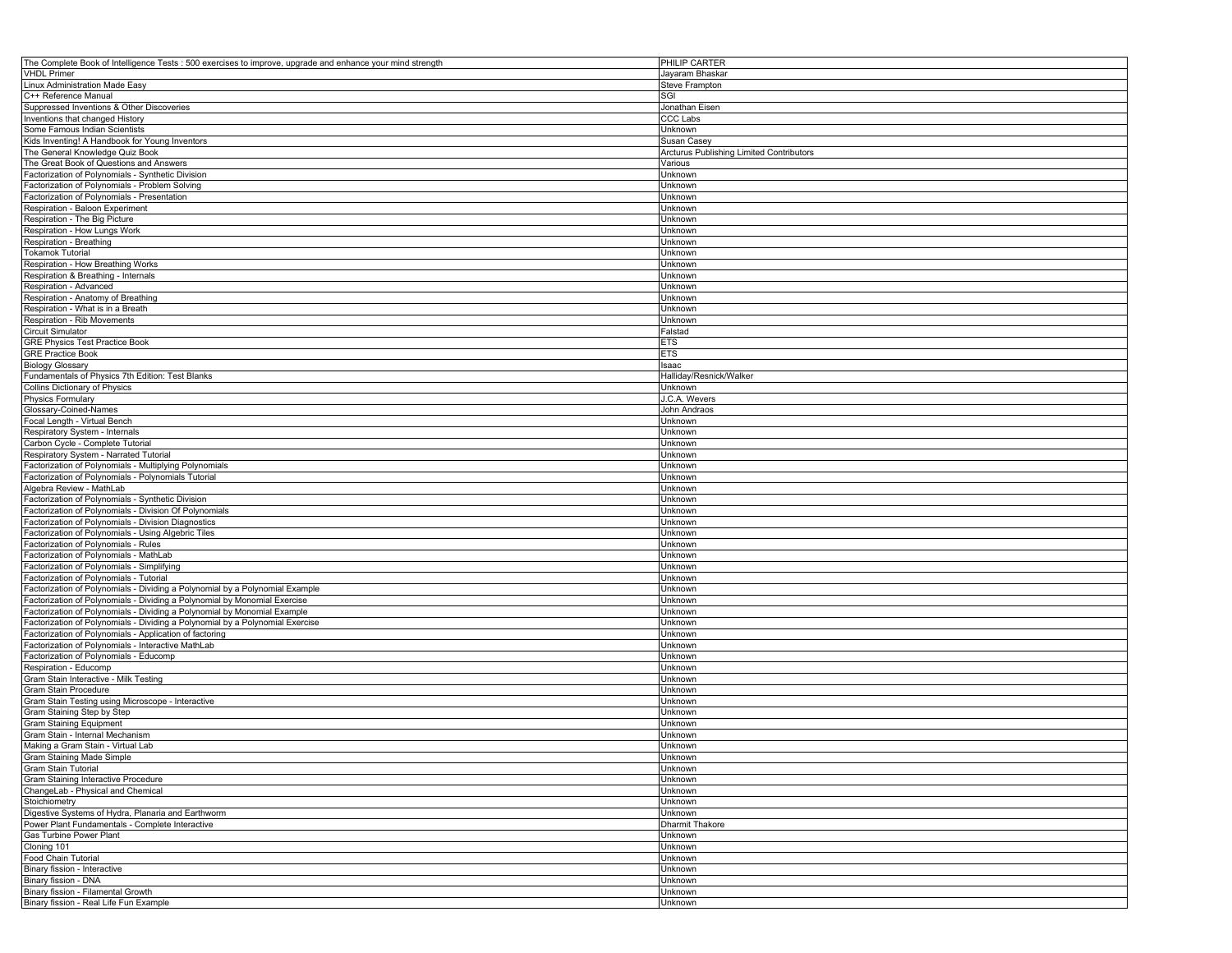| | |
|---|---|
| The Complete Book of Intelligence Tests : 500 exercises to improve, upgrade and enhance your mind strength | PHILIP CARTER |
| VHDL Primer | Jayaram Bhaskar |
| Linux Administration Made Easy | Steve Frampton |
| C++ Reference Manual | SGI |
| Suppressed Inventions & Other Discoveries | Jonathan Eisen |
| Inventions that changed History | CCC Labs |
| Some Famous Indian Scientists | Unknown |
| Kids Inventing! A Handbook for Young Inventors | Susan Casey |
| The General Knowledge Quiz Book | Arcturus Publishing Limited Contributors |
| The Great Book of Questions and Answers | Various |
| Factorization of Polynomials - Synthetic Division | Unknown |
| Factorization of Polynomials - Problem Solving | Unknown |
| Factorization of Polynomials - Presentation | Unknown |
| Respiration - Baloon Experiment | Unknown |
| Respiration - The Big Picture | Unknown |
| Respiration - How Lungs Work | Unknown |
| Respiration - Breathing | Unknown |
| Tokamok Tutorial | Unknown |
| Respiration - How Breathing Works | Unknown |
| Respiration & Breathing - Internals | Unknown |
| Respiration - Advanced | Unknown |
| Respiration - Anatomy of Breathing | Unknown |
| Respiration - What is in a Breath | Unknown |
| Respiration - Rib Movements | Unknown |
| Circuit Simulator | Falstad |
| GRE Physics Test Practice Book | ETS |
| GRE Practice Book | ETS |
| Biology Glossary | Isaac |
| Fundamentals of Physics 7th Edition: Test Blanks | Halliday/Resnick/Walker |
| Collins Dictionary of Physics | Unknown |
| Physics Formulary | J.C.A. Wevers |
| Glossary-Coined-Names | John Andraos |
| Focal Length - Virtual Bench | Unknown |
| Respiratory System - Internals | Unknown |
| Carbon Cycle - Complete Tutorial | Unknown |
| Respiratory System - Narrated Tutorial | Unknown |
| Factorization of Polynomials - Multiplying Polynomials | Unknown |
| Factorization of Polynomials - Polynomials Tutorial | Unknown |
| Algebra Review - MathLab | Unknown |
| Factorization of Polynomials - Synthetic Division | Unknown |
| Factorization of Polynomials - Division Of Polynomials | Unknown |
| Factorization of Polynomials - Division Diagnostics | Unknown |
| Factorization of Polynomials - Using Algebric Tiles | Unknown |
| Factorization of Polynomials - Rules | Unknown |
| Factorization of Polynomials - MathLab | Unknown |
| Factorization of Polynomials - Simplifying | Unknown |
| Factorization of Polynomials - Tutorial | Unknown |
| Factorization of Polynomials - Dividing a Polynomial by a Polynomial Example | Unknown |
| Factorization of Polynomials - Dividing a Polynomial by Monomial Exercise | Unknown |
| Factorization of Polynomials - Dividing a Polynomial by Monomial Example | Unknown |
| Factorization of Polynomials - Dividing a Polynomial by a Polynomial Exercise | Unknown |
| Factorization of Polynomials - Application of factoring | Unknown |
| Factorization of Polynomials - Interactive MathLab | Unknown |
| Factorization of Polynomials - Educomp | Unknown |
| Respiration - Educomp | Unknown |
| Gram Stain Interactive - Milk Testing | Unknown |
| Gram Stain Procedure | Unknown |
| Gram Stain Testing using Microscope - Interactive | Unknown |
| Gram Staining Step by Step | Unknown |
| Gram Staining Equipment | Unknown |
| Gram Stain - Internal Mechanism | Unknown |
| Making a Gram Stain - Virtual Lab | Unknown |
| Gram Staining Made Simple | Unknown |
| Gram Stain Tutorial | Unknown |
| Gram Staining Interactive Procedure | Unknown |
| ChangeLab - Physical and Chemical | Unknown |
| Stoichiometry | Unknown |
| Digestive Systems of Hydra, Planaria and Earthworm | Unknown |
| Power Plant Fundamentals - Complete Interactive | Dharmit Thakore |
| Gas Turbine Power Plant | Unknown |
| Cloning 101 | Unknown |
| Food Chain Tutorial | Unknown |
| Binary fission - Interactive | Unknown |
| Binary fission - DNA | Unknown |
| Binary fission - Filamental Growth | Unknown |
| Binary fission - Real Life Fun Example | Unknown |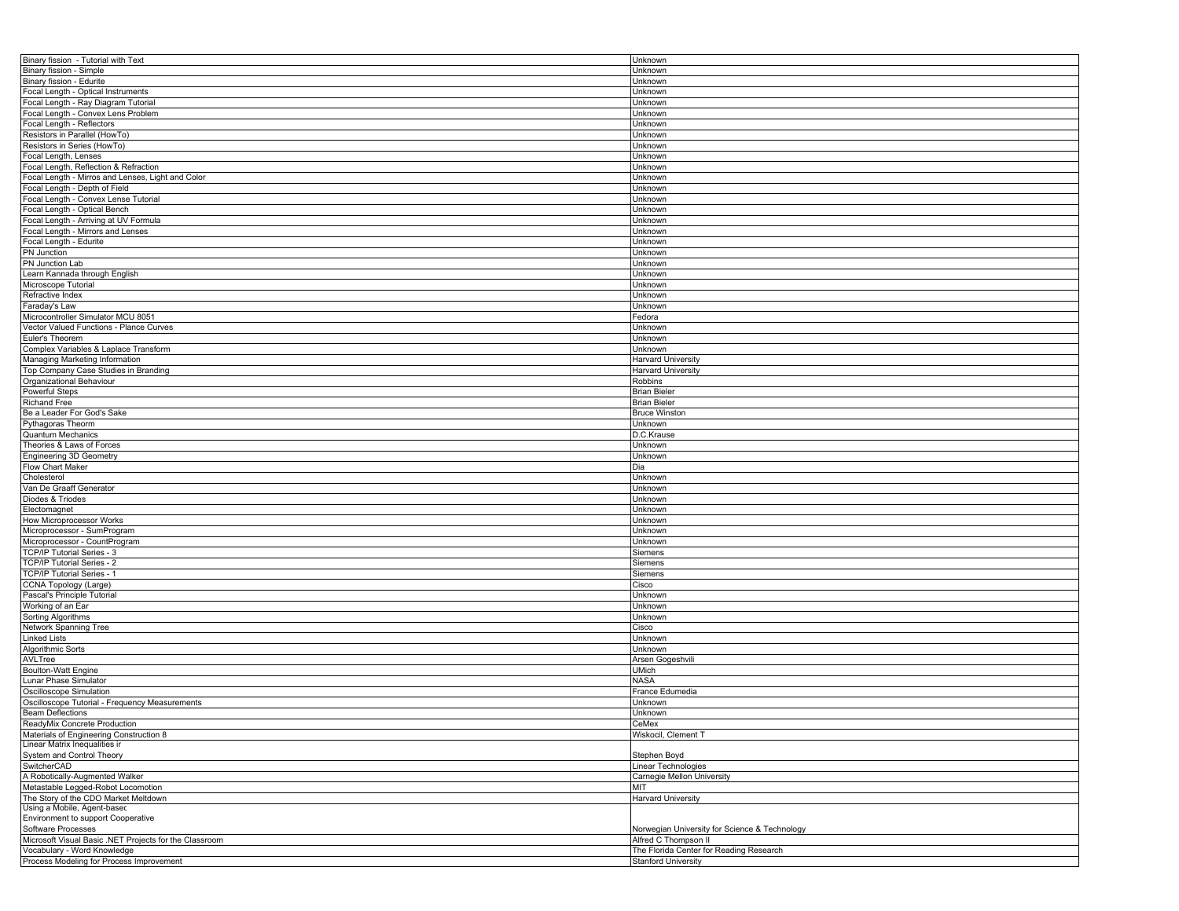| Binary fission - Tutorial with Text | Unknown |
|---|---|
| Binary fission - Simple | Unknown |
| Binary fission - Edurite | Unknown |
| Focal Length - Optical Instruments | Unknown |
| Focal Length - Ray Diagram Tutorial | Unknown |
| Focal Length - Convex Lens Problem | Unknown |
| Focal Length - Reflectors | Unknown |
| Resistors in Parallel (HowTo) | Unknown |
| Resistors in Series (HowTo) | Unknown |
| Focal Length, Lenses | Unknown |
| Focal Length, Reflection & Refraction | Unknown |
| Focal Length - Mirros and Lenses, Light and Color | Unknown |
| Focal Length - Depth of Field | Unknown |
| Focal Length - Convex Lense Tutorial | Unknown |
| Focal Length - Optical Bench | Unknown |
| Focal Length - Arriving at UV Formula | Unknown |
| Focal Length - Mirrors and Lenses | Unknown |
| Focal Length - Edurite | Unknown |
| PN Junction | Unknown |
| PN Junction Lab | Unknown |
| Learn Kannada through English | Unknown |
| Microscope Tutorial | Unknown |
| Refractive Index | Unknown |
| Faraday's Law | Unknown |
| Microcontroller Simulator MCU 8051 | Fedora |
| Vector Valued Functions - Plance Curves | Unknown |
| Euler's Theorem | Unknown |
| Complex Variables & Laplace Transform | Unknown |
| Managing Marketing Information | Harvard University |
| Top Company Case Studies in Branding | Harvard University |
| Organizational Behaviour | Robbins |
| Powerful Steps | Brian Bieler |
| Richand Free | Brian Bieler |
| Be a Leader For God's Sake | Bruce Winston |
| Pythagoras Theorm | Unknown |
| Quantum Mechanics | D.C.Krause |
| Theories & Laws of Forces | Unknown |
| Engineering 3D Geometry | Unknown |
| Flow Chart Maker | Dia |
| Cholesterol | Unknown |
| Van De Graaff Generator | Unknown |
| Diodes & Triodes | Unknown |
| Electomagnet | Unknown |
| How Microprocessor Works | Unknown |
| Microprocessor - SumProgram | Unknown |
| Microprocessor - CountProgram | Unknown |
| TCP/IP Tutorial Series - 3 | Siemens |
| TCP/IP Tutorial Series - 2 | Siemens |
| TCP/IP Tutorial Series - 1 | Siemens |
| CCNA Topology (Large) | Cisco |
| Pascal's Principle Tutorial | Unknown |
| Working of an Ear | Unknown |
| Sorting Algorithms | Unknown |
| Network Spanning Tree | Cisco |
| Linked Lists | Unknown |
| Algorithmic Sorts | Unknown |
| AVLTree | Arsen Gogeshvili |
| Boulton-Watt Engine | UMich |
| Lunar Phase Simulator | NASA |
| Oscilloscope Simulation | France Edumedia |
| Oscilloscope Tutorial - Frequency Measurements | Unknown |
| Beam Deflections | Unknown |
| ReadyMix Concrete Production | CeMex |
| Materials of Engineering Construction 8 | Wiskocil, Clement T |
| Linear Matrix Inequalities ir System and Control Theory | Stephen Boyd |
| SwitcherCAD | Linear Technologies |
| A Robotically-Augmented Walker | Carnegie Mellon University |
| Metastable Legged-Robot Locomotion | MIT |
| The Story of the CDO Market Meltdown | Harvard University |
| Using a Mobile, Agent-basec Environment to support Cooperative Software Processes | Norwegian University for Science & Technology |
| Microsoft Visual Basic .NET Projects for the Classroom | Alfred C Thompson II |
| Vocabulary - Word Knowledge | The Florida Center for Reading Research |
| Process Modeling for Process Improvement | Stanford University |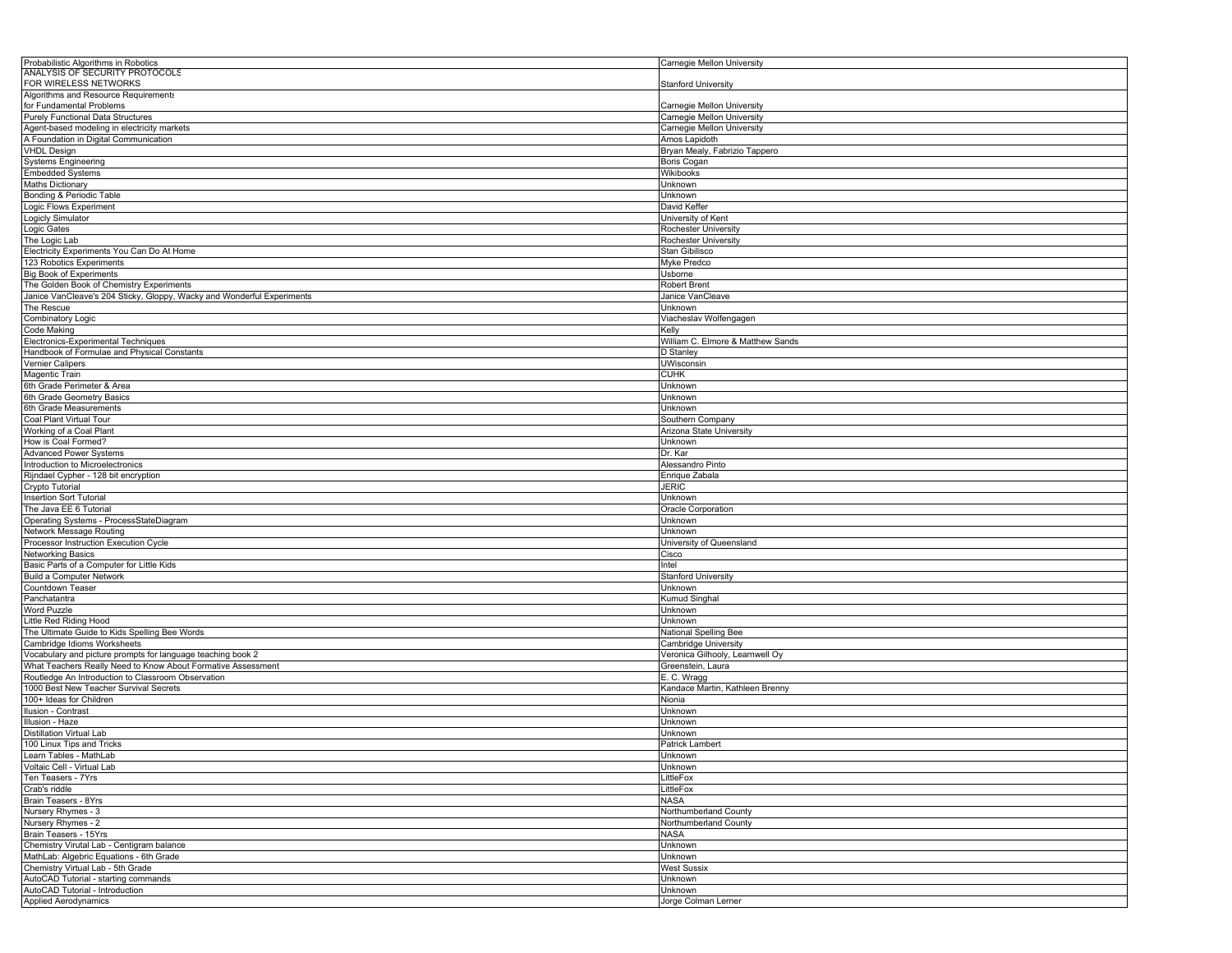| Probabilistic Algorithms in Robotics | Carnegie Mellon University |
|---|---|
| ANALYSIS OF SECURITY PROTOCOLS FOR WIRELESS NETWORKS | Stanford University |
| Algorithms and Resource Requirements for Fundamental Problems | Carnegie Mellon University |
| Purely Functional Data Structures | Carnegie Mellon University |
| Agent-based modeling in electricity markets | Carnegie Mellon University |
| A Foundation in Digital Communication | Amos Lapidoth |
| VHDL Design | Bryan Mealy, Fabrizio Tappero |
| Systems Engineering | Boris Cogan |
| Embedded Systems | Wikibooks |
| Maths Dictionary | Unknown |
| Bonding & Periodic Table | Unknown |
| Logic Flows Experiment | David Keffer |
| Logicly Simulator | University of Kent |
| Logic Gates | Rochester University |
| The Logic Lab | Rochester University |
| Electricity Experiments You Can Do At Home | Stan Gibilisco |
| 123 Robotics Experiments | Myke Predco |
| Big Book of Experiments | Usborne |
| The Golden Book of Chemistry Experiments | Robert Brent |
| Janice VanCleave's 204 Sticky, Gloppy, Wacky and Wonderful Experiments | Janice VanCleave |
| The Rescue | Unknown |
| Combinatory Logic | Viacheslav Wolfengagen |
| Code Making | Kelly |
| Electronics-Experimental Techniques | William C. Elmore & Matthew Sands |
| Handbook of Formulae and Physical Constants | D Stanley |
| Vernier Calipers | UWisconsin |
| Magentic Train | CUHK |
| 6th Grade Perimeter & Area | Unknown |
| 6th Grade Geometry Basics | Unknown |
| 6th Grade Measurements | Unknown |
| Coal Plant Virtual Tour | Southern Company |
| Working of a Coal Plant | Arizona State University |
| How is Coal Formed? | Unknown |
| Advanced Power Systems | Dr. Kar |
| Introduction to Microelectronics | Alessandro Pinto |
| Rijndael Cypher - 128 bit encryption | Enrique Zabala |
| Crypto Tutorial | JERIC |
| Insertion Sort Tutorial | Unknown |
| The Java EE 6 Tutorial | Oracle Corporation |
| Operating Systems - ProcessStateDiagram | Unknown |
| Network Message Routing | Unknown |
| Processor Instruction Execution Cycle | University of Queensland |
| Networking Basics | Cisco |
| Basic Parts of a Computer for Little Kids | Intel |
| Build a Computer Network | Stanford University |
| Countdown Teaser | Unknown |
| Panchatantra | Kumud Singhal |
| Word Puzzle | Unknown |
| Little Red Riding Hood | Unknown |
| The Ultimate Guide to Kids Spelling Bee Words | National Spelling Bee |
| Cambridge Idioms Worksheets | Cambridge University |
| Vocabulary and picture prompts for language teaching book 2 | Veronica Gilhooly, Learnwell Oy |
| What Teachers Really Need to Know About Formative Assessment | Greenstein, Laura |
| Routledge An Introduction to Classroom Observation | E. C. Wragg |
| 1000 Best New Teacher Survival Secrets | Kandace Martin, Kathleen Brenny |
| 100+ Ideas for Children | Nionia |
| Ilusion - Contrast | Unknown |
| Illusion - Haze | Unknown |
| Distillation Virtual Lab | Unknown |
| 100 Linux Tips and Tricks | Patrick Lambert |
| Learn Tables - MathLab | Unknown |
| Voltaic Cell - Virtual Lab | Unknown |
| Ten Teasers - 7Yrs | LittleFox |
| Crab's riddle | LittleFox |
| Brain Teasers - 8Yrs | NASA |
| Nursery Rhymes - 3 | Northumberland County |
| Nursery Rhymes - 2 | Northumberland County |
| Brain Teasers - 15Yrs | NASA |
| Chemistry Virutal Lab - Centigram balance | Unknown |
| MathLab: Algebric Equations - 6th Grade | Unknown |
| Chemistry Virtual Lab - 5th Grade | West Sussix |
| AutoCAD Tutorial - starting commands | Unknown |
| AutoCAD Tutorial - Introduction | Unknown |
| Applied Aerodynamics | Jorge Colman Lerner |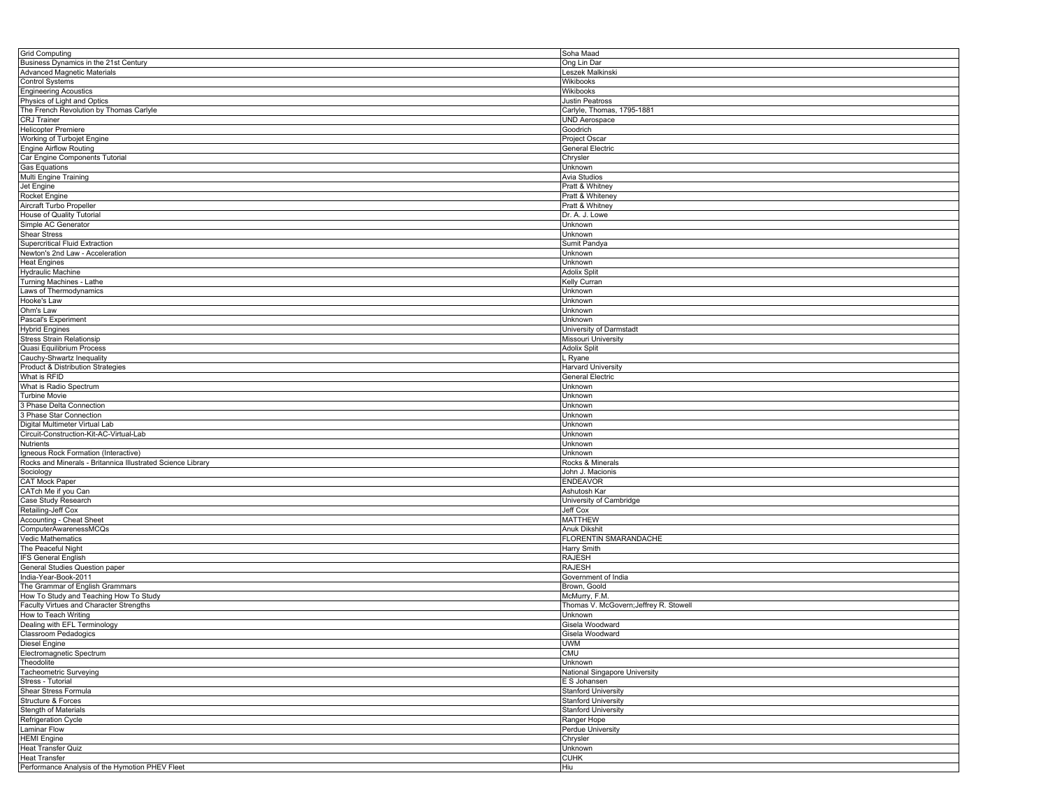| | |
|---|---|
| Grid Computing | Soha Maad |
| Business Dynamics in the 21st Century | Ong Lin Dar |
| Advanced Magnetic Materials | Leszek Malkinski |
| Control Systems | Wikibooks |
| Engineering Acoustics | Wikibooks |
| Physics of Light and Optics | Justin Peatross |
| The French Revolution by Thomas Carlyle | Carlyle, Thomas, 1795-1881 |
| CRJ Trainer | UND Aerospace |
| Helicopter Premiere | Goodrich |
| Working of Turbojet Engine | Project Oscar |
| Engine Airflow Routing | General Electric |
| Car Engine Components Tutorial | Chrysler |
| Gas Equations | Unknown |
| Multi Engine Training | Avia Studios |
| Jet Engine | Pratt & Whitney |
| Rocket Engine | Pratt & Whiteney |
| Aircraft Turbo Propeller | Pratt & Whitney |
| House of Quality Tutorial | Dr. A. J. Lowe |
| Simple AC Generator | Unknown |
| Shear Stress | Unknown |
| Supercritical Fluid Extraction | Sumit Pandya |
| Newton's 2nd Law - Acceleration | Unknown |
| Heat Engines | Unknown |
| Hydraulic Machine | Adolix Split |
| Turning Machines - Lathe | Kelly Curran |
| Laws of Thermodynamics | Unknown |
| Hooke's Law | Unknown |
| Ohm's Law | Unknown |
| Pascal's Experiment | Unknown |
| Hybrid Engines | University of Darmstadt |
| Stress Strain Relationsip | Missouri University |
| Quasi Equilibrium Process | Adolix Split |
| Cauchy-Shwartz Inequality | L Ryane |
| Product & Distribution Strategies | Harvard University |
| What is RFID | General Electric |
| What is Radio Spectrum | Unknown |
| Turbine Movie | Unknown |
| 3 Phase Delta Connection | Unknown |
| 3 Phase Star Connection | Unknown |
| Digital Multimeter Virtual Lab | Unknown |
| Circuit-Construction-Kit-AC-Virtual-Lab | Unknown |
| Nutrients | Unknown |
| Igneous Rock Formation (Interactive) | Unknown |
| Rocks and Minerals - Britannica Illustrated Science Library | Rocks & Minerals |
| Sociology | John J. Macionis |
| CAT Mock Paper | ENDEAVOR |
| CATch Me if you Can | Ashutosh Kar |
| Case Study Research | University of Cambridge |
| Retailing-Jeff Cox | Jeff Cox |
| Accounting - Cheat Sheet | MATTHEW |
| ComputerAwarenessMCQs | Anuk Dikshit |
| Vedic Mathematics | FLORENTIN SMARANDACHE |
| The Peaceful Night | Harry Smith |
| IFS General English | RAJESH |
| General Studies Question paper | RAJESH |
| India-Year-Book-2011 | Government of India |
| The Grammar of English Grammars | Brown, Goold |
| How To Study and Teaching How To Study | McMurry, F.M. |
| Faculty Virtues and Character Strengths | Thomas V. McGovern;Jeffrey R. Stowell |
| How to Teach Writing | Unknown |
| Dealing with EFL Terminology | Gisela Woodward |
| Classroom Pedadogics | Gisela Woodward |
| Diesel Engine | UWM |
| Electromagnetic Spectrum | CMU |
| Theodolite | Unknown |
| Tacheometric Surveying | National Singapore University |
| Stress - Tutorial | E S Johansen |
| Shear Stress Formula | Stanford University |
| Structure & Forces | Stanford University |
| Stength of Materials | Stanford University |
| Refrigeration Cycle | Ranger Hope |
| Laminar Flow | Perdue University |
| HEMI Engine | Chrysler |
| Heat Transfer Quiz | Unknown |
| Heat Transfer | CUHK |
| Performance Analysis of the Hymotion PHEV Fleet | Hiu |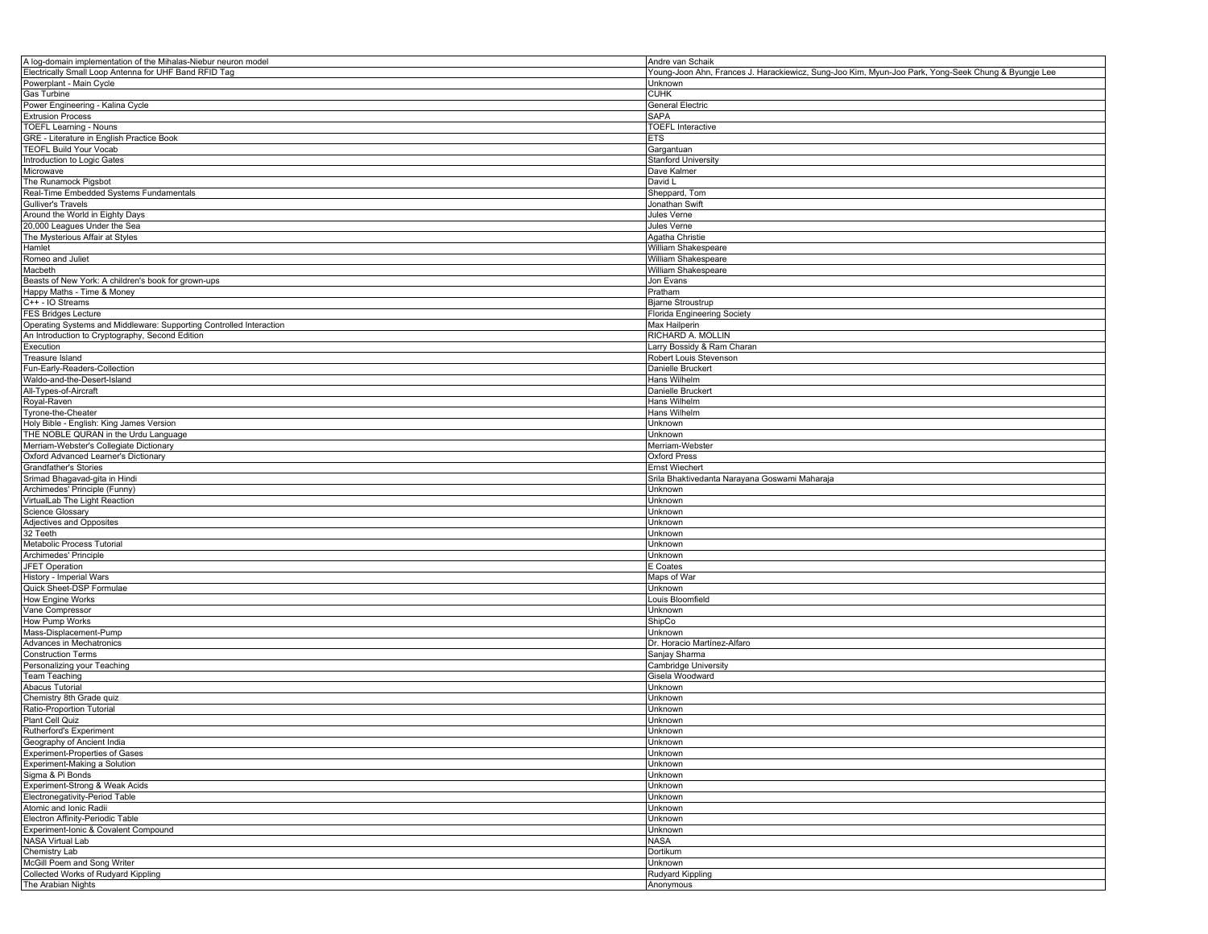| A log-domain implementation of the Mihalas-Niebur neuron model | Andre van Schaik |
|---|---|
| Electrically Small Loop Antenna for UHF Band RFID Tag | Young-Joon Ahn, Frances J. Harackiewicz, Sung-Joo Kim, Myun-Joo Park, Yong-Seek Chung & Byungje Lee |
| Powerplant - Main Cycle | Unknown |
| Gas Turbine | CUHK |
| Power Engineering - Kalina Cycle | General Electric |
| Extrusion Process | SAPA |
| TOEFL Learning - Nouns | TOEFL Interactive |
| GRE - Literature in English Practice Book | ETS |
| TEOFL Build Your Vocab | Gargantuan |
| Introduction to Logic Gates | Stanford University |
| Microwave | Dave Kalmer |
| The Runamock Pigsbot | David L |
| Real-Time Embedded Systems Fundamentals | Sheppard, Tom |
| Gulliver's Travels | Jonathan Swift |
| Around the World in Eighty Days | Jules Verne |
| 20,000 Leagues Under the Sea | Jules Verne |
| The Mysterious Affair at Styles | Agatha Christie |
| Hamlet | William Shakespeare |
| Romeo and Juliet | William Shakespeare |
| Macbeth | William Shakespeare |
| Beasts of New York: A children's book for grown-ups | Jon Evans |
| Happy Maths - Time & Money | Pratham |
| C++ - IO Streams | Bjarne Stroustrup |
| FES Bridges Lecture | Florida Engineering Society |
| Operating Systems and Middleware: Supporting Controlled Interaction | Max Hailperin |
| An Introduction to Cryptography, Second Edition | RICHARD A. MOLLIN |
| Execution | Larry Bossidy & Ram Charan |
| Treasure Island | Robert Louis Stevenson |
| Fun-Early-Readers-Collection | Danielle Bruckert |
| Waldo-and-the-Desert-Island | Hans Wilhelm |
| All-Types-of-Aircraft | Danielle Bruckert |
| Royal-Raven | Hans Wilhelm |
| Tyrone-the-Cheater | Hans Wilhelm |
| Holy Bible - English: King James Version | Unknown |
| THE NOBLE QURAN in the Urdu Language | Unknown |
| Merriam-Webster's Collegiate Dictionary | Merriam-Webster |
| Oxford Advanced Learner's Dictionary | Oxford Press |
| Grandfather's Stories | Ernst Wiechert |
| Srimad Bhagavad-gita in Hindi | Srila Bhaktivedanta Narayana Goswami Maharaja |
| Archimedes' Principle (Funny) | Unknown |
| VirtualLab The Light Reaction | Unknown |
| Science Glossary | Unknown |
| Adjectives and Opposites | Unknown |
| 32 Teeth | Unknown |
| Metabolic Process Tutorial | Unknown |
| Archimedes' Principle | Unknown |
| JFET Operation | E Coates |
| History - Imperial Wars | Maps of War |
| Quick Sheet-DSP Formulae | Unknown |
| How Engine Works | Louis Bloomfield |
| Vane Compressor | Unknown |
| How Pump Works | ShipCo |
| Mass-Displacement-Pump | Unknown |
| Advances in Mechatronics | Dr. Horacio Martinez-Alfaro |
| Construction Terms | Sanjay Sharma |
| Personalizing your Teaching | Cambridge University |
| Team Teaching | Gisela Woodward |
| Abacus Tutorial | Unknown |
| Chemistry 8th Grade quiz | Unknown |
| Ratio-Proportion Tutorial | Unknown |
| Plant Cell Quiz | Unknown |
| Rutherford's Experiment | Unknown |
| Geography of Ancient India | Unknown |
| Experiment-Properties of Gases | Unknown |
| Experiment-Making a Solution | Unknown |
| Sigma & Pi Bonds | Unknown |
| Experiment-Strong & Weak Acids | Unknown |
| Electronegativity-Period Table | Unknown |
| Atomic and Ionic Radii | Unknown |
| Electron Affinity-Periodic Table | Unknown |
| Experiment-Ionic & Covalent Compound | Unknown |
| NASA Virtual Lab | NASA |
| Chemistry Lab | Dortikum |
| McGill Poem and Song Writer | Unknown |
| Collected Works of Rudyard Kippling | Rudyard Kippling |
| The Arabian Nights | Anonymous |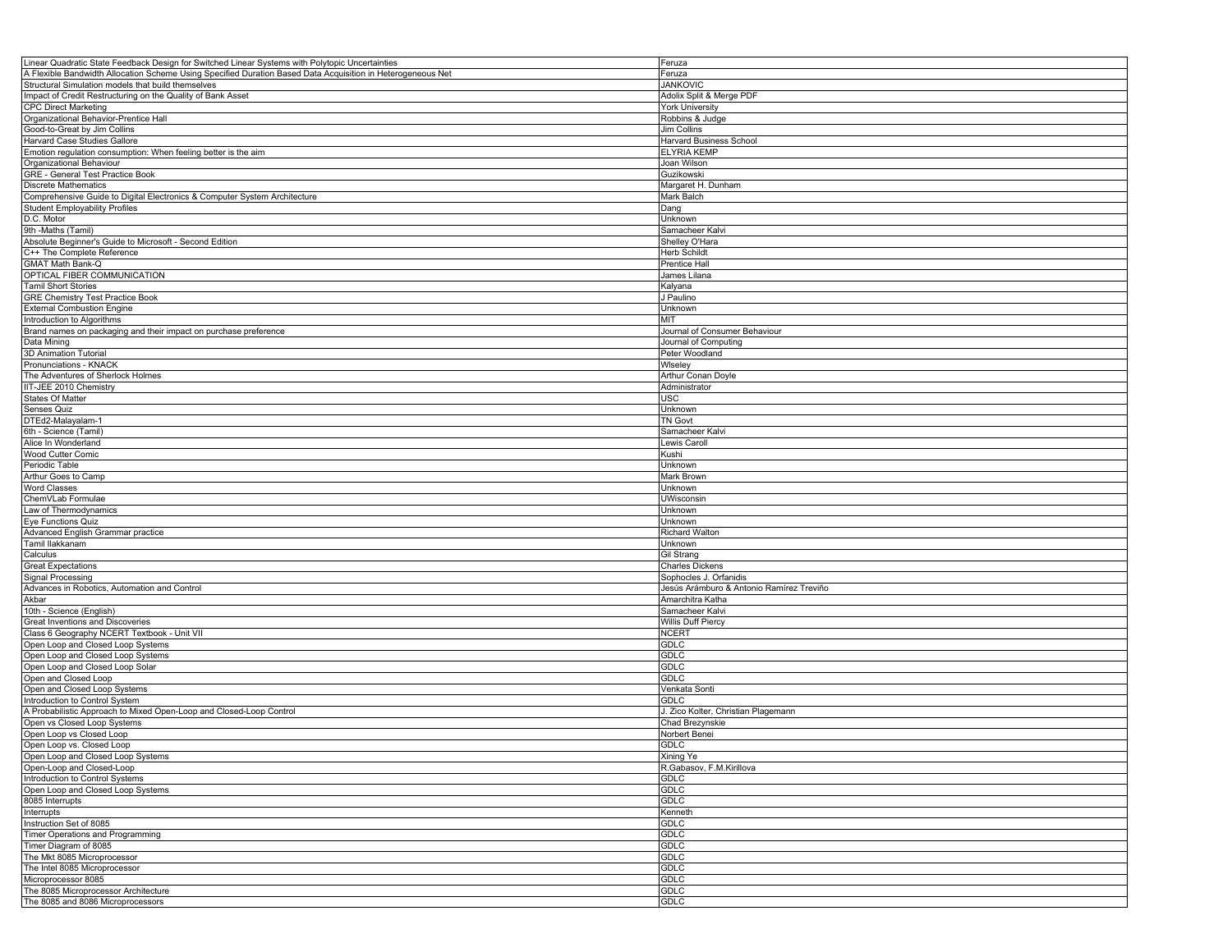| Linear Quadratic State Feedback Design for Switched Linear Systems with Polytopic Uncertainties | Feruza |
|---|---|
| A Flexible Bandwidth Allocation Scheme Using Specified Duration Based Data Acquisition in Heterogeneous Net | Feruza |
| Structural Simulation models that build themselves | JANKOVIC |
| Impact of Credit Restructuring on the Quality of Bank Asset | Adolix Split & Merge PDF |
| CPC Direct Marketing | York University |
| Organizational Behavior-Prentice Hall | Robbins & Judge |
| Good-to-Great by Jim Collins | Jim Collins |
| Harvard Case Studies Gallore | Harvard Business School |
| Emotion regulation consumption: When feeling better is the aim | ELYRIA KEMP |
| Organizational Behaviour | Joan Wilson |
| GRE - General Test Practice Book | Guzikowski |
| Discrete Mathematics | Margaret H. Dunham |
| Comprehensive Guide to Digital Electronics & Computer System Architecture | Mark Balch |
| Student Employability Profiles | Dang |
| D.C. Motor | Unknown |
| 9th -Maths (Tamil) | Samacheer Kalvi |
| Absolute Beginner's Guide to Microsoft - Second Edition | Shelley O'Hara |
| C++ The Complete Reference | Herb Schildt |
| GMAT Math Bank-Q | Prentice Hall |
| OPTICAL FIBER COMMUNICATION | James Lilana |
| Tamil Short Stories | Kalyana |
| GRE Chemistry Test Practice Book | J Paulino |
| External Combustion Engine | Unknown |
| Introduction to Algorithms | MIT |
| Brand names on packaging and their impact on purchase preference | Journal of Consumer Behaviour |
| Data Mining | Journal of Computing |
| 3D Animation Tutorial | Peter Woodland |
| Pronunciations - KNACK | Wlseley |
| The Adventures of Sherlock Holmes | Arthur Conan Doyle |
| IIT-JEE 2010 Chemistry | Administrator |
| States Of Matter | USC |
| Senses Quiz | Unknown |
| DTEd2-Malayalam-1 | TN Govt |
| 6th - Science (Tamil) | Samacheer Kalvi |
| Alice In Wonderland | Lewis Caroll |
| Wood Cutter Comic | Kushi |
| Periodic Table | Unknown |
| Arthur Goes to Camp | Mark Brown |
| Word Classes | Unknown |
| ChemVLab Formulae | UWisconsin |
| Law of Thermodynamics | Unknown |
| Eye Functions Quiz | Unknown |
| Advanced English Grammar practice | Richard Walton |
| Tamil Ilakkanam | Unknown |
| Calculus | Gil Strang |
| Great Expectations | Charles Dickens |
| Signal Processing | Sophocles J. Orfanidis |
| Advances in Robotics, Automation and Control | Jesús Arámburo & Antonio Ramírez Treviño |
| Akbar | Amarchitra Katha |
| 10th - Science (English) | Samacheer Kalvi |
| Great Inventions and Discoveries | Willis Duff Piercy |
| Class 6 Geography NCERT Textbook - Unit VII | NCERT |
| Open Loop and Closed Loop Systems | GDLC |
| Open Loop and Closed Loop Systems | GDLC |
| Open Loop and Closed Loop Solar | GDLC |
| Open and Closed Loop | GDLC |
| Open and Closed Loop Systems | Venkata Sonti |
| Introduction to Control System | GDLC |
| A Probabilistic Approach to Mixed Open-Loop and Closed-Loop Control | J. Zico Kolter, Christian Plagemann |
| Open vs Closed Loop Systems | Chad Brezynskie |
| Open Loop vs Closed Loop | Norbert Benei |
| Open Loop vs. Closed Loop | GDLC |
| Open Loop and Closed Loop Systems | Xining Ye |
| Open-Loop and Closed-Loop | R.Gabasov, F.M.Kirillova |
| Introduction to Control Systems | GDLC |
| Open Loop and Closed Loop Systems | GDLC |
| 8085 Interrupts | GDLC |
| Interrupts | Kenneth |
| Instruction Set of 8085 | GDLC |
| Timer Operations and Programming | GDLC |
| Timer Diagram of 8085 | GDLC |
| The Mkt 8085 Microprocessor | GDLC |
| The Intel 8085 Microprocessor | GDLC |
| Microprocessor 8085 | GDLC |
| The 8085 Microprocessor Architecture | GDLC |
| The 8085 and 8086 Microprocessors | GDLC |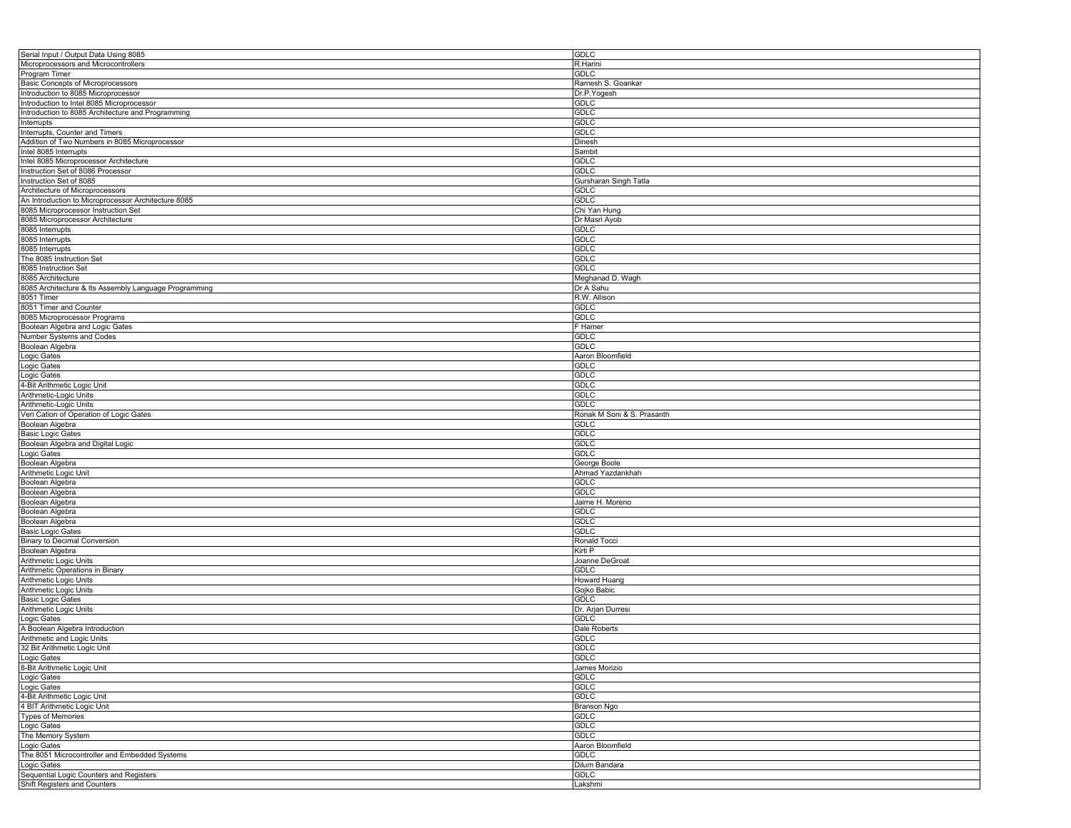| | |
|---|---|
| Serial Input / Output Data Using 8085 | GDLC |
| Microprocessors and Microcontrollers | R.Harini |
| Program Timer | GDLC |
| Basic Concepts of Microprocessors | Ramesh S. Goankar |
| Introduction to 8085 Microprocessor | Dr.P.Yogesh |
| Introduction to Intel 8085 Microprocessor | GDLC |
| Introduction to 8085 Architecture and Programming | GDLC |
| Interrupts | GDLC |
| Interrupts, Counter and Timers | GDLC |
| Addition of Two Numbers in 8085 Microprocessor | Dinesh |
| Intel 8085 Interrupts | Sambit |
| Intel 8085 Microprocessor Architecture | GDLC |
| Instruction Set of 8086 Processor | GDLC |
| Instruction Set of 8085 | Gursharan Singh Tatla |
| Architecture of Microprocessors | GDLC |
| An Introduction to Microprocessor Architecture 8085 | GDLC |
| 8085 Microprocessor Instruction Set | Chi Yan Hung |
| 8085 Microprocessor Architecture | Dr Masri Ayob |
| 8085 Interrupts | GDLC |
| 8085 Interrupts | GDLC |
| 8085 Interrupts | GDLC |
| The 8085 Instruction Set | GDLC |
| 8085 Instruction Set | GDLC |
| 8085 Architecture | Meghanad D. Wagh |
| 8085 Architecture & Its Assembly Language Programming | Dr A Sahu |
| 8051 Timer | R.W. Allison |
| 8051 Timer and Counter | GDLC |
| 8085 Microprocessor Programs | GDLC |
| Boolean Algebra and Logic Gates | F Hamer |
| Number Systems and Codes | GDLC |
| Boolean Algebra | GDLC |
| Logic Gates | Aaron Bloomfield |
| Logic Gates | GDLC |
| Logic Gates | GDLC |
| 4-Bit Arithmetic Logic Unit | GDLC |
| Arithmetic-Logic Units | GDLC |
| Arithmetic-Logic Units | GDLC |
| Veri Cation of Operation of Logic Gates | Ronak M Soni & S. Prasanth |
| Boolean Algebra | GDLC |
| Basic Logic Gates | GDLC |
| Boolean Algebra and Digital Logic | GDLC |
| Logic Gates | GDLC |
| Boolean Algebra | George Boole |
| Arithmetic Logic Unit | Ahmad Yazdankhah |
| Boolean Algebra | GDLC |
| Boolean Algebra | GDLC |
| Boolean Algebra | Jaime H. Moreno |
| Boolean Algebra | GDLC |
| Boolean Algebra | GDLC |
| Basic Logic Gates | GDLC |
| Binary to Decimal Conversion | Ronald Tocci |
| Boolean Algebra | Kirti P |
| Arithmetic Logic Units | Joanne DeGroat |
| Arithmetic Operations in Binary | GDLC |
| Arithmetic Logic Units | Howard Huang |
| Arithmetic Logic Units | Gojko Babic |
| Basic Logic Gates | GDLC |
| Arithmetic Logic Units | Dr. Arjan Durresi |
| Logic Gates | GDLC |
| A Boolean Algebra Introduction | Dale Roberts |
| Arithmetic and Logic Units | GDLC |
| 32 Bit Arithmetic Logic Unit | GDLC |
| Logic Gates | GDLC |
| 8-Bit Arithmetic Logic Unit | James Morizio |
| Logic Gates | GDLC |
| Logic Gates | GDLC |
| 4-Bit Arithmetic Logic Unit | GDLC |
| 4 BIT Arithmetic Logic Unit | Branson Ngo |
| Types of Memories | GDLC |
| Logic Gates | GDLC |
| The Memory System | GDLC |
| Logic Gates | Aaron Bloomfield |
| The 8051 Microcontroller and Embedded Systems | GDLC |
| Logic Gates | Dilum Bandara |
| Sequential Logic Counters and Registers | GDLC |
| Shift Registers and Counters | Lakshmi |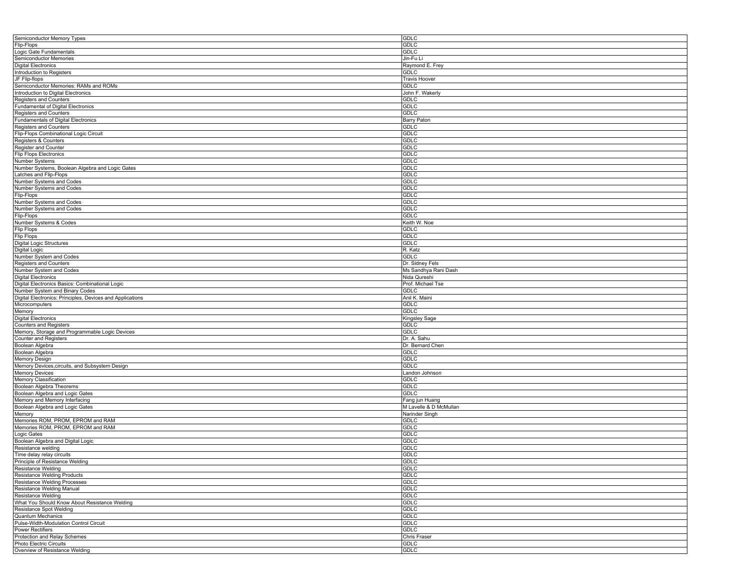| Semiconductor Memory Types | GDLC |
|---|---|
| Flip-Flops | GDLC |
| Logic Gate Fundamentals | GDLC |
| Semiconductor Memories | Jin-Fu Li |
| Digital Electronics | Raymond E. Frey |
| Introduction to Registers | GDLC |
| JF Flip-flops | Travis Hoover |
| Semiconductor Memories: RAMs and ROMs | GDLC |
| Introduction to Digital Electronics | John F. Wakerly |
| Registers and Counters | GDLC |
| Fundamental of Digital Electronics | GDLC |
| Registers and Counters | GDLC |
| Fundamentals of Digital Electronics | Barry Paton |
| Registers and Counters | GDLC |
| Flip-Flops Combinational Logic Circuit | GDLC |
| Registers & Counters | GDLC |
| Register and Counter | GDLC |
| Flip Flops Electronics | GDLC |
| Number Systems | GDLC |
| Number Systems, Boolean Algebra and Logic Gates | GDLC |
| Latches and Flip-Flops | GDLC |
| Number Systems and Codes | GDLC |
| Number Systems and Codes | GDLC |
| Flip-Flops | GDLC |
| Number Systems and Codes | GDLC |
| Number Systems and Codes | GDLC |
| Flip-Flops | GDLC |
| Number Systems & Codes | Keith W. Noe |
| Flip Flops | GDLC |
| Flip Flops | GDLC |
| Digital Logic Structures | GDLC |
| Digital Logic | R. Katz |
| Number System and Codes | GDLC |
| Registers and Counters | Dr. Sidney Fels |
| Number System and Codes | Ms Sandhya Rani Dash |
| Digital Electronics | Nida Qureshi |
| Digital Electronics Basics: Combinational Logic | Prof. Michael Tse |
| Number System and Binary Codes | GDLC |
| Digital Electronics: Principles, Devices and Applications | Anil K. Maini |
| Microcomputers | GDLC |
| Memory | GDLC |
| Digital Electronics | Kingsley Sage |
| Counters and Registers | GDLC |
| Memory, Storage and Programmable Logic Devices | GDLC |
| Counter and Registers | Dr. A. Sahu |
| Boolean Algebra | Dr. Bernard Chen |
| Boolean Algebra | GDLC |
| Memory Design | GDLC |
| Memory Devices,circuits, and Subsystem Design | GDLC |
| Memory Devices | Landon Johnson |
| Memory Classification | GDLC |
| Boolean Algebra Theorems | GDLC |
| Boolean Algebra and Logic Gates | GDLC |
| Memory and Memory Interfacing | Fang jun Huang |
| Boolean Algebra and Logic Gates | M Lavelle & D McMullan |
| Memory | Narinder Singh |
| Memories ROM, PROM, EPROM and RAM | GDLC |
| Memories ROM, PROM, EPROM and RAM | GDLC |
| Logic Gates | GDLC |
| Boolean Algebra and Digital Logic | GDLC |
| Resistance welding | GDLC |
| Time delay relay circuits | GDLC |
| Principle of Resistance Welding | GDLC |
| Resistance Welding | GDLC |
| Resistance Welding Products | GDLC |
| Resistance Welding Processes | GDLC |
| Resistance Welding Manual | GDLC |
| Resistance Welding | GDLC |
| What You Should Know About Resistance Welding | GDLC |
| Resistance Spot Welding | GDLC |
| Quantum Mechanics | GDLC |
| Pulse-Width-Modulation Control Circuit | GDLC |
| Power Rectifiers | GDLC |
| Protection and Relay Schemes | Chris Fraser |
| Photo Electric Circuits | GDLC |
| Overview of Resistance Welding | GDLC |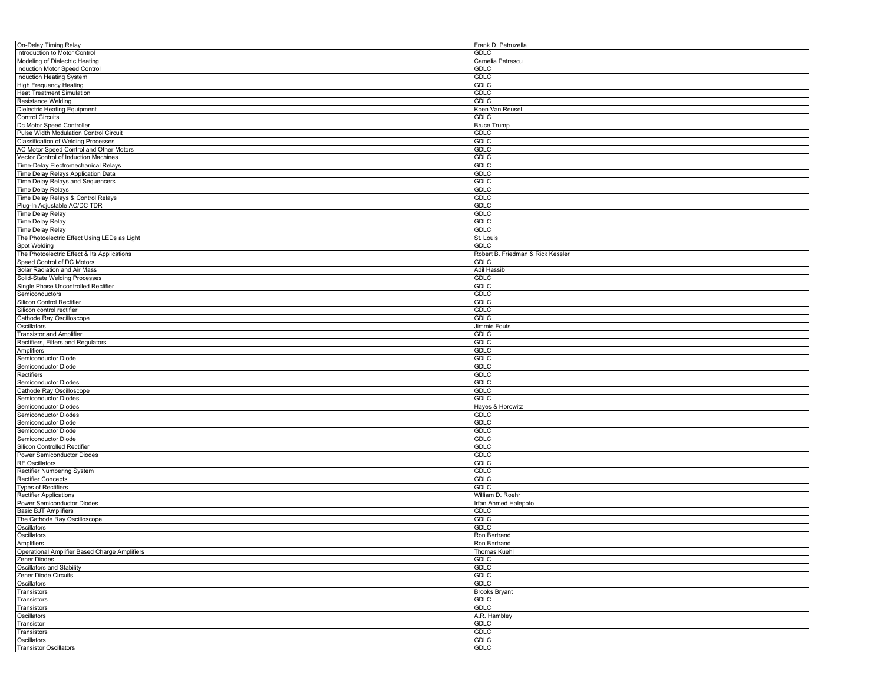| | |
|---|---|
| On-Delay Timing Relay | Frank D. Petruzella |
| Introduction to Motor Control | GDLC |
| Modeling of Dielectric Heating | Camelia Petrescu |
| Induction Motor Speed Control | GDLC |
| Induction Heating System | GDLC |
| High Frequency Heating | GDLC |
| Heat Treatment Simulation | GDLC |
| Resistance Welding | GDLC |
| Dielectric Heating Equipment | Koen Van Reusel |
| Control Circuits | GDLC |
| Dc Motor Speed Controller | Bruce Trump |
| Pulse Width Modulation Control Circuit | GDLC |
| Classification of Welding Processes | GDLC |
| AC Motor Speed Control and Other Motors | GDLC |
| Vector Control of Induction Machines | GDLC |
| Time-Delay Electromechanical Relays | GDLC |
| Time Delay Relays Application Data | GDLC |
| Time Delay Relays and Sequencers | GDLC |
| Time Delay Relays | GDLC |
| Time Delay Relays & Control Relays | GDLC |
| Plug-In Adjustable AC/DC TDR | GDLC |
| Time Delay Relay | GDLC |
| Time Delay Relay | GDLC |
| Time Delay Relay | GDLC |
| The Photoelectric Effect Using LEDs as Light | St. Louis |
| Spot Welding | GDLC |
| The Photoelectric Effect & Its Applications | Robert B. Friedman & Rick Kessler |
| Speed Control of DC Motors | GDLC |
| Solar Radiation and Air Mass | Adil Hassib |
| Solid-State Welding Processes | GDLC |
| Single Phase Uncontrolled Rectifier | GDLC |
| Semiconductors | GDLC |
| Silicon Control Rectifier | GDLC |
| Silicon control rectifier | GDLC |
| Cathode Ray Oscilloscope | GDLC |
| Oscillators | Jimmie Fouts |
| Transistor and Amplifier | GDLC |
| Rectifiers, Filters and Regulators | GDLC |
| Amplifiers | GDLC |
| Semiconductor Diode | GDLC |
| Semiconductor Diode | GDLC |
| Rectifiers | GDLC |
| Semiconductor Diodes | GDLC |
| Cathode Ray Oscilloscope | GDLC |
| Semiconductor Diodes | GDLC |
| Semiconductor Diodes | Hayes & Horowitz |
| Semiconductor Diodes | GDLC |
| Semiconductor Diode | GDLC |
| Semiconductor Diode | GDLC |
| Semiconductor Diode | GDLC |
| Silicon Controlled Rectifier | GDLC |
| Power Semiconductor Diodes | GDLC |
| RF Oscillators | GDLC |
| Rectifier Numbering System | GDLC |
| Rectifier Concepts | GDLC |
| Types of Rectifiers | GDLC |
| Rectifier Applications | William D. Roehr |
| Power Semiconductor Diodes | Irfan Ahmed Halepoto |
| Basic BJT Amplifiers | GDLC |
| The Cathode Ray Oscilloscope | GDLC |
| Oscillators | GDLC |
| Oscillators | Ron Bertrand |
| Amplifiers | Ron Bertrand |
| Operational Amplifier Based Charge Amplifiers | Thomas Kuehl |
| Zener Diodes | GDLC |
| Oscillators and Stability | GDLC |
| Zener Diode Circuits | GDLC |
| Oscillators | GDLC |
| Transistors | Brooks Bryant |
| Transistors | GDLC |
| Transistors | GDLC |
| Oscillators | A.R. Hambley |
| Transistor | GDLC |
| Transistors | GDLC |
| Oscillators | GDLC |
| Transistor Oscillators | GDLC |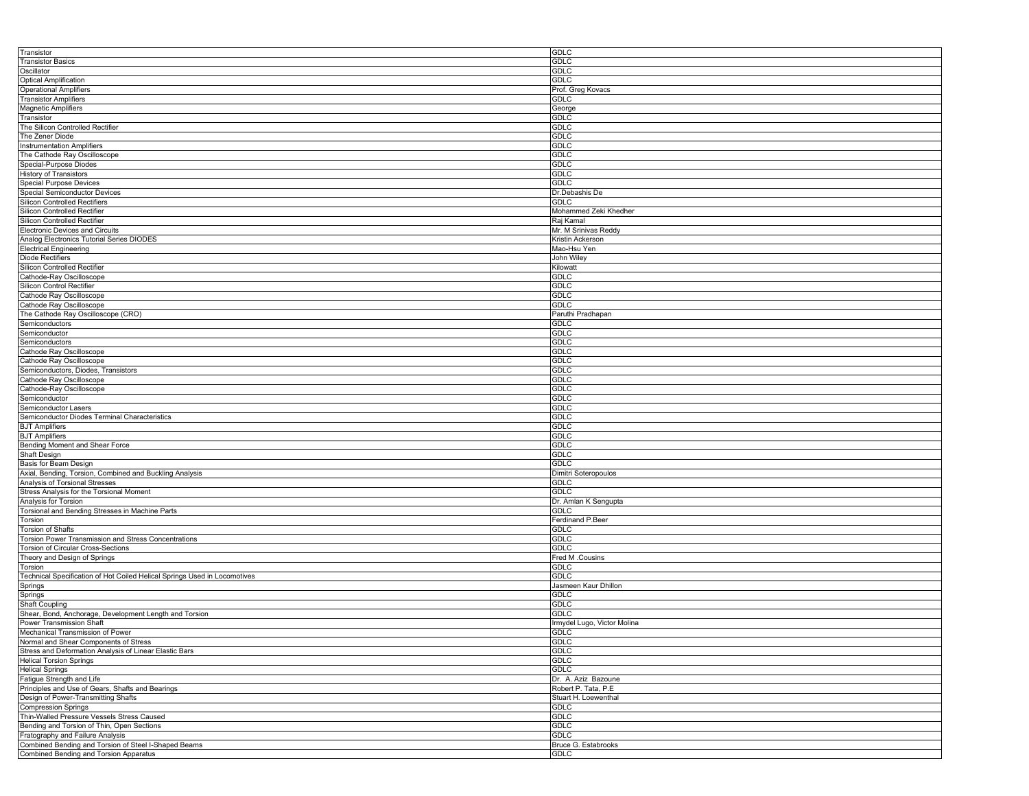| Transistor | GDLC |
|---|---|
| Transistor Basics | GDLC |
| Oscillator | GDLC |
| Optical Amplification | GDLC |
| Operational Amplifiers | Prof. Greg Kovacs |
| Transistor Amplifiers | GDLC |
| Magnetic Amplifiers | George |
| Transistor | GDLC |
| The Silicon Controlled Rectifier | GDLC |
| The Zener Diode | GDLC |
| Instrumentation Amplifiers | GDLC |
| The Cathode Ray Oscilloscope | GDLC |
| Special-Purpose Diodes | GDLC |
| History of Transistors | GDLC |
| Special Purpose Devices | GDLC |
| Special Semiconductor Devices | Dr.Debashis De |
| Silicon Controlled Rectifiers | GDLC |
| Silicon Controlled Rectifier | Mohammed Zeki Khedher |
| Silicon Controlled Rectifier | Raj Kamal |
| Electronic Devices and Circuits | Mr. M Srinivas Reddy |
| Analog Electronics Tutorial Series DIODES | Kristin Ackerson |
| Electrical Engineering | Mao-Hsu Yen |
| Diode Rectifiers | John Wiley |
| Silicon Controlled Rectifier | Kilowatt |
| Cathode-Ray Oscilloscope | GDLC |
| Silicon Control Rectifier | GDLC |
| Cathode Ray Oscilloscope | GDLC |
| Cathode Ray Oscilloscope | GDLC |
| The Cathode Ray Oscilloscope (CRO) | Paruthi Pradhapan |
| Semiconductors | GDLC |
| Semiconductor | GDLC |
| Semiconductors | GDLC |
| Cathode Ray Oscilloscope | GDLC |
| Cathode Ray Oscilloscope | GDLC |
| Semiconductors, Diodes, Transistors | GDLC |
| Cathode Ray Oscilloscope | GDLC |
| Cathode-Ray Oscilloscope | GDLC |
| Semiconductor | GDLC |
| Semiconductor Lasers | GDLC |
| Semiconductor Diodes Terminal Characteristics | GDLC |
| BJT Amplifiers | GDLC |
| BJT Amplifiers | GDLC |
| Bending Moment and Shear Force | GDLC |
| Shaft Design | GDLC |
| Basis for Beam Design | GDLC |
| Axial, Bending, Torsion, Combined and Buckling Analysis | Dimitri Soteropoulos |
| Analysis of Torsional Stresses | GDLC |
| Stress Analysis for the Torsional Moment | GDLC |
| Analysis for Torsion | Dr. Amlan K Sengupta |
| Torsional and Bending Stresses in Machine Parts | GDLC |
| Torsion | Ferdinand P.Beer |
| Torsion of Shafts | GDLC |
| Torsion Power Transmission and Stress Concentrations | GDLC |
| Torsion of Circular Cross-Sections | GDLC |
| Theory and Design of Springs | Fred M .Cousins |
| Torsion | GDLC |
| Technical Specification of Hot Coiled Helical Springs Used in Locomotives | GDLC |
| Springs | Jasmeen Kaur Dhillon |
| Springs | GDLC |
| Shaft Coupling | GDLC |
| Shear, Bond, Anchorage, Development Length and Torsion | GDLC |
| Power Transmission Shaft | Irmydel Lugo, Victor Molina |
| Mechanical Transmission of Power | GDLC |
| Normal and Shear Components of Stress | GDLC |
| Stress and Deformation Analysis of Linear Elastic Bars | GDLC |
| Helical Torsion Springs | GDLC |
| Helical Springs | GDLC |
| Fatigue Strength and Life | Dr. A. Aziz Bazoune |
| Principles and Use of Gears, Shafts and Bearings | Robert P. Tata, P.E |
| Design of Power-Transmitting Shafts | Stuart H. Loewenthal |
| Compression Springs | GDLC |
| Thin-Walled Pressure Vessels Stress Caused | GDLC |
| Bending and Torsion of Thin, Open Sections | GDLC |
| Fratography and Failure Analysis | GDLC |
| Combined Bending and Torsion of Steel I-Shaped Beams | Bruce G. Estabrooks |
| Combined Bending and Torsion Apparatus | GDLC |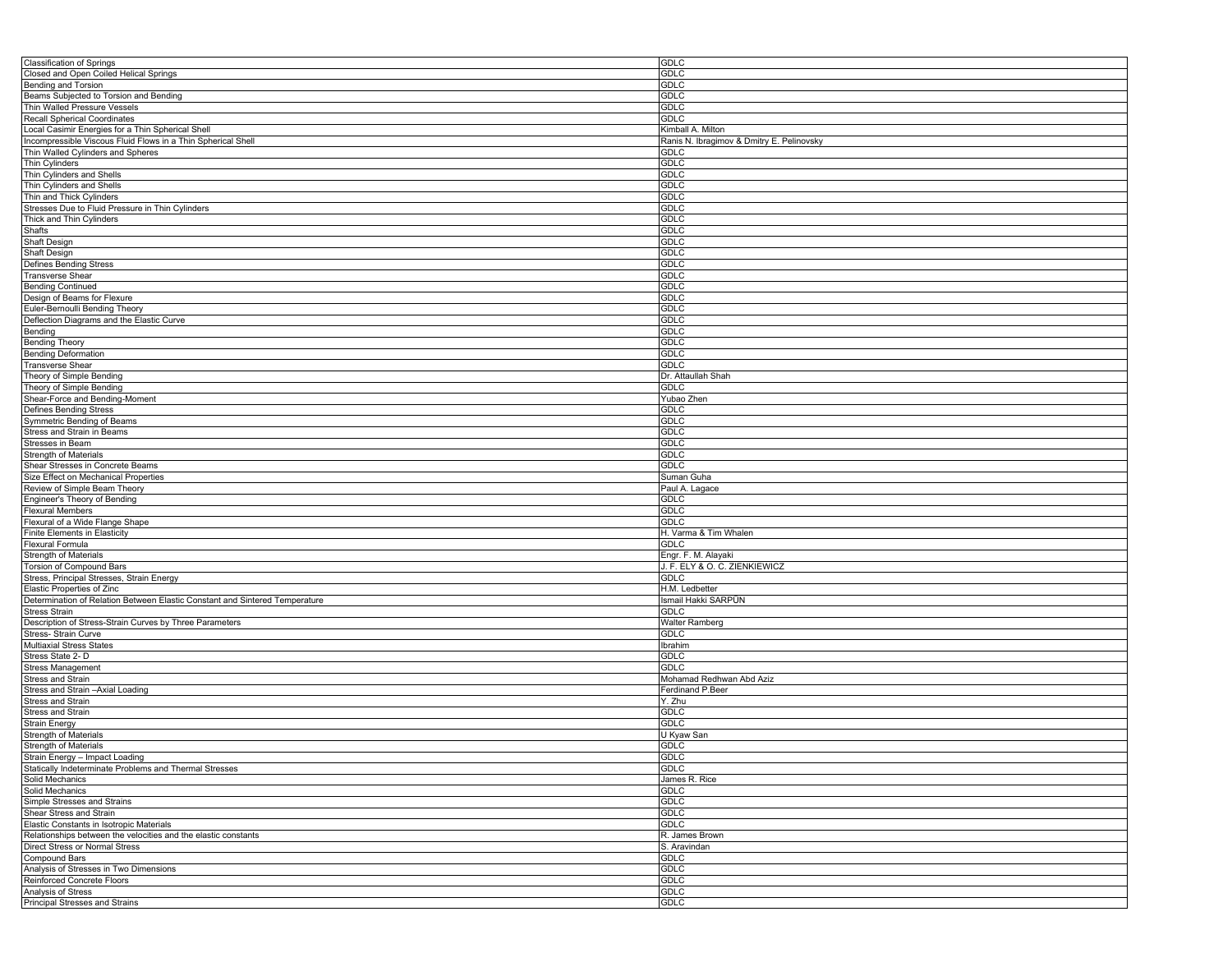| Classification of Springs | GDLC |
|---|---|
| Closed and Open Coiled Helical Springs | GDLC |
| Bending and Torsion | GDLC |
| Beams Subjected to Torsion and Bending | GDLC |
| Thin Walled Pressure Vessels | GDLC |
| Recall Spherical Coordinates | GDLC |
| Local Casimir Energies for a Thin Spherical Shell | Kimball A. Milton |
| Incompressible Viscous Fluid Flows in a Thin Spherical Shell | Ranis N. Ibragimov & Dmitry E. Pelinovsky |
| Thin Walled Cylinders and Spheres | GDLC |
| Thin Cylinders | GDLC |
| Thin Cylinders and Shells | GDLC |
| Thin Cylinders and Shells | GDLC |
| Thin and Thick Cylinders | GDLC |
| Stresses Due to Fluid Pressure in Thin Cylinders | GDLC |
| Thick and Thin Cylinders | GDLC |
| Shafts | GDLC |
| Shaft Design | GDLC |
| Shaft Design | GDLC |
| Defines Bending Stress | GDLC |
| Transverse Shear | GDLC |
| Bending Continued | GDLC |
| Design of Beams for Flexure | GDLC |
| Euler-Bernoulli Bending Theory | GDLC |
| Deflection Diagrams and the Elastic Curve | GDLC |
| Bending | GDLC |
| Bending Theory | GDLC |
| Bending Deformation | GDLC |
| Transverse Shear | GDLC |
| Theory of Simple Bending | Dr. Attaullah Shah |
| Theory of Simple Bending | GDLC |
| Shear-Force and Bending-Moment | Yubao Zhen |
| Defines Bending Stress | GDLC |
| Symmetric Bending of Beams | GDLC |
| Stress and Strain in Beams | GDLC |
| Stresses in Beam | GDLC |
| Strength of Materials | GDLC |
| Shear Stresses in Concrete Beams | GDLC |
| Size Effect on Mechanical Properties | Suman Guha |
| Review of Simple Beam Theory | Paul A. Lagace |
| Engineer's Theory of Bending | GDLC |
| Flexural Members | GDLC |
| Flexural of a Wide Flange Shape | GDLC |
| Finite Elements in Elasticity | H. Varma & Tim Whalen |
| Flexural Formula | GDLC |
| Strength of Materials | Engr. F. M. Alayaki |
| Torsion of Compound Bars | J. F. ELY & O. C. ZIENKIEWICZ |
| Stress, Principal Stresses, Strain Energy | GDLC |
| Elastic Properties of Zinc | H.M. Ledbetter |
| Determination of Relation Between Elastic Constant and Sintered Temperature | Ismail Hakki SARPÜN |
| Stress Strain | GDLC |
| Description of Stress-Strain Curves by Three Parameters | Walter Ramberg |
| Stress- Strain Curve | GDLC |
| Multiaxial Stress States | Ibrahim |
| Stress State 2- D | GDLC |
| Stress Management | GDLC |
| Stress and Strain | Mohamad Redhwan Abd Aziz |
| Stress and Strain –Axial Loading | Ferdinand P.Beer |
| Stress and Strain | Y. Zhu |
| Stress and Strain | GDLC |
| Strain Energy | GDLC |
| Strength of Materials | U Kyaw San |
| Strength of Materials | GDLC |
| Strain Energy – Impact Loading | GDLC |
| Statically Indeterminate Problems and Thermal Stresses | GDLC |
| Solid Mechanics | James R. Rice |
| Solid Mechanics | GDLC |
| Simple Stresses and Strains | GDLC |
| Shear Stress and Strain | GDLC |
| Elastic Constants in Isotropic Materials | GDLC |
| Relationships between the velocities and the elastic constants | R. James Brown |
| Direct Stress or Normal Stress | S. Aravindan |
| Compound Bars | GDLC |
| Analysis of Stresses in Two Dimensions | GDLC |
| Reinforced Concrete Floors | GDLC |
| Analysis of Stress | GDLC |
| Principal Stresses and Strains | GDLC |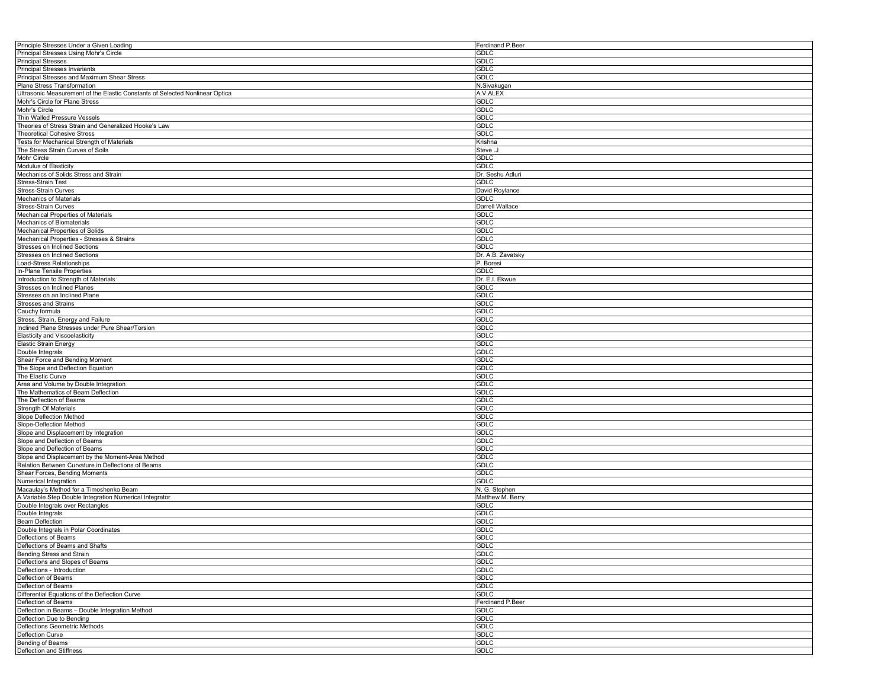| | |
|---|---|
| Principle Stresses Under a Given Loading | Ferdinand P.Beer |
| Principal Stresses Using Mohr's Circle | GDLC |
| Principal Stresses | GDLC |
| Principal Stresses Invariants | GDLC |
| Principal Stresses and Maximum Shear Stress | GDLC |
| Plane Stress Transformation | N.Sivakugan |
| Ultrasonic Measurement of the Elastic Constants of Selected Nonlinear Optica | A.V.ALEX |
| Mohr's Circle for Plane Stress | GDLC |
| Mohr's Circle | GDLC |
| Thin Walled Pressure Vessels | GDLC |
| Theories of Stress Strain and Generalized Hooke's Law | GDLC |
| Theoretical Cohesive Stress | GDLC |
| Tests for Mechanical Strength of Materials | Krishna |
| The Stress Strain Curves of Soils | Steve .J |
| Mohr Circle | GDLC |
| Modulus of Elasticity | GDLC |
| Mechanics of Solids Stress and Strain | Dr. Seshu Adluri |
| Stress-Strain Test | GDLC |
| Stress-Strain Curves | David Roylance |
| Mechanics of Materials | GDLC |
| Stress-Strain Curves | Darrell Wallace |
| Mechanical Properties of Materials | GDLC |
| Mechanics of Biomaterials | GDLC |
| Mechanical Properties of Solids | GDLC |
| Mechanical Properties - Stresses & Strains | GDLC |
| Stresses on Inclined Sections | GDLC |
| Stresses on Inclined Sections | Dr. A.B. Zavatsky |
| Load-Stress Relationships | P. Boresi |
| In-Plane Tensile Properties | GDLC |
| Introduction to Strength of Materials | Dr. E.I. Ekwue |
| Stresses on Inclined Planes | GDLC |
| Stresses on an Inclined Plane | GDLC |
| Stresses and Strains | GDLC |
| Cauchy formula | GDLC |
| Stress, Strain, Energy and Failure | GDLC |
| Inclined Plane Stresses under Pure Shear/Torsion | GDLC |
| Elasticity and Viscoelasticity | GDLC |
| Elastic Strain Energy | GDLC |
| Double Integrals | GDLC |
| Shear Force and Bending Moment | GDLC |
| The Slope and Deflection Equation | GDLC |
| The Elastic Curve | GDLC |
| Area and Volume by Double Integration | GDLC |
| The Mathematics of Beam Deflection | GDLC |
| The Deflection of Beams | GDLC |
| Strength Of Materials | GDLC |
| Slope Deflection Method | GDLC |
| Slope-Deflection Method | GDLC |
| Slope and Displacement by Integration | GDLC |
| Slope and Deflection of Beams | GDLC |
| Slope and Deflection of Beams | GDLC |
| Slope and Displacement by the Moment-Area Method | GDLC |
| Relation Between Curvature in Deflections of Beams | GDLC |
| Shear Forces, Bending Moments | GDLC |
| Numerical Integration | GDLC |
| Macaulay's Method for a Timoshenko Beam | N. G. Stephen |
| A Variable Step Double Integration Numerical Integrator | Matthew M. Berry |
| Double Integrals over Rectangles | GDLC |
| Double Integrals | GDLC |
| Beam Deflection | GDLC |
| Double Integrals in Polar Coordinates | GDLC |
| Deflections of Beams | GDLC |
| Deflections of Beams and Shafts | GDLC |
| Bending Stress and Strain | GDLC |
| Deflections and Slopes of Beams | GDLC |
| Deflections - Introduction | GDLC |
| Deflection of Beams | GDLC |
| Deflection of Beams | GDLC |
| Differential Equations of the Deflection Curve | GDLC |
| Deflection of Beams | Ferdinand P.Beer |
| Deflection in Beams – Double Integration Method | GDLC |
| Deflection Due to Bending | GDLC |
| Deflections Geometric Methods | GDLC |
| Deflection Curve | GDLC |
| Bending of Beams | GDLC |
| Deflection and Stiffness | GDLC |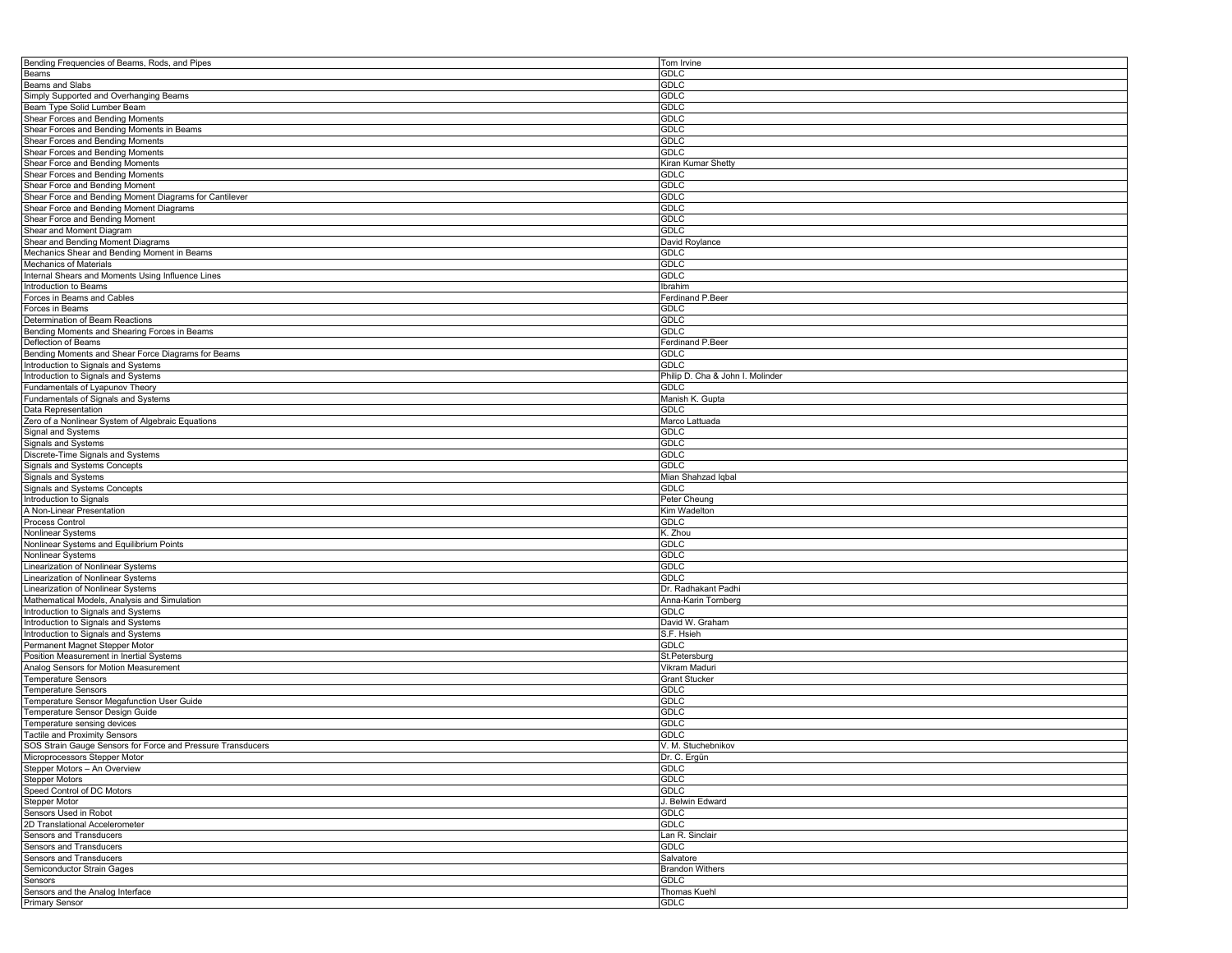| Bending Frequencies of Beams, Rods, and Pipes | Tom Irvine |
|---|---|
| Beams | GDLC |
| Beams and Slabs | GDLC |
| Simply Supported and Overhanging Beams | GDLC |
| Beam Type Solid Lumber Beam | GDLC |
| Shear Forces and Bending Moments | GDLC |
| Shear Forces and Bending Moments in Beams | GDLC |
| Shear Forces and Bending Moments | GDLC |
| Shear Forces and Bending Moments | GDLC |
| Shear Force and Bending Moments | Kiran Kumar Shetty |
| Shear Forces and Bending Moments | GDLC |
| Shear Force and Bending Moment | GDLC |
| Shear Force and Bending Moment Diagrams for Cantilever | GDLC |
| Shear Force and Bending Moment Diagrams | GDLC |
| Shear Force and Bending Moment | GDLC |
| Shear and Moment Diagram | GDLC |
| Shear and Bending Moment Diagrams | David Roylance |
| Mechanics Shear and Bending Moment in Beams | GDLC |
| Mechanics of Materials | GDLC |
| Internal Shears and Moments Using Influence Lines | GDLC |
| Introduction to Beams | Ibrahim |
| Forces in Beams and Cables | Ferdinand P.Beer |
| Forces in Beams | GDLC |
| Determination of Beam Reactions | GDLC |
| Bending Moments and Shearing Forces in Beams | GDLC |
| Deflection of Beams | Ferdinand P.Beer |
| Bending Moments and Shear Force Diagrams for Beams | GDLC |
| Introduction to Signals and Systems | GDLC |
| Introduction to Signals and Systems | Philip D. Cha & John I. Molinder |
| Fundamentals of Lyapunov Theory | GDLC |
| Fundamentals of Signals and Systems | Manish K. Gupta |
| Data Representation | GDLC |
| Zero of a Nonlinear System of Algebraic Equations | Marco Lattuada |
| Signal and Systems | GDLC |
| Signals and Systems | GDLC |
| Discrete-Time Signals and Systems | GDLC |
| Signals and Systems Concepts | GDLC |
| Signals and Systems | Mian Shahzad Iqbal |
| Signals and Systems Concepts | GDLC |
| Introduction to Signals | Peter Cheung |
| A Non-Linear Presentation | Kim Wadelton |
| Process Control | GDLC |
| Nonlinear Systems | K. Zhou |
| Nonlinear Systems and Equilibrium Points | GDLC |
| Nonlinear Systems | GDLC |
| Linearization of Nonlinear Systems | GDLC |
| Linearization of Nonlinear Systems | GDLC |
| Linearization of Nonlinear Systems | Dr. Radhakant Padhi |
| Mathematical Models, Analysis and Simulation | Anna-Karin Tornberg |
| Introduction to Signals and Systems | GDLC |
| Introduction to Signals and Systems | David W. Graham |
| Introduction to Signals and Systems | S.F. Hsieh |
| Permanent Magnet Stepper Motor | GDLC |
| Position Measurement in Inertial Systems | St.Petersburg |
| Analog Sensors for Motion Measurement | Vikram Maduri |
| Temperature Sensors | Grant Stucker |
| Temperature Sensors | GDLC |
| Temperature Sensor Megafunction User Guide | GDLC |
| Temperature Sensor Design Guide | GDLC |
| Temperature sensing devices | GDLC |
| Tactile and Proximity Sensors | GDLC |
| SOS Strain Gauge Sensors for Force and Pressure Transducers | V. M. Stuchebnikov |
| Microprocessors Stepper Motor | Dr. C. Ergün |
| Stepper Motors – An Overview | GDLC |
| Stepper Motors | GDLC |
| Speed Control of DC Motors | GDLC |
| Stepper Motor | J. Belwin Edward |
| Sensors Used in Robot | GDLC |
| 2D Translational Accelerometer | GDLC |
| Sensors and Transducers | Lan R. Sinclair |
| Sensors and Transducers | GDLC |
| Sensors and Transducers | Salvatore |
| Semiconductor Strain Gages | Brandon Withers |
| Sensors | GDLC |
| Sensors and the Analog Interface | Thomas Kuehl |
| Primary Sensor | GDLC |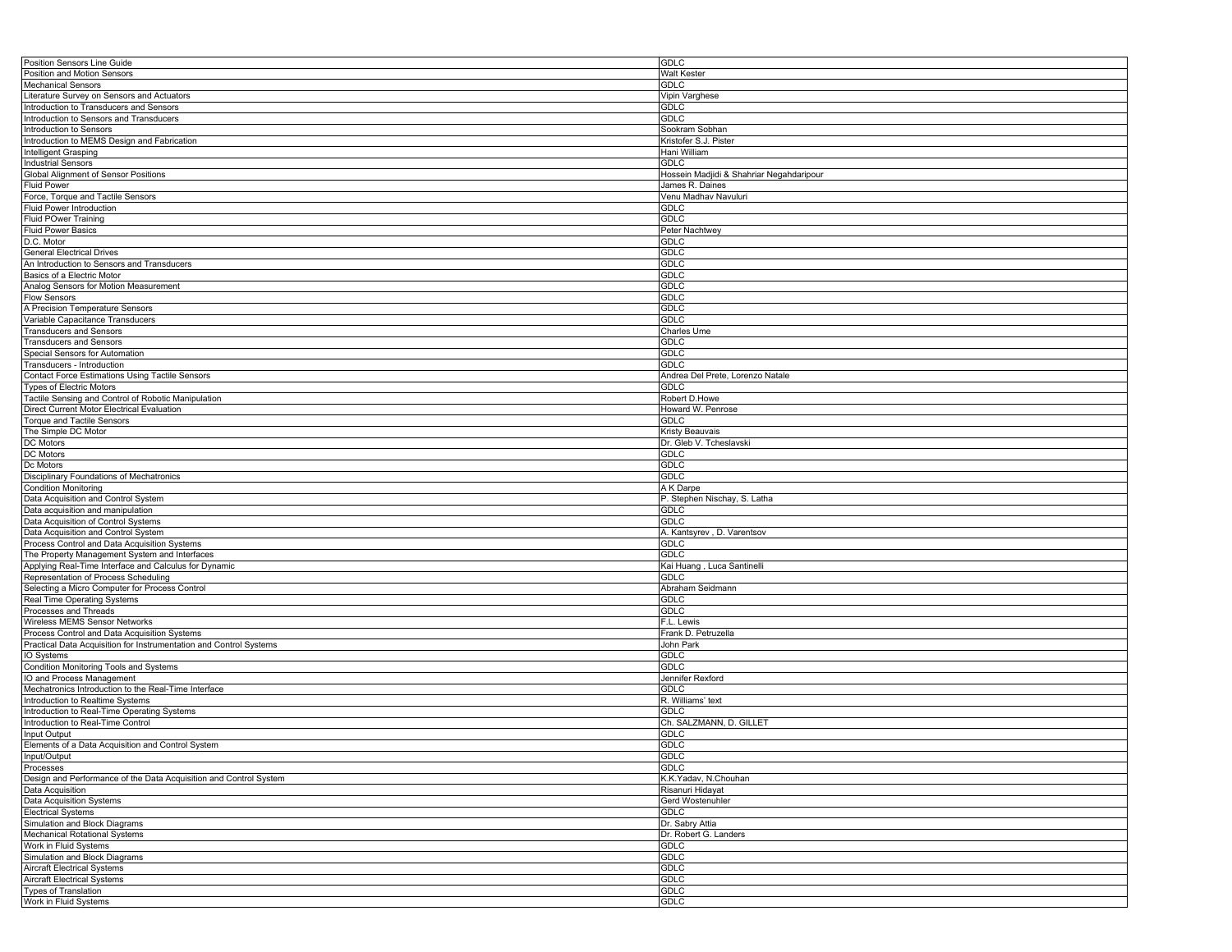| | |
|---|---|
| Position Sensors Line Guide | GDLC |
| Position and Motion Sensors | Walt Kester |
| Mechanical Sensors | GDLC |
| Literature Survey on Sensors and Actuators | Vipin Varghese |
| Introduction to Transducers and Sensors | GDLC |
| Introduction to Sensors and Transducers | GDLC |
| Introduction to Sensors | Sookram Sobhan |
| Introduction to MEMS Design and Fabrication | Kristofer S.J. Pister |
| Intelligent Grasping | Hani William |
| Industrial Sensors | GDLC |
| Global Alignment of Sensor Positions | Hossein Madjidi & Shahriar Negahdaripour |
| Fluid Power | James R. Daines |
| Force, Torque and Tactile Sensors | Venu Madhav Navuluri |
| Fluid Power Introduction | GDLC |
| Fluid POwer Training | GDLC |
| Fluid Power Basics | Peter Nachtwey |
| D.C. Motor | GDLC |
| General Electrical Drives | GDLC |
| An Introduction to Sensors and Transducers | GDLC |
| Basics of a Electric Motor | GDLC |
| Analog Sensors for Motion Measurement | GDLC |
| Flow Sensors | GDLC |
| A Precision Temperature Sensors | GDLC |
| Variable Capacitance Transducers | GDLC |
| Transducers and Sensors | Charles Ume |
| Transducers and Sensors | GDLC |
| Special Sensors for Automation | GDLC |
| Transducers - Introduction | GDLC |
| Contact Force Estimations Using Tactile Sensors | Andrea Del Prete, Lorenzo Natale |
| Types of Electric Motors | GDLC |
| Tactile Sensing and Control of Robotic Manipulation | Robert D.Howe |
| Direct Current Motor Electrical Evaluation | Howard W. Penrose |
| Torque and Tactile Sensors | GDLC |
| The Simple DC Motor | Kristy Beauvais |
| DC Motors | Dr. Gleb V. Tcheslavski |
| DC Motors | GDLC |
| Dc Motors | GDLC |
| Disciplinary Foundations of Mechatronics | GDLC |
| Condition Monitoring | A K Darpe |
| Data Acquisition and Control System | P. Stephen Nischay, S. Latha |
| Data acquisition and manipulation | GDLC |
| Data Acquisition of Control Systems | GDLC |
| Data Acquisition and Control System | A. Kantsyrev , D. Varentsov |
| Process Control and Data Acquisition Systems | GDLC |
| The Property Management System and Interfaces | GDLC |
| Applying Real-Time Interface and Calculus for Dynamic | Kai Huang , Luca Santinelli |
| Representation of Process Scheduling | GDLC |
| Selecting a Micro Computer for Process Control | Abraham Seidmann |
| Real Time Operating Systems | GDLC |
| Processes and Threads | GDLC |
| Wireless MEMS Sensor Networks | F.L. Lewis |
| Process Control and Data Acquisition Systems | Frank D. Petruzella |
| Practical Data Acquisition for Instrumentation and Control Systems | John Park |
| IO Systems | GDLC |
| Condition Monitoring Tools and Systems | GDLC |
| IO and Process Management | Jennifer Rexford |
| Mechatronics Introduction to the Real-Time Interface | GDLC |
| Introduction to Realtime Systems | R. Williams' text |
| Introduction to Real-Time Operating Systems | GDLC |
| Introduction to Real-Time Control | Ch. SALZMANN, D. GILLET |
| Input Output | GDLC |
| Elements of a Data Acquisition and Control System | GDLC |
| Input/Output | GDLC |
| Processes | GDLC |
| Design and Performance of the Data Acquisition and Control System | K.K.Yadav, N.Chouhan |
| Data Acquisition | Risanuri Hidayat |
| Data Acquisition Systems | Gerd Wostenuhler |
| Electrical Systems | GDLC |
| Simulation and Block Diagrams | Dr. Sabry Attia |
| Mechanical Rotational Systems | Dr. Robert G. Landers |
| Work in Fluid Systems | GDLC |
| Simulation and Block Diagrams | GDLC |
| Aircraft Electrical Systems | GDLC |
| Aircraft Electrical Systems | GDLC |
| Types of Translation | GDLC |
| Work in Fluid Systems | GDLC |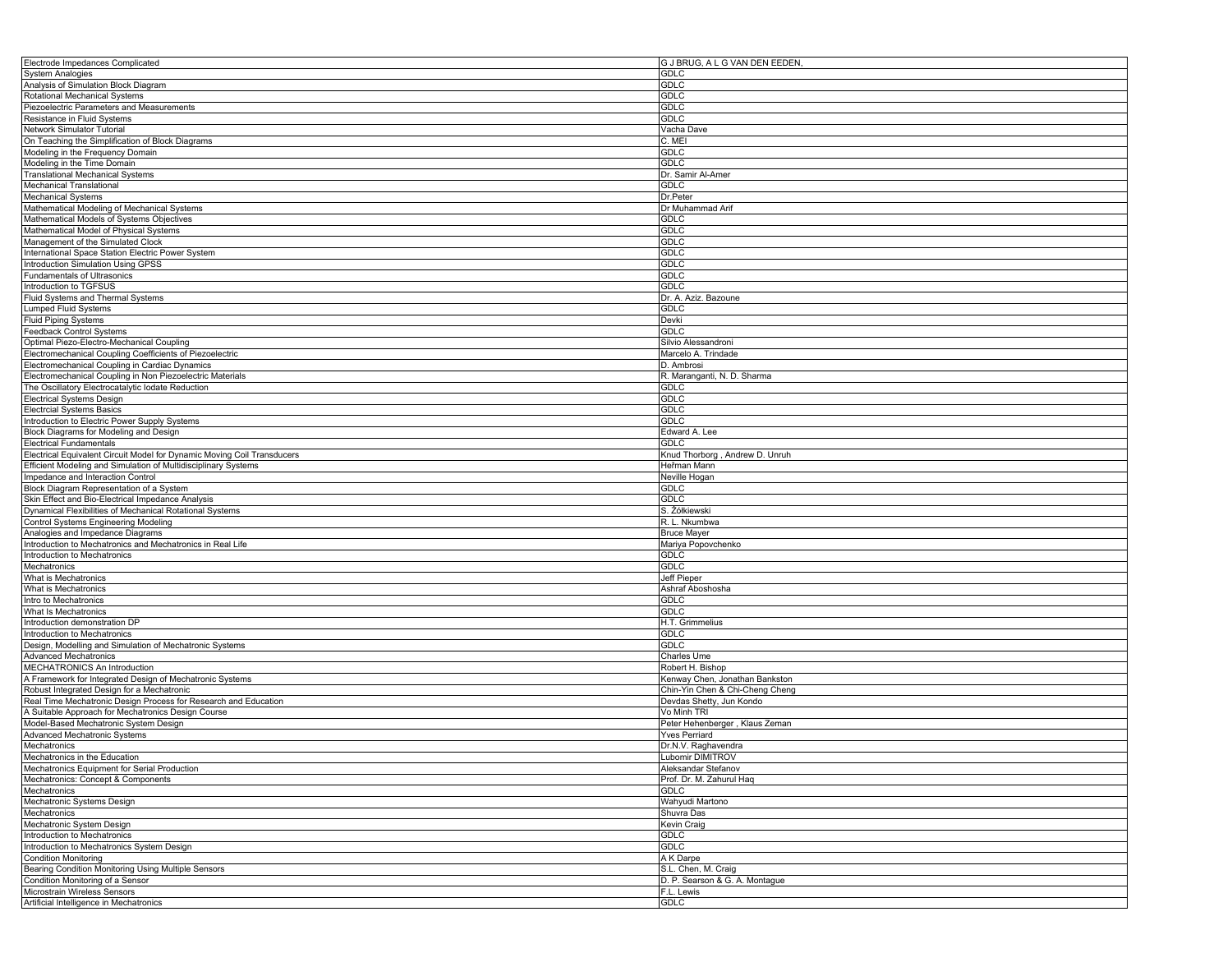| | |
|---|---|
| Electrode Impedances Complicated | G J BRUG, A L G VAN DEN EEDEN, |
| System Analogies | GDLC |
| Analysis of Simulation Block Diagram | GDLC |
| Rotational Mechanical Systems | GDLC |
| Piezoelectric Parameters and Measurements | GDLC |
| Resistance in Fluid Systems | GDLC |
| Network Simulator Tutorial | Vacha Dave |
| On Teaching the Simplification of Block Diagrams | C. MEI |
| Modeling in the Frequency Domain | GDLC |
| Modeling in the Time Domain | GDLC |
| Translational Mechanical Systems | Dr. Samir Al-Amer |
| Mechanical Translational | GDLC |
| Mechanical Systems | Dr.Peter |
| Mathematical Modeling of Mechanical Systems | Dr Muhammad Arif |
| Mathematical Models of Systems Objectives | GDLC |
| Mathematical Model of Physical Systems | GDLC |
| Management of the Simulated Clock | GDLC |
| International Space Station Electric Power System | GDLC |
| Introduction Simulation Using GPSS | GDLC |
| Fundamentals of Ultrasonics | GDLC |
| Introduction to TGFSUS | GDLC |
| Fluid Systems and Thermal Systems | Dr. A. Aziz. Bazoune |
| Lumped Fluid Systems | GDLC |
| Fluid Piping Systems | Devki |
| Feedback Control Systems | GDLC |
| Optimal Piezo-Electro-Mechanical Coupling | Silvio Alessandroni |
| Electromechanical Coupling Coefficients of Piezoelectric | Marcelo A. Trindade |
| Electromechanical Coupling in Cardiac Dynamics | D. Ambrosi |
| Electromechanical Coupling in Non Piezoelectric Materials | R. Maranganti, N. D. Sharma |
| The Oscillatory Electrocatalytic Iodate Reduction | GDLC |
| Electrical Systems Design | GDLC |
| Electrcial Systems Basics | GDLC |
| Introduction to Electric Power Supply Systems | GDLC |
| Block Diagrams for Modeling and Design | Edward A. Lee |
| Electrical Fundamentals | GDLC |
| Electrical Equivalent Circuit Model for Dynamic Moving Coil Transducers | Knud Thorborg , Andrew D. Unruh |
| Efficient Modeling and Simulation of Multidisciplinary Systems | Heřman Mann |
| Impedance and Interaction Control | Neville Hogan |
| Block Diagram Representation of a System | GDLC |
| Skin Effect and Bio-Electrical Impedance Analysis | GDLC |
| Dynamical Flexibilities of Mechanical Rotational Systems | S. Żółkiewski |
| Control Systems Engineering Modeling | R. L. Nkumbwa |
| Analogies and Impedance Diagrams | Bruce Mayer |
| Introduction to Mechatronics and Mechatronics in Real Life | Mariya Popovchenko |
| Introduction to Mechatronics | GDLC |
| Mechatronics | GDLC |
| What is Mechatronics | Jeff Pieper |
| What is Mechatronics | Ashraf Aboshosha |
| Intro to Mechatronics | GDLC |
| What Is Mechatronics | GDLC |
| Introduction demonstration DP | H.T. Grimmelius |
| Introduction to Mechatronics | GDLC |
| Design, Modelling and Simulation of Mechatronic Systems | GDLC |
| Advanced Mechatronics | Charles Ume |
| MECHATRONICS An Introduction | Robert H. Bishop |
| A Framework for Integrated Design of Mechatronic Systems | Kenway Chen, Jonathan Bankston |
| Robust Integrated Design for a Mechatronic | Chin-Yin Chen & Chi-Cheng Cheng |
| Real Time Mechatronic Design Process for Research and Education | Devdas Shetty, Jun Kondo |
| A Suitable Approach for Mechatronics Design Course | Vo Minh TRI |
| Model-Based Mechatronic System Design | Peter Hehenberger , Klaus Zeman |
| Advanced Mechatronic Systems | Yves Perriard |
| Mechatronics | Dr.N.V. Raghavendra |
| Mechatronics in the Education | Lubomir DIMITROV |
| Mechatronics Equipment for Serial Production | Aleksandar Stefanov |
| Mechatronics: Concept & Components | Prof. Dr. M. Zahurul Haq |
| Mechatronics | GDLC |
| Mechatronic Systems Design | Wahyudi Martono |
| Mechatronics | Shuvra Das |
| Mechatronic System Design | Kevin Craig |
| Introduction to Mechatronics | GDLC |
| Introduction to Mechatronics System Design | GDLC |
| Condition Monitoring | A K Darpe |
| Bearing Condition Monitoring Using Multiple Sensors | S.L. Chen, M. Craig |
| Condition Monitoring of a Sensor | D. P. Searson & G. A. Montague |
| Microstrain Wireless Sensors | F.L. Lewis |
| Artificial Intelligence in Mechatronics | GDLC |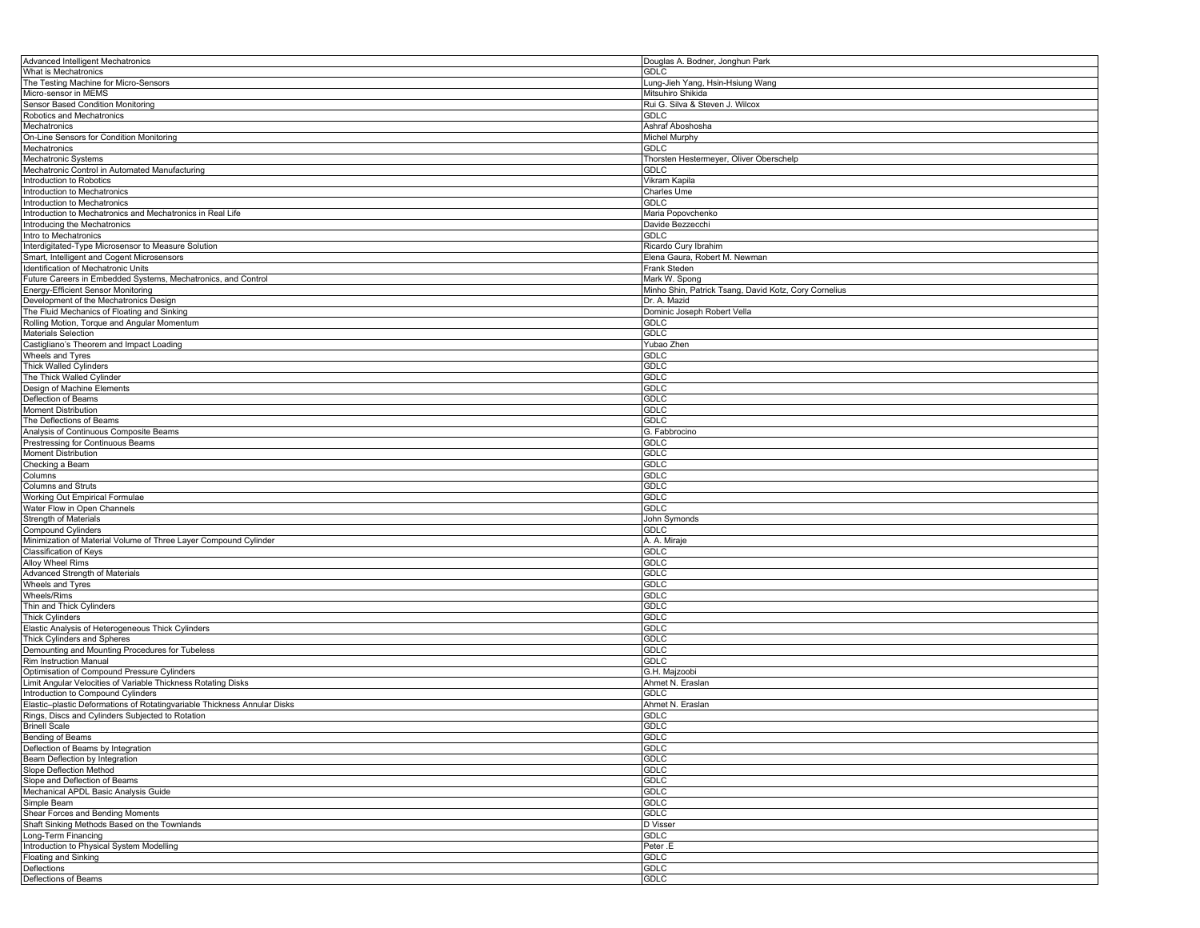| Advanced Intelligent Mechatronics | Douglas A. Bodner, Jonghun Park |
|---|---|
| What is Mechatronics | GDLC |
| The Testing Machine for Micro-Sensors | Lung-Jieh Yang, Hsin-Hsiung Wang |
| Micro-sensor in MEMS | Mitsuhiro Shikida |
| Sensor Based Condition Monitoring | Rui G. Silva & Steven J. Wilcox |
| Robotics and Mechatronics | GDLC |
| Mechatronics | Ashraf Aboshosha |
| On-Line Sensors for Condition Monitoring | Michel Murphy |
| Mechatronics | GDLC |
| Mechatronic Systems | Thorsten Hestermeyer, Oliver Oberschelp |
| Mechatronic Control in Automated Manufacturing | GDLC |
| Introduction to Robotics | Vikram Kapila |
| Introduction to Mechatronics | Charles Ume |
| Introduction to Mechatronics | GDLC |
| Introduction to Mechatronics and Mechatronics in Real Life | Maria Popovchenko |
| Introducing the Mechatronics | Davide Bezzecchi |
| Intro to Mechatronics | GDLC |
| Interdigitated-Type Microsensor to Measure Solution | Ricardo Cury Ibrahim |
| Smart, Intelligent and Cogent Microsensors | Elena Gaura, Robert M. Newman |
| Identification of Mechatronic Units | Frank Steden |
| Future Careers in Embedded Systems, Mechatronics, and Control | Mark W. Spong |
| Energy-Efficient Sensor Monitoring | Minho Shin, Patrick Tsang, David Kotz, Cory Cornelius |
| Development of the Mechatronics Design | Dr. A. Mazid |
| The Fluid Mechanics of Floating and Sinking | Dominic Joseph Robert Vella |
| Rolling Motion, Torque and Angular Momentum | GDLC |
| Materials Selection | GDLC |
| Castigliano's Theorem and Impact Loading | Yubao Zhen |
| Wheels and Tyres | GDLC |
| Thick Walled Cylinders | GDLC |
| The Thick Walled Cylinder | GDLC |
| Design of Machine Elements | GDLC |
| Deflection of Beams | GDLC |
| Moment Distribution | GDLC |
| The Deflections of Beams | GDLC |
| Analysis of Continuous Composite Beams | G. Fabbrocino |
| Prestressing for Continuous Beams | GDLC |
| Moment Distribution | GDLC |
| Checking a Beam | GDLC |
| Columns | GDLC |
| Columns and Struts | GDLC |
| Working Out Empirical Formulae | GDLC |
| Water Flow in Open Channels | GDLC |
| Strength of Materials | John Symonds |
| Compound Cylinders | GDLC |
| Minimization of Material Volume of Three Layer Compound Cylinder | A. A. Miraje |
| Classification of Keys | GDLC |
| Alloy Wheel Rims | GDLC |
| Advanced Strength of Materials | GDLC |
| Wheels and Tyres | GDLC |
| Wheels/Rims | GDLC |
| Thin and Thick Cylinders | GDLC |
| Thick Cylinders | GDLC |
| Elastic Analysis of Heterogeneous Thick Cylinders | GDLC |
| Thick Cylinders and Spheres | GDLC |
| Demounting and Mounting Procedures for Tubeless | GDLC |
| Rim Instruction Manual | GDLC |
| Optimisation of Compound Pressure Cylinders | G.H. Majzoobi |
| Limit Angular Velocities of Variable Thickness Rotating Disks | Ahmet N. Eraslan |
| Introduction to Compound Cylinders | GDLC |
| Elastic–plastic Deformations of Rotatingvariable Thickness Annular Disks | Ahmet N. Eraslan |
| Rings, Discs and Cylinders Subjected to Rotation | GDLC |
| Brinell Scale | GDLC |
| Bending of Beams | GDLC |
| Deflection of Beams by Integration | GDLC |
| Beam Deflection by Integration | GDLC |
| Slope Deflection Method | GDLC |
| Slope and Deflection of Beams | GDLC |
| Mechanical APDL Basic Analysis Guide | GDLC |
| Simple Beam | GDLC |
| Shear Forces and Bending Moments | GDLC |
| Shaft Sinking Methods Based on the Townlands | D Visser |
| Long-Term Financing | GDLC |
| Introduction to Physical System Modelling | Peter .E |
| Floating and Sinking | GDLC |
| Deflections | GDLC |
| Deflections of Beams | GDLC |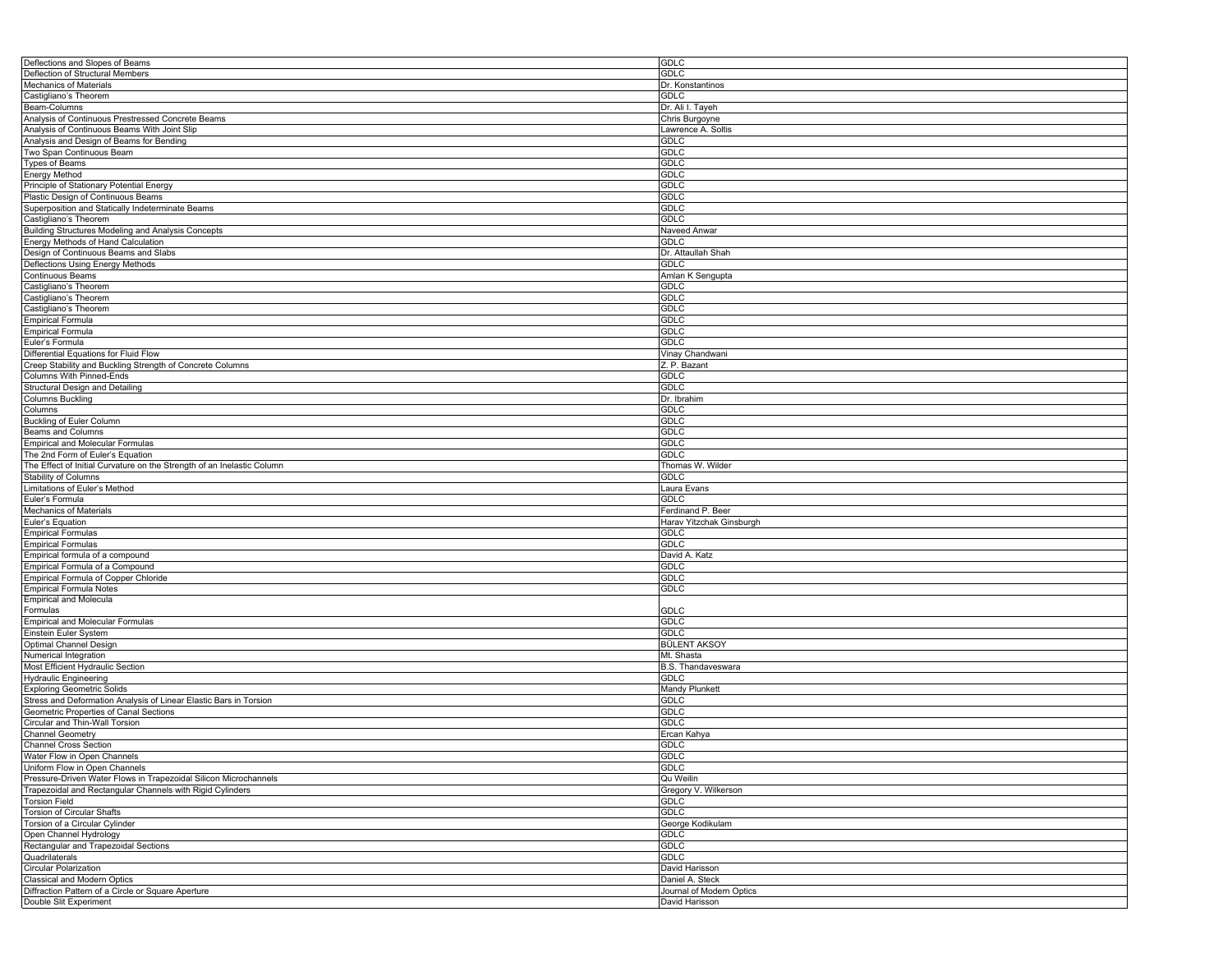| | |
|---|---|
| Deflections and Slopes of Beams | GDLC |
| Deflection of Structural Members | GDLC |
| Mechanics of Materials | Dr. Konstantinos |
| Castigliano's Theorem | GDLC |
| Beam-Columns | Dr. Ali I. Tayeh |
| Analysis of Continuous Prestressed Concrete Beams | Chris Burgoyne |
| Analysis of Continuous Beams With Joint Slip | Lawrence A. Soltis |
| Analysis and Design of Beams for Bending | GDLC |
| Two Span Continuous Beam | GDLC |
| Types of Beams | GDLC |
| Energy Method | GDLC |
| Principle of Stationary Potential Energy | GDLC |
| Plastic Design of Continuous Beams | GDLC |
| Superposition and Statically Indeterminate Beams | GDLC |
| Castigliano's Theorem | GDLC |
| Building Structures Modeling and Analysis Concepts | Naveed Anwar |
| Energy Methods of Hand Calculation | GDLC |
| Design of Continuous Beams and Slabs | Dr. Attaullah Shah |
| Deflections Using Energy Methods | GDLC |
| Continuous Beams | Amlan K Sengupta |
| Castigliano's Theorem | GDLC |
| Castigliano's Theorem | GDLC |
| Castigliano's Theorem | GDLC |
| Empirical Formula | GDLC |
| Empirical Formula | GDLC |
| Euler's Formula | GDLC |
| Differential Equations for Fluid Flow | Vinay Chandwani |
| Creep Stability and Buckling Strength of Concrete Columns | Z. P. Bazant |
| Columns With Pinned-Ends | GDLC |
| Structural Design and Detailing | GDLC |
| Columns Buckling | Dr. Ibrahim |
| Columns | GDLC |
| Buckling of Euler Column | GDLC |
| Beams and Columns | GDLC |
| Empirical and Molecular Formulas | GDLC |
| The 2nd Form of Euler's Equation | GDLC |
| The Effect of Initial Curvature on the Strength of an Inelastic Column | Thomas W. Wilder |
| Stability of Columns | GDLC |
| Limitations of Euler's Method | Laura Evans |
| Euler's Formula | GDLC |
| Mechanics of Materials | Ferdinand P. Beer |
| Euler's Equation | Harav Yitzchak Ginsburgh |
| Empirical Formulas | GDLC |
| Empirical Formulas | GDLC |
| Empirical formula of a compound | David A. Katz |
| Empirical Formula of a Compound | GDLC |
| Empirical Formula of Copper Chloride | GDLC |
| Empirical Formula Notes | GDLC |
| Empirical and Molecula Formulas | GDLC |
| Empirical and Molecular Formulas | GDLC |
| Einstein Euler System | GDLC |
| Optimal Channel Design | BÜLENT AKSOY |
| Numerical Integration | Mt. Shasta |
| Most Efficient Hydraulic Section | B.S. Thandaveswara |
| Hydraulic Engineering | GDLC |
| Exploring Geometric Solids | Mandy Plunkett |
| Stress and Deformation Analysis of Linear Elastic Bars in Torsion | GDLC |
| Geometric Properties of Canal Sections | GDLC |
| Circular and Thin-Wall Torsion | GDLC |
| Channel Geometry | Ercan Kahya |
| Channel Cross Section | GDLC |
| Water Flow in Open Channels | GDLC |
| Uniform Flow in Open Channels | GDLC |
| Pressure-Driven Water Flows in Trapezoidal Silicon Microchannels | Qu Weilin |
| Trapezoidal and Rectangular Channels with Rigid Cylinders | Gregory V. Wilkerson |
| Torsion Field | GDLC |
| Torsion of Circular Shafts | GDLC |
| Torsion of a Circular Cylinder | George Kodikulam |
| Open Channel Hydrology | GDLC |
| Rectangular and Trapezoidal Sections | GDLC |
| Quadrilaterals | GDLC |
| Circular Polarization | David Harisson |
| Classical and Modern Optics | Daniel A. Steck |
| Diffraction Pattern of a Circle or Square Aperture | Journal of Modern Optics |
| Double Slit Experiment | David Harisson |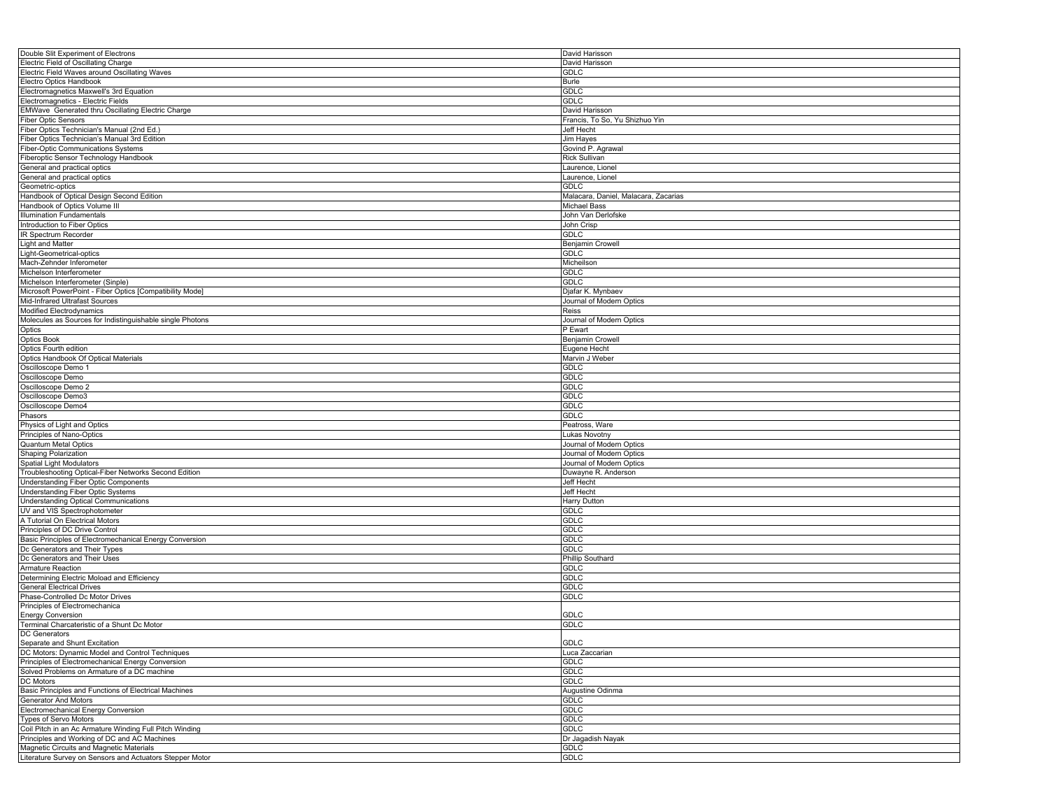| | |
|---|---|
| Double Slit Experiment of Electrons | David Harisson |
| Electric Field of Oscillating Charge | David Harisson |
| Electric Field Waves around Oscillating Waves | GDLC |
| Electro Optics Handbook | Burle |
| Electromagnetics Maxwell's 3rd Equation | GDLC |
| Electromagnetics - Electric Fields | GDLC |
| EMWave Generated thru Oscillating Electric Charge | David Harisson |
| Fiber Optic Sensors | Francis, To So, Yu Shizhuo Yin |
| Fiber Optics Technician's Manual (2nd Ed.) | Jeff Hecht |
| Fiber Optics Technician's Manual 3rd Edition | Jim Hayes |
| Fiber-Optic Communications Systems | Govind P. Agrawal |
| Fiberoptic Sensor Technology Handbook | Rick Sullivan |
| General and practical optics | Laurence, Lionel |
| General and practical optics | Laurence, Lionel |
| Geometric-optics | GDLC |
| Handbook of Optical Design Second Edition | Malacara, Daniel, Malacara, Zacarias |
| Handbook of Optics Volume III | Michael Bass |
| Illumination Fundamentals | John Van Derlofske |
| Introduction to Fiber Optics | John Crisp |
| IR Spectrum Recorder | GDLC |
| Light and Matter | Benjamin Crowell |
| Light-Geometrical-optics | GDLC |
| Mach-Zehnder Inferometer | Micheilson |
| Michelson Interferometer | GDLC |
| Michelson Interferometer (Sinple) | GDLC |
| Microsoft PowerPoint - Fiber Optics [Compatibility Mode] | Djafar K. Mynbaev |
| Mid-Infrared Ultrafast Sources | Journal of Modern Optics |
| Modified Electrodynamics | Reiss |
| Molecules as Sources for Indistinguishable single Photons | Journal of Modern Optics |
| Optics | P Ewart |
| Optics Book | Benjamin Crowell |
| Optics Fourth edition | Eugene Hecht |
| Optics Handbook Of Optical Materials | Marvin J Weber |
| Oscilloscope Demo 1 | GDLC |
| Oscilloscope Demo | GDLC |
| Oscilloscope Demo 2 | GDLC |
| Oscilloscope Demo3 | GDLC |
| Oscilloscope Demo4 | GDLC |
| Phasors | GDLC |
| Physics of Light and Optics | Peatross, Ware |
| Principles of Nano-Optics | Lukas Novotny |
| Quantum Metal Optics | Journal of Modern Optics |
| Shaping Polarization | Journal of Modern Optics |
| Spatial Light Modulators | Journal of Modern Optics |
| Troubleshooting Optical-Fiber Networks Second Edition | Duwayne R. Anderson |
| Understanding Fiber Optic Components | Jeff Hecht |
| Understanding Fiber Optic Systems | Jeff Hecht |
| Understanding Optical Communications | Harry Dutton |
| UV and VIS Spectrophotometer | GDLC |
| A Tutorial On Electrical Motors | GDLC |
| Principles of DC Drive Control | GDLC |
| Basic Principles of Electromechanical Energy Conversion | GDLC |
| Dc Generators and Their Types | GDLC |
| Dc Generators and Their Uses | Phillip Southard |
| Armature Reaction | GDLC |
| Determining Electric Moload and Efficiency | GDLC |
| General Electrical Drives | GDLC |
| Phase-Controlled Dc Motor Drives | GDLC |
| Principles of Electromechanica Energy Conversion | GDLC |
| Terminal Charcateristic of a Shunt Dc Motor | GDLC |
| DC Generators Separate and Shunt Excitation | GDLC |
| DC Motors: Dynamic Model and Control Techniques | Luca Zaccarian |
| Principles of Electromechanical Energy Conversion | GDLC |
| Solved Problems on Armature of a DC machine | GDLC |
| DC Motors | GDLC |
| Basic Principles and Functions of Electrical Machines | Augustine Odinma |
| Generator And Motors | GDLC |
| Electromechanical Energy Conversion | GDLC |
| Types of Servo Motors | GDLC |
| Coil Pitch in an Ac Armature Winding Full Pitch Winding | GDLC |
| Principles and Working of DC and AC Machines | Dr Jagadish Nayak |
| Magnetic Circuits and Magnetic Materials | GDLC |
| Literature Survey on Sensors and Actuators Stepper Motor | GDLC |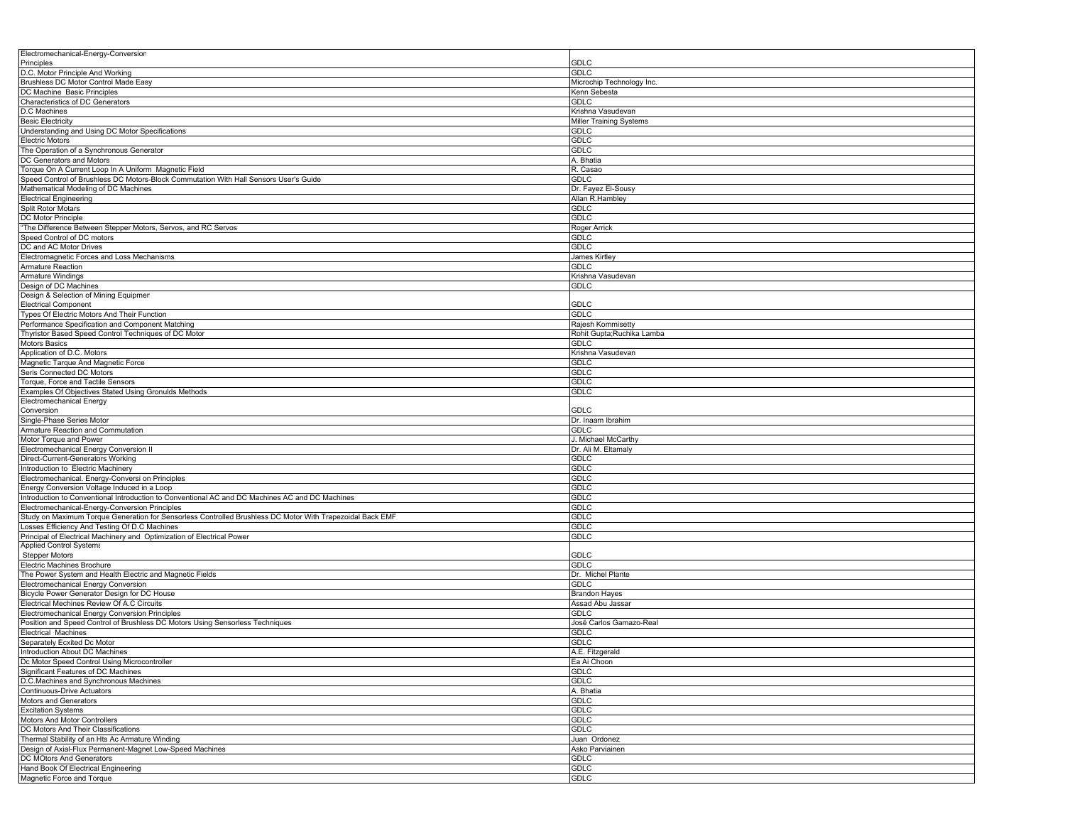| | |
|---|---|
| Electromechanical-Energy-Conversion Principles | GDLC |
| D.C. Motor Principle And Working | GDLC |
| Brushless DC Motor Control Made Easy | Microchip Technology Inc. |
| DC Machine Basic Principles | Kenn Sebesta |
| Characteristics of DC Generators | GDLC |
| D.C Machines | Krishna Vasudevan |
| Besic Electricity | Miller Training Systems |
| Understanding and Using DC Motor Specifications | GDLC |
| Electric Motors | GDLC |
| The Operation of a Synchronous Generator | GDLC |
| DC Generators and Motors | A. Bhatia |
| Torque On A Current Loop In A Uniform Magnetic Field | R. Casao |
| Speed Control of Brushless DC Motors-Block Commutation With Hall Sensors User's Guide | GDLC |
| Mathematical Modeling of DC Machines | Dr. Fayez El-Sousy |
| Electrical Engineering | Allan R.Hambley |
| Split Rotor Motars | GDLC |
| DC Motor Principle | GDLC |
| "The Difference Between Stepper Motors, Servos, and RC Servos | Roger Arrick |
| Speed Control of DC motors | GDLC |
| DC and AC Motor Drives | GDLC |
| Electromagnetic Forces and Loss Mechanisms | James Kirtley |
| Armature Reaction | GDLC |
| Armature Windings | Krishna Vasudevan |
| Design of DC Machines | GDLC |
| Design & Selection of Mining Equipmer Electrical Component | GDLC |
| Types Of Electric Motors And Their Function | GDLC |
| Performance Specification and Component Matching | Rajesh Kommisetty |
| Thyristor Based Speed Control Techniques of DC Motor | Rohit Gupta;Ruchika Lamba |
| Motors Basics | GDLC |
| Application of D.C. Motors | Krishna Vasudevan |
| Magnetic Tarque And Magnetic Force | GDLC |
| Seris Connected DC Motors | GDLC |
| Torque, Force and Tactile Sensors | GDLC |
| Examples Of Objectives Stated Using Gronulds Methods | GDLC |
| Electromechanical Energy Conversion | GDLC |
| Single-Phase Series Motor | Dr. Inaam Ibrahim |
| Armature Reaction and Commutation | GDLC |
| Motor Torque and Power | J. Michael McCarthy |
| Electromechanical Energy Conversion II | Dr. Ali M. Eltamaly |
| Direct-Current-Generators Working | GDLC |
| Introduction to Electric Machinery | GDLC |
| Electromechanical. Energy-Conversi on Principles | GDLC |
| Energy Conversion Voltage Induced in a Loop | GDLC |
| Introduction to Conventional Introduction to Conventional AC and DC Machines AC and DC Machines | GDLC |
| Electromechanical-Energy-Conversion Principles | GDLC |
| Study on Maximum Torque Generation for Sensorless Controlled Brushless DC Motor With Trapezoidal Back EMF | GDLC |
| Losses Efficiency And Testing Of D.C Machines | GDLC |
| Principal of Electrical Machinery and Optimization of Electrical Power | GDLC |
| Applied Control Systems Stepper Motors | GDLC |
| Electric Machines Brochure | GDLC |
| The Power System and Health Electric and Magnetic Fields | Dr. Michel Plante |
| Electromechanical Energy Conversion | GDLC |
| Bicycle Power Generator Design for DC House | Brandon Hayes |
| Electrical Mechines Review Of A.C Circuits | Assad Abu Jassar |
| Electromechanical Energy Conversion Principles | GDLC |
| Position and Speed Control of Brushless DC Motors Using Sensorless Techniques | José Carlos Gamazo-Real |
| Electrical Machines | GDLC |
| Separately Ecxited Dc Motor | GDLC |
| Introduction About DC Machines | A.E. Fitzgerald |
| Dc Motor Speed Control Using Microcontroller | Ea Ai Choon |
| Significant Features of DC Machines | GDLC |
| D.C.Machines and Synchronous Machines | GDLC |
| Continuous-Drive Actuators | A. Bhatia |
| Motors and Generators | GDLC |
| Excitation Systems | GDLC |
| Motors And Motor Controllers | GDLC |
| DC Motors And Their Classifications | GDLC |
| Thermal Stability of an Hts Ac Armature Winding | Juan Ordonez |
| Design of Axial-Flux Permanent-Magnet Low-Speed Machines | Asko Parviainen |
| DC MOtors And Generators | GDLC |
| Hand Book Of Electrical Engineering | GDLC |
| Magnetic Force and Torque | GDLC |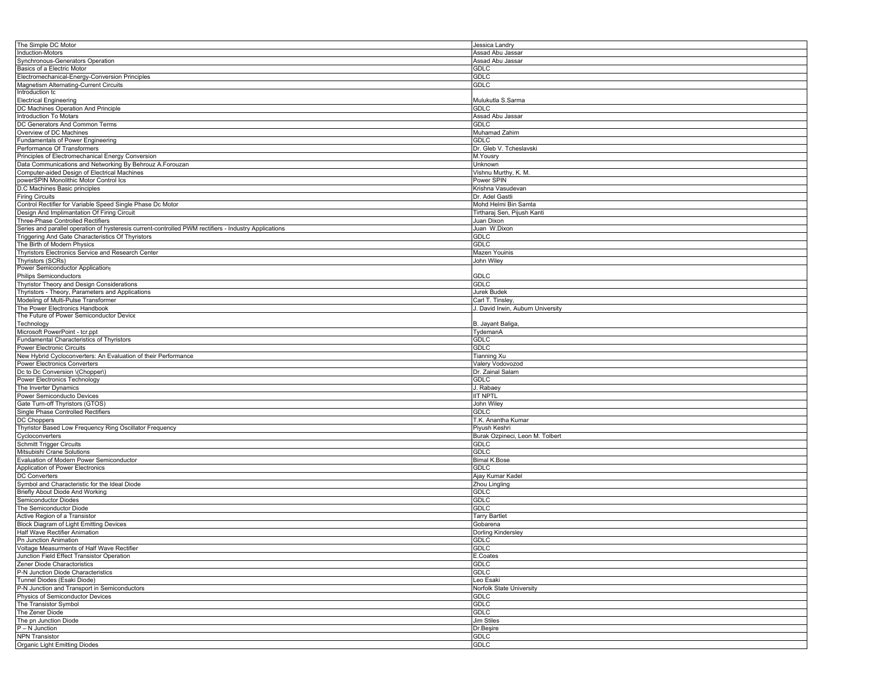| The Simple DC Motor | Jessica Landry |
|---|---|
| Induction-Motors | Assad Abu Jassar |
| Synchronous-Generators Operation | Assad Abu Jassar |
| Basics of a Electric Motor | GDLC |
| Electromechanical-Energy-Conversion Principles | GDLC |
| Magnetism Alternating-Current Circuits | GDLC |
| Introduction tc Electrical Engineering | Mulukutla S.Sarma |
| DC Machines Operation And Principle | GDLC |
| Introduction To Motars | Assad Abu Jassar |
| DC Generators And Common Terms | GDLC |
| Overview of DC Machines | Muhamad Zahim |
| Fundamentals of Power Engineering | GDLC |
| Performance Of Transformers | Dr. Gleb V. Tcheslavski |
| Principles of Electromechanical Energy Conversion | M.Yousry |
| Data Communications and Networking By Behrouz A.Forouzan | Unknown |
| Computer-aided Design of Electrical Machines | Vishnu Murthy, K. M. |
| powerSPIN Monolithic Motor Control Ics | Power SPIN |
| D.C Machines Basic principles | Krishna Vasudevan |
| Firing Circuits | Dr. Adel Gastli |
| Control Rectifier for Variable Speed Single Phase Dc Motor | Mohd Helmi Bin Samta |
| Design And Implimantation Of Firing Circuit | Tirtharaj Sen, Pijush Kanti |
| Three-Phase Controlled Rectifiers | Juan Dixon |
| Series and parallel operation of hysteresis current-controlled PWM rectifiers - Industry Applications | Juan W.Dixon |
| Triggering And Gate Characteristics Of Thyristors | GDLC |
| The Birth of Modern Physics | GDLC |
| Thyristors Electronics Service and Research Center | Mazen Youinis |
| Thyristors (SCRs) | John Wiley |
| Power Semiconductor Application Philips Semiconductors | GDLC |
| Thyristor Theory and Design Considerations | GDLC |
| Thyristors - Theory, Parameters and Applications | Jurek Budek |
| Modeling of Multi-Pulse Transformer | Carl T. Tinsley, |
| The Power Electronics Handbook | J. David Irwin, Auburn University |
| The Future of Power Semiconductor Device Technology | B. Jayant Baliga, |
| Microsoft PowerPoint - tcr.ppt | TydemanA |
| Fundamental Characteristics of Thyristors | GDLC |
| Power Electronic Circuits | GDLC |
| New Hybrid Cycloconverters: An Evaluation of their Performance | Tianning Xu |
| Power Electronics Converters | Valery Vodovozod |
| Dc to Dc Conversion \(Chopper\) | Dr. Zainal Salam |
| Power Electronics Technology | GDLC |
| The Inverter Dynamics | J. Rabaey |
| Power Semiconducto Devices | IIT NPTL |
| Gate Turn-off Thyristors (GTOS) | John Wiley |
| Single Phase Controlled Rectifiers | GDLC |
| DC Choppers | T.K. Anantha Kumar |
| Thyristor Based Low Frequency Ring Oscillator Frequency | Piyush Keshri |
| Cycloconverters | Burak Ozpineci, Leon M. Tolbert |
| Schmitt Trigger Circuits | GDLC |
| Mitsubishi Crane Solutions | GDLC |
| Evaluation of Modern Power Semiconductor | Bimal K.Bose |
| Application of Power Electronics | GDLC |
| DC Converters | Ajay Kumar Kadel |
| Symbol and Characteristic for the Ideal Diode | Zhou Lingling |
| Briefly About Diode And Working | GDLC |
| Semiconductor Diodes | GDLC |
| The Semiconductor Diode | GDLC |
| Active Region of a Transistor | Tarry Bartlet |
| Block Diagram of Light Emitting Devices | Gobarena |
| Half Wave Rectifier Animation | Dorling Kindersley |
| Pn Junction Animation | GDLC |
| Voltage Measurments of Half Wave Rectifier | GDLC |
| Junction Field Effect Transistor Operation | E.Coates |
| Zener Diode Charactoristics | GDLC |
| P-N Junction Diode Characteristics | GDLC |
| Tunnel Diodes (Esaki Diode) | Leo Esaki |
| P-N Junction and Transport in Semiconductors | Norfolk State University |
| Physics of Semiconductor Devices | GDLC |
| The Transistor Symbol | GDLC |
| The Zener Diode | GDLC |
| The pn Junction Diode | Jim Stiles |
| P – N Junction | Dr.Beşire |
| NPN Transistor | GDLC |
| Organic Light Emitting Diodes | GDLC |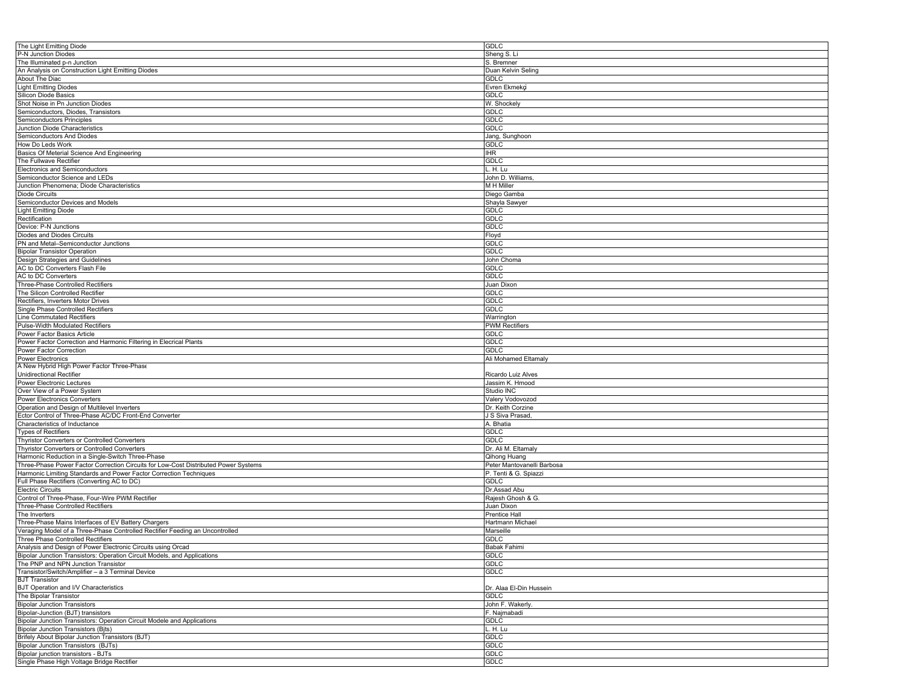| | |
|---|---|
| The Light Emitting Diode | GDLC |
| P-N Junction Diodes | Sheng S. Li |
| The Illuminated p-n Junction | S. Bremner |
| An Analysis on Construction Light Emitting Diodes | Duan Kelvin Seling |
| About The Diac | GDLC |
| Light Emitting Diodes | Evren Ekmekçi |
| Silicon Diode Basics | GDLC |
| Shot Noise in Pn Junction Diodes | W. Shockely |
| Semiconductors, Diodes, Transistors | GDLC |
| Semiconductors Principles | GDLC |
| Junction Diode Characteristics | GDLC |
| Semiconductors And Diodes | Jang, Sunghoon |
| How Do Leds Work | GDLC |
| Basics Of Meterial Science And Engineering | IHR |
| The Fullwave Rectifier | GDLC |
| Electronics and Semiconductors | L. H. Lu |
| Semiconductor Science and LEDs | John D. Williams, |
| Junction Phenomena; Diode Characteristics | M H Miller |
| Diode Circuits | Diego Gamba |
| Semiconductor Devices and Models | Shayla Sawyer |
| Light Emitting Diode | GDLC |
| Rectification | GDLC |
| Device: P-N Junctions | GDLC |
| Diodes and Diodes Circuits | Floyd |
| PN and Metal–Semiconductor Junctions | GDLC |
| Bipolar Transistor Operation | GDLC |
| Design Strategies and Guidelines | John Choma |
| AC to DC Converters Flash File | GDLC |
| AC to DC Converters | GDLC |
| Three-Phase Controlled Rectifiers | Juan Dixon |
| The Silicon Controlled Rectifier | GDLC |
| Rectifiers, Inverters Motor Drives | GDLC |
| Single Phase Controlled Rectifiers | GDLC |
| Line Commutated Rectifiers | Warrington |
| Pulse-Width Modulated Rectifiers | PWM Rectifiers |
| Power Factor Basics Article | GDLC |
| Power Factor Correction and Harmonic Filtering in Elecrical Plants | GDLC |
| Power Factor Correction | GDLC |
| Power Electronics | Ali Mohamed Eltamaly |
| A New Hybrid High Power Factor Three-Phase Unidirectional Rectifier | Ricardo Luiz Alves |
| Power Electronic Lectures | Jassim K. Hmood |
| Over View of a Power System | Studio INC |
| Power Electronics Converters | Valery Vodovozod |
| Operation and Design of Multilevel Inverters | Dr. Keith Corzine |
| Ector Control of Three-Phase AC/DC Front-End Converter | J S Siva Prasad, |
| Characteristics of Inductance | A. Bhatia |
| Types of Rectifiers | GDLC |
| Thyristor Converters or Controlled Converters | GDLC |
| Thyristor Converters or Controlled Converters | Dr. Ali M. Eltamaly |
| Harmonic Reduction in a Single-Switch Three-Phase | Qihong Huang |
| Three-Phase Power Factor Correction Circuits for Low-Cost Distributed Power Systems | Peter Mantovanelli Barbosa |
| Harmonic Limiting Standards and Power Factor Correction Techniques | P. Tenti & G. Spiazzi |
| Full Phase Rectifiers (Converting AC to DC) | GDLC |
| Electric Circuits | Dr.Assad Abu |
| Control of Three-Phase, Four-Wire PWM Rectifier | Rajesh Ghosh & G. |
| Three-Phase Controlled Rectifiers | Juan Dixon |
| The Inverters | Prentice Hall |
| Three-Phase Mains Interfaces of EV Battery Chargers | Hartmann Michael |
| Veraging Model of a Three-Phase Controlled Rectifier Feeding an Uncontrolled | Marseille |
| Three Phase Controlled Rectifiers | GDLC |
| Analysis and Design of Power Electronic Circuits using Orcad | Babak Fahimi |
| Bipolar Junction Transistors: Operation Circuit Models, and Applications | GDLC |
| The PNP and NPN Junction Transistor | GDLC |
| Transistor/Switch/Amplifier – a 3 Terminal Device | GDLC |
| BJT Transistor BJT Operation and I/V Characteristics | Dr. Alaa El-Din Hussein |
| The Bipolar Transistor | GDLC |
| Bipolar Junction Transistors | John F. Wakerly. |
| Bipolar-Junction (BJT) transistors | F. Najmabadi |
| Bipolar Junction Transistors: Operation Circuit Modele and Applications | GDLC |
| Bipolar Junction Transistors (Bjts) | L. H. Lu |
| Brifely About Bipolar Junction Transistors (BJT) | GDLC |
| Bipolar Junction Transistors (BJTs) | GDLC |
| Bipolar junction transistors - BJTs | GDLC |
| Single Phase High Voltage Bridge Rectifier | GDLC |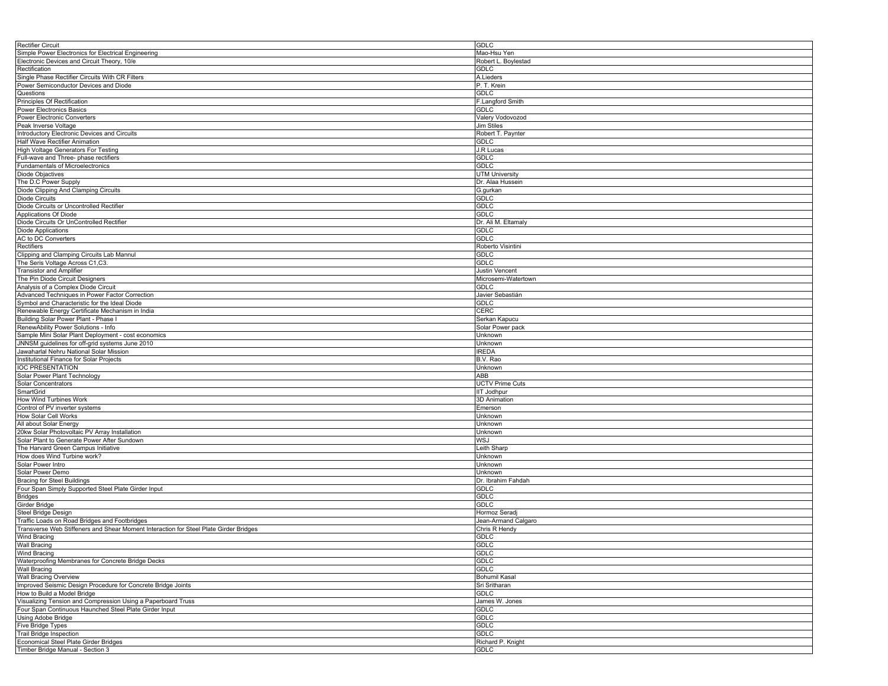| Rectifier Circuit | GDLC |
|---|---|
| Simple Power Electronics for Electrical Engineering | Mao-Hsu Yen |
| Electronic Devices and Circuit Theory, 10/e | Robert L. Boylestad |
| Rectification | GDLC |
| Single Phase Rectifier Circuits With CR Filters | A.Lieders |
| Power Semiconductor Devices and Diode | P. T. Krein |
| Questions | GDLC |
| Principles Of Rectification | F.Langford Smith |
| Power Electronics Basics | GDLC |
| Power Electronic Converters | Valery Vodovozod |
| Peak Inverse Voltage | Jim Stiles |
| Introductory Electronic Devices and Circuits | Robert T. Paynter |
| Half Wave Rectifier Animation | GDLC |
| High Voltage Generators For Testing | J.R Lucas |
| Full-wave and Three- phase rectifiers | GDLC |
| Fundamentals of Microelectronics | GDLC |
| Diode Objactives | UTM University |
| The D.C Power Supply | Dr. Alaa Hussein |
| Diode Clipping And Clamping Circuits | G.gurkan |
| Diode Circuits | GDLC |
| Diode Circuits or Uncontrolled Rectifier | GDLC |
| Applications Of Diode | GDLC |
| Diode Circuits Or UnControlled Rectifier | Dr. Ali M. Eltamaly |
| Diode Applications | GDLC |
| AC to DC Converters | GDLC |
| Rectifiers | Roberto Visintini |
| Clipping and Clamping Circuits Lab Mannul | GDLC |
| The Seris Voltage Across C1,C3. | GDLC |
| Transistor and Amplifier | Justin Vencent |
| The Pin Diode Circuit Designers | Microsemi-Watertown |
| Analysis of a Complex Diode Circuit | GDLC |
| Advanced Techniques in Power Factor Correction | Javier Sebastián |
| Symbol and Characteristic for the Ideal Diode | GDLC |
| Renewable Energy Certificate Mechanism in India | CERC |
| Building Solar Power Plant - Phase I | Serkan Kapucu |
| RenewAbility Power Solutions - Info | Solar Power pack |
| Sample Mini Solar Plant Deployment - cost economics | Unknown |
| JNNSM guidelines for off-grid systems June 2010 | Unknown |
| Jawaharlal Nehru National Solar Mission | IREDA |
| Institutional Finance for Solar Projects | B.V. Rao |
| IOC PRESENTATION | Unknown |
| Solar Power Plant Technology | ABB |
| Solar Concentrators | UCTV Prime Cuts |
| SmartGrid | IIT Jodhpur |
| How Wind Turbines Work | 3D Animation |
| Control of PV inverter systems | Emerson |
| How Solar Cell Works | Unknown |
| All about Solar Energy | Unknown |
| 20kw Solar Photovoltaic PV Array Installation | Unknown |
| Solar Plant to Generate Power After Sundown | WSJ |
| The Harvard Green Campus Initiative | Leith Sharp |
| How does Wind Turbine work? | Unknown |
| Solar Power Intro | Unknown |
| Solar Power Demo | Unknown |
| Bracing for Steel Buildings | Dr. Ibrahim Fahdah |
| Four Span Simply Supported Steel Plate Girder Input | GDLC |
| Bridges | GDLC |
| Girder Bridge | GDLC |
| Steel Bridge Design | Hormoz Seradj |
| Traffic Loads on Road Bridges and Footbridges | Jean-Armand Calgaro |
| Transverse Web Stiffeners and Shear Moment Interaction for Steel Plate Girder Bridges | Chris R Hendy |
| Wind Bracing | GDLC |
| Wall Bracing | GDLC |
| Wind Bracing | GDLC |
| Waterproofing Membranes for Concrete Bridge Decks | GDLC |
| Wall Bracing | GDLC |
| Wall Bracing Overview | Bohumil Kasal |
| Improved Seismic Design Procedure for Concrete Bridge Joints | Sri Sritharan |
| How to Build a Model Bridge | GDLC |
| Visualizing Tension and Compression Using a Paperboard Truss | James W. Jones |
| Four Span Continuous Haunched Steel Plate Girder Input | GDLC |
| Using Adobe Bridge | GDLC |
| Five Bridge Types | GDLC |
| Trail Bridge Inspection | GDLC |
| Economical Steel Plate Girder Bridges | Richard P. Knight |
| Timber Bridge Manual - Section 3 | GDLC |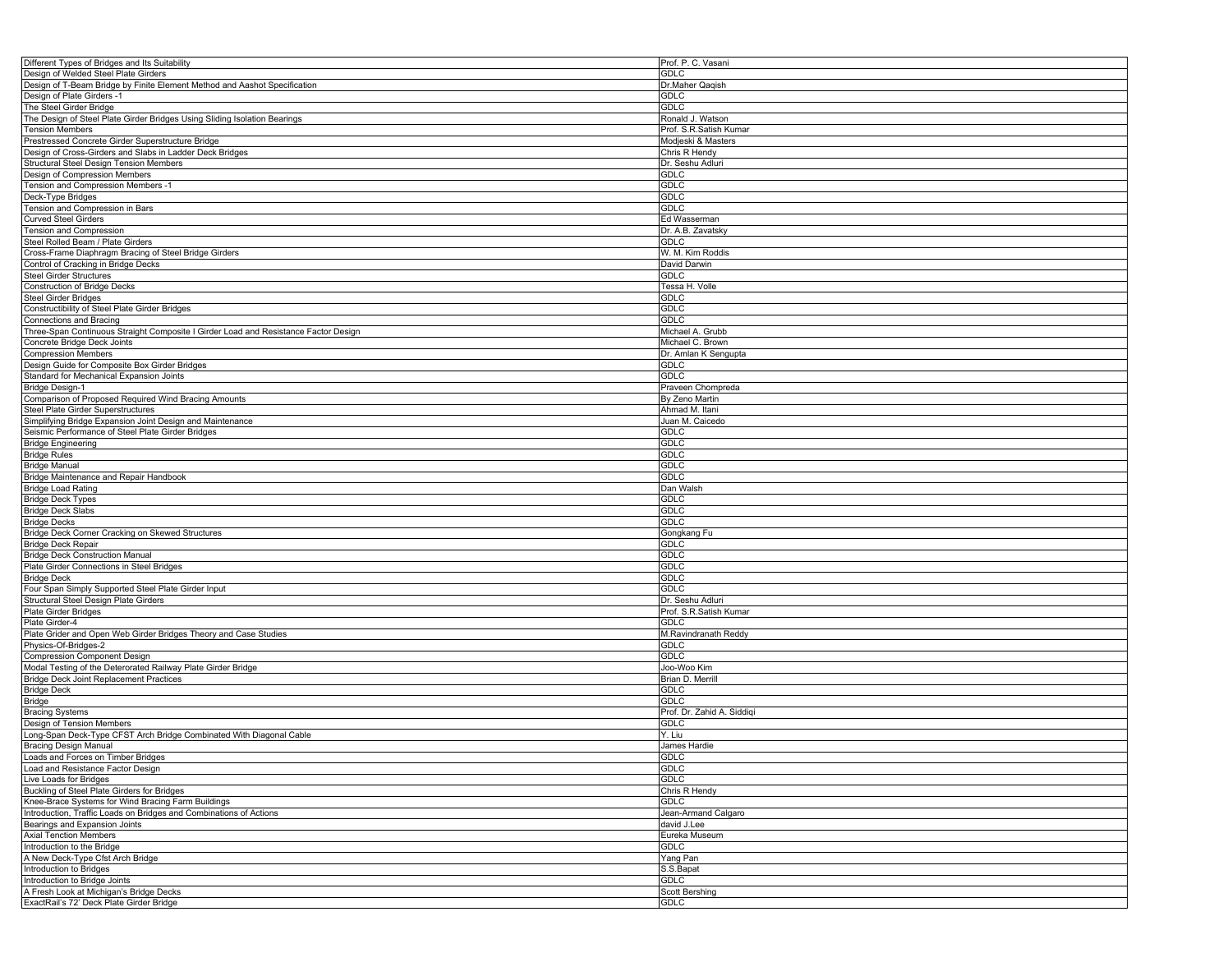| Different Types of Bridges and Its Suitability | Prof. P. C. Vasani |
|---|---|
| Design of Welded Steel Plate Girders | GDLC |
| Design of T-Beam Bridge by Finite Element Method and Aashot Specification | Dr.Maher Qaqish |
| Design of Plate Girders -1 | GDLC |
| The Steel Girder Bridge | GDLC |
| The Design of Steel Plate Girder Bridges Using Sliding Isolation Bearings | Ronald J. Watson |
| Tension Members | Prof. S.R.Satish Kumar |
| Prestressed Concrete Girder Superstructure Bridge | Modjeski & Masters |
| Design of Cross-Girders and Slabs in Ladder Deck Bridges | Chris R Hendy |
| Structural Steel Design Tension Members | Dr. Seshu Adluri |
| Design of Compression Members | GDLC |
| Tension and Compression Members -1 | GDLC |
| Deck-Type Bridges | GDLC |
| Tension and Compression in Bars | GDLC |
| Curved Steel Girders | Ed Wasserman |
| Tension and Compression | Dr. A.B. Zavatsky |
| Steel Rolled Beam / Plate Girders | GDLC |
| Cross-Frame Diaphragm Bracing of Steel Bridge Girders | W. M. Kim Roddis |
| Control of Cracking in Bridge Decks | David Darwin |
| Steel Girder Structures | GDLC |
| Construction of Bridge Decks | Tessa H. Volle |
| Steel Girder Bridges | GDLC |
| Constructibility of Steel Plate Girder Bridges | GDLC |
| Connections and Bracing | GDLC |
| Three-Span Continuous Straight Composite I Girder Load and Resistance Factor Design | Michael A. Grubb |
| Concrete Bridge Deck Joints | Michael C. Brown |
| Compression Members | Dr. Amlan K Sengupta |
| Design Guide for Composite Box Girder Bridges | GDLC |
| Standard for Mechanical Expansion Joints | GDLC |
| Bridge Design-1 | Praveen Chompreda |
| Comparison of Proposed Required Wind Bracing Amounts | By Zeno Martin |
| Steel Plate Girder Superstructures | Ahmad M. Itani |
| Simplifying Bridge Expansion Joint Design and Maintenance | Juan M. Caicedo |
| Seismic Performance of Steel Plate Girder Bridges | GDLC |
| Bridge Engineering | GDLC |
| Bridge Rules | GDLC |
| Bridge Manual | GDLC |
| Bridge Maintenance and Repair Handbook | GDLC |
| Bridge Load Rating | Dan Walsh |
| Bridge Deck Types | GDLC |
| Bridge Deck Slabs | GDLC |
| Bridge Decks | GDLC |
| Bridge Deck Corner Cracking on Skewed Structures | Gongkang Fu |
| Bridge Deck Repair | GDLC |
| Bridge Deck Construction Manual | GDLC |
| Plate Girder Connections in Steel Bridges | GDLC |
| Bridge Deck | GDLC |
| Four Span Simply Supported Steel Plate Girder Input | GDLC |
| Structural Steel Design Plate Girders | Dr. Seshu Adluri |
| Plate Girder Bridges | Prof. S.R.Satish Kumar |
| Plate Girder-4 | GDLC |
| Plate Grider and Open Web Girder Bridges Theory and Case Studies | M.Ravindranath Reddy |
| Physics-Of-Bridges-2 | GDLC |
| Compression Component Design | GDLC |
| Modal Testing of the Deterorated Railway Plate Girder Bridge | Joo-Woo Kim |
| Bridge Deck Joint Replacement Practices | Brian D. Merrill |
| Bridge Deck | GDLC |
| Bridge | GDLC |
| Bracing Systems | Prof. Dr. Zahid A. Siddiqi |
| Design of Tension Members | GDLC |
| Long-Span Deck-Type CFST Arch Bridge Combinated With Diagonal Cable | Y. Liu |
| Bracing Design Manual | James Hardie |
| Loads and Forces on Timber Bridges | GDLC |
| Load and Resistance Factor Design | GDLC |
| Live Loads for Bridges | GDLC |
| Buckling of Steel Plate Girders for Bridges | Chris R Hendy |
| Knee-Brace Systems for Wind Bracing Farm Buildings | GDLC |
| Introduction, Traffic Loads on Bridges and Combinations of Actions | Jean-Armand Calgaro |
| Bearings and Expansion Joints | david J.Lee |
| Axial Tenction Members | Eureka Museum |
| Introduction to the Bridge | GDLC |
| A New Deck-Type Cfst Arch Bridge | Yang Pan |
| Introduction to Bridges | S.S.Bapat |
| Introduction to Bridge Joints | GDLC |
| A Fresh Look at Michigan's Bridge Decks | Scott Bershing |
| ExactRail's 72' Deck Plate Girder Bridge | GDLC |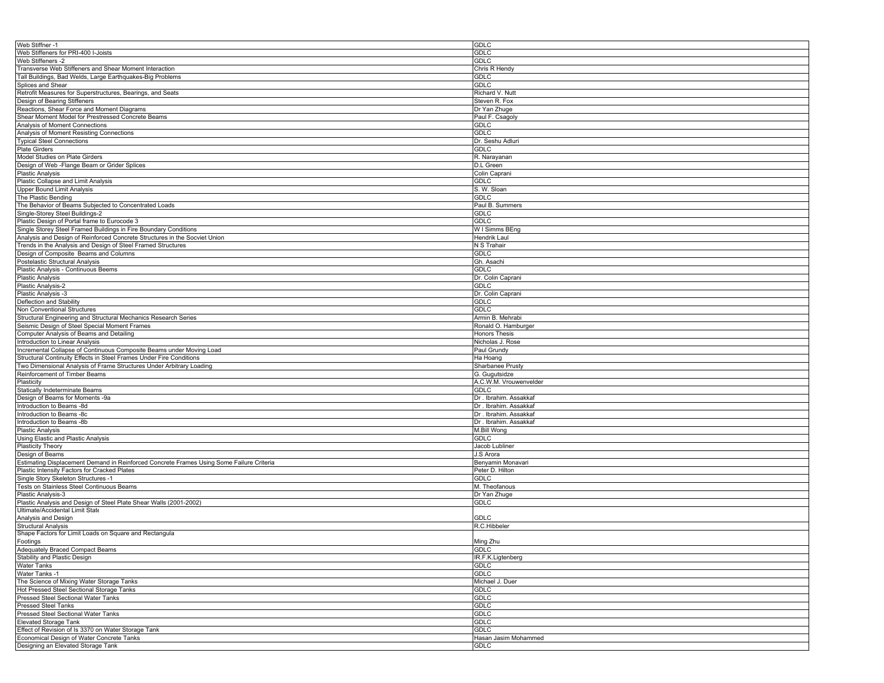| | |
|---|---|
| Web Stiffner -1 | GDLC |
| Web Stiffeners for PRI-400 I-Joists | GDLC |
| Web Stiffeners -2 | GDLC |
| Transverse Web Stiffeners and Shear Moment Interaction | Chris R Hendy |
| Tall Buildings, Bad Welds, Large Earthquakes-Big Problems | GDLC |
| Splices and Shear | GDLC |
| Retrofit Measures for Superstructures, Bearings, and Seats | Richard V. Nutt |
| Design of Bearing Stiffeners | Steven R. Fox |
| Reactions, Shear Force and Moment Diagrams | Dr Yan Zhuge |
| Shear Moment Model for Prestressed Concrete Beams | Paul F. Csagoly |
| Analysis of Moment Connections | GDLC |
| Analysis of Moment Resisting Connections | GDLC |
| Typical Steel Connections | Dr. Seshu Adluri |
| Plate Girders | GDLC |
| Model Studies on Plate Girders | R. Narayanan |
| Design of Web -Flange Beam or Grider Splices | D.L Green |
| Plastic Analysis | Colin Caprani |
| Plastic Collapse and Limit Analysis | GDLC |
| Upper Bound Limit Analysis | S. W. Sloan |
| The Plastic Bending | GDLC |
| The Behavior of Beams Subjected to Concentrated Loads | Paul B. Summers |
| Single-Storey Steel Buildings-2 | GDLC |
| Plastic Design of Portal frame to Eurocode 3 | GDLC |
| Single Storey Steel Framed Buildings in Fire Boundary Conditions | W I Simms BEng |
| Analysis and Design of Reinforced Concrete Structures in the Socviet Union | Hendrik Laul |
| Trends in the Analysis and Design of Steel Framed Structures | N S Trahair |
| Design of Composite Beams and Columns | GDLC |
| Postelastic Structural Analysis | Gh. Asachi |
| Plastic Analysis - Continuous Beems | GDLC |
| Plastic Analysis | Dr. Colin Caprani |
| Plastic Analysis-2 | GDLC |
| Plastic Analysis -3 | Dr. Colin Caprani |
| Deflection and Stability | GDLC |
| Non Conventional Structures | GDLC |
| Structural Engineering and Structural Mechanics Research Series | Armin B. Mehrabi |
| Seismic Design of Steel Special Moment Frames | Ronald O. Hamburger |
| Computer Analysis of Beams and Detailing | Honors Thesis |
| Introduction to Linear Analysis | Nicholas J. Rose |
| Incremental Collapse of Continuous Composite Beams under Moving Load | Paul Grundy |
| Structural Continuity Effects in Steel Frames Under Fire Conditions | Ha Hoang |
| Two Dimensional Analysis of Frame Structures Under Arbitrary Loading | Sharbanee Prusty |
| Reinforcement of Timber Beams | G. Gugutsidze |
| Plasticity | A.C.W.M. Vrouwenvelder |
| Statically Indeterminate Beams | GDLC |
| Design of Beams for Moments -9a | Dr . Ibrahim. Assakkaf |
| Introduction to Beams -8d | Dr . Ibrahim. Assakkaf |
| Introduction to Beams -8c | Dr . Ibrahim. Assakkaf |
| Introduction to Beams -8b | Dr . Ibrahim. Assakkaf |
| Plastic Analysis | M.Bill Wong |
| Using Elastic and Plastic Analysis | GDLC |
| Plasticity Theory | Jacob Lubliner |
| Design of Beams | J.S Arora |
| Estimating Displacement Demand in Reinforced Concrete Frames Using Some Failure Criteria | Benyamin Monavari |
| Plastic Intensity Factors for Cracked Plates | Peter D. Hilton |
| Single Story Skeleton Structures -1 | GDLC |
| Tests on Stainless Steel Continuous Beams | M. Theofanous |
| Plastic Analysis-3 | Dr Yan Zhuge |
| Plastic Analysis and Design of Steel Plate Shear Walls (2001-2002) | GDLC |
| Ultimate/Accidental Limit State Analysis and Design | GDLC |
| Structural Analysis | R.C.Hibbeler |
| Shape Factors for Limit Loads on Square and Rectangula Footings | Ming Zhu |
| Adequately Braced Compact Beams | GDLC |
| Stability and Plastic Design | IR.F.K.Ligtenberg |
| Water Tanks | GDLC |
| Water Tanks -1 | GDLC |
| The Science of Mixing Water Storage Tanks | Michael J. Duer |
| Hot Pressed Steel Sectional Storage Tanks | GDLC |
| Pressed Steel Sectional Water Tanks | GDLC |
| Pressed Steel Tanks | GDLC |
| Pressed Steel Sectional Water Tanks | GDLC |
| Elevated Storage Tank | GDLC |
| Effect of Revision of Is 3370 on Water Storage Tank | GDLC |
| Economical Design of Water Concrete Tanks | Hasan Jasim Mohammed |
| Designing an Elevated Storage Tank | GDLC |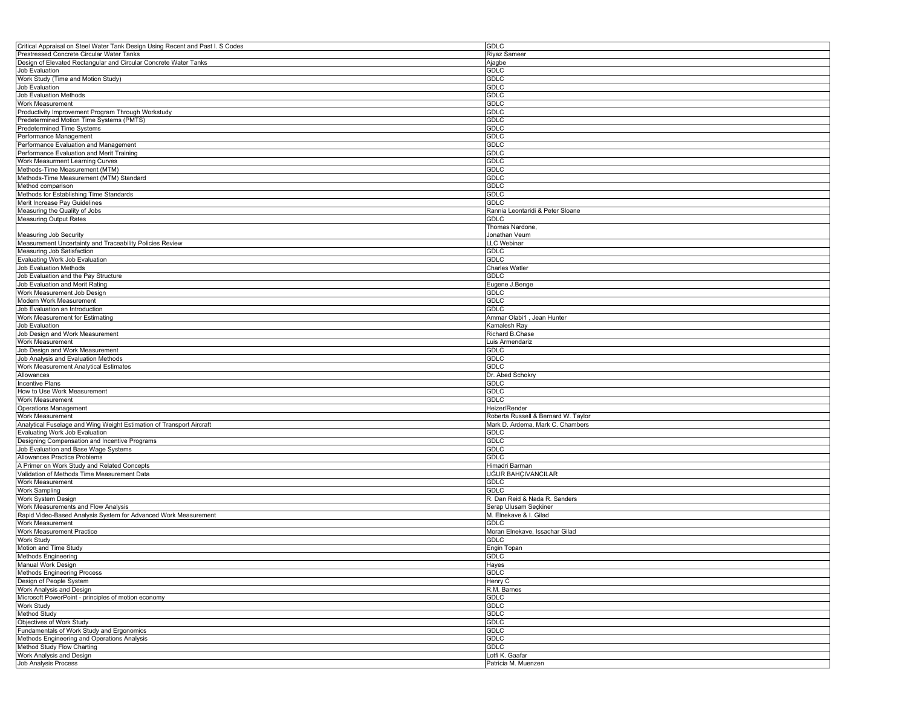| | |
|---|---|
| Critical Appraisal on Steel Water Tank Design Using Recent and Past I. S Codes | GDLC |
| Prestressed Concrete Circular Water Tanks | Riyaz Sameer |
| Design of Elevated Rectangular and Circular Concrete Water Tanks | Ajagbe |
| Job Evaluation | GDLC |
| Work Study (Time and Motion Study) | GDLC |
| Job Evaluation | GDLC |
| Job Evaluation Methods | GDLC |
| Work Measurement | GDLC |
| Productivity Improvement Program Through Workstudy | GDLC |
| Predetermined Motion Time Systems (PMTS) | GDLC |
| Predetermined Time Systems | GDLC |
| Performance Management | GDLC |
| Performance Evaluation and Management | GDLC |
| Performance Evaluation and Merit Training | GDLC |
| Work Measurment Learning Curves | GDLC |
| Methods-Time Measurement (MTM) | GDLC |
| Methods-Time Measurement (MTM) Standard | GDLC |
| Method comparison | GDLC |
| Methods for Establishing Time Standards | GDLC |
| Merit Increase Pay Guidelines | GDLC |
| Measuring the Quality of Jobs | Rannia Leontaridi & Peter Sloane |
| Measuring Output Rates | GDLC |
| Measuring Job Security | Thomas Nardone, Jonathan Veum |
| Measurement Uncertainty and Traceability Policies Review | LLC Webinar |
| Measuring Job Satisfaction | GDLC |
| Evaluating Work Job Evaluation | GDLC |
| Job Evaluation Methods | Charles Watler |
| Job Evaluation and the Pay Structure | GDLC |
| Job Evaluation and Merit Rating | Eugene J.Benge |
| Work Measurement Job Design | GDLC |
| Modern Work Measurement | GDLC |
| Job Evaluation an Introduction | GDLC |
| Work Measurement for Estimating | Ammar Olabi1 , Jean Hunter |
| Job Evaluation | Kamalesh Ray |
| Job Design and Work Measurement | Richard B.Chase |
| Work Measurement | Luis Armendariz |
| Job Design and Work Measurement | GDLC |
| Job Analysis and Evaluation Methods | GDLC |
| Work Measurement Analytical Estimates | GDLC |
| Allowances | Dr. Abed Schokry |
| Incentive Plans | GDLC |
| How to Use Work Measurement | GDLC |
| Work Measurement | GDLC |
| Operations Management | Heizer/Render |
| Work Measurement | Roberta Russell & Bernard W. Taylor |
| Analytical Fuselage and Wing Weight Estimation of Transport Aircraft | Mark D. Ardema, Mark C. Chambers |
| Evaluating Work Job Evaluation | GDLC |
| Designing Compensation and Incentive Programs | GDLC |
| Job Evaluation and Base Wage Systems | GDLC |
| Allowances Practice Problems | GDLC |
| A Primer on Work Study and Related Concepts | Himadri Barman |
| Validation of Methods Time Measurement Data | UĞUR BAHÇIVANCILAR |
| Work Measurement | GDLC |
| Work Sampling | GDLC |
| Work System Design | R. Dan Reid & Nada R. Sanders |
| Work Measurements and Flow Analysis | Serap Ulusam Seçkiner |
| Rapid Video-Based Analysis System for Advanced Work Measurement | M. Elnekave & I. Gilad |
| Work Measurement | GDLC |
| Work Measurement Practice | Moran Elnekave, Issachar Gilad |
| Work Study | GDLC |
| Motion and Time Study | Engin Topan |
| Methods Engineering | GDLC |
| Manual Work Design | Hayes |
| Methods Engineering Process | GDLC |
| Design of People System | Henry C |
| Work Analysis and Design | R.M. Barnes |
| Microsoft PowerPoint - principles of motion economy | GDLC |
| Work Study | GDLC |
| Method Study | GDLC |
| Objectives of Work Study | GDLC |
| Fundamentals of Work Study and Ergonomics | GDLC |
| Methods Engineering and Operations Analysis | GDLC |
| Method Study Flow Charting | GDLC |
| Work Analysis and Design | Lotfi K. Gaafar |
| Job Analysis Process | Patricia M. Muenzen |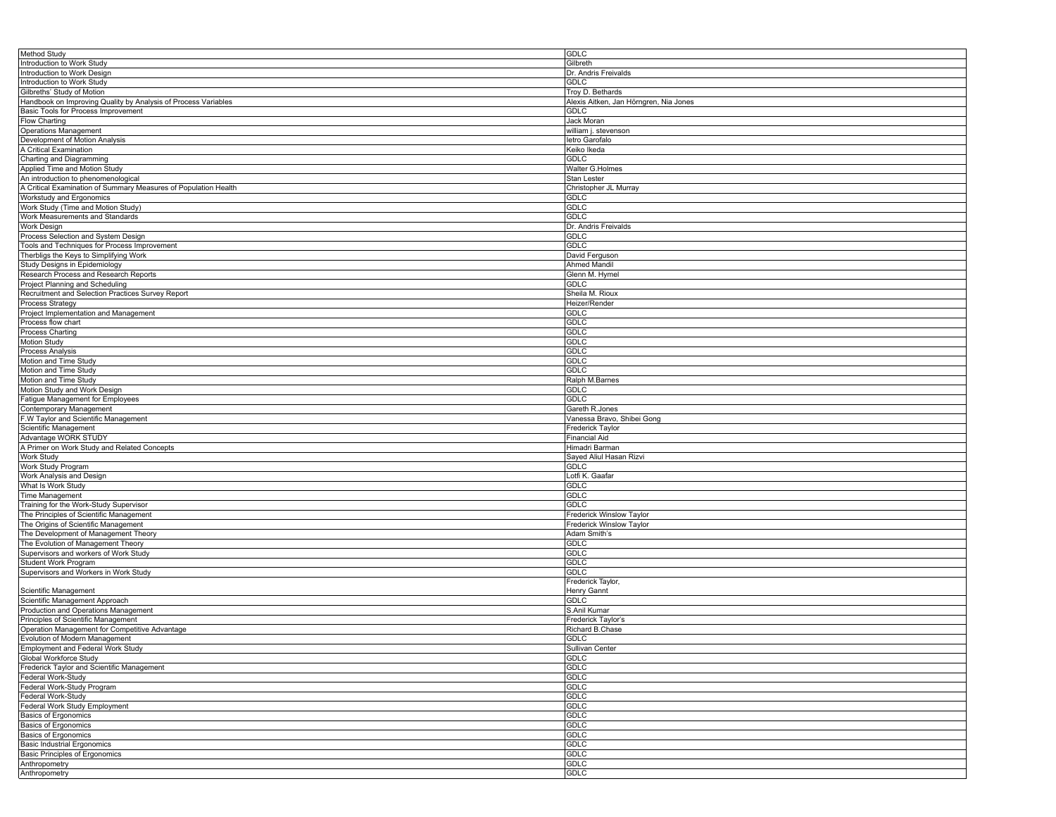| Method Study | GDLC |
|---|---|
| Introduction to Work Study | Gilbreth |
| Introduction to Work Design | Dr. Andris Freivalds |
| Introduction to Work Study | GDLC |
| Gilbreths' Study of Motion | Troy D. Bethards |
| Handbook on Improving Quality by Analysis of Process Variables | Alexis Aitken, Jan Hörngren, Nia Jones |
| Basic Tools for Process Improvement | GDLC |
| Flow Charting | Jack Moran |
| Operations Management | william j. stevenson |
| Development of Motion Analysis | Ietro Garofalo |
| A Critical Examination | Keiko Ikeda |
| Charting and Diagramming | GDLC |
| Applied Time and Motion Study | Walter G.Holmes |
| An introduction to phenomenological | Stan Lester |
| A Critical Examination of Summary Measures of Population Health | Christopher JL Murray |
| Workstudy and Ergonomics | GDLC |
| Work Study (Time and Motion Study) | GDLC |
| Work Measurements and Standards | GDLC |
| Work Design | Dr. Andris Freivalds |
| Process Selection and System Design | GDLC |
| Tools and Techniques for Process Improvement | GDLC |
| Therbligs the Keys to Simplifying Work | David Ferguson |
| Study Designs in Epidemiology | Ahmed Mandil |
| Research Process and Research Reports | Glenn M. Hymel |
| Project Planning and Scheduling | GDLC |
| Recruitment and Selection Practices Survey Report | Sheila M. Rioux |
| Process Strategy | Heizer/Render |
| Project Implementation and Management | GDLC |
| Process flow chart | GDLC |
| Process Charting | GDLC |
| Motion Study | GDLC |
| Process Analysis | GDLC |
| Motion and Time Study | GDLC |
| Motion and Time Study | GDLC |
| Motion and Time Study | Ralph M.Barnes |
| Motion Study and Work Design | GDLC |
| Fatigue Management for Employees | GDLC |
| Contemporary Management | Gareth R.Jones |
| F.W Taylor and Scientific Management | Vanessa Bravo, Shibei Gong |
| Scientific Management | Frederick Taylor |
| Advantage WORK STUDY | Financial Aid |
| A Primer on Work Study and Related Concepts | Himadri Barman |
| Work Study | Sayed Aliul Hasan Rizvi |
| Work Study Program | GDLC |
| Work Analysis and Design | Lotfi K. Gaafar |
| What Is Work Study | GDLC |
| Time Management | GDLC |
| Training for the Work-Study Supervisor | GDLC |
| The Principles of Scientific Management | Frederick Winslow Taylor |
| The Origins of Scientific Management | Frederick Winslow Taylor |
| The Development of Management Theory | Adam Smith's |
| The Evolution of Management Theory | GDLC |
| Supervisors and workers of Work Study | GDLC |
| Student Work Program | GDLC |
| Supervisors and Workers in Work Study | GDLC |
| Scientific Management | Frederick Taylor, Henry Gannt |
| Scientific Management Approach | GDLC |
| Production and Operations Management | S.Anil Kumar |
| Principles of Scientific Management | Frederick Taylor's |
| Operation Management for Competitive Advantage | Richard B.Chase |
| Evolution of Modern Management | GDLC |
| Employment and Federal Work Study | Sullivan Center |
| Global Workforce Study | GDLC |
| Frederick Taylor and Scientific Management | GDLC |
| Federal Work-Study | GDLC |
| Federal Work-Study Program | GDLC |
| Federal Work-Study | GDLC |
| Federal Work Study Employment | GDLC |
| Basics of Ergonomics | GDLC |
| Basics of Ergonomics | GDLC |
| Basics of Ergonomics | GDLC |
| Basic Industrial Ergonomics | GDLC |
| Basic Principles of Ergonomics | GDLC |
| Anthropometry | GDLC |
| Anthropometry | GDLC |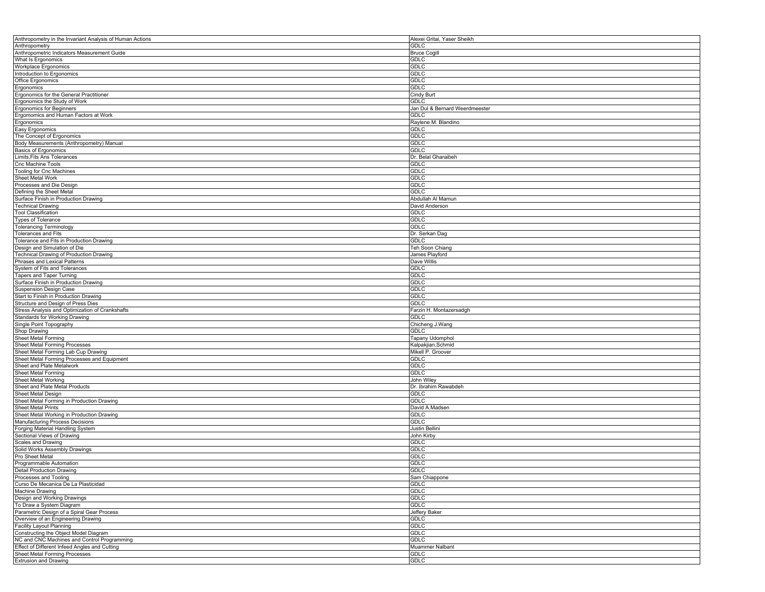| Anthropometry in the Invariant Analysis of Human Actions | Alexei Gritai, Yaser Sheikh |
|---|---|
| Anthropometry | GDLC |
| Anthropometric Indicators Measurement Guide | Bruce Cogill |
| What Is Ergonomics | GDLC |
| Workplace Ergonomics | GDLC |
| Introduction to Ergonomics | GDLC |
| Office Ergonomics | GDLC |
| Ergonomics | GDLC |
| Ergonomics for the General Practitioner | Cindy Burt |
| Ergonomics the Study of Work | GDLC |
| Ergonomics for Beginners | Jan Dul & Bernard Weerdmeester |
| Ergomomics and Human Factors at Work | GDLC |
| Ergonomics | Raylene M. Blandino |
| Easy Ergonomics | GDLC |
| The Concept of Ergonomics | GDLC |
| Body Measurements (Anthropometry) Manual | GDLC |
| Basics of Ergonomics | GDLC |
| Limits,Fits Ans Tolerances | Dr. Belal Gharaibeh |
| Cnc Machine Tools | GDLC |
| Tooling for Cnc Machines | GDLC |
| Sheet Metal Work | GDLC |
| Processes and Die Design | GDLC |
| Defining the Sheet Metal | GDLC |
| Surface Finish in Production Drawing | Abdullah Al Mamun |
| Technical Drawing | David Anderson |
| Tool Classification | GDLC |
| Types of Tolerance | GDLC |
| Tolerancing Terminology | GDLC |
| Tolerances and Fits | Dr. Serkan Dag |
| Tolerance and Fits in Production Drawing | GDLC |
| Design and Simulation of Die | Teh Soon Chiang |
| Technical Drawing of Production Drawing | James Playford |
| Phrases and Lexical Patterns | Dave Willis |
| System of Fits and Tolerances | GDLC |
| Tapers and Taper Turning | GDLC |
| Surface Finish in Production Drawing | GDLC |
| Suspension Design Case | GDLC |
| Start to Finish in Production Drawing | GDLC |
| Structure and Design of Press Dies | GDLC |
| Stress Analysis and Optimization of Crankshafts | Farzin H. Montazersadgh |
| Standards for Working Drawing | GDLC |
| Single Point Topography | Chicheng J.Wang |
| Shop Drawing | GDLC |
| Sheet Metal Forming | Tapany Udomphol |
| Sheet Metal Forming Processes | Kalpakjian,Schmid |
| Sheet Metal Forming Lab Cup Drawing | Mikell P. Groover |
| Sheet Metal Forming Processes and Equipment | GDLC |
| Sheet and Plate Metalwork | GDLC |
| Sheet Metal Forming | GDLC |
| Sheet Metal Working | John Wiley |
| Sheet and Plate Metal Products | Dr. Ibrahim Rawabdeh |
| Sheet Metal Design | GDLC |
| Sheet Metal Forming in Production Drawing | GDLC |
| Sheet Metal Prints | David A.Madsen |
| Sheet Metal Working in Production Drawing | GDLC |
| Manufacturing Process Decisions | GDLC |
| Forging Material Handling System | Justin Bellini |
| Sectional Views of Drawing | John Kirby |
| Scales and Drawing | GDLC |
| Solid Works Assembly Drawings | GDLC |
| Pro Sheet Metal | GDLC |
| Programmable Automation | GDLC |
| Detail Production Drawing | GDLC |
| Processes and Tooling | Sam Chiappone |
| Curso De Mecanica De La Plasticidad | GDLC |
| Machine Drawing | GDLC |
| Design and Working Drawings | GDLC |
| To Draw a System Diagram | GDLC |
| Parametric Design of a Spiral Gear Process | Jeffery Baker |
| Overview of an Engineering Drawing | GDLC |
| Facility Layout Planning | GDLC |
| Constructing the Object Model Diagram | GDLC |
| NC and CNC Machines and Control Programming | GDLC |
| Effect of Different Infeed Angles and Cutting | Muammer Nalbant |
| Sheet Metal Forming Processes | GDLC |
| Extrusion and Drawing | GDLC |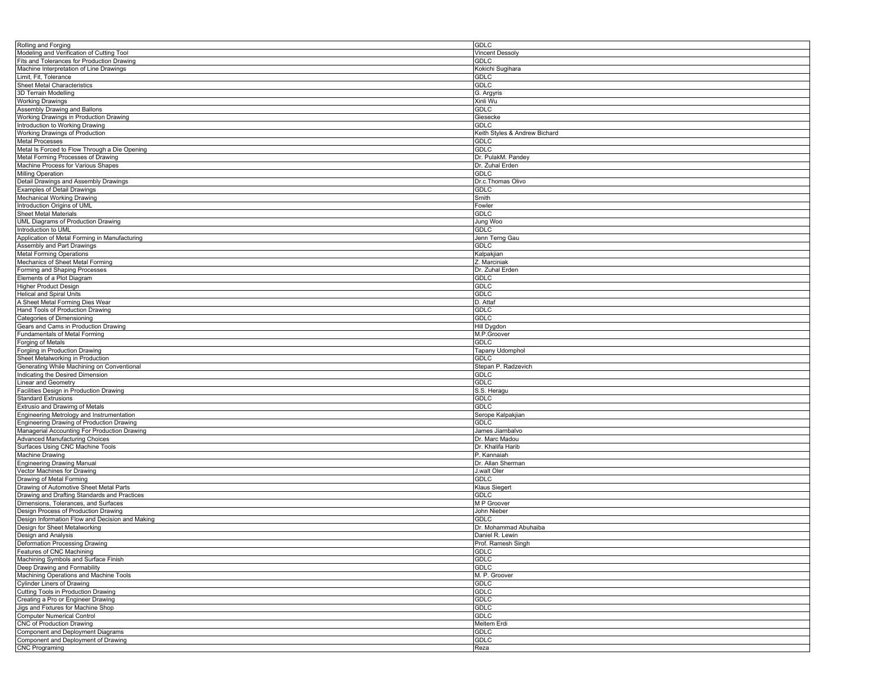| Rolling and Forging | GDLC |
|---|---|
| Modeling and Verification of Cutting Tool | Vincent Dessoly |
| Fits and Tolerances for Production Drawing | GDLC |
| Machine Interpretation of Line Drawings | Kokichi Sugihara |
| Limit, Fit, Tolerance | GDLC |
| Sheet Metal Characteristics | GDLC |
| 3D Terrain Modelling | G. Argyris |
| Working Drawings | Xinli Wu |
| Assembly Drawing and Ballons | GDLC |
| Working Drawings in Production Drawing | Giesecke |
| Introduction to Working Drawing | GDLC |
| Working Drawings of Production | Keith Styles & Andrew Bichard |
| Metal Processes | GDLC |
| Metal Is Forced to Flow Through a Die Opening | GDLC |
| Metal Forming Processes of Drawing | Dr. PulakM. Pandey |
| Machine Process for Various Shapes | Dr. Zuhal Erden |
| Milling Operation | GDLC |
| Detail Drawings and Assembly Drawings | Dr.c.Thomas Olivo |
| Examples of Detail Drawings | GDLC |
| Mechanical Working Drawing | Smith |
| Introduction Origins of UML | Fowler |
| Sheet Metal Materials | GDLC |
| UML Diagrams of Production Drawing | Jung Woo |
| Introduction to UML | GDLC |
| Application of Metal Forming in Manufacturing | Jenn Terng Gau |
| Assembly and Part Drawings | GDLC |
| Metal Forming Operations | Kalpakjian |
| Mechanics of Sheet Metal Forming | Z. Marciniak |
| Forming and Shaping Processes | Dr. Zuhal Erden |
| Elements of a Plot Diagram | GDLC |
| Higher Product Design | GDLC |
| Helical and Spiral Units | GDLC |
| A Sheet Metal Forming Dies Wear | D. Attaf |
| Hand Tools of Production Drawing | GDLC |
| Categories of Dimensioning | GDLC |
| Gears and Cams in Production Drawing | Hill Dygdon |
| Fundamentals of Metal Forming | M.P.Groover |
| Forging of Metals | GDLC |
| Forgiing in Production Drawing | Tapany Udomphol |
| Sheet Metalworking in Production | GDLC |
| Generating While Machining on Conventional | Stepan P. Radzevich |
| Indicating the Desired Dimension | GDLC |
| Linear and Geometry | GDLC |
| Facilities Design in Production Drawing | S.S. Heragu |
| Standard Extrusions | GDLC |
| Extrusio and Drawimg of Metals | GDLC |
| Engineering Metrology and Instrumentation | Serope Kalpakjian |
| Engineering Drawing of Production Drawing | GDLC |
| Managerial Accounting For Production Drawing | James Jiambalvo |
| Advanced Manufacturing Choices | Dr. Marc Madou |
| Surfaces Using CNC Machine Tools | Dr. Khalifa Harib |
| Machine Drawing | P. Kannaiah |
| Engineering Drawing Manual | Dr. Allan Sherman |
| Vector Machines for Drawing | J.walt Oler |
| Drawing of Metal Forming | GDLC |
| Drawing of Automotive Sheet Metal Parts | Klaus Siegert |
| Drawing and Drafting Standards and Practices | GDLC |
| Dimensions, Tolerances, and Surfaces | M P Groover |
| Design Process of Production Drawing | John Nieber |
| Design Information Flow and Decision and Making | GDLC |
| Design for Sheet Metalworking | Dr. Mohammad Abuhaiba |
| Design and Analysis | Daniel R. Lewin |
| Deformation Processing Drawing | Prof. Ramesh Singh |
| Features of CNC Machining | GDLC |
| Machining Symbols and Surface Finish | GDLC |
| Deep Drawing and Formability | GDLC |
| Machining Operations and Machine Tools | M. P. Groover |
| Cylinder Liners of Drawing | GDLC |
| Cutting Tools in Production Drawing | GDLC |
| Creating a Pro or Engineer Drawing | GDLC |
| Jigs and Fixtures for Machine Shop | GDLC |
| Computer Numerical Control | GDLC |
| CNC of Production Drawing | Meltem Erdi |
| Component and Deployment Diagrams | GDLC |
| Component and Deployment of Drawing | GDLC |
| CNC Programing | Reza |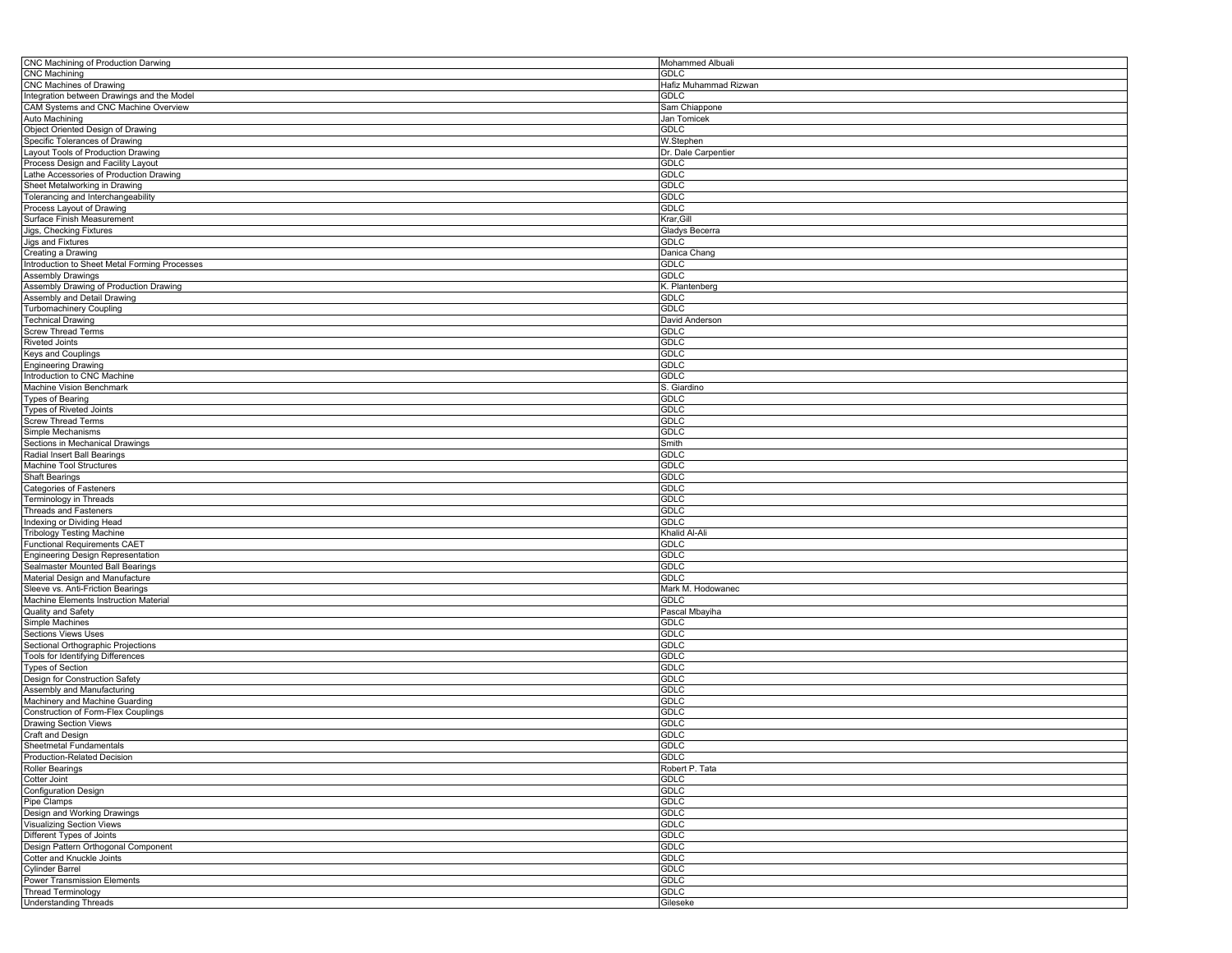| | |
|---|---|
| CNC Machining of Production Darwing | Mohammed Albuali |
| CNC Machining | GDLC |
| CNC Machines of Drawing | Hafiz Muhammad Rizwan |
| Integration between Drawings and the Model | GDLC |
| CAM Systems and CNC Machine Overview | Sam Chiappone |
| Auto Machining | Jan Tomicek |
| Object Oriented Design of Drawing | GDLC |
| Specific Tolerances of Drawing | W.Stephen |
| Layout Tools of Production Drawing | Dr. Dale Carpentier |
| Process Design and Facility Layout | GDLC |
| Lathe Accessories of Production Drawing | GDLC |
| Sheet Metalworking in Drawing | GDLC |
| Tolerancing and Interchangeability | GDLC |
| Process Layout of Drawing | GDLC |
| Surface Finish Measurement | Krar,Gill |
| Jigs, Checking Fixtures | Gladys Becerra |
| Jigs and Fixtures | GDLC |
| Creating a Drawing | Danica Chang |
| Introduction to Sheet Metal Forming Processes | GDLC |
| Assembly Drawings | GDLC |
| Assembly Drawing of Production Drawing | K. Plantenberg |
| Assembly and Detail Drawing | GDLC |
| Turbomachinery Coupling | GDLC |
| Technical Drawing | David Anderson |
| Screw Thread Terms | GDLC |
| Riveted Joints | GDLC |
| Keys and Couplings | GDLC |
| Engineering Drawing | GDLC |
| Introduction to CNC Machine | GDLC |
| Machine Vision Benchmark | S. Giardino |
| Types of Bearing | GDLC |
| Types of Riveted Joints | GDLC |
| Screw Thread Terms | GDLC |
| Simple Mechanisms | GDLC |
| Sections in Mechanical Drawings | Smith |
| Radial Insert Ball Bearings | GDLC |
| Machine Tool Structures | GDLC |
| Shaft Bearings | GDLC |
| Categories of Fasteners | GDLC |
| Terminology in Threads | GDLC |
| Threads and Fasteners | GDLC |
| Indexing or Dividing Head | GDLC |
| Tribology Testing Machine | Khalid Al-Ali |
| Functional Requirements CAET | GDLC |
| Engineering Design Representation | GDLC |
| Sealmaster Mounted Ball Bearings | GDLC |
| Material Design and Manufacture | GDLC |
| Sleeve vs. Anti-Friction Bearings | Mark M. Hodowanec |
| Machine Elements Instruction Material | GDLC |
| Quality and Safety | Pascal Mbayiha |
| Simple Machines | GDLC |
| Sections Views Uses | GDLC |
| Sectional Orthographic Projections | GDLC |
| Tools for Identifying Differences | GDLC |
| Types of Section | GDLC |
| Design for Construction Safety | GDLC |
| Assembly and Manufacturing | GDLC |
| Machinery and Machine Guarding | GDLC |
| Construction of Form-Flex Couplings | GDLC |
| Drawing Section Views | GDLC |
| Craft and Design | GDLC |
| Sheetmetal Fundamentals | GDLC |
| Production-Related Decision | GDLC |
| Roller Bearings | Robert P. Tata |
| Cotter Joint | GDLC |
| Configuration Design | GDLC |
| Pipe Clamps | GDLC |
| Design and Working Drawings | GDLC |
| Visualizing Section Views | GDLC |
| Different Types of Joints | GDLC |
| Design Pattern Orthogonal Component | GDLC |
| Cotter and Knuckle Joints | GDLC |
| Cylinder Barrel | GDLC |
| Power Transmission Elements | GDLC |
| Thread Terminology | GDLC |
| Understanding Threads | Gileseke |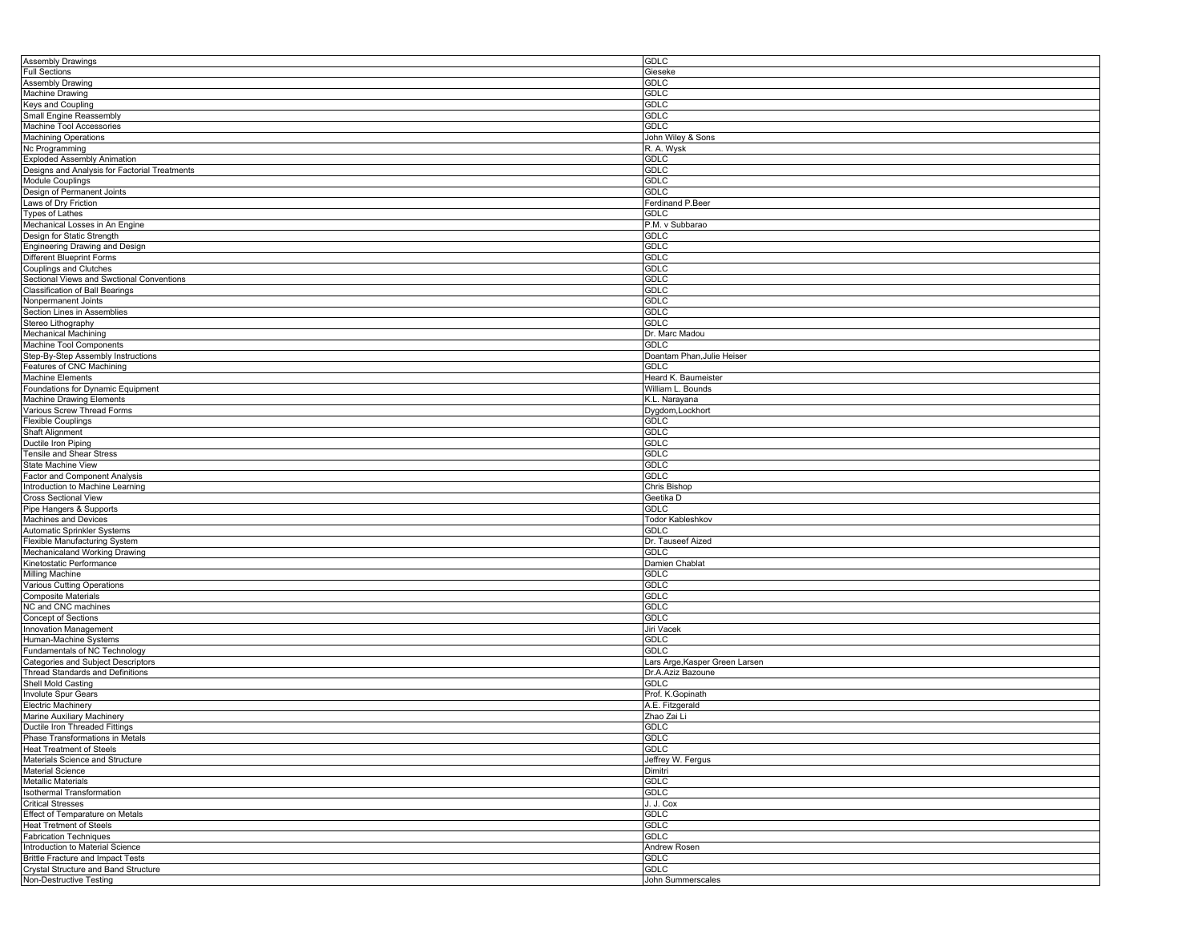| | |
|---|---|
| Assembly Drawings | GDLC |
| Full Sections | Gieseke |
| Assembly Drawing | GDLC |
| Machine Drawing | GDLC |
| Keys and Coupling | GDLC |
| Small Engine Reassembly | GDLC |
| Machine Tool Accessories | GDLC |
| Machining Operations | John Wiley & Sons |
| Nc Programming | R. A. Wysk |
| Exploded Assembly Animation | GDLC |
| Designs and Analysis for Factorial Treatments | GDLC |
| Module Couplings | GDLC |
| Design of Permanent Joints | GDLC |
| Laws of Dry Friction | Ferdinand P.Beer |
| Types of Lathes | GDLC |
| Mechanical Losses in An Engine | P.M. v Subbarao |
| Design for Static Strength | GDLC |
| Engineering Drawing and Design | GDLC |
| Different Blueprint Forms | GDLC |
| Couplings and Clutches | GDLC |
| Sectional Views and Swctional Conventions | GDLC |
| Classification of Ball Bearings | GDLC |
| Nonpermanent Joints | GDLC |
| Section Lines in Assemblies | GDLC |
| Stereo Lithography | GDLC |
| Mechanical Machining | Dr. Marc Madou |
| Machine Tool Components | GDLC |
| Step-By-Step Assembly Instructions | Doantam Phan,Julie Heiser |
| Features of CNC Machining | GDLC |
| Machine Elements | Heard K. Baumeister |
| Foundations for Dynamic Equipment | William L. Bounds |
| Machine Drawing Elements | K.L. Narayana |
| Various Screw Thread Forms | Dygdom,Lockhort |
| Flexible Couplings | GDLC |
| Shaft Alignment | GDLC |
| Ductile Iron Piping | GDLC |
| Tensile and Shear Stress | GDLC |
| State Machine View | GDLC |
| Factor and Component Analysis | GDLC |
| Introduction to Machine Learning | Chris Bishop |
| Cross Sectional View | Geetika D |
| Pipe Hangers & Supports | GDLC |
| Machines and Devices | Todor Kableshkov |
| Automatic Sprinkler Systems | GDLC |
| Flexible Manufacturing System | Dr. Tauseef Aized |
| Mechanicaland Working Drawing | GDLC |
| Kinetostatic Performance | Damien Chablat |
| Milling Machine | GDLC |
| Various Cutting Operations | GDLC |
| Composite Materials | GDLC |
| NC and CNC machines | GDLC |
| Concept of Sections | GDLC |
| Innovation Management | Jiri Vacek |
| Human-Machine Systems | GDLC |
| Fundamentals of NC Technology | GDLC |
| Categories and Subject Descriptors | Lars Arge,Kasper Green Larsen |
| Thread Standards and Definitions | Dr.A.Aziz Bazoune |
| Shell Mold Casting | GDLC |
| Involute Spur Gears | Prof. K.Gopinath |
| Electric Machinery | A.E. Fitzgerald |
| Marine Auxiliary Machinery | Zhao Zai Li |
| Ductile Iron Threaded Fittings | GDLC |
| Phase Transformations in Metals | GDLC |
| Heat Treatment of Steels | GDLC |
| Materials Science and Structure | Jeffrey W. Fergus |
| Material Science | Dimitri |
| Metallic Materials | GDLC |
| Isothermal Transformation | GDLC |
| Critical Stresses | J. J. Cox |
| Effect of Temparature on Metals | GDLC |
| Heat Tretment of Steels | GDLC |
| Fabrication Techniques | GDLC |
| Introduction to Material Science | Andrew Rosen |
| Brittle Fracture and Impact Tests | GDLC |
| Crystal Structure and Band Structure | GDLC |
| Non-Destructive Testing | John Summerscales |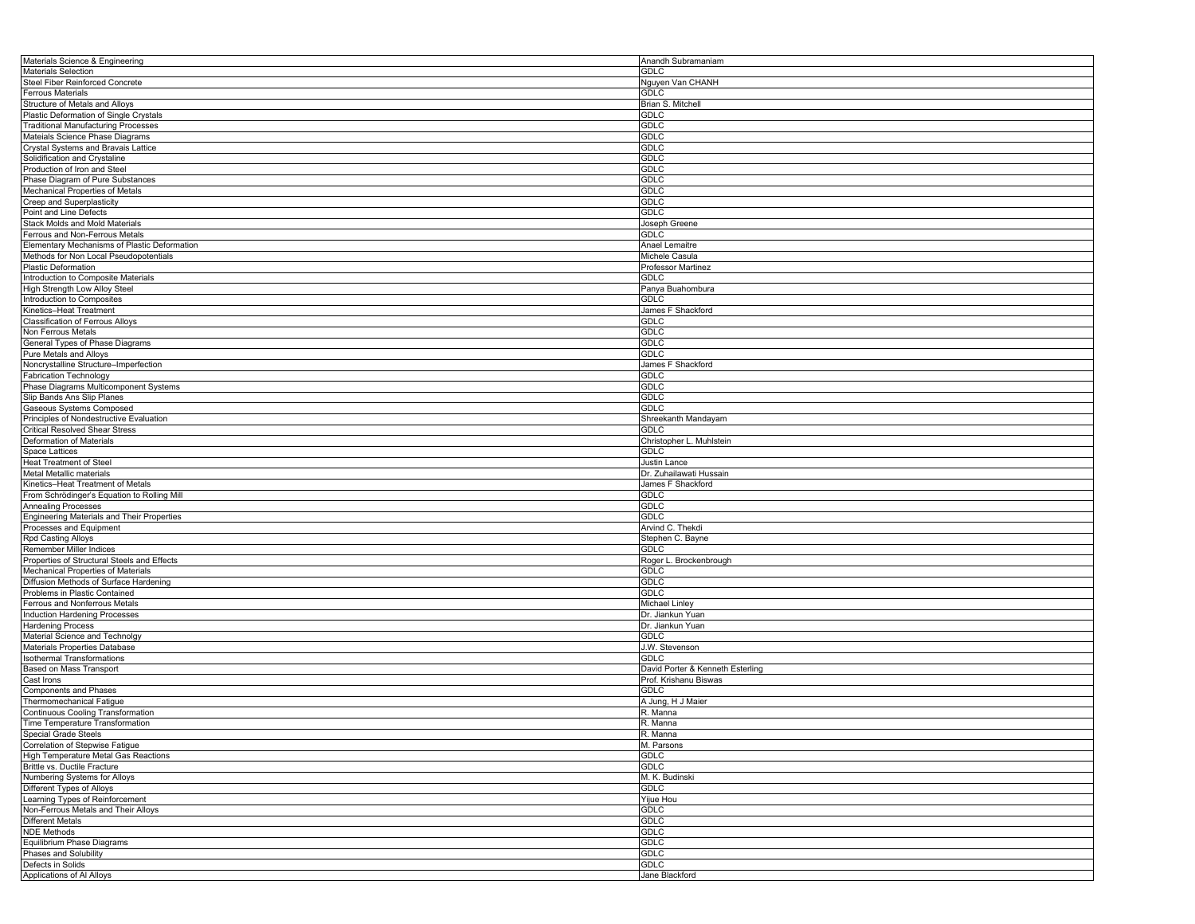| Materials Science & Engineering | Anandh Subramaniam |
|---|---|
| Materials Selection | GDLC |
| Steel Fiber Reinforced Concrete | Nguyen Van CHANH |
| Ferrous Materials | GDLC |
| Structure of Metals and Alloys | Brian S. Mitchell |
| Plastic Deformation of Single Crystals | GDLC |
| Traditional Manufacturing Processes | GDLC |
| Mateials Science Phase Diagrams | GDLC |
| Crystal Systems and Bravais Lattice | GDLC |
| Solidification and Crystaline | GDLC |
| Production of Iron and Steel | GDLC |
| Phase Diagram of Pure Substances | GDLC |
| Mechanical Properties of Metals | GDLC |
| Creep and Superplasticity | GDLC |
| Point and Line Defects | GDLC |
| Stack Molds and Mold Materials | Joseph Greene |
| Ferrous and Non-Ferrous Metals | GDLC |
| Elementary Mechanisms of Plastic Deformation | Anael Lemaitre |
| Methods for Non Local Pseudopotentials | Michele Casula |
| Plastic Deformation | Professor Martinez |
| Introduction to Composite Materials | GDLC |
| High Strength Low Alloy Steel | Panya Buahombura |
| Introduction to Composites | GDLC |
| Kinetics–Heat Treatment | James F Shackford |
| Classification of Ferrous Alloys | GDLC |
| Non Ferrous Metals | GDLC |
| General Types of Phase Diagrams | GDLC |
| Pure Metals and Alloys | GDLC |
| Noncrystalline Structure–Imperfection | James F Shackford |
| Fabrication Technology | GDLC |
| Phase Diagrams Multicomponent Systems | GDLC |
| Slip Bands Ans Slip Planes | GDLC |
| Gaseous Systems Composed | GDLC |
| Principles of Nondestructive Evaluation | Shreekanth Mandayam |
| Critical Resolved Shear Stress | GDLC |
| Deformation of Materials | Christopher L. Muhlstein |
| Space Lattices | GDLC |
| Heat Treatment of Steel | Justin Lance |
| Metal Metallic materials | Dr. Zuhailawati Hussain |
| Kinetics–Heat Treatment of Metals | James F Shackford |
| From Schrödinger's Equation to Rolling Mill | GDLC |
| Annealing Processes | GDLC |
| Engineering Materials and Their Properties | GDLC |
| Processes and Equipment | Arvind C. Thekdi |
| Rpd Casting Alloys | Stephen C. Bayne |
| Remember Miller Indices | GDLC |
| Properties of Structural Steels and Effects | Roger L. Brockenbrough |
| Mechanical Properties of Materials | GDLC |
| Diffusion Methods of Surface Hardening | GDLC |
| Problems in Plastic Contained | GDLC |
| Ferrous and Nonferrous Metals | Michael Linley |
| Induction Hardening Processes | Dr. Jiankun Yuan |
| Hardening Process | Dr. Jiankun Yuan |
| Material Science and Technolgy | GDLC |
| Materials Properties Database | J.W. Stevenson |
| Isothermal Transformations | GDLC |
| Based on Mass Transport | David Porter & Kenneth Esterling |
| Cast Irons | Prof. Krishanu Biswas |
| Components and Phases | GDLC |
| Thermomechanical Fatigue | A Jung, H J Maier |
| Continuous Cooling Transformation | R. Manna |
| Time Temperature Transformation | R. Manna |
| Special Grade Steels | R. Manna |
| Correlation of Stepwise Fatigue | M. Parsons |
| High Temperature Metal Gas Reactions | GDLC |
| Brittle vs. Ductile Fracture | GDLC |
| Numbering Systems for Alloys | M. K. Budinski |
| Different Types of Alloys | GDLC |
| Learning Types of Reinforcement | Yijue Hou |
| Non-Ferrous Metals and Their Alloys | GDLC |
| Different Metals | GDLC |
| NDE Methods | GDLC |
| Equilibrium Phase Diagrams | GDLC |
| Phases and Solubility | GDLC |
| Defects in Solids | GDLC |
| Applications of Al Alloys | Jane Blackford |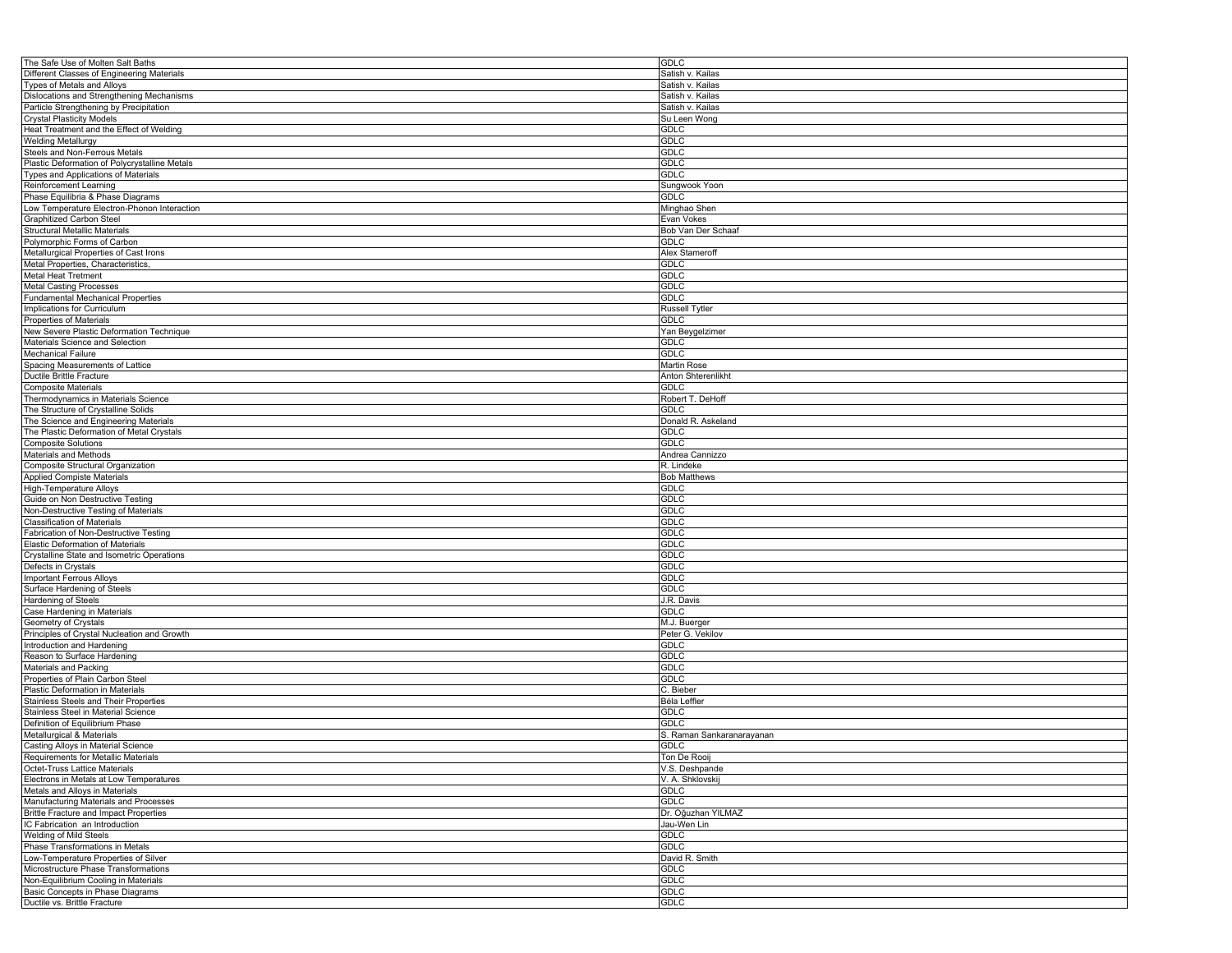| The Safe Use of Molten Salt Baths | GDLC |
|---|---|
| Different Classes of Engineering Materials | Satish v. Kailas |
| Types of Metals and Alloys | Satish v. Kailas |
| Dislocations and Strengthening Mechanisms | Satish v. Kailas |
| Particle Strengthening by Precipitation | Satish v. Kailas |
| Crystal Plasticity Models | Su Leen Wong |
| Heat Treatment and the Effect of Welding | GDLC |
| Welding Metallurgy | GDLC |
| Steels and Non-Ferrous Metals | GDLC |
| Plastic Deformation of Polycrystalline Metals | GDLC |
| Types and Applications of Materials | GDLC |
| Reinforcement Learning | Sungwook Yoon |
| Phase Equilibria & Phase Diagrams | GDLC |
| Low Temperature Electron-Phonon Interaction | Minghao Shen |
| Graphitized Carbon Steel | Evan Vokes |
| Structural Metallic Materials | Bob Van Der Schaaf |
| Polymorphic Forms of Carbon | GDLC |
| Metallurgical Properties of Cast Irons | Alex Stameroff |
| Metal Properties, Characteristics, | GDLC |
| Metal Heat Tretment | GDLC |
| Metal Casting Processes | GDLC |
| Fundamental Mechanical Properties | GDLC |
| Implications for Curriculum | Russell Tytler |
| Properties of Materials | GDLC |
| New Severe Plastic Deformation Technique | Yan Beygelzimer |
| Materials Science and Selection | GDLC |
| Mechanical Failure | GDLC |
| Spacing Measurements of Lattice | Martin Rose |
| Ductile Brittle Fracture | Anton Shterenlikht |
| Composite Materials | GDLC |
| Thermodynamics in Materials Science | Robert T. DeHoff |
| The Structure of Crystalline Solids | GDLC |
| The Science and Engineering Materials | Donald R. Askeland |
| The Plastic Deformation of Metal Crystals | GDLC |
| Composite Solutions | GDLC |
| Materials and Methods | Andrea Cannizzo |
| Composite Structural Organization | R. Lindeke |
| Applied Compiste Materials | Bob Matthews |
| High-Temperature Alloys | GDLC |
| Guide on Non Destructive Testing | GDLC |
| Non-Destructive Testing of Materials | GDLC |
| Classification of Materials | GDLC |
| Fabrication of Non-Destructive Testing | GDLC |
| Elastic Deformation of Materials | GDLC |
| Crystalline State and Isometric Operations | GDLC |
| Defects in Crystals | GDLC |
| Important Ferrous Alloys | GDLC |
| Surface Hardening of Steels | GDLC |
| Hardening of Steels | J.R. Davis |
| Case Hardening in Materials | GDLC |
| Geometry of Crystals | M.J. Buerger |
| Principles of Crystal Nucleation and Growth | Peter G. Vekilov |
| Introduction and Hardening | GDLC |
| Reason to Surface Hardening | GDLC |
| Materials and Packing | GDLC |
| Properties of Plain Carbon Steel | GDLC |
| Plastic Deformation in Materials | C. Bieber |
| Stainless Steels and Their Properties | Béla Leffler |
| Stainless Steel in Material Science | GDLC |
| Definition of Equilibrium Phase | GDLC |
| Metallurgical & Materials | S. Raman Sankaranarayanan |
| Casting Alloys in Material Science | GDLC |
| Requirements for Metallic Materials | Ton De Rooij |
| Octet-Truss Lattice Materials | V.S. Deshpande |
| Electrons in Metals at Low Temperatures | V. A. Shklovskij |
| Metals and Alloys in Materials | GDLC |
| Manufacturing Materials and Processes | GDLC |
| Brittle Fracture and Impact Properties | Dr. Oğuzhan YILMAZ |
| IC Fabrication an Introduction | Jau-Wen Lin |
| Welding of Mild Steels | GDLC |
| Phase Transformations in Metals | GDLC |
| Low-Temperature Properties of Silver | David R. Smith |
| Microstructure Phase Transformations | GDLC |
| Non-Equilibrium Cooling in Materials | GDLC |
| Basic Concepts in Phase Diagrams | GDLC |
| Ductile vs. Brittle Fracture | GDLC |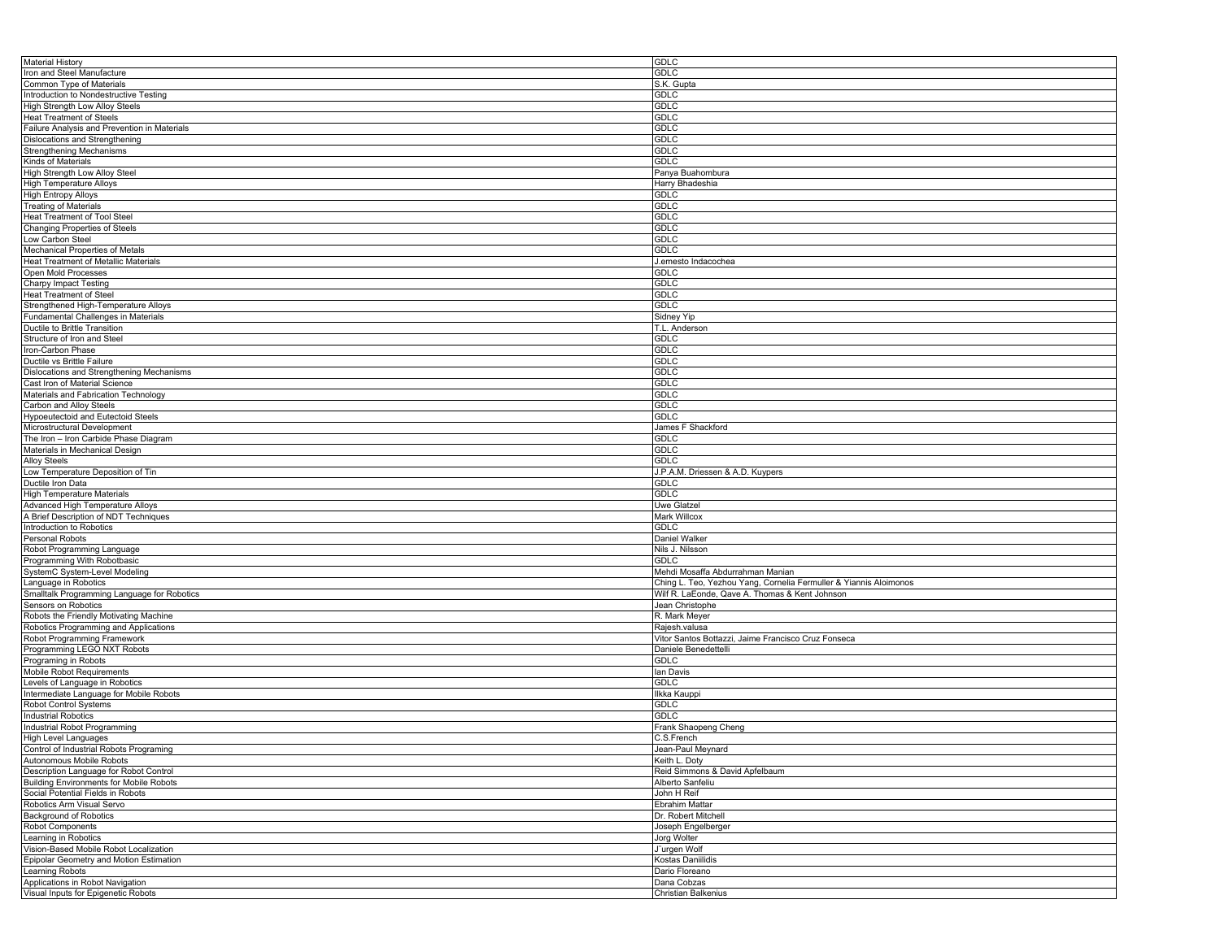| Material History | GDLC |
|---|---|
| Iron and Steel Manufacture | GDLC |
| Common Type of Materials | S.K. Gupta |
| Introduction to Nondestructive Testing | GDLC |
| High Strength Low Alloy Steels | GDLC |
| Heat Treatment of Steels | GDLC |
| Failure Analysis and Prevention in Materials | GDLC |
| Dislocations and Strengthening | GDLC |
| Strengthening Mechanisms | GDLC |
| Kinds of Materials | GDLC |
| High Strength Low Alloy Steel | Panya Buahombura |
| High Temperature Alloys | Harry Bhadeshia |
| High Entropy Alloys | GDLC |
| Treating of Materials | GDLC |
| Heat Treatment of Tool Steel | GDLC |
| Changing Properties of Steels | GDLC |
| Low Carbon Steel | GDLC |
| Mechanical Properties of Metals | GDLC |
| Heat Treatment of Metallic Materials | J.ernesto Indacochea |
| Open Mold Processes | GDLC |
| Charpy Impact Testing | GDLC |
| Heat Treatment of Steel | GDLC |
| Strengthened High-Temperature Alloys | GDLC |
| Fundamental Challenges in Materials | Sidney Yip |
| Ductile to Brittle Transition | T.L. Anderson |
| Structure of Iron and Steel | GDLC |
| Iron-Carbon Phase | GDLC |
| Ductile vs Brittle Failure | GDLC |
| Dislocations and Strengthening Mechanisms | GDLC |
| Cast Iron of Material Science | GDLC |
| Materials and Fabrication Technology | GDLC |
| Carbon and Alloy Steels | GDLC |
| Hypoeutectoid and Eutectoid Steels | GDLC |
| Microstructural Development | James F Shackford |
| The Iron – Iron Carbide Phase Diagram | GDLC |
| Materials in Mechanical Design | GDLC |
| Alloy Steels | GDLC |
| Low Temperature Deposition of Tin | J.P.A.M. Driessen & A.D. Kuypers |
| Ductile Iron Data | GDLC |
| High Temperature Materials | GDLC |
| Advanced High Temperature Alloys | Uwe Glatzel |
| A Brief Description of NDT Techniques | Mark Willcox |
| Introduction to Robotics | GDLC |
| Personal Robots | Daniel Walker |
| Robot Programming Language | Nils J. Nilsson |
| Programming With Robotbasic | GDLC |
| SystemC System-Level Modeling | Mehdi Mosaffa Abdurrahman Manian |
| Language in Robotics | Ching L. Teo, Yezhou Yang, Cornelia Fermuller & Yiannis Aloimonos |
| Smalltalk Programming Language for Robotics | Wilf R. LaEonde, Qave A. Thomas & Kent Johnson |
| Sensors on Robotics | Jean Christophe |
| Robots the Friendly Motivating Machine | R. Mark Meyer |
| Robotics Programming and Applications | Rajesh.valusa |
| Robot Programming Framework | Vitor Santos Bottazzi, Jaime Francisco Cruz Fonseca |
| Programming LEGO NXT Robots | Daniele Benedettelli |
| Programing in Robots | GDLC |
| Mobile Robot Requirements | Ian Davis |
| Levels of Language in Robotics | GDLC |
| Intermediate Language for Mobile Robots | Ilkka Kauppi |
| Robot Control Systems | GDLC |
| Industrial Robotics | GDLC |
| Industrial Robot Programming | Frank Shaopeng Cheng |
| High Level Languages | C.S.French |
| Control of Industrial Robots Programing | Jean-Paul Meynard |
| Autonomous Mobile Robots | Keith L. Doty |
| Description Language for Robot Control | Reid Simmons & David Apfelbaum |
| Building Environments for Mobile Robots | Alberto Sanfeliu |
| Social Potential Fields in Robots | John H Reif |
| Robotics Arm Visual Servo | Ebrahim Mattar |
| Background of Robotics | Dr. Robert Mitchell |
| Robot Components | Joseph Engelberger |
| Learning in Robotics | Jorg Wolter |
| Vision-Based Mobile Robot Localization | J¨urgen Wolf |
| Epipolar Geometry and Motion Estimation | Kostas Daniilidis |
| Learning Robots | Dario Floreano |
| Applications in Robot Navigation | Dana Cobzas |
| Visual Inputs for Epigenetic Robots | Christian Balkenius |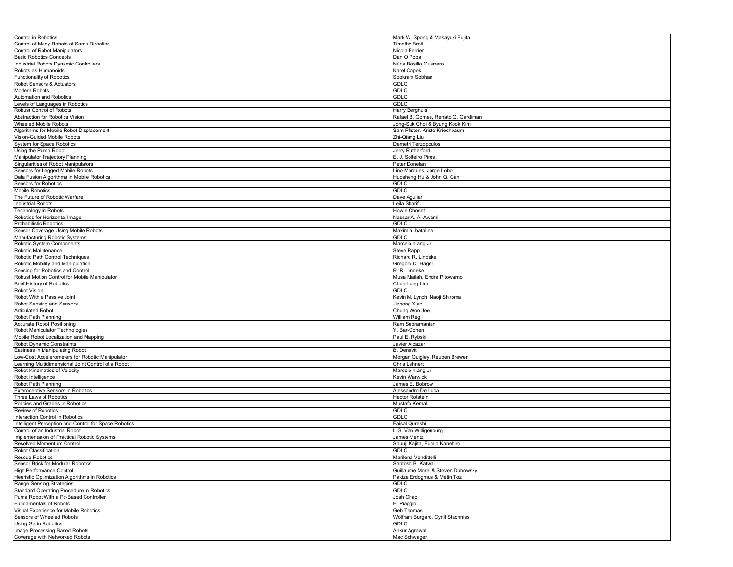| Control in Robotics | Mark W. Spong & Masayuki Fujita |
|---|---|
| Control of Many Robots of Same Direction | Timothy Bretl |
| Control of Robot Manipulators | Nicola Ferrier |
| Basic Robotics Concepts | Dan O Popa |
| Industrial Robots Dynamic Controllers | Núria Rosillo Guerrero |
| Robots as Humanoids | Karel Capek |
| Functionality of Robotics | Sookram Sobhan |
| Robot Sensors & Actuators | GDLC |
| Modern Robots | GDLC |
| Automation and Robotics | GDLC |
| Levels of Languages in Robotics | GDLC |
| Robust Control of Robots | Harry Berghuis |
| Abstraction for Robotics Vision | Rafael B. Gomes, Renato Q. Gardiman |
| Wheeled Mobile Robots | Jong-Suk Choi & Byung Kook Kim |
| Algorithms for Mobile Robot Displacement | Sam Pfister, Kristo Kriechbaum |
| Vision-Guided Mobile Robots | Zhi-Qiang Liu |
| System for Space Robotics | Demetri Terzopoulos |
| Using the Puma Robot | Jerry Rutherford |
| Manipulator Trajectory Planning | E. J. Solteiro Pires |
| Singularities of Robot Manipulators | Peter Donelan |
| Sensors for Legged Mobile Robots | Lino Marques, Jorge Lobo |
| Data Fusion Algorithms in Mobile Robotics | Huosheng Hu & John Q. Gan |
| Sensors for Robotics | GDLC |
| Mobile Robotics | GDLC |
| The Future of Robotic Warfare | Dave Aguilar |
| Industrial Robots | Leila Sharif |
| Technology in Robots | Howie Choset |
| Robotics for Horizontal Image | Nassar A. Al-Awami |
| Probabilistic Robotics | GDLC |
| Sensor Coverage Using Mobile Robots | Maxim a. batalina |
| Manufacturing Robotic Systems | GDLC |
| Robotic System Components | Marcelo h.ang Jr |
| Robotic Maintenance | Steve Rapp |
| Robotic Path Control Techniques | Richard R. Lindeke |
| Robotic Mobility and Manipulation | Gregory D. Hager |
| Sensing for Robotics and Control | R. R. Lindeke |
| Robust Motion Control for Mobile Manipulator | Musa Mailah, Endra Pitowarno |
| Brief History of Robotics | Chun-Lung Lim |
| Robot Vision | GDLC |
| Robot With a Passive Joint | Kevin M. Lynch Naoji Shiroma |
| Robot Sensing and Sensors | Jizhong Xiao |
| Articulated Robot | Chung Won Jee |
| Robot Path Planning | William Regli |
| Accurate Robot Positioning | Ram Subramanian |
| Robot Manipulator Technologies | Y. Bar-Cohen |
| Mobile Robot Localization and Mapping | Paul E. Rybski |
| Robot Dynamic Constraints | Javier Alcazar |
| Easiness in Manipulating Robot | B. Denavit |
| Low-Cost Accelerometers for Robotic Manipulator | Morgan Quigley, Reuben Brewer |
| Learning Multidimensional Joint Control of a Robot | Chris Lehnert |
| Robot Kinematics of Velocity | Marcelo h.ang Jr |
| Robot Intelligence | Kevin Warwick |
| Robot Path Planning | James E. Bobrow |
| Exteroceptive Sensors in Robotics | Alessandro De Luca |
| Three Laws of Robotics | Hector Rotstein |
| Policies and Grades in Robotics | Mustafa Kemal |
| Review of Robotics | GDLC |
| Interaction Control in Robotics | GDLC |
| Intelligent Perception and Control for Space Robotics | Faisal Qureshi |
| Control of an Industrial Robot | L.G. Van Willigenburg |
| Implementation of Practical Robotic Systems | James Mentz |
| Resolved Momentum Control | Shuuji Kajita, Fumio Kanehiro |
| Robot Classification | GDLC |
| Rescue Robotics | Marilena Vendittelli |
| Sensor Brick for Modular Robotics | Santosh B. Katwal |
| High Performance Control | Guillaume Morel & Steven Dubowsky |
| Heuristic Optimization Algorithms in Robotics | Pakize Erdogmus & Metin Toz |
| Range Sensing Strategies | GDLC |
| Standard Operating Procedure in Robotics | GDLC |
| Puma Robot With a Pc-Based Controller | Josh Chao |
| Fundamentals of Robots | E. Piaggio |
| Visual Experience for Mobile Robotics | Geb Thomas |
| Sensors of Wheeled Robots | Wolfram Burgard, Cyrill Stachniss |
| Using Ga in Robotics | GDLC |
| Image Processing Based Robots | Ankur Agrawal |
| Coverage with Networked Robots | Mac Schwager |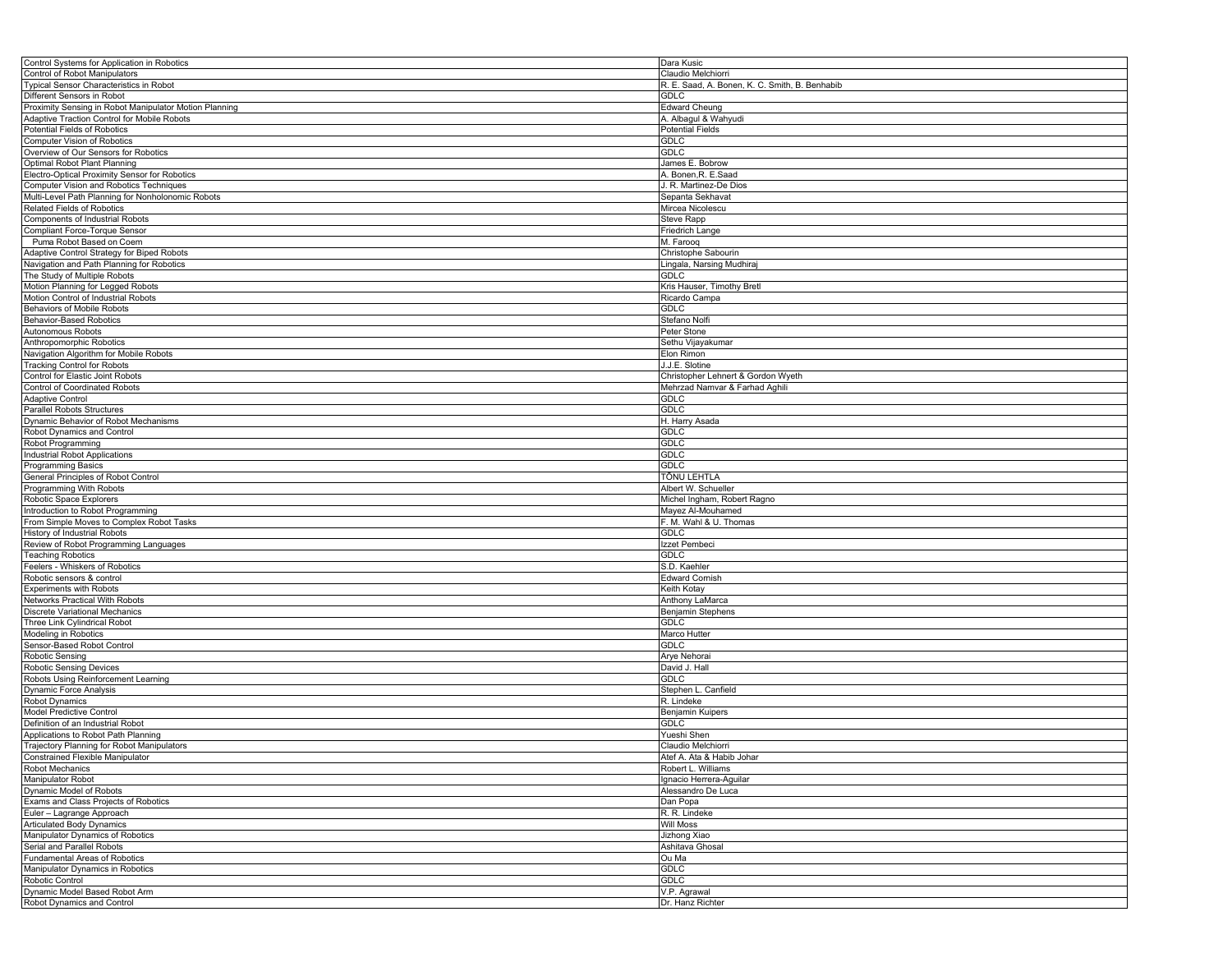| Control Systems for Application in Robotics | Dara Kusic |
|---|---|
| Control of Robot Manipulators | Claudio Melchiorri |
| Typical Sensor Characteristics in Robot | R. E. Saad, A. Bonen, K. C. Smith, B. Benhabib |
| Different Sensors in Robot | GDLC |
| Proximity Sensing in Robot Manipulator Motion Planning | Edward Cheung |
| Adaptive Traction Control for Mobile Robots | A. Albagul & Wahyudi |
| Potential Fields of Robotics | Potential Fields |
| Computer Vision of Robotics | GDLC |
| Overview of Our Sensors for Robotics | GDLC |
| Optimal Robot Plant Planning | James E. Bobrow |
| Electro-Optical Proximity Sensor for Robotics | A. Bonen,R. E.Saad |
| Computer Vision and Robotics Techniques | J. R. Martinez-De Dios |
| Multi-Level Path Planning for Nonholonomic Robots | Sepanta Sekhavat |
| Related Fields of Robotics | Mircea Nicolescu |
| Components of Industrial Robots | Steve Rapp |
| Compliant Force-Torque Sensor | Friedrich Lange |
| Puma Robot Based on Coem | M. Farooq |
| Adaptive Control Strategy for Biped Robots | Christophe Sabourin |
| Navigation and Path Planning for Robotics | Lingala, Narsing Mudhiraj |
| The Study of Multiple Robots | GDLC |
| Motion Planning for Legged Robots | Kris Hauser, Timothy Bretl |
| Motion Control of Industrial Robots | Ricardo Campa |
| Behaviors of Mobile Robots | GDLC |
| Behavior-Based Robotics | Stefano Nolfi |
| Autonomous Robots | Peter Stone |
| Anthropomorphic Robotics | Sethu Vijayakumar |
| Navigation Algorithm for Mobile Robots | Elon Rimon |
| Tracking Control for Robots | J.J.E. Slotine |
| Control for Elastic Joint Robots | Christopher Lehnert & Gordon Wyeth |
| Control of Coordinated Robots | Mehrzad Namvar & Farhad Aghili |
| Adaptive Control | GDLC |
| Parallel Robots Structures | GDLC |
| Dynamic Behavior of Robot Mechanisms | H. Harry Asada |
| Robot Dynamics and Control | GDLC |
| Robot Programming | GDLC |
| Industrial Robot Applications | GDLC |
| Programming Basics | GDLC |
| General Principles of Robot Control | TÕNU LEHTLA |
| Programming With Robots | Albert W. Schueller |
| Robotic Space Explorers | Michel Ingham, Robert Ragno |
| Introduction to Robot Programming | Mayez Al-Mouhamed |
| From Simple Moves to Complex Robot Tasks | F. M. Wahl & U. Thomas |
| History of Industrial Robots | GDLC |
| Review of Robot Programming Languages | Izzet Pembeci |
| Teaching Robotics | GDLC |
| Feelers - Whiskers of Robotics | S.D. Kaehler |
| Robotic sensors & control | Edward Cornish |
| Experiments with Robots | Keith Kotay |
| Networks Practical With Robots | Anthony LaMarca |
| Discrete Variational Mechanics | Benjamin Stephens |
| Three Link Cylindrical Robot | GDLC |
| Modeling in Robotics | Marco Hutter |
| Sensor-Based Robot Control | GDLC |
| Robotic Sensing | Arye Nehorai |
| Robotic Sensing Devices | David J. Hall |
| Robots Using Reinforcement Learning | GDLC |
| Dynamic Force Analysis | Stephen L. Canfield |
| Robot Dynamics | R. Lindeke |
| Model Predictive Control | Benjamin Kuipers |
| Definition of an Industrial Robot | GDLC |
| Applications to Robot Path Planning | Yueshi Shen |
| Trajectory Planning for Robot Manipulators | Claudio Melchiorri |
| Constrained Flexible Manipulator | Atef A. Ata & Habib Johar |
| Robot Mechanics | Robert L. Williams |
| Manipulator Robot | Ignacio Herrera-Aguilar |
| Dynamic Model of Robots | Alessandro De Luca |
| Exams and Class Projects of Robotics | Dan Popa |
| Euler – Lagrange Approach | R. R. Lindeke |
| Articulated Body Dynamics | Will Moss |
| Manipulator Dynamics of Robotics | Jizhong Xiao |
| Serial and Parallel Robots | Ashitava Ghosal |
| Fundamental Areas of Robotics | Ou Ma |
| Manipulator Dynamics in Robotics | GDLC |
| Robotic Control | GDLC |
| Dynamic Model Based Robot Arm | V.P. Agrawal |
| Robot Dynamics and Control | Dr. Hanz Richter |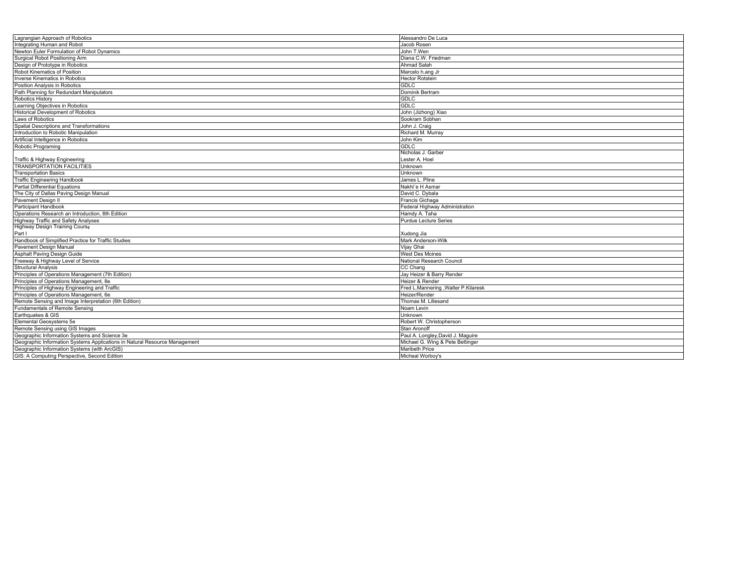| | |
|---|---|
| Lagrangian Approach of Robotics | Alessandro De Luca |
| Integrating Human and Robot | Jacob Rosen |
| Newton Euler Formulation of Robot Dynamics | John T.Wen |
| Surgical Robot Positioning Arm | Diana C.W. Friedman |
| Design of Prototype in Robotics | Ahmad Salah |
| Robot Kinematics of Position | Marcelo h.ang Jr |
| Inverse Kinematics in Robotics | Hector Rotstein |
| Position Analysis in Robotics | GDLC |
| Path Planning for Redundant Manipulators | Dominik Bertram |
| Robotics History | GDLC |
| Learning Objectives in Robotics | GDLC |
| Historical Development of Robotics | John (Jizhong) Xiao |
| Laws of Robotics | Sookram Sobhan |
| Spatial Descriptions and Transformations | John J. Craig |
| Introduction to Robotic Manipulation | Richard M. Murray |
| Artificial Intelligence in Robotics | John Kim |
| Robotic Programing | GDLC |
| Traffic & Highway Engineering | Nicholas J. Garber Lester A. Hoel |
| TRANSPORTATION FACILITIES | Unknown |
| Transportation Basics | Unknown |
| Traffic Engineering Handbook | James L. Pline |
| Partial Differential Equations | Nakhl´e H Asmar |
| The City of Dallas Paving Design Manual | David C. Dybala |
| Pavement Design II | Francis Gichaga |
| Participant Handbook | Federal Highway Administration |
| Operations Research an Introduction, 8th Edition | Hamdy A. Taha |
| Highway Traffic and Safety Analyses | Purdue Lecture Series |
| Highway Design Training Course Part I | Xudong Jia |
| Handbook of Simplified Practice for Traffic Studies | Mark Anderson-Wilk |
| Pavement Design Manual | Vijay Ghai |
| Asphalt Paving Design Guide | West Des Moines |
| Freeway & Highway Level of Service | National Research Council |
| Structural Analysis | CC Chang |
| Principles of Operations Management (7th Edition) | Jay Heizer & Barry Render |
| Principles of Operations Management, 8e | Heizer & Render |
| Principles of Highway Engineering and Traffic | Fred L.Mannering ,Walter P.Kilaresk |
| Principles of Operations Management, 6e | Heizer/Render |
| Remote Sensing and Image Interpretation (6th Edition) | Thomas M. Lillesand |
| Fundamentals of Remote Sensing | Noam Levin |
| Earthquakes & GIS | Unknown |
| Elemental Geosystems 5e | Robert W. Christopherson |
| Remote Sensing using GIS Images | Stan Aronoff |
| Geographic Information Systems and Science 3e | Paul A. Longley,David J. Maguire |
| Geographic Information Systems Applications in Natural Resource Management | Michael G. Wing & Pete Bettinger |
| Geographic Information Systems (with ArcGIS) | Maribeth Price |
| GIS: A Computing Perspective, Second Edition | Micheal Worboy's |